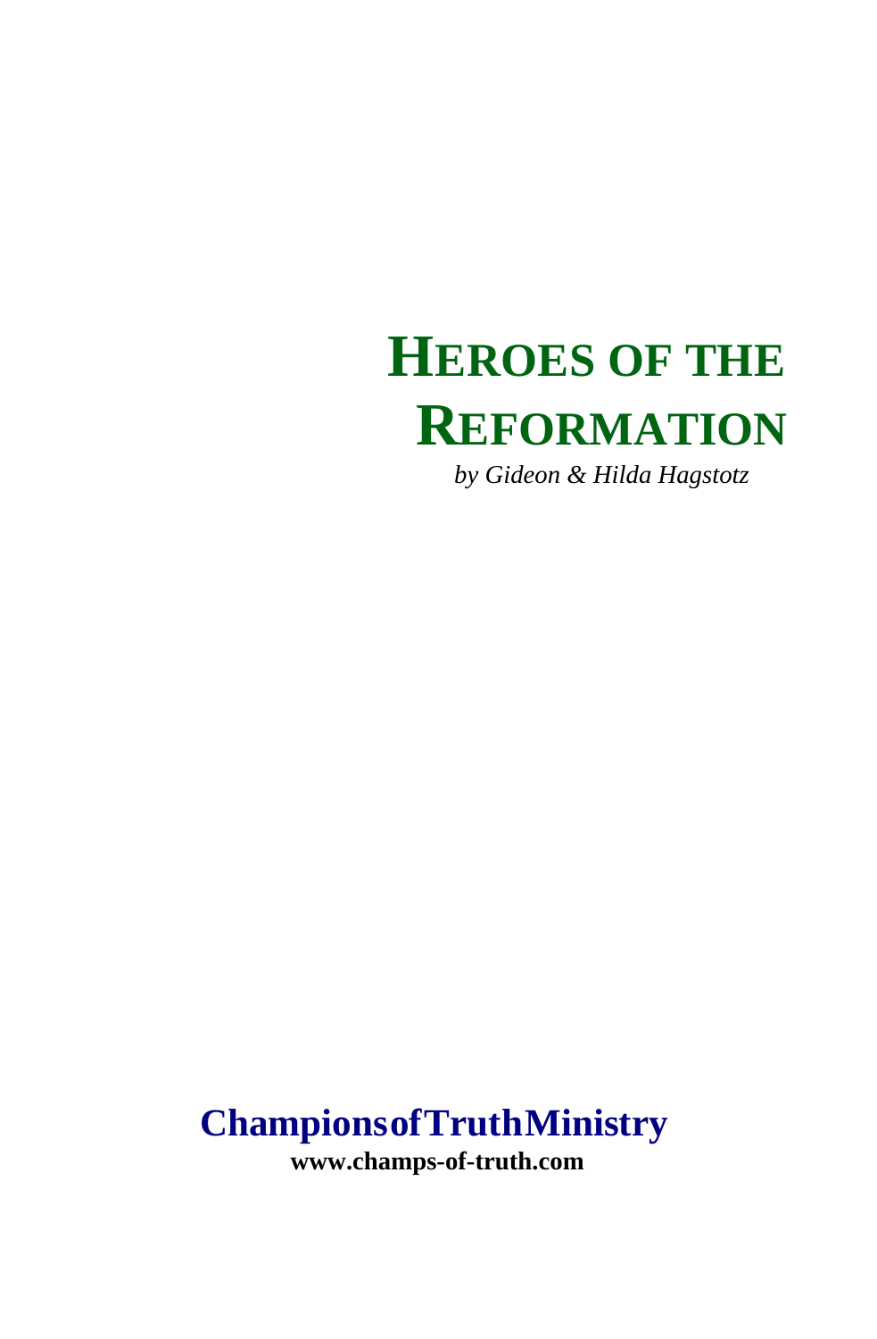# HEROES OF THE REFORMATION

*by Gideon & Hilda Hagstotz*

**Champions of Truth Ministry**

**www.champs-of-truth.com**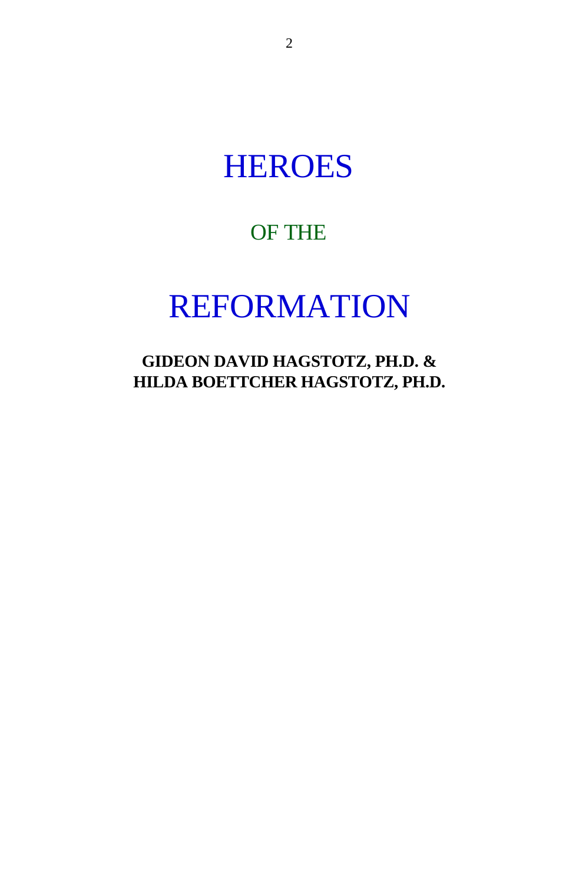# HEROES

## OF THE

# REFORMATION

**GIDEON DAVID HAGSTOTZ, PH.D. &**
**HILDA BOETTCHER HAGSTOTZ, PH.D.**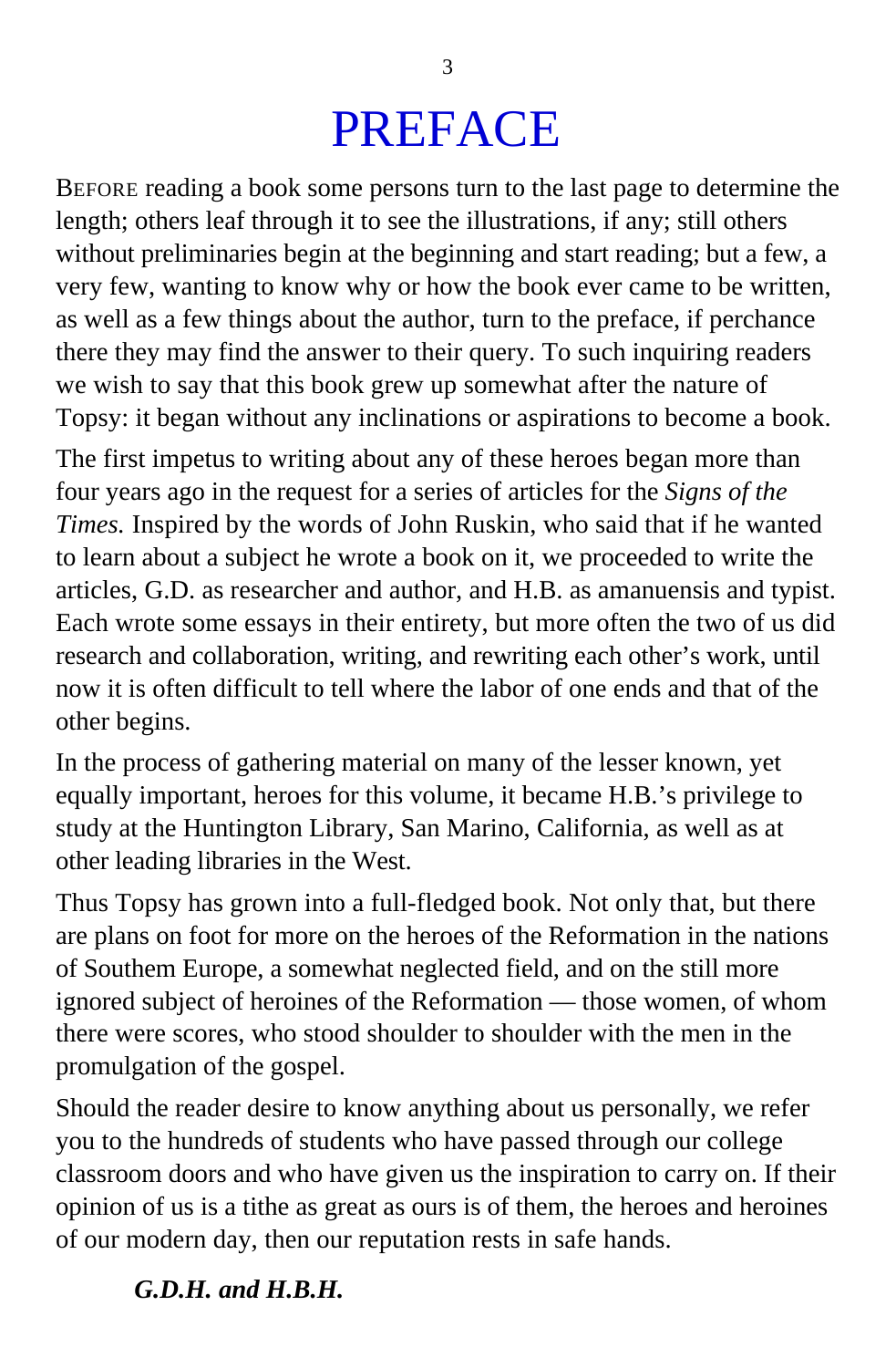# PREFACE

BEFORE reading a book some persons turn to the last page to determine the length; others leaf through it to see the illustrations, if any; still others without preliminaries begin at the beginning and start reading; but a few, a very few, wanting to know why or how the book ever came to be written, as well as a few things about the author, turn to the preface, if perchance there they may find the answer to their query. To such inquiring readers we wish to say that this book grew up somewhat after the nature of Topsy: it began without any inclinations or aspirations to become a book.

The first impetus to writing about any of these heroes began more than four years ago in the request for a series of articles for the *Signs of the Times.* Inspired by the words of John Ruskin, who said that if he wanted to learn about a subject he wrote a book on it, we proceeded to write the articles, G.D. as researcher and author, and H.B. as amanuensis and typist. Each wrote some essays in their entirety, but more often the two of us did research and collaboration, writing, and rewriting each other's work, until now it is often difficult to tell where the labor of one ends and that of the other begins.

In the process of gathering material on many of the lesser known, yet equally important, heroes for this volume, it became H.B.'s privilege to study at the Huntington Library, San Marino, California, as well as at other leading libraries in the West.

Thus Topsy has grown into a full-fledged book. Not only that, but there are plans on foot for more on the heroes of the Reformation in the nations of Southem Europe, a somewhat neglected field, and on the still more ignored subject of heroines of the Reformation — those women, of whom there were scores, who stood shoulder to shoulder with the men in the promulgation of the gospel.

Should the reader desire to know anything about us personally, we refer you to the hundreds of students who have passed through our college classroom doors and who have given us the inspiration to carry on. If their opinion of us is a tithe as great as ours is of them, the heroes and heroines of our modern day, then our reputation rests in safe hands.

***G.D.H. and H.B.H.***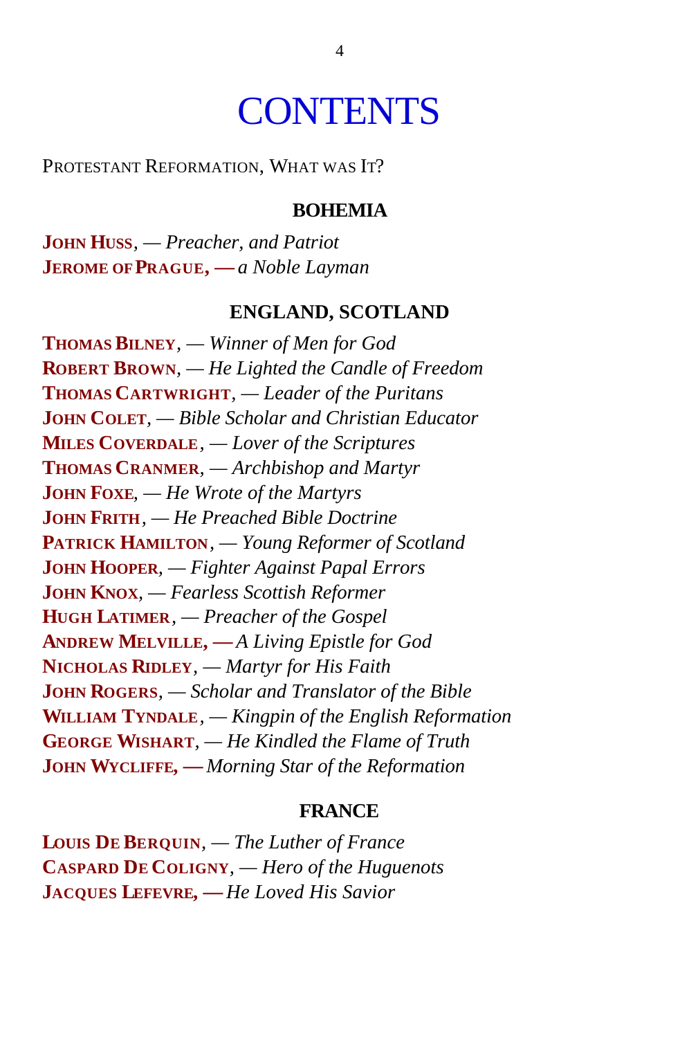# CONTENTS

Protestant Reformation, What was It?

## BOHEMIA

**John Huss**, — *Preacher, and Patriot*
**Jerome of Prague, —** *a Noble Layman*

## ENGLAND, SCOTLAND

**Thomas Bilney**, — *Winner of Men for God*
**Robert Brown**, — *He Lighted the Candle of Freedom*
**Thomas Cartwright**, — *Leader of the Puritans*
**John Colet**, — *Bible Scholar and Christian Educator*
**Miles Coverdale**, — *Lover of the Scriptures*
**Thomas Cranmer**, — *Archbishop and Martyr*
**John Foxe**, — *He Wrote of the Martyrs*
**John Frith**, — *He Preached Bible Doctrine*
**Patrick Hamilton**, — *Young Reformer of Scotland*
**John Hooper**, — *Fighter Against Papal Errors*
**John Knox**, — *Fearless Scottish Reformer*
**Hugh Latimer**, — *Preacher of the Gospel*
**Andrew Melville, —** *A Living Epistle for God*
**Nicholas Ridley**, — *Martyr for His Faith*
**John Rogers**, — *Scholar and Translator of the Bible*
**William Tyndale**, — *Kingpin of the English Reformation*
**George Wishart**, — *He Kindled the Flame of Truth*
**John Wycliffe, —** *Morning Star of the Reformation*

## FRANCE

**Louis De Berquin**, — *The Luther of France*
**Caspard De Coligny**, — *Hero of the Huguenots*
**Jacques Lefevre, —** *He Loved His Savior*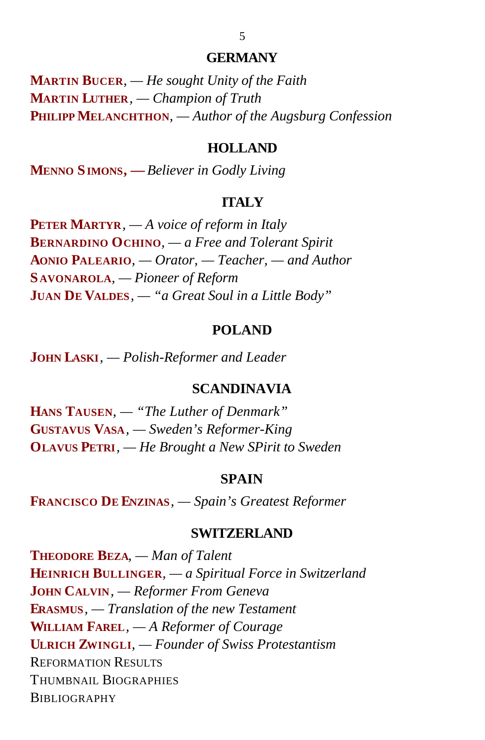## GERMANY

**Martin Bucer**, — *He sought Unity of the Faith*
**Martin Luther**, — *Champion of Truth*
**Philipp Melanchthon**, — *Author of the Augsburg Confession*

## HOLLAND

**Menno Simons, —** *Believer in Godly Living*

## ITALY

**Peter Martyr**, — *A voice of reform in Italy*
**Bernardino Ochino**, — *a Free and Tolerant Spirit*
**Aonio Paleario**, — *Orator, — Teacher, — and Author*
**Savonarola**, — *Pioneer of Reform*
**Juan De Valdes**, — *"a Great Soul in a Little Body"*

## POLAND

**John Laski**, — *Polish-Reformer and Leader*

## SCANDINAVIA

**Hans Tausen**, — *"The Luther of Denmark"*
**Gustavus Vasa**, — *Sweden's Reformer-King*
**Olavus Petri**, — *He Brought a New SPirit to Sweden*

## SPAIN

**Francisco De Enzinas**, — *Spain's Greatest Reformer*

## SWITZERLAND

**Theodore Beza**, — *Man of Talent*
**Heinrich Bullinger**, — *a Spiritual Force in Switzerland*
**John Calvin**, — *Reformer From Geneva*
**Erasmus**, — *Translation of the new Testament*
**William Farel**, — *A Reformer of Courage*
**Ulrich Zwingli**, — *Founder of Swiss Protestantism*
Reformation Results
Thumbnail Biographies
Bibliography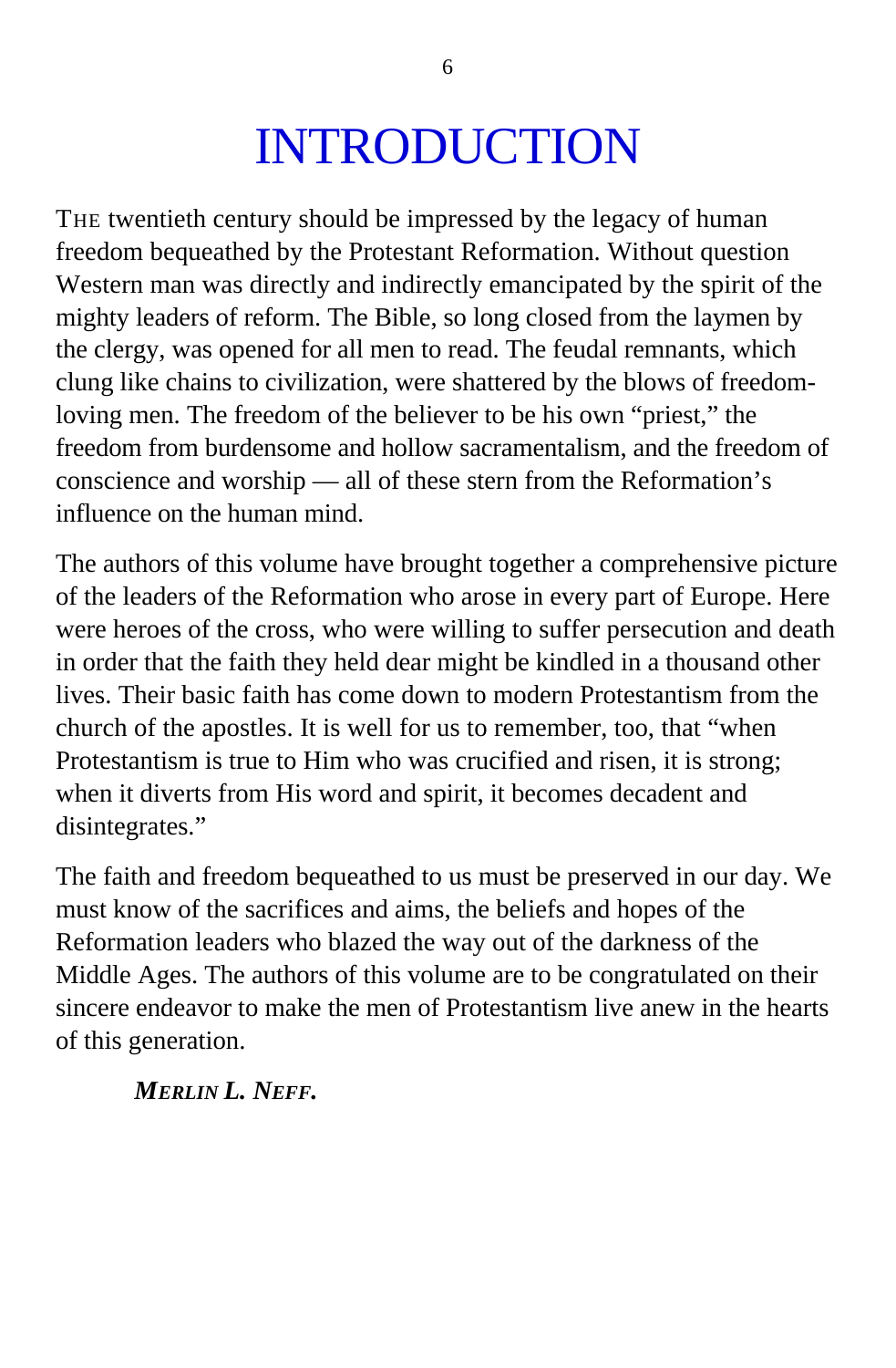# INTRODUCTION

THE twentieth century should be impressed by the legacy of human freedom bequeathed by the Protestant Reformation. Without question Western man was directly and indirectly emancipated by the spirit of the mighty leaders of reform. The Bible, so long closed from the laymen by the clergy, was opened for all men to read. The feudal remnants, which clung like chains to civilization, were shattered by the blows of freedom-loving men. The freedom of the believer to be his own "priest," the freedom from burdensome and hollow sacramentalism, and the freedom of conscience and worship — all of these stern from the Reformation's influence on the human mind.

The authors of this volume have brought together a comprehensive picture of the leaders of the Reformation who arose in every part of Europe. Here were heroes of the cross, who were willing to suffer persecution and death in order that the faith they held dear might be kindled in a thousand other lives. Their basic faith has come down to modern Protestantism from the church of the apostles. It is well for us to remember, too, that "when Protestantism is true to Him who was crucified and risen, it is strong; when it diverts from His word and spirit, it becomes decadent and disintegrates."

The faith and freedom bequeathed to us must be preserved in our day. We must know of the sacrifices and aims, the beliefs and hopes of the Reformation leaders who blazed the way out of the darkness of the Middle Ages. The authors of this volume are to be congratulated on their sincere endeavor to make the men of Protestantism live anew in the hearts of this generation.

***MERLIN L. NEFF.***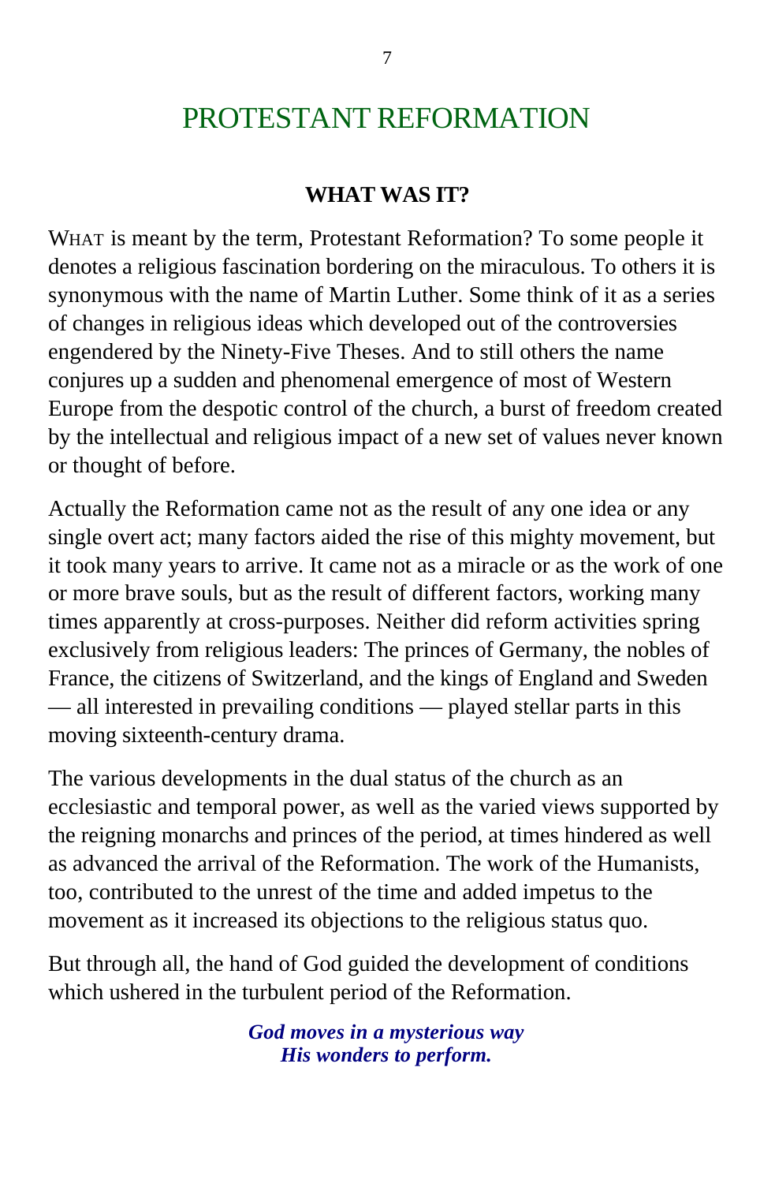# PROTESTANT REFORMATION

### WHAT WAS IT?

WHAT is meant by the term, Protestant Reformation? To some people it denotes a religious fascination bordering on the miraculous. To others it is synonymous with the name of Martin Luther. Some think of it as a series of changes in religious ideas which developed out of the controversies engendered by the Ninety-Five Theses. And to still others the name conjures up a sudden and phenomenal emergence of most of Western Europe from the despotic control of the church, a burst of freedom created by the intellectual and religious impact of a new set of values never known or thought of before.

Actually the Reformation came not as the result of any one idea or any single overt act; many factors aided the rise of this mighty movement, but it took many years to arrive. It came not as a miracle or as the work of one or more brave souls, but as the result of different factors, working many times apparently at cross-purposes. Neither did reform activities spring exclusively from religious leaders: The princes of Germany, the nobles of France, the citizens of Switzerland, and the kings of England and Sweden — all interested in prevailing conditions — played stellar parts in this moving sixteenth-century drama.

The various developments in the dual status of the church as an ecclesiastic and temporal power, as well as the varied views supported by the reigning monarchs and princes of the period, at times hindered as well as advanced the arrival of the Reformation. The work of the Humanists, too, contributed to the unrest of the time and added impetus to the movement as it increased its objections to the religious status quo.

But through all, the hand of God guided the development of conditions which ushered in the turbulent period of the Reformation.

***God moves in a mysterious way***
***His wonders to perform.***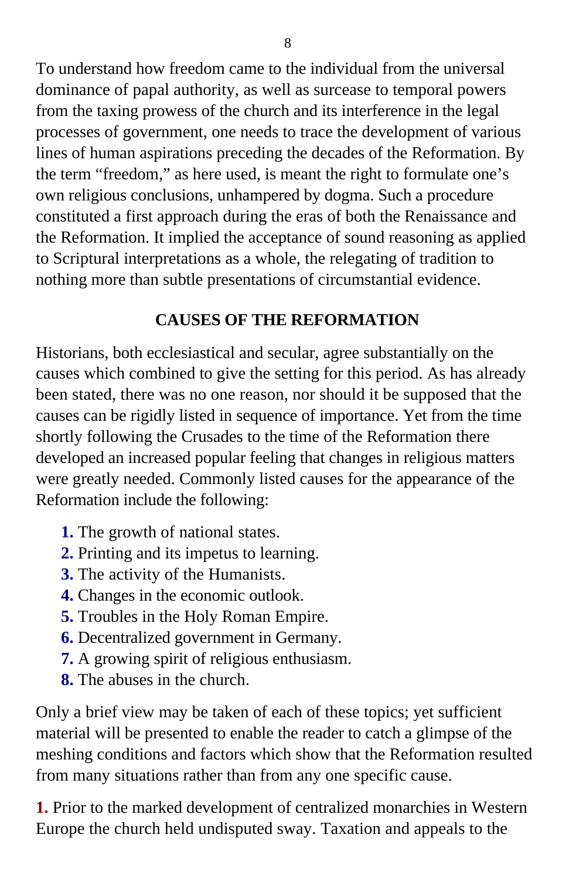To understand how freedom came to the individual from the universal dominance of papal authority, as well as surcease to temporal powers from the taxing prowess of the church and its interference in the legal processes of government, one needs to trace the development of various lines of human aspirations preceding the decades of the Reformation. By the term "freedom," as here used, is meant the right to formulate one's own religious conclusions, unhampered by dogma. Such a procedure constituted a first approach during the eras of both the Renaissance and the Reformation. It implied the acceptance of sound reasoning as applied to Scriptural interpretations as a whole, the relegating of tradition to nothing more than subtle presentations of circumstantial evidence.

## CAUSES OF THE REFORMATION

Historians, both ecclesiastical and secular, agree substantially on the causes which combined to give the setting for this period. As has already been stated, there was no one reason, nor should it be supposed that the causes can be rigidly listed in sequence of importance. Yet from the time shortly following the Crusades to the time of the Reformation there developed an increased popular feeling that changes in religious matters were greatly needed. Commonly listed causes for the appearance of the Reformation include the following:

1. The growth of national states.
2. Printing and its impetus to learning.
3. The activity of the Humanists.
4. Changes in the economic outlook.
5. Troubles in the Holy Roman Empire.
6. Decentralized government in Germany.
7. A growing spirit of religious enthusiasm.
8. The abuses in the church.

Only a brief view may be taken of each of these topics; yet sufficient material will be presented to enable the reader to catch a glimpse of the meshing conditions and factors which show that the Reformation resulted from many situations rather than from any one specific cause.

**1.** Prior to the marked development of centralized monarchies in Western Europe the church held undisputed sway. Taxation and appeals to the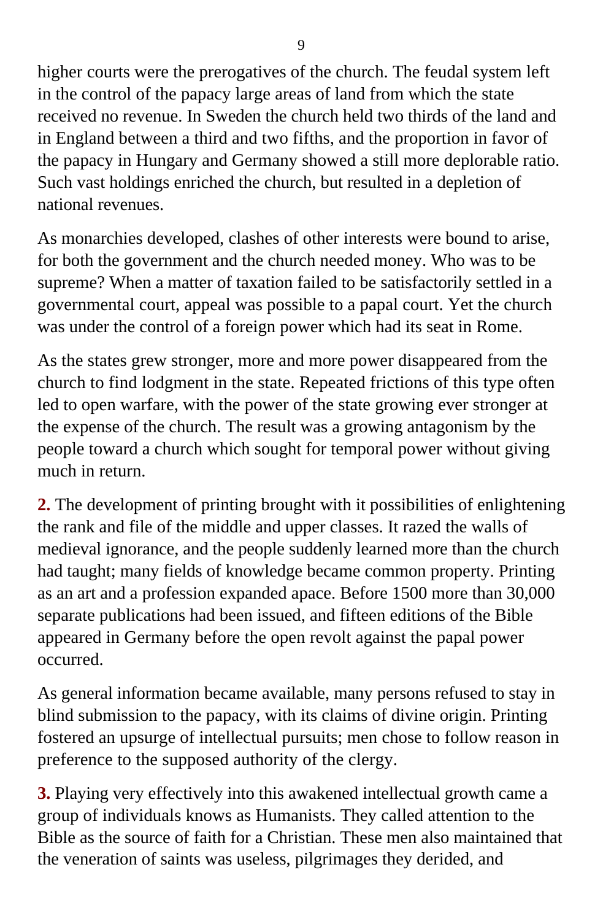higher courts were the prerogatives of the church. The feudal system left in the control of the papacy large areas of land from which the state received no revenue. In Sweden the church held two thirds of the land and in England between a third and two fifths, and the proportion in favor of the papacy in Hungary and Germany showed a still more deplorable ratio. Such vast holdings enriched the church, but resulted in a depletion of national revenues.

As monarchies developed, clashes of other interests were bound to arise, for both the government and the church needed money. Who was to be supreme? When a matter of taxation failed to be satisfactorily settled in a governmental court, appeal was possible to a papal court. Yet the church was under the control of a foreign power which had its seat in Rome.

As the states grew stronger, more and more power disappeared from the church to find lodgment in the state. Repeated frictions of this type often led to open warfare, with the power of the state growing ever stronger at the expense of the church. The result was a growing antagonism by the people toward a church which sought for temporal power without giving much in return.

**2.** The development of printing brought with it possibilities of enlightening the rank and file of the middle and upper classes. It razed the walls of medieval ignorance, and the people suddenly learned more than the church had taught; many fields of knowledge became common property. Printing as an art and a profession expanded apace. Before 1500 more than 30,000 separate publications had been issued, and fifteen editions of the Bible appeared in Germany before the open revolt against the papal power occurred.

As general information became available, many persons refused to stay in blind submission to the papacy, with its claims of divine origin. Printing fostered an upsurge of intellectual pursuits; men chose to follow reason in preference to the supposed authority of the clergy.

**3.** Playing very effectively into this awakened intellectual growth came a group of individuals knows as Humanists. They called attention to the Bible as the source of faith for a Christian. These men also maintained that the veneration of saints was useless, pilgrimages they derided, and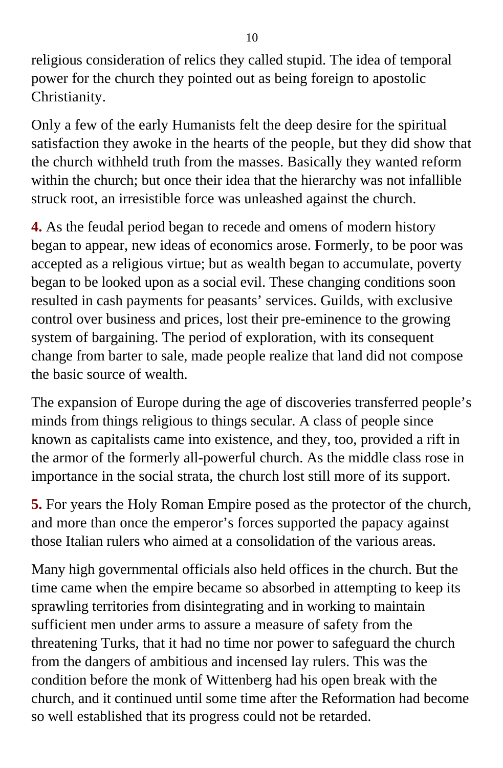religious consideration of relics they called stupid. The idea of temporal power for the church they pointed out as being foreign to apostolic Christianity.

Only a few of the early Humanists felt the deep desire for the spiritual satisfaction they awoke in the hearts of the people, but they did show that the church withheld truth from the masses. Basically they wanted reform within the church; but once their idea that the hierarchy was not infallible struck root, an irresistible force was unleashed against the church.

**4.** As the feudal period began to recede and omens of modern history began to appear, new ideas of economics arose. Formerly, to be poor was accepted as a religious virtue; but as wealth began to accumulate, poverty began to be looked upon as a social evil. These changing conditions soon resulted in cash payments for peasants' services. Guilds, with exclusive control over business and prices, lost their pre-eminence to the growing system of bargaining. The period of exploration, with its consequent change from barter to sale, made people realize that land did not compose the basic source of wealth.

The expansion of Europe during the age of discoveries transferred people's minds from things religious to things secular. A class of people since known as capitalists came into existence, and they, too, provided a rift in the armor of the formerly all-powerful church. As the middle class rose in importance in the social strata, the church lost still more of its support.

**5.** For years the Holy Roman Empire posed as the protector of the church, and more than once the emperor's forces supported the papacy against those Italian rulers who aimed at a consolidation of the various areas.

Many high governmental officials also held offices in the church. But the time came when the empire became so absorbed in attempting to keep its sprawling territories from disintegrating and in working to maintain sufficient men under arms to assure a measure of safety from the threatening Turks, that it had no time nor power to safeguard the church from the dangers of ambitious and incensed lay rulers. This was the condition before the monk of Wittenberg had his open break with the church, and it continued until some time after the Reformation had become so well established that its progress could not be retarded.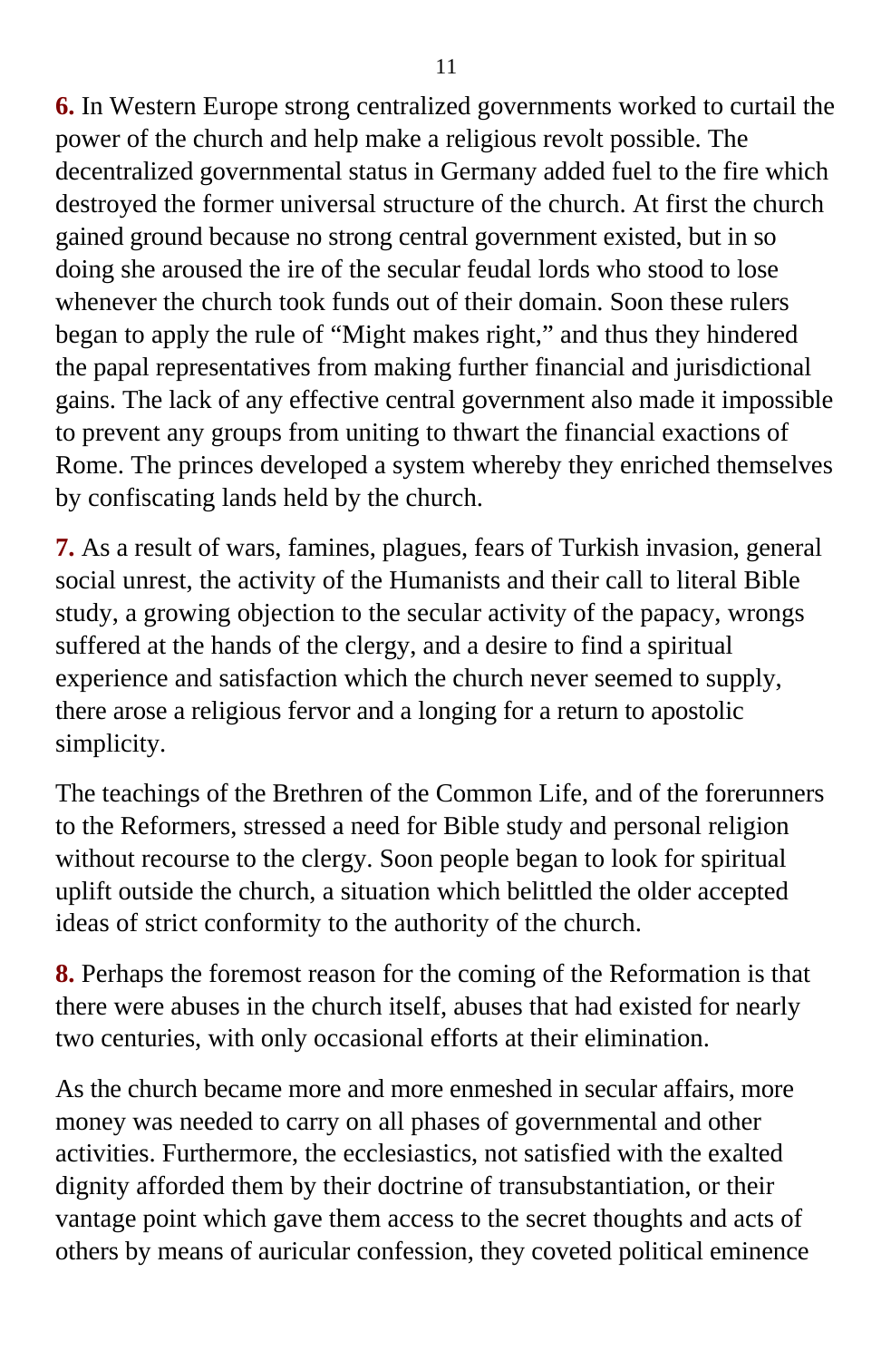**6.** In Western Europe strong centralized governments worked to curtail the power of the church and help make a religious revolt possible. The decentralized governmental status in Germany added fuel to the fire which destroyed the former universal structure of the church. At first the church gained ground because no strong central government existed, but in so doing she aroused the ire of the secular feudal lords who stood to lose whenever the church took funds out of their domain. Soon these rulers began to apply the rule of "Might makes right," and thus they hindered the papal representatives from making further financial and jurisdictional gains. The lack of any effective central government also made it impossible to prevent any groups from uniting to thwart the financial exactions of Rome. The princes developed a system whereby they enriched themselves by confiscating lands held by the church.

**7.** As a result of wars, famines, plagues, fears of Turkish invasion, general social unrest, the activity of the Humanists and their call to literal Bible study, a growing objection to the secular activity of the papacy, wrongs suffered at the hands of the clergy, and a desire to find a spiritual experience and satisfaction which the church never seemed to supply, there arose a religious fervor and a longing for a return to apostolic simplicity.

The teachings of the Brethren of the Common Life, and of the forerunners to the Reformers, stressed a need for Bible study and personal religion without recourse to the clergy. Soon people began to look for spiritual uplift outside the church, a situation which belittled the older accepted ideas of strict conformity to the authority of the church.

**8.** Perhaps the foremost reason for the coming of the Reformation is that there were abuses in the church itself, abuses that had existed for nearly two centuries, with only occasional efforts at their elimination.

As the church became more and more enmeshed in secular affairs, more money was needed to carry on all phases of governmental and other activities. Furthermore, the ecclesiastics, not satisfied with the exalted dignity afforded them by their doctrine of transubstantiation, or their vantage point which gave them access to the secret thoughts and acts of others by means of auricular confession, they coveted political eminence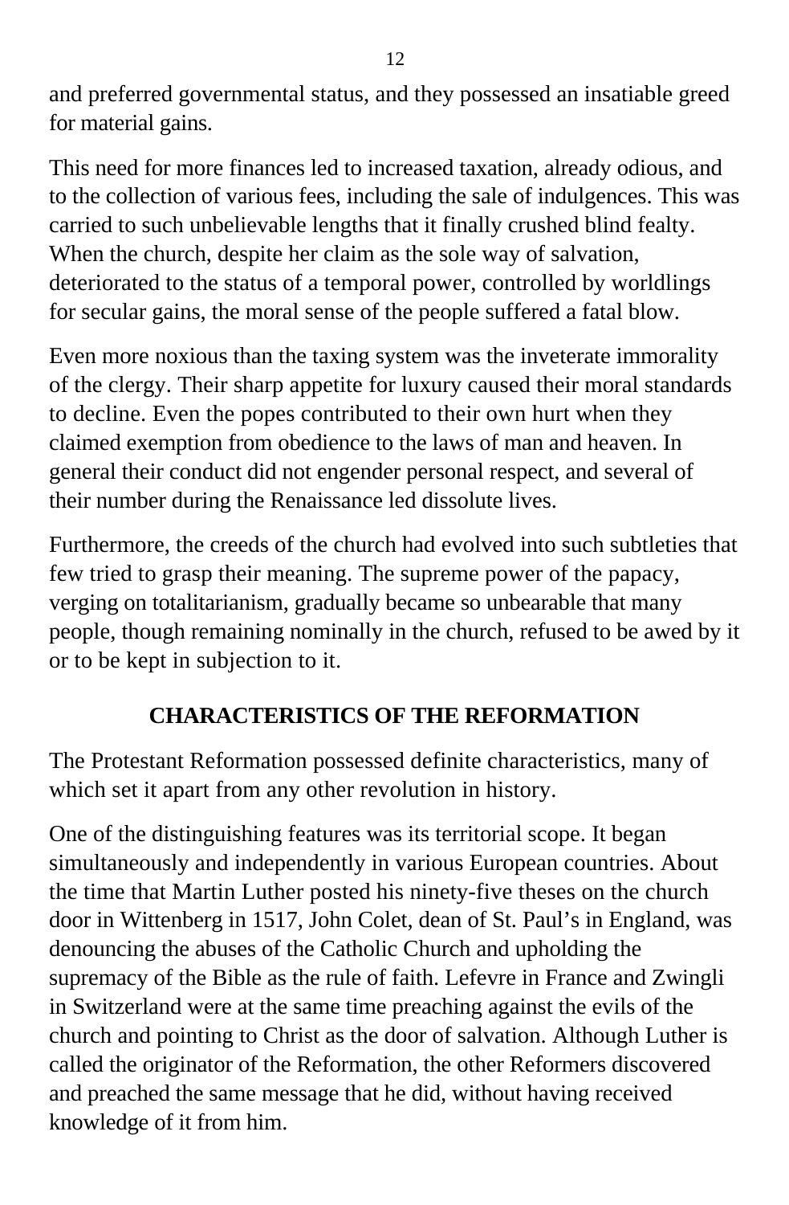and preferred governmental status, and they possessed an insatiable greed for material gains.

This need for more finances led to increased taxation, already odious, and to the collection of various fees, including the sale of indulgences. This was carried to such unbelievable lengths that it finally crushed blind fealty. When the church, despite her claim as the sole way of salvation, deteriorated to the status of a temporal power, controlled by worldlings for secular gains, the moral sense of the people suffered a fatal blow.

Even more noxious than the taxing system was the inveterate immorality of the clergy. Their sharp appetite for luxury caused their moral standards to decline. Even the popes contributed to their own hurt when they claimed exemption from obedience to the laws of man and heaven. In general their conduct did not engender personal respect, and several of their number during the Renaissance led dissolute lives.

Furthermore, the creeds of the church had evolved into such subtleties that few tried to grasp their meaning. The supreme power of the papacy, verging on totalitarianism, gradually became so unbearable that many people, though remaining nominally in the church, refused to be awed by it or to be kept in subjection to it.

## CHARACTERISTICS OF THE REFORMATION

The Protestant Reformation possessed definite characteristics, many of which set it apart from any other revolution in history.

One of the distinguishing features was its territorial scope. It began simultaneously and independently in various European countries. About the time that Martin Luther posted his ninety-five theses on the church door in Wittenberg in 1517, John Colet, dean of St. Paul's in England, was denouncing the abuses of the Catholic Church and upholding the supremacy of the Bible as the rule of faith. Lefevre in France and Zwingli in Switzerland were at the same time preaching against the evils of the church and pointing to Christ as the door of salvation. Although Luther is called the originator of the Reformation, the other Reformers discovered and preached the same message that he did, without having received knowledge of it from him.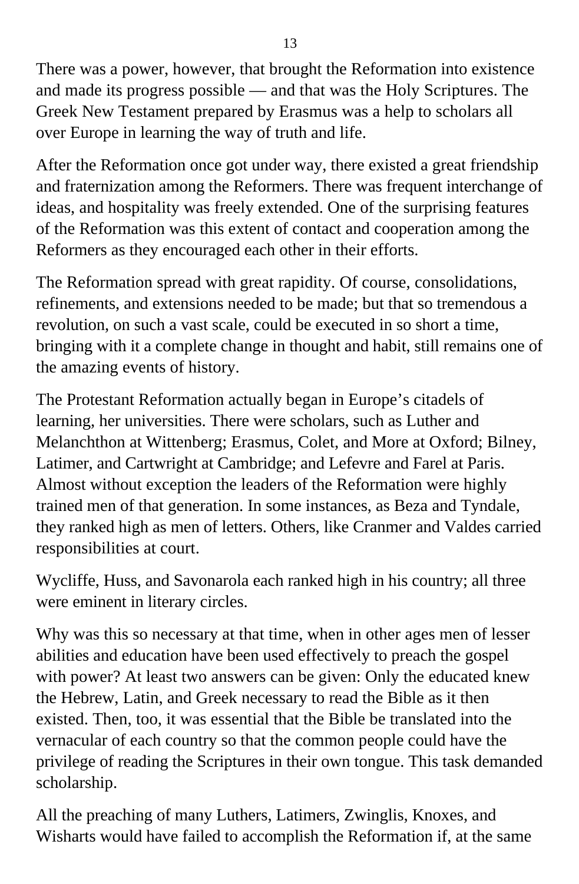There was a power, however, that brought the Reformation into existence and made its progress possible — and that was the Holy Scriptures. The Greek New Testament prepared by Erasmus was a help to scholars all over Europe in learning the way of truth and life.

After the Reformation once got under way, there existed a great friendship and fraternization among the Reformers. There was frequent interchange of ideas, and hospitality was freely extended. One of the surprising features of the Reformation was this extent of contact and cooperation among the Reformers as they encouraged each other in their efforts.

The Reformation spread with great rapidity. Of course, consolidations, refinements, and extensions needed to be made; but that so tremendous a revolution, on such a vast scale, could be executed in so short a time, bringing with it a complete change in thought and habit, still remains one of the amazing events of history.

The Protestant Reformation actually began in Europe's citadels of learning, her universities. There were scholars, such as Luther and Melanchthon at Wittenberg; Erasmus, Colet, and More at Oxford; Bilney, Latimer, and Cartwright at Cambridge; and Lefevre and Farel at Paris. Almost without exception the leaders of the Reformation were highly trained men of that generation. In some instances, as Beza and Tyndale, they ranked high as men of letters. Others, like Cranmer and Valdes carried responsibilities at court.

Wycliffe, Huss, and Savonarola each ranked high in his country; all three were eminent in literary circles.

Why was this so necessary at that time, when in other ages men of lesser abilities and education have been used effectively to preach the gospel with power? At least two answers can be given: Only the educated knew the Hebrew, Latin, and Greek necessary to read the Bible as it then existed. Then, too, it was essential that the Bible be translated into the vernacular of each country so that the common people could have the privilege of reading the Scriptures in their own tongue. This task demanded scholarship.

All the preaching of many Luthers, Latimers, Zwinglis, Knoxes, and Wisharts would have failed to accomplish the Reformation if, at the same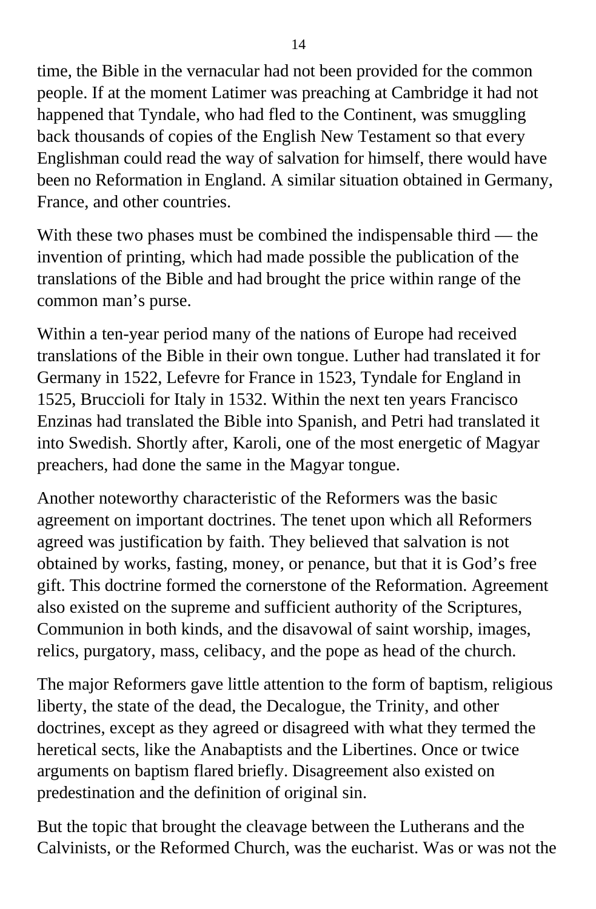time, the Bible in the vernacular had not been provided for the common people. If at the moment Latimer was preaching at Cambridge it had not happened that Tyndale, who had fled to the Continent, was smuggling back thousands of copies of the English New Testament so that every Englishman could read the way of salvation for himself, there would have been no Reformation in England. A similar situation obtained in Germany, France, and other countries.

With these two phases must be combined the indispensable third — the invention of printing, which had made possible the publication of the translations of the Bible and had brought the price within range of the common man's purse.

Within a ten-year period many of the nations of Europe had received translations of the Bible in their own tongue. Luther had translated it for Germany in 1522, Lefevre for France in 1523, Tyndale for England in 1525, Bruccioli for Italy in 1532. Within the next ten years Francisco Enzinas had translated the Bible into Spanish, and Petri had translated it into Swedish. Shortly after, Karoli, one of the most energetic of Magyar preachers, had done the same in the Magyar tongue.

Another noteworthy characteristic of the Reformers was the basic agreement on important doctrines. The tenet upon which all Reformers agreed was justification by faith. They believed that salvation is not obtained by works, fasting, money, or penance, but that it is God's free gift. This doctrine formed the cornerstone of the Reformation. Agreement also existed on the supreme and sufficient authority of the Scriptures, Communion in both kinds, and the disavowal of saint worship, images, relics, purgatory, mass, celibacy, and the pope as head of the church.

The major Reformers gave little attention to the form of baptism, religious liberty, the state of the dead, the Decalogue, the Trinity, and other doctrines, except as they agreed or disagreed with what they termed the heretical sects, like the Anabaptists and the Libertines. Once or twice arguments on baptism flared briefly. Disagreement also existed on predestination and the definition of original sin.

But the topic that brought the cleavage between the Lutherans and the Calvinists, or the Reformed Church, was the eucharist. Was or was not the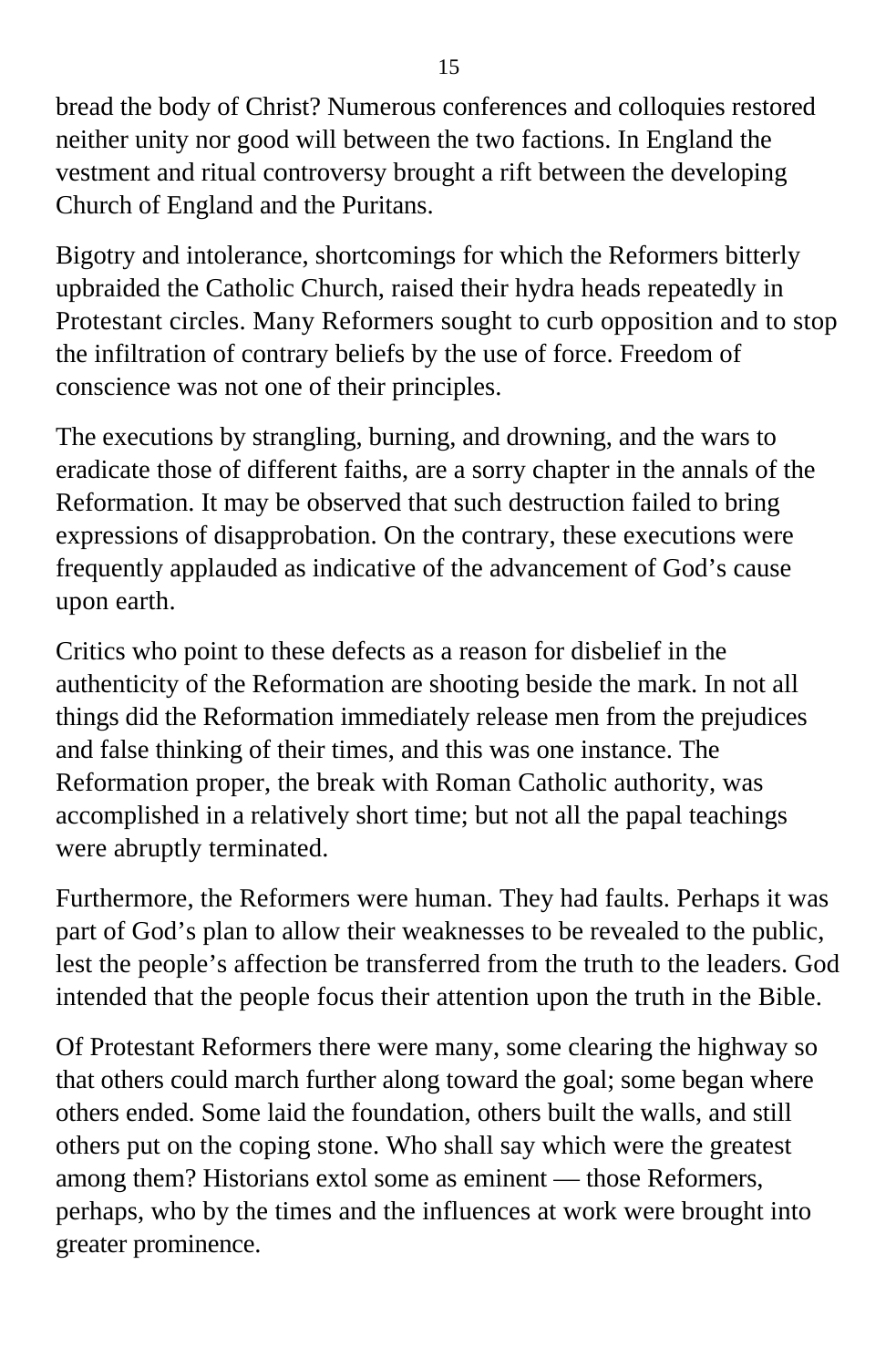bread the body of Christ? Numerous conferences and colloquies restored neither unity nor good will between the two factions. In England the vestment and ritual controversy brought a rift between the developing Church of England and the Puritans.

Bigotry and intolerance, shortcomings for which the Reformers bitterly upbraided the Catholic Church, raised their hydra heads repeatedly in Protestant circles. Many Reformers sought to curb opposition and to stop the infiltration of contrary beliefs by the use of force. Freedom of conscience was not one of their principles.

The executions by strangling, burning, and drowning, and the wars to eradicate those of different faiths, are a sorry chapter in the annals of the Reformation. It may be observed that such destruction failed to bring expressions of disapprobation. On the contrary, these executions were frequently applauded as indicative of the advancement of God's cause upon earth.

Critics who point to these defects as a reason for disbelief in the authenticity of the Reformation are shooting beside the mark. In not all things did the Reformation immediately release men from the prejudices and false thinking of their times, and this was one instance. The Reformation proper, the break with Roman Catholic authority, was accomplished in a relatively short time; but not all the papal teachings were abruptly terminated.

Furthermore, the Reformers were human. They had faults. Perhaps it was part of God's plan to allow their weaknesses to be revealed to the public, lest the people's affection be transferred from the truth to the leaders. God intended that the people focus their attention upon the truth in the Bible.

Of Protestant Reformers there were many, some clearing the highway so that others could march further along toward the goal; some began where others ended. Some laid the foundation, others built the walls, and still others put on the coping stone. Who shall say which were the greatest among them? Historians extol some as eminent — those Reformers, perhaps, who by the times and the influences at work were brought into greater prominence.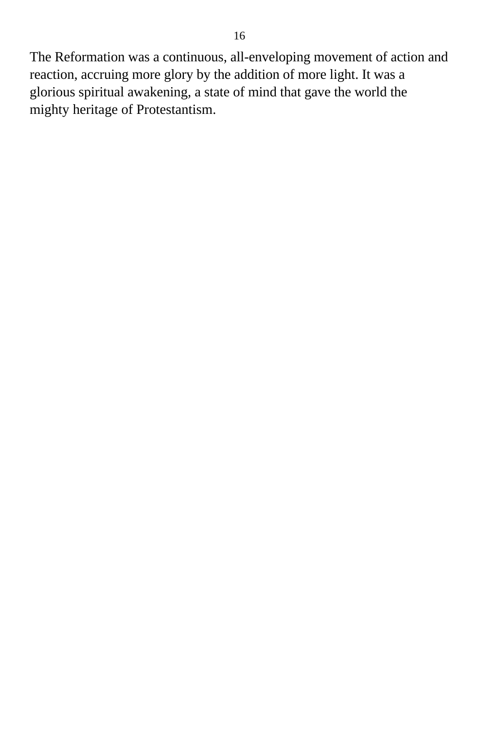The Reformation was a continuous, all-enveloping movement of action and reaction, accruing more glory by the addition of more light. It was a glorious spiritual awakening, a state of mind that gave the world the mighty heritage of Protestantism.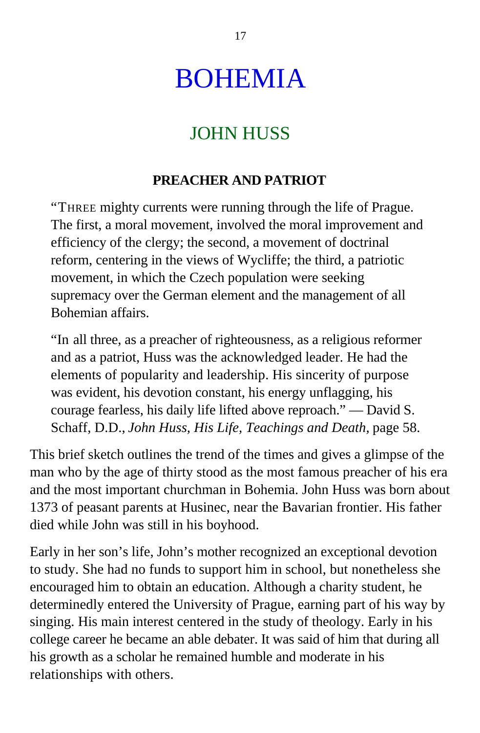# BOHEMIA

## JOHN HUSS

### PREACHER AND PATRIOT

> "THREE mighty currents were running through the life of Prague. The first, a moral movement, involved the moral improvement and efficiency of the clergy; the second, a movement of doctrinal reform, centering in the views of Wycliffe; the third, a patriotic movement, in which the Czech population were seeking supremacy over the German element and the management of all Bohemian affairs.
>
> "In all three, as a preacher of righteousness, as a religious reformer and as a patriot, Huss was the acknowledged leader. He had the elements of popularity and leadership. His sincerity of purpose was evident, his devotion constant, his energy unflagging, his courage fearless, his daily life lifted above reproach." — David S. Schaff, D.D., *John Huss, His Life, Teachings and Death*, page 58.

This brief sketch outlines the trend of the times and gives a glimpse of the man who by the age of thirty stood as the most famous preacher of his era and the most important churchman in Bohemia. John Huss was born about 1373 of peasant parents at Husinec, near the Bavarian frontier. His father died while John was still in his boyhood.

Early in her son's life, John's mother recognized an exceptional devotion to study. She had no funds to support him in school, but nonetheless she encouraged him to obtain an education. Although a charity student, he determinedly entered the University of Prague, earning part of his way by singing. His main interest centered in the study of theology. Early in his college career he became an able debater. It was said of him that during all his growth as a scholar he remained humble and moderate in his relationships with others.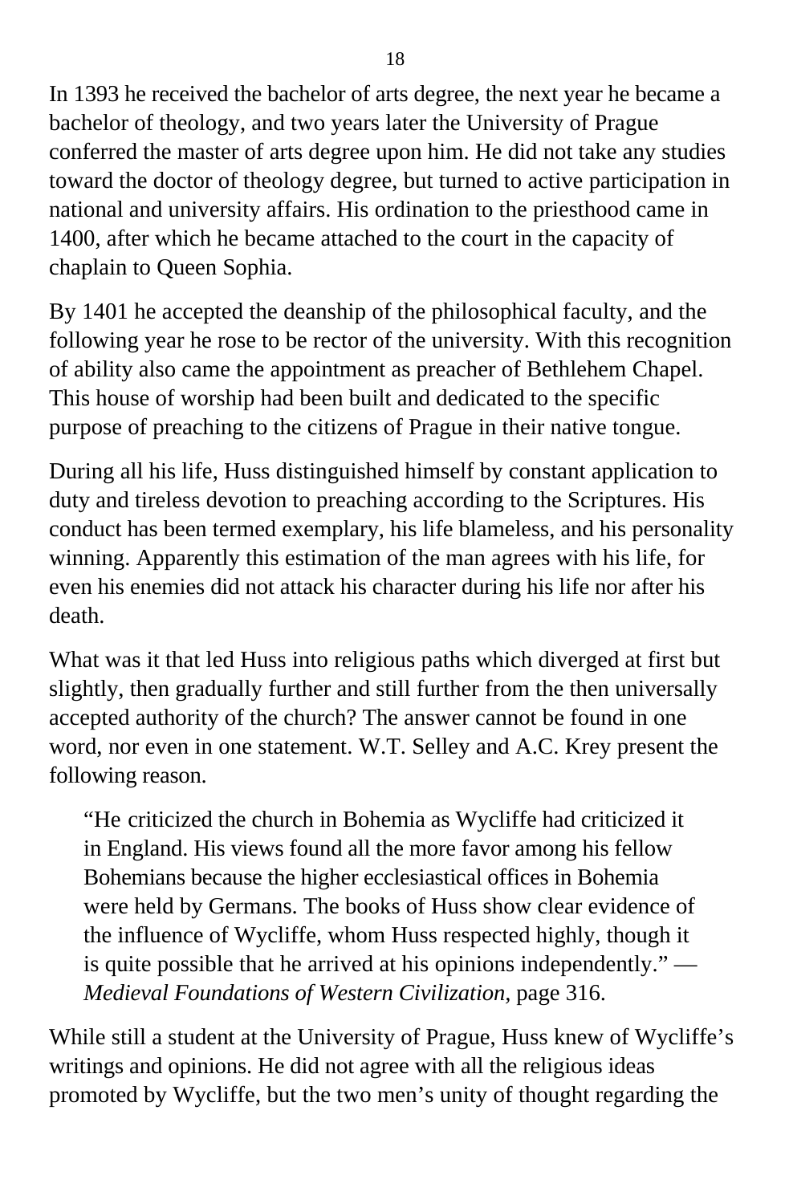In 1393 he received the bachelor of arts degree, the next year he became a bachelor of theology, and two years later the University of Prague conferred the master of arts degree upon him. He did not take any studies toward the doctor of theology degree, but turned to active participation in national and university affairs. His ordination to the priesthood came in 1400, after which he became attached to the court in the capacity of chaplain to Queen Sophia.

By 1401 he accepted the deanship of the philosophical faculty, and the following year he rose to be rector of the university. With this recognition of ability also came the appointment as preacher of Bethlehem Chapel. This house of worship had been built and dedicated to the specific purpose of preaching to the citizens of Prague in their native tongue.

During all his life, Huss distinguished himself by constant application to duty and tireless devotion to preaching according to the Scriptures. His conduct has been termed exemplary, his life blameless, and his personality winning. Apparently this estimation of the man agrees with his life, for even his enemies did not attack his character during his life nor after his death.

What was it that led Huss into religious paths which diverged at first but slightly, then gradually further and still further from the then universally accepted authority of the church? The answer cannot be found in one word, nor even in one statement. W.T. Selley and A.C. Krey present the following reason.

> "He criticized the church in Bohemia as Wycliffe had criticized it in England. His views found all the more favor among his fellow Bohemians because the higher ecclesiastical offices in Bohemia were held by Germans. The books of Huss show clear evidence of the influence of Wycliffe, whom Huss respected highly, though it is quite possible that he arrived at his opinions independently." — *Medieval Foundations of Western Civilization*, page 316.

While still a student at the University of Prague, Huss knew of Wycliffe's writings and opinions. He did not agree with all the religious ideas promoted by Wycliffe, but the two men's unity of thought regarding the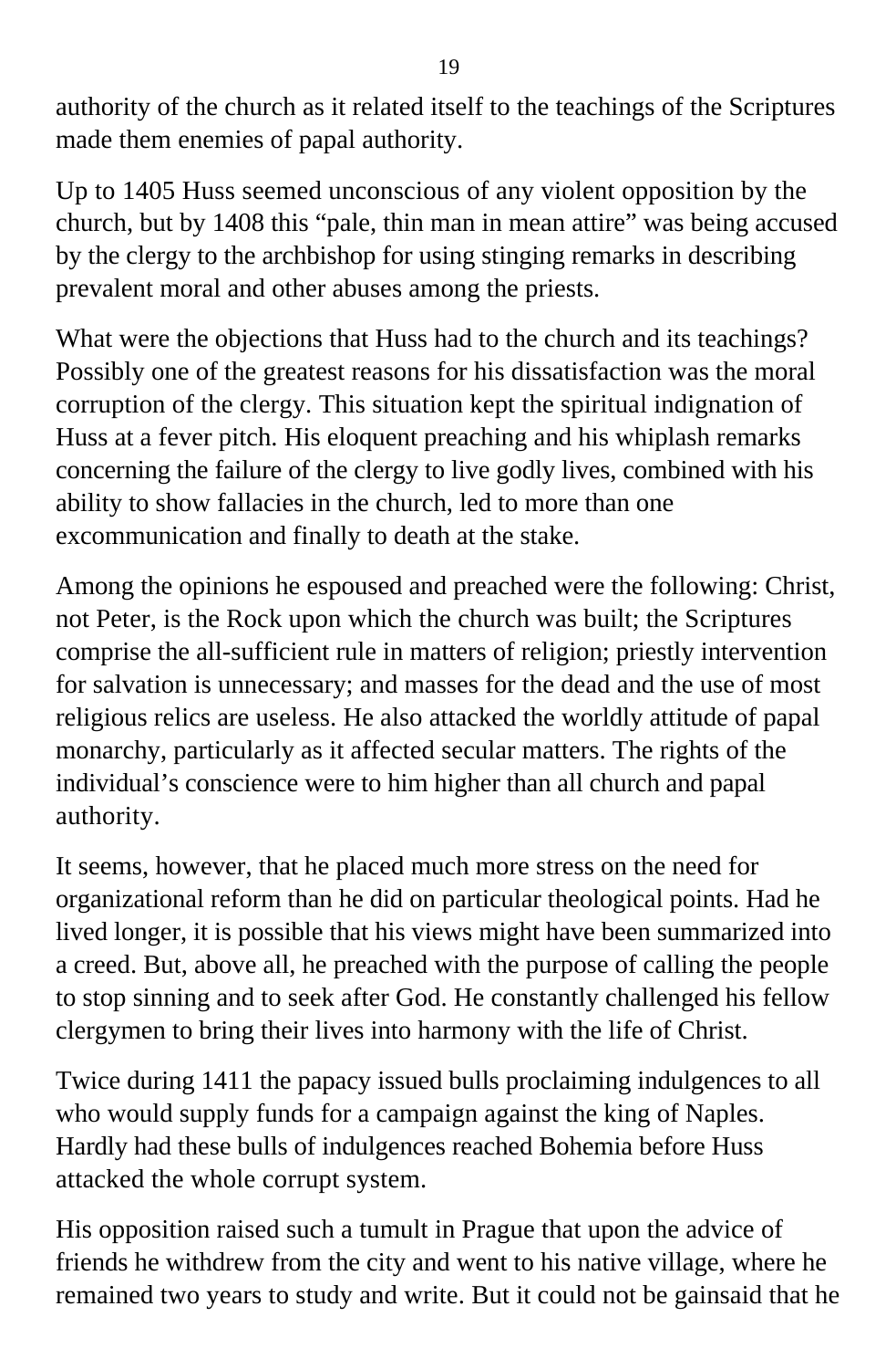authority of the church as it related itself to the teachings of the Scriptures made them enemies of papal authority.

Up to 1405 Huss seemed unconscious of any violent opposition by the church, but by 1408 this “pale, thin man in mean attire” was being accused by the clergy to the archbishop for using stinging remarks in describing prevalent moral and other abuses among the priests.

What were the objections that Huss had to the church and its teachings? Possibly one of the greatest reasons for his dissatisfaction was the moral corruption of the clergy. This situation kept the spiritual indignation of Huss at a fever pitch. His eloquent preaching and his whiplash remarks concerning the failure of the clergy to live godly lives, combined with his ability to show fallacies in the church, led to more than one excommunication and finally to death at the stake.

Among the opinions he espoused and preached were the following: Christ, not Peter, is the Rock upon which the church was built; the Scriptures comprise the all-sufficient rule in matters of religion; priestly intervention for salvation is unnecessary; and masses for the dead and the use of most religious relics are useless. He also attacked the worldly attitude of papal monarchy, particularly as it affected secular matters. The rights of the individual’s conscience were to him higher than all church and papal authority.

It seems, however, that he placed much more stress on the need for organizational reform than he did on particular theological points. Had he lived longer, it is possible that his views might have been summarized into a creed. But, above all, he preached with the purpose of calling the people to stop sinning and to seek after God. He constantly challenged his fellow clergymen to bring their lives into harmony with the life of Christ.

Twice during 1411 the papacy issued bulls proclaiming indulgences to all who would supply funds for a campaign against the king of Naples. Hardly had these bulls of indulgences reached Bohemia before Huss attacked the whole corrupt system.

His opposition raised such a tumult in Prague that upon the advice of friends he withdrew from the city and went to his native village, where he remained two years to study and write. But it could not be gainsaid that he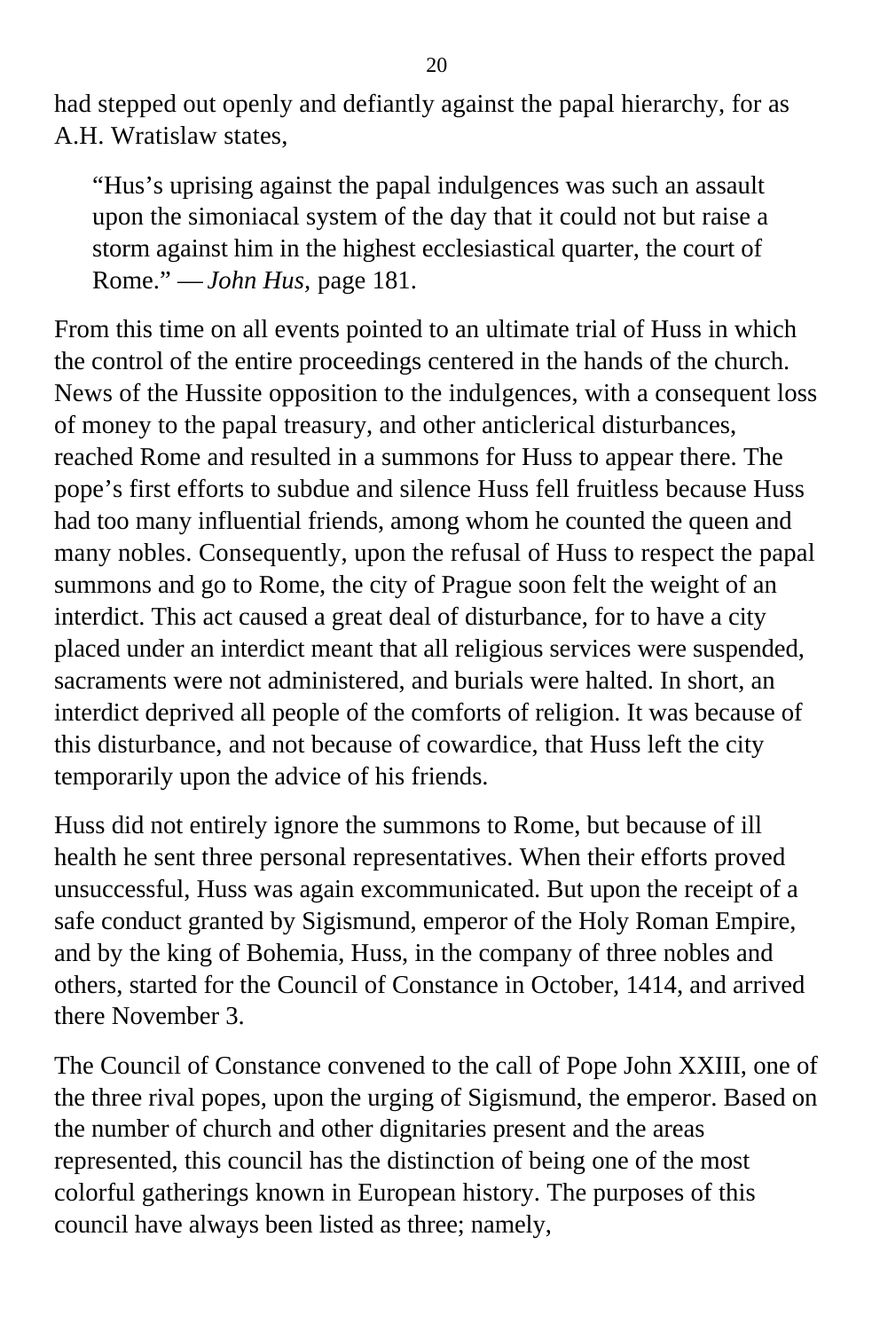had stepped out openly and defiantly against the papal hierarchy, for as A.H. Wratislaw states,

> "Hus's uprising against the papal indulgences was such an assault upon the simoniacal system of the day that it could not but raise a storm against him in the highest ecclesiastical quarter, the court of Rome." — *John Hus,* page 181.

From this time on all events pointed to an ultimate trial of Huss in which the control of the entire proceedings centered in the hands of the church. News of the Hussite opposition to the indulgences, with a consequent loss of money to the papal treasury, and other anticlerical disturbances, reached Rome and resulted in a summons for Huss to appear there. The pope's first efforts to subdue and silence Huss fell fruitless because Huss had too many influential friends, among whom he counted the queen and many nobles. Consequently, upon the refusal of Huss to respect the papal summons and go to Rome, the city of Prague soon felt the weight of an interdict. This act caused a great deal of disturbance, for to have a city placed under an interdict meant that all religious services were suspended, sacraments were not administered, and burials were halted. In short, an interdict deprived all people of the comforts of religion. It was because of this disturbance, and not because of cowardice, that Huss left the city temporarily upon the advice of his friends.

Huss did not entirely ignore the summons to Rome, but because of ill health he sent three personal representatives. When their efforts proved unsuccessful, Huss was again excommunicated. But upon the receipt of a safe conduct granted by Sigismund, emperor of the Holy Roman Empire, and by the king of Bohemia, Huss, in the company of three nobles and others, started for the Council of Constance in October, 1414, and arrived there November 3.

The Council of Constance convened to the call of Pope John XXIII, one of the three rival popes, upon the urging of Sigismund, the emperor. Based on the number of church and other dignitaries present and the areas represented, this council has the distinction of being one of the most colorful gatherings known in European history. The purposes of this council have always been listed as three; namely,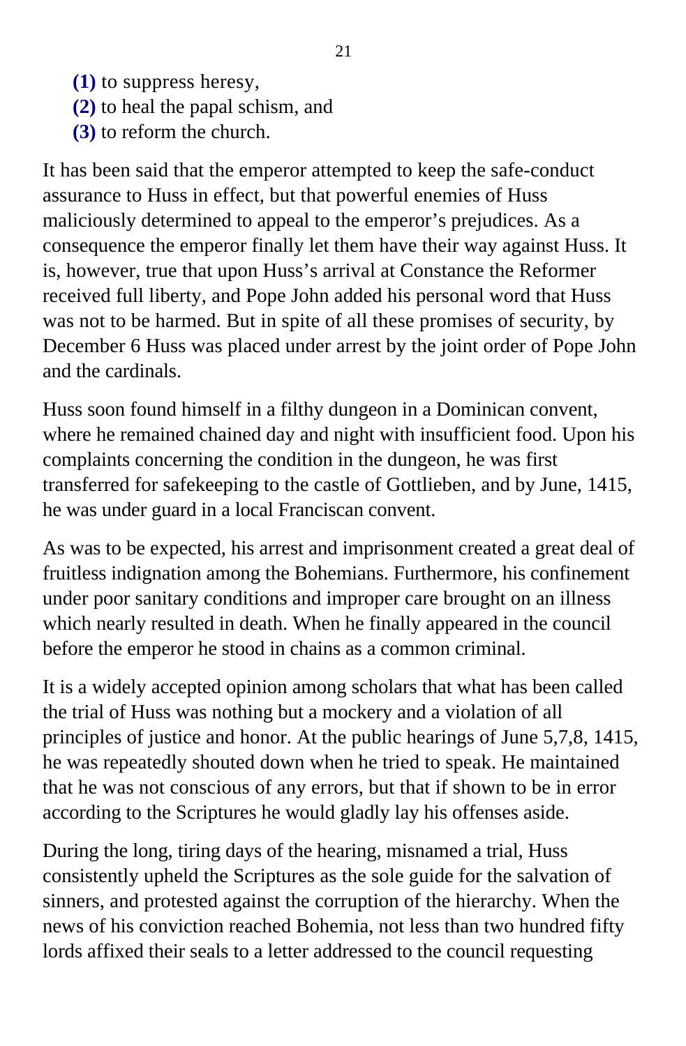**(1)** to suppress heresy,
**(2)** to heal the papal schism, and
**(3)** to reform the church.

It has been said that the emperor attempted to keep the safe-conduct assurance to Huss in effect, but that powerful enemies of Huss maliciously determined to appeal to the emperor's prejudices. As a consequence the emperor finally let them have their way against Huss. It is, however, true that upon Huss's arrival at Constance the Reformer received full liberty, and Pope John added his personal word that Huss was not to be harmed. But in spite of all these promises of security, by December 6 Huss was placed under arrest by the joint order of Pope John and the cardinals.

Huss soon found himself in a filthy dungeon in a Dominican convent, where he remained chained day and night with insufficient food. Upon his complaints concerning the condition in the dungeon, he was first transferred for safekeeping to the castle of Gottlieben, and by June, 1415, he was under guard in a local Franciscan convent.

As was to be expected, his arrest and imprisonment created a great deal of fruitless indignation among the Bohemians. Furthermore, his confinement under poor sanitary conditions and improper care brought on an illness which nearly resulted in death. When he finally appeared in the council before the emperor he stood in chains as a common criminal.

It is a widely accepted opinion among scholars that what has been called the trial of Huss was nothing but a mockery and a violation of all principles of justice and honor. At the public hearings of June 5,7,8, 1415, he was repeatedly shouted down when he tried to speak. He maintained that he was not conscious of any errors, but that if shown to be in error according to the Scriptures he would gladly lay his offenses aside.

During the long, tiring days of the hearing, misnamed a trial, Huss consistently upheld the Scriptures as the sole guide for the salvation of sinners, and protested against the corruption of the hierarchy. When the news of his conviction reached Bohemia, not less than two hundred fifty lords affixed their seals to a letter addressed to the council requesting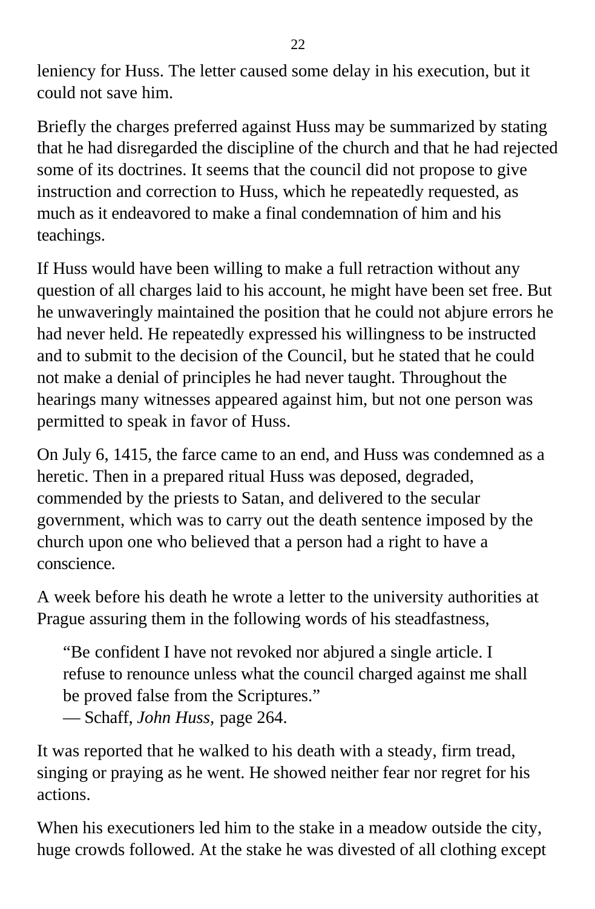leniency for Huss. The letter caused some delay in his execution, but it could not save him.

Briefly the charges preferred against Huss may be summarized by stating that he had disregarded the discipline of the church and that he had rejected some of its doctrines. It seems that the council did not propose to give instruction and correction to Huss, which he repeatedly requested, as much as it endeavored to make a final condemnation of him and his teachings.

If Huss would have been willing to make a full retraction without any question of all charges laid to his account, he might have been set free. But he unwaveringly maintained the position that he could not abjure errors he had never held. He repeatedly expressed his willingness to be instructed and to submit to the decision of the Council, but he stated that he could not make a denial of principles he had never taught. Throughout the hearings many witnesses appeared against him, but not one person was permitted to speak in favor of Huss.

On July 6, 1415, the farce came to an end, and Huss was condemned as a heretic. Then in a prepared ritual Huss was deposed, degraded, commended by the priests to Satan, and delivered to the secular government, which was to carry out the death sentence imposed by the church upon one who believed that a person had a right to have a conscience.

A week before his death he wrote a letter to the university authorities at Prague assuring them in the following words of his steadfastness,

> "Be confident I have not revoked nor abjured a single article. I refuse to renounce unless what the council charged against me shall be proved false from the Scriptures."
> — Schaff, *John Huss,* page 264.

It was reported that he walked to his death with a steady, firm tread, singing or praying as he went. He showed neither fear nor regret for his actions.

When his executioners led him to the stake in a meadow outside the city, huge crowds followed. At the stake he was divested of all clothing except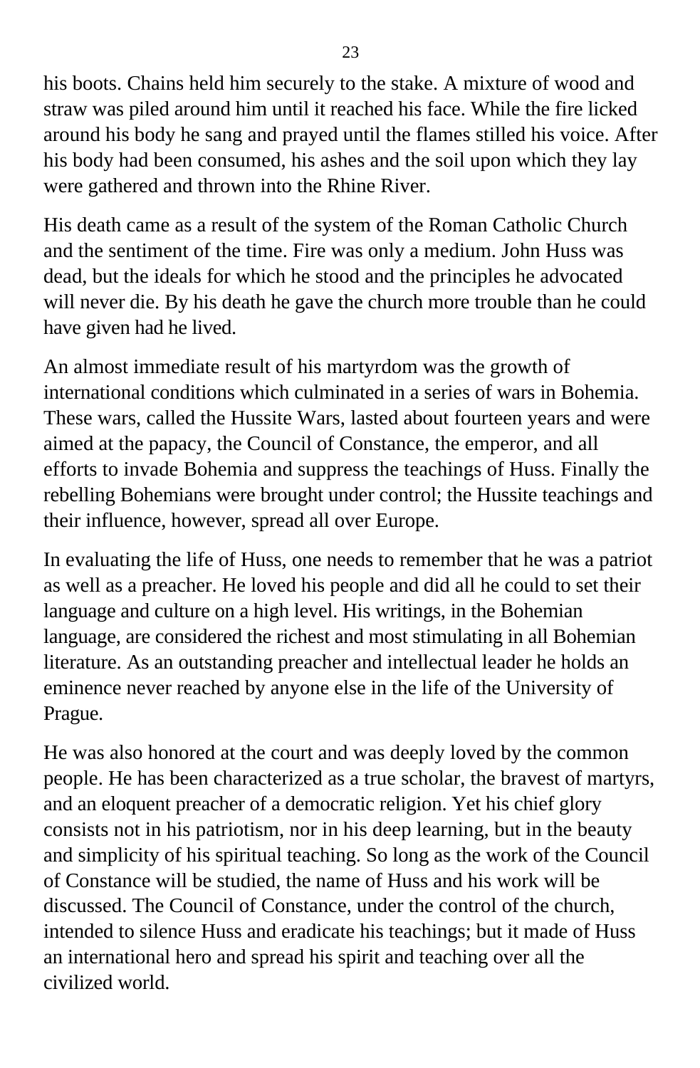his boots. Chains held him securely to the stake. A mixture of wood and straw was piled around him until it reached his face. While the fire licked around his body he sang and prayed until the flames stilled his voice. After his body had been consumed, his ashes and the soil upon which they lay were gathered and thrown into the Rhine River.

His death came as a result of the system of the Roman Catholic Church and the sentiment of the time. Fire was only a medium. John Huss was dead, but the ideals for which he stood and the principles he advocated will never die. By his death he gave the church more trouble than he could have given had he lived.

An almost immediate result of his martyrdom was the growth of international conditions which culminated in a series of wars in Bohemia. These wars, called the Hussite Wars, lasted about fourteen years and were aimed at the papacy, the Council of Constance, the emperor, and all efforts to invade Bohemia and suppress the teachings of Huss. Finally the rebelling Bohemians were brought under control; the Hussite teachings and their influence, however, spread all over Europe.

In evaluating the life of Huss, one needs to remember that he was a patriot as well as a preacher. He loved his people and did all he could to set their language and culture on a high level. His writings, in the Bohemian language, are considered the richest and most stimulating in all Bohemian literature. As an outstanding preacher and intellectual leader he holds an eminence never reached by anyone else in the life of the University of Prague.

He was also honored at the court and was deeply loved by the common people. He has been characterized as a true scholar, the bravest of martyrs, and an eloquent preacher of a democratic religion. Yet his chief glory consists not in his patriotism, nor in his deep learning, but in the beauty and simplicity of his spiritual teaching. So long as the work of the Council of Constance will be studied, the name of Huss and his work will be discussed. The Council of Constance, under the control of the church, intended to silence Huss and eradicate his teachings; but it made of Huss an international hero and spread his spirit and teaching over all the civilized world.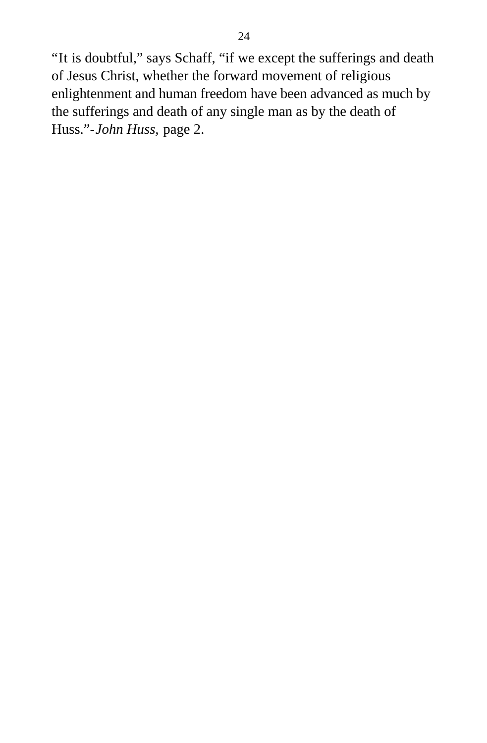"It is doubtful," says Schaff, "if we except the sufferings and death of Jesus Christ, whether the forward movement of religious enlightenment and human freedom have been advanced as much by the sufferings and death of any single man as by the death of Huss."-*John Huss,* page 2.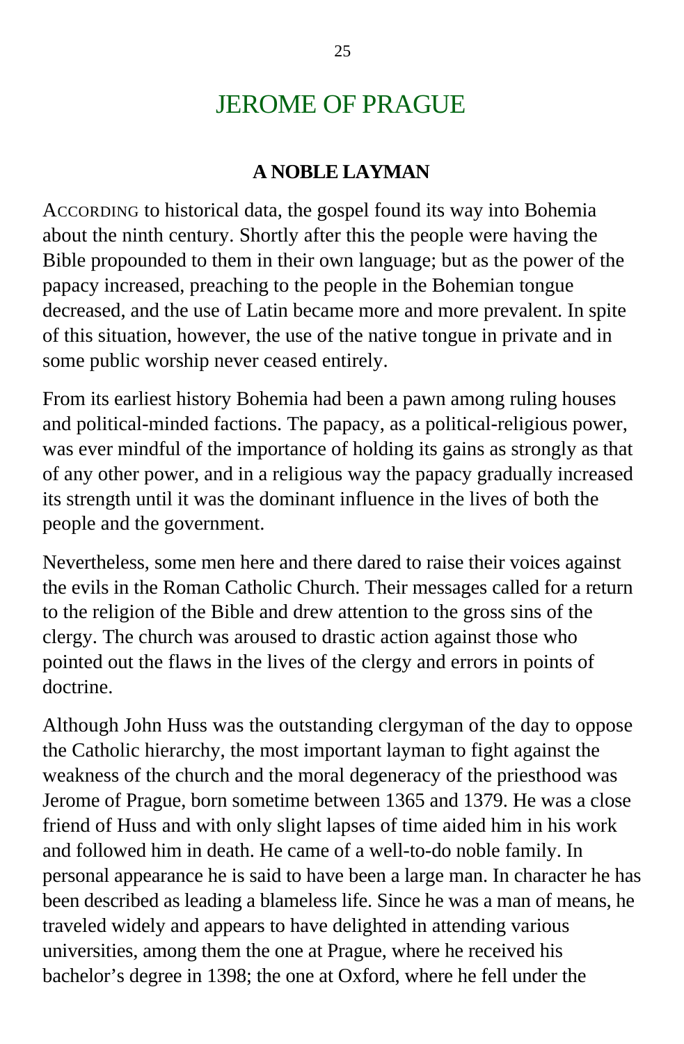# JEROME OF PRAGUE

### A NOBLE LAYMAN

ACCORDING to historical data, the gospel found its way into Bohemia about the ninth century. Shortly after this the people were having the Bible propounded to them in their own language; but as the power of the papacy increased, preaching to the people in the Bohemian tongue decreased, and the use of Latin became more and more prevalent. In spite of this situation, however, the use of the native tongue in private and in some public worship never ceased entirely.

From its earliest history Bohemia had been a pawn among ruling houses and political-minded factions. The papacy, as a political-religious power, was ever mindful of the importance of holding its gains as strongly as that of any other power, and in a religious way the papacy gradually increased its strength until it was the dominant influence in the lives of both the people and the government.

Nevertheless, some men here and there dared to raise their voices against the evils in the Roman Catholic Church. Their messages called for a return to the religion of the Bible and drew attention to the gross sins of the clergy. The church was aroused to drastic action against those who pointed out the flaws in the lives of the clergy and errors in points of doctrine.

Although John Huss was the outstanding clergyman of the day to oppose the Catholic hierarchy, the most important layman to fight against the weakness of the church and the moral degeneracy of the priesthood was Jerome of Prague, born sometime between 1365 and 1379. He was a close friend of Huss and with only slight lapses of time aided him in his work and followed him in death. He came of a well-to-do noble family. In personal appearance he is said to have been a large man. In character he has been described as leading a blameless life. Since he was a man of means, he traveled widely and appears to have delighted in attending various universities, among them the one at Prague, where he received his bachelor's degree in 1398; the one at Oxford, where he fell under the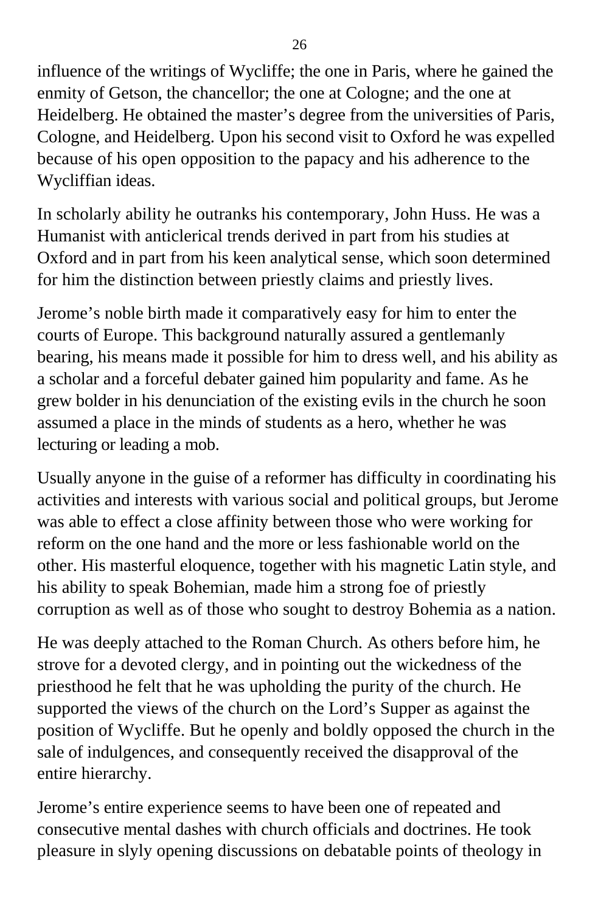influence of the writings of Wycliffe; the one in Paris, where he gained the enmity of Getson, the chancellor; the one at Cologne; and the one at Heidelberg. He obtained the master's degree from the universities of Paris, Cologne, and Heidelberg. Upon his second visit to Oxford he was expelled because of his open opposition to the papacy and his adherence to the Wycliffian ideas.

In scholarly ability he outranks his contemporary, John Huss. He was a Humanist with anticlerical trends derived in part from his studies at Oxford and in part from his keen analytical sense, which soon determined for him the distinction between priestly claims and priestly lives.

Jerome's noble birth made it comparatively easy for him to enter the courts of Europe. This background naturally assured a gentlemanly bearing, his means made it possible for him to dress well, and his ability as a scholar and a forceful debater gained him popularity and fame. As he grew bolder in his denunciation of the existing evils in the church he soon assumed a place in the minds of students as a hero, whether he was lecturing or leading a mob.

Usually anyone in the guise of a reformer has difficulty in coordinating his activities and interests with various social and political groups, but Jerome was able to effect a close affinity between those who were working for reform on the one hand and the more or less fashionable world on the other. His masterful eloquence, together with his magnetic Latin style, and his ability to speak Bohemian, made him a strong foe of priestly corruption as well as of those who sought to destroy Bohemia as a nation.

He was deeply attached to the Roman Church. As others before him, he strove for a devoted clergy, and in pointing out the wickedness of the priesthood he felt that he was upholding the purity of the church. He supported the views of the church on the Lord's Supper as against the position of Wycliffe. But he openly and boldly opposed the church in the sale of indulgences, and consequently received the disapproval of the entire hierarchy.

Jerome's entire experience seems to have been one of repeated and consecutive mental dashes with church officials and doctrines. He took pleasure in slyly opening discussions on debatable points of theology in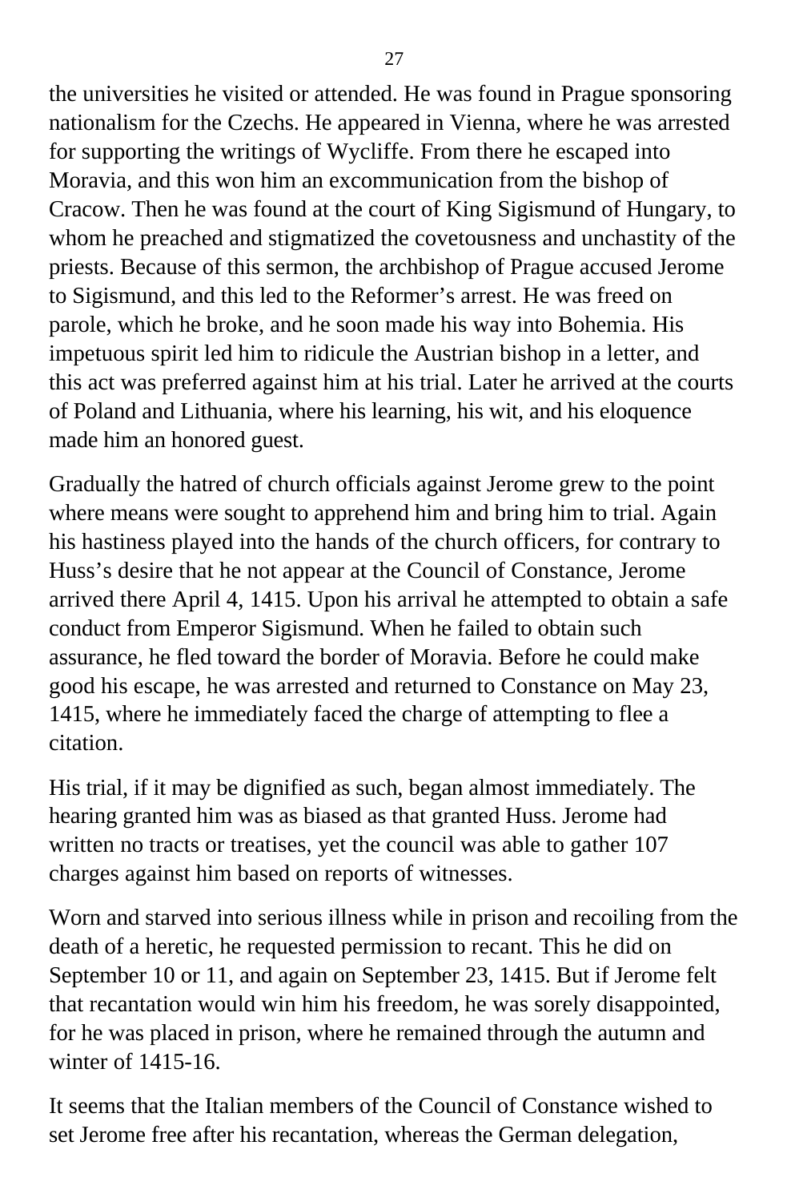the universities he visited or attended. He was found in Prague sponsoring nationalism for the Czechs. He appeared in Vienna, where he was arrested for supporting the writings of Wycliffe. From there he escaped into Moravia, and this won him an excommunication from the bishop of Cracow. Then he was found at the court of King Sigismund of Hungary, to whom he preached and stigmatized the covetousness and unchastity of the priests. Because of this sermon, the archbishop of Prague accused Jerome to Sigismund, and this led to the Reformer's arrest. He was freed on parole, which he broke, and he soon made his way into Bohemia. His impetuous spirit led him to ridicule the Austrian bishop in a letter, and this act was preferred against him at his trial. Later he arrived at the courts of Poland and Lithuania, where his learning, his wit, and his eloquence made him an honored guest.

Gradually the hatred of church officials against Jerome grew to the point where means were sought to apprehend him and bring him to trial. Again his hastiness played into the hands of the church officers, for contrary to Huss's desire that he not appear at the Council of Constance, Jerome arrived there April 4, 1415. Upon his arrival he attempted to obtain a safe conduct from Emperor Sigismund. When he failed to obtain such assurance, he fled toward the border of Moravia. Before he could make good his escape, he was arrested and returned to Constance on May 23, 1415, where he immediately faced the charge of attempting to flee a citation.

His trial, if it may be dignified as such, began almost immediately. The hearing granted him was as biased as that granted Huss. Jerome had written no tracts or treatises, yet the council was able to gather 107 charges against him based on reports of witnesses.

Worn and starved into serious illness while in prison and recoiling from the death of a heretic, he requested permission to recant. This he did on September 10 or 11, and again on September 23, 1415. But if Jerome felt that recantation would win him his freedom, he was sorely disappointed, for he was placed in prison, where he remained through the autumn and winter of 1415-16.

It seems that the Italian members of the Council of Constance wished to set Jerome free after his recantation, whereas the German delegation,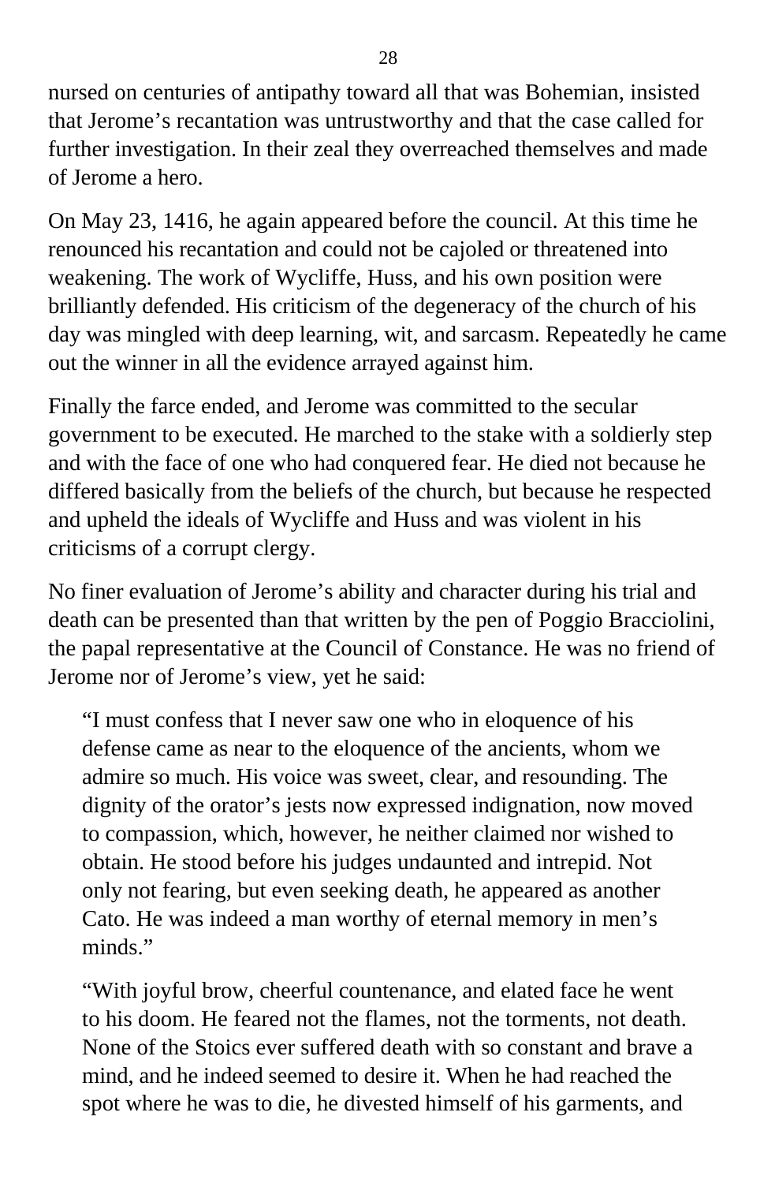nursed on centuries of antipathy toward all that was Bohemian, insisted that Jerome’s recantation was untrustworthy and that the case called for further investigation. In their zeal they overreached themselves and made of Jerome a hero.

On May 23, 1416, he again appeared before the council. At this time he renounced his recantation and could not be cajoled or threatened into weakening. The work of Wycliffe, Huss, and his own position were brilliantly defended. His criticism of the degeneracy of the church of his day was mingled with deep learning, wit, and sarcasm. Repeatedly he came out the winner in all the evidence arrayed against him.

Finally the farce ended, and Jerome was committed to the secular government to be executed. He marched to the stake with a soldierly step and with the face of one who had conquered fear. He died not because he differed basically from the beliefs of the church, but because he respected and upheld the ideals of Wycliffe and Huss and was violent in his criticisms of a corrupt clergy.

No finer evaluation of Jerome’s ability and character during his trial and death can be presented than that written by the pen of Poggio Bracciolini, the papal representative at the Council of Constance. He was no friend of Jerome nor of Jerome’s view, yet he said:

> “I must confess that I never saw one who in eloquence of his defense came as near to the eloquence of the ancients, whom we admire so much. His voice was sweet, clear, and resounding. The dignity of the orator’s jests now expressed indignation, now moved to compassion, which, however, he neither claimed nor wished to obtain. He stood before his judges undaunted and intrepid. Not only not fearing, but even seeking death, he appeared as another Cato. He was indeed a man worthy of eternal memory in men’s minds.”
>
> “With joyful brow, cheerful countenance, and elated face he went to his doom. He feared not the flames, not the torments, not death. None of the Stoics ever suffered death with so constant and brave a mind, and he indeed seemed to desire it. When he had reached the spot where he was to die, he divested himself of his garments, and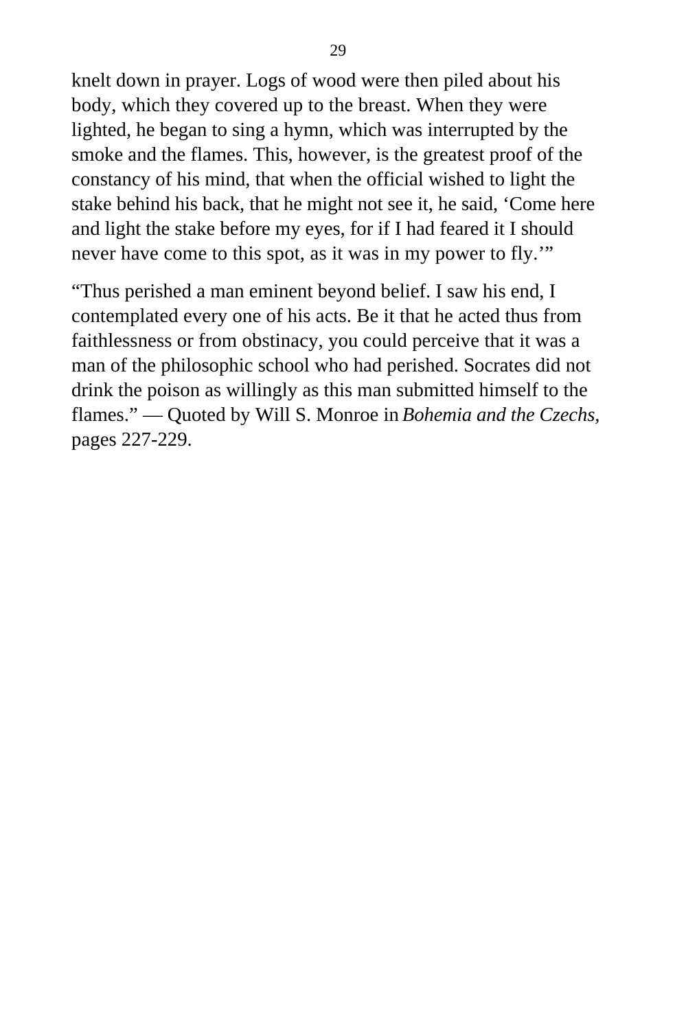knelt down in prayer. Logs of wood were then piled about his body, which they covered up to the breast. When they were lighted, he began to sing a hymn, which was interrupted by the smoke and the flames. This, however, is the greatest proof of the constancy of his mind, that when the official wished to light the stake behind his back, that he might not see it, he said, ‘Come here and light the stake before my eyes, for if I had feared it I should never have come to this spot, as it was in my power to fly.’”

“Thus perished a man eminent beyond belief. I saw his end, I contemplated every one of his acts. Be it that he acted thus from faithlessness or from obstinacy, you could perceive that it was a man of the philosophic school who had perished. Socrates did not drink the poison as willingly as this man submitted himself to the flames.” — Quoted by Will S. Monroe in *Bohemia and the Czechs*, pages 227-229.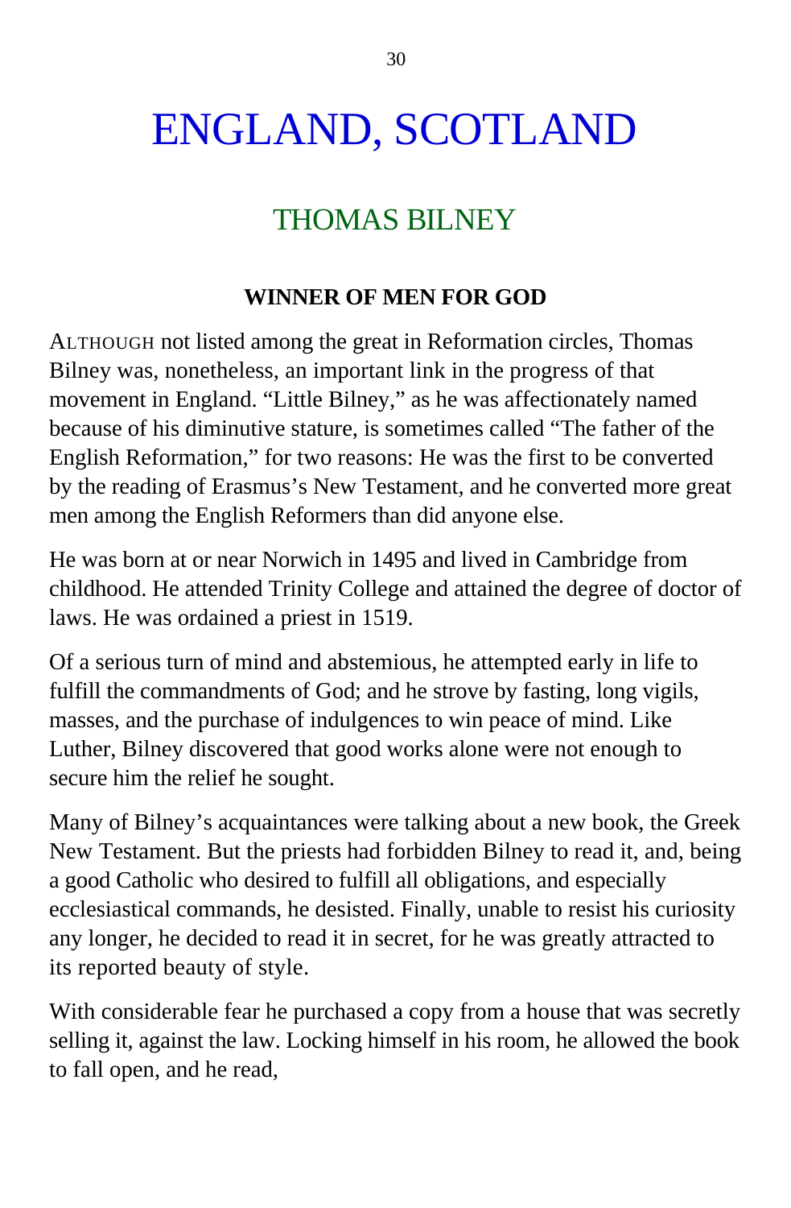# ENGLAND, SCOTLAND

## THOMAS BILNEY

### WINNER OF MEN FOR GOD

ALTHOUGH not listed among the great in Reformation circles, Thomas Bilney was, nonetheless, an important link in the progress of that movement in England. "Little Bilney," as he was affectionately named because of his diminutive stature, is sometimes called "The father of the English Reformation," for two reasons: He was the first to be converted by the reading of Erasmus's New Testament, and he converted more great men among the English Reformers than did anyone else.

He was born at or near Norwich in 1495 and lived in Cambridge from childhood. He attended Trinity College and attained the degree of doctor of laws. He was ordained a priest in 1519.

Of a serious turn of mind and abstemious, he attempted early in life to fulfill the commandments of God; and he strove by fasting, long vigils, masses, and the purchase of indulgences to win peace of mind. Like Luther, Bilney discovered that good works alone were not enough to secure him the relief he sought.

Many of Bilney's acquaintances were talking about a new book, the Greek New Testament. But the priests had forbidden Bilney to read it, and, being a good Catholic who desired to fulfill all obligations, and especially ecclesiastical commands, he desisted. Finally, unable to resist his curiosity any longer, he decided to read it in secret, for he was greatly attracted to its reported beauty of style.

With considerable fear he purchased a copy from a house that was secretly selling it, against the law. Locking himself in his room, he allowed the book to fall open, and he read,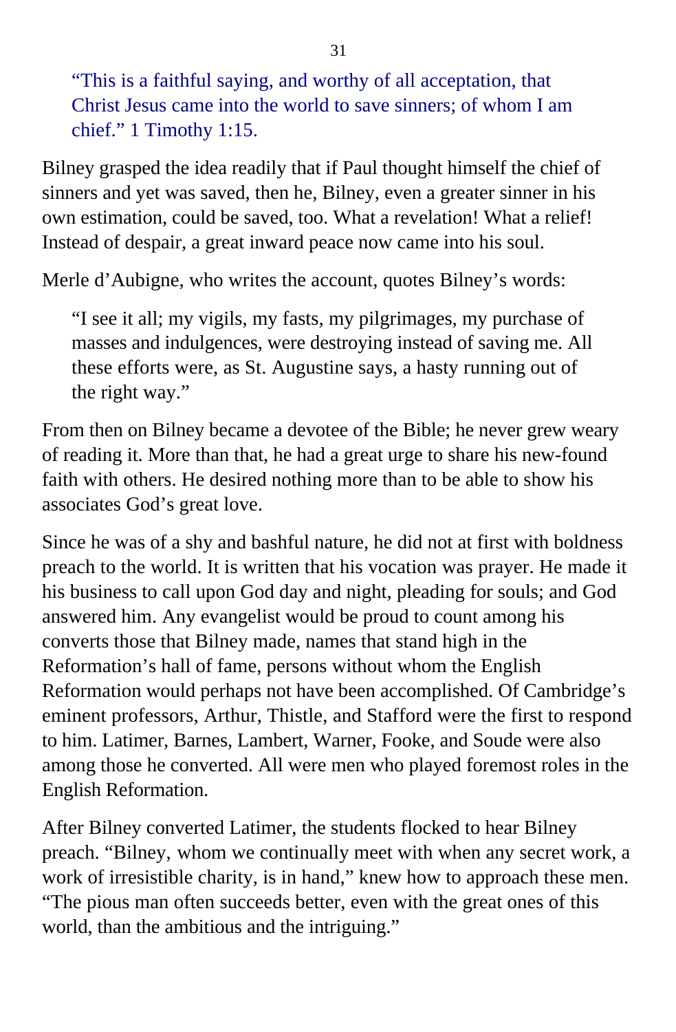> "This is a faithful saying, and worthy of all acceptation, that Christ Jesus came into the world to save sinners; of whom I am chief." 1 Timothy 1:15.

Bilney grasped the idea readily that if Paul thought himself the chief of sinners and yet was saved, then he, Bilney, even a greater sinner in his own estimation, could be saved, too. What a revelation! What a relief! Instead of despair, a great inward peace now came into his soul.

Merle d'Aubigne, who writes the account, quotes Bilney's words:

> "I see it all; my vigils, my fasts, my pilgrimages, my purchase of masses and indulgences, were destroying instead of saving me. All these efforts were, as St. Augustine says, a hasty running out of the right way."

From then on Bilney became a devotee of the Bible; he never grew weary of reading it. More than that, he had a great urge to share his new-found faith with others. He desired nothing more than to be able to show his associates God's great love.

Since he was of a shy and bashful nature, he did not at first with boldness preach to the world. It is written that his vocation was prayer. He made it his business to call upon God day and night, pleading for souls; and God answered him. Any evangelist would be proud to count among his converts those that Bilney made, names that stand high in the Reformation's hall of fame, persons without whom the English Reformation would perhaps not have been accomplished. Of Cambridge's eminent professors, Arthur, Thistle, and Stafford were the first to respond to him. Latimer, Barnes, Lambert, Warner, Fooke, and Soude were also among those he converted. All were men who played foremost roles in the English Reformation.

After Bilney converted Latimer, the students flocked to hear Bilney preach. "Bilney, whom we continually meet with when any secret work, a work of irresistible charity, is in hand," knew how to approach these men. "The pious man often succeeds better, even with the great ones of this world, than the ambitious and the intriguing."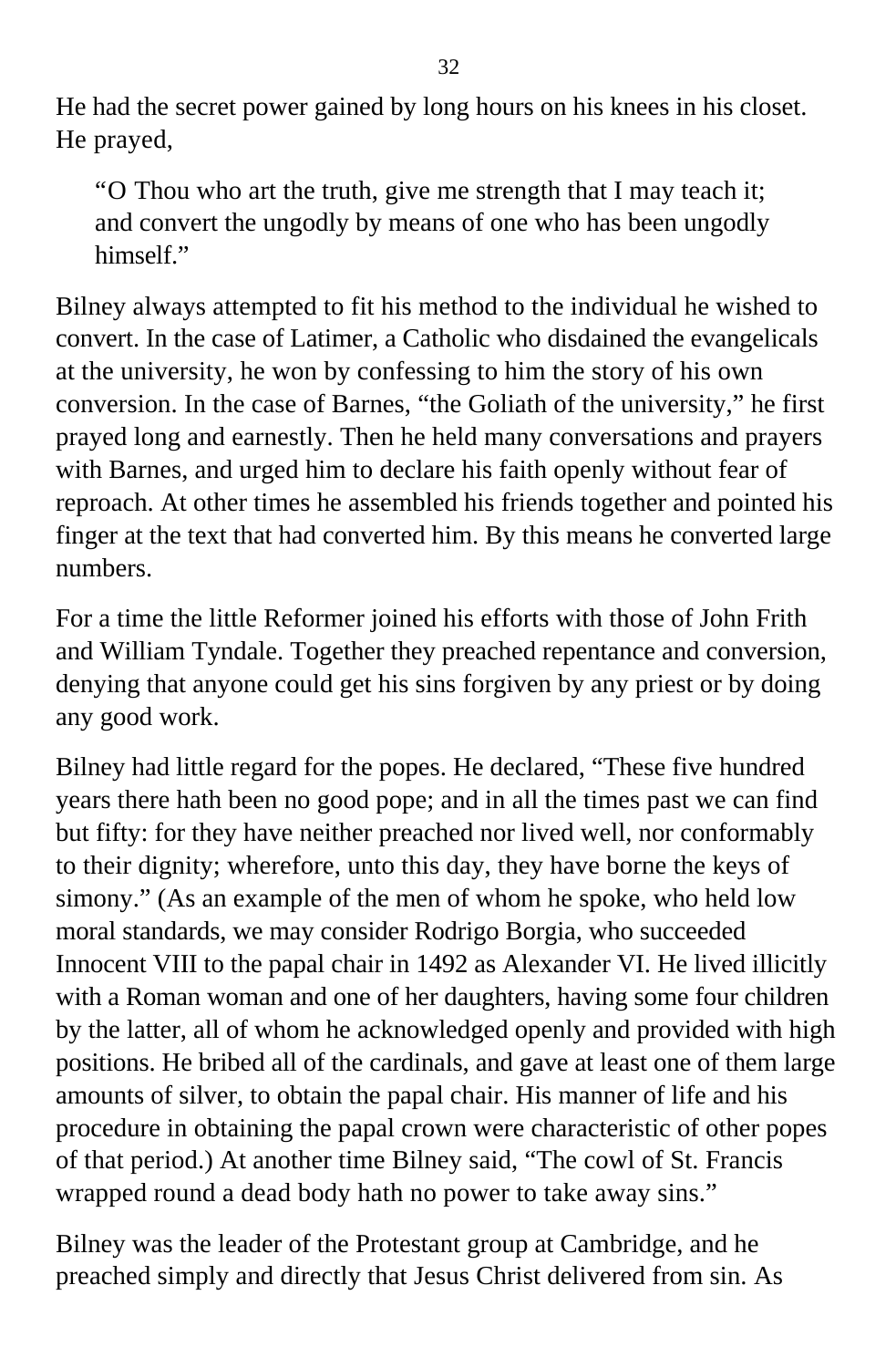He had the secret power gained by long hours on his knees in his closet. He prayed,

> "O Thou who art the truth, give me strength that I may teach it; and convert the ungodly by means of one who has been ungodly himself."

Bilney always attempted to fit his method to the individual he wished to convert. In the case of Latimer, a Catholic who disdained the evangelicals at the university, he won by confessing to him the story of his own conversion. In the case of Barnes, "the Goliath of the university," he first prayed long and earnestly. Then he held many conversations and prayers with Barnes, and urged him to declare his faith openly without fear of reproach. At other times he assembled his friends together and pointed his finger at the text that had converted him. By this means he converted large numbers.

For a time the little Reformer joined his efforts with those of John Frith and William Tyndale. Together they preached repentance and conversion, denying that anyone could get his sins forgiven by any priest or by doing any good work.

Bilney had little regard for the popes. He declared, "These five hundred years there hath been no good pope; and in all the times past we can find but fifty: for they have neither preached nor lived well, nor conformably to their dignity; wherefore, unto this day, they have borne the keys of simony." (As an example of the men of whom he spoke, who held low moral standards, we may consider Rodrigo Borgia, who succeeded Innocent VIII to the papal chair in 1492 as Alexander VI. He lived illicitly with a Roman woman and one of her daughters, having some four children by the latter, all of whom he acknowledged openly and provided with high positions. He bribed all of the cardinals, and gave at least one of them large amounts of silver, to obtain the papal chair. His manner of life and his procedure in obtaining the papal crown were characteristic of other popes of that period.) At another time Bilney said, "The cowl of St. Francis wrapped round a dead body hath no power to take away sins."

Bilney was the leader of the Protestant group at Cambridge, and he preached simply and directly that Jesus Christ delivered from sin. As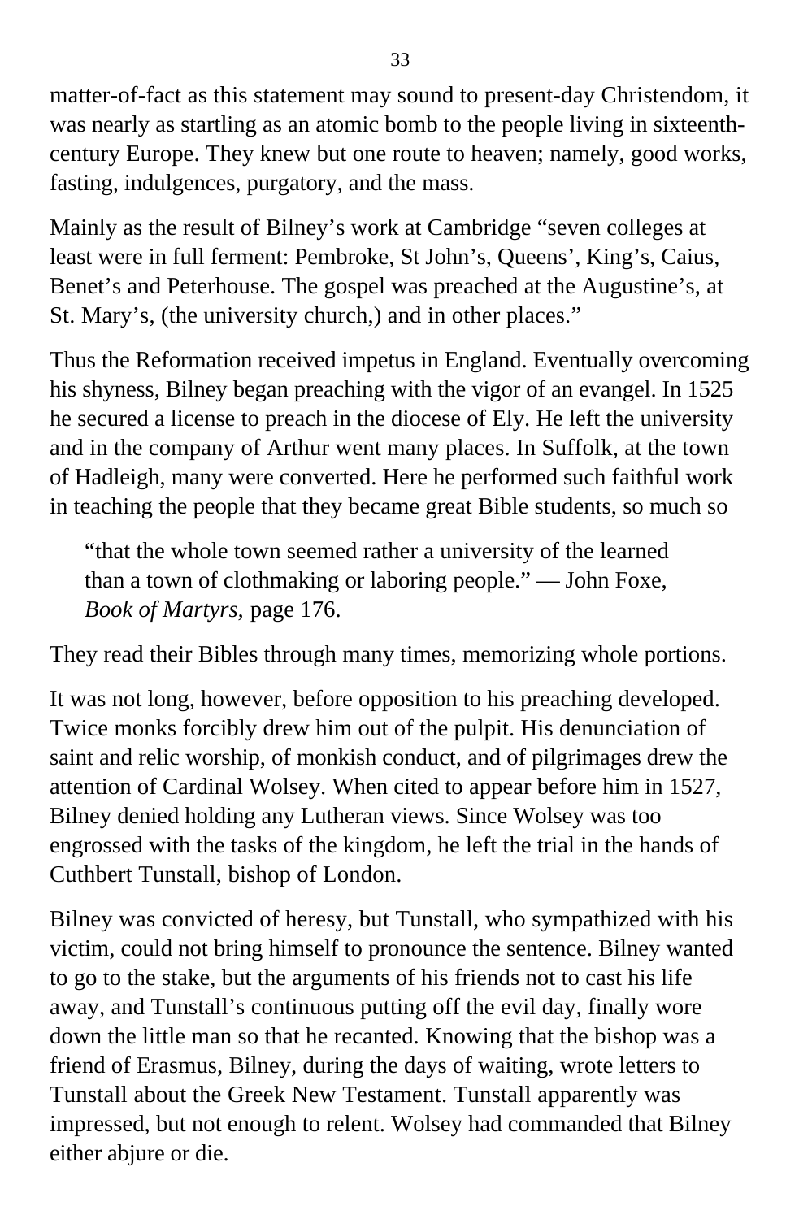matter-of-fact as this statement may sound to present-day Christendom, it was nearly as startling as an atomic bomb to the people living in sixteenth-century Europe. They knew but one route to heaven; namely, good works, fasting, indulgences, purgatory, and the mass.

Mainly as the result of Bilney's work at Cambridge "seven colleges at least were in full ferment: Pembroke, St John's, Queens', King's, Caius, Benet's and Peterhouse. The gospel was preached at the Augustine's, at St. Mary's, (the university church,) and in other places."

Thus the Reformation received impetus in England. Eventually overcoming his shyness, Bilney began preaching with the vigor of an evangel. In 1525 he secured a license to preach in the diocese of Ely. He left the university and in the company of Arthur went many places. In Suffolk, at the town of Hadleigh, many were converted. Here he performed such faithful work in teaching the people that they became great Bible students, so much so

> "that the whole town seemed rather a university of the learned than a town of clothmaking or laboring people." — John Foxe, *Book of Martyrs,* page 176.

They read their Bibles through many times, memorizing whole portions.

It was not long, however, before opposition to his preaching developed. Twice monks forcibly drew him out of the pulpit. His denunciation of saint and relic worship, of monkish conduct, and of pilgrimages drew the attention of Cardinal Wolsey. When cited to appear before him in 1527, Bilney denied holding any Lutheran views. Since Wolsey was too engrossed with the tasks of the kingdom, he left the trial in the hands of Cuthbert Tunstall, bishop of London.

Bilney was convicted of heresy, but Tunstall, who sympathized with his victim, could not bring himself to pronounce the sentence. Bilney wanted to go to the stake, but the arguments of his friends not to cast his life away, and Tunstall's continuous putting off the evil day, finally wore down the little man so that he recanted. Knowing that the bishop was a friend of Erasmus, Bilney, during the days of waiting, wrote letters to Tunstall about the Greek New Testament. Tunstall apparently was impressed, but not enough to relent. Wolsey had commanded that Bilney either abjure or die.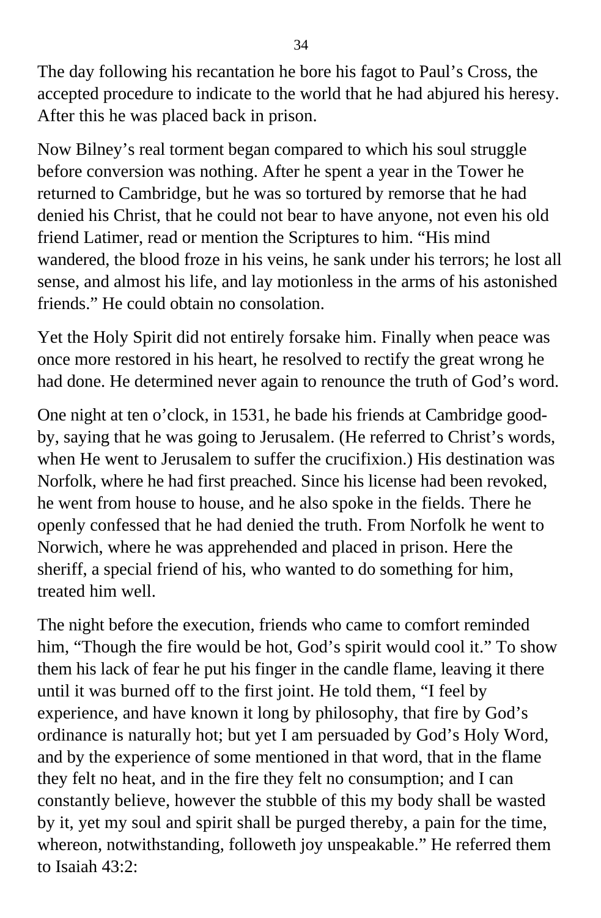The day following his recantation he bore his fagot to Paul's Cross, the accepted procedure to indicate to the world that he had abjured his heresy. After this he was placed back in prison.

Now Bilney's real torment began compared to which his soul struggle before conversion was nothing. After he spent a year in the Tower he returned to Cambridge, but he was so tortured by remorse that he had denied his Christ, that he could not bear to have anyone, not even his old friend Latimer, read or mention the Scriptures to him. "His mind wandered, the blood froze in his veins, he sank under his terrors; he lost all sense, and almost his life, and lay motionless in the arms of his astonished friends." He could obtain no consolation.

Yet the Holy Spirit did not entirely forsake him. Finally when peace was once more restored in his heart, he resolved to rectify the great wrong he had done. He determined never again to renounce the truth of God's word.

One night at ten o'clock, in 1531, he bade his friends at Cambridge good-by, saying that he was going to Jerusalem. (He referred to Christ's words, when He went to Jerusalem to suffer the crucifixion.) His destination was Norfolk, where he had first preached. Since his license had been revoked, he went from house to house, and he also spoke in the fields. There he openly confessed that he had denied the truth. From Norfolk he went to Norwich, where he was apprehended and placed in prison. Here the sheriff, a special friend of his, who wanted to do something for him, treated him well.

The night before the execution, friends who came to comfort reminded him, "Though the fire would be hot, God's spirit would cool it." To show them his lack of fear he put his finger in the candle flame, leaving it there until it was burned off to the first joint. He told them, "I feel by experience, and have known it long by philosophy, that fire by God's ordinance is naturally hot; but yet I am persuaded by God's Holy Word, and by the experience of some mentioned in that word, that in the flame they felt no heat, and in the fire they felt no consumption; and I can constantly believe, however the stubble of this my body shall be wasted by it, yet my soul and spirit shall be purged thereby, a pain for the time, whereon, notwithstanding, followeth joy unspeakable." He referred them to Isaiah 43:2: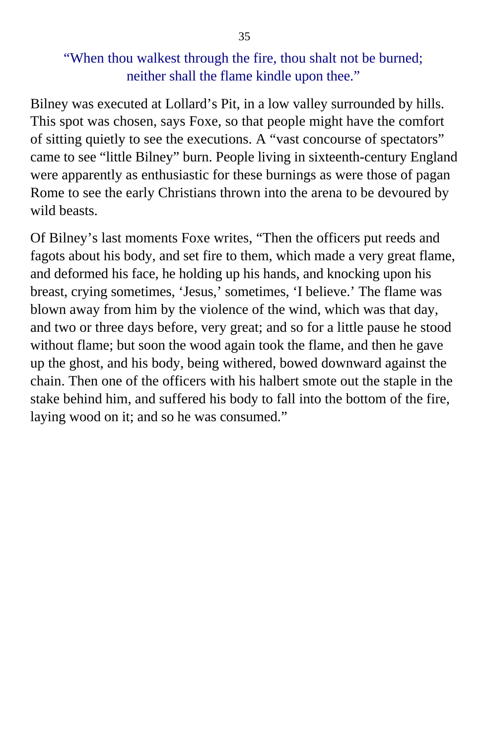“When thou walkest through the fire, thou shalt not be burned; neither shall the flame kindle upon thee.”

Bilney was executed at Lollard’s Pit, in a low valley surrounded by hills. This spot was chosen, says Foxe, so that people might have the comfort of sitting quietly to see the executions. A “vast concourse of spectators” came to see “little Bilney” burn. People living in sixteenth-century England were apparently as enthusiastic for these burnings as were those of pagan Rome to see the early Christians thrown into the arena to be devoured by wild beasts.

Of Bilney’s last moments Foxe writes, “Then the officers put reeds and fagots about his body, and set fire to them, which made a very great flame, and deformed his face, he holding up his hands, and knocking upon his breast, crying sometimes, ‘Jesus,’ sometimes, ‘I believe.’ The flame was blown away from him by the violence of the wind, which was that day, and two or three days before, very great; and so for a little pause he stood without flame; but soon the wood again took the flame, and then he gave up the ghost, and his body, being withered, bowed downward against the chain. Then one of the officers with his halbert smote out the staple in the stake behind him, and suffered his body to fall into the bottom of the fire, laying wood on it; and so he was consumed.”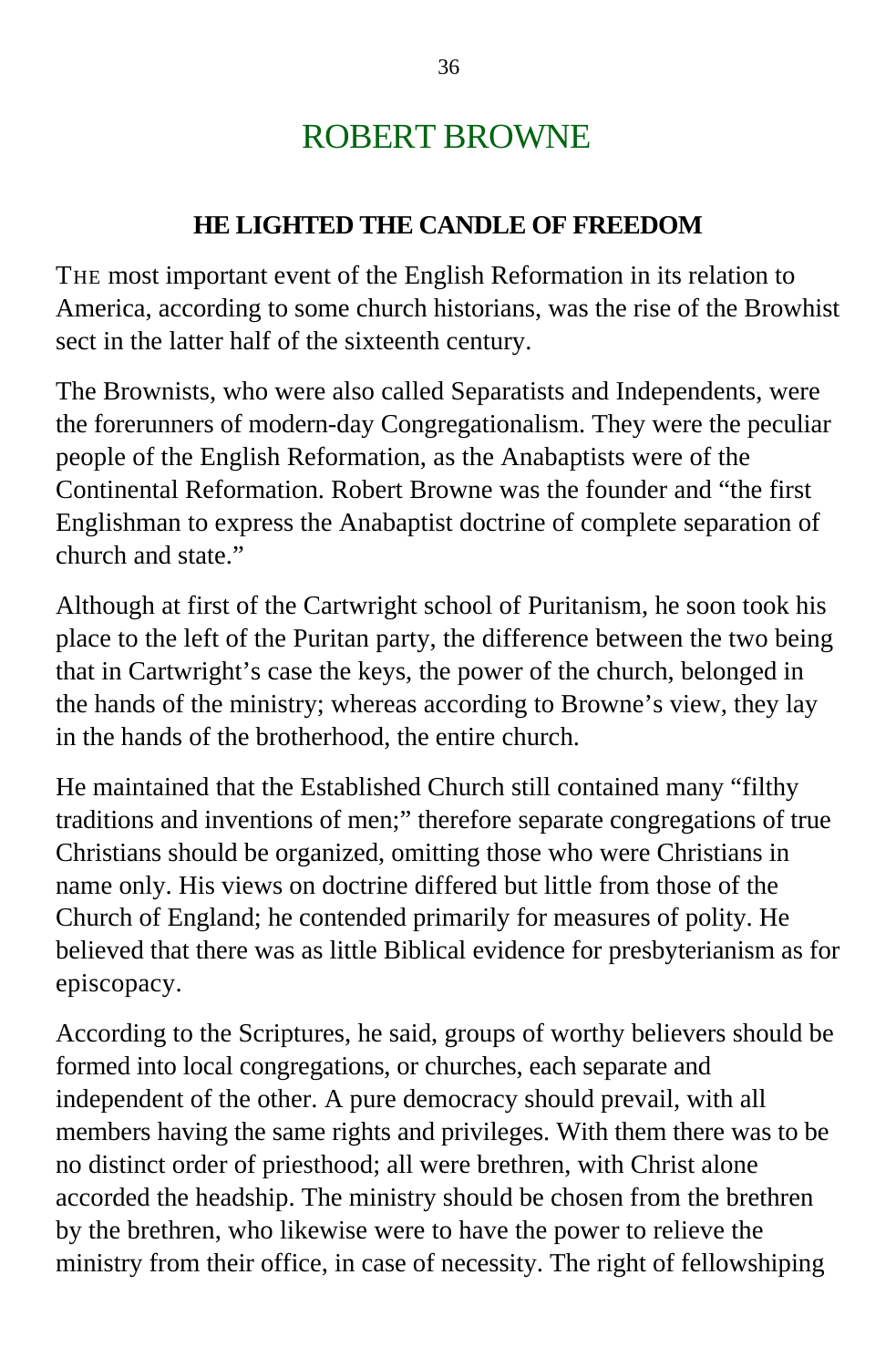# ROBERT BROWNE

## HE LIGHTED THE CANDLE OF FREEDOM

THE most important event of the English Reformation in its relation to America, according to some church historians, was the rise of the Browhist sect in the latter half of the sixteenth century.

The Brownists, who were also called Separatists and Independents, were the forerunners of modern-day Congregationalism. They were the peculiar people of the English Reformation, as the Anabaptists were of the Continental Reformation. Robert Browne was the founder and "the first Englishman to express the Anabaptist doctrine of complete separation of church and state."

Although at first of the Cartwright school of Puritanism, he soon took his place to the left of the Puritan party, the difference between the two being that in Cartwright's case the keys, the power of the church, belonged in the hands of the ministry; whereas according to Browne's view, they lay in the hands of the brotherhood, the entire church.

He maintained that the Established Church still contained many "filthy traditions and inventions of men;" therefore separate congregations of true Christians should be organized, omitting those who were Christians in name only. His views on doctrine differed but little from those of the Church of England; he contended primarily for measures of polity. He believed that there was as little Biblical evidence for presbyterianism as for episcopacy.

According to the Scriptures, he said, groups of worthy believers should be formed into local congregations, or churches, each separate and independent of the other. A pure democracy should prevail, with all members having the same rights and privileges. With them there was to be no distinct order of priesthood; all were brethren, with Christ alone accorded the headship. The ministry should be chosen from the brethren by the brethren, who likewise were to have the power to relieve the ministry from their office, in case of necessity. The right of fellowshiping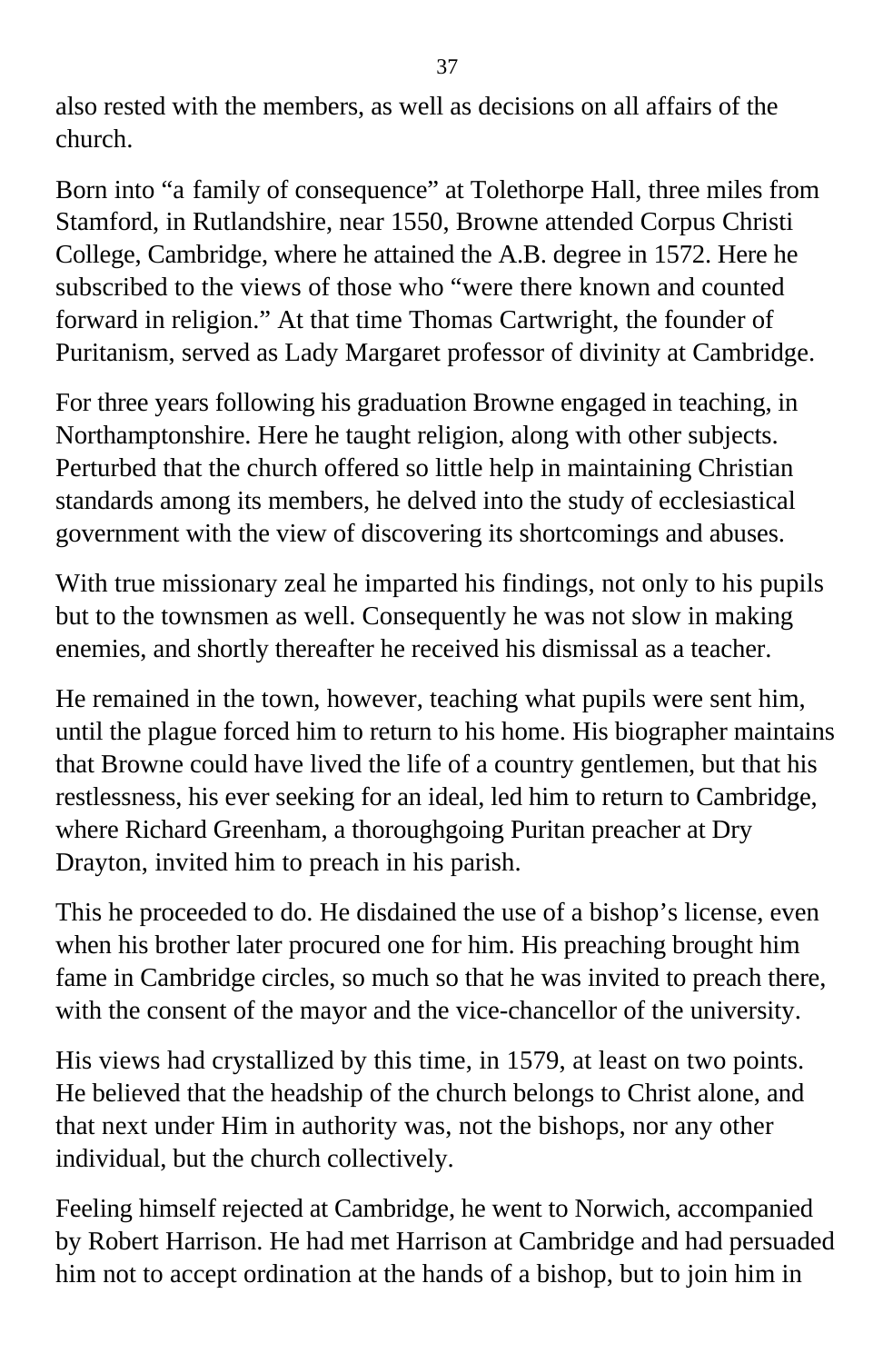also rested with the members, as well as decisions on all affairs of the church.

Born into “a family of consequence” at Tolethorpe Hall, three miles from Stamford, in Rutlandshire, near 1550, Browne attended Corpus Christi College, Cambridge, where he attained the A.B. degree in 1572. Here he subscribed to the views of those who “were there known and counted forward in religion.” At that time Thomas Cartwright, the founder of Puritanism, served as Lady Margaret professor of divinity at Cambridge.

For three years following his graduation Browne engaged in teaching, in Northamptonshire. Here he taught religion, along with other subjects. Perturbed that the church offered so little help in maintaining Christian standards among its members, he delved into the study of ecclesiastical government with the view of discovering its shortcomings and abuses.

With true missionary zeal he imparted his findings, not only to his pupils but to the townsmen as well. Consequently he was not slow in making enemies, and shortly thereafter he received his dismissal as a teacher.

He remained in the town, however, teaching what pupils were sent him, until the plague forced him to return to his home. His biographer maintains that Browne could have lived the life of a country gentlemen, but that his restlessness, his ever seeking for an ideal, led him to return to Cambridge, where Richard Greenham, a thoroughgoing Puritan preacher at Dry Drayton, invited him to preach in his parish.

This he proceeded to do. He disdained the use of a bishop’s license, even when his brother later procured one for him. His preaching brought him fame in Cambridge circles, so much so that he was invited to preach there, with the consent of the mayor and the vice-chancellor of the university.

His views had crystallized by this time, in 1579, at least on two points. He believed that the headship of the church belongs to Christ alone, and that next under Him in authority was, not the bishops, nor any other individual, but the church collectively.

Feeling himself rejected at Cambridge, he went to Norwich, accompanied by Robert Harrison. He had met Harrison at Cambridge and had persuaded him not to accept ordination at the hands of a bishop, but to join him in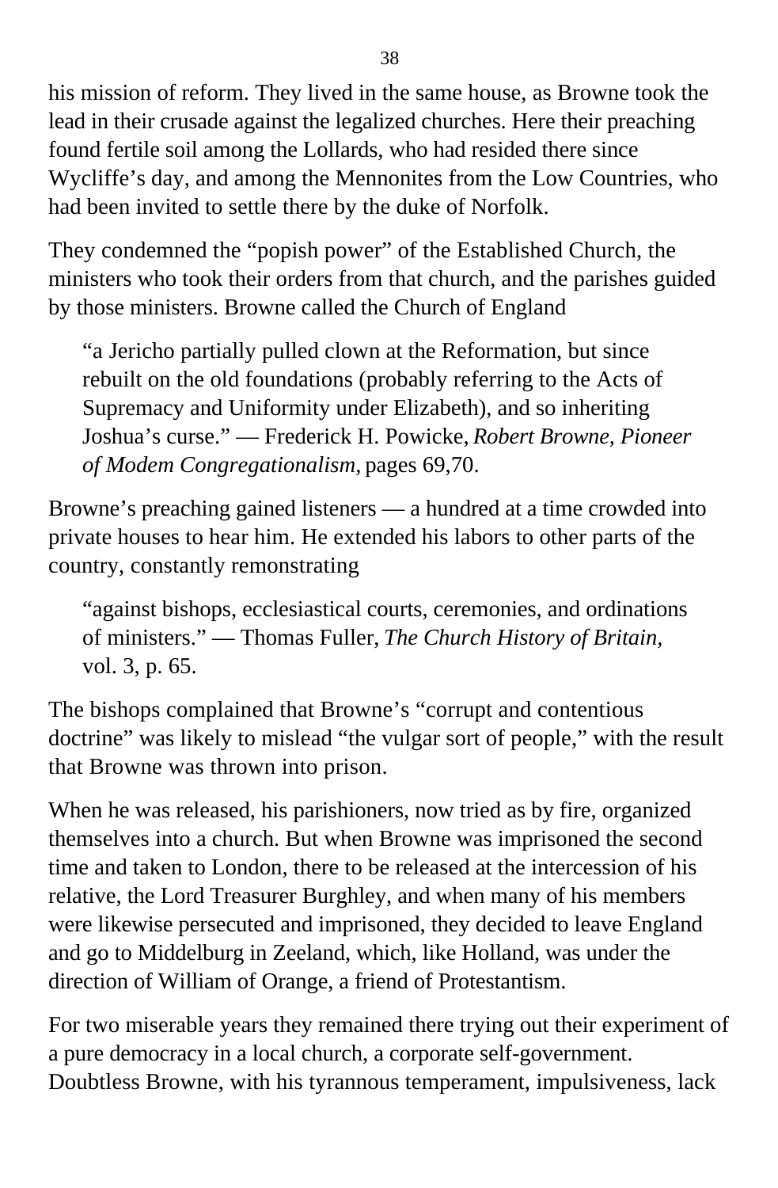his mission of reform. They lived in the same house, as Browne took the lead in their crusade against the legalized churches. Here their preaching found fertile soil among the Lollards, who had resided there since Wycliffe's day, and among the Mennonites from the Low Countries, who had been invited to settle there by the duke of Norfolk.

They condemned the "popish power" of the Established Church, the ministers who took their orders from that church, and the parishes guided by those ministers. Browne called the Church of England

> "a Jericho partially pulled clown at the Reformation, but since rebuilt on the old foundations (probably referring to the Acts of Supremacy and Uniformity under Elizabeth), and so inheriting Joshua's curse." — Frederick H. Powicke, *Robert Browne, Pioneer of Modem Congregationalism,* pages 69,70.

Browne's preaching gained listeners — a hundred at a time crowded into private houses to hear him. He extended his labors to other parts of the country, constantly remonstrating

> "against bishops, ecclesiastical courts, ceremonies, and ordinations of ministers." — Thomas Fuller, *The Church History of Britain,* vol. 3, p. 65.

The bishops complained that Browne's "corrupt and contentious doctrine" was likely to mislead "the vulgar sort of people," with the result that Browne was thrown into prison.

When he was released, his parishioners, now tried as by fire, organized themselves into a church. But when Browne was imprisoned the second time and taken to London, there to be released at the intercession of his relative, the Lord Treasurer Burghley, and when many of his members were likewise persecuted and imprisoned, they decided to leave England and go to Middelburg in Zeeland, which, like Holland, was under the direction of William of Orange, a friend of Protestantism.

For two miserable years they remained there trying out their experiment of a pure democracy in a local church, a corporate self-government. Doubtless Browne, with his tyrannous temperament, impulsiveness, lack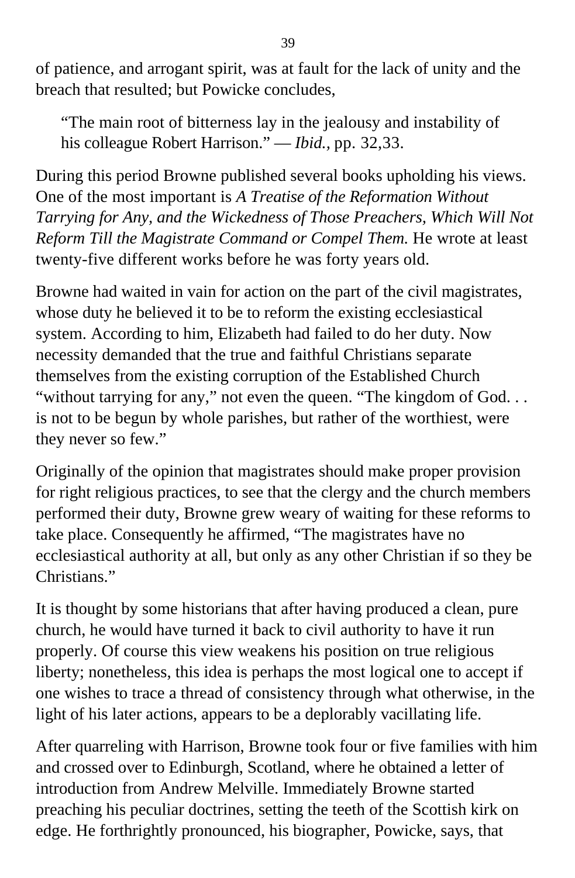of patience, and arrogant spirit, was at fault for the lack of unity and the breach that resulted; but Powicke concludes,

> "The main root of bitterness lay in the jealousy and instability of his colleague Robert Harrison." — *Ibid.,* pp. 32,33.

During this period Browne published several books upholding his views. One of the most important is *A Treatise of the Reformation Without Tarrying for Any, and the Wickedness of Those Preachers, Which Will Not Reform Till the Magistrate Command or Compel Them.* He wrote at least twenty-five different works before he was forty years old.

Browne had waited in vain for action on the part of the civil magistrates, whose duty he believed it to be to reform the existing ecclesiastical system. According to him, Elizabeth had failed to do her duty. Now necessity demanded that the true and faithful Christians separate themselves from the existing corruption of the Established Church "without tarrying for any," not even the queen. "The kingdom of God. . . is not to be begun by whole parishes, but rather of the worthiest, were they never so few."

Originally of the opinion that magistrates should make proper provision for right religious practices, to see that the clergy and the church members performed their duty, Browne grew weary of waiting for these reforms to take place. Consequently he affirmed, "The magistrates have no ecclesiastical authority at all, but only as any other Christian if so they be Christians."

It is thought by some historians that after having produced a clean, pure church, he would have turned it back to civil authority to have it run properly. Of course this view weakens his position on true religious liberty; nonetheless, this idea is perhaps the most logical one to accept if one wishes to trace a thread of consistency through what otherwise, in the light of his later actions, appears to be a deplorably vacillating life.

After quarreling with Harrison, Browne took four or five families with him and crossed over to Edinburgh, Scotland, where he obtained a letter of introduction from Andrew Melville. Immediately Browne started preaching his peculiar doctrines, setting the teeth of the Scottish kirk on edge. He forthrightly pronounced, his biographer, Powicke, says, that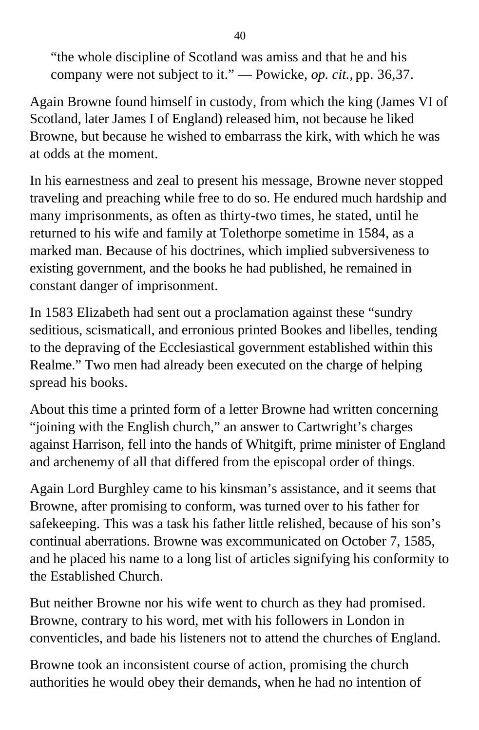> "the whole discipline of Scotland was amiss and that he and his company were not subject to it." — Powicke, *op. cit.*, pp. 36,37.

Again Browne found himself in custody, from which the king (James VI of Scotland, later James I of England) released him, not because he liked Browne, but because he wished to embarrass the kirk, with which he was at odds at the moment.

In his earnestness and zeal to present his message, Browne never stopped traveling and preaching while free to do so. He endured much hardship and many imprisonments, as often as thirty-two times, he stated, until he returned to his wife and family at Tolethorpe sometime in 1584, as a marked man. Because of his doctrines, which implied subversiveness to existing government, and the books he had published, he remained in constant danger of imprisonment.

In 1583 Elizabeth had sent out a proclamation against these "sundry seditious, scismaticall, and erronious printed Bookes and libelles, tending to the depraving of the Ecclesiastical government established within this Realme." Two men had already been executed on the charge of helping spread his books.

About this time a printed form of a letter Browne had written concerning "joining with the English church," an answer to Cartwright's charges against Harrison, fell into the hands of Whitgift, prime minister of England and archenemy of all that differed from the episcopal order of things.

Again Lord Burghley came to his kinsman's assistance, and it seems that Browne, after promising to conform, was turned over to his father for safekeeping. This was a task his father little relished, because of his son's continual aberrations. Browne was excommunicated on October 7, 1585, and he placed his name to a long list of articles signifying his conformity to the Established Church.

But neither Browne nor his wife went to church as they had promised. Browne, contrary to his word, met with his followers in London in conventicles, and bade his listeners not to attend the churches of England.

Browne took an inconsistent course of action, promising the church authorities he would obey their demands, when he had no intention of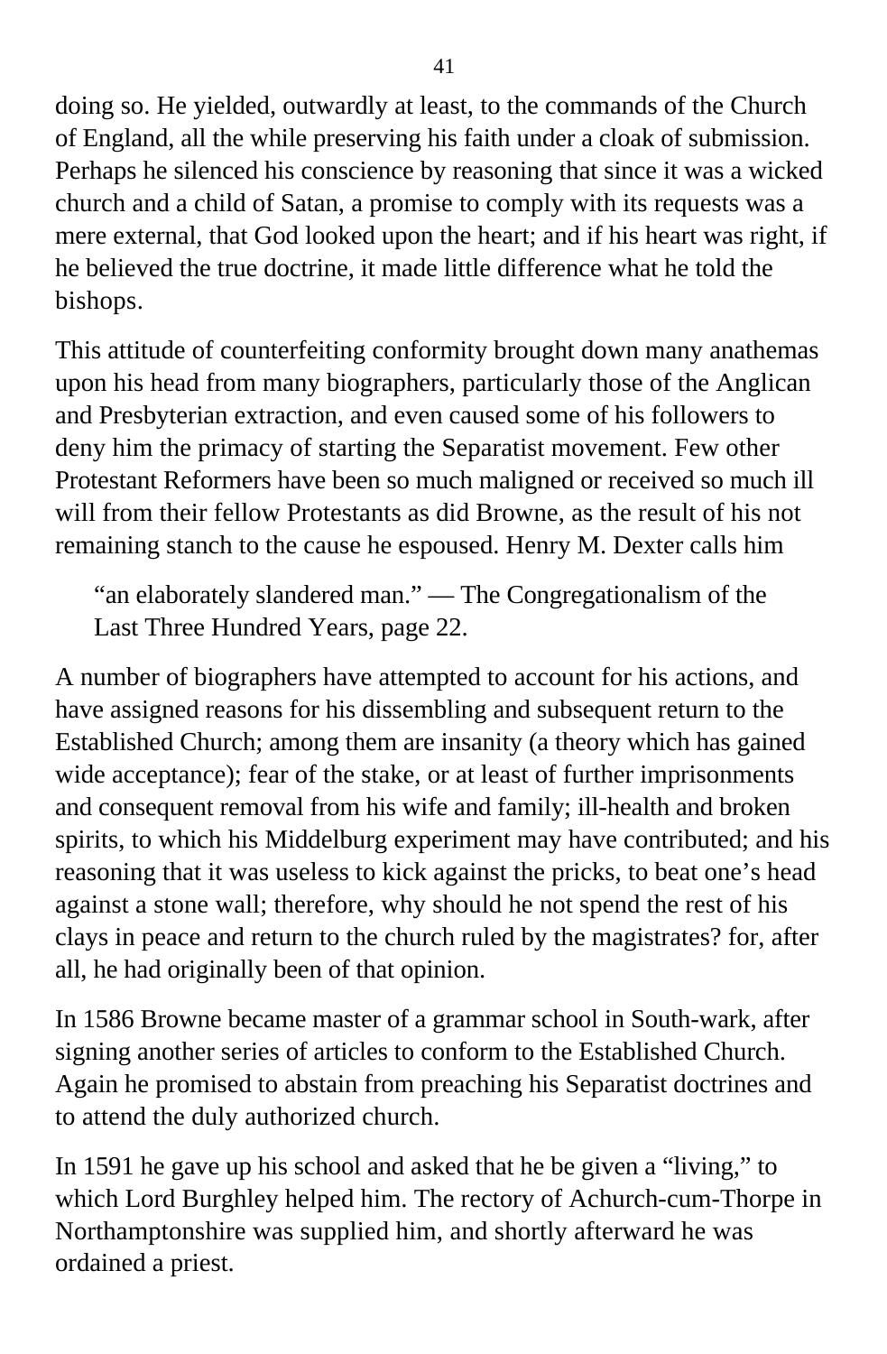doing so. He yielded, outwardly at least, to the commands of the Church of England, all the while preserving his faith under a cloak of submission. Perhaps he silenced his conscience by reasoning that since it was a wicked church and a child of Satan, a promise to comply with its requests was a mere external, that God looked upon the heart; and if his heart was right, if he believed the true doctrine, it made little difference what he told the bishops.

This attitude of counterfeiting conformity brought down many anathemas upon his head from many biographers, particularly those of the Anglican and Presbyterian extraction, and even caused some of his followers to deny him the primacy of starting the Separatist movement. Few other Protestant Reformers have been so much maligned or received so much ill will from their fellow Protestants as did Browne, as the result of his not remaining stanch to the cause he espoused. Henry M. Dexter calls him

> "an elaborately slandered man." — The Congregationalism of the Last Three Hundred Years, page 22.

A number of biographers have attempted to account for his actions, and have assigned reasons for his dissembling and subsequent return to the Established Church; among them are insanity (a theory which has gained wide acceptance); fear of the stake, or at least of further imprisonments and consequent removal from his wife and family; ill-health and broken spirits, to which his Middelburg experiment may have contributed; and his reasoning that it was useless to kick against the pricks, to beat one's head against a stone wall; therefore, why should he not spend the rest of his clays in peace and return to the church ruled by the magistrates? for, after all, he had originally been of that opinion.

In 1586 Browne became master of a grammar school in South-wark, after signing another series of articles to conform to the Established Church. Again he promised to abstain from preaching his Separatist doctrines and to attend the duly authorized church.

In 1591 he gave up his school and asked that he be given a "living," to which Lord Burghley helped him. The rectory of Achurch-cum-Thorpe in Northamptonshire was supplied him, and shortly afterward he was ordained a priest.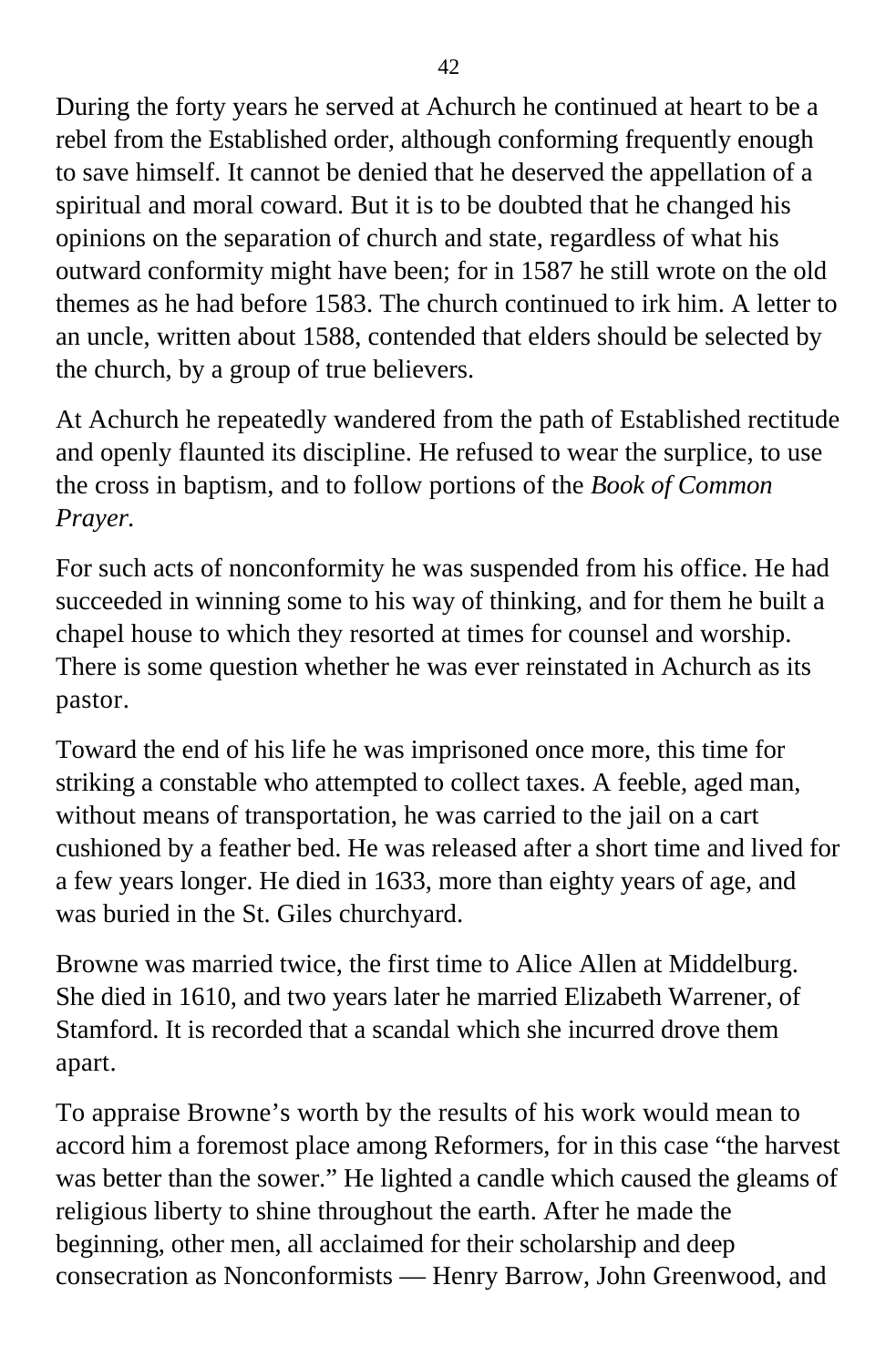During the forty years he served at Achurch he continued at heart to be a rebel from the Established order, although conforming frequently enough to save himself. It cannot be denied that he deserved the appellation of a spiritual and moral coward. But it is to be doubted that he changed his opinions on the separation of church and state, regardless of what his outward conformity might have been; for in 1587 he still wrote on the old themes as he had before 1583. The church continued to irk him. A letter to an uncle, written about 1588, contended that elders should be selected by the church, by a group of true believers.

At Achurch he repeatedly wandered from the path of Established rectitude and openly flaunted its discipline. He refused to wear the surplice, to use the cross in baptism, and to follow portions of the *Book of Common Prayer.*

For such acts of nonconformity he was suspended from his office. He had succeeded in winning some to his way of thinking, and for them he built a chapel house to which they resorted at times for counsel and worship. There is some question whether he was ever reinstated in Achurch as its pastor.

Toward the end of his life he was imprisoned once more, this time for striking a constable who attempted to collect taxes. A feeble, aged man, without means of transportation, he was carried to the jail on a cart cushioned by a feather bed. He was released after a short time and lived for a few years longer. He died in 1633, more than eighty years of age, and was buried in the St. Giles churchyard.

Browne was married twice, the first time to Alice Allen at Middelburg. She died in 1610, and two years later he married Elizabeth Warrener, of Stamford. It is recorded that a scandal which she incurred drove them apart.

To appraise Browne's worth by the results of his work would mean to accord him a foremost place among Reformers, for in this case "the harvest was better than the sower." He lighted a candle which caused the gleams of religious liberty to shine throughout the earth. After he made the beginning, other men, all acclaimed for their scholarship and deep consecration as Nonconformists — Henry Barrow, John Greenwood, and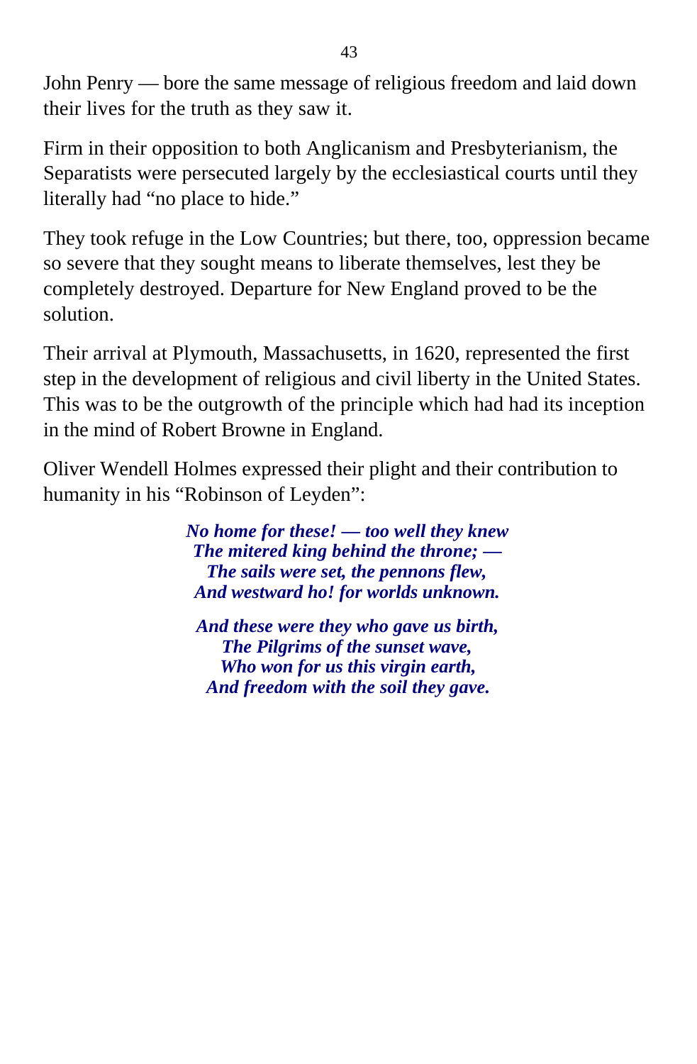John Penry — bore the same message of religious freedom and laid down their lives for the truth as they saw it.

Firm in their opposition to both Anglicanism and Presbyterianism, the Separatists were persecuted largely by the ecclesiastical courts until they literally had "no place to hide."

They took refuge in the Low Countries; but there, too, oppression became so severe that they sought means to liberate themselves, lest they be completely destroyed. Departure for New England proved to be the solution.

Their arrival at Plymouth, Massachusetts, in 1620, represented the first step in the development of religious and civil liberty in the United States. This was to be the outgrowth of the principle which had had its inception in the mind of Robert Browne in England.

Oliver Wendell Holmes expressed their plight and their contribution to humanity in his "Robinson of Leyden":

***No home for these! — too well they knew***
***The mitered king behind the throne; —***
***The sails were set, the pennons flew,***
***And westward ho! for worlds unknown.***

***And these were they who gave us birth,***
***The Pilgrims of the sunset wave,***
***Who won for us this virgin earth,***
***And freedom with the soil they gave.***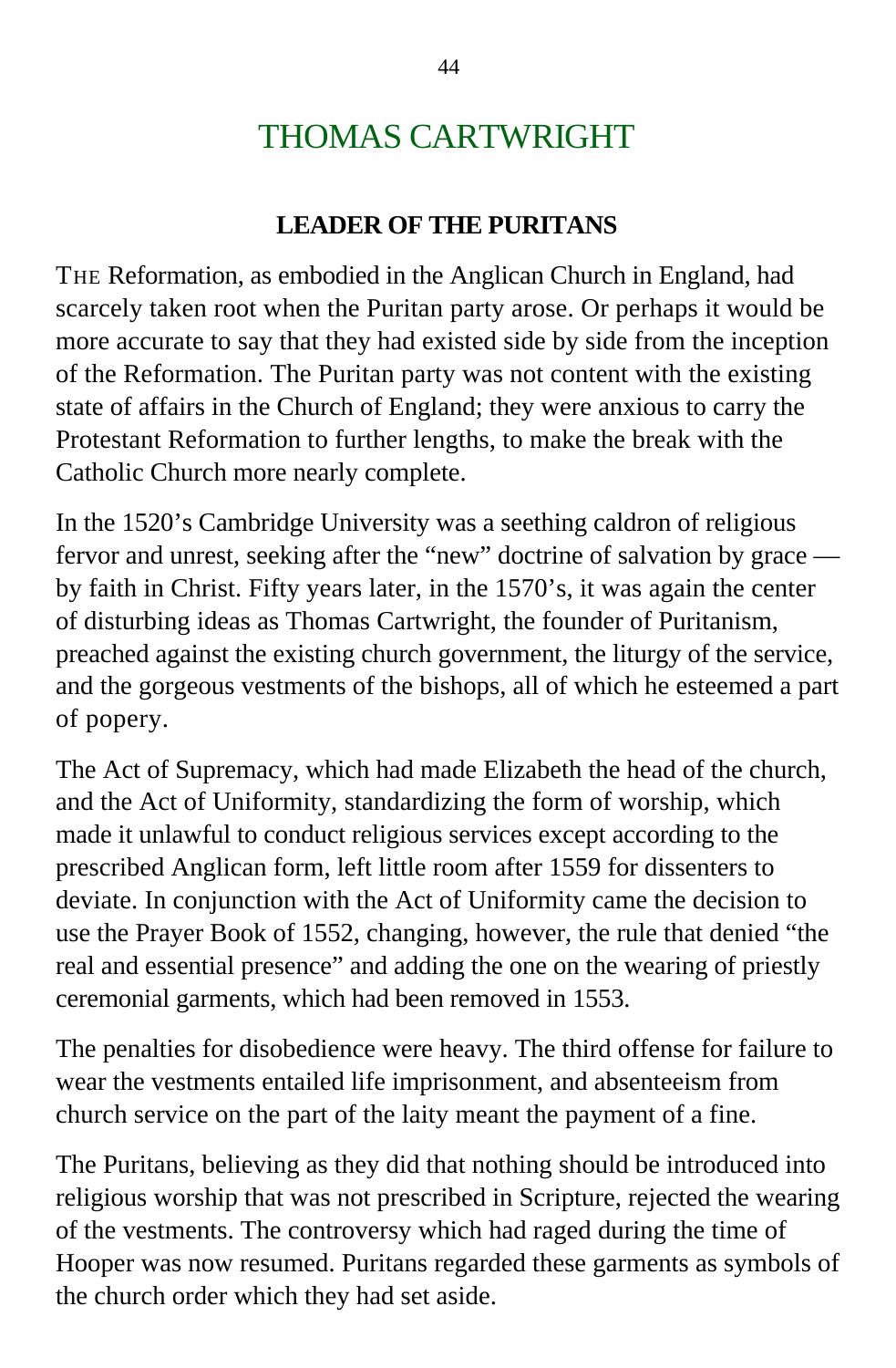# THOMAS CARTWRIGHT

## LEADER OF THE PURITANS

THE Reformation, as embodied in the Anglican Church in England, had scarcely taken root when the Puritan party arose. Or perhaps it would be more accurate to say that they had existed side by side from the inception of the Reformation. The Puritan party was not content with the existing state of affairs in the Church of England; they were anxious to carry the Protestant Reformation to further lengths, to make the break with the Catholic Church more nearly complete.

In the 1520's Cambridge University was a seething caldron of religious fervor and unrest, seeking after the "new" doctrine of salvation by grace — by faith in Christ. Fifty years later, in the 1570's, it was again the center of disturbing ideas as Thomas Cartwright, the founder of Puritanism, preached against the existing church government, the liturgy of the service, and the gorgeous vestments of the bishops, all of which he esteemed a part of popery.

The Act of Supremacy, which had made Elizabeth the head of the church, and the Act of Uniformity, standardizing the form of worship, which made it unlawful to conduct religious services except according to the prescribed Anglican form, left little room after 1559 for dissenters to deviate. In conjunction with the Act of Uniformity came the decision to use the Prayer Book of 1552, changing, however, the rule that denied "the real and essential presence" and adding the one on the wearing of priestly ceremonial garments, which had been removed in 1553.

The penalties for disobedience were heavy. The third offense for failure to wear the vestments entailed life imprisonment, and absenteeism from church service on the part of the laity meant the payment of a fine.

The Puritans, believing as they did that nothing should be introduced into religious worship that was not prescribed in Scripture, rejected the wearing of the vestments. The controversy which had raged during the time of Hooper was now resumed. Puritans regarded these garments as symbols of the church order which they had set aside.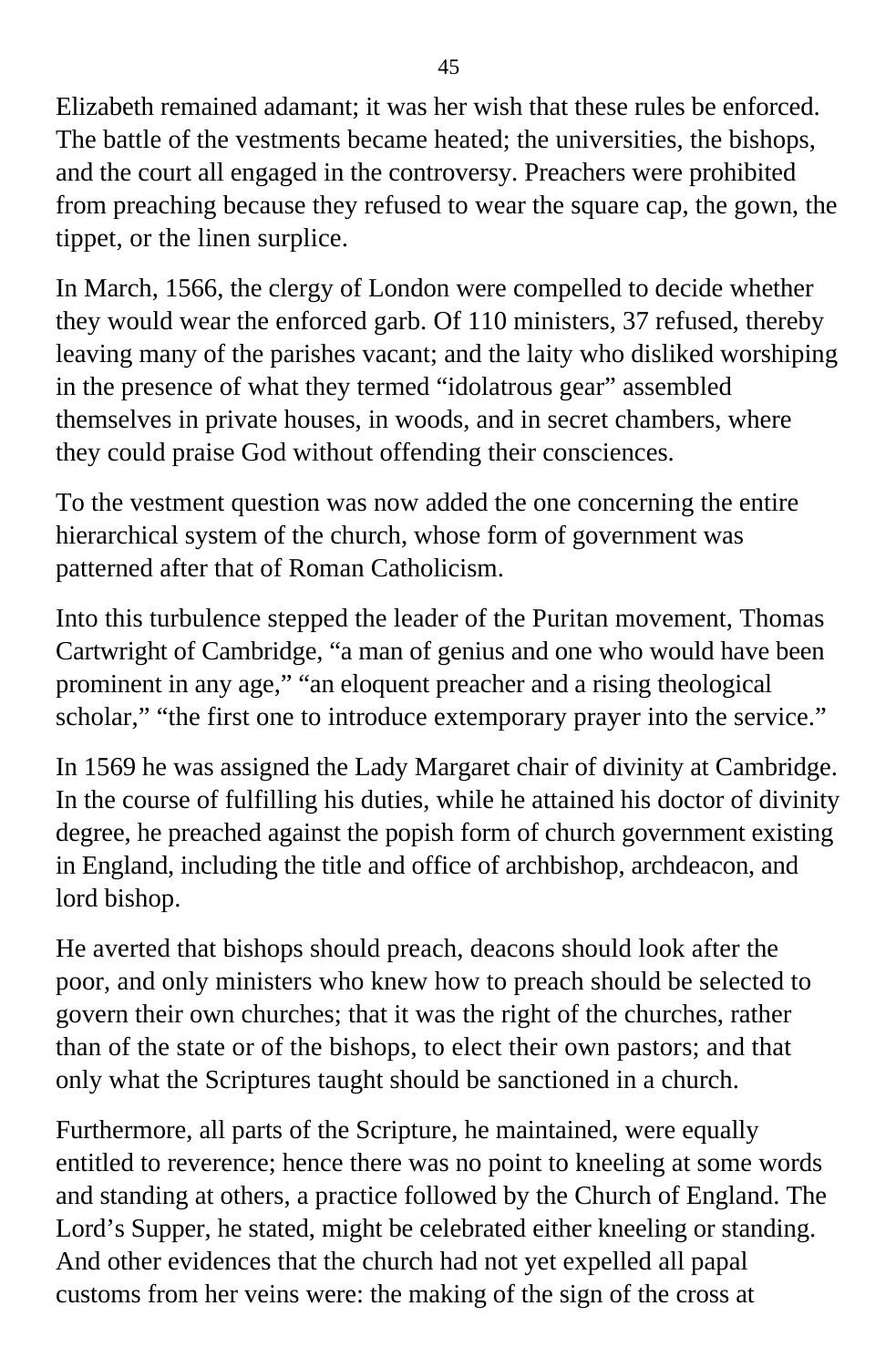Elizabeth remained adamant; it was her wish that these rules be enforced. The battle of the vestments became heated; the universities, the bishops, and the court all engaged in the controversy. Preachers were prohibited from preaching because they refused to wear the square cap, the gown, the tippet, or the linen surplice.

In March, 1566, the clergy of London were compelled to decide whether they would wear the enforced garb. Of 110 ministers, 37 refused, thereby leaving many of the parishes vacant; and the laity who disliked worshiping in the presence of what they termed "idolatrous gear" assembled themselves in private houses, in woods, and in secret chambers, where they could praise God without offending their consciences.

To the vestment question was now added the one concerning the entire hierarchical system of the church, whose form of government was patterned after that of Roman Catholicism.

Into this turbulence stepped the leader of the Puritan movement, Thomas Cartwright of Cambridge, "a man of genius and one who would have been prominent in any age," "an eloquent preacher and a rising theological scholar," "the first one to introduce extemporary prayer into the service."

In 1569 he was assigned the Lady Margaret chair of divinity at Cambridge. In the course of fulfilling his duties, while he attained his doctor of divinity degree, he preached against the popish form of church government existing in England, including the title and office of archbishop, archdeacon, and lord bishop.

He averted that bishops should preach, deacons should look after the poor, and only ministers who knew how to preach should be selected to govern their own churches; that it was the right of the churches, rather than of the state or of the bishops, to elect their own pastors; and that only what the Scriptures taught should be sanctioned in a church.

Furthermore, all parts of the Scripture, he maintained, were equally entitled to reverence; hence there was no point to kneeling at some words and standing at others, a practice followed by the Church of England. The Lord's Supper, he stated, might be celebrated either kneeling or standing. And other evidences that the church had not yet expelled all papal customs from her veins were: the making of the sign of the cross at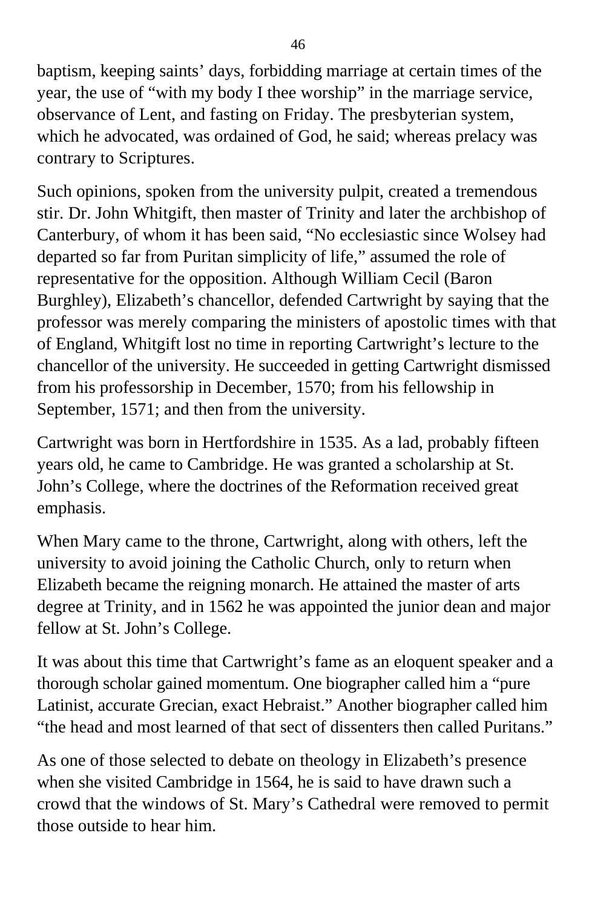baptism, keeping saints' days, forbidding marriage at certain times of the year, the use of "with my body I thee worship" in the marriage service, observance of Lent, and fasting on Friday. The presbyterian system, which he advocated, was ordained of God, he said; whereas prelacy was contrary to Scriptures.

Such opinions, spoken from the university pulpit, created a tremendous stir. Dr. John Whitgift, then master of Trinity and later the archbishop of Canterbury, of whom it has been said, "No ecclesiastic since Wolsey had departed so far from Puritan simplicity of life," assumed the role of representative for the opposition. Although William Cecil (Baron Burghley), Elizabeth's chancellor, defended Cartwright by saying that the professor was merely comparing the ministers of apostolic times with that of England, Whitgift lost no time in reporting Cartwright's lecture to the chancellor of the university. He succeeded in getting Cartwright dismissed from his professorship in December, 1570; from his fellowship in September, 1571; and then from the university.

Cartwright was born in Hertfordshire in 1535. As a lad, probably fifteen years old, he came to Cambridge. He was granted a scholarship at St. John's College, where the doctrines of the Reformation received great emphasis.

When Mary came to the throne, Cartwright, along with others, left the university to avoid joining the Catholic Church, only to return when Elizabeth became the reigning monarch. He attained the master of arts degree at Trinity, and in 1562 he was appointed the junior dean and major fellow at St. John's College.

It was about this time that Cartwright's fame as an eloquent speaker and a thorough scholar gained momentum. One biographer called him a "pure Latinist, accurate Grecian, exact Hebraist." Another biographer called him "the head and most learned of that sect of dissenters then called Puritans."

As one of those selected to debate on theology in Elizabeth's presence when she visited Cambridge in 1564, he is said to have drawn such a crowd that the windows of St. Mary's Cathedral were removed to permit those outside to hear him.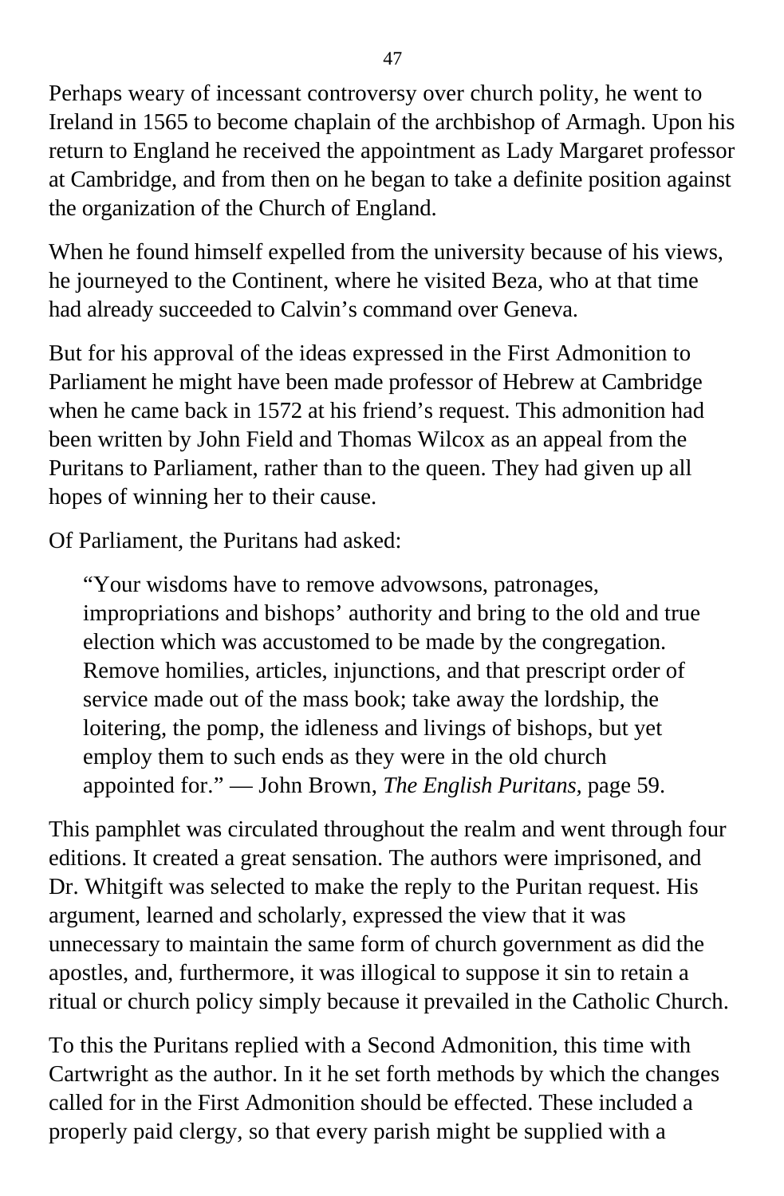Perhaps weary of incessant controversy over church polity, he went to Ireland in 1565 to become chaplain of the archbishop of Armagh. Upon his return to England he received the appointment as Lady Margaret professor at Cambridge, and from then on he began to take a definite position against the organization of the Church of England.

When he found himself expelled from the university because of his views, he journeyed to the Continent, where he visited Beza, who at that time had already succeeded to Calvin's command over Geneva.

But for his approval of the ideas expressed in the First Admonition to Parliament he might have been made professor of Hebrew at Cambridge when he came back in 1572 at his friend's request. This admonition had been written by John Field and Thomas Wilcox as an appeal from the Puritans to Parliament, rather than to the queen. They had given up all hopes of winning her to their cause.

Of Parliament, the Puritans had asked:

> "Your wisdoms have to remove advowsons, patronages, impropriations and bishops' authority and bring to the old and true election which was accustomed to be made by the congregation. Remove homilies, articles, injunctions, and that prescript order of service made out of the mass book; take away the lordship, the loitering, the pomp, the idleness and livings of bishops, but yet employ them to such ends as they were in the old church appointed for." — John Brown, *The English Puritans,* page 59.

This pamphlet was circulated throughout the realm and went through four editions. It created a great sensation. The authors were imprisoned, and Dr. Whitgift was selected to make the reply to the Puritan request. His argument, learned and scholarly, expressed the view that it was unnecessary to maintain the same form of church government as did the apostles, and, furthermore, it was illogical to suppose it sin to retain a ritual or church policy simply because it prevailed in the Catholic Church.

To this the Puritans replied with a Second Admonition, this time with Cartwright as the author. In it he set forth methods by which the changes called for in the First Admonition should be effected. These included a properly paid clergy, so that every parish might be supplied with a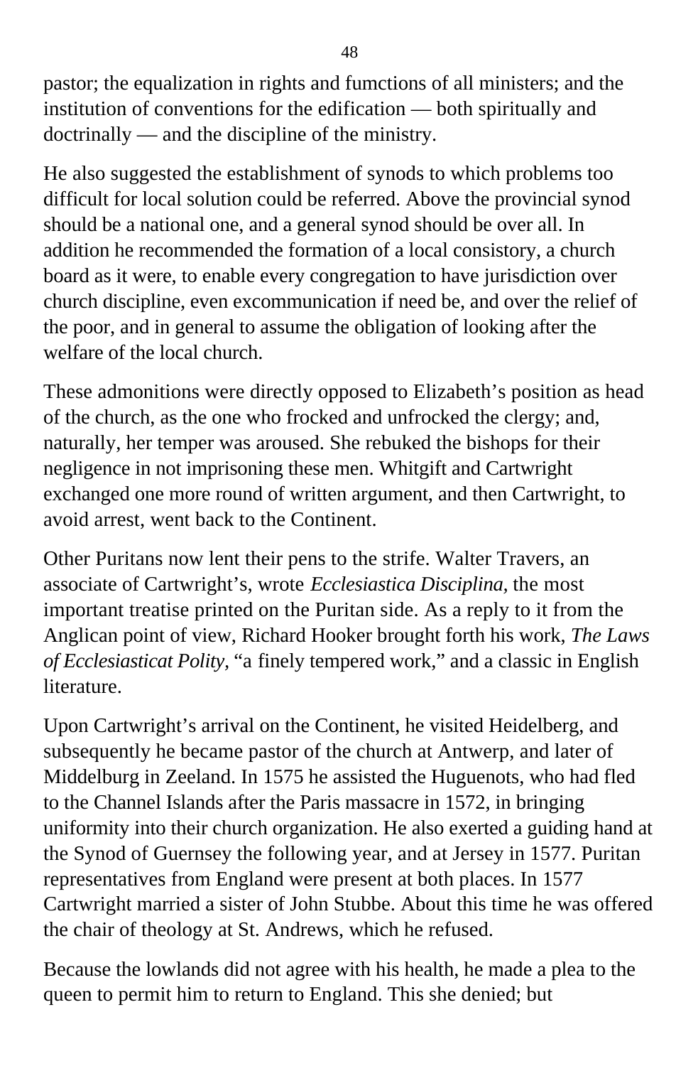pastor; the equalization in rights and fumctions of all ministers; and the institution of conventions for the edification — both spiritually and doctrinally — and the discipline of the ministry.

He also suggested the establishment of synods to which problems too difficult for local solution could be referred. Above the provincial synod should be a national one, and a general synod should be over all. In addition he recommended the formation of a local consistory, a church board as it were, to enable every congregation to have jurisdiction over church discipline, even excommunication if need be, and over the relief of the poor, and in general to assume the obligation of looking after the welfare of the local church.

These admonitions were directly opposed to Elizabeth's position as head of the church, as the one who frocked and unfrocked the clergy; and, naturally, her temper was aroused. She rebuked the bishops for their negligence in not imprisoning these men. Whitgift and Cartwright exchanged one more round of written argument, and then Cartwright, to avoid arrest, went back to the Continent.

Other Puritans now lent their pens to the strife. Walter Travers, an associate of Cartwright's, wrote *Ecclesiastica Disciplina,* the most important treatise printed on the Puritan side. As a reply to it from the Anglican point of view, Richard Hooker brought forth his work, *The Laws of Ecclesiasticat Polity*, "a finely tempered work," and a classic in English literature.

Upon Cartwright's arrival on the Continent, he visited Heidelberg, and subsequently he became pastor of the church at Antwerp, and later of Middelburg in Zeeland. In 1575 he assisted the Huguenots, who had fled to the Channel Islands after the Paris massacre in 1572, in bringing uniformity into their church organization. He also exerted a guiding hand at the Synod of Guernsey the following year, and at Jersey in 1577. Puritan representatives from England were present at both places. In 1577 Cartwright married a sister of John Stubbe. About this time he was offered the chair of theology at St. Andrews, which he refused.

Because the lowlands did not agree with his health, he made a plea to the queen to permit him to return to England. This she denied; but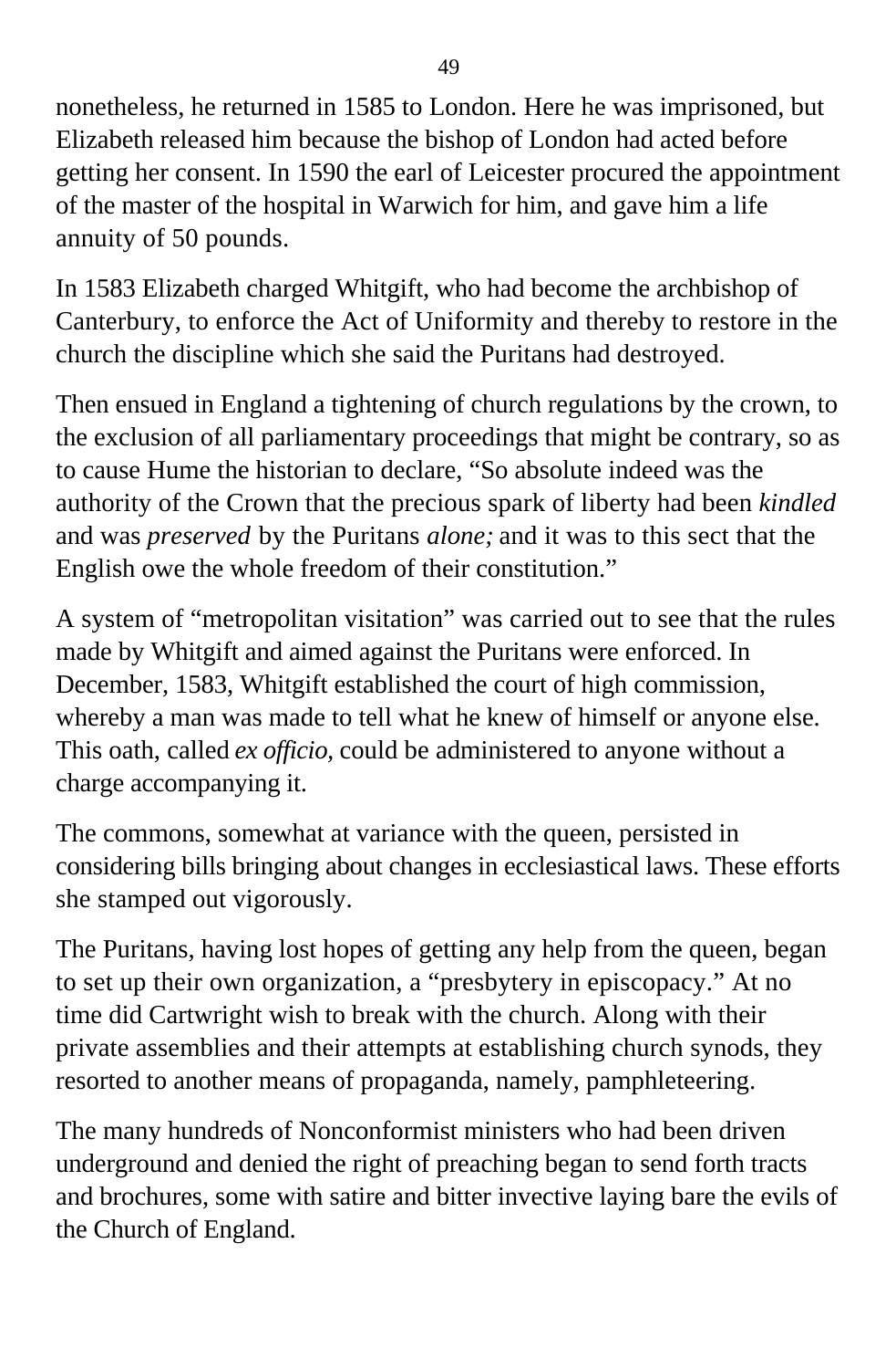nonetheless, he returned in 1585 to London. Here he was imprisoned, but Elizabeth released him because the bishop of London had acted before getting her consent. In 1590 the earl of Leicester procured the appointment of the master of the hospital in Warwich for him, and gave him a life annuity of 50 pounds.

In 1583 Elizabeth charged Whitgift, who had become the archbishop of Canterbury, to enforce the Act of Uniformity and thereby to restore in the church the discipline which she said the Puritans had destroyed.

Then ensued in England a tightening of church regulations by the crown, to the exclusion of all parliamentary proceedings that might be contrary, so as to cause Hume the historian to declare, “So absolute indeed was the authority of the Crown that the precious spark of liberty had been *kindled* and was *preserved* by the Puritans *alone;* and it was to this sect that the English owe the whole freedom of their constitution.”

A system of “metropolitan visitation” was carried out to see that the rules made by Whitgift and aimed against the Puritans were enforced. In December, 1583, Whitgift established the court of high commission, whereby a man was made to tell what he knew of himself or anyone else. This oath, called *ex officio,* could be administered to anyone without a charge accompanying it.

The commons, somewhat at variance with the queen, persisted in considering bills bringing about changes in ecclesiastical laws. These efforts she stamped out vigorously.

The Puritans, having lost hopes of getting any help from the queen, began to set up their own organization, a “presbytery in episcopacy.” At no time did Cartwright wish to break with the church. Along with their private assemblies and their attempts at establishing church synods, they resorted to another means of propaganda, namely, pamphleteering.

The many hundreds of Nonconformist ministers who had been driven underground and denied the right of preaching began to send forth tracts and brochures, some with satire and bitter invective laying bare the evils of the Church of England.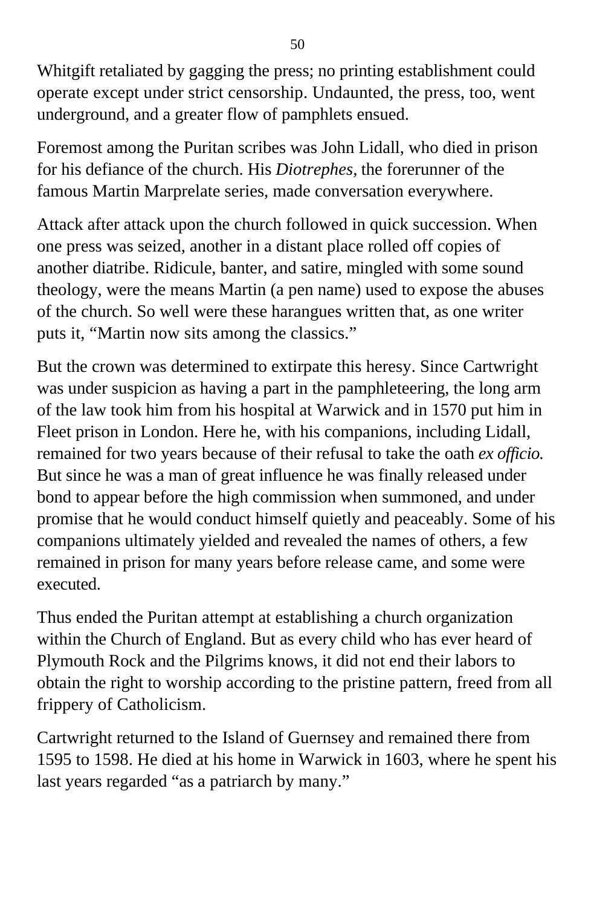Whitgift retaliated by gagging the press; no printing establishment could operate except under strict censorship. Undaunted, the press, too, went underground, and a greater flow of pamphlets ensued.

Foremost among the Puritan scribes was John Lidall, who died in prison for his defiance of the church. His *Diotrephes,* the forerunner of the famous Martin Marprelate series, made conversation everywhere.

Attack after attack upon the church followed in quick succession. When one press was seized, another in a distant place rolled off copies of another diatribe. Ridicule, banter, and satire, mingled with some sound theology, were the means Martin (a pen name) used to expose the abuses of the church. So well were these harangues written that, as one writer puts it, “Martin now sits among the classics.”

But the crown was determined to extirpate this heresy. Since Cartwright was under suspicion as having a part in the pamphleteering, the long arm of the law took him from his hospital at Warwick and in 1570 put him in Fleet prison in London. Here he, with his companions, including Lidall, remained for two years because of their refusal to take the oath *ex officio.* But since he was a man of great influence he was finally released under bond to appear before the high commission when summoned, and under promise that he would conduct himself quietly and peaceably. Some of his companions ultimately yielded and revealed the names of others, a few remained in prison for many years before release came, and some were executed.

Thus ended the Puritan attempt at establishing a church organization within the Church of England. But as every child who has ever heard of Plymouth Rock and the Pilgrims knows, it did not end their labors to obtain the right to worship according to the pristine pattern, freed from all frippery of Catholicism.

Cartwright returned to the Island of Guernsey and remained there from 1595 to 1598. He died at his home in Warwick in 1603, where he spent his last years regarded “as a patriarch by many.”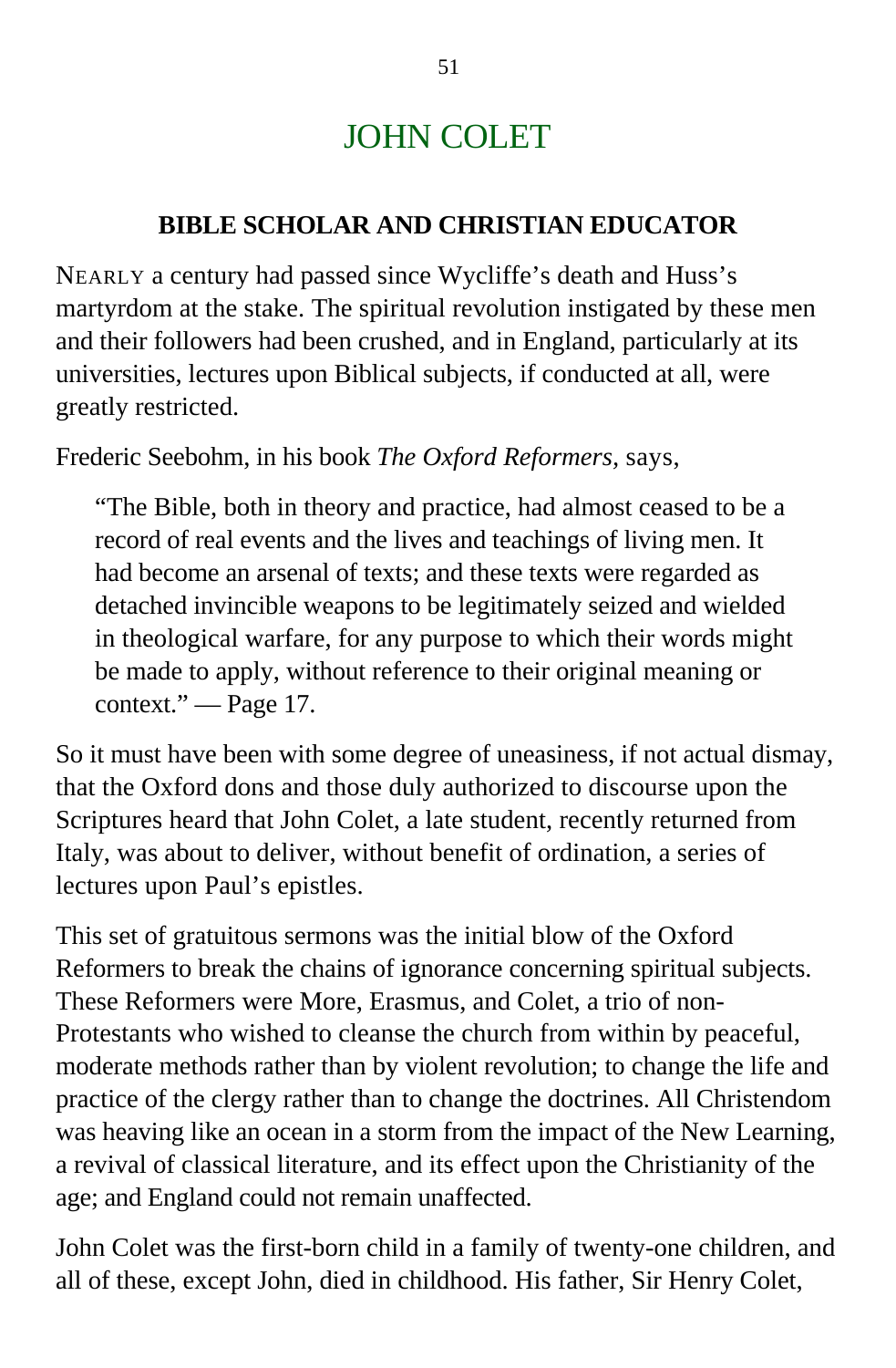# JOHN COLET

### BIBLE SCHOLAR AND CHRISTIAN EDUCATOR

NEARLY a century had passed since Wycliffe's death and Huss's martyrdom at the stake. The spiritual revolution instigated by these men and their followers had been crushed, and in England, particularly at its universities, lectures upon Biblical subjects, if conducted at all, were greatly restricted.

Frederic Seebohm, in his book *The Oxford Reformers,* says,

> "The Bible, both in theory and practice, had almost ceased to be a record of real events and the lives and teachings of living men. It had become an arsenal of texts; and these texts were regarded as detached invincible weapons to be legitimately seized and wielded in theological warfare, for any purpose to which their words might be made to apply, without reference to their original meaning or context." — Page 17.

So it must have been with some degree of uneasiness, if not actual dismay, that the Oxford dons and those duly authorized to discourse upon the Scriptures heard that John Colet, a late student, recently returned from Italy, was about to deliver, without benefit of ordination, a series of lectures upon Paul's epistles.

This set of gratuitous sermons was the initial blow of the Oxford Reformers to break the chains of ignorance concerning spiritual subjects. These Reformers were More, Erasmus, and Colet, a trio of non-Protestants who wished to cleanse the church from within by peaceful, moderate methods rather than by violent revolution; to change the life and practice of the clergy rather than to change the doctrines. All Christendom was heaving like an ocean in a storm from the impact of the New Learning, a revival of classical literature, and its effect upon the Christianity of the age; and England could not remain unaffected.

John Colet was the first-born child in a family of twenty-one children, and all of these, except John, died in childhood. His father, Sir Henry Colet,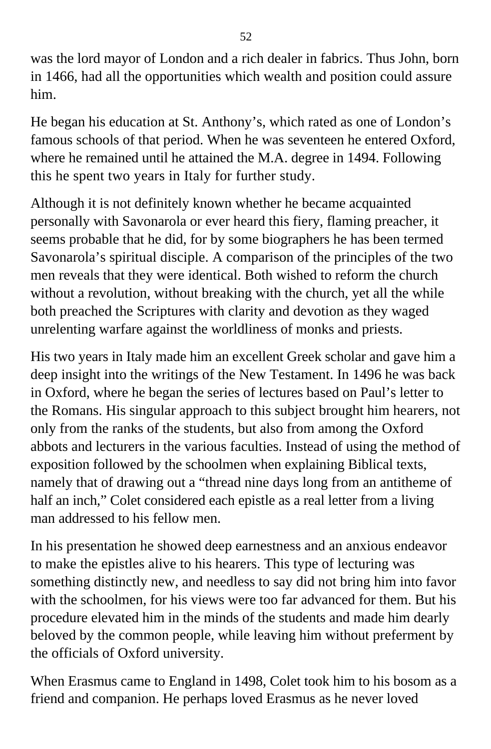was the lord mayor of London and a rich dealer in fabrics. Thus John, born in 1466, had all the opportunities which wealth and position could assure him.

He began his education at St. Anthony's, which rated as one of London's famous schools of that period. When he was seventeen he entered Oxford, where he remained until he attained the M.A. degree in 1494. Following this he spent two years in Italy for further study.

Although it is not definitely known whether he became acquainted personally with Savonarola or ever heard this fiery, flaming preacher, it seems probable that he did, for by some biographers he has been termed Savonarola's spiritual disciple. A comparison of the principles of the two men reveals that they were identical. Both wished to reform the church without a revolution, without breaking with the church, yet all the while both preached the Scriptures with clarity and devotion as they waged unrelenting warfare against the worldliness of monks and priests.

His two years in Italy made him an excellent Greek scholar and gave him a deep insight into the writings of the New Testament. In 1496 he was back in Oxford, where he began the series of lectures based on Paul's letter to the Romans. His singular approach to this subject brought him hearers, not only from the ranks of the students, but also from among the Oxford abbots and lecturers in the various faculties. Instead of using the method of exposition followed by the schoolmen when explaining Biblical texts, namely that of drawing out a "thread nine days long from an antitheme of half an inch," Colet considered each epistle as a real letter from a living man addressed to his fellow men.

In his presentation he showed deep earnestness and an anxious endeavor to make the epistles alive to his hearers. This type of lecturing was something distinctly new, and needless to say did not bring him into favor with the schoolmen, for his views were too far advanced for them. But his procedure elevated him in the minds of the students and made him dearly beloved by the common people, while leaving him without preferment by the officials of Oxford university.

When Erasmus came to England in 1498, Colet took him to his bosom as a friend and companion. He perhaps loved Erasmus as he never loved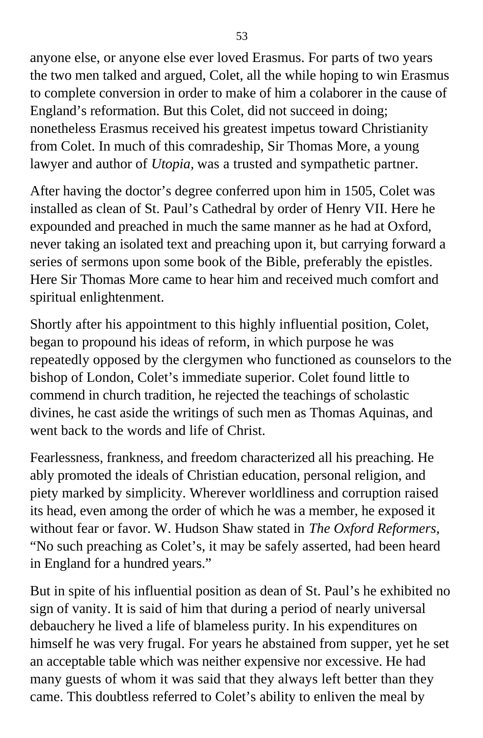anyone else, or anyone else ever loved Erasmus. For parts of two years the two men talked and argued, Colet, all the while hoping to win Erasmus to complete conversion in order to make of him a colaborer in the cause of England's reformation. But this Colet, did not succeed in doing; nonetheless Erasmus received his greatest impetus toward Christianity from Colet. In much of this comradeship, Sir Thomas More, a young lawyer and author of *Utopia,* was a trusted and sympathetic partner.

After having the doctor's degree conferred upon him in 1505, Colet was installed as clean of St. Paul's Cathedral by order of Henry VII. Here he expounded and preached in much the same manner as he had at Oxford, never taking an isolated text and preaching upon it, but carrying forward a series of sermons upon some book of the Bible, preferably the epistles. Here Sir Thomas More came to hear him and received much comfort and spiritual enlightenment.

Shortly after his appointment to this highly influential position, Colet, began to propound his ideas of reform, in which purpose he was repeatedly opposed by the clergymen who functioned as counselors to the bishop of London, Colet's immediate superior. Colet found little to commend in church tradition, he rejected the teachings of scholastic divines, he cast aside the writings of such men as Thomas Aquinas, and went back to the words and life of Christ.

Fearlessness, frankness, and freedom characterized all his preaching. He ably promoted the ideals of Christian education, personal religion, and piety marked by simplicity. Wherever worldliness and corruption raised its head, even among the order of which he was a member, he exposed it without fear or favor. W. Hudson Shaw stated in *The Oxford Reformers,* "No such preaching as Colet's, it may be safely asserted, had been heard in England for a hundred years."

But in spite of his influential position as dean of St. Paul's he exhibited no sign of vanity. It is said of him that during a period of nearly universal debauchery he lived a life of blameless purity. In his expenditures on himself he was very frugal. For years he abstained from supper, yet he set an acceptable table which was neither expensive nor excessive. He had many guests of whom it was said that they always left better than they came. This doubtless referred to Colet's ability to enliven the meal by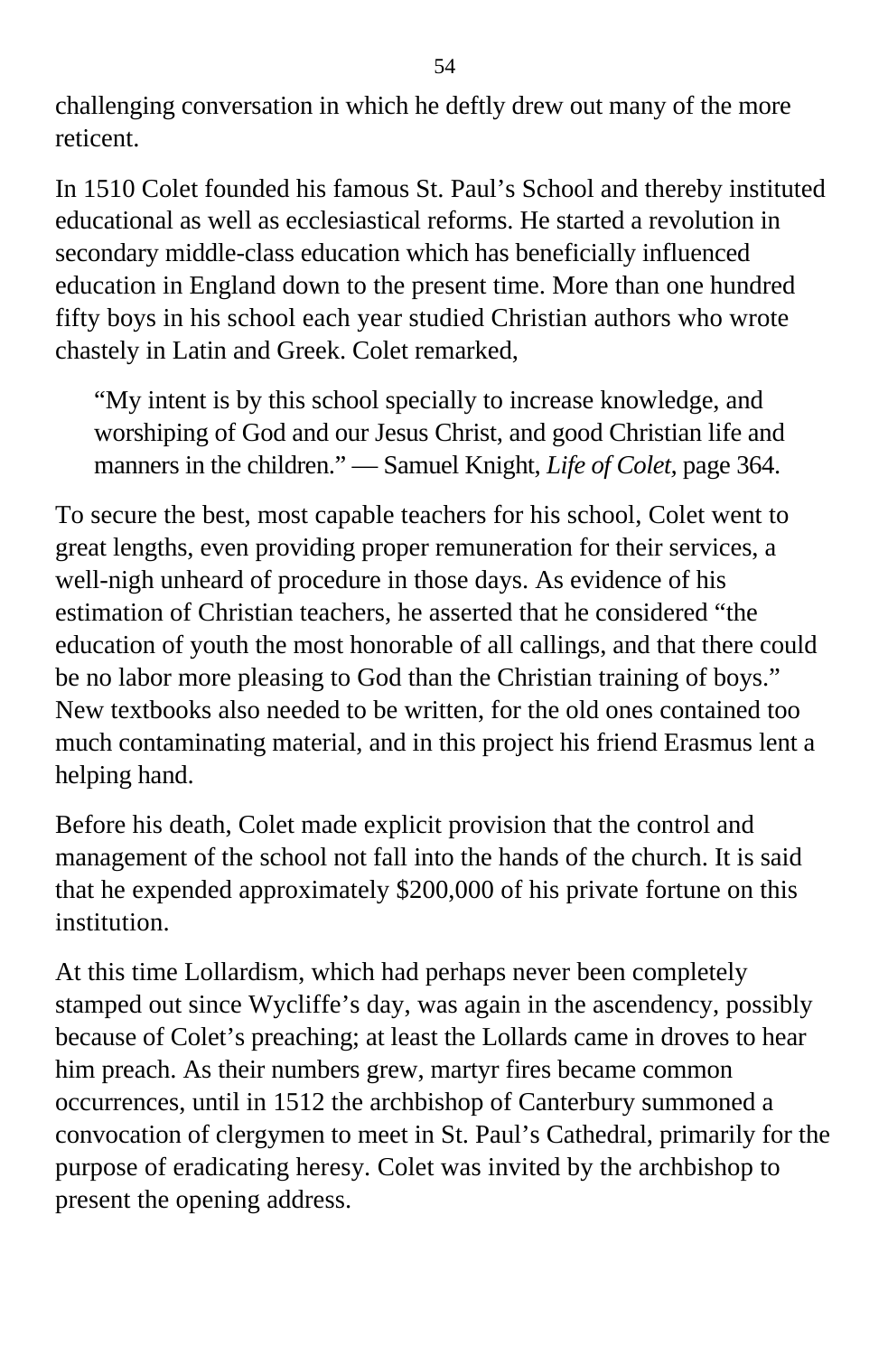challenging conversation in which he deftly drew out many of the more reticent.

In 1510 Colet founded his famous St. Paul's School and thereby instituted educational as well as ecclesiastical reforms. He started a revolution in secondary middle-class education which has beneficially influenced education in England down to the present time. More than one hundred fifty boys in his school each year studied Christian authors who wrote chastely in Latin and Greek. Colet remarked,

> "My intent is by this school specially to increase knowledge, and worshiping of God and our Jesus Christ, and good Christian life and manners in the children." — Samuel Knight, *Life of Colet*, page 364.

To secure the best, most capable teachers for his school, Colet went to great lengths, even providing proper remuneration for their services, a well-nigh unheard of procedure in those days. As evidence of his estimation of Christian teachers, he asserted that he considered "the education of youth the most honorable of all callings, and that there could be no labor more pleasing to God than the Christian training of boys." New textbooks also needed to be written, for the old ones contained too much contaminating material, and in this project his friend Erasmus lent a helping hand.

Before his death, Colet made explicit provision that the control and management of the school not fall into the hands of the church. It is said that he expended approximately $200,000 of his private fortune on this institution.

At this time Lollardism, which had perhaps never been completely stamped out since Wycliffe's day, was again in the ascendency, possibly because of Colet's preaching; at least the Lollards came in droves to hear him preach. As their numbers grew, martyr fires became common occurrences, until in 1512 the archbishop of Canterbury summoned a convocation of clergymen to meet in St. Paul's Cathedral, primarily for the purpose of eradicating heresy. Colet was invited by the archbishop to present the opening address.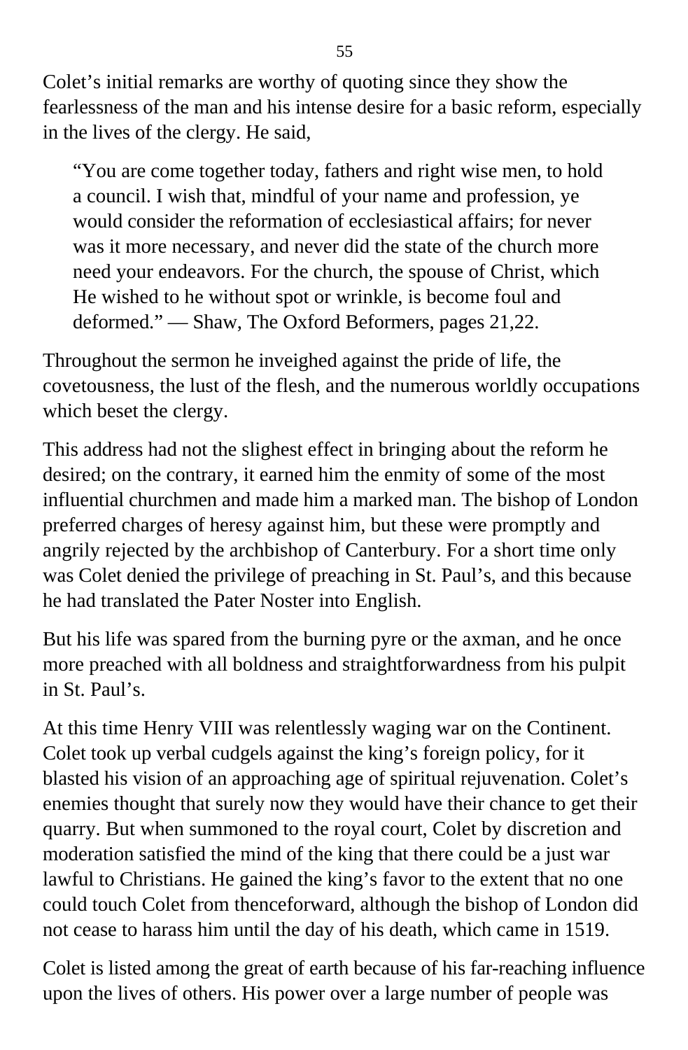Colet’s initial remarks are worthy of quoting since they show the fearlessness of the man and his intense desire for a basic reform, especially in the lives of the clergy. He said,

> “You are come together today, fathers and right wise men, to hold a council. I wish that, mindful of your name and profession, ye would consider the reformation of ecclesiastical affairs; for never was it more necessary, and never did the state of the church more need your endeavors. For the church, the spouse of Christ, which He wished to he without spot or wrinkle, is become foul and deformed.” — Shaw, The Oxford Beformers, pages 21,22.

Throughout the sermon he inveighed against the pride of life, the covetousness, the lust of the flesh, and the numerous worldly occupations which beset the clergy.

This address had not the slighest effect in bringing about the reform he desired; on the contrary, it earned him the enmity of some of the most influential churchmen and made him a marked man. The bishop of London preferred charges of heresy against him, but these were promptly and angrily rejected by the archbishop of Canterbury. For a short time only was Colet denied the privilege of preaching in St. Paul’s, and this because he had translated the Pater Noster into English.

But his life was spared from the burning pyre or the axman, and he once more preached with all boldness and straightforwardness from his pulpit in St. Paul’s.

At this time Henry VIII was relentlessly waging war on the Continent. Colet took up verbal cudgels against the king’s foreign policy, for it blasted his vision of an approaching age of spiritual rejuvenation. Colet’s enemies thought that surely now they would have their chance to get their quarry. But when summoned to the royal court, Colet by discretion and moderation satisfied the mind of the king that there could be a just war lawful to Christians. He gained the king’s favor to the extent that no one could touch Colet from thenceforward, although the bishop of London did not cease to harass him until the day of his death, which came in 1519.

Colet is listed among the great of earth because of his far-reaching influence upon the lives of others. His power over a large number of people was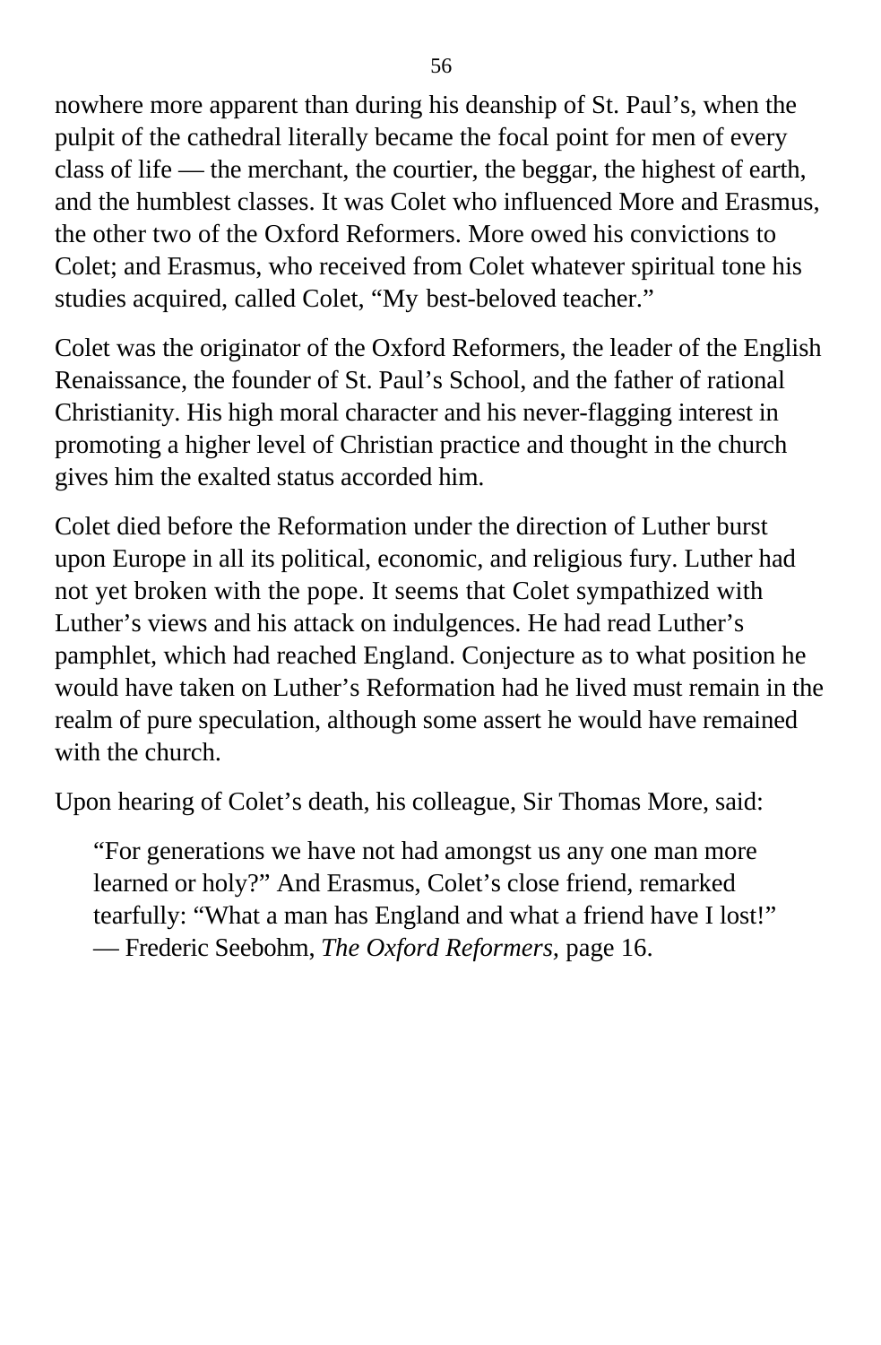nowhere more apparent than during his deanship of St. Paul’s, when the pulpit of the cathedral literally became the focal point for men of every class of life — the merchant, the courtier, the beggar, the highest of earth, and the humblest classes. It was Colet who influenced More and Erasmus, the other two of the Oxford Reformers. More owed his convictions to Colet; and Erasmus, who received from Colet whatever spiritual tone his studies acquired, called Colet, “My best-beloved teacher.”

Colet was the originator of the Oxford Reformers, the leader of the English Renaissance, the founder of St. Paul’s School, and the father of rational Christianity. His high moral character and his never-flagging interest in promoting a higher level of Christian practice and thought in the church gives him the exalted status accorded him.

Colet died before the Reformation under the direction of Luther burst upon Europe in all its political, economic, and religious fury. Luther had not yet broken with the pope. It seems that Colet sympathized with Luther’s views and his attack on indulgences. He had read Luther’s pamphlet, which had reached England. Conjecture as to what position he would have taken on Luther’s Reformation had he lived must remain in the realm of pure speculation, although some assert he would have remained with the church.

Upon hearing of Colet’s death, his colleague, Sir Thomas More, said:

> “For generations we have not had amongst us any one man more learned or holy?” And Erasmus, Colet’s close friend, remarked tearfully: “What a man has England and what a friend have I lost!” — Frederic Seebohm, *The Oxford Reformers*, page 16.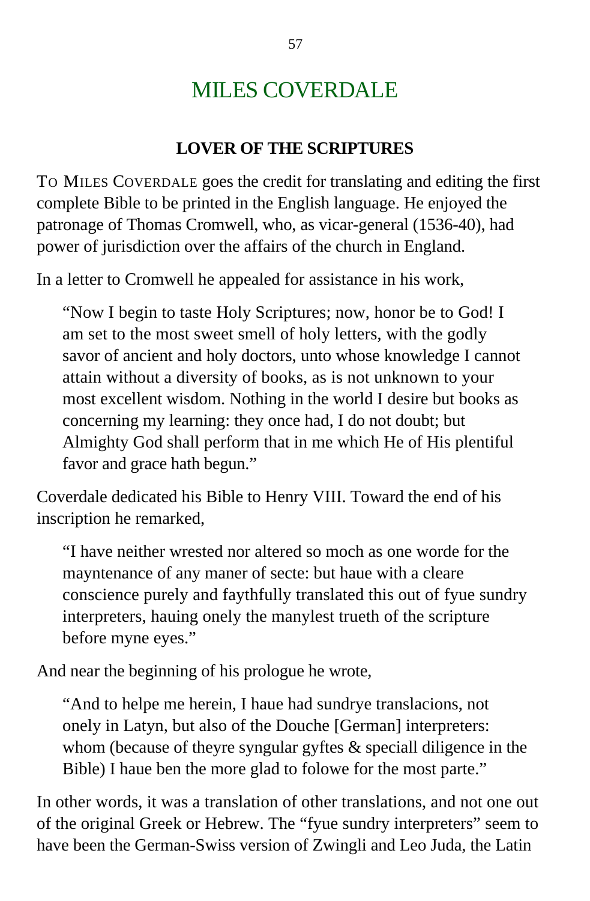# MILES COVERDALE

## LOVER OF THE SCRIPTURES

TO MILES COVERDALE goes the credit for translating and editing the first complete Bible to be printed in the English language. He enjoyed the patronage of Thomas Cromwell, who, as vicar-general (1536-40), had power of jurisdiction over the affairs of the church in England.

In a letter to Cromwell he appealed for assistance in his work,

> "Now I begin to taste Holy Scriptures; now, honor be to God! I am set to the most sweet smell of holy letters, with the godly savor of ancient and holy doctors, unto whose knowledge I cannot attain without a diversity of books, as is not unknown to your most excellent wisdom. Nothing in the world I desire but books as concerning my learning: they once had, I do not doubt; but Almighty God shall perform that in me which He of His plentiful favor and grace hath begun."

Coverdale dedicated his Bible to Henry VIII. Toward the end of his inscription he remarked,

> "I have neither wrested nor altered so moch as one worde for the mayntenance of any maner of secte: but haue with a cleare conscience purely and faythfully translated this out of fyue sundry interpreters, hauing onely the manylest trueth of the scripture before myne eyes."

And near the beginning of his prologue he wrote,

> "And to helpe me herein, I haue had sundrye translacions, not onely in Latyn, but also of the Douche [German] interpreters: whom (because of theyre syngular gyftes & speciall diligence in the Bible) I haue ben the more glad to folowe for the most parte."

In other words, it was a translation of other translations, and not one out of the original Greek or Hebrew. The "fyue sundry interpreters" seem to have been the German-Swiss version of Zwingli and Leo Juda, the Latin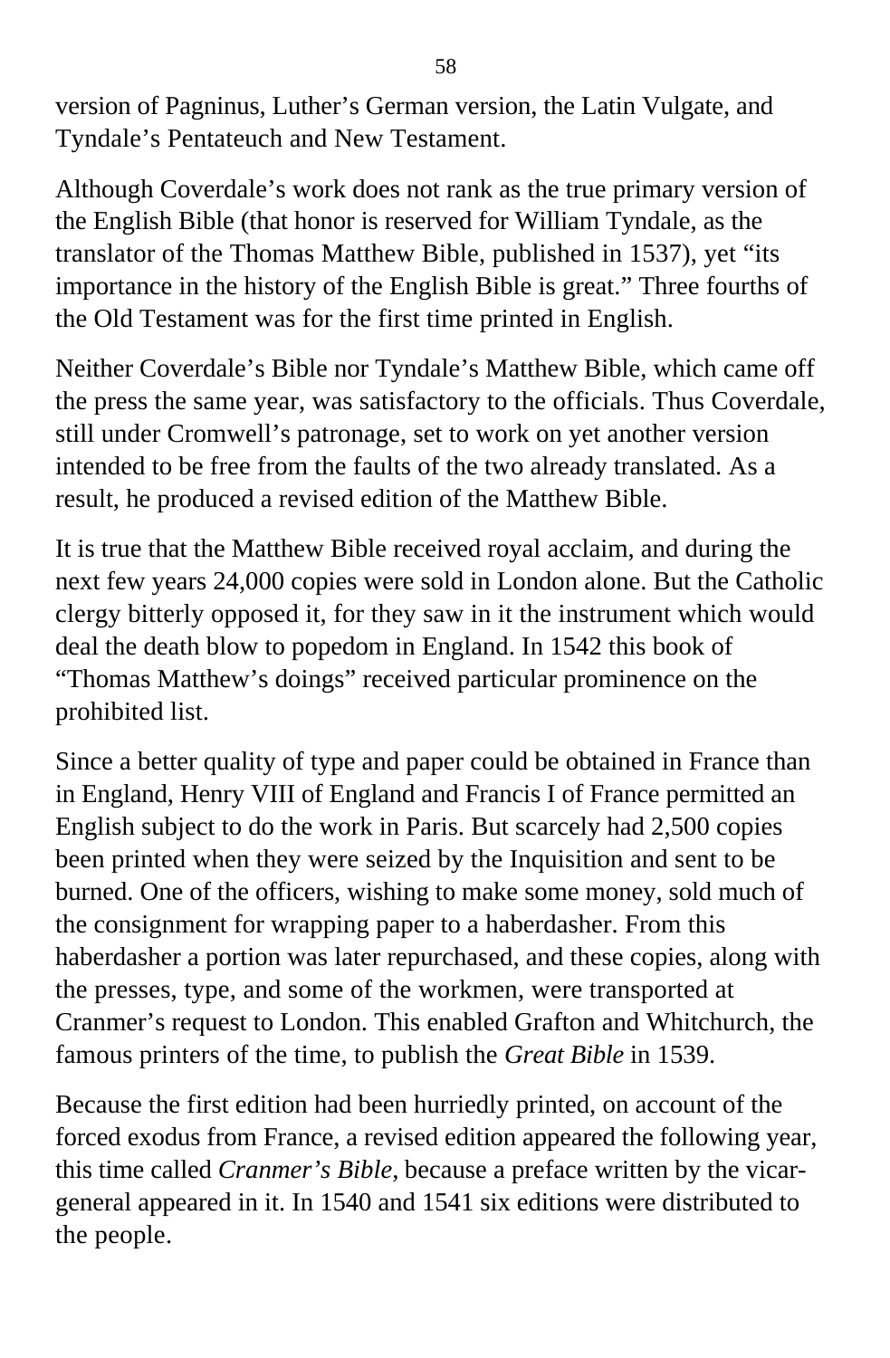version of Pagninus, Luther’s German version, the Latin Vulgate, and Tyndale’s Pentateuch and New Testament.

Although Coverdale’s work does not rank as the true primary version of the English Bible (that honor is reserved for William Tyndale, as the translator of the Thomas Matthew Bible, published in 1537), yet “its importance in the history of the English Bible is great.” Three fourths of the Old Testament was for the first time printed in English.

Neither Coverdale’s Bible nor Tyndale’s Matthew Bible, which came off the press the same year, was satisfactory to the officials. Thus Coverdale, still under Cromwell’s patronage, set to work on yet another version intended to be free from the faults of the two already translated. As a result, he produced a revised edition of the Matthew Bible.

It is true that the Matthew Bible received royal acclaim, and during the next few years 24,000 copies were sold in London alone. But the Catholic clergy bitterly opposed it, for they saw in it the instrument which would deal the death blow to popedom in England. In 1542 this book of “Thomas Matthew’s doings” received particular prominence on the prohibited list.

Since a better quality of type and paper could be obtained in France than in England, Henry VIII of England and Francis I of France permitted an English subject to do the work in Paris. But scarcely had 2,500 copies been printed when they were seized by the Inquisition and sent to be burned. One of the officers, wishing to make some money, sold much of the consignment for wrapping paper to a haberdasher. From this haberdasher a portion was later repurchased, and these copies, along with the presses, type, and some of the workmen, were transported at Cranmer’s request to London. This enabled Grafton and Whitchurch, the famous printers of the time, to publish the *Great Bible* in 1539.

Because the first edition had been hurriedly printed, on account of the forced exodus from France, a revised edition appeared the following year, this time called *Cranmer’s Bible,* because a preface written by the vicar-general appeared in it. In 1540 and 1541 six editions were distributed to the people.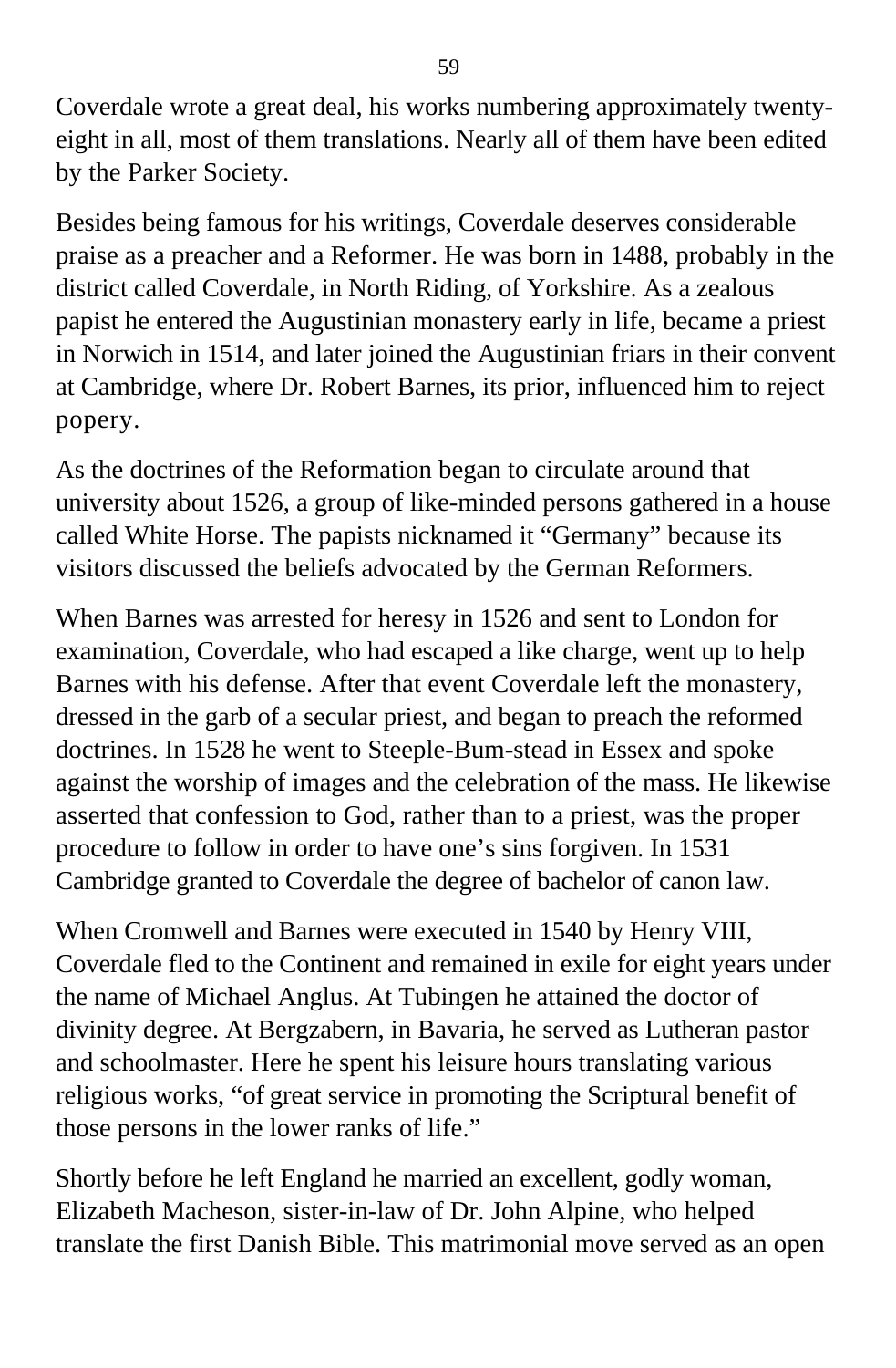Coverdale wrote a great deal, his works numbering approximately twenty-eight in all, most of them translations. Nearly all of them have been edited by the Parker Society.

Besides being famous for his writings, Coverdale deserves considerable praise as a preacher and a Reformer. He was born in 1488, probably in the district called Coverdale, in North Riding, of Yorkshire. As a zealous papist he entered the Augustinian monastery early in life, became a priest in Norwich in 1514, and later joined the Augustinian friars in their convent at Cambridge, where Dr. Robert Barnes, its prior, influenced him to reject popery.

As the doctrines of the Reformation began to circulate around that university about 1526, a group of like-minded persons gathered in a house called White Horse. The papists nicknamed it "Germany" because its visitors discussed the beliefs advocated by the German Reformers.

When Barnes was arrested for heresy in 1526 and sent to London for examination, Coverdale, who had escaped a like charge, went up to help Barnes with his defense. After that event Coverdale left the monastery, dressed in the garb of a secular priest, and began to preach the reformed doctrines. In 1528 he went to Steeple-Bum-stead in Essex and spoke against the worship of images and the celebration of the mass. He likewise asserted that confession to God, rather than to a priest, was the proper procedure to follow in order to have one's sins forgiven. In 1531 Cambridge granted to Coverdale the degree of bachelor of canon law.

When Cromwell and Barnes were executed in 1540 by Henry VIII, Coverdale fled to the Continent and remained in exile for eight years under the name of Michael Anglus. At Tubingen he attained the doctor of divinity degree. At Bergzabern, in Bavaria, he served as Lutheran pastor and schoolmaster. Here he spent his leisure hours translating various religious works, "of great service in promoting the Scriptural benefit of those persons in the lower ranks of life."

Shortly before he left England he married an excellent, godly woman, Elizabeth Macheson, sister-in-law of Dr. John Alpine, who helped translate the first Danish Bible. This matrimonial move served as an open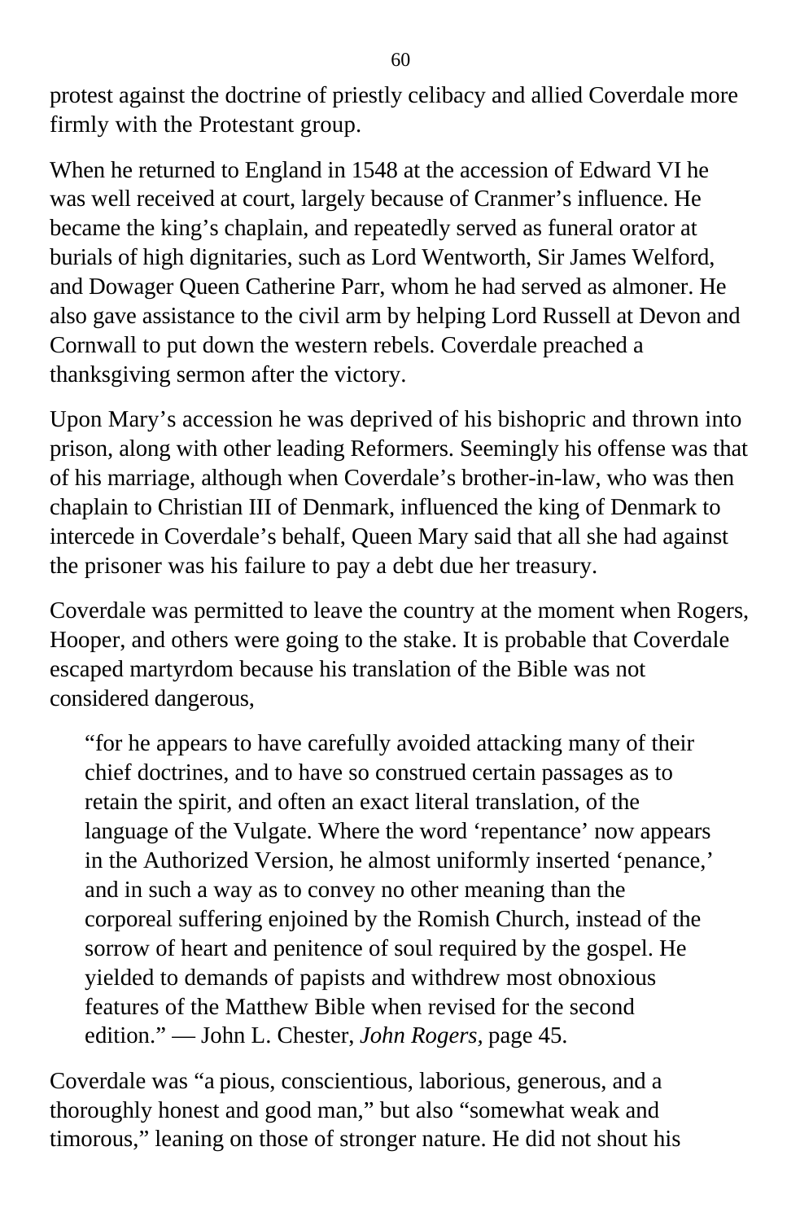protest against the doctrine of priestly celibacy and allied Coverdale more firmly with the Protestant group.

When he returned to England in 1548 at the accession of Edward VI he was well received at court, largely because of Cranmer's influence. He became the king's chaplain, and repeatedly served as funeral orator at burials of high dignitaries, such as Lord Wentworth, Sir James Welford, and Dowager Queen Catherine Parr, whom he had served as almoner. He also gave assistance to the civil arm by helping Lord Russell at Devon and Cornwall to put down the western rebels. Coverdale preached a thanksgiving sermon after the victory.

Upon Mary's accession he was deprived of his bishopric and thrown into prison, along with other leading Reformers. Seemingly his offense was that of his marriage, although when Coverdale's brother-in-law, who was then chaplain to Christian III of Denmark, influenced the king of Denmark to intercede in Coverdale's behalf, Queen Mary said that all she had against the prisoner was his failure to pay a debt due her treasury.

Coverdale was permitted to leave the country at the moment when Rogers, Hooper, and others were going to the stake. It is probable that Coverdale escaped martyrdom because his translation of the Bible was not considered dangerous,

> "for he appears to have carefully avoided attacking many of their chief doctrines, and to have so construed certain passages as to retain the spirit, and often an exact literal translation, of the language of the Vulgate. Where the word 'repentance' now appears in the Authorized Version, he almost uniformly inserted 'penance,' and in such a way as to convey no other meaning than the corporeal suffering enjoined by the Romish Church, instead of the sorrow of heart and penitence of soul required by the gospel. He yielded to demands of papists and withdrew most obnoxious features of the Matthew Bible when revised for the second edition." — John L. Chester, *John Rogers*, page 45.

Coverdale was "a pious, conscientious, laborious, generous, and a thoroughly honest and good man," but also "somewhat weak and timorous," leaning on those of stronger nature. He did not shout his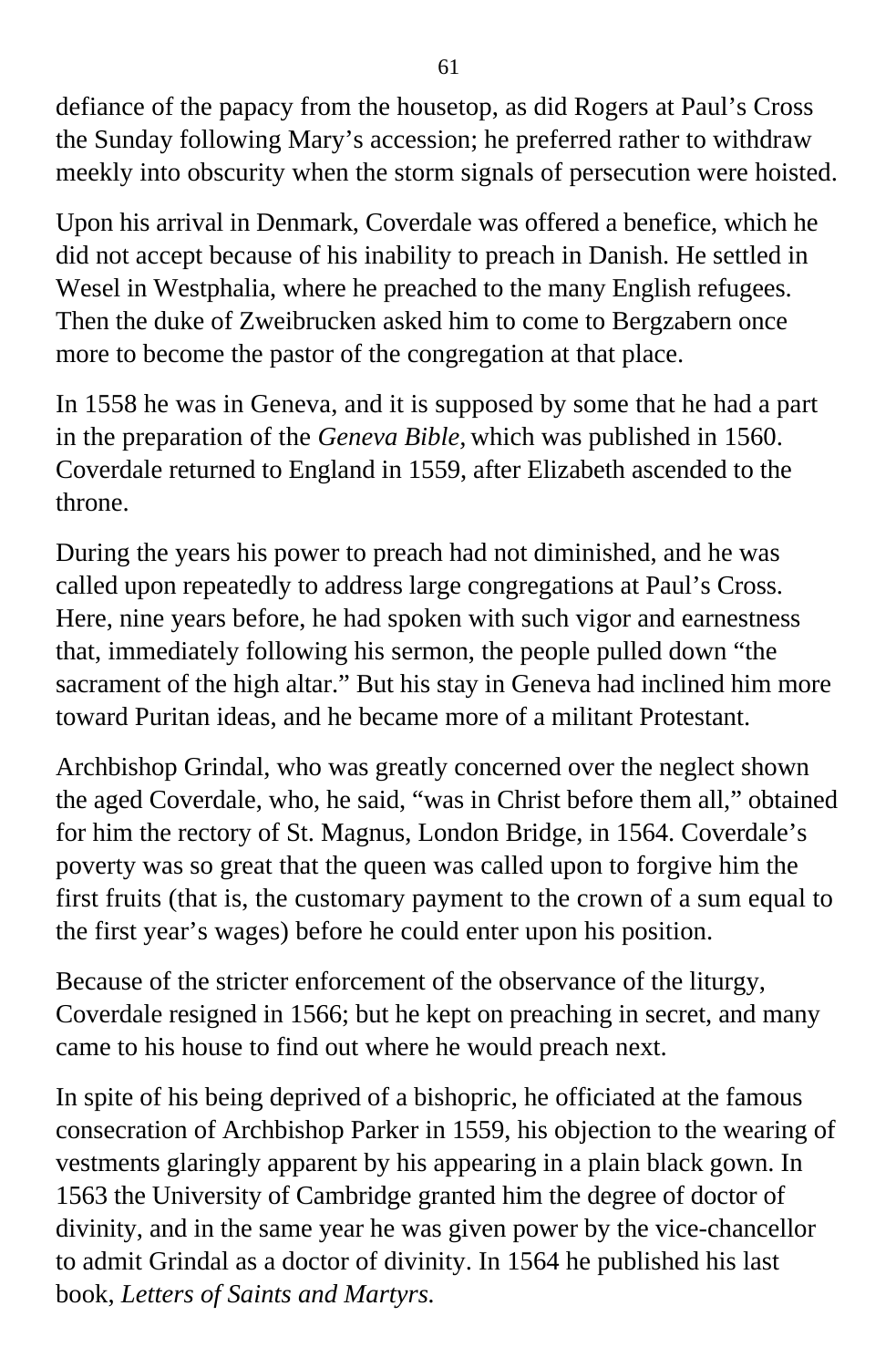defiance of the papacy from the housetop, as did Rogers at Paul’s Cross the Sunday following Mary’s accession; he preferred rather to withdraw meekly into obscurity when the storm signals of persecution were hoisted.

Upon his arrival in Denmark, Coverdale was offered a benefice, which he did not accept because of his inability to preach in Danish. He settled in Wesel in Westphalia, where he preached to the many English refugees. Then the duke of Zweibrucken asked him to come to Bergzabern once more to become the pastor of the congregation at that place.

In 1558 he was in Geneva, and it is supposed by some that he had a part in the preparation of the *Geneva Bible*, which was published in 1560. Coverdale returned to England in 1559, after Elizabeth ascended to the throne.

During the years his power to preach had not diminished, and he was called upon repeatedly to address large congregations at Paul’s Cross. Here, nine years before, he had spoken with such vigor and earnestness that, immediately following his sermon, the people pulled down “the sacrament of the high altar.” But his stay in Geneva had inclined him more toward Puritan ideas, and he became more of a militant Protestant.

Archbishop Grindal, who was greatly concerned over the neglect shown the aged Coverdale, who, he said, “was in Christ before them all,” obtained for him the rectory of St. Magnus, London Bridge, in 1564. Coverdale’s poverty was so great that the queen was called upon to forgive him the first fruits (that is, the customary payment to the crown of a sum equal to the first year’s wages) before he could enter upon his position.

Because of the stricter enforcement of the observance of the liturgy, Coverdale resigned in 1566; but he kept on preaching in secret, and many came to his house to find out where he would preach next.

In spite of his being deprived of a bishopric, he officiated at the famous consecration of Archbishop Parker in 1559, his objection to the wearing of vestments glaringly apparent by his appearing in a plain black gown. In 1563 the University of Cambridge granted him the degree of doctor of divinity, and in the same year he was given power by the vice-chancellor to admit Grindal as a doctor of divinity. In 1564 he published his last book, *Letters of Saints and Martyrs.*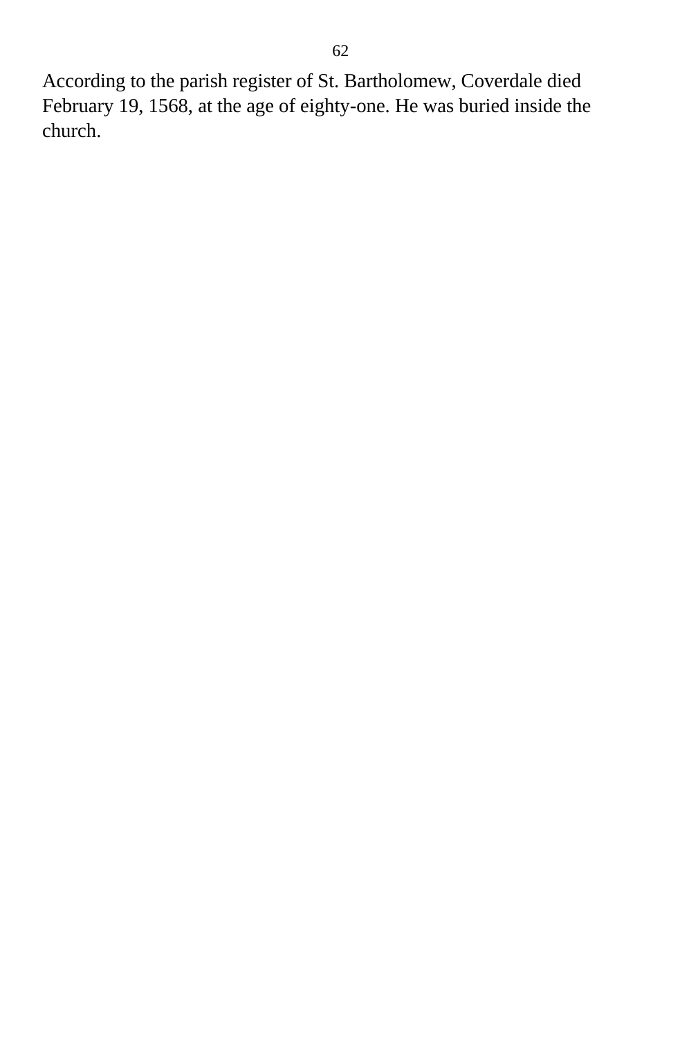According to the parish register of St. Bartholomew, Coverdale died February 19, 1568, at the age of eighty-one. He was buried inside the church.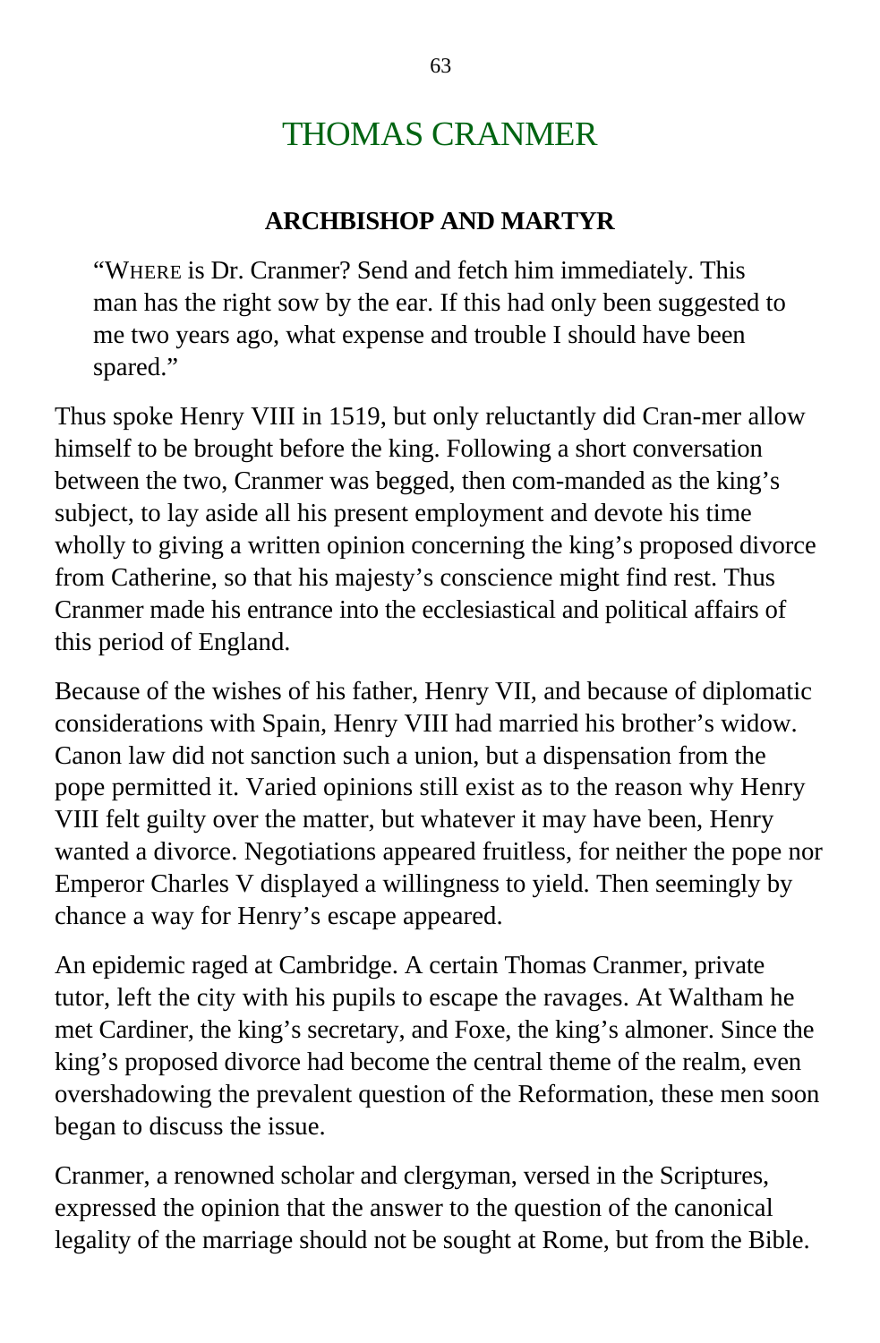# THOMAS CRANMER

## ARCHBISHOP AND MARTYR

> "WHERE is Dr. Cranmer? Send and fetch him immediately. This man has the right sow by the ear. If this had only been suggested to me two years ago, what expense and trouble I should have been spared."

Thus spoke Henry VIII in 1519, but only reluctantly did Cran-mer allow himself to be brought before the king. Following a short conversation between the two, Cranmer was begged, then com-manded as the king's subject, to lay aside all his present employment and devote his time wholly to giving a written opinion concerning the king's proposed divorce from Catherine, so that his majesty's conscience might find rest. Thus Cranmer made his entrance into the ecclesiastical and political affairs of this period of England.

Because of the wishes of his father, Henry VII, and because of diplomatic considerations with Spain, Henry VIII had married his brother's widow. Canon law did not sanction such a union, but a dispensation from the pope permitted it. Varied opinions still exist as to the reason why Henry VIII felt guilty over the matter, but whatever it may have been, Henry wanted a divorce. Negotiations appeared fruitless, for neither the pope nor Emperor Charles V displayed a willingness to yield. Then seemingly by chance a way for Henry's escape appeared.

An epidemic raged at Cambridge. A certain Thomas Cranmer, private tutor, left the city with his pupils to escape the ravages. At Waltham he met Cardiner, the king's secretary, and Foxe, the king's almoner. Since the king's proposed divorce had become the central theme of the realm, even overshadowing the prevalent question of the Reformation, these men soon began to discuss the issue.

Cranmer, a renowned scholar and clergyman, versed in the Scriptures, expressed the opinion that the answer to the question of the canonical legality of the marriage should not be sought at Rome, but from the Bible.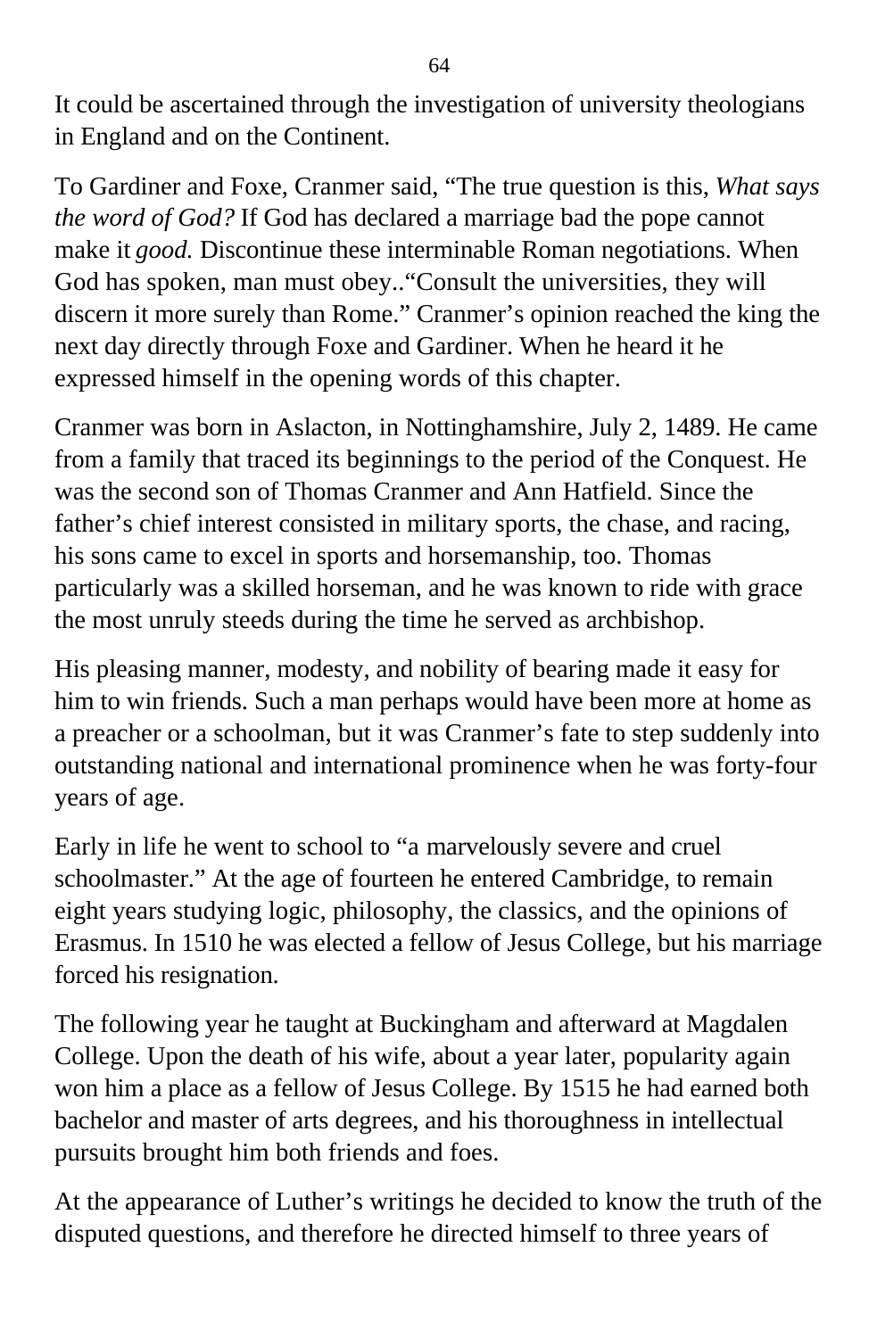It could be ascertained through the investigation of university theologians in England and on the Continent.

To Gardiner and Foxe, Cranmer said, “The true question is this, *What says the word of God?* If God has declared a marriage bad the pope cannot make it *good.* Discontinue these interminable Roman negotiations. When God has spoken, man must obey..“Consult the universities, they will discern it more surely than Rome.” Cranmer’s opinion reached the king the next day directly through Foxe and Gardiner. When he heard it he expressed himself in the opening words of this chapter.

Cranmer was born in Aslacton, in Nottinghamshire, July 2, 1489. He came from a family that traced its beginnings to the period of the Conquest. He was the second son of Thomas Cranmer and Ann Hatfield. Since the father’s chief interest consisted in military sports, the chase, and racing, his sons came to excel in sports and horsemanship, too. Thomas particularly was a skilled horseman, and he was known to ride with grace the most unruly steeds during the time he served as archbishop.

His pleasing manner, modesty, and nobility of bearing made it easy for him to win friends. Such a man perhaps would have been more at home as a preacher or a schoolman, but it was Cranmer’s fate to step suddenly into outstanding national and international prominence when he was forty-four years of age.

Early in life he went to school to “a marvelously severe and cruel schoolmaster.” At the age of fourteen he entered Cambridge, to remain eight years studying logic, philosophy, the classics, and the opinions of Erasmus. In 1510 he was elected a fellow of Jesus College, but his marriage forced his resignation.

The following year he taught at Buckingham and afterward at Magdalen College. Upon the death of his wife, about a year later, popularity again won him a place as a fellow of Jesus College. By 1515 he had earned both bachelor and master of arts degrees, and his thoroughness in intellectual pursuits brought him both friends and foes.

At the appearance of Luther’s writings he decided to know the truth of the disputed questions, and therefore he directed himself to three years of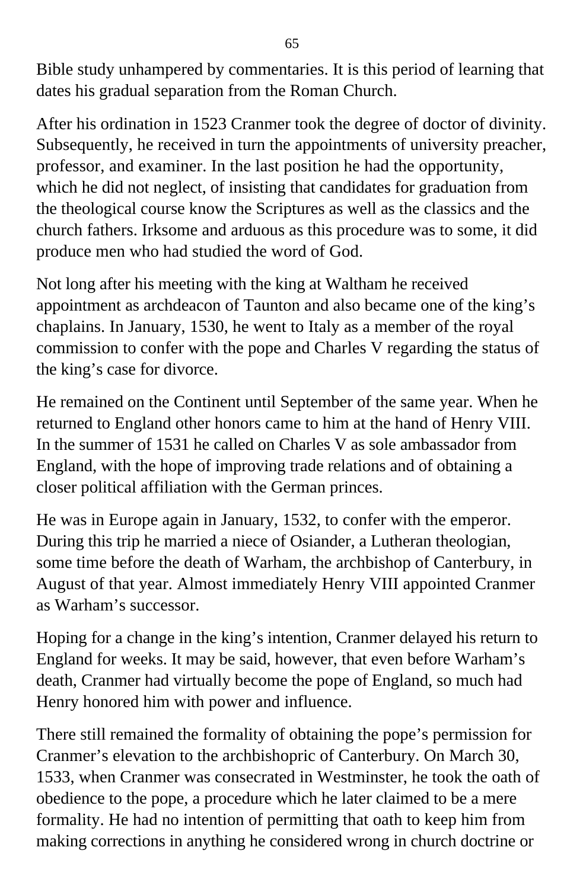Bible study unhampered by commentaries. It is this period of learning that dates his gradual separation from the Roman Church.

After his ordination in 1523 Cranmer took the degree of doctor of divinity. Subsequently, he received in turn the appointments of university preacher, professor, and examiner. In the last position he had the opportunity, which he did not neglect, of insisting that candidates for graduation from the theological course know the Scriptures as well as the classics and the church fathers. Irksome and arduous as this procedure was to some, it did produce men who had studied the word of God.

Not long after his meeting with the king at Waltham he received appointment as archdeacon of Taunton and also became one of the king's chaplains. In January, 1530, he went to Italy as a member of the royal commission to confer with the pope and Charles V regarding the status of the king's case for divorce.

He remained on the Continent until September of the same year. When he returned to England other honors came to him at the hand of Henry VIII. In the summer of 1531 he called on Charles V as sole ambassador from England, with the hope of improving trade relations and of obtaining a closer political affiliation with the German princes.

He was in Europe again in January, 1532, to confer with the emperor. During this trip he married a niece of Osiander, a Lutheran theologian, some time before the death of Warham, the archbishop of Canterbury, in August of that year. Almost immediately Henry VIII appointed Cranmer as Warham's successor.

Hoping for a change in the king's intention, Cranmer delayed his return to England for weeks. It may be said, however, that even before Warham's death, Cranmer had virtually become the pope of England, so much had Henry honored him with power and influence.

There still remained the formality of obtaining the pope's permission for Cranmer's elevation to the archbishopric of Canterbury. On March 30, 1533, when Cranmer was consecrated in Westminster, he took the oath of obedience to the pope, a procedure which he later claimed to be a mere formality. He had no intention of permitting that oath to keep him from making corrections in anything he considered wrong in church doctrine or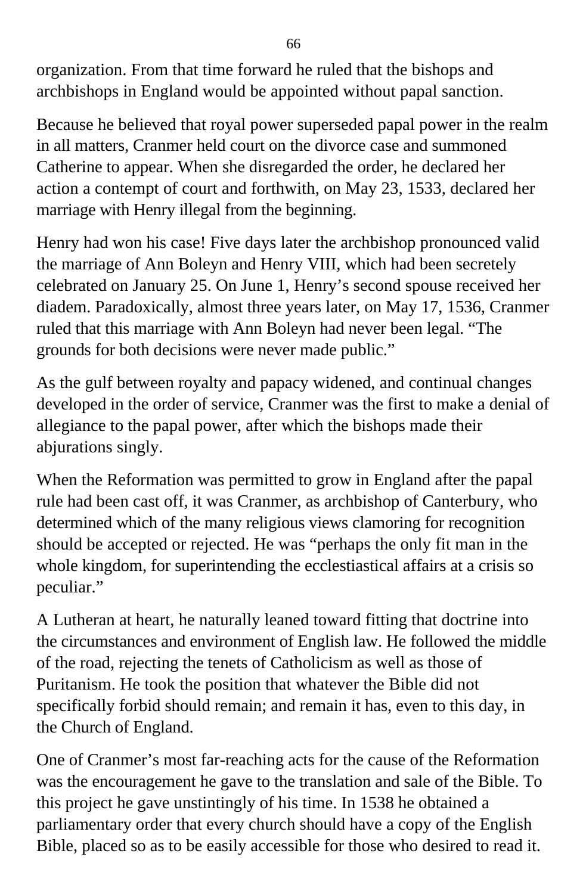organization. From that time forward he ruled that the bishops and archbishops in England would be appointed without papal sanction.

Because he believed that royal power superseded papal power in the realm in all matters, Cranmer held court on the divorce case and summoned Catherine to appear. When she disregarded the order, he declared her action a contempt of court and forthwith, on May 23, 1533, declared her marriage with Henry illegal from the beginning.

Henry had won his case! Five days later the archbishop pronounced valid the marriage of Ann Boleyn and Henry VIII, which had been secretely celebrated on January 25. On June 1, Henry’s second spouse received her diadem. Paradoxically, almost three years later, on May 17, 1536, Cranmer ruled that this marriage with Ann Boleyn had never been legal. “The grounds for both decisions were never made public.”

As the gulf between royalty and papacy widened, and continual changes developed in the order of service, Cranmer was the first to make a denial of allegiance to the papal power, after which the bishops made their abjurations singly.

When the Reformation was permitted to grow in England after the papal rule had been cast off, it was Cranmer, as archbishop of Canterbury, who determined which of the many religious views clamoring for recognition should be accepted or rejected. He was “perhaps the only fit man in the whole kingdom, for superintending the ecclestiastical affairs at a crisis so peculiar.”

A Lutheran at heart, he naturally leaned toward fitting that doctrine into the circumstances and environment of English law. He followed the middle of the road, rejecting the tenets of Catholicism as well as those of Puritanism. He took the position that whatever the Bible did not specifically forbid should remain; and remain it has, even to this day, in the Church of England.

One of Cranmer’s most far-reaching acts for the cause of the Reformation was the encouragement he gave to the translation and sale of the Bible. To this project he gave unstintingly of his time. In 1538 he obtained a parliamentary order that every church should have a copy of the English Bible, placed so as to be easily accessible for those who desired to read it.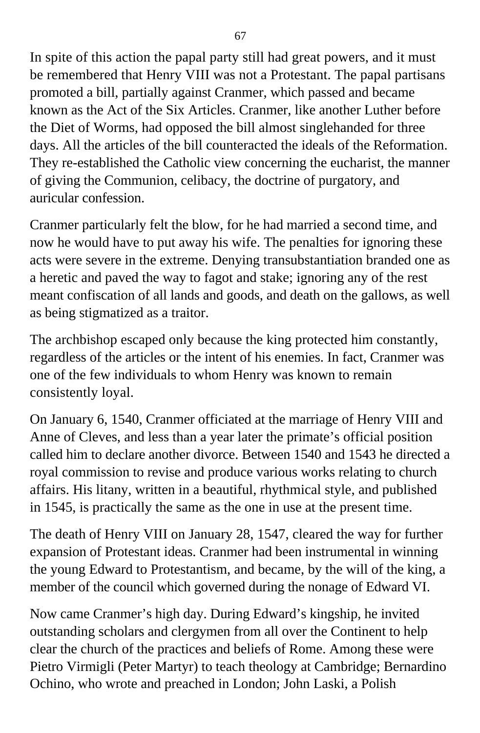In spite of this action the papal party still had great powers, and it must be remembered that Henry VIII was not a Protestant. The papal partisans promoted a bill, partially against Cranmer, which passed and became known as the Act of the Six Articles. Cranmer, like another Luther before the Diet of Worms, had opposed the bill almost singlehanded for three days. All the articles of the bill counteracted the ideals of the Reformation. They re-established the Catholic view concerning the eucharist, the manner of giving the Communion, celibacy, the doctrine of purgatory, and auricular confession.

Cranmer particularly felt the blow, for he had married a second time, and now he would have to put away his wife. The penalties for ignoring these acts were severe in the extreme. Denying transubstantiation branded one as a heretic and paved the way to fagot and stake; ignoring any of the rest meant confiscation of all lands and goods, and death on the gallows, as well as being stigmatized as a traitor.

The archbishop escaped only because the king protected him constantly, regardless of the articles or the intent of his enemies. In fact, Cranmer was one of the few individuals to whom Henry was known to remain consistently loyal.

On January 6, 1540, Cranmer officiated at the marriage of Henry VIII and Anne of Cleves, and less than a year later the primate's official position called him to declare another divorce. Between 1540 and 1543 he directed a royal commission to revise and produce various works relating to church affairs. His litany, written in a beautiful, rhythmical style, and published in 1545, is practically the same as the one in use at the present time.

The death of Henry VIII on January 28, 1547, cleared the way for further expansion of Protestant ideas. Cranmer had been instrumental in winning the young Edward to Protestantism, and became, by the will of the king, a member of the council which governed during the nonage of Edward VI.

Now came Cranmer's high day. During Edward's kingship, he invited outstanding scholars and clergymen from all over the Continent to help clear the church of the practices and beliefs of Rome. Among these were Pietro Virmigli (Peter Martyr) to teach theology at Cambridge; Bernardino Ochino, who wrote and preached in London; John Laski, a Polish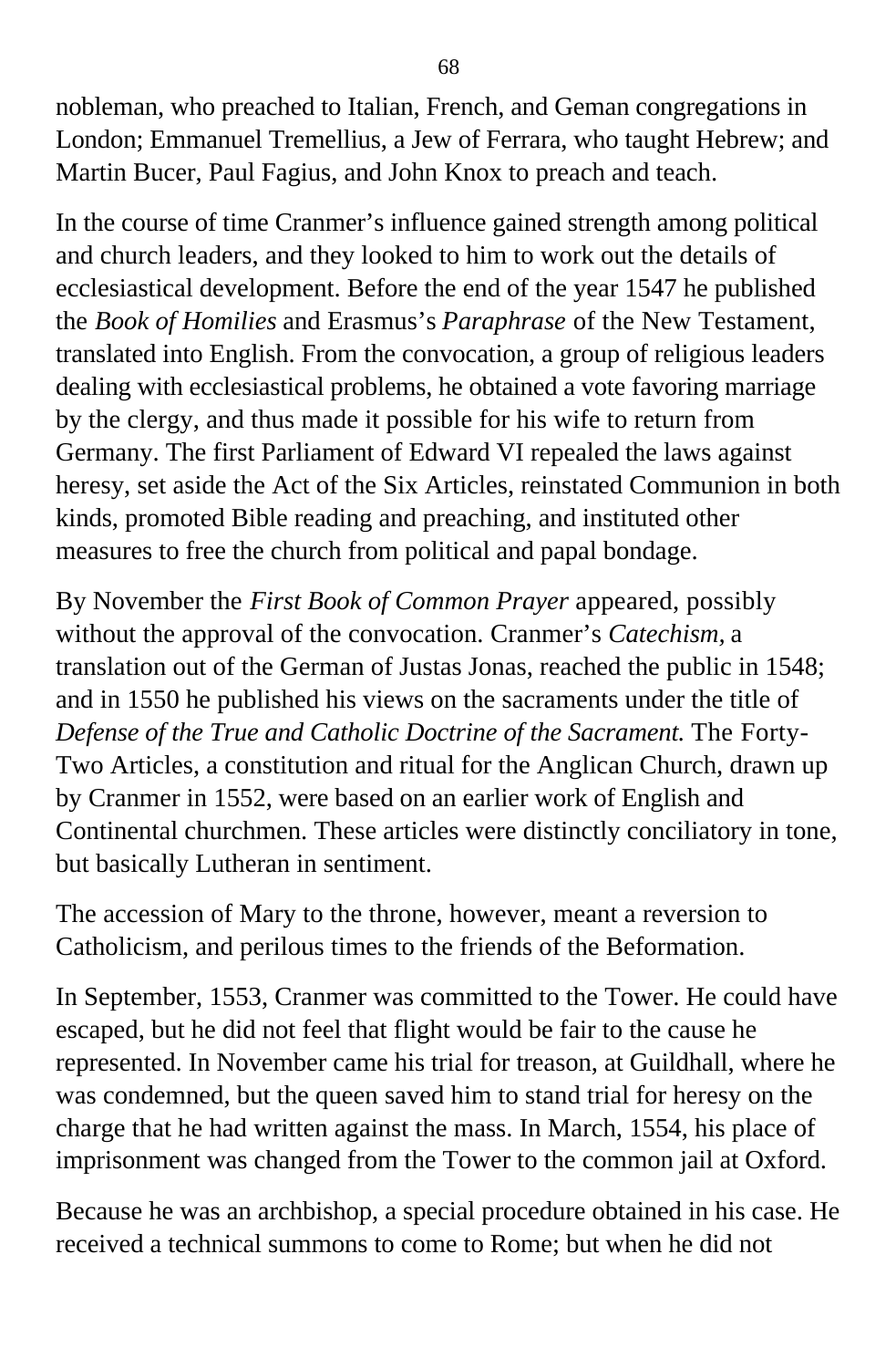nobleman, who preached to Italian, French, and Geman congregations in London; Emmanuel Tremellius, a Jew of Ferrara, who taught Hebrew; and Martin Bucer, Paul Fagius, and John Knox to preach and teach.

In the course of time Cranmer's influence gained strength among political and church leaders, and they looked to him to work out the details of ecclesiastical development. Before the end of the year 1547 he published the *Book of Homilies* and Erasmus's *Paraphrase* of the New Testament, translated into English. From the convocation, a group of religious leaders dealing with ecclesiastical problems, he obtained a vote favoring marriage by the clergy, and thus made it possible for his wife to return from Germany. The first Parliament of Edward VI repealed the laws against heresy, set aside the Act of the Six Articles, reinstated Communion in both kinds, promoted Bible reading and preaching, and instituted other measures to free the church from political and papal bondage.

By November the *First Book of Common Prayer* appeared, possibly without the approval of the convocation. Cranmer's *Catechism,* a translation out of the German of Justas Jonas, reached the public in 1548; and in 1550 he published his views on the sacraments under the title of *Defense of the True and Catholic Doctrine of the Sacrament.* The Forty-Two Articles, a constitution and ritual for the Anglican Church, drawn up by Cranmer in 1552, were based on an earlier work of English and Continental churchmen. These articles were distinctly conciliatory in tone, but basically Lutheran in sentiment.

The accession of Mary to the throne, however, meant a reversion to Catholicism, and perilous times to the friends of the Beformation.

In September, 1553, Cranmer was committed to the Tower. He could have escaped, but he did not feel that flight would be fair to the cause he represented. In November came his trial for treason, at Guildhall, where he was condemned, but the queen saved him to stand trial for heresy on the charge that he had written against the mass. In March, 1554, his place of imprisonment was changed from the Tower to the common jail at Oxford.

Because he was an archbishop, a special procedure obtained in his case. He received a technical summons to come to Rome; but when he did not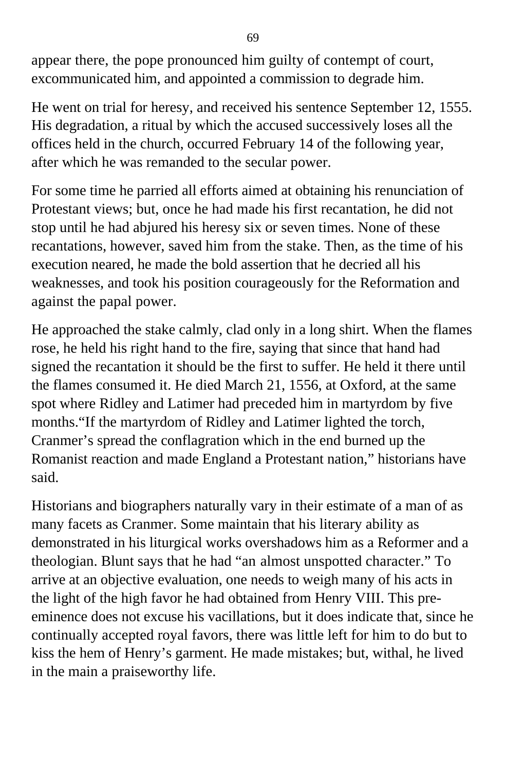appear there, the pope pronounced him guilty of contempt of court, excommunicated him, and appointed a commission to degrade him.

He went on trial for heresy, and received his sentence September 12, 1555. His degradation, a ritual by which the accused successively loses all the offices held in the church, occurred February 14 of the following year, after which he was remanded to the secular power.

For some time he parried all efforts aimed at obtaining his renunciation of Protestant views; but, once he had made his first recantation, he did not stop until he had abjured his heresy six or seven times. None of these recantations, however, saved him from the stake. Then, as the time of his execution neared, he made the bold assertion that he decried all his weaknesses, and took his position courageously for the Reformation and against the papal power.

He approached the stake calmly, clad only in a long shirt. When the flames rose, he held his right hand to the fire, saying that since that hand had signed the recantation it should be the first to suffer. He held it there until the flames consumed it. He died March 21, 1556, at Oxford, at the same spot where Ridley and Latimer had preceded him in martyrdom by five months."If the martyrdom of Ridley and Latimer lighted the torch, Cranmer's spread the conflagration which in the end burned up the Romanist reaction and made England a Protestant nation," historians have said.

Historians and biographers naturally vary in their estimate of a man of as many facets as Cranmer. Some maintain that his literary ability as demonstrated in his liturgical works overshadows him as a Reformer and a theologian. Blunt says that he had "an almost unspotted character." To arrive at an objective evaluation, one needs to weigh many of his acts in the light of the high favor he had obtained from Henry VIII. This pre-eminence does not excuse his vacillations, but it does indicate that, since he continually accepted royal favors, there was little left for him to do but to kiss the hem of Henry's garment. He made mistakes; but, withal, he lived in the main a praiseworthy life.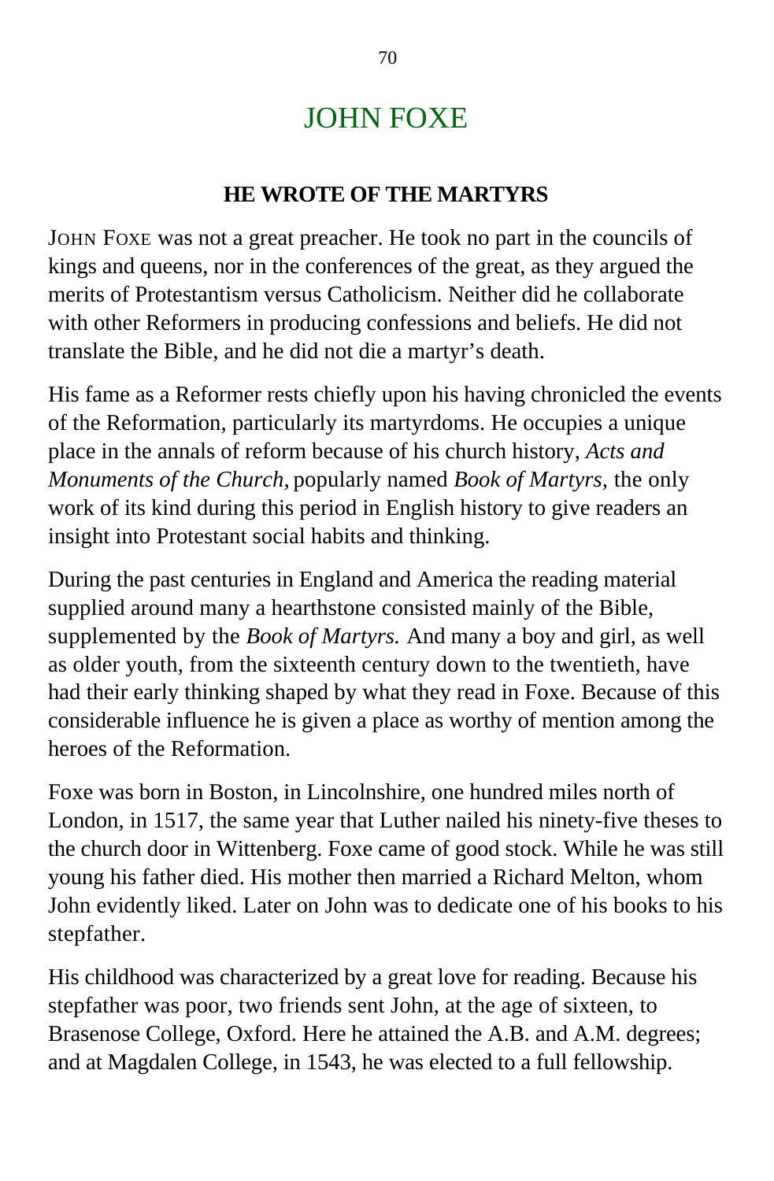# JOHN FOXE

## HE WROTE OF THE MARTYRS

JOHN FOXE was not a great preacher. He took no part in the councils of kings and queens, nor in the conferences of the great, as they argued the merits of Protestantism versus Catholicism. Neither did he collaborate with other Reformers in producing confessions and beliefs. He did not translate the Bible, and he did not die a martyr's death.

His fame as a Reformer rests chiefly upon his having chronicled the events of the Reformation, particularly its martyrdoms. He occupies a unique place in the annals of reform because of his church history, *Acts and Monuments of the Church,* popularly named *Book of Martyrs,* the only work of its kind during this period in English history to give readers an insight into Protestant social habits and thinking.

During the past centuries in England and America the reading material supplied around many a hearthstone consisted mainly of the Bible, supplemented by the *Book of Martyrs.* And many a boy and girl, as well as older youth, from the sixteenth century down to the twentieth, have had their early thinking shaped by what they read in Foxe. Because of this considerable influence he is given a place as worthy of mention among the heroes of the Reformation.

Foxe was born in Boston, in Lincolnshire, one hundred miles north of London, in 1517, the same year that Luther nailed his ninety-five theses to the church door in Wittenberg. Foxe came of good stock. While he was still young his father died. His mother then married a Richard Melton, whom John evidently liked. Later on John was to dedicate one of his books to his stepfather.

His childhood was characterized by a great love for reading. Because his stepfather was poor, two friends sent John, at the age of sixteen, to Brasenose College, Oxford. Here he attained the A.B. and A.M. degrees; and at Magdalen College, in 1543, he was elected to a full fellowship.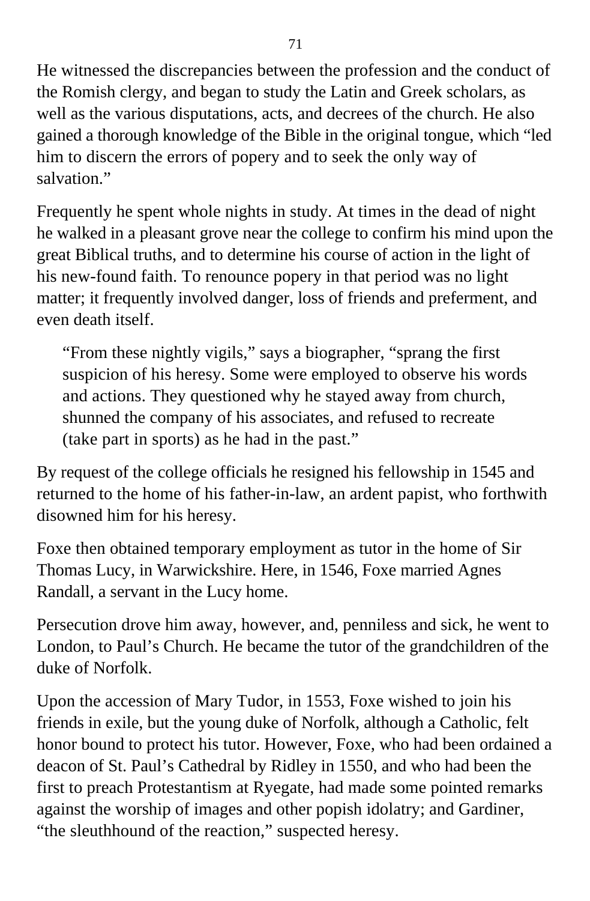He witnessed the discrepancies between the profession and the conduct of the Romish clergy, and began to study the Latin and Greek scholars, as well as the various disputations, acts, and decrees of the church. He also gained a thorough knowledge of the Bible in the original tongue, which "led him to discern the errors of popery and to seek the only way of salvation."

Frequently he spent whole nights in study. At times in the dead of night he walked in a pleasant grove near the college to confirm his mind upon the great Biblical truths, and to determine his course of action in the light of his new-found faith. To renounce popery in that period was no light matter; it frequently involved danger, loss of friends and preferment, and even death itself.

> "From these nightly vigils," says a biographer, "sprang the first suspicion of his heresy. Some were employed to observe his words and actions. They questioned why he stayed away from church, shunned the company of his associates, and refused to recreate (take part in sports) as he had in the past."

By request of the college officials he resigned his fellowship in 1545 and returned to the home of his father-in-law, an ardent papist, who forthwith disowned him for his heresy.

Foxe then obtained temporary employment as tutor in the home of Sir Thomas Lucy, in Warwickshire. Here, in 1546, Foxe married Agnes Randall, a servant in the Lucy home.

Persecution drove him away, however, and, penniless and sick, he went to London, to Paul's Church. He became the tutor of the grandchildren of the duke of Norfolk.

Upon the accession of Mary Tudor, in 1553, Foxe wished to join his friends in exile, but the young duke of Norfolk, although a Catholic, felt honor bound to protect his tutor. However, Foxe, who had been ordained a deacon of St. Paul's Cathedral by Ridley in 1550, and who had been the first to preach Protestantism at Ryegate, had made some pointed remarks against the worship of images and other popish idolatry; and Gardiner, "the sleuthhound of the reaction," suspected heresy.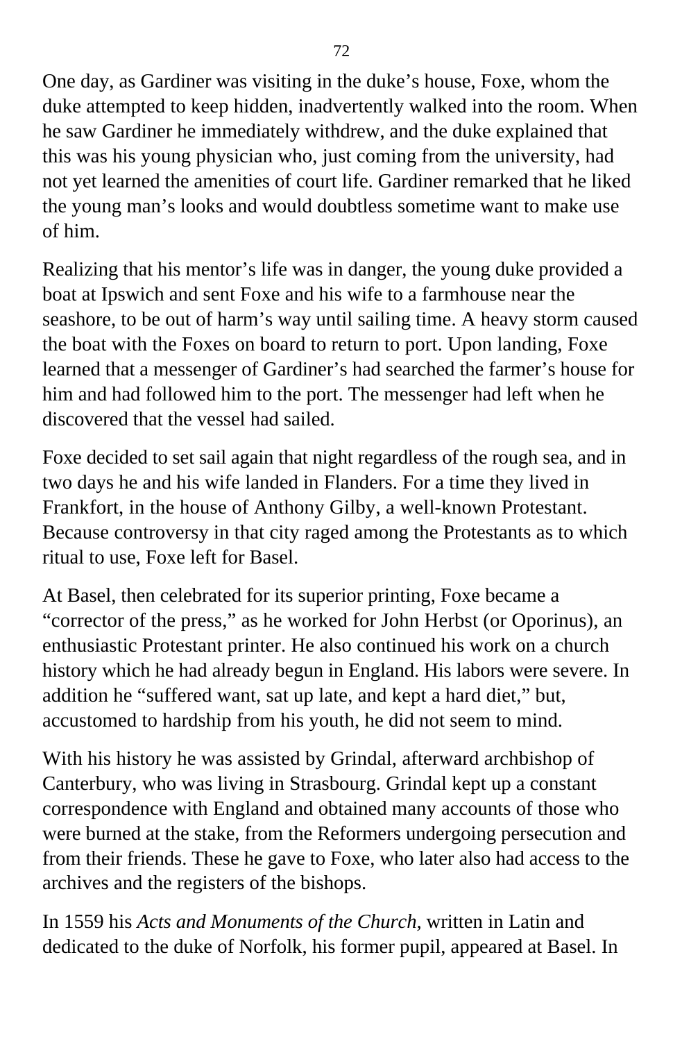One day, as Gardiner was visiting in the duke’s house, Foxe, whom the duke attempted to keep hidden, inadvertently walked into the room. When he saw Gardiner he immediately withdrew, and the duke explained that this was his young physician who, just coming from the university, had not yet learned the amenities of court life. Gardiner remarked that he liked the young man’s looks and would doubtless sometime want to make use of him.

Realizing that his mentor’s life was in danger, the young duke provided a boat at Ipswich and sent Foxe and his wife to a farmhouse near the seashore, to be out of harm’s way until sailing time. A heavy storm caused the boat with the Foxes on board to return to port. Upon landing, Foxe learned that a messenger of Gardiner’s had searched the farmer’s house for him and had followed him to the port. The messenger had left when he discovered that the vessel had sailed.

Foxe decided to set sail again that night regardless of the rough sea, and in two days he and his wife landed in Flanders. For a time they lived in Frankfort, in the house of Anthony Gilby, a well-known Protestant. Because controversy in that city raged among the Protestants as to which ritual to use, Foxe left for Basel.

At Basel, then celebrated for its superior printing, Foxe became a “corrector of the press,” as he worked for John Herbst (or Oporinus), an enthusiastic Protestant printer. He also continued his work on a church history which he had already begun in England. His labors were severe. In addition he “suffered want, sat up late, and kept a hard diet,” but, accustomed to hardship from his youth, he did not seem to mind.

With his history he was assisted by Grindal, afterward archbishop of Canterbury, who was living in Strasbourg. Grindal kept up a constant correspondence with England and obtained many accounts of those who were burned at the stake, from the Reformers undergoing persecution and from their friends. These he gave to Foxe, who later also had access to the archives and the registers of the bishops.

In 1559 his *Acts and Monuments of the Church*, written in Latin and dedicated to the duke of Norfolk, his former pupil, appeared at Basel. In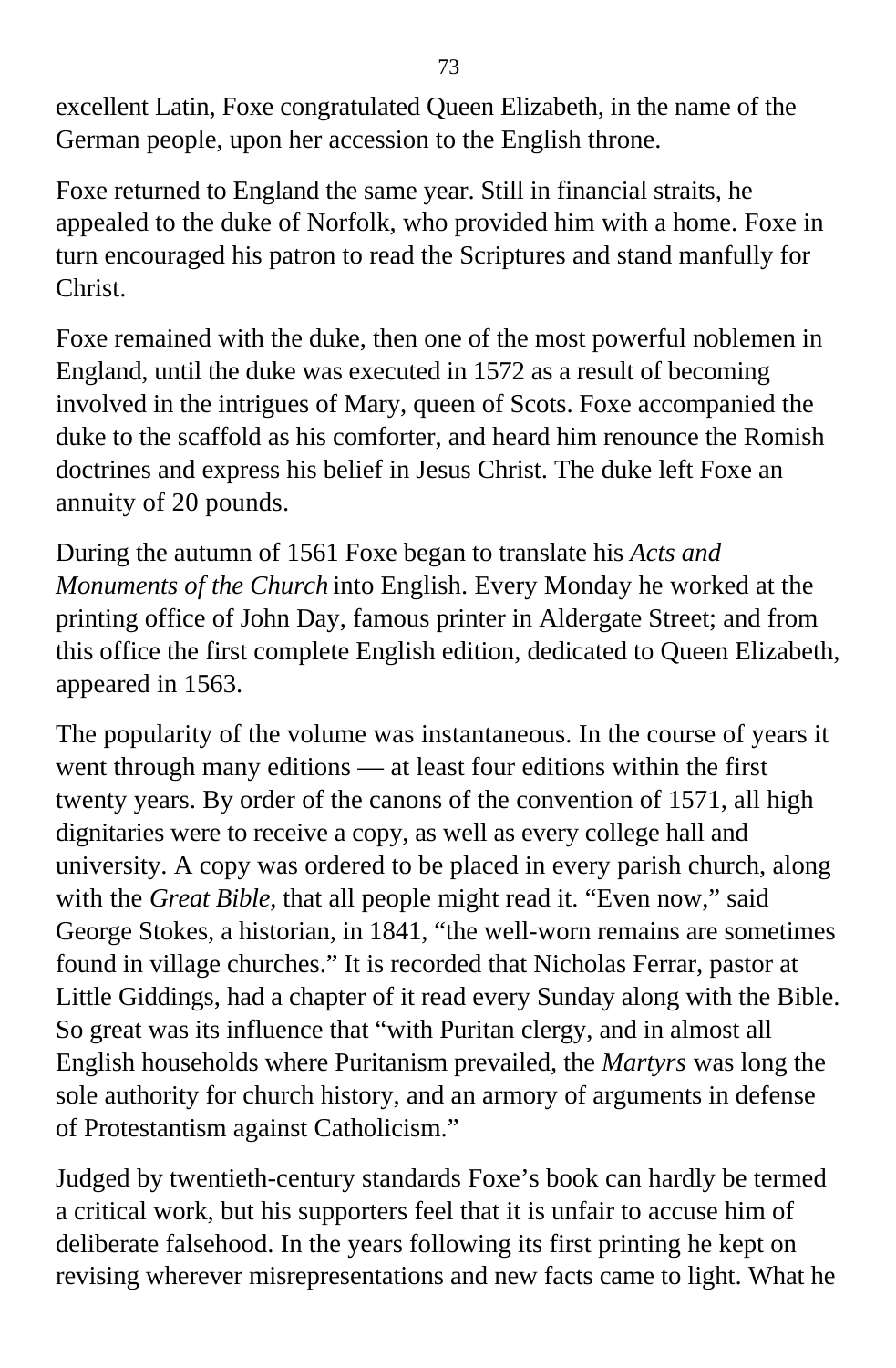excellent Latin, Foxe congratulated Queen Elizabeth, in the name of the German people, upon her accession to the English throne.

Foxe returned to England the same year. Still in financial straits, he appealed to the duke of Norfolk, who provided him with a home. Foxe in turn encouraged his patron to read the Scriptures and stand manfully for Christ.

Foxe remained with the duke, then one of the most powerful noblemen in England, until the duke was executed in 1572 as a result of becoming involved in the intrigues of Mary, queen of Scots. Foxe accompanied the duke to the scaffold as his comforter, and heard him renounce the Romish doctrines and express his belief in Jesus Christ. The duke left Foxe an annuity of 20 pounds.

During the autumn of 1561 Foxe began to translate his *Acts and Monuments of the Church* into English. Every Monday he worked at the printing office of John Day, famous printer in Aldergate Street; and from this office the first complete English edition, dedicated to Queen Elizabeth, appeared in 1563.

The popularity of the volume was instantaneous. In the course of years it went through many editions — at least four editions within the first twenty years. By order of the canons of the convention of 1571, all high dignitaries were to receive a copy, as well as every college hall and university. A copy was ordered to be placed in every parish church, along with the *Great Bible,* that all people might read it. "Even now," said George Stokes, a historian, in 1841, "the well-worn remains are sometimes found in village churches." It is recorded that Nicholas Ferrar, pastor at Little Giddings, had a chapter of it read every Sunday along with the Bible. So great was its influence that "with Puritan clergy, and in almost all English households where Puritanism prevailed, the *Martyrs* was long the sole authority for church history, and an armory of arguments in defense of Protestantism against Catholicism."

Judged by twentieth-century standards Foxe's book can hardly be termed a critical work, but his supporters feel that it is unfair to accuse him of deliberate falsehood. In the years following its first printing he kept on revising wherever misrepresentations and new facts came to light. What he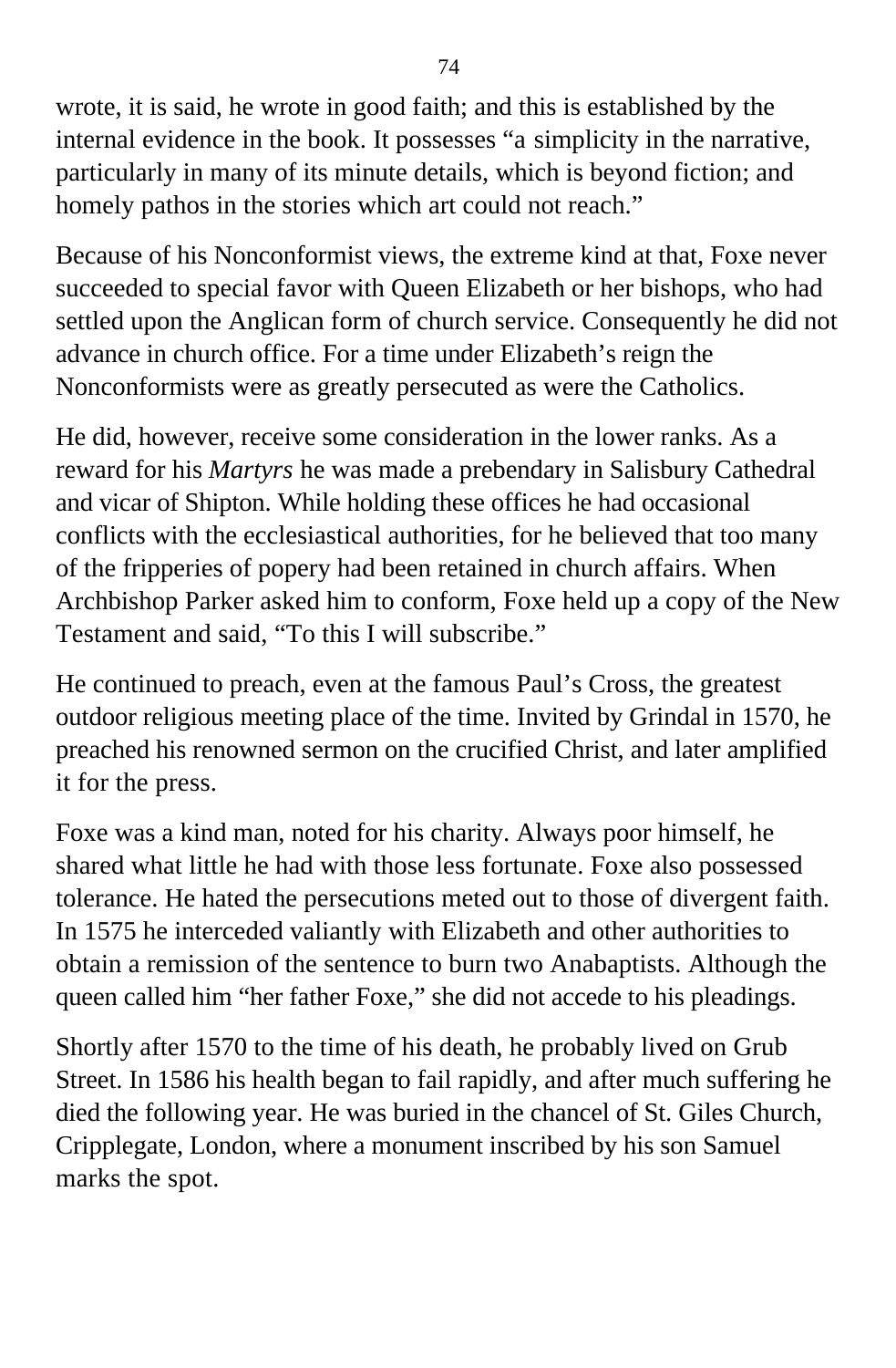wrote, it is said, he wrote in good faith; and this is established by the internal evidence in the book. It possesses “a simplicity in the narrative, particularly in many of its minute details, which is beyond fiction; and homely pathos in the stories which art could not reach.”

Because of his Nonconformist views, the extreme kind at that, Foxe never succeeded to special favor with Queen Elizabeth or her bishops, who had settled upon the Anglican form of church service. Consequently he did not advance in church office. For a time under Elizabeth’s reign the Nonconformists were as greatly persecuted as were the Catholics.

He did, however, receive some consideration in the lower ranks. As a reward for his *Martyrs* he was made a prebendary in Salisbury Cathedral and vicar of Shipton. While holding these offices he had occasional conflicts with the ecclesiastical authorities, for he believed that too many of the fripperies of popery had been retained in church affairs. When Archbishop Parker asked him to conform, Foxe held up a copy of the New Testament and said, “To this I will subscribe.”

He continued to preach, even at the famous Paul’s Cross, the greatest outdoor religious meeting place of the time. Invited by Grindal in 1570, he preached his renowned sermon on the crucified Christ, and later amplified it for the press.

Foxe was a kind man, noted for his charity. Always poor himself, he shared what little he had with those less fortunate. Foxe also possessed tolerance. He hated the persecutions meted out to those of divergent faith. In 1575 he interceded valiantly with Elizabeth and other authorities to obtain a remission of the sentence to burn two Anabaptists. Although the queen called him “her father Foxe,” she did not accede to his pleadings.

Shortly after 1570 to the time of his death, he probably lived on Grub Street. In 1586 his health began to fail rapidly, and after much suffering he died the following year. He was buried in the chancel of St. Giles Church, Cripplegate, London, where a monument inscribed by his son Samuel marks the spot.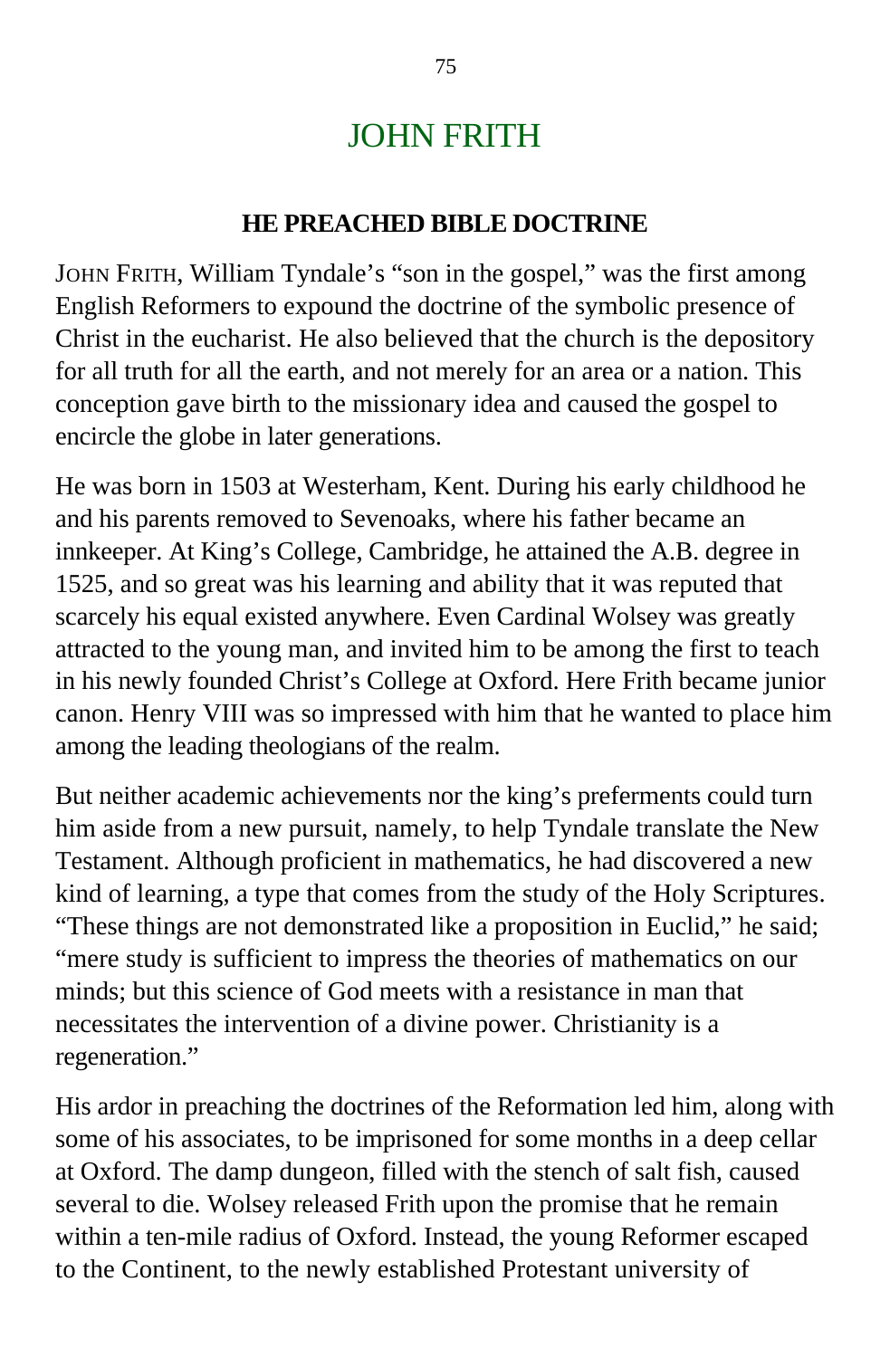# JOHN FRITH

## HE PREACHED BIBLE DOCTRINE

JOHN FRITH, William Tyndale's "son in the gospel," was the first among English Reformers to expound the doctrine of the symbolic presence of Christ in the eucharist. He also believed that the church is the depository for all truth for all the earth, and not merely for an area or a nation. This conception gave birth to the missionary idea and caused the gospel to encircle the globe in later generations.

He was born in 1503 at Westerham, Kent. During his early childhood he and his parents removed to Sevenoaks, where his father became an innkeeper. At King's College, Cambridge, he attained the A.B. degree in 1525, and so great was his learning and ability that it was reputed that scarcely his equal existed anywhere. Even Cardinal Wolsey was greatly attracted to the young man, and invited him to be among the first to teach in his newly founded Christ's College at Oxford. Here Frith became junior canon. Henry VIII was so impressed with him that he wanted to place him among the leading theologians of the realm.

But neither academic achievements nor the king's preferments could turn him aside from a new pursuit, namely, to help Tyndale translate the New Testament. Although proficient in mathematics, he had discovered a new kind of learning, a type that comes from the study of the Holy Scriptures. "These things are not demonstrated like a proposition in Euclid," he said; "mere study is sufficient to impress the theories of mathematics on our minds; but this science of God meets with a resistance in man that necessitates the intervention of a divine power. Christianity is a regeneration."

His ardor in preaching the doctrines of the Reformation led him, along with some of his associates, to be imprisoned for some months in a deep cellar at Oxford. The damp dungeon, filled with the stench of salt fish, caused several to die. Wolsey released Frith upon the promise that he remain within a ten-mile radius of Oxford. Instead, the young Reformer escaped to the Continent, to the newly established Protestant university of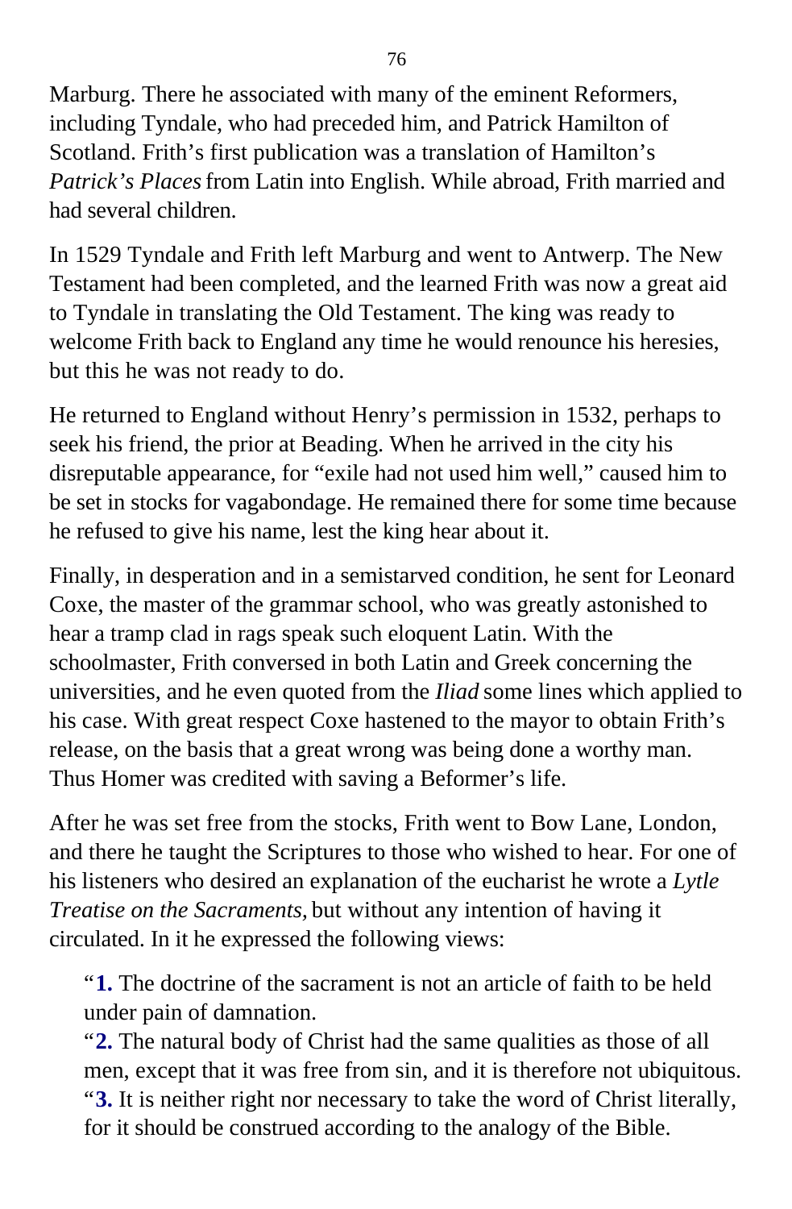Marburg. There he associated with many of the eminent Reformers, including Tyndale, who had preceded him, and Patrick Hamilton of Scotland. Frith's first publication was a translation of Hamilton's *Patrick's Places* from Latin into English. While abroad, Frith married and had several children.

In 1529 Tyndale and Frith left Marburg and went to Antwerp. The New Testament had been completed, and the learned Frith was now a great aid to Tyndale in translating the Old Testament. The king was ready to welcome Frith back to England any time he would renounce his heresies, but this he was not ready to do.

He returned to England without Henry's permission in 1532, perhaps to seek his friend, the prior at Beading. When he arrived in the city his disreputable appearance, for "exile had not used him well," caused him to be set in stocks for vagabondage. He remained there for some time because he refused to give his name, lest the king hear about it.

Finally, in desperation and in a semistarved condition, he sent for Leonard Coxe, the master of the grammar school, who was greatly astonished to hear a tramp clad in rags speak such eloquent Latin. With the schoolmaster, Frith conversed in both Latin and Greek concerning the universities, and he even quoted from the *Iliad* some lines which applied to his case. With great respect Coxe hastened to the mayor to obtain Frith's release, on the basis that a great wrong was being done a worthy man. Thus Homer was credited with saving a Beformer's life.

After he was set free from the stocks, Frith went to Bow Lane, London, and there he taught the Scriptures to those who wished to hear. For one of his listeners who desired an explanation of the eucharist he wrote a *Lytle Treatise on the Sacraments,* but without any intention of having it circulated. In it he expressed the following views:

> "**1.** The doctrine of the sacrament is not an article of faith to be held under pain of damnation.
> "**2.** The natural body of Christ had the same qualities as those of all men, except that it was free from sin, and it is therefore not ubiquitous.
> "**3.** It is neither right nor necessary to take the word of Christ literally, for it should be construed according to the analogy of the Bible.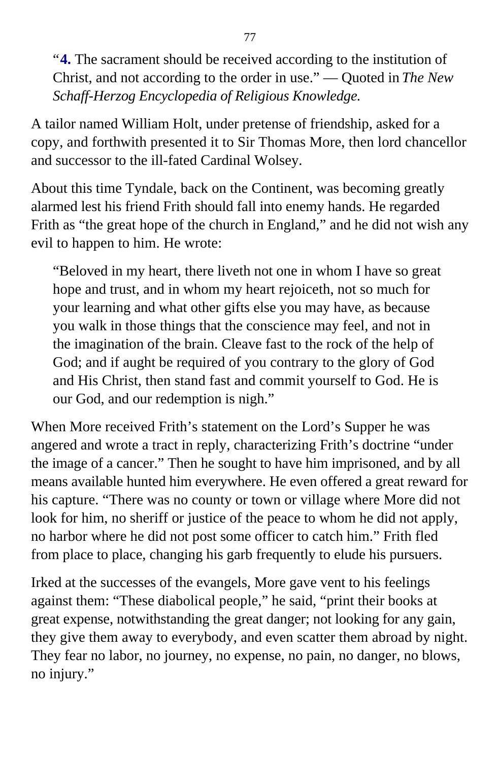> "**4.** The sacrament should be received according to the institution of Christ, and not according to the order in use." — Quoted in *The New Schaff-Herzog Encyclopedia of Religious Knowledge.*

A tailor named William Holt, under pretense of friendship, asked for a copy, and forthwith presented it to Sir Thomas More, then lord chancellor and successor to the ill-fated Cardinal Wolsey.

About this time Tyndale, back on the Continent, was becoming greatly alarmed lest his friend Frith should fall into enemy hands. He regarded Frith as "the great hope of the church in England," and he did not wish any evil to happen to him. He wrote:

> "Beloved in my heart, there liveth not one in whom I have so great hope and trust, and in whom my heart rejoiceth, not so much for your learning and what other gifts else you may have, as because you walk in those things that the conscience may feel, and not in the imagination of the brain. Cleave fast to the rock of the help of God; and if aught be required of you contrary to the glory of God and His Christ, then stand fast and commit yourself to God. He is our God, and our redemption is nigh."

When More received Frith's statement on the Lord's Supper he was angered and wrote a tract in reply, characterizing Frith's doctrine "under the image of a cancer." Then he sought to have him imprisoned, and by all means available hunted him everywhere. He even offered a great reward for his capture. "There was no county or town or village where More did not look for him, no sheriff or justice of the peace to whom he did not apply, no harbor where he did not post some officer to catch him." Frith fled from place to place, changing his garb frequently to elude his pursuers.

Irked at the successes of the evangels, More gave vent to his feelings against them: "These diabolical people," he said, "print their books at great expense, notwithstanding the great danger; not looking for any gain, they give them away to everybody, and even scatter them abroad by night. They fear no labor, no journey, no expense, no pain, no danger, no blows, no injury."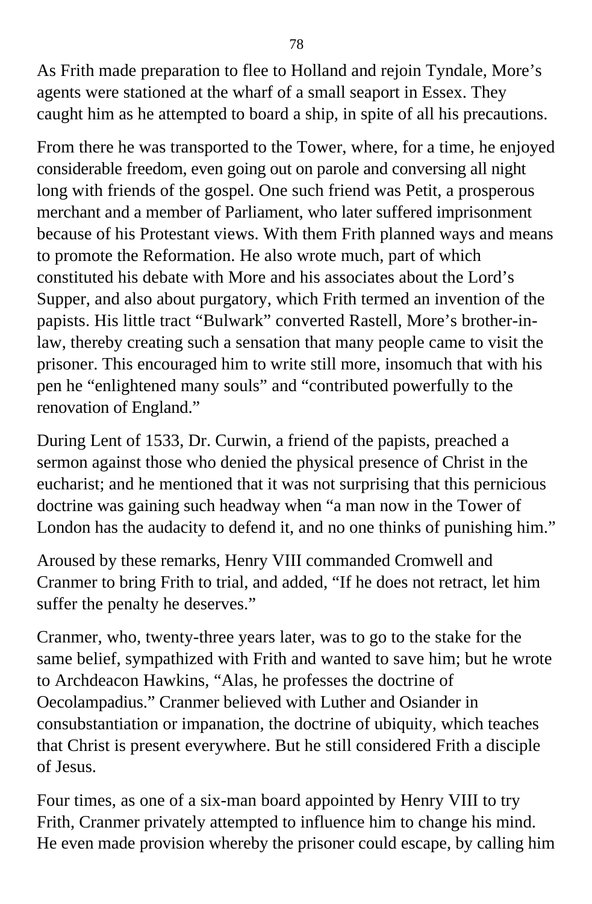As Frith made preparation to flee to Holland and rejoin Tyndale, More's agents were stationed at the wharf of a small seaport in Essex. They caught him as he attempted to board a ship, in spite of all his precautions.

From there he was transported to the Tower, where, for a time, he enjoyed considerable freedom, even going out on parole and conversing all night long with friends of the gospel. One such friend was Petit, a prosperous merchant and a member of Parliament, who later suffered imprisonment because of his Protestant views. With them Frith planned ways and means to promote the Reformation. He also wrote much, part of which constituted his debate with More and his associates about the Lord's Supper, and also about purgatory, which Frith termed an invention of the papists. His little tract "Bulwark" converted Rastell, More's brother-in-law, thereby creating such a sensation that many people came to visit the prisoner. This encouraged him to write still more, insomuch that with his pen he "enlightened many souls" and "contributed powerfully to the renovation of England."

During Lent of 1533, Dr. Curwin, a friend of the papists, preached a sermon against those who denied the physical presence of Christ in the eucharist; and he mentioned that it was not surprising that this pernicious doctrine was gaining such headway when "a man now in the Tower of London has the audacity to defend it, and no one thinks of punishing him."

Aroused by these remarks, Henry VIII commanded Cromwell and Cranmer to bring Frith to trial, and added, "If he does not retract, let him suffer the penalty he deserves."

Cranmer, who, twenty-three years later, was to go to the stake for the same belief, sympathized with Frith and wanted to save him; but he wrote to Archdeacon Hawkins, "Alas, he professes the doctrine of Oecolampadius." Cranmer believed with Luther and Osiander in consubstantiation or impanation, the doctrine of ubiquity, which teaches that Christ is present everywhere. But he still considered Frith a disciple of Jesus.

Four times, as one of a six-man board appointed by Henry VIII to try Frith, Cranmer privately attempted to influence him to change his mind. He even made provision whereby the prisoner could escape, by calling him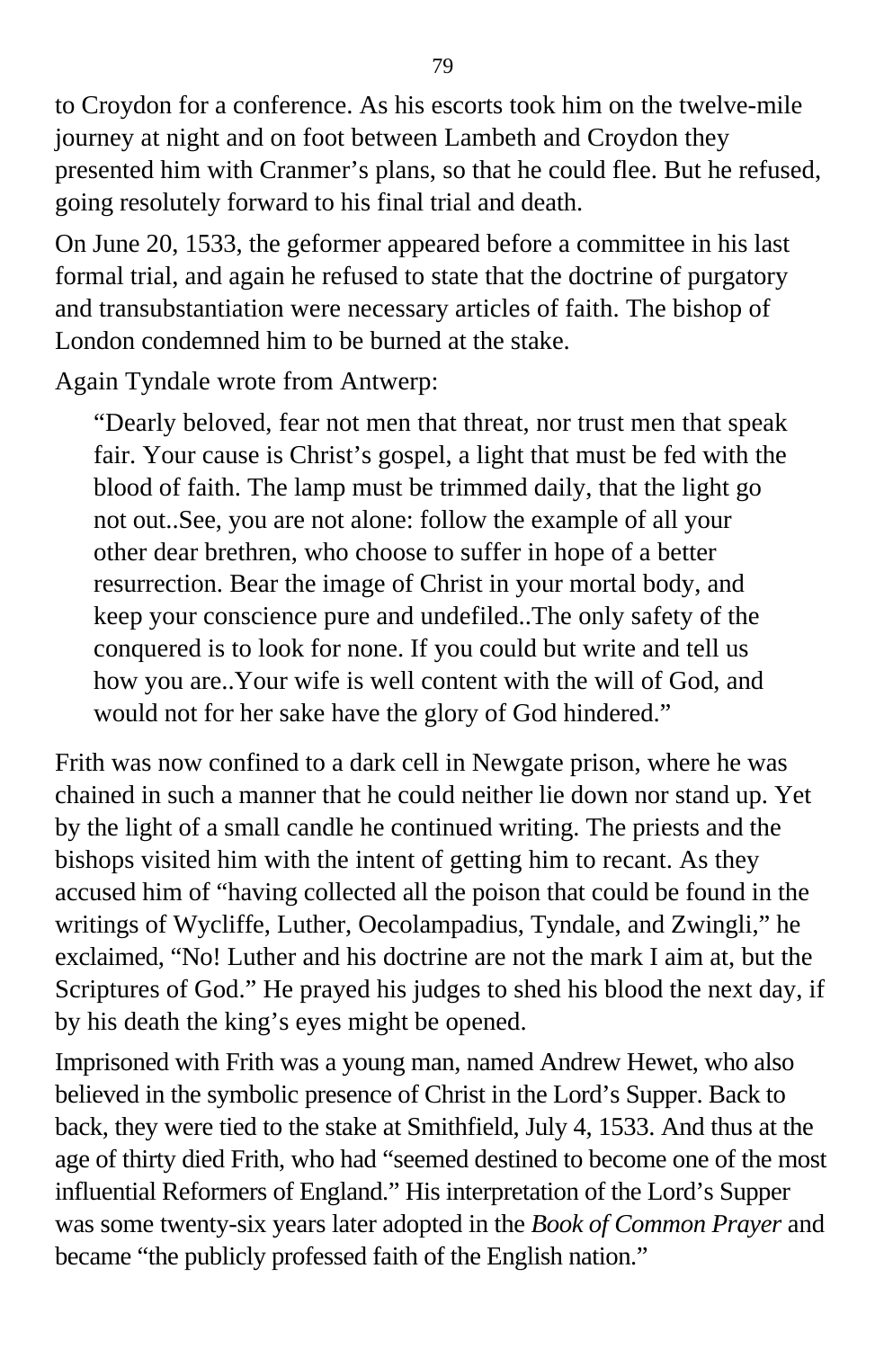to Croydon for a conference. As his escorts took him on the twelve-mile journey at night and on foot between Lambeth and Croydon they presented him with Cranmer's plans, so that he could flee. But he refused, going resolutely forward to his final trial and death.

On June 20, 1533, the geformer appeared before a committee in his last formal trial, and again he refused to state that the doctrine of purgatory and transubstantiation were necessary articles of faith. The bishop of London condemned him to be burned at the stake.

Again Tyndale wrote from Antwerp:

> "Dearly beloved, fear not men that threat, nor trust men that speak fair. Your cause is Christ's gospel, a light that must be fed with the blood of faith. The lamp must be trimmed daily, that the light go not out..See, you are not alone: follow the example of all your other dear brethren, who choose to suffer in hope of a better resurrection. Bear the image of Christ in your mortal body, and keep your conscience pure and undefiled..The only safety of the conquered is to look for none. If you could but write and tell us how you are..Your wife is well content with the will of God, and would not for her sake have the glory of God hindered."

Frith was now confined to a dark cell in Newgate prison, where he was chained in such a manner that he could neither lie down nor stand up. Yet by the light of a small candle he continued writing. The priests and the bishops visited him with the intent of getting him to recant. As they accused him of "having collected all the poison that could be found in the writings of Wycliffe, Luther, Oecolampadius, Tyndale, and Zwingli," he exclaimed, "No! Luther and his doctrine are not the mark I aim at, but the Scriptures of God." He prayed his judges to shed his blood the next day, if by his death the king's eyes might be opened.

Imprisoned with Frith was a young man, named Andrew Hewet, who also believed in the symbolic presence of Christ in the Lord's Supper. Back to back, they were tied to the stake at Smithfield, July 4, 1533. And thus at the age of thirty died Frith, who had "seemed destined to become one of the most influential Reformers of England." His interpretation of the Lord's Supper was some twenty-six years later adopted in the *Book of Common Prayer* and became "the publicly professed faith of the English nation."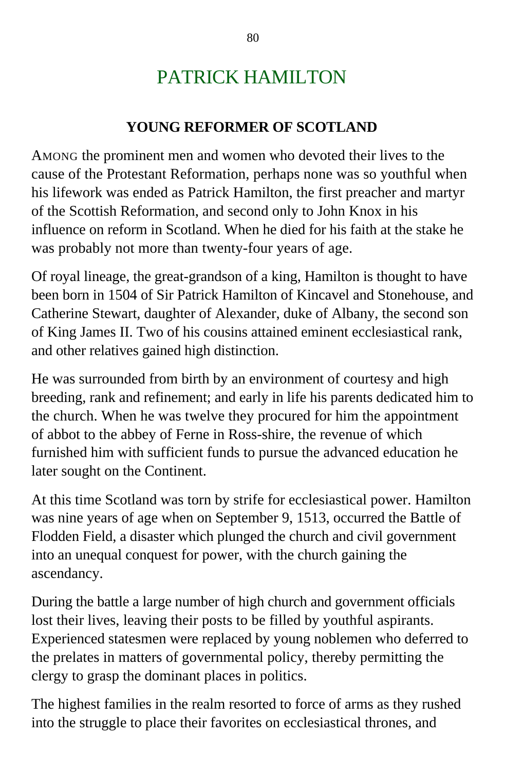# PATRICK HAMILTON

## YOUNG REFORMER OF SCOTLAND

AMONG the prominent men and women who devoted their lives to the cause of the Protestant Reformation, perhaps none was so youthful when his lifework was ended as Patrick Hamilton, the first preacher and martyr of the Scottish Reformation, and second only to John Knox in his influence on reform in Scotland. When he died for his faith at the stake he was probably not more than twenty-four years of age.

Of royal lineage, the great-grandson of a king, Hamilton is thought to have been born in 1504 of Sir Patrick Hamilton of Kincavel and Stonehouse, and Catherine Stewart, daughter of Alexander, duke of Albany, the second son of King James II. Two of his cousins attained eminent ecclesiastical rank, and other relatives gained high distinction.

He was surrounded from birth by an environment of courtesy and high breeding, rank and refinement; and early in life his parents dedicated him to the church. When he was twelve they procured for him the appointment of abbot to the abbey of Ferne in Ross-shire, the revenue of which furnished him with sufficient funds to pursue the advanced education he later sought on the Continent.

At this time Scotland was torn by strife for ecclesiastical power. Hamilton was nine years of age when on September 9, 1513, occurred the Battle of Flodden Field, a disaster which plunged the church and civil government into an unequal conquest for power, with the church gaining the ascendancy.

During the battle a large number of high church and government officials lost their lives, leaving their posts to be filled by youthful aspirants. Experienced statesmen were replaced by young noblemen who deferred to the prelates in matters of governmental policy, thereby permitting the clergy to grasp the dominant places in politics.

The highest families in the realm resorted to force of arms as they rushed into the struggle to place their favorites on ecclesiastical thrones, and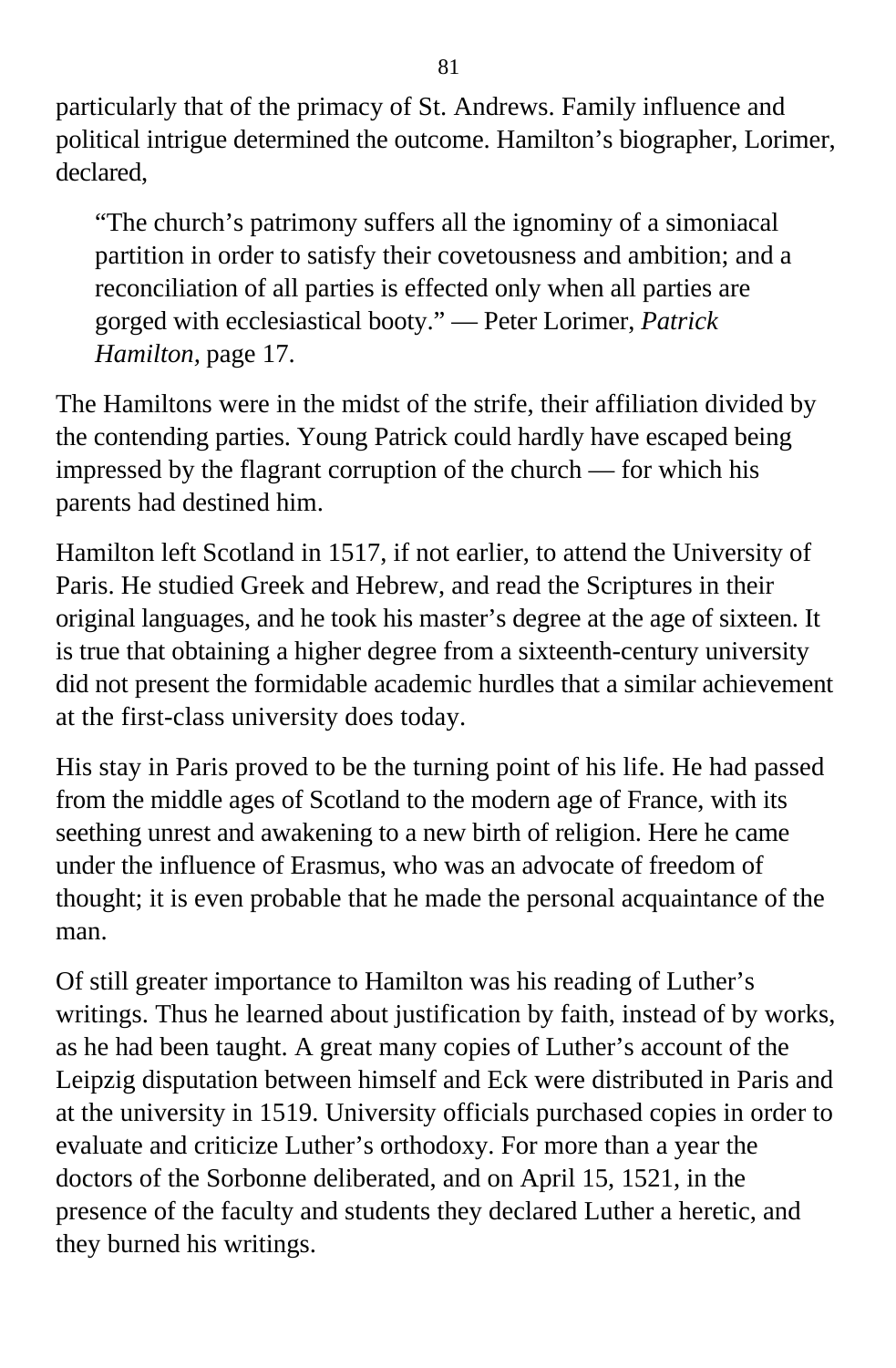particularly that of the primacy of St. Andrews. Family influence and political intrigue determined the outcome. Hamilton's biographer, Lorimer, declared,

> "The church's patrimony suffers all the ignominy of a simoniacal partition in order to satisfy their covetousness and ambition; and a reconciliation of all parties is effected only when all parties are gorged with ecclesiastical booty." — Peter Lorimer, *Patrick Hamilton,* page 17.

The Hamiltons were in the midst of the strife, their affiliation divided by the contending parties. Young Patrick could hardly have escaped being impressed by the flagrant corruption of the church — for which his parents had destined him.

Hamilton left Scotland in 1517, if not earlier, to attend the University of Paris. He studied Greek and Hebrew, and read the Scriptures in their original languages, and he took his master's degree at the age of sixteen. It is true that obtaining a higher degree from a sixteenth-century university did not present the formidable academic hurdles that a similar achievement at the first-class university does today.

His stay in Paris proved to be the turning point of his life. He had passed from the middle ages of Scotland to the modern age of France, with its seething unrest and awakening to a new birth of religion. Here he came under the influence of Erasmus, who was an advocate of freedom of thought; it is even probable that he made the personal acquaintance of the man.

Of still greater importance to Hamilton was his reading of Luther's writings. Thus he learned about justification by faith, instead of by works, as he had been taught. A great many copies of Luther's account of the Leipzig disputation between himself and Eck were distributed in Paris and at the university in 1519. University officials purchased copies in order to evaluate and criticize Luther's orthodoxy. For more than a year the doctors of the Sorbonne deliberated, and on April 15, 1521, in the presence of the faculty and students they declared Luther a heretic, and they burned his writings.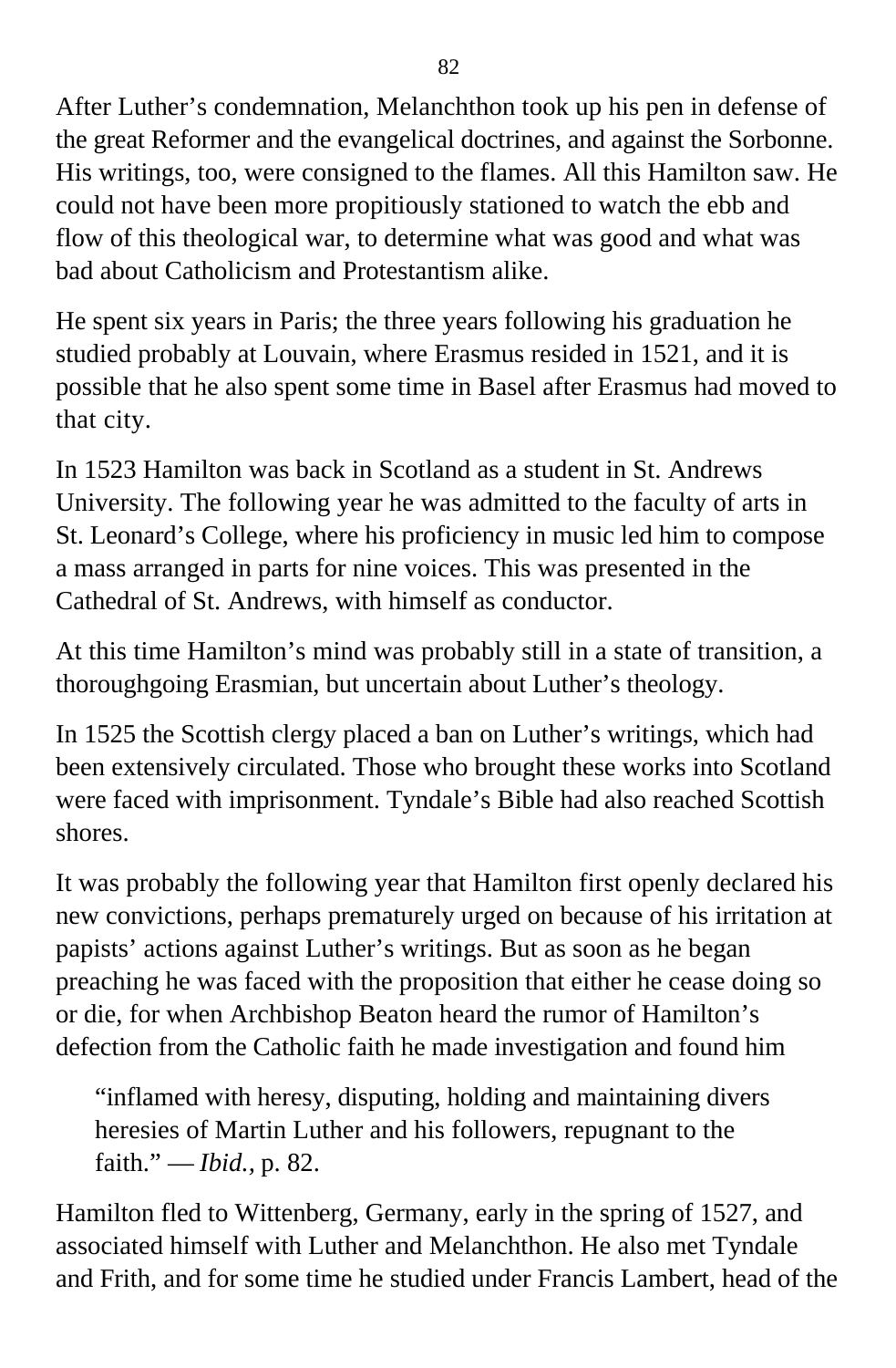After Luther's condemnation, Melanchthon took up his pen in defense of the great Reformer and the evangelical doctrines, and against the Sorbonne. His writings, too, were consigned to the flames. All this Hamilton saw. He could not have been more propitiously stationed to watch the ebb and flow of this theological war, to determine what was good and what was bad about Catholicism and Protestantism alike.

He spent six years in Paris; the three years following his graduation he studied probably at Louvain, where Erasmus resided in 1521, and it is possible that he also spent some time in Basel after Erasmus had moved to that city.

In 1523 Hamilton was back in Scotland as a student in St. Andrews University. The following year he was admitted to the faculty of arts in St. Leonard's College, where his proficiency in music led him to compose a mass arranged in parts for nine voices. This was presented in the Cathedral of St. Andrews, with himself as conductor.

At this time Hamilton's mind was probably still in a state of transition, a thoroughgoing Erasmian, but uncertain about Luther's theology.

In 1525 the Scottish clergy placed a ban on Luther's writings, which had been extensively circulated. Those who brought these works into Scotland were faced with imprisonment. Tyndale's Bible had also reached Scottish shores.

It was probably the following year that Hamilton first openly declared his new convictions, perhaps prematurely urged on because of his irritation at papists' actions against Luther's writings. But as soon as he began preaching he was faced with the proposition that either he cease doing so or die, for when Archbishop Beaton heard the rumor of Hamilton's defection from the Catholic faith he made investigation and found him

> "inflamed with heresy, disputing, holding and maintaining divers heresies of Martin Luther and his followers, repugnant to the faith." — *Ibid.*, p. 82.

Hamilton fled to Wittenberg, Germany, early in the spring of 1527, and associated himself with Luther and Melanchthon. He also met Tyndale and Frith, and for some time he studied under Francis Lambert, head of the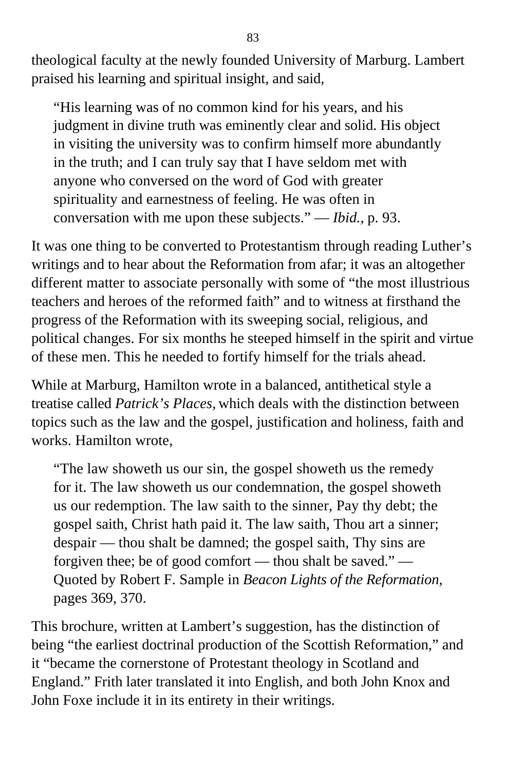theological faculty at the newly founded University of Marburg. Lambert praised his learning and spiritual insight, and said,

> "His learning was of no common kind for his years, and his judgment in divine truth was eminently clear and solid. His object in visiting the university was to confirm himself more abundantly in the truth; and I can truly say that I have seldom met with anyone who conversed on the word of God with greater spirituality and earnestness of feeling. He was often in conversation with me upon these subjects." — *Ibid.,* p. 93.

It was one thing to be converted to Protestantism through reading Luther's writings and to hear about the Reformation from afar; it was an altogether different matter to associate personally with some of "the most illustrious teachers and heroes of the reformed faith" and to witness at firsthand the progress of the Reformation with its sweeping social, religious, and political changes. For six months he steeped himself in the spirit and virtue of these men. This he needed to fortify himself for the trials ahead.

While at Marburg, Hamilton wrote in a balanced, antithetical style a treatise called *Patrick's Places,* which deals with the distinction between topics such as the law and the gospel, justification and holiness, faith and works. Hamilton wrote,

> "The law showeth us our sin, the gospel showeth us the remedy for it. The law showeth us our condemnation, the gospel showeth us our redemption. The law saith to the sinner, Pay thy debt; the gospel saith, Christ hath paid it. The law saith, Thou art a sinner; despair — thou shalt be damned; the gospel saith, Thy sins are forgiven thee; be of good comfort — thou shalt be saved." — Quoted by Robert F. Sample in *Beacon Lights of the Reformation,* pages 369, 370.

This brochure, written at Lambert's suggestion, has the distinction of being "the earliest doctrinal production of the Scottish Reformation," and it "became the cornerstone of Protestant theology in Scotland and England." Frith later translated it into English, and both John Knox and John Foxe include it in its entirety in their writings.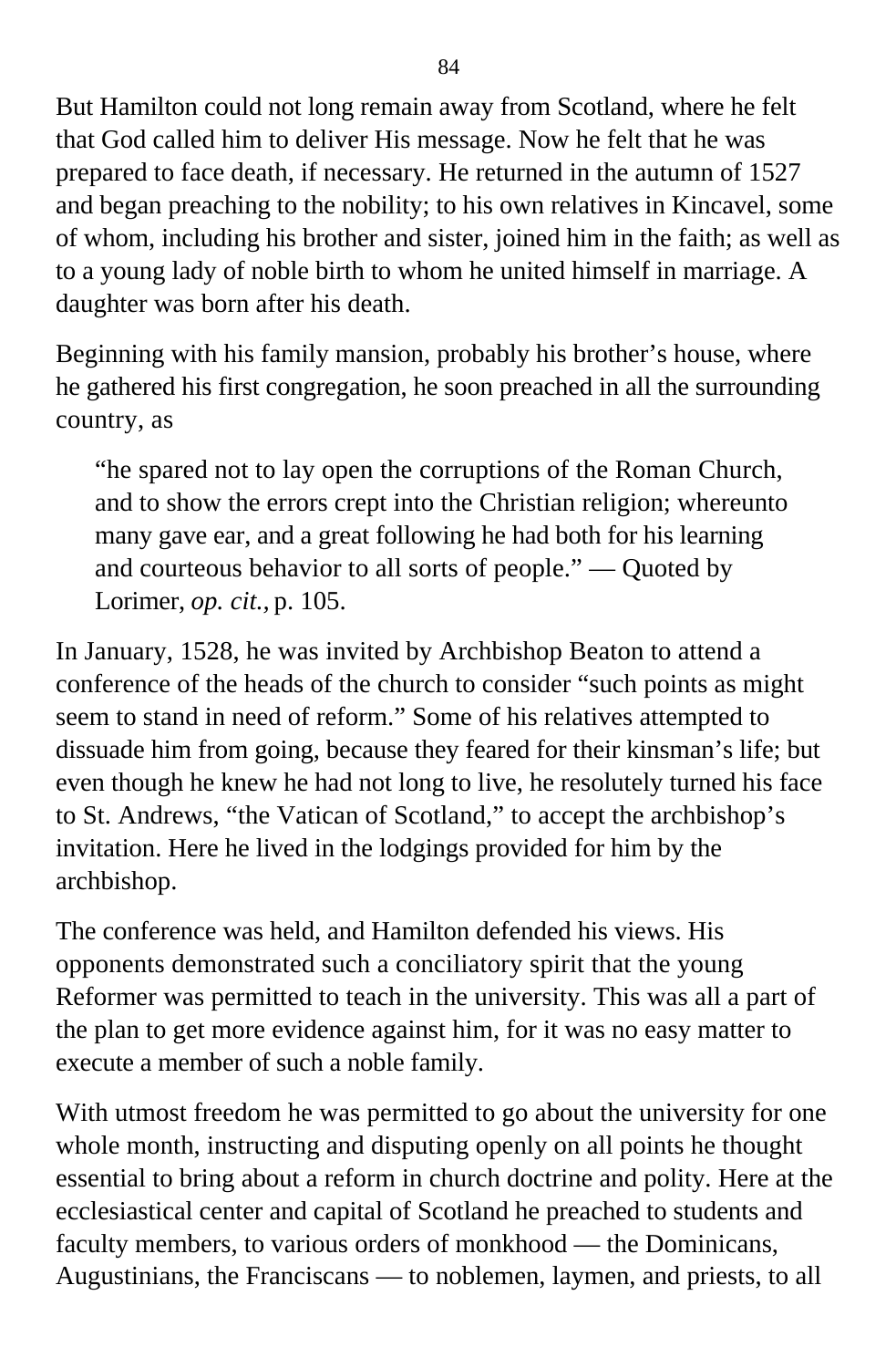But Hamilton could not long remain away from Scotland, where he felt that God called him to deliver His message. Now he felt that he was prepared to face death, if necessary. He returned in the autumn of 1527 and began preaching to the nobility; to his own relatives in Kincavel, some of whom, including his brother and sister, joined him in the faith; as well as to a young lady of noble birth to whom he united himself in marriage. A daughter was born after his death.

Beginning with his family mansion, probably his brother's house, where he gathered his first congregation, he soon preached in all the surrounding country, as

> "he spared not to lay open the corruptions of the Roman Church, and to show the errors crept into the Christian religion; whereunto many gave ear, and a great following he had both for his learning and courteous behavior to all sorts of people." — Quoted by Lorimer, *op. cit.,* p. 105.

In January, 1528, he was invited by Archbishop Beaton to attend a conference of the heads of the church to consider "such points as might seem to stand in need of reform." Some of his relatives attempted to dissuade him from going, because they feared for their kinsman's life; but even though he knew he had not long to live, he resolutely turned his face to St. Andrews, "the Vatican of Scotland," to accept the archbishop's invitation. Here he lived in the lodgings provided for him by the archbishop.

The conference was held, and Hamilton defended his views. His opponents demonstrated such a conciliatory spirit that the young Reformer was permitted to teach in the university. This was all a part of the plan to get more evidence against him, for it was no easy matter to execute a member of such a noble family.

With utmost freedom he was permitted to go about the university for one whole month, instructing and disputing openly on all points he thought essential to bring about a reform in church doctrine and polity. Here at the ecclesiastical center and capital of Scotland he preached to students and faculty members, to various orders of monkhood — the Dominicans, Augustinians, the Franciscans — to noblemen, laymen, and priests, to all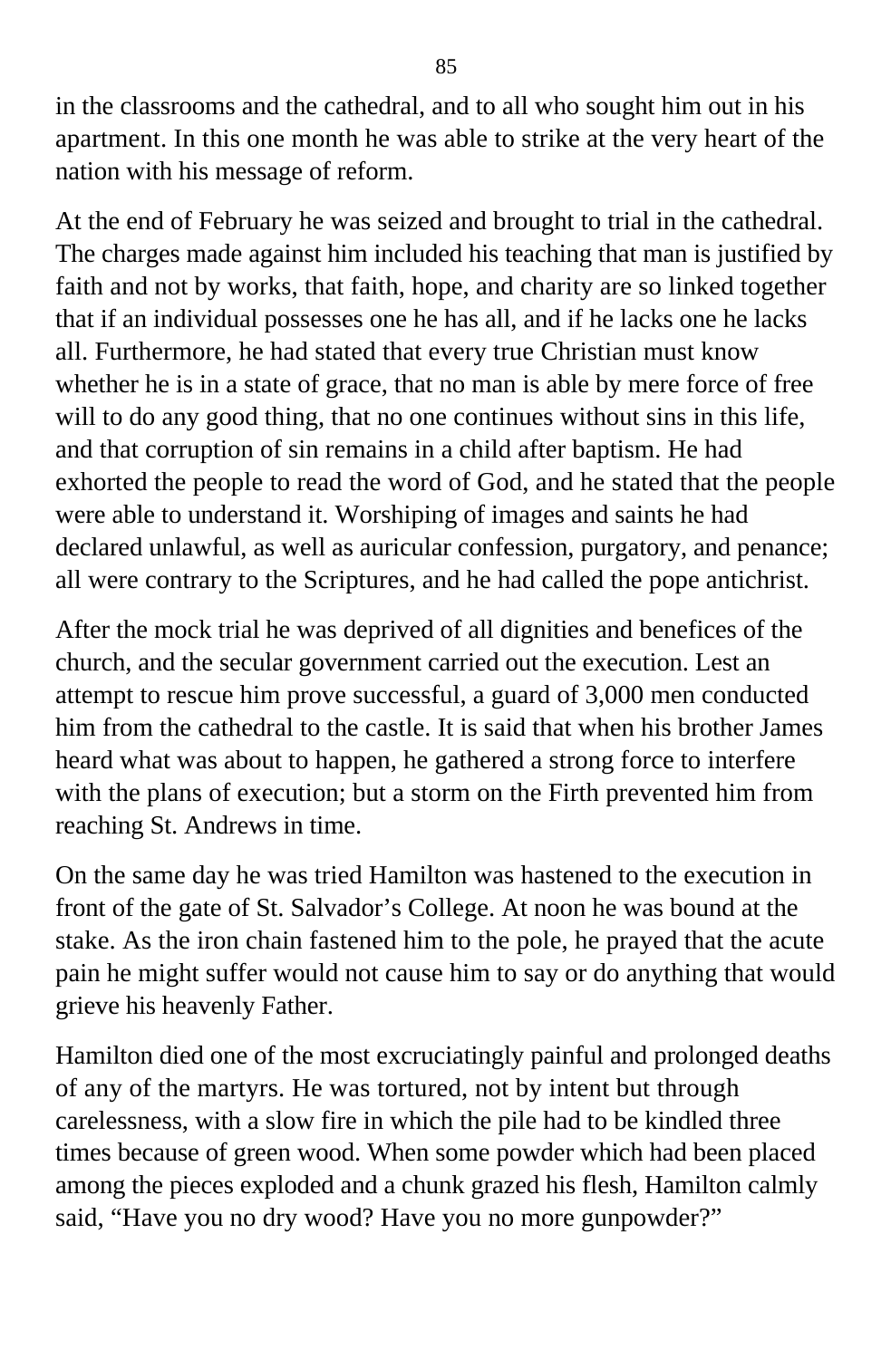in the classrooms and the cathedral, and to all who sought him out in his apartment. In this one month he was able to strike at the very heart of the nation with his message of reform.

At the end of February he was seized and brought to trial in the cathedral. The charges made against him included his teaching that man is justified by faith and not by works, that faith, hope, and charity are so linked together that if an individual possesses one he has all, and if he lacks one he lacks all. Furthermore, he had stated that every true Christian must know whether he is in a state of grace, that no man is able by mere force of free will to do any good thing, that no one continues without sins in this life, and that corruption of sin remains in a child after baptism. He had exhorted the people to read the word of God, and he stated that the people were able to understand it. Worshiping of images and saints he had declared unlawful, as well as auricular confession, purgatory, and penance; all were contrary to the Scriptures, and he had called the pope antichrist.

After the mock trial he was deprived of all dignities and benefices of the church, and the secular government carried out the execution. Lest an attempt to rescue him prove successful, a guard of 3,000 men conducted him from the cathedral to the castle. It is said that when his brother James heard what was about to happen, he gathered a strong force to interfere with the plans of execution; but a storm on the Firth prevented him from reaching St. Andrews in time.

On the same day he was tried Hamilton was hastened to the execution in front of the gate of St. Salvador’s College. At noon he was bound at the stake. As the iron chain fastened him to the pole, he prayed that the acute pain he might suffer would not cause him to say or do anything that would grieve his heavenly Father.

Hamilton died one of the most excruciatingly painful and prolonged deaths of any of the martyrs. He was tortured, not by intent but through carelessness, with a slow fire in which the pile had to be kindled three times because of green wood. When some powder which had been placed among the pieces exploded and a chunk grazed his flesh, Hamilton calmly said, “Have you no dry wood? Have you no more gunpowder?”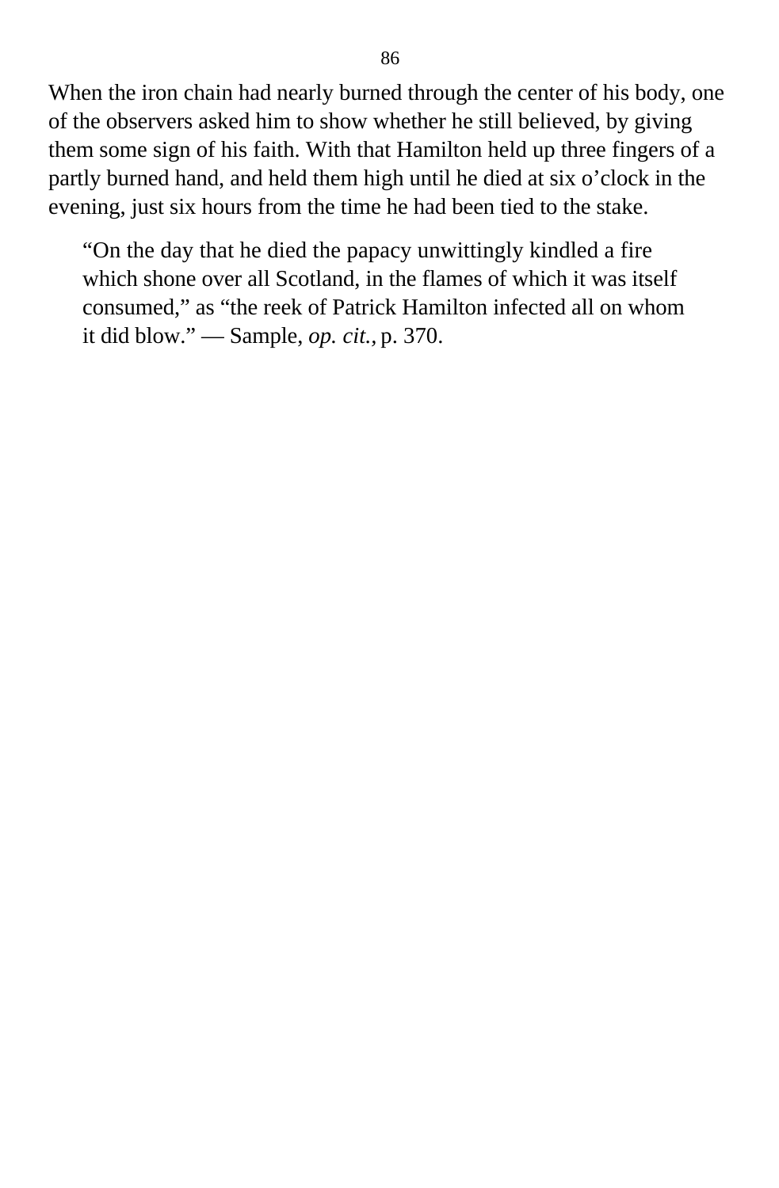When the iron chain had nearly burned through the center of his body, one of the observers asked him to show whether he still believed, by giving them some sign of his faith. With that Hamilton held up three fingers of a partly burned hand, and held them high until he died at six o'clock in the evening, just six hours from the time he had been tied to the stake.

> "On the day that he died the papacy unwittingly kindled a fire which shone over all Scotland, in the flames of which it was itself consumed," as "the reek of Patrick Hamilton infected all on whom it did blow." — Sample, *op. cit.,* p. 370.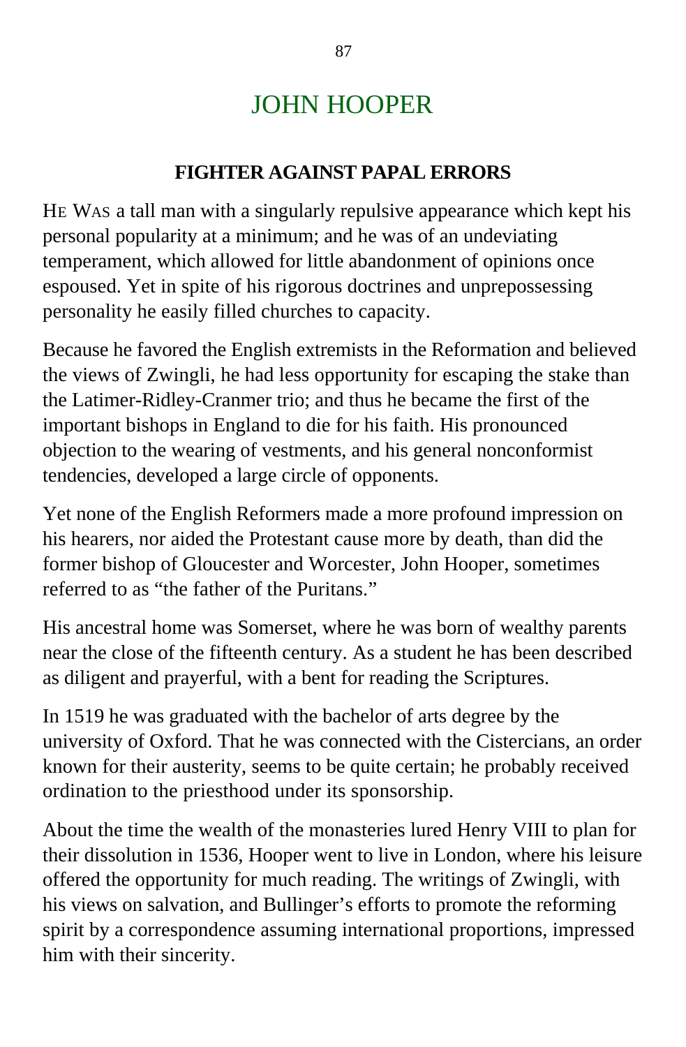# JOHN HOOPER

## FIGHTER AGAINST PAPAL ERRORS

HE WAS a tall man with a singularly repulsive appearance which kept his personal popularity at a minimum; and he was of an undeviating temperament, which allowed for little abandonment of opinions once espoused. Yet in spite of his rigorous doctrines and unprepossessing personality he easily filled churches to capacity.

Because he favored the English extremists in the Reformation and believed the views of Zwingli, he had less opportunity for escaping the stake than the Latimer-Ridley-Cranmer trio; and thus he became the first of the important bishops in England to die for his faith. His pronounced objection to the wearing of vestments, and his general nonconformist tendencies, developed a large circle of opponents.

Yet none of the English Reformers made a more profound impression on his hearers, nor aided the Protestant cause more by death, than did the former bishop of Gloucester and Worcester, John Hooper, sometimes referred to as "the father of the Puritans."

His ancestral home was Somerset, where he was born of wealthy parents near the close of the fifteenth century. As a student he has been described as diligent and prayerful, with a bent for reading the Scriptures.

In 1519 he was graduated with the bachelor of arts degree by the university of Oxford. That he was connected with the Cistercians, an order known for their austerity, seems to be quite certain; he probably received ordination to the priesthood under its sponsorship.

About the time the wealth of the monasteries lured Henry VIII to plan for their dissolution in 1536, Hooper went to live in London, where his leisure offered the opportunity for much reading. The writings of Zwingli, with his views on salvation, and Bullinger's efforts to promote the reforming spirit by a correspondence assuming international proportions, impressed him with their sincerity.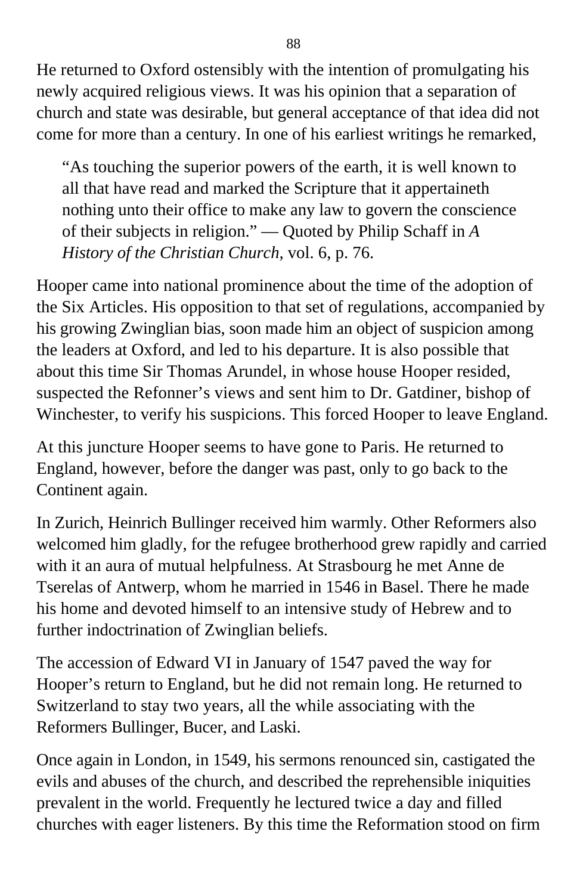He returned to Oxford ostensibly with the intention of promulgating his newly acquired religious views. It was his opinion that a separation of church and state was desirable, but general acceptance of that idea did not come for more than a century. In one of his earliest writings he remarked,

> "As touching the superior powers of the earth, it is well known to all that have read and marked the Scripture that it appertaineth nothing unto their office to make any law to govern the conscience of their subjects in religion." — Quoted by Philip Schaff in *A History of the Christian Church,* vol. 6, p. 76.

Hooper came into national prominence about the time of the adoption of the Six Articles. His opposition to that set of regulations, accompanied by his growing Zwinglian bias, soon made him an object of suspicion among the leaders at Oxford, and led to his departure. It is also possible that about this time Sir Thomas Arundel, in whose house Hooper resided, suspected the Refonner's views and sent him to Dr. Gatdiner, bishop of Winchester, to verify his suspicions. This forced Hooper to leave England.

At this juncture Hooper seems to have gone to Paris. He returned to England, however, before the danger was past, only to go back to the Continent again.

In Zurich, Heinrich Bullinger received him warmly. Other Reformers also welcomed him gladly, for the refugee brotherhood grew rapidly and carried with it an aura of mutual helpfulness. At Strasbourg he met Anne de Tserelas of Antwerp, whom he married in 1546 in Basel. There he made his home and devoted himself to an intensive study of Hebrew and to further indoctrination of Zwinglian beliefs.

The accession of Edward VI in January of 1547 paved the way for Hooper's return to England, but he did not remain long. He returned to Switzerland to stay two years, all the while associating with the Reformers Bullinger, Bucer, and Laski.

Once again in London, in 1549, his sermons renounced sin, castigated the evils and abuses of the church, and described the reprehensible iniquities prevalent in the world. Frequently he lectured twice a day and filled churches with eager listeners. By this time the Reformation stood on firm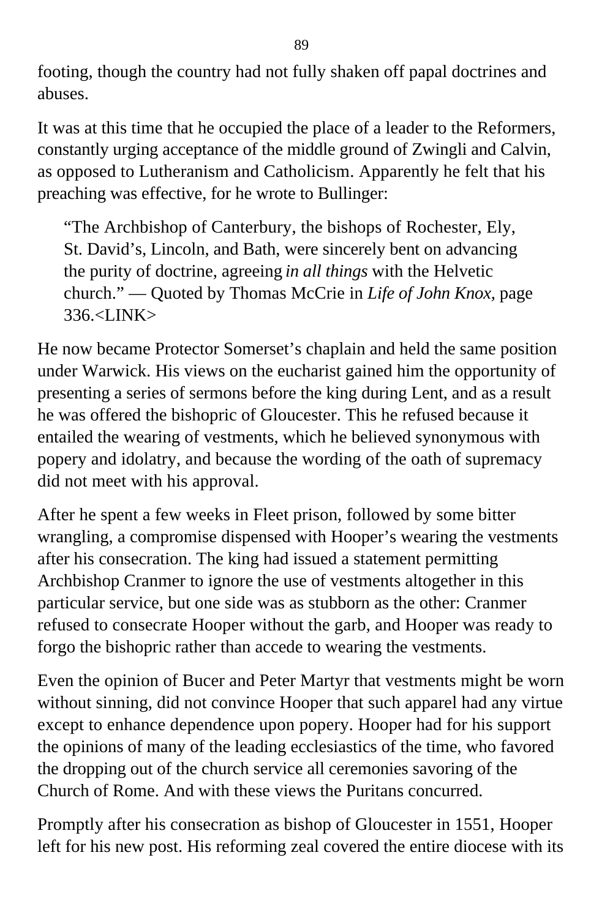footing, though the country had not fully shaken off papal doctrines and abuses.

It was at this time that he occupied the place of a leader to the Reformers, constantly urging acceptance of the middle ground of Zwingli and Calvin, as opposed to Lutheranism and Catholicism. Apparently he felt that his preaching was effective, for he wrote to Bullinger:

> "The Archbishop of Canterbury, the bishops of Rochester, Ely, St. David's, Lincoln, and Bath, were sincerely bent on advancing the purity of doctrine, agreeing *in all things* with the Helvetic church." — Quoted by Thomas McCrie in *Life of John Knox,* page 336.<LINK>

He now became Protector Somerset's chaplain and held the same position under Warwick. His views on the eucharist gained him the opportunity of presenting a series of sermons before the king during Lent, and as a result he was offered the bishopric of Gloucester. This he refused because it entailed the wearing of vestments, which he believed synonymous with popery and idolatry, and because the wording of the oath of supremacy did not meet with his approval.

After he spent a few weeks in Fleet prison, followed by some bitter wrangling, a compromise dispensed with Hooper's wearing the vestments after his consecration. The king had issued a statement permitting Archbishop Cranmer to ignore the use of vestments altogether in this particular service, but one side was as stubborn as the other: Cranmer refused to consecrate Hooper without the garb, and Hooper was ready to forgo the bishopric rather than accede to wearing the vestments.

Even the opinion of Bucer and Peter Martyr that vestments might be worn without sinning, did not convince Hooper that such apparel had any virtue except to enhance dependence upon popery. Hooper had for his support the opinions of many of the leading ecclesiastics of the time, who favored the dropping out of the church service all ceremonies savoring of the Church of Rome. And with these views the Puritans concurred.

Promptly after his consecration as bishop of Gloucester in 1551, Hooper left for his new post. His reforming zeal covered the entire diocese with its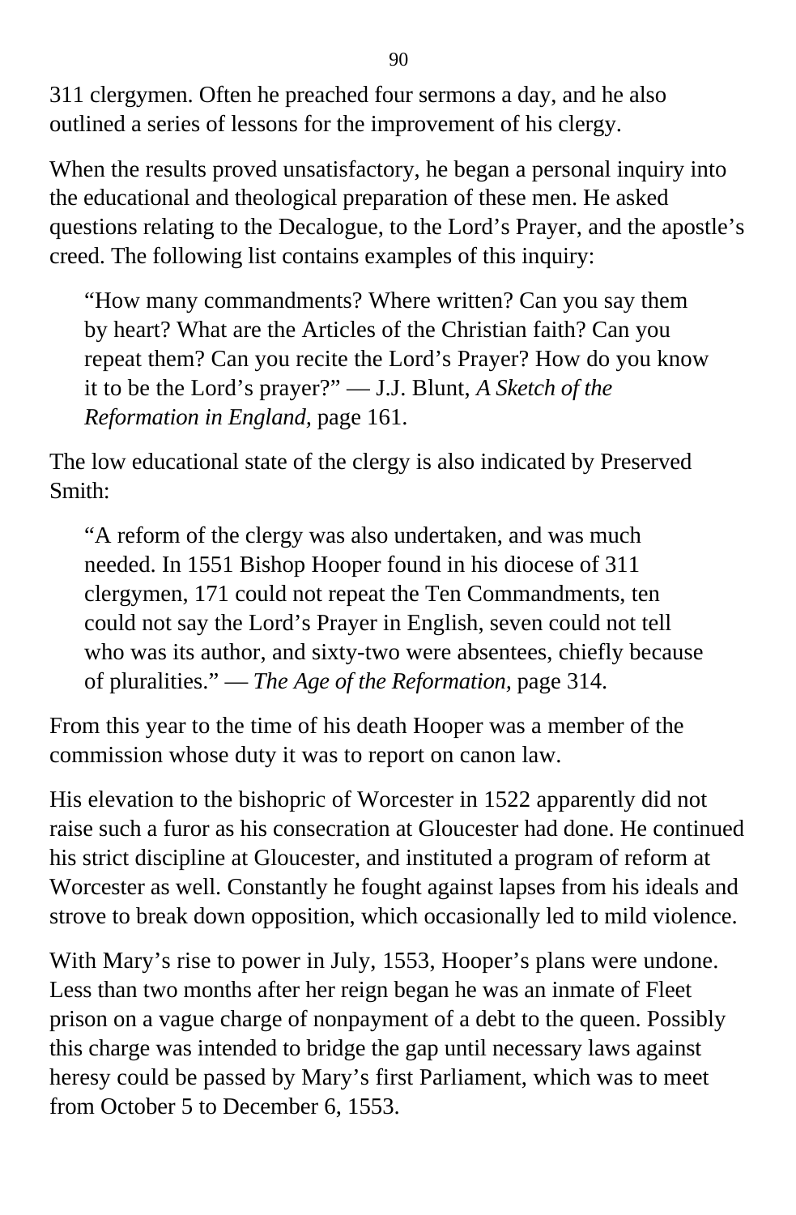311 clergymen. Often he preached four sermons a day, and he also outlined a series of lessons for the improvement of his clergy.

When the results proved unsatisfactory, he began a personal inquiry into the educational and theological preparation of these men. He asked questions relating to the Decalogue, to the Lord's Prayer, and the apostle's creed. The following list contains examples of this inquiry:

> "How many commandments? Where written? Can you say them by heart? What are the Articles of the Christian faith? Can you repeat them? Can you recite the Lord's Prayer? How do you know it to be the Lord's prayer?" — J.J. Blunt, *A Sketch of the Reformation in England,* page 161.

The low educational state of the clergy is also indicated by Preserved Smith:

> "A reform of the clergy was also undertaken, and was much needed. In 1551 Bishop Hooper found in his diocese of 311 clergymen, 171 could not repeat the Ten Commandments, ten could not say the Lord's Prayer in English, seven could not tell who was its author, and sixty-two were absentees, chiefly because of pluralities." — *The Age of the Reformation,* page 314.

From this year to the time of his death Hooper was a member of the commission whose duty it was to report on canon law.

His elevation to the bishopric of Worcester in 1522 apparently did not raise such a furor as his consecration at Gloucester had done. He continued his strict discipline at Gloucester, and instituted a program of reform at Worcester as well. Constantly he fought against lapses from his ideals and strove to break down opposition, which occasionally led to mild violence.

With Mary's rise to power in July, 1553, Hooper's plans were undone. Less than two months after her reign began he was an inmate of Fleet prison on a vague charge of nonpayment of a debt to the queen. Possibly this charge was intended to bridge the gap until necessary laws against heresy could be passed by Mary's first Parliament, which was to meet from October 5 to December 6, 1553.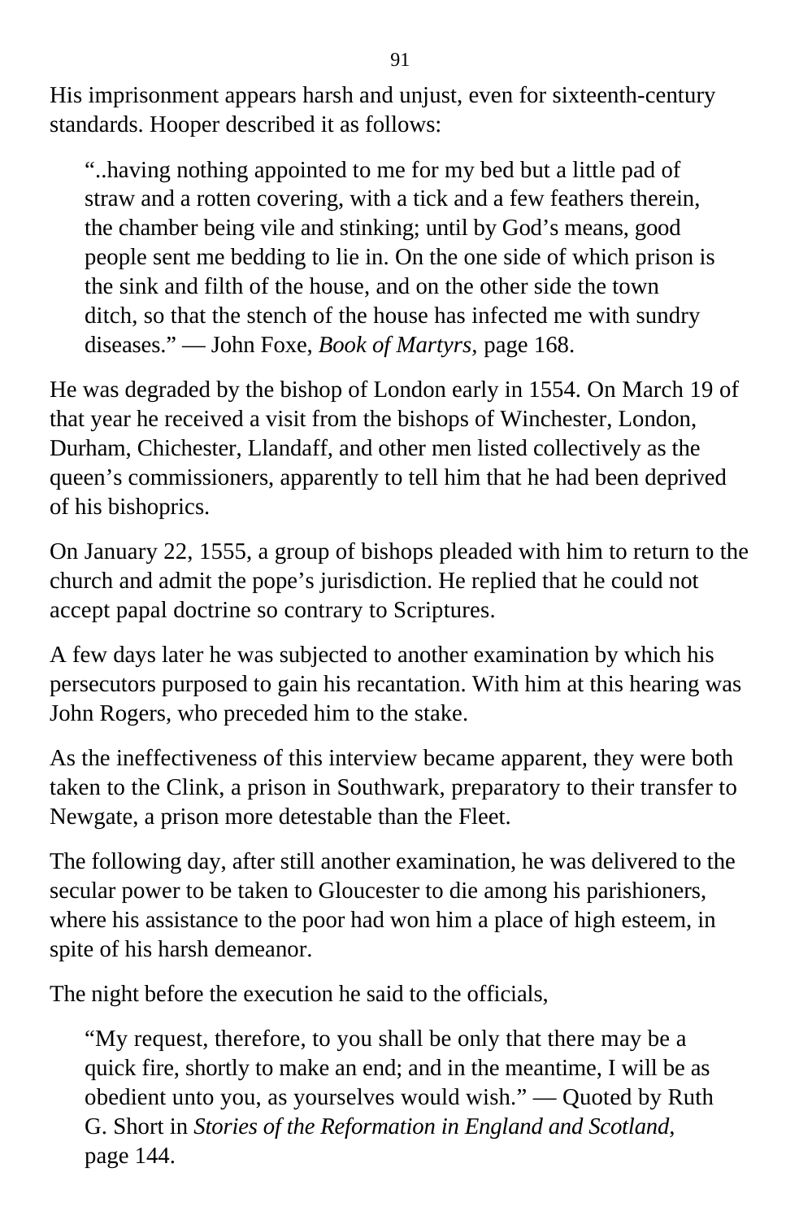His imprisonment appears harsh and unjust, even for sixteenth-century standards. Hooper described it as follows:

> “..having nothing appointed to me for my bed but a little pad of straw and a rotten covering, with a tick and a few feathers therein, the chamber being vile and stinking; until by God’s means, good people sent me bedding to lie in. On the one side of which prison is the sink and filth of the house, and on the other side the town ditch, so that the stench of the house has infected me with sundry diseases.” — John Foxe, *Book of Martyrs,* page 168.

He was degraded by the bishop of London early in 1554. On March 19 of that year he received a visit from the bishops of Winchester, London, Durham, Chichester, Llandaff, and other men listed collectively as the queen’s commissioners, apparently to tell him that he had been deprived of his bishoprics.

On January 22, 1555, a group of bishops pleaded with him to return to the church and admit the pope’s jurisdiction. He replied that he could not accept papal doctrine so contrary to Scriptures.

A few days later he was subjected to another examination by which his persecutors purposed to gain his recantation. With him at this hearing was John Rogers, who preceded him to the stake.

As the ineffectiveness of this interview became apparent, they were both taken to the Clink, a prison in Southwark, preparatory to their transfer to Newgate, a prison more detestable than the Fleet.

The following day, after still another examination, he was delivered to the secular power to be taken to Gloucester to die among his parishioners, where his assistance to the poor had won him a place of high esteem, in spite of his harsh demeanor.

The night before the execution he said to the officials,

> “My request, therefore, to you shall be only that there may be a quick fire, shortly to make an end; and in the meantime, I will be as obedient unto you, as yourselves would wish.” — Quoted by Ruth G. Short in *Stories of the Reformation in England and Scotland,* page 144.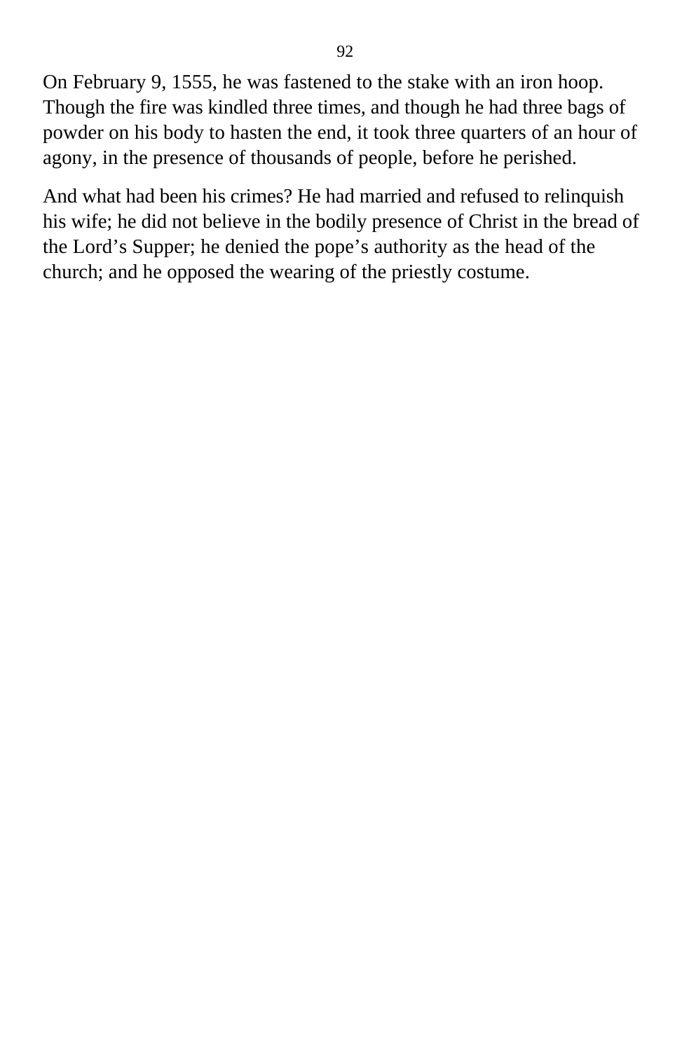On February 9, 1555, he was fastened to the stake with an iron hoop. Though the fire was kindled three times, and though he had three bags of powder on his body to hasten the end, it took three quarters of an hour of agony, in the presence of thousands of people, before he perished.

And what had been his crimes? He had married and refused to relinquish his wife; he did not believe in the bodily presence of Christ in the bread of the Lord’s Supper; he denied the pope’s authority as the head of the church; and he opposed the wearing of the priestly costume.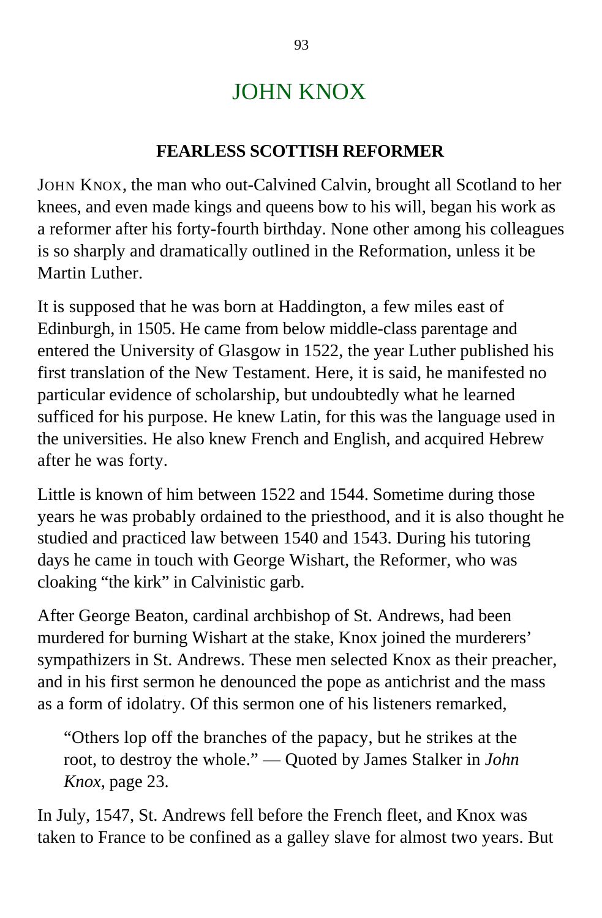# JOHN KNOX

## FEARLESS SCOTTISH REFORMER

JOHN KNOX, the man who out-Calvined Calvin, brought all Scotland to her knees, and even made kings and queens bow to his will, began his work as a reformer after his forty-fourth birthday. None other among his colleagues is so sharply and dramatically outlined in the Reformation, unless it be Martin Luther.

It is supposed that he was born at Haddington, a few miles east of Edinburgh, in 1505. He came from below middle-class parentage and entered the University of Glasgow in 1522, the year Luther published his first translation of the New Testament. Here, it is said, he manifested no particular evidence of scholarship, but undoubtedly what he learned sufficed for his purpose. He knew Latin, for this was the language used in the universities. He also knew French and English, and acquired Hebrew after he was forty.

Little is known of him between 1522 and 1544. Sometime during those years he was probably ordained to the priesthood, and it is also thought he studied and practiced law between 1540 and 1543. During his tutoring days he came in touch with George Wishart, the Reformer, who was cloaking "the kirk" in Calvinistic garb.

After George Beaton, cardinal archbishop of St. Andrews, had been murdered for burning Wishart at the stake, Knox joined the murderers' sympathizers in St. Andrews. These men selected Knox as their preacher, and in his first sermon he denounced the pope as antichrist and the mass as a form of idolatry. Of this sermon one of his listeners remarked,

> "Others lop off the branches of the papacy, but he strikes at the root, to destroy the whole." — Quoted by James Stalker in *John Knox*, page 23.

In July, 1547, St. Andrews fell before the French fleet, and Knox was taken to France to be confined as a galley slave for almost two years. But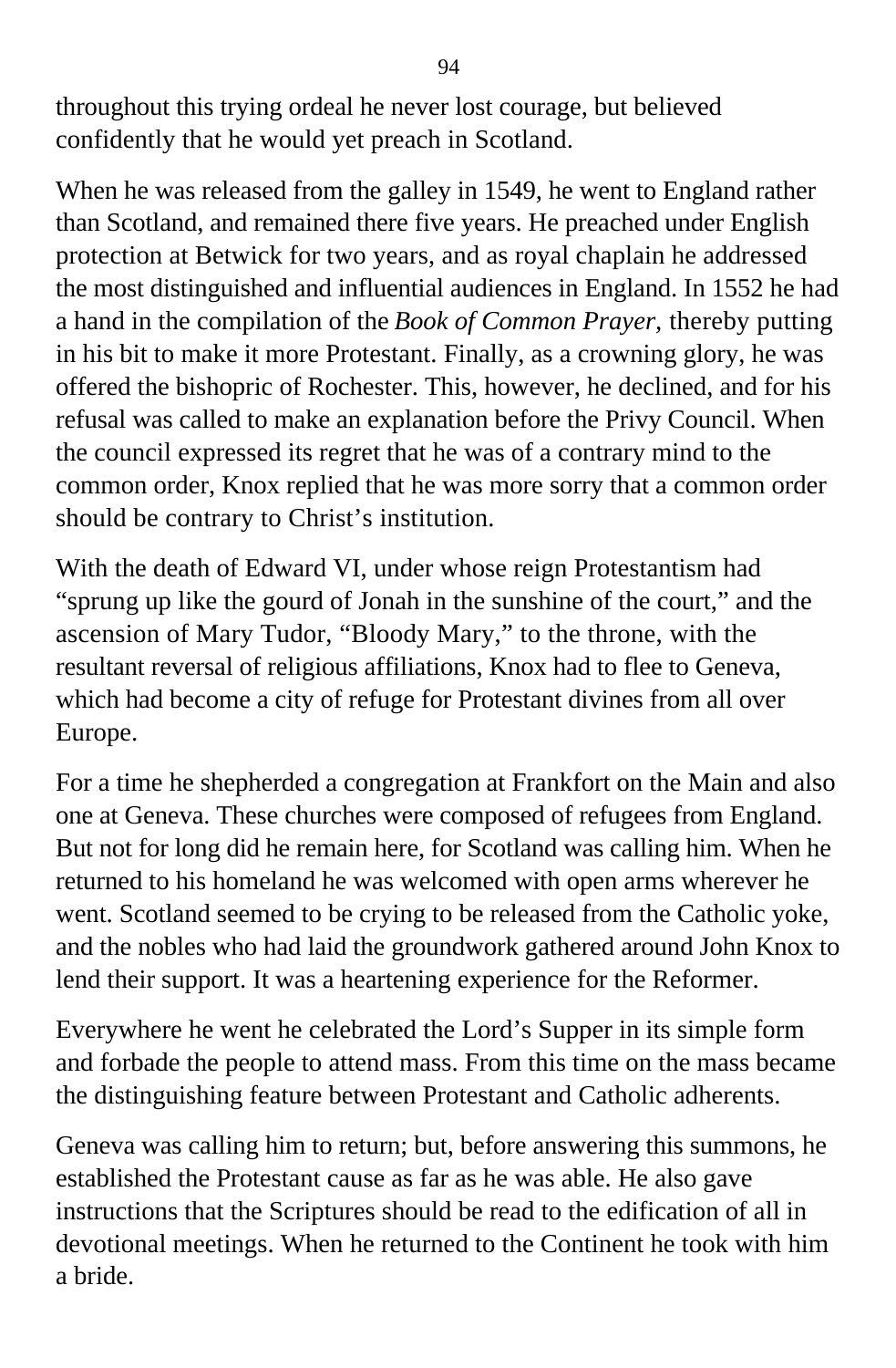throughout this trying ordeal he never lost courage, but believed confidently that he would yet preach in Scotland.

When he was released from the galley in 1549, he went to England rather than Scotland, and remained there five years. He preached under English protection at Betwick for two years, and as royal chaplain he addressed the most distinguished and influential audiences in England. In 1552 he had a hand in the compilation of the *Book of Common Prayer*, thereby putting in his bit to make it more Protestant. Finally, as a crowning glory, he was offered the bishopric of Rochester. This, however, he declined, and for his refusal was called to make an explanation before the Privy Council. When the council expressed its regret that he was of a contrary mind to the common order, Knox replied that he was more sorry that a common order should be contrary to Christ's institution.

With the death of Edward VI, under whose reign Protestantism had "sprung up like the gourd of Jonah in the sunshine of the court," and the ascension of Mary Tudor, "Bloody Mary," to the throne, with the resultant reversal of religious affiliations, Knox had to flee to Geneva, which had become a city of refuge for Protestant divines from all over Europe.

For a time he shepherded a congregation at Frankfort on the Main and also one at Geneva. These churches were composed of refugees from England. But not for long did he remain here, for Scotland was calling him. When he returned to his homeland he was welcomed with open arms wherever he went. Scotland seemed to be crying to be released from the Catholic yoke, and the nobles who had laid the groundwork gathered around John Knox to lend their support. It was a heartening experience for the Reformer.

Everywhere he went he celebrated the Lord's Supper in its simple form and forbade the people to attend mass. From this time on the mass became the distinguishing feature between Protestant and Catholic adherents.

Geneva was calling him to return; but, before answering this summons, he established the Protestant cause as far as he was able. He also gave instructions that the Scriptures should be read to the edification of all in devotional meetings. When he returned to the Continent he took with him a bride.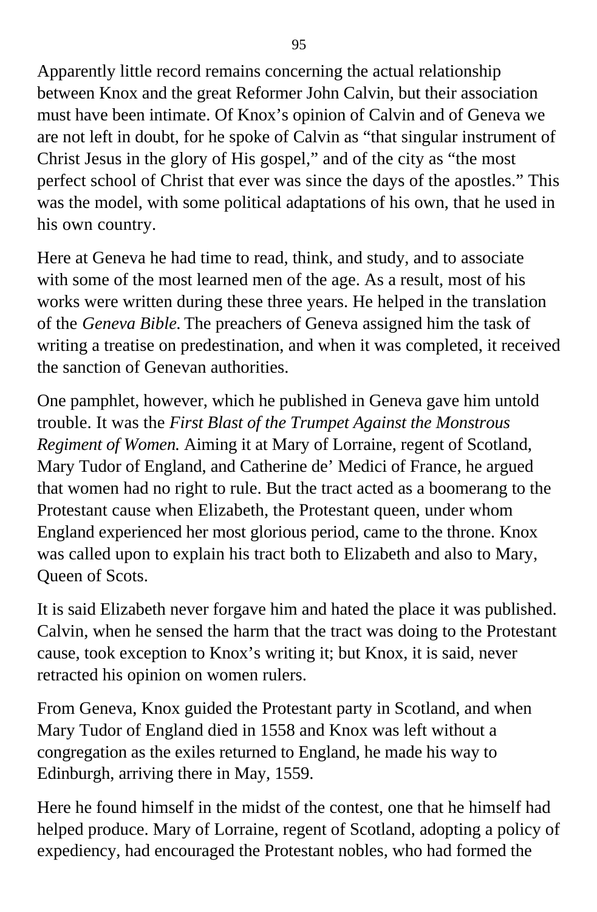Apparently little record remains concerning the actual relationship between Knox and the great Reformer John Calvin, but their association must have been intimate. Of Knox's opinion of Calvin and of Geneva we are not left in doubt, for he spoke of Calvin as "that singular instrument of Christ Jesus in the glory of His gospel," and of the city as "the most perfect school of Christ that ever was since the days of the apostles." This was the model, with some political adaptations of his own, that he used in his own country.

Here at Geneva he had time to read, think, and study, and to associate with some of the most learned men of the age. As a result, most of his works were written during these three years. He helped in the translation of the *Geneva Bible*. The preachers of Geneva assigned him the task of writing a treatise on predestination, and when it was completed, it received the sanction of Genevan authorities.

One pamphlet, however, which he published in Geneva gave him untold trouble. It was the *First Blast of the Trumpet Against the Monstrous Regiment of Women.* Aiming it at Mary of Lorraine, regent of Scotland, Mary Tudor of England, and Catherine de' Medici of France, he argued that women had no right to rule. But the tract acted as a boomerang to the Protestant cause when Elizabeth, the Protestant queen, under whom England experienced her most glorious period, came to the throne. Knox was called upon to explain his tract both to Elizabeth and also to Mary, Queen of Scots.

It is said Elizabeth never forgave him and hated the place it was published. Calvin, when he sensed the harm that the tract was doing to the Protestant cause, took exception to Knox's writing it; but Knox, it is said, never retracted his opinion on women rulers.

From Geneva, Knox guided the Protestant party in Scotland, and when Mary Tudor of England died in 1558 and Knox was left without a congregation as the exiles returned to England, he made his way to Edinburgh, arriving there in May, 1559.

Here he found himself in the midst of the contest, one that he himself had helped produce. Mary of Lorraine, regent of Scotland, adopting a policy of expediency, had encouraged the Protestant nobles, who had formed the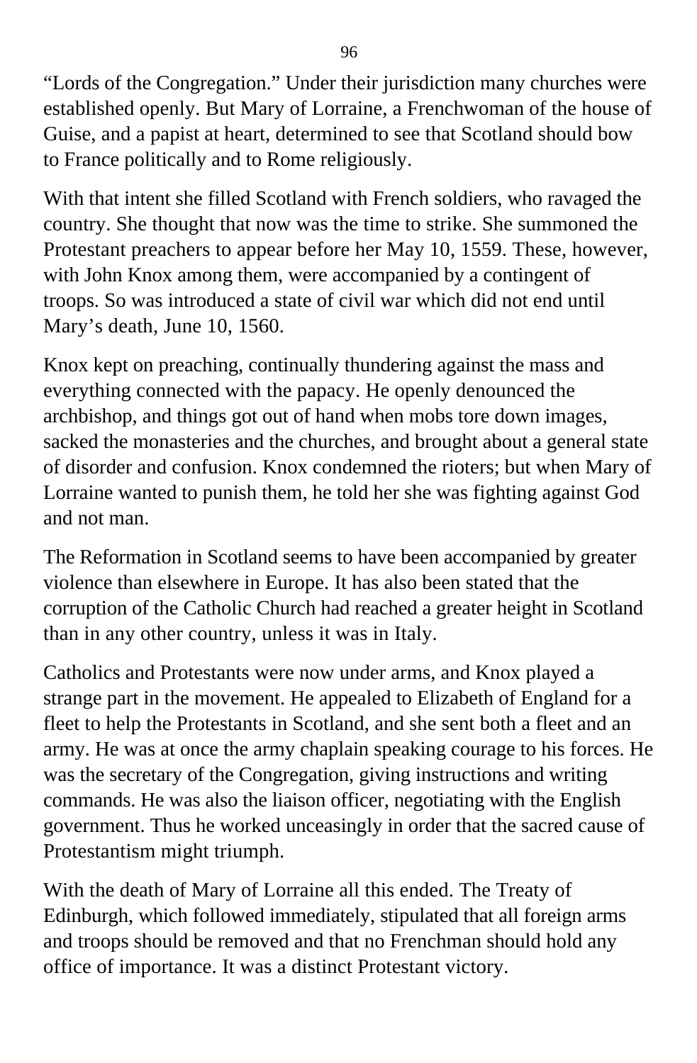“Lords of the Congregation.” Under their jurisdiction many churches were established openly. But Mary of Lorraine, a Frenchwoman of the house of Guise, and a papist at heart, determined to see that Scotland should bow to France politically and to Rome religiously.

With that intent she filled Scotland with French soldiers, who ravaged the country. She thought that now was the time to strike. She summoned the Protestant preachers to appear before her May 10, 1559. These, however, with John Knox among them, were accompanied by a contingent of troops. So was introduced a state of civil war which did not end until Mary’s death, June 10, 1560.

Knox kept on preaching, continually thundering against the mass and everything connected with the papacy. He openly denounced the archbishop, and things got out of hand when mobs tore down images, sacked the monasteries and the churches, and brought about a general state of disorder and confusion. Knox condemned the rioters; but when Mary of Lorraine wanted to punish them, he told her she was fighting against God and not man.

The Reformation in Scotland seems to have been accompanied by greater violence than elsewhere in Europe. It has also been stated that the corruption of the Catholic Church had reached a greater height in Scotland than in any other country, unless it was in Italy.

Catholics and Protestants were now under arms, and Knox played a strange part in the movement. He appealed to Elizabeth of England for a fleet to help the Protestants in Scotland, and she sent both a fleet and an army. He was at once the army chaplain speaking courage to his forces. He was the secretary of the Congregation, giving instructions and writing commands. He was also the liaison officer, negotiating with the English government. Thus he worked unceasingly in order that the sacred cause of Protestantism might triumph.

With the death of Mary of Lorraine all this ended. The Treaty of Edinburgh, which followed immediately, stipulated that all foreign arms and troops should be removed and that no Frenchman should hold any office of importance. It was a distinct Protestant victory.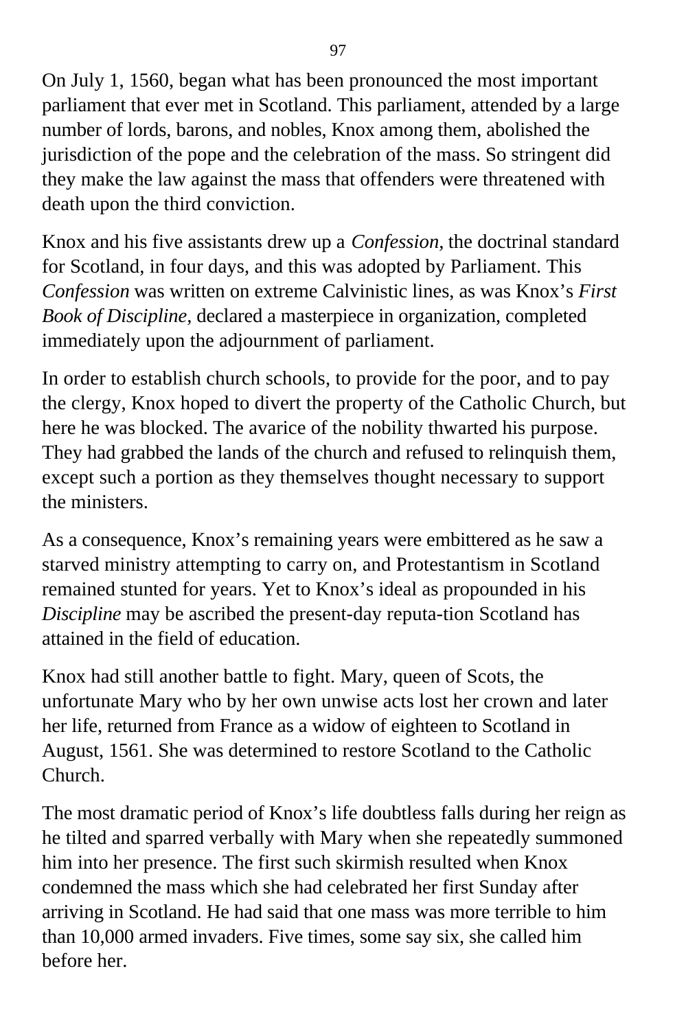On July 1, 1560, began what has been pronounced the most important parliament that ever met in Scotland. This parliament, attended by a large number of lords, barons, and nobles, Knox among them, abolished the jurisdiction of the pope and the celebration of the mass. So stringent did they make the law against the mass that offenders were threatened with death upon the third conviction.

Knox and his five assistants drew up a *Confession,* the doctrinal standard for Scotland, in four days, and this was adopted by Parliament. This *Confession* was written on extreme Calvinistic lines, as was Knox's *First Book of Discipline,* declared a masterpiece in organization, completed immediately upon the adjournment of parliament.

In order to establish church schools, to provide for the poor, and to pay the clergy, Knox hoped to divert the property of the Catholic Church, but here he was blocked. The avarice of the nobility thwarted his purpose. They had grabbed the lands of the church and refused to relinquish them, except such a portion as they themselves thought necessary to support the ministers.

As a consequence, Knox's remaining years were embittered as he saw a starved ministry attempting to carry on, and Protestantism in Scotland remained stunted for years. Yet to Knox's ideal as propounded in his *Discipline* may be ascribed the present-day reputa-tion Scotland has attained in the field of education.

Knox had still another battle to fight. Mary, queen of Scots, the unfortunate Mary who by her own unwise acts lost her crown and later her life, returned from France as a widow of eighteen to Scotland in August, 1561. She was determined to restore Scotland to the Catholic Church.

The most dramatic period of Knox's life doubtless falls during her reign as he tilted and sparred verbally with Mary when she repeatedly summoned him into her presence. The first such skirmish resulted when Knox condemned the mass which she had celebrated her first Sunday after arriving in Scotland. He had said that one mass was more terrible to him than 10,000 armed invaders. Five times, some say six, she called him before her.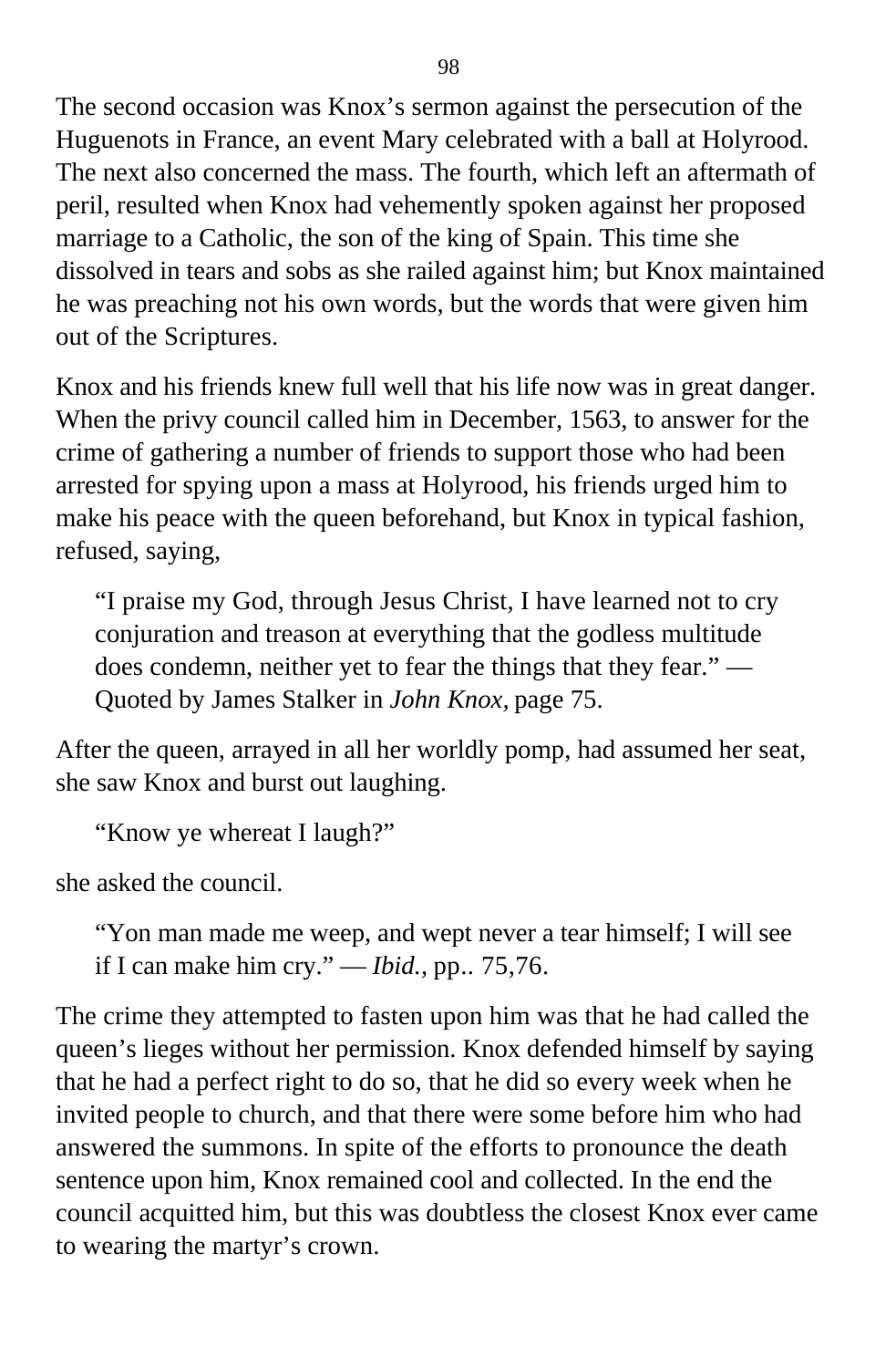The second occasion was Knox's sermon against the persecution of the Huguenots in France, an event Mary celebrated with a ball at Holyrood. The next also concerned the mass. The fourth, which left an aftermath of peril, resulted when Knox had vehemently spoken against her proposed marriage to a Catholic, the son of the king of Spain. This time she dissolved in tears and sobs as she railed against him; but Knox maintained he was preaching not his own words, but the words that were given him out of the Scriptures.

Knox and his friends knew full well that his life now was in great danger. When the privy council called him in December, 1563, to answer for the crime of gathering a number of friends to support those who had been arrested for spying upon a mass at Holyrood, his friends urged him to make his peace with the queen beforehand, but Knox in typical fashion, refused, saying,

> "I praise my God, through Jesus Christ, I have learned not to cry conjuration and treason at everything that the godless multitude does condemn, neither yet to fear the things that they fear." — Quoted by James Stalker in *John Knox,* page 75.

After the queen, arrayed in all her worldly pomp, had assumed her seat, she saw Knox and burst out laughing.

> "Know ye whereat I laugh?"

she asked the council.

> "Yon man made me weep, and wept never a tear himself; I will see if I can make him cry." — *Ibid.,* pp.. 75,76.

The crime they attempted to fasten upon him was that he had called the queen's lieges without her permission. Knox defended himself by saying that he had a perfect right to do so, that he did so every week when he invited people to church, and that there were some before him who had answered the summons. In spite of the efforts to pronounce the death sentence upon him, Knox remained cool and collected. In the end the council acquitted him, but this was doubtless the closest Knox ever came to wearing the martyr's crown.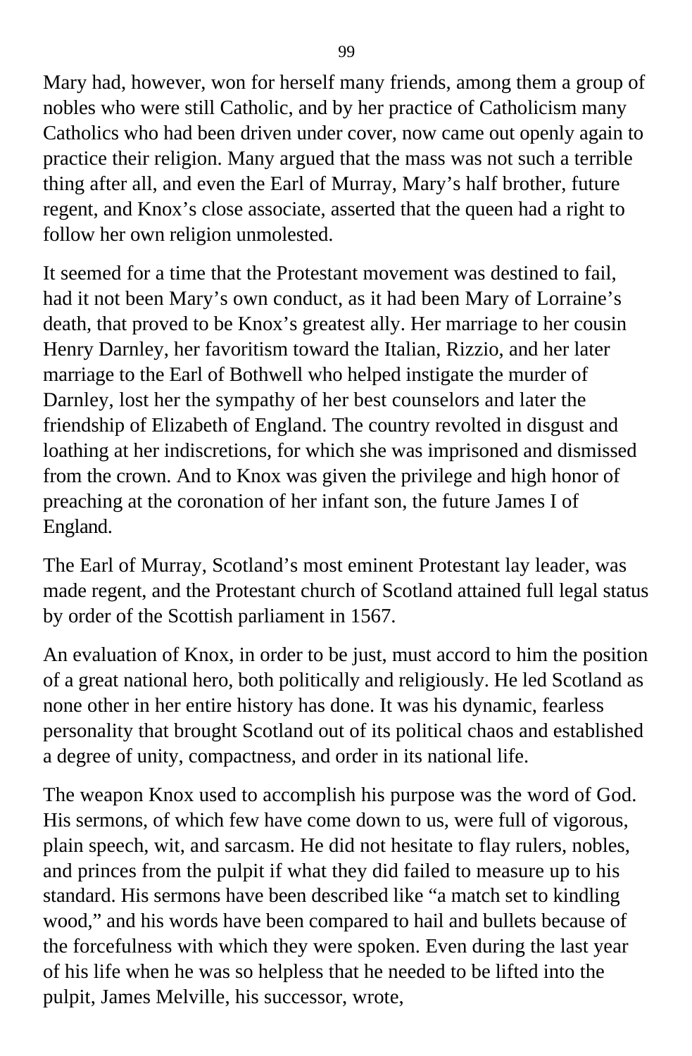Mary had, however, won for herself many friends, among them a group of nobles who were still Catholic, and by her practice of Catholicism many Catholics who had been driven under cover, now came out openly again to practice their religion. Many argued that the mass was not such a terrible thing after all, and even the Earl of Murray, Mary’s half brother, future regent, and Knox’s close associate, asserted that the queen had a right to follow her own religion unmolested.

It seemed for a time that the Protestant movement was destined to fail, had it not been Mary’s own conduct, as it had been Mary of Lorraine’s death, that proved to be Knox’s greatest ally. Her marriage to her cousin Henry Darnley, her favoritism toward the Italian, Rizzio, and her later marriage to the Earl of Bothwell who helped instigate the murder of Darnley, lost her the sympathy of her best counselors and later the friendship of Elizabeth of England. The country revolted in disgust and loathing at her indiscretions, for which she was imprisoned and dismissed from the crown. And to Knox was given the privilege and high honor of preaching at the coronation of her infant son, the future James I of England.

The Earl of Murray, Scotland’s most eminent Protestant lay leader, was made regent, and the Protestant church of Scotland attained full legal status by order of the Scottish parliament in 1567.

An evaluation of Knox, in order to be just, must accord to him the position of a great national hero, both politically and religiously. He led Scotland as none other in her entire history has done. It was his dynamic, fearless personality that brought Scotland out of its political chaos and established a degree of unity, compactness, and order in its national life.

The weapon Knox used to accomplish his purpose was the word of God. His sermons, of which few have come down to us, were full of vigorous, plain speech, wit, and sarcasm. He did not hesitate to flay rulers, nobles, and princes from the pulpit if what they did failed to measure up to his standard. His sermons have been described like “a match set to kindling wood,” and his words have been compared to hail and bullets because of the forcefulness with which they were spoken. Even during the last year of his life when he was so helpless that he needed to be lifted into the pulpit, James Melville, his successor, wrote,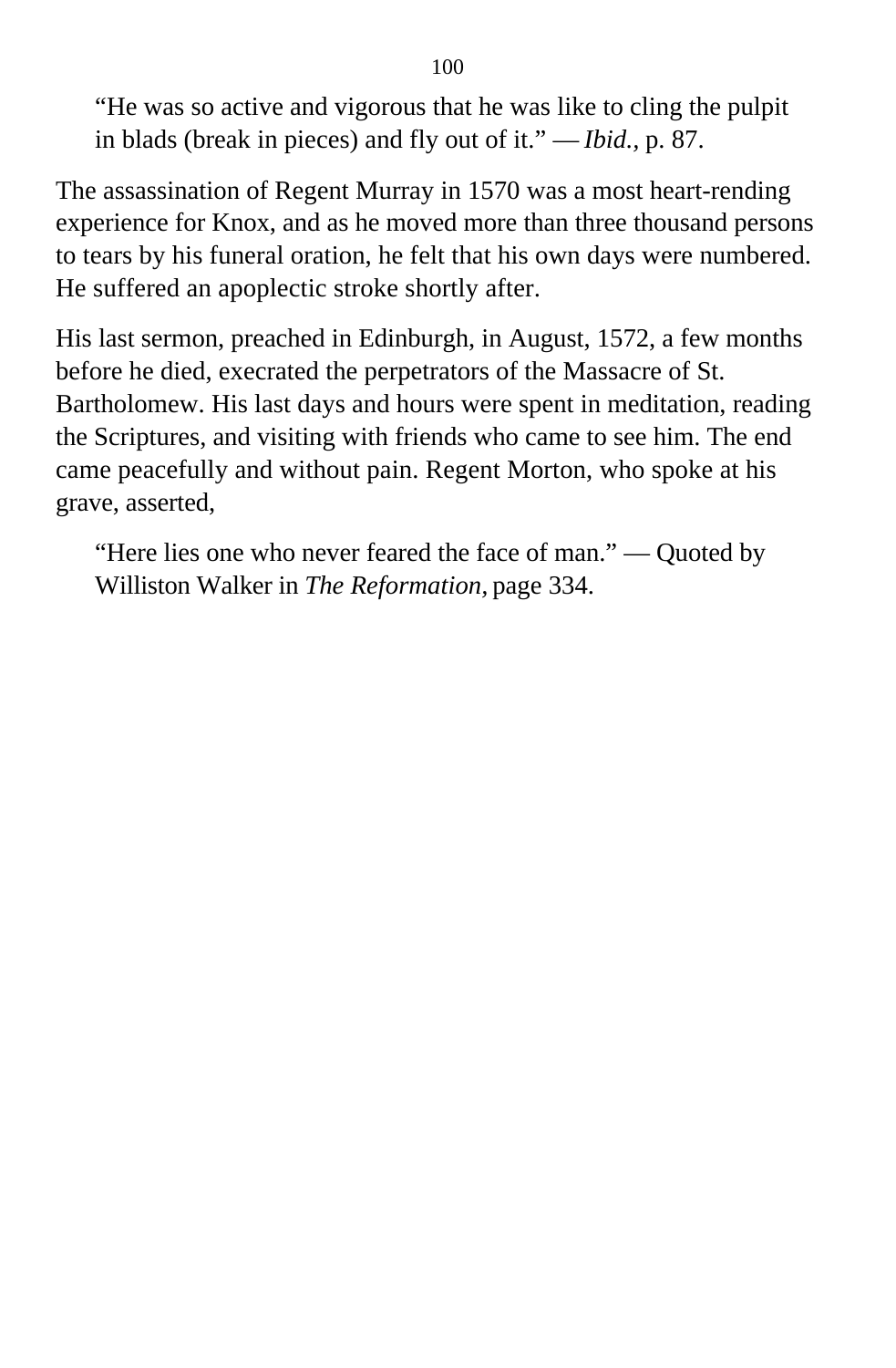> "He was so active and vigorous that he was like to cling the pulpit in blads (break in pieces) and fly out of it." — *Ibid.,* p. 87.

The assassination of Regent Murray in 1570 was a most heart-rending experience for Knox, and as he moved more than three thousand persons to tears by his funeral oration, he felt that his own days were numbered. He suffered an apoplectic stroke shortly after.

His last sermon, preached in Edinburgh, in August, 1572, a few months before he died, execrated the perpetrators of the Massacre of St. Bartholomew. His last days and hours were spent in meditation, reading the Scriptures, and visiting with friends who came to see him. The end came peacefully and without pain. Regent Morton, who spoke at his grave, asserted,

> "Here lies one who never feared the face of man." — Quoted by Williston Walker in *The Reformation,* page 334.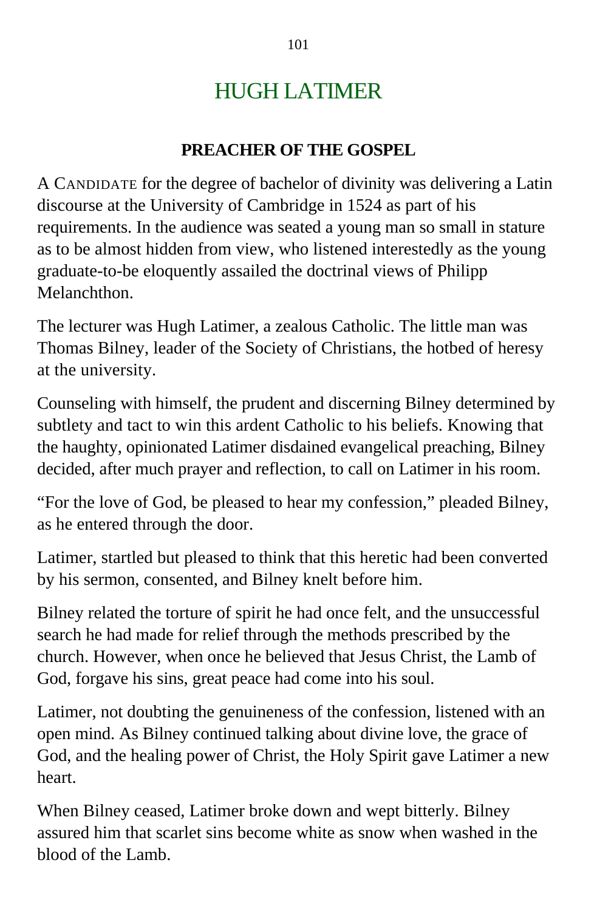# HUGH LATIMER

## PREACHER OF THE GOSPEL

A CANDIDATE for the degree of bachelor of divinity was delivering a Latin discourse at the University of Cambridge in 1524 as part of his requirements. In the audience was seated a young man so small in stature as to be almost hidden from view, who listened interestedly as the young graduate-to-be eloquently assailed the doctrinal views of Philipp Melanchthon.

The lecturer was Hugh Latimer, a zealous Catholic. The little man was Thomas Bilney, leader of the Society of Christians, the hotbed of heresy at the university.

Counseling with himself, the prudent and discerning Bilney determined by subtlety and tact to win this ardent Catholic to his beliefs. Knowing that the haughty, opinionated Latimer disdained evangelical preaching, Bilney decided, after much prayer and reflection, to call on Latimer in his room.

"For the love of God, be pleased to hear my confession," pleaded Bilney, as he entered through the door.

Latimer, startled but pleased to think that this heretic had been converted by his sermon, consented, and Bilney knelt before him.

Bilney related the torture of spirit he had once felt, and the unsuccessful search he had made for relief through the methods prescribed by the church. However, when once he believed that Jesus Christ, the Lamb of God, forgave his sins, great peace had come into his soul.

Latimer, not doubting the genuineness of the confession, listened with an open mind. As Bilney continued talking about divine love, the grace of God, and the healing power of Christ, the Holy Spirit gave Latimer a new heart.

When Bilney ceased, Latimer broke down and wept bitterly. Bilney assured him that scarlet sins become white as snow when washed in the blood of the Lamb.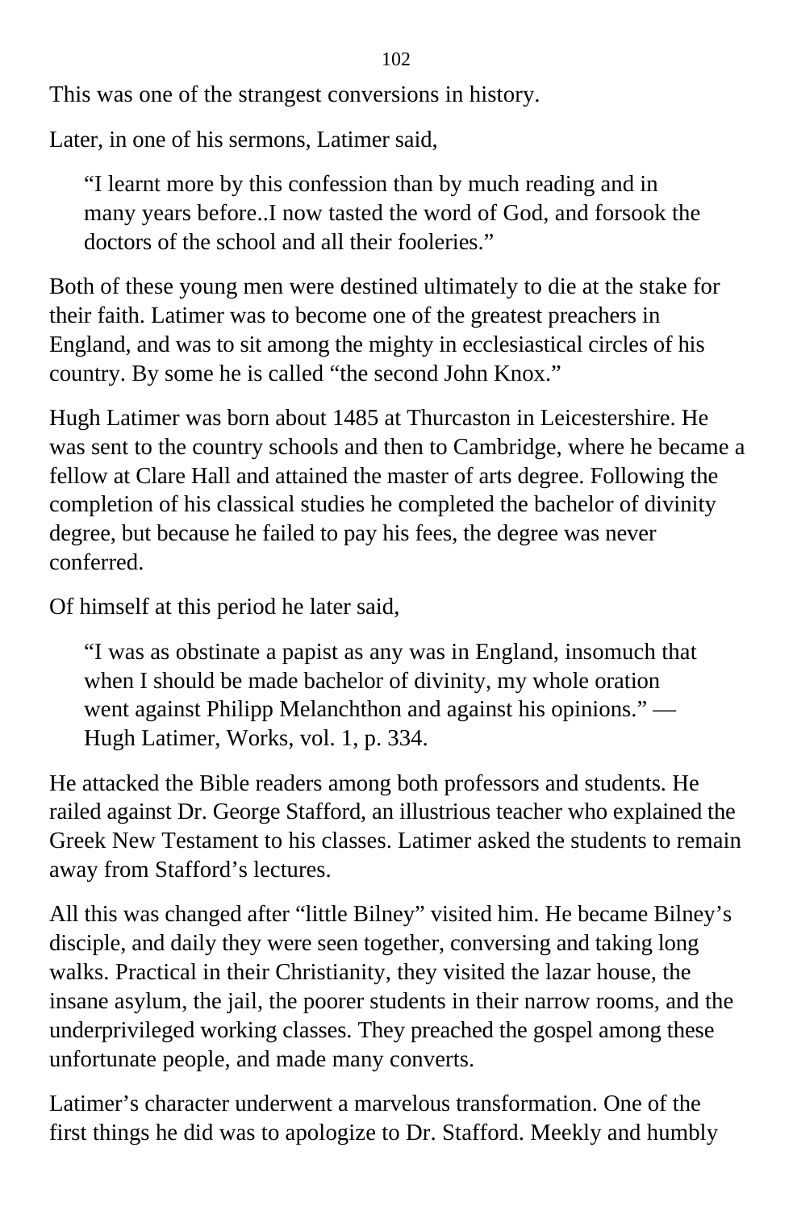This was one of the strangest conversions in history.

Later, in one of his sermons, Latimer said,

> "I learnt more by this confession than by much reading and in many years before..I now tasted the word of God, and forsook the doctors of the school and all their fooleries."

Both of these young men were destined ultimately to die at the stake for their faith. Latimer was to become one of the greatest preachers in England, and was to sit among the mighty in ecclesiastical circles of his country. By some he is called "the second John Knox."

Hugh Latimer was born about 1485 at Thurcaston in Leicestershire. He was sent to the country schools and then to Cambridge, where he became a fellow at Clare Hall and attained the master of arts degree. Following the completion of his classical studies he completed the bachelor of divinity degree, but because he failed to pay his fees, the degree was never conferred.

Of himself at this period he later said,

> "I was as obstinate a papist as any was in England, insomuch that when I should be made bachelor of divinity, my whole oration went against Philipp Melanchthon and against his opinions." — Hugh Latimer, Works, vol. 1, p. 334.

He attacked the Bible readers among both professors and students. He railed against Dr. George Stafford, an illustrious teacher who explained the Greek New Testament to his classes. Latimer asked the students to remain away from Stafford's lectures.

All this was changed after "little Bilney" visited him. He became Bilney's disciple, and daily they were seen together, conversing and taking long walks. Practical in their Christianity, they visited the lazar house, the insane asylum, the jail, the poorer students in their narrow rooms, and the underprivileged working classes. They preached the gospel among these unfortunate people, and made many converts.

Latimer's character underwent a marvelous transformation. One of the first things he did was to apologize to Dr. Stafford. Meekly and humbly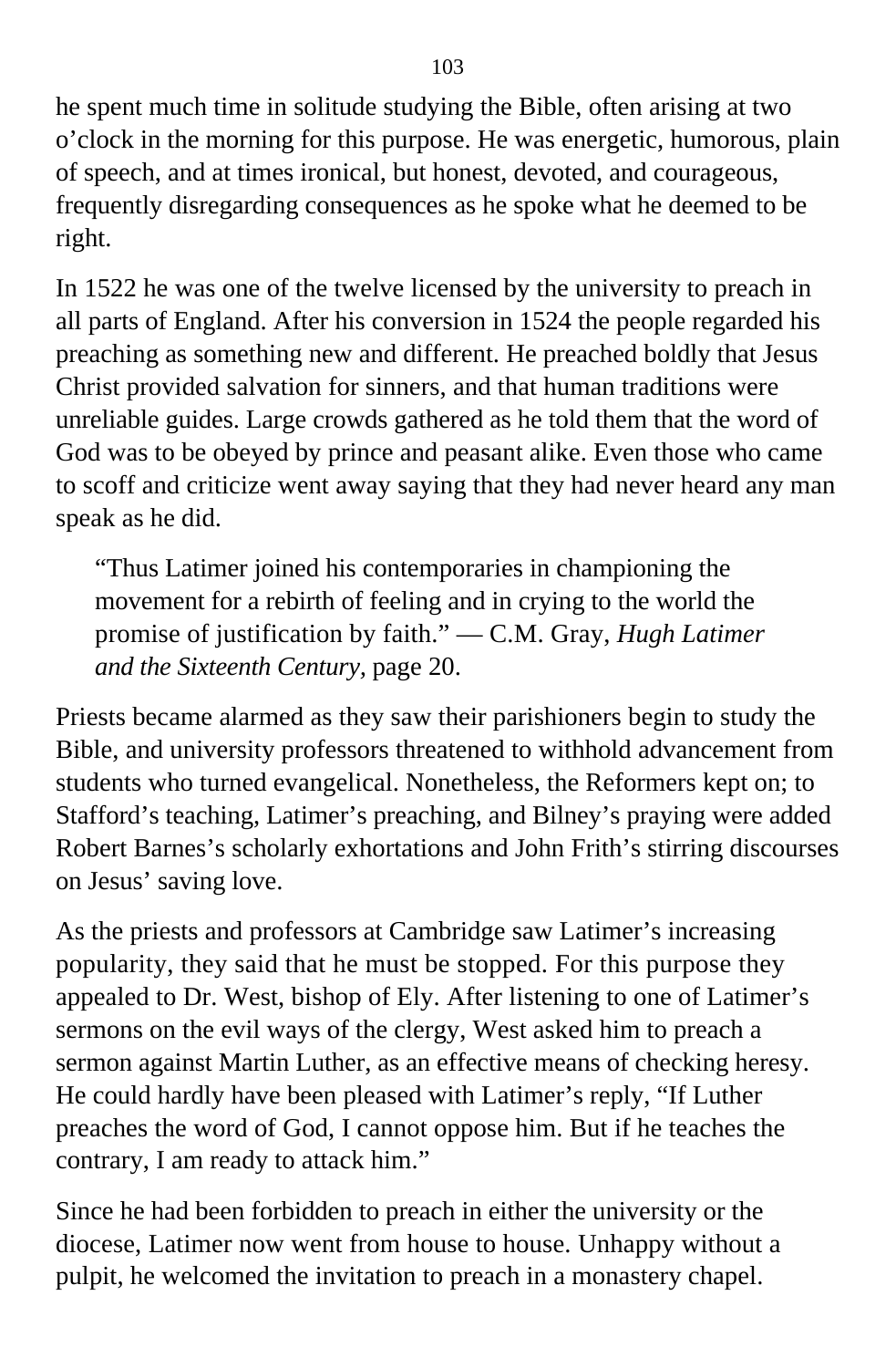he spent much time in solitude studying the Bible, often arising at two o'clock in the morning for this purpose. He was energetic, humorous, plain of speech, and at times ironical, but honest, devoted, and courageous, frequently disregarding consequences as he spoke what he deemed to be right.

In 1522 he was one of the twelve licensed by the university to preach in all parts of England. After his conversion in 1524 the people regarded his preaching as something new and different. He preached boldly that Jesus Christ provided salvation for sinners, and that human traditions were unreliable guides. Large crowds gathered as he told them that the word of God was to be obeyed by prince and peasant alike. Even those who came to scoff and criticize went away saying that they had never heard any man speak as he did.

> "Thus Latimer joined his contemporaries in championing the movement for a rebirth of feeling and in crying to the world the promise of justification by faith." — C.M. Gray, *Hugh Latimer and the Sixteenth Century*, page 20.

Priests became alarmed as they saw their parishioners begin to study the Bible, and university professors threatened to withhold advancement from students who turned evangelical. Nonetheless, the Reformers kept on; to Stafford's teaching, Latimer's preaching, and Bilney's praying were added Robert Barnes's scholarly exhortations and John Frith's stirring discourses on Jesus' saving love.

As the priests and professors at Cambridge saw Latimer's increasing popularity, they said that he must be stopped. For this purpose they appealed to Dr. West, bishop of Ely. After listening to one of Latimer's sermons on the evil ways of the clergy, West asked him to preach a sermon against Martin Luther, as an effective means of checking heresy. He could hardly have been pleased with Latimer's reply, "If Luther preaches the word of God, I cannot oppose him. But if he teaches the contrary, I am ready to attack him."

Since he had been forbidden to preach in either the university or the diocese, Latimer now went from house to house. Unhappy without a pulpit, he welcomed the invitation to preach in a monastery chapel.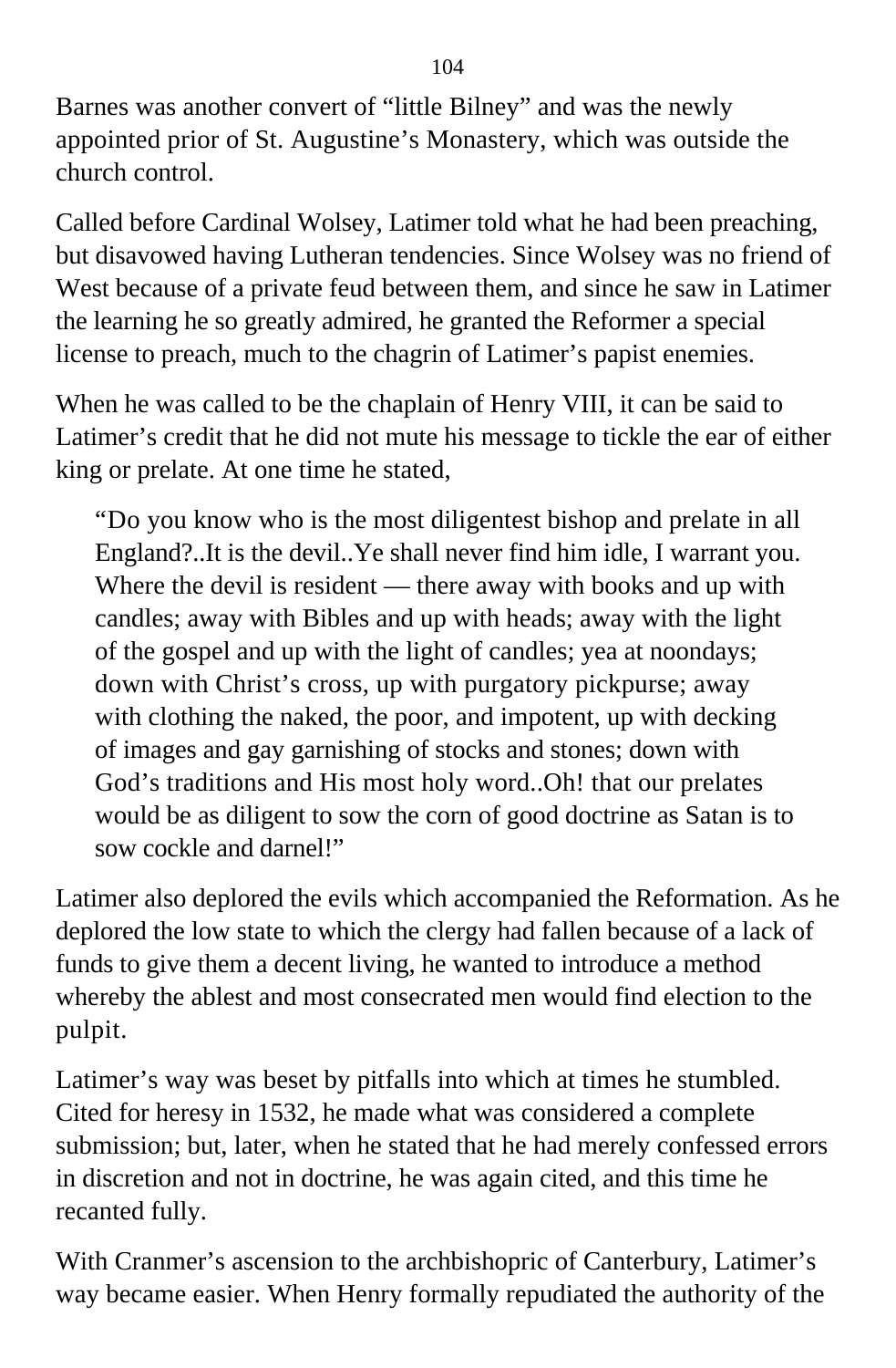Barnes was another convert of "little Bilney" and was the newly appointed prior of St. Augustine's Monastery, which was outside the church control.

Called before Cardinal Wolsey, Latimer told what he had been preaching, but disavowed having Lutheran tendencies. Since Wolsey was no friend of West because of a private feud between them, and since he saw in Latimer the learning he so greatly admired, he granted the Reformer a special license to preach, much to the chagrin of Latimer's papist enemies.

When he was called to be the chaplain of Henry VIII, it can be said to Latimer's credit that he did not mute his message to tickle the ear of either king or prelate. At one time he stated,

> "Do you know who is the most diligentest bishop and prelate in all England?..It is the devil..Ye shall never find him idle, I warrant you. Where the devil is resident — there away with books and up with candles; away with Bibles and up with heads; away with the light of the gospel and up with the light of candles; yea at noondays; down with Christ's cross, up with purgatory pickpurse; away with clothing the naked, the poor, and impotent, up with decking of images and gay garnishing of stocks and stones; down with God's traditions and His most holy word..Oh! that our prelates would be as diligent to sow the corn of good doctrine as Satan is to sow cockle and darnel!"

Latimer also deplored the evils which accompanied the Reformation. As he deplored the low state to which the clergy had fallen because of a lack of funds to give them a decent living, he wanted to introduce a method whereby the ablest and most consecrated men would find election to the pulpit.

Latimer's way was beset by pitfalls into which at times he stumbled. Cited for heresy in 1532, he made what was considered a complete submission; but, later, when he stated that he had merely confessed errors in discretion and not in doctrine, he was again cited, and this time he recanted fully.

With Cranmer's ascension to the archbishopric of Canterbury, Latimer's way became easier. When Henry formally repudiated the authority of the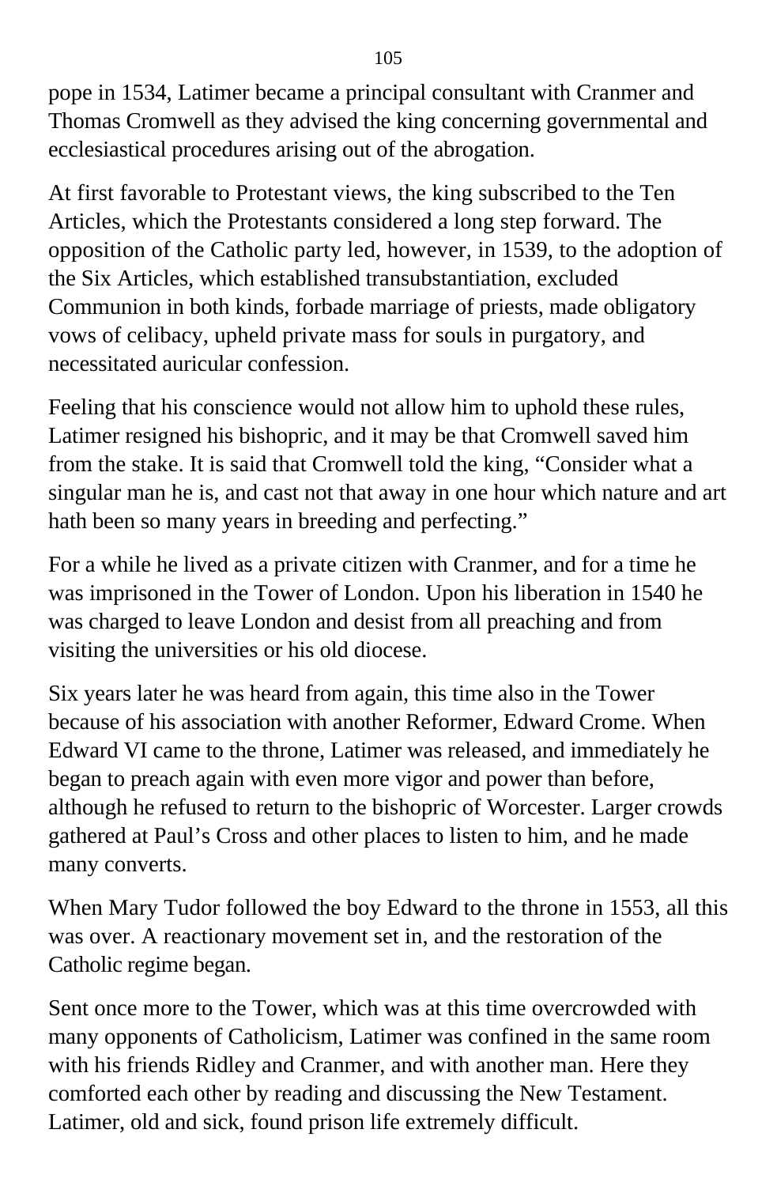pope in 1534, Latimer became a principal consultant with Cranmer and Thomas Cromwell as they advised the king concerning governmental and ecclesiastical procedures arising out of the abrogation.

At first favorable to Protestant views, the king subscribed to the Ten Articles, which the Protestants considered a long step forward. The opposition of the Catholic party led, however, in 1539, to the adoption of the Six Articles, which established transubstantiation, excluded Communion in both kinds, forbade marriage of priests, made obligatory vows of celibacy, upheld private mass for souls in purgatory, and necessitated auricular confession.

Feeling that his conscience would not allow him to uphold these rules, Latimer resigned his bishopric, and it may be that Cromwell saved him from the stake. It is said that Cromwell told the king, "Consider what a singular man he is, and cast not that away in one hour which nature and art hath been so many years in breeding and perfecting."

For a while he lived as a private citizen with Cranmer, and for a time he was imprisoned in the Tower of London. Upon his liberation in 1540 he was charged to leave London and desist from all preaching and from visiting the universities or his old diocese.

Six years later he was heard from again, this time also in the Tower because of his association with another Reformer, Edward Crome. When Edward VI came to the throne, Latimer was released, and immediately he began to preach again with even more vigor and power than before, although he refused to return to the bishopric of Worcester. Larger crowds gathered at Paul's Cross and other places to listen to him, and he made many converts.

When Mary Tudor followed the boy Edward to the throne in 1553, all this was over. A reactionary movement set in, and the restoration of the Catholic regime began.

Sent once more to the Tower, which was at this time overcrowded with many opponents of Catholicism, Latimer was confined in the same room with his friends Ridley and Cranmer, and with another man. Here they comforted each other by reading and discussing the New Testament. Latimer, old and sick, found prison life extremely difficult.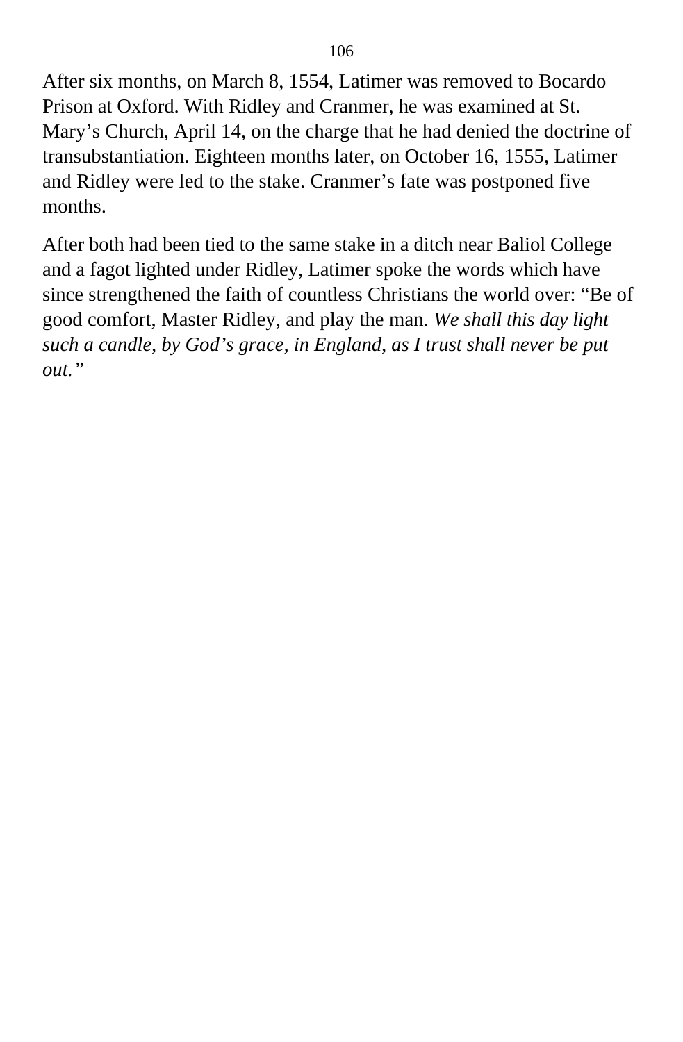After six months, on March 8, 1554, Latimer was removed to Bocardo Prison at Oxford. With Ridley and Cranmer, he was examined at St. Mary’s Church, April 14, on the charge that he had denied the doctrine of transubstantiation. Eighteen months later, on October 16, 1555, Latimer and Ridley were led to the stake. Cranmer’s fate was postponed five months.

After both had been tied to the same stake in a ditch near Baliol College and a fagot lighted under Ridley, Latimer spoke the words which have since strengthened the faith of countless Christians the world over: “Be of good comfort, Master Ridley, and play the man. *We shall this day light such a candle, by God’s grace, in England, as I trust shall never be put out.”*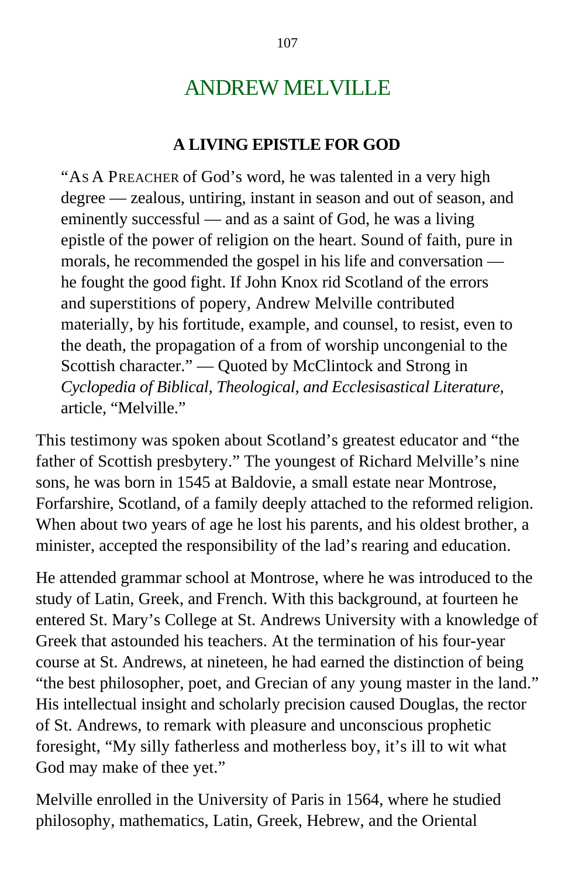# ANDREW MELVILLE

## A LIVING EPISTLE FOR GOD

> "AS A PREACHER of God's word, he was talented in a very high degree — zealous, untiring, instant in season and out of season, and eminently successful — and as a saint of God, he was a living epistle of the power of religion on the heart. Sound of faith, pure in morals, he recommended the gospel in his life and conversation — he fought the good fight. If John Knox rid Scotland of the errors and superstitions of popery, Andrew Melville contributed materially, by his fortitude, example, and counsel, to resist, even to the death, the propagation of a from of worship uncongenial to the Scottish character." — Quoted by McClintock and Strong in *Cyclopedia of Biblical, Theological, and Ecclesisastical Literature,* article, "Melville."

This testimony was spoken about Scotland's greatest educator and "the father of Scottish presbytery." The youngest of Richard Melville's nine sons, he was born in 1545 at Baldovie, a small estate near Montrose, Forfarshire, Scotland, of a family deeply attached to the reformed religion. When about two years of age he lost his parents, and his oldest brother, a minister, accepted the responsibility of the lad's rearing and education.

He attended grammar school at Montrose, where he was introduced to the study of Latin, Greek, and French. With this background, at fourteen he entered St. Mary's College at St. Andrews University with a knowledge of Greek that astounded his teachers. At the termination of his four-year course at St. Andrews, at nineteen, he had earned the distinction of being "the best philosopher, poet, and Grecian of any young master in the land." His intellectual insight and scholarly precision caused Douglas, the rector of St. Andrews, to remark with pleasure and unconscious prophetic foresight, "My silly fatherless and motherless boy, it's ill to wit what God may make of thee yet."

Melville enrolled in the University of Paris in 1564, where he studied philosophy, mathematics, Latin, Greek, Hebrew, and the Oriental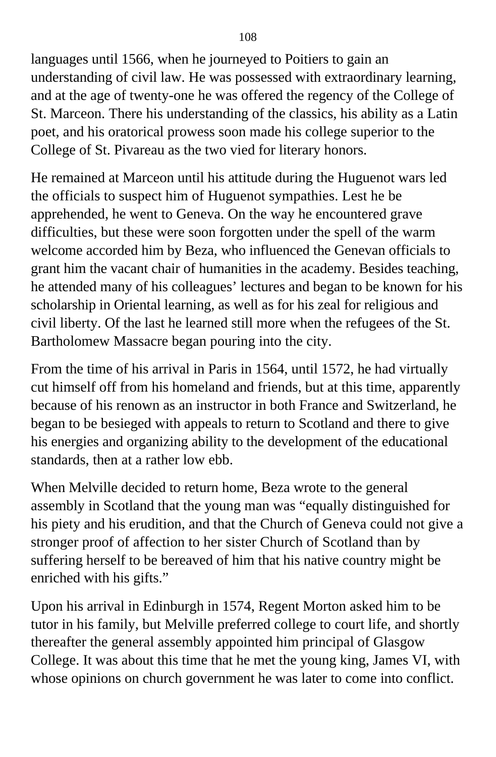languages until 1566, when he journeyed to Poitiers to gain an understanding of civil law. He was possessed with extraordinary learning, and at the age of twenty-one he was offered the regency of the College of St. Marceon. There his understanding of the classics, his ability as a Latin poet, and his oratorical prowess soon made his college superior to the College of St. Pivareau as the two vied for literary honors.

He remained at Marceon until his attitude during the Huguenot wars led the officials to suspect him of Huguenot sympathies. Lest he be apprehended, he went to Geneva. On the way he encountered grave difficulties, but these were soon forgotten under the spell of the warm welcome accorded him by Beza, who influenced the Genevan officials to grant him the vacant chair of humanities in the academy. Besides teaching, he attended many of his colleagues' lectures and began to be known for his scholarship in Oriental learning, as well as for his zeal for religious and civil liberty. Of the last he learned still more when the refugees of the St. Bartholomew Massacre began pouring into the city.

From the time of his arrival in Paris in 1564, until 1572, he had virtually cut himself off from his homeland and friends, but at this time, apparently because of his renown as an instructor in both France and Switzerland, he began to be besieged with appeals to return to Scotland and there to give his energies and organizing ability to the development of the educational standards, then at a rather low ebb.

When Melville decided to return home, Beza wrote to the general assembly in Scotland that the young man was "equally distinguished for his piety and his erudition, and that the Church of Geneva could not give a stronger proof of affection to her sister Church of Scotland than by suffering herself to be bereaved of him that his native country might be enriched with his gifts."

Upon his arrival in Edinburgh in 1574, Regent Morton asked him to be tutor in his family, but Melville preferred college to court life, and shortly thereafter the general assembly appointed him principal of Glasgow College. It was about this time that he met the young king, James VI, with whose opinions on church government he was later to come into conflict.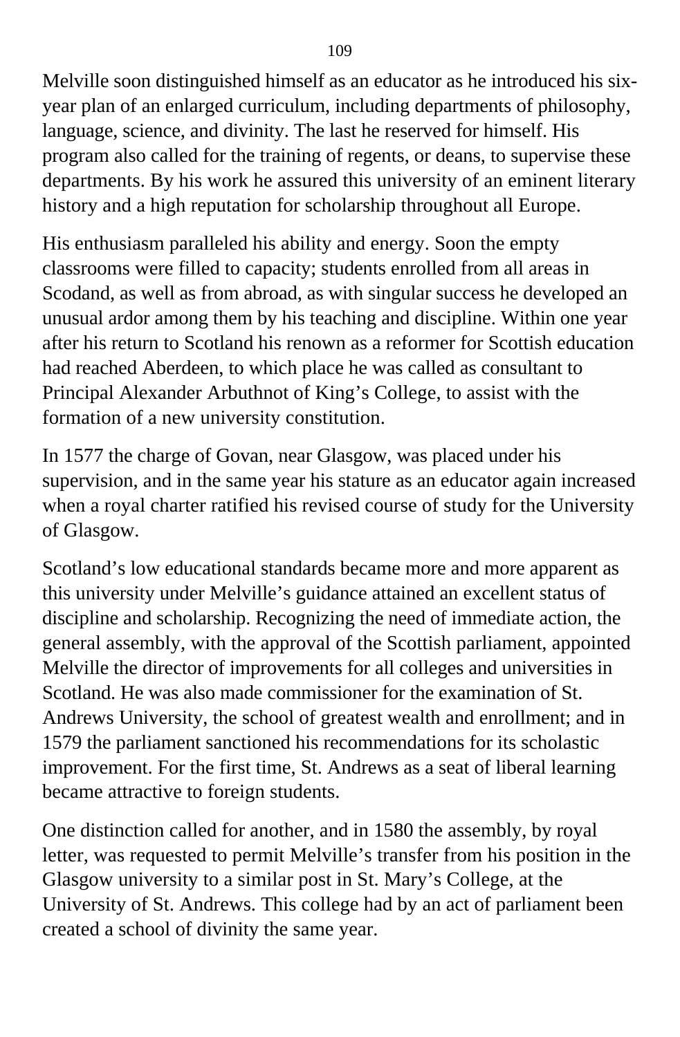Melville soon distinguished himself as an educator as he introduced his six-year plan of an enlarged curriculum, including departments of philosophy, language, science, and divinity. The last he reserved for himself. His program also called for the training of regents, or deans, to supervise these departments. By his work he assured this university of an eminent literary history and a high reputation for scholarship throughout all Europe.

His enthusiasm paralleled his ability and energy. Soon the empty classrooms were filled to capacity; students enrolled from all areas in Scodand, as well as from abroad, as with singular success he developed an unusual ardor among them by his teaching and discipline. Within one year after his return to Scotland his renown as a reformer for Scottish education had reached Aberdeen, to which place he was called as consultant to Principal Alexander Arbuthnot of King's College, to assist with the formation of a new university constitution.

In 1577 the charge of Govan, near Glasgow, was placed under his supervision, and in the same year his stature as an educator again increased when a royal charter ratified his revised course of study for the University of Glasgow.

Scotland's low educational standards became more and more apparent as this university under Melville's guidance attained an excellent status of discipline and scholarship. Recognizing the need of immediate action, the general assembly, with the approval of the Scottish parliament, appointed Melville the director of improvements for all colleges and universities in Scotland. He was also made commissioner for the examination of St. Andrews University, the school of greatest wealth and enrollment; and in 1579 the parliament sanctioned his recommendations for its scholastic improvement. For the first time, St. Andrews as a seat of liberal learning became attractive to foreign students.

One distinction called for another, and in 1580 the assembly, by royal letter, was requested to permit Melville's transfer from his position in the Glasgow university to a similar post in St. Mary's College, at the University of St. Andrews. This college had by an act of parliament been created a school of divinity the same year.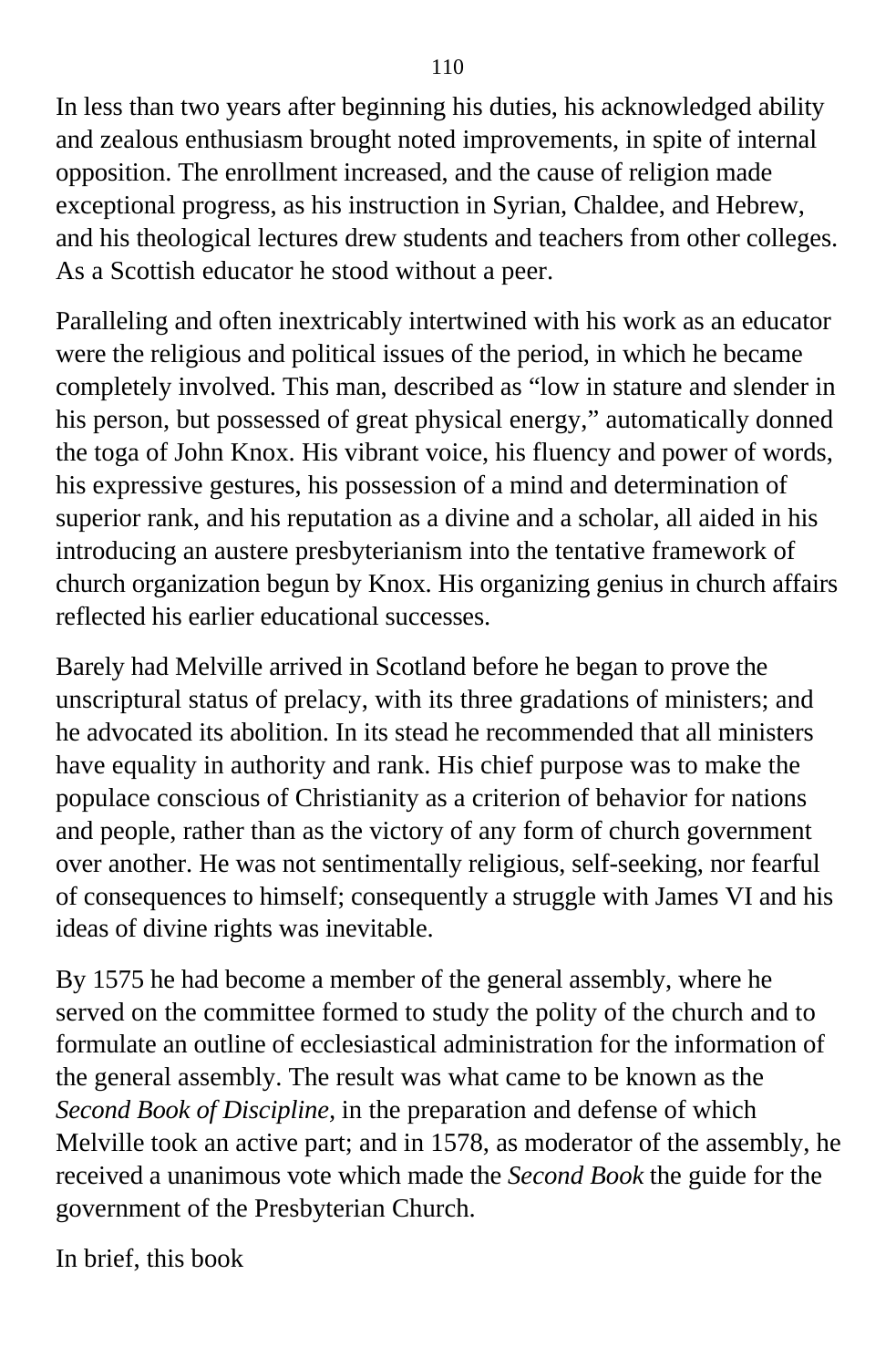In less than two years after beginning his duties, his acknowledged ability and zealous enthusiasm brought noted improvements, in spite of internal opposition. The enrollment increased, and the cause of religion made exceptional progress, as his instruction in Syrian, Chaldee, and Hebrew, and his theological lectures drew students and teachers from other colleges. As a Scottish educator he stood without a peer.

Paralleling and often inextricably intertwined with his work as an educator were the religious and political issues of the period, in which he became completely involved. This man, described as "low in stature and slender in his person, but possessed of great physical energy," automatically donned the toga of John Knox. His vibrant voice, his fluency and power of words, his expressive gestures, his possession of a mind and determination of superior rank, and his reputation as a divine and a scholar, all aided in his introducing an austere presbyterianism into the tentative framework of church organization begun by Knox. His organizing genius in church affairs reflected his earlier educational successes.

Barely had Melville arrived in Scotland before he began to prove the unscriptural status of prelacy, with its three gradations of ministers; and he advocated its abolition. In its stead he recommended that all ministers have equality in authority and rank. His chief purpose was to make the populace conscious of Christianity as a criterion of behavior for nations and people, rather than as the victory of any form of church government over another. He was not sentimentally religious, self-seeking, nor fearful of consequences to himself; consequently a struggle with James VI and his ideas of divine rights was inevitable.

By 1575 he had become a member of the general assembly, where he served on the committee formed to study the polity of the church and to formulate an outline of ecclesiastical administration for the information of the general assembly. The result was what came to be known as the *Second Book of Discipline*, in the preparation and defense of which Melville took an active part; and in 1578, as moderator of the assembly, he received a unanimous vote which made the *Second Book* the guide for the government of the Presbyterian Church.

In brief, this book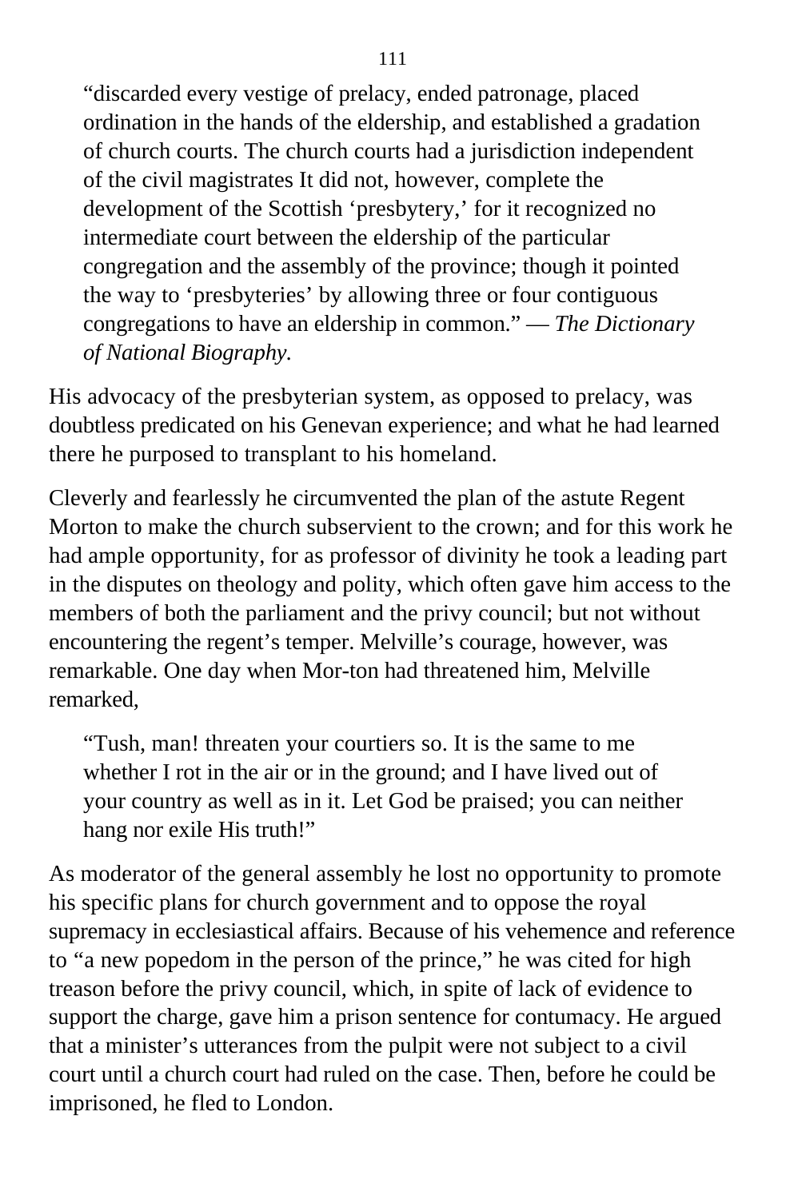> "discarded every vestige of prelacy, ended patronage, placed ordination in the hands of the eldership, and established a gradation of church courts. The church courts had a jurisdiction independent of the civil magistrates It did not, however, complete the development of the Scottish 'presbytery,' for it recognized no intermediate court between the eldership of the particular congregation and the assembly of the province; though it pointed the way to 'presbyteries' by allowing three or four contiguous congregations to have an eldership in common." — *The Dictionary of National Biography*.

His advocacy of the presbyterian system, as opposed to prelacy, was doubtless predicated on his Genevan experience; and what he had learned there he purposed to transplant to his homeland.

Cleverly and fearlessly he circumvented the plan of the astute Regent Morton to make the church subservient to the crown; and for this work he had ample opportunity, for as professor of divinity he took a leading part in the disputes on theology and polity, which often gave him access to the members of both the parliament and the privy council; but not without encountering the regent's temper. Melville's courage, however, was remarkable. One day when Mor-ton had threatened him, Melville remarked,

> "Tush, man! threaten your courtiers so. It is the same to me whether I rot in the air or in the ground; and I have lived out of your country as well as in it. Let God be praised; you can neither hang nor exile His truth!"

As moderator of the general assembly he lost no opportunity to promote his specific plans for church government and to oppose the royal supremacy in ecclesiastical affairs. Because of his vehemence and reference to "a new popedom in the person of the prince," he was cited for high treason before the privy council, which, in spite of lack of evidence to support the charge, gave him a prison sentence for contumacy. He argued that a minister's utterances from the pulpit were not subject to a civil court until a church court had ruled on the case. Then, before he could be imprisoned, he fled to London.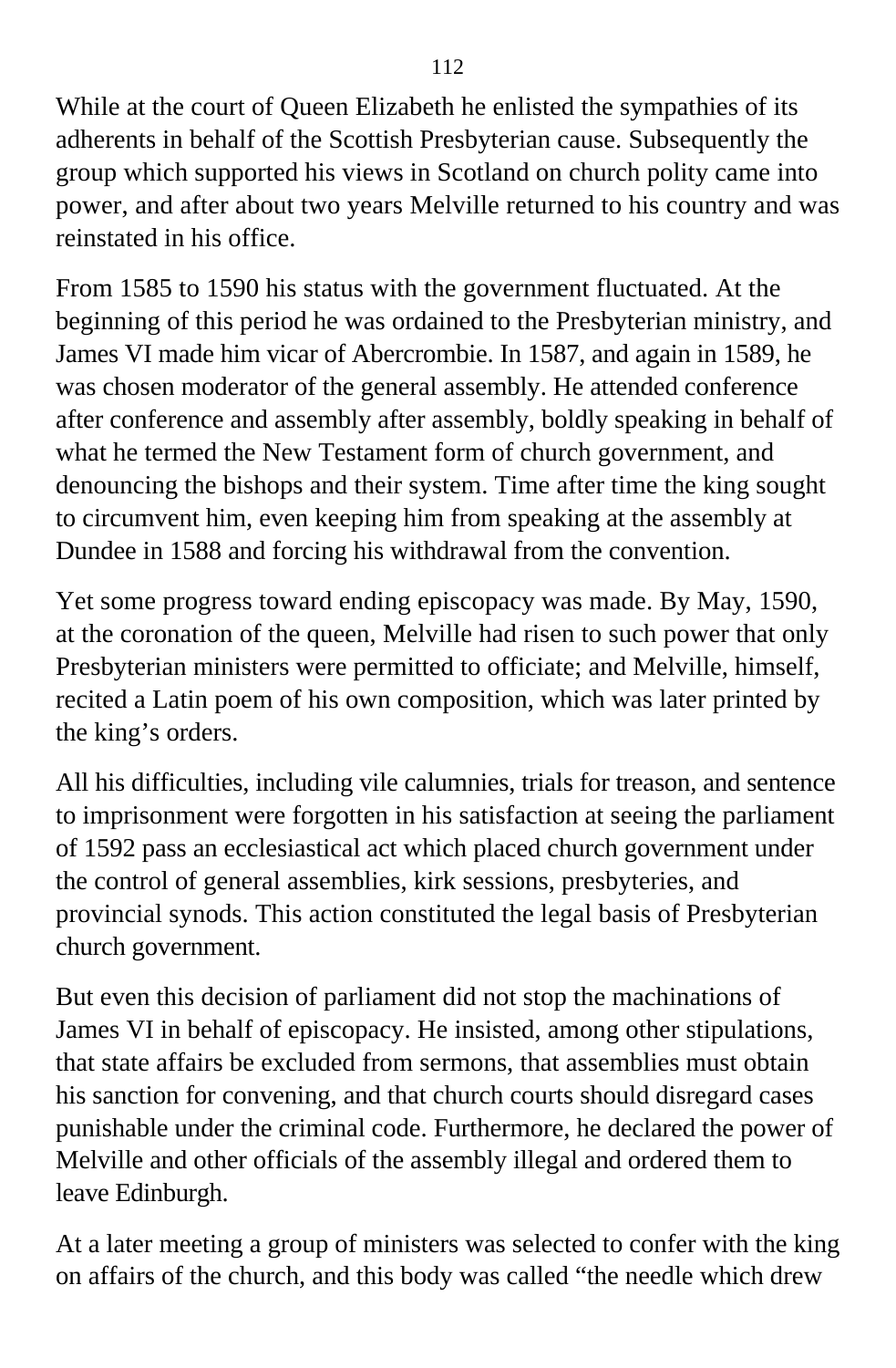While at the court of Queen Elizabeth he enlisted the sympathies of its adherents in behalf of the Scottish Presbyterian cause. Subsequently the group which supported his views in Scotland on church polity came into power, and after about two years Melville returned to his country and was reinstated in his office.

From 1585 to 1590 his status with the government fluctuated. At the beginning of this period he was ordained to the Presbyterian ministry, and James VI made him vicar of Abercrombie. In 1587, and again in 1589, he was chosen moderator of the general assembly. He attended conference after conference and assembly after assembly, boldly speaking in behalf of what he termed the New Testament form of church government, and denouncing the bishops and their system. Time after time the king sought to circumvent him, even keeping him from speaking at the assembly at Dundee in 1588 and forcing his withdrawal from the convention.

Yet some progress toward ending episcopacy was made. By May, 1590, at the coronation of the queen, Melville had risen to such power that only Presbyterian ministers were permitted to officiate; and Melville, himself, recited a Latin poem of his own composition, which was later printed by the king's orders.

All his difficulties, including vile calumnies, trials for treason, and sentence to imprisonment were forgotten in his satisfaction at seeing the parliament of 1592 pass an ecclesiastical act which placed church government under the control of general assemblies, kirk sessions, presbyteries, and provincial synods. This action constituted the legal basis of Presbyterian church government.

But even this decision of parliament did not stop the machinations of James VI in behalf of episcopacy. He insisted, among other stipulations, that state affairs be excluded from sermons, that assemblies must obtain his sanction for convening, and that church courts should disregard cases punishable under the criminal code. Furthermore, he declared the power of Melville and other officials of the assembly illegal and ordered them to leave Edinburgh.

At a later meeting a group of ministers was selected to confer with the king on affairs of the church, and this body was called "the needle which drew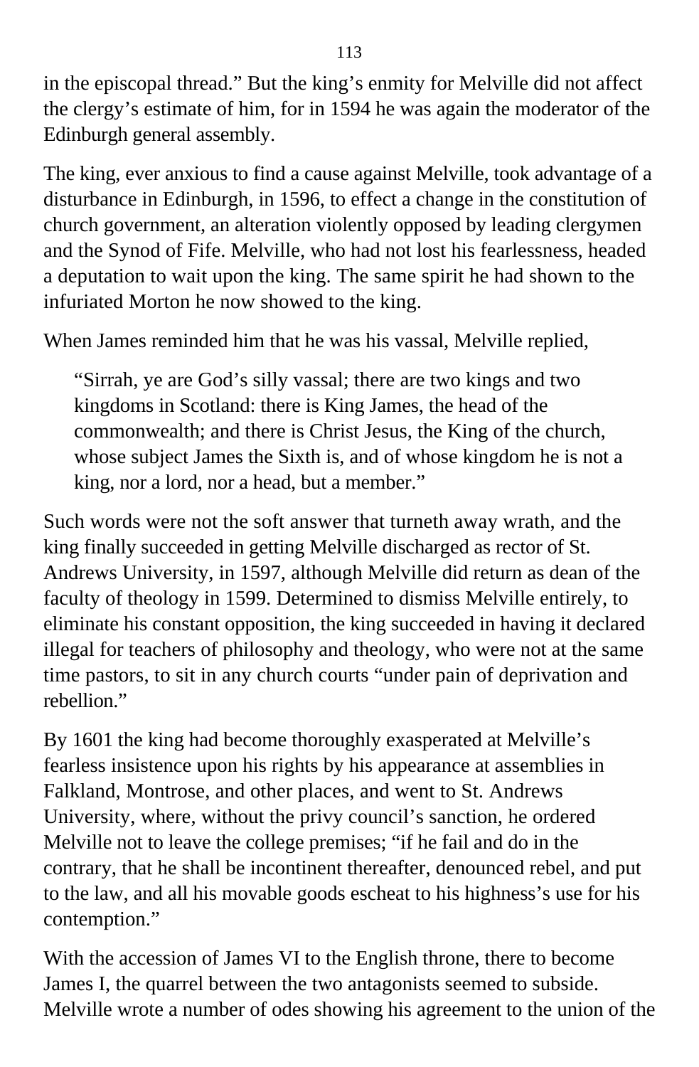in the episcopal thread." But the king's enmity for Melville did not affect the clergy's estimate of him, for in 1594 he was again the moderator of the Edinburgh general assembly.

The king, ever anxious to find a cause against Melville, took advantage of a disturbance in Edinburgh, in 1596, to effect a change in the constitution of church government, an alteration violently opposed by leading clergymen and the Synod of Fife. Melville, who had not lost his fearlessness, headed a deputation to wait upon the king. The same spirit he had shown to the infuriated Morton he now showed to the king.

When James reminded him that he was his vassal, Melville replied,

> "Sirrah, ye are God's silly vassal; there are two kings and two kingdoms in Scotland: there is King James, the head of the commonwealth; and there is Christ Jesus, the King of the church, whose subject James the Sixth is, and of whose kingdom he is not a king, nor a lord, nor a head, but a member."

Such words were not the soft answer that turneth away wrath, and the king finally succeeded in getting Melville discharged as rector of St. Andrews University, in 1597, although Melville did return as dean of the faculty of theology in 1599. Determined to dismiss Melville entirely, to eliminate his constant opposition, the king succeeded in having it declared illegal for teachers of philosophy and theology, who were not at the same time pastors, to sit in any church courts "under pain of deprivation and rebellion."

By 1601 the king had become thoroughly exasperated at Melville's fearless insistence upon his rights by his appearance at assemblies in Falkland, Montrose, and other places, and went to St. Andrews University, where, without the privy council's sanction, he ordered Melville not to leave the college premises; "if he fail and do in the contrary, that he shall be incontinent thereafter, denounced rebel, and put to the law, and all his movable goods escheat to his highness's use for his contemption."

With the accession of James VI to the English throne, there to become James I, the quarrel between the two antagonists seemed to subside. Melville wrote a number of odes showing his agreement to the union of the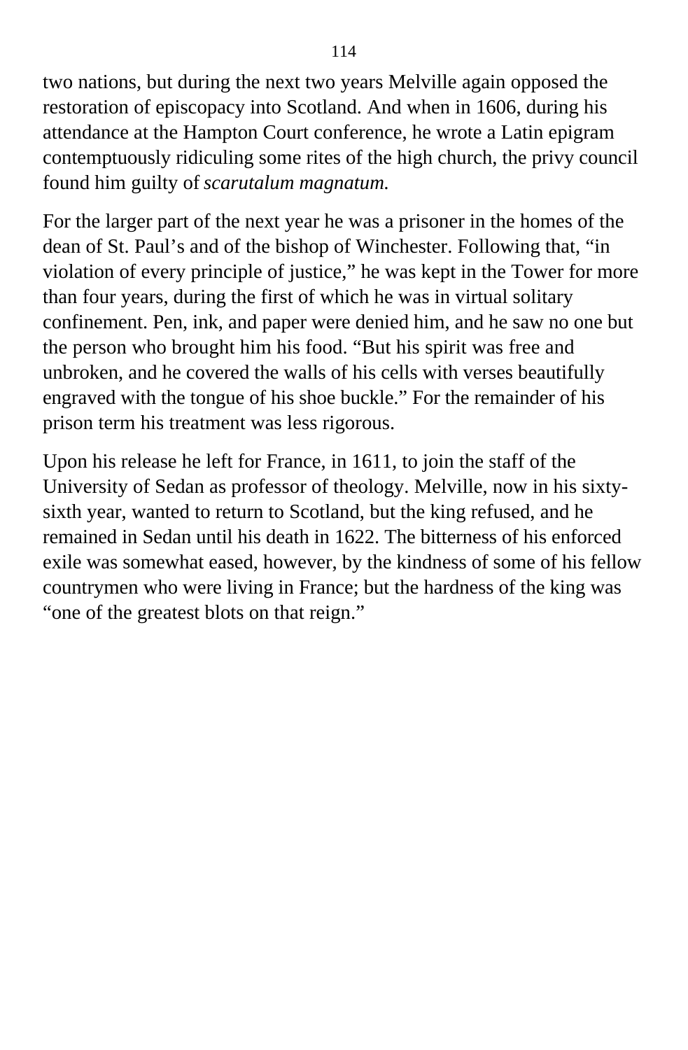two nations, but during the next two years Melville again opposed the restoration of episcopacy into Scotland. And when in 1606, during his attendance at the Hampton Court conference, he wrote a Latin epigram contemptuously ridiculing some rites of the high church, the privy council found him guilty of *scarutalum magnatum.*

For the larger part of the next year he was a prisoner in the homes of the dean of St. Paul's and of the bishop of Winchester. Following that, "in violation of every principle of justice," he was kept in the Tower for more than four years, during the first of which he was in virtual solitary confinement. Pen, ink, and paper were denied him, and he saw no one but the person who brought him his food. "But his spirit was free and unbroken, and he covered the walls of his cells with verses beautifully engraved with the tongue of his shoe buckle." For the remainder of his prison term his treatment was less rigorous.

Upon his release he left for France, in 1611, to join the staff of the University of Sedan as professor of theology. Melville, now in his sixty-sixth year, wanted to return to Scotland, but the king refused, and he remained in Sedan until his death in 1622. The bitterness of his enforced exile was somewhat eased, however, by the kindness of some of his fellow countrymen who were living in France; but the hardness of the king was "one of the greatest blots on that reign."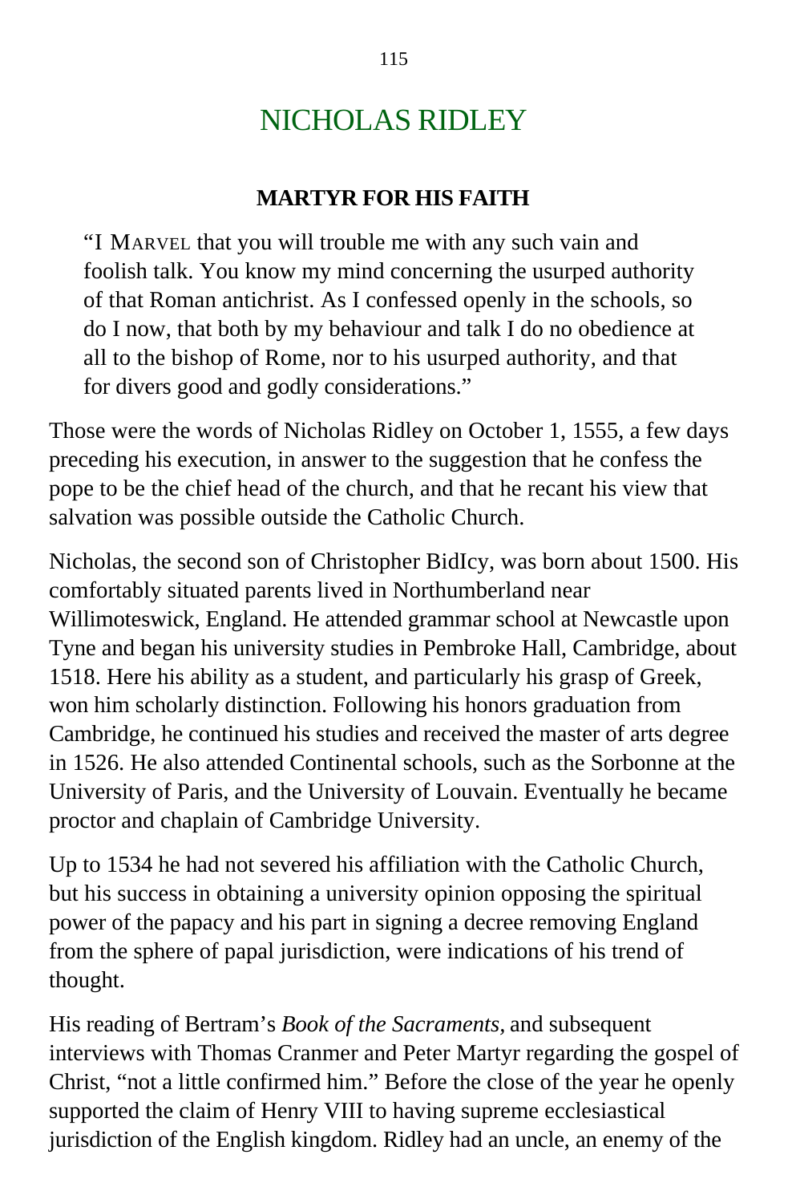# NICHOLAS RIDLEY

## MARTYR FOR HIS FAITH

> "I MARVEL that you will trouble me with any such vain and foolish talk. You know my mind concerning the usurped authority of that Roman antichrist. As I confessed openly in the schools, so do I now, that both by my behaviour and talk I do no obedience at all to the bishop of Rome, nor to his usurped authority, and that for divers good and godly considerations."

Those were the words of Nicholas Ridley on October 1, 1555, a few days preceding his execution, in answer to the suggestion that he confess the pope to be the chief head of the church, and that he recant his view that salvation was possible outside the Catholic Church.

Nicholas, the second son of Christopher BidIcy, was born about 1500. His comfortably situated parents lived in Northumberland near Willimoteswick, England. He attended grammar school at Newcastle upon Tyne and began his university studies in Pembroke Hall, Cambridge, about 1518. Here his ability as a student, and particularly his grasp of Greek, won him scholarly distinction. Following his honors graduation from Cambridge, he continued his studies and received the master of arts degree in 1526. He also attended Continental schools, such as the Sorbonne at the University of Paris, and the University of Louvain. Eventually he became proctor and chaplain of Cambridge University.

Up to 1534 he had not severed his affiliation with the Catholic Church, but his success in obtaining a university opinion opposing the spiritual power of the papacy and his part in signing a decree removing England from the sphere of papal jurisdiction, were indications of his trend of thought.

His reading of Bertram's *Book of the Sacraments*, and subsequent interviews with Thomas Cranmer and Peter Martyr regarding the gospel of Christ, "not a little confirmed him." Before the close of the year he openly supported the claim of Henry VIII to having supreme ecclesiastical jurisdiction of the English kingdom. Ridley had an uncle, an enemy of the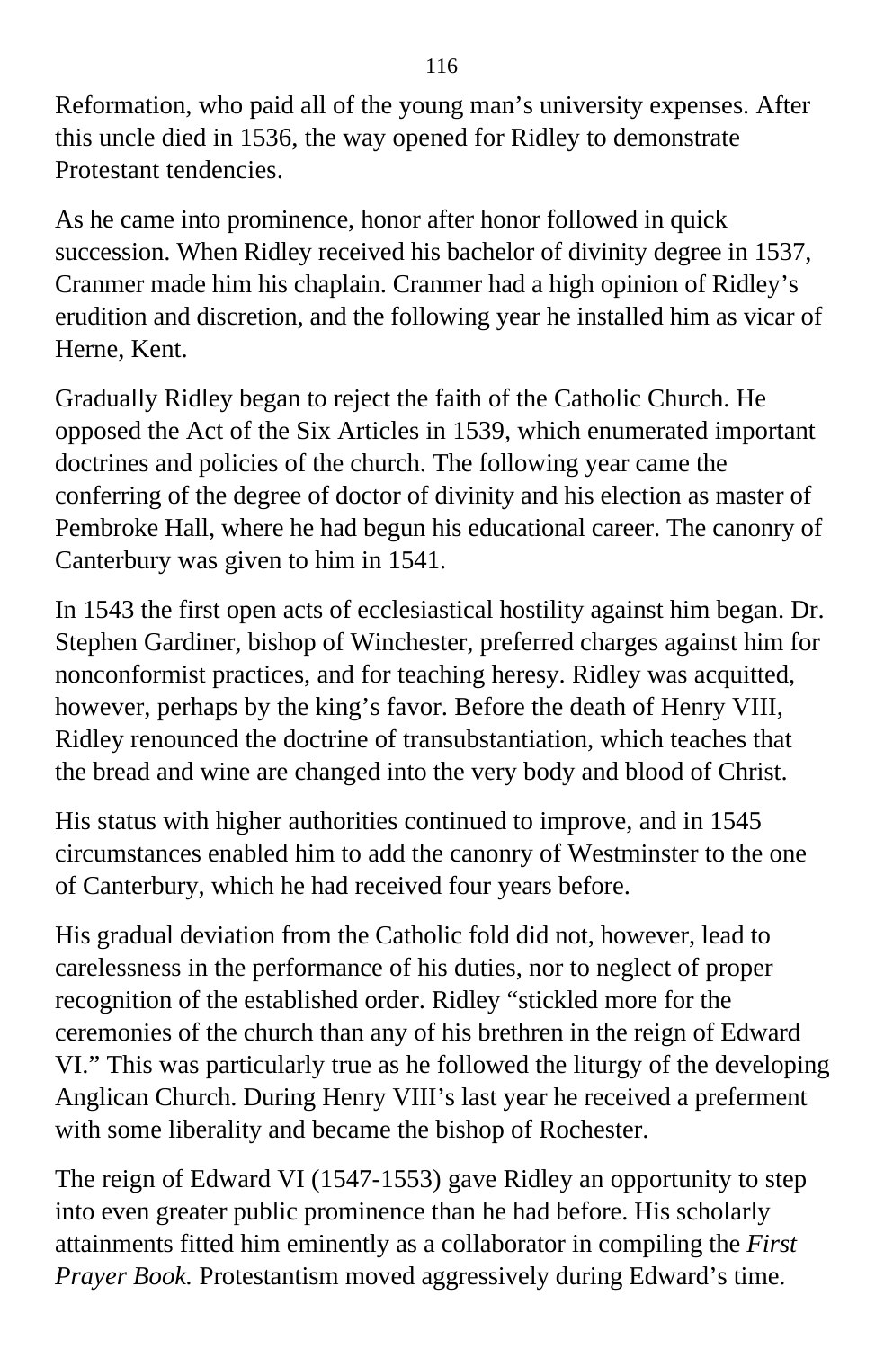Reformation, who paid all of the young man's university expenses. After this uncle died in 1536, the way opened for Ridley to demonstrate Protestant tendencies.

As he came into prominence, honor after honor followed in quick succession. When Ridley received his bachelor of divinity degree in 1537, Cranmer made him his chaplain. Cranmer had a high opinion of Ridley's erudition and discretion, and the following year he installed him as vicar of Herne, Kent.

Gradually Ridley began to reject the faith of the Catholic Church. He opposed the Act of the Six Articles in 1539, which enumerated important doctrines and policies of the church. The following year came the conferring of the degree of doctor of divinity and his election as master of Pembroke Hall, where he had begun his educational career. The canonry of Canterbury was given to him in 1541.

In 1543 the first open acts of ecclesiastical hostility against him began. Dr. Stephen Gardiner, bishop of Winchester, preferred charges against him for nonconformist practices, and for teaching heresy. Ridley was acquitted, however, perhaps by the king's favor. Before the death of Henry VIII, Ridley renounced the doctrine of transubstantiation, which teaches that the bread and wine are changed into the very body and blood of Christ.

His status with higher authorities continued to improve, and in 1545 circumstances enabled him to add the canonry of Westminster to the one of Canterbury, which he had received four years before.

His gradual deviation from the Catholic fold did not, however, lead to carelessness in the performance of his duties, nor to neglect of proper recognition of the established order. Ridley "stickled more for the ceremonies of the church than any of his brethren in the reign of Edward VI." This was particularly true as he followed the liturgy of the developing Anglican Church. During Henry VIII's last year he received a preferment with some liberality and became the bishop of Rochester.

The reign of Edward VI (1547-1553) gave Ridley an opportunity to step into even greater public prominence than he had before. His scholarly attainments fitted him eminently as a collaborator in compiling the *First Prayer Book.* Protestantism moved aggressively during Edward's time.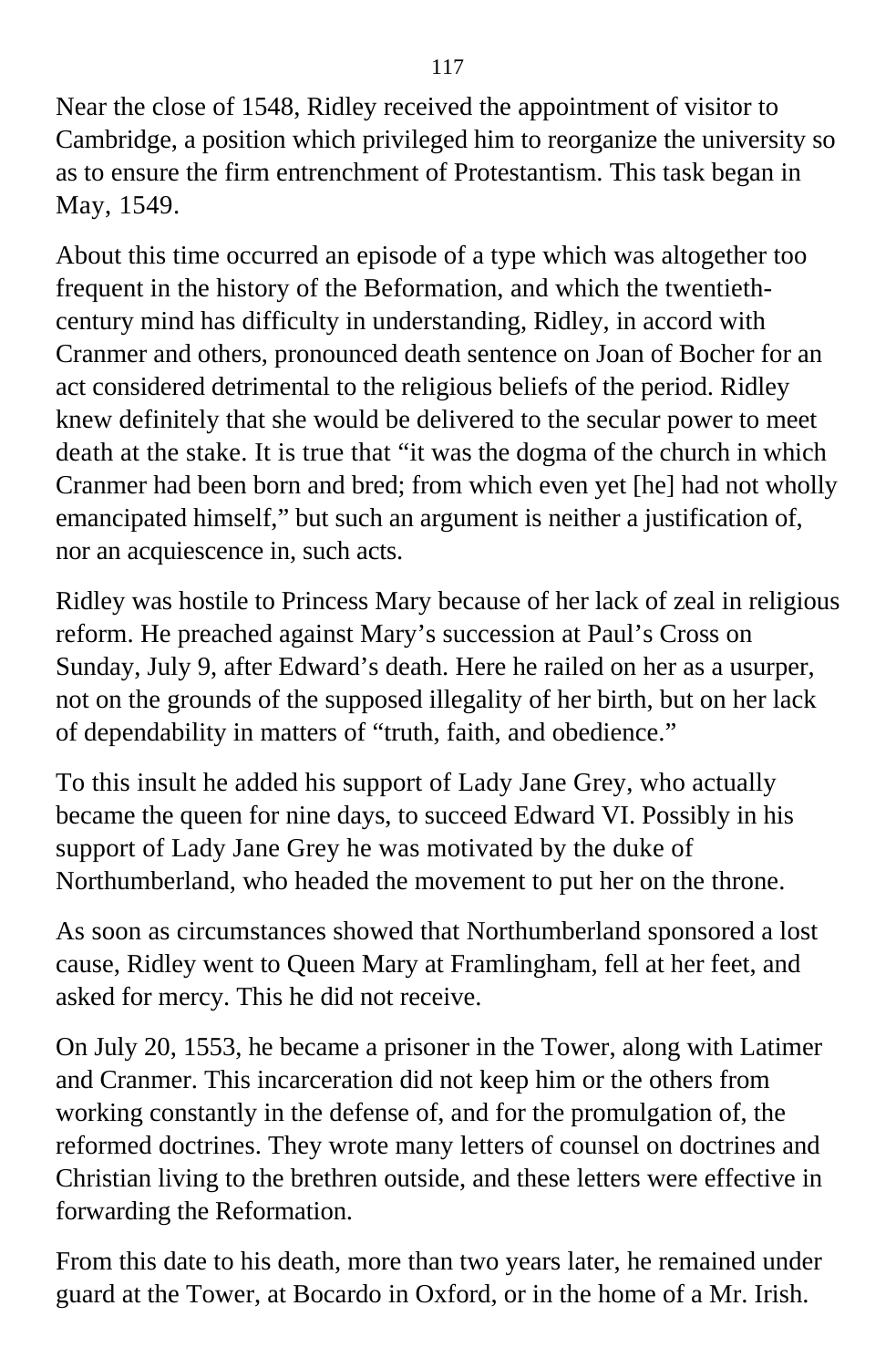Near the close of 1548, Ridley received the appointment of visitor to Cambridge, a position which privileged him to reorganize the university so as to ensure the firm entrenchment of Protestantism. This task began in May, 1549.

About this time occurred an episode of a type which was altogether too frequent in the history of the Beformation, and which the twentieth-century mind has difficulty in understanding, Ridley, in accord with Cranmer and others, pronounced death sentence on Joan of Bocher for an act considered detrimental to the religious beliefs of the period. Ridley knew definitely that she would be delivered to the secular power to meet death at the stake. It is true that "it was the dogma of the church in which Cranmer had been born and bred; from which even yet [he] had not wholly emancipated himself," but such an argument is neither a justification of, nor an acquiescence in, such acts.

Ridley was hostile to Princess Mary because of her lack of zeal in religious reform. He preached against Mary's succession at Paul's Cross on Sunday, July 9, after Edward's death. Here he railed on her as a usurper, not on the grounds of the supposed illegality of her birth, but on her lack of dependability in matters of "truth, faith, and obedience."

To this insult he added his support of Lady Jane Grey, who actually became the queen for nine days, to succeed Edward VI. Possibly in his support of Lady Jane Grey he was motivated by the duke of Northumberland, who headed the movement to put her on the throne.

As soon as circumstances showed that Northumberland sponsored a lost cause, Ridley went to Queen Mary at Framlingham, fell at her feet, and asked for mercy. This he did not receive.

On July 20, 1553, he became a prisoner in the Tower, along with Latimer and Cranmer. This incarceration did not keep him or the others from working constantly in the defense of, and for the promulgation of, the reformed doctrines. They wrote many letters of counsel on doctrines and Christian living to the brethren outside, and these letters were effective in forwarding the Reformation.

From this date to his death, more than two years later, he remained under guard at the Tower, at Bocardo in Oxford, or in the home of a Mr. Irish.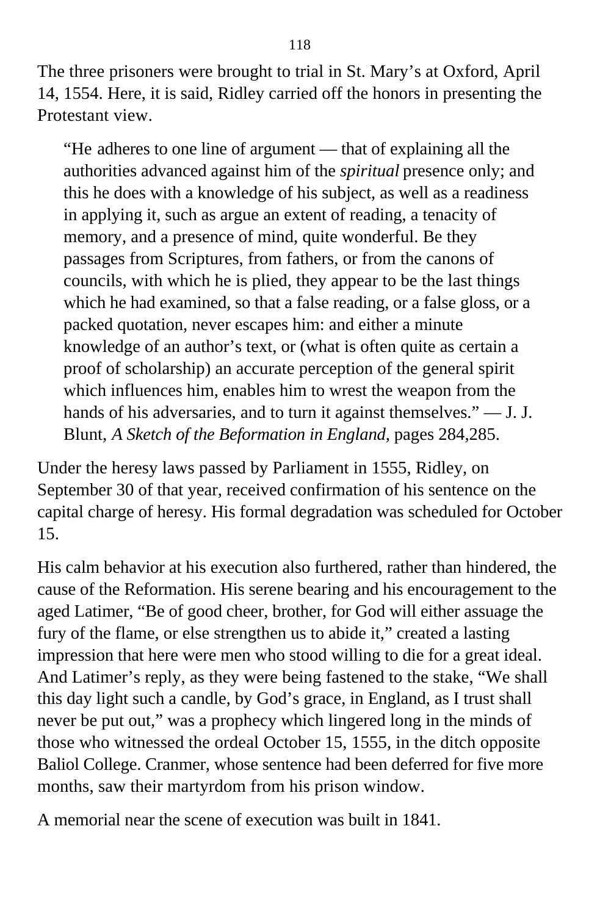The three prisoners were brought to trial in St. Mary’s at Oxford, April 14, 1554. Here, it is said, Ridley carried off the honors in presenting the Protestant view.

> “He adheres to one line of argument — that of explaining all the authorities advanced against him of the *spiritual* presence only; and this he does with a knowledge of his subject, as well as a readiness in applying it, such as argue an extent of reading, a tenacity of memory, and a presence of mind, quite wonderful. Be they passages from Scriptures, from fathers, or from the canons of councils, with which he is plied, they appear to be the last things which he had examined, so that a false reading, or a false gloss, or a packed quotation, never escapes him: and either a minute knowledge of an author’s text, or (what is often quite as certain a proof of scholarship) an accurate perception of the general spirit which influences him, enables him to wrest the weapon from the hands of his adversaries, and to turn it against themselves.” — J. J. Blunt, *A Sketch of the Beformation in England,* pages 284,285.

Under the heresy laws passed by Parliament in 1555, Ridley, on September 30 of that year, received confirmation of his sentence on the capital charge of heresy. His formal degradation was scheduled for October 15.

His calm behavior at his execution also furthered, rather than hindered, the cause of the Reformation. His serene bearing and his encouragement to the aged Latimer, “Be of good cheer, brother, for God will either assuage the fury of the flame, or else strengthen us to abide it,” created a lasting impression that here were men who stood willing to die for a great ideal. And Latimer’s reply, as they were being fastened to the stake, “We shall this day light such a candle, by God’s grace, in England, as I trust shall never be put out,” was a prophecy which lingered long in the minds of those who witnessed the ordeal October 15, 1555, in the ditch opposite Baliol College. Cranmer, whose sentence had been deferred for five more months, saw their martyrdom from his prison window.

A memorial near the scene of execution was built in 1841.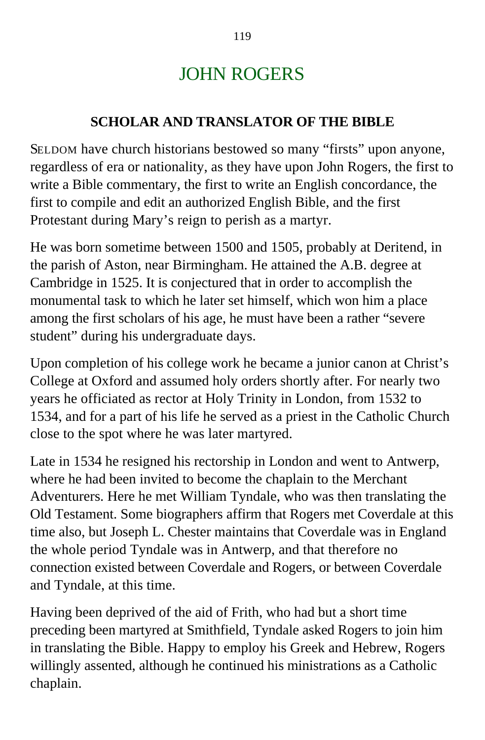# JOHN ROGERS

## SCHOLAR AND TRANSLATOR OF THE BIBLE

SELDOM have church historians bestowed so many "firsts" upon anyone, regardless of era or nationality, as they have upon John Rogers, the first to write a Bible commentary, the first to write an English concordance, the first to compile and edit an authorized English Bible, and the first Protestant during Mary's reign to perish as a martyr.

He was born sometime between 1500 and 1505, probably at Deritend, in the parish of Aston, near Birmingham. He attained the A.B. degree at Cambridge in 1525. It is conjectured that in order to accomplish the monumental task to which he later set himself, which won him a place among the first scholars of his age, he must have been a rather "severe student" during his undergraduate days.

Upon completion of his college work he became a junior canon at Christ's College at Oxford and assumed holy orders shortly after. For nearly two years he officiated as rector at Holy Trinity in London, from 1532 to 1534, and for a part of his life he served as a priest in the Catholic Church close to the spot where he was later martyred.

Late in 1534 he resigned his rectorship in London and went to Antwerp, where he had been invited to become the chaplain to the Merchant Adventurers. Here he met William Tyndale, who was then translating the Old Testament. Some biographers affirm that Rogers met Coverdale at this time also, but Joseph L. Chester maintains that Coverdale was in England the whole period Tyndale was in Antwerp, and that therefore no connection existed between Coverdale and Rogers, or between Coverdale and Tyndale, at this time.

Having been deprived of the aid of Frith, who had but a short time preceding been martyred at Smithfield, Tyndale asked Rogers to join him in translating the Bible. Happy to employ his Greek and Hebrew, Rogers willingly assented, although he continued his ministrations as a Catholic chaplain.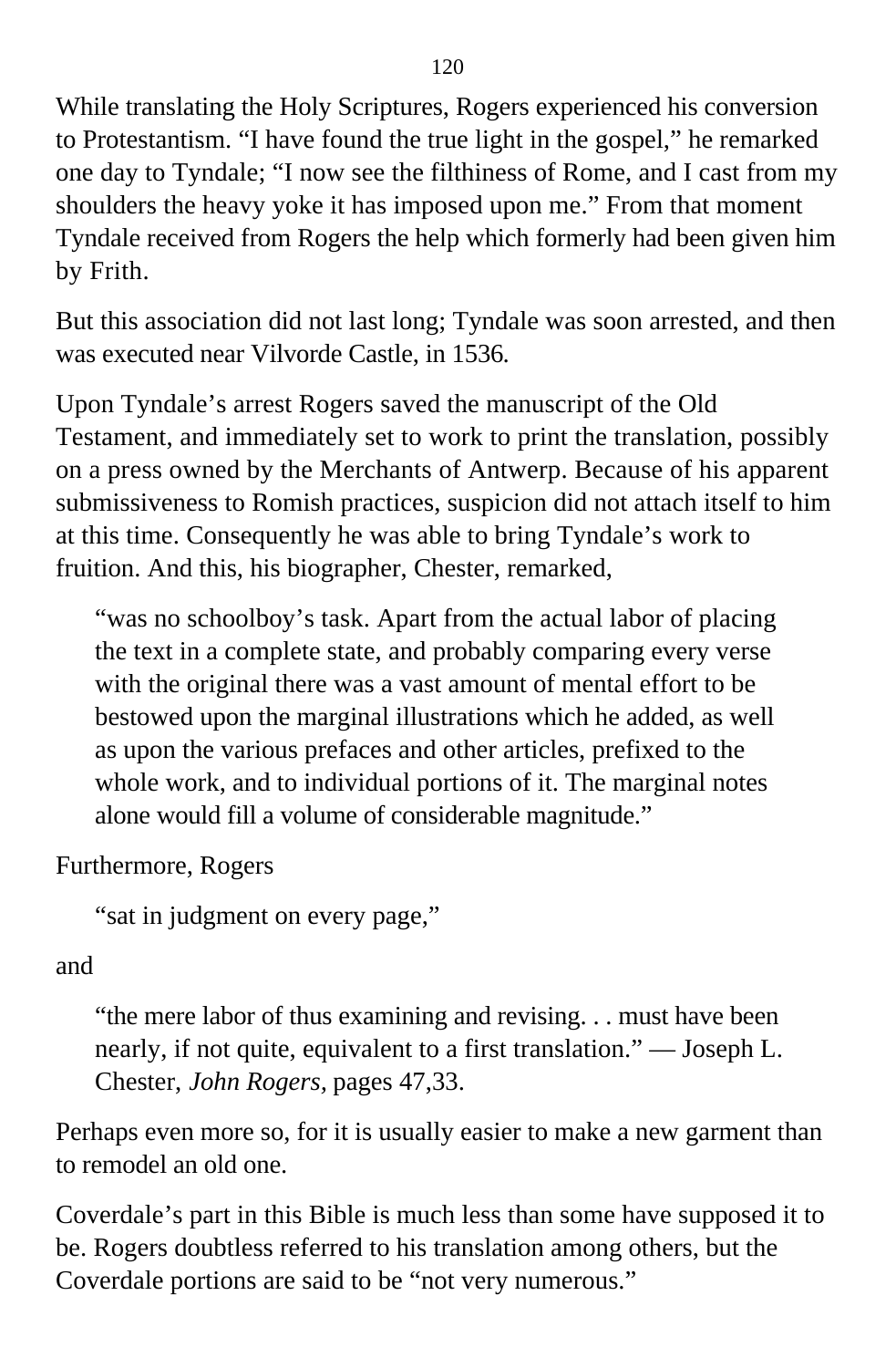While translating the Holy Scriptures, Rogers experienced his conversion to Protestantism. “I have found the true light in the gospel,” he remarked one day to Tyndale; “I now see the filthiness of Rome, and I cast from my shoulders the heavy yoke it has imposed upon me.” From that moment Tyndale received from Rogers the help which formerly had been given him by Frith.

But this association did not last long; Tyndale was soon arrested, and then was executed near Vilvorde Castle, in 1536.

Upon Tyndale’s arrest Rogers saved the manuscript of the Old Testament, and immediately set to work to print the translation, possibly on a press owned by the Merchants of Antwerp. Because of his apparent submissiveness to Romish practices, suspicion did not attach itself to him at this time. Consequently he was able to bring Tyndale’s work to fruition. And this, his biographer, Chester, remarked,

> “was no schoolboy’s task. Apart from the actual labor of placing the text in a complete state, and probably comparing every verse with the original there was a vast amount of mental effort to be bestowed upon the marginal illustrations which he added, as well as upon the various prefaces and other articles, prefixed to the whole work, and to individual portions of it. The marginal notes alone would fill a volume of considerable magnitude.”

Furthermore, Rogers

> “sat in judgment on every page,”

and

> “the mere labor of thus examining and revising. . . must have been nearly, if not quite, equivalent to a first translation.” — Joseph L. Chester, *John Rogers,* pages 47,33.

Perhaps even more so, for it is usually easier to make a new garment than to remodel an old one.

Coverdale’s part in this Bible is much less than some have supposed it to be. Rogers doubtless referred to his translation among others, but the Coverdale portions are said to be “not very numerous.”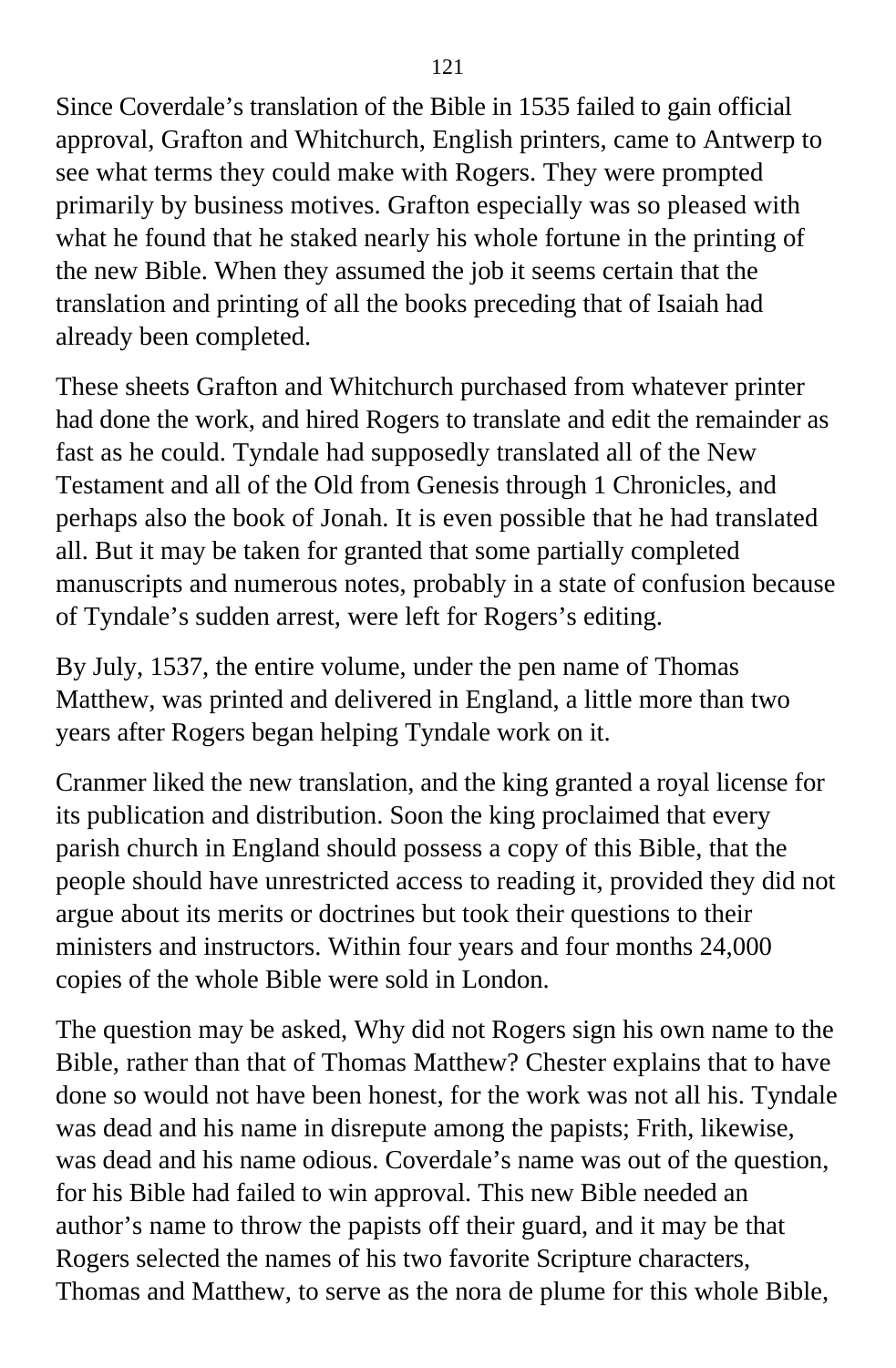Since Coverdale’s translation of the Bible in 1535 failed to gain official approval, Grafton and Whitchurch, English printers, came to Antwerp to see what terms they could make with Rogers. They were prompted primarily by business motives. Grafton especially was so pleased with what he found that he staked nearly his whole fortune in the printing of the new Bible. When they assumed the job it seems certain that the translation and printing of all the books preceding that of Isaiah had already been completed.

These sheets Grafton and Whitchurch purchased from whatever printer had done the work, and hired Rogers to translate and edit the remainder as fast as he could. Tyndale had supposedly translated all of the New Testament and all of the Old from Genesis through 1 Chronicles, and perhaps also the book of Jonah. It is even possible that he had translated all. But it may be taken for granted that some partially completed manuscripts and numerous notes, probably in a state of confusion because of Tyndale’s sudden arrest, were left for Rogers’s editing.

By July, 1537, the entire volume, under the pen name of Thomas Matthew, was printed and delivered in England, a little more than two years after Rogers began helping Tyndale work on it.

Cranmer liked the new translation, and the king granted a royal license for its publication and distribution. Soon the king proclaimed that every parish church in England should possess a copy of this Bible, that the people should have unrestricted access to reading it, provided they did not argue about its merits or doctrines but took their questions to their ministers and instructors. Within four years and four months 24,000 copies of the whole Bible were sold in London.

The question may be asked, Why did not Rogers sign his own name to the Bible, rather than that of Thomas Matthew? Chester explains that to have done so would not have been honest, for the work was not all his. Tyndale was dead and his name in disrepute among the papists; Frith, likewise, was dead and his name odious. Coverdale’s name was out of the question, for his Bible had failed to win approval. This new Bible needed an author’s name to throw the papists off their guard, and it may be that Rogers selected the names of his two favorite Scripture characters, Thomas and Matthew, to serve as the nora de plume for this whole Bible,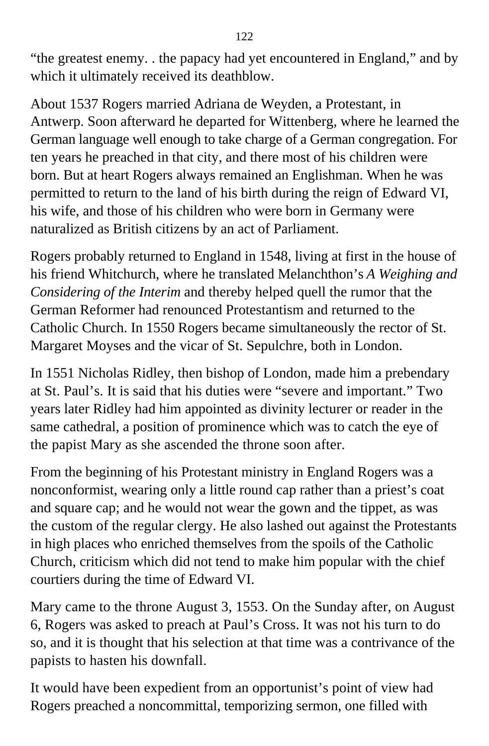"the greatest enemy. . the papacy had yet encountered in England," and by which it ultimately received its deathblow.

About 1537 Rogers married Adriana de Weyden, a Protestant, in Antwerp. Soon afterward he departed for Wittenberg, where he learned the German language well enough to take charge of a German congregation. For ten years he preached in that city, and there most of his children were born. But at heart Rogers always remained an Englishman. When he was permitted to return to the land of his birth during the reign of Edward VI, his wife, and those of his children who were born in Germany were naturalized as British citizens by an act of Parliament.

Rogers probably returned to England in 1548, living at first in the house of his friend Whitchurch, where he translated Melanchthon's *A Weighing and Considering of the Interim* and thereby helped quell the rumor that the German Reformer had renounced Protestantism and returned to the Catholic Church. In 1550 Rogers became simultaneously the rector of St. Margaret Moyses and the vicar of St. Sepulchre, both in London.

In 1551 Nicholas Ridley, then bishop of London, made him a prebendary at St. Paul's. It is said that his duties were "severe and important." Two years later Ridley had him appointed as divinity lecturer or reader in the same cathedral, a position of prominence which was to catch the eye of the papist Mary as she ascended the throne soon after.

From the beginning of his Protestant ministry in England Rogers was a nonconformist, wearing only a little round cap rather than a priest's coat and square cap; and he would not wear the gown and the tippet, as was the custom of the regular clergy. He also lashed out against the Protestants in high places who enriched themselves from the spoils of the Catholic Church, criticism which did not tend to make him popular with the chief courtiers during the time of Edward VI.

Mary came to the throne August 3, 1553. On the Sunday after, on August 6, Rogers was asked to preach at Paul's Cross. It was not his turn to do so, and it is thought that his selection at that time was a contrivance of the papists to hasten his downfall.

It would have been expedient from an opportunist's point of view had Rogers preached a noncommittal, temporizing sermon, one filled with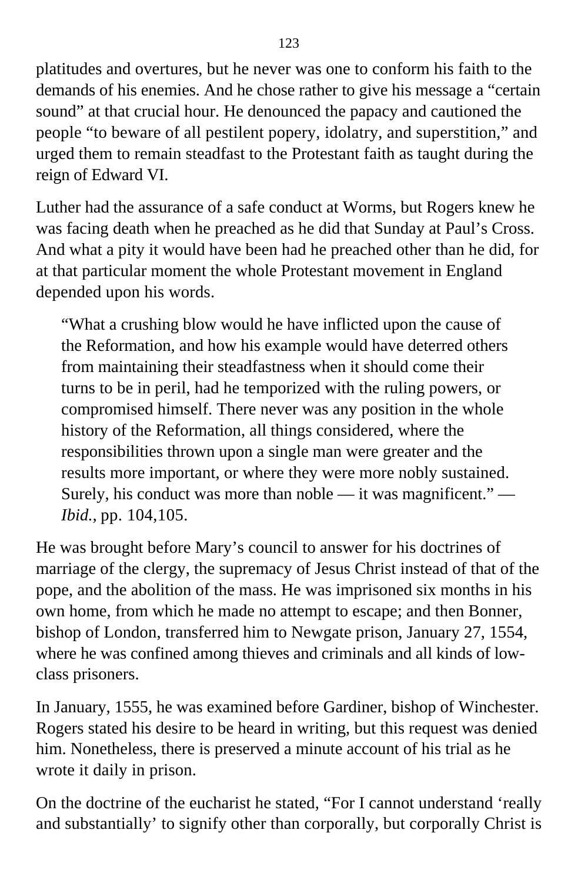platitudes and overtures, but he never was one to conform his faith to the demands of his enemies. And he chose rather to give his message a "certain sound" at that crucial hour. He denounced the papacy and cautioned the people "to beware of all pestilent popery, idolatry, and superstition," and urged them to remain steadfast to the Protestant faith as taught during the reign of Edward VI.

Luther had the assurance of a safe conduct at Worms, but Rogers knew he was facing death when he preached as he did that Sunday at Paul's Cross. And what a pity it would have been had he preached other than he did, for at that particular moment the whole Protestant movement in England depended upon his words.

> "What a crushing blow would he have inflicted upon the cause of the Reformation, and how his example would have deterred others from maintaining their steadfastness when it should come their turns to be in peril, had he temporized with the ruling powers, or compromised himself. There never was any position in the whole history of the Reformation, all things considered, where the responsibilities thrown upon a single man were greater and the results more important, or where they were more nobly sustained. Surely, his conduct was more than noble — it was magnificent." — *Ibid.*, pp. 104,105.

He was brought before Mary's council to answer for his doctrines of marriage of the clergy, the supremacy of Jesus Christ instead of that of the pope, and the abolition of the mass. He was imprisoned six months in his own home, from which he made no attempt to escape; and then Bonner, bishop of London, transferred him to Newgate prison, January 27, 1554, where he was confined among thieves and criminals and all kinds of low-class prisoners.

In January, 1555, he was examined before Gardiner, bishop of Winchester. Rogers stated his desire to be heard in writing, but this request was denied him. Nonetheless, there is preserved a minute account of his trial as he wrote it daily in prison.

On the doctrine of the eucharist he stated, "For I cannot understand 'really and substantially' to signify other than corporally, but corporally Christ is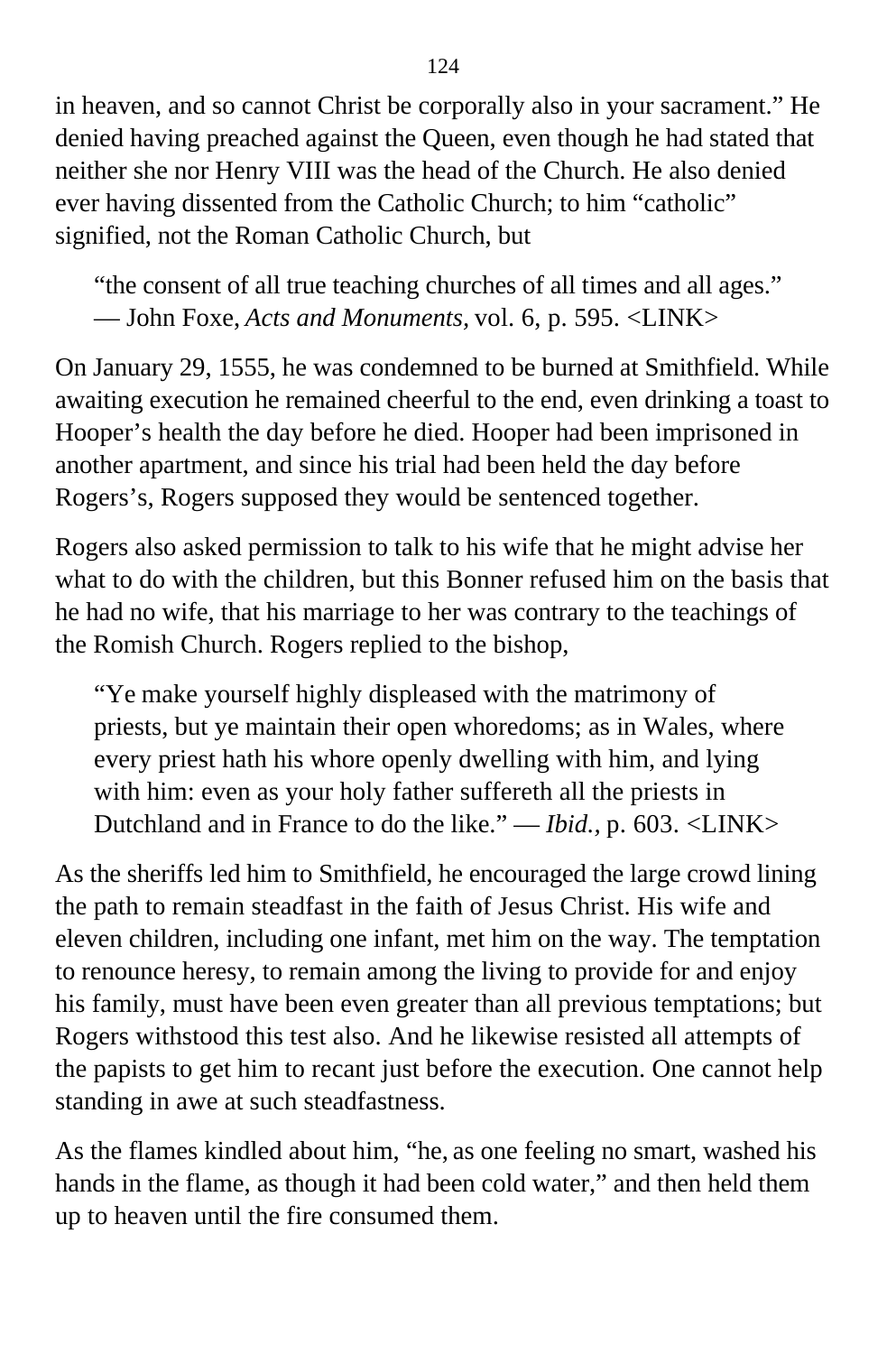in heaven, and so cannot Christ be corporally also in your sacrament." He denied having preached against the Queen, even though he had stated that neither she nor Henry VIII was the head of the Church. He also denied ever having dissented from the Catholic Church; to him "catholic" signified, not the Roman Catholic Church, but

> "the consent of all true teaching churches of all times and all ages." — John Foxe, *Acts and Monuments*, vol. 6, p. 595. <LINK>

On January 29, 1555, he was condemned to be burned at Smithfield. While awaiting execution he remained cheerful to the end, even drinking a toast to Hooper's health the day before he died. Hooper had been imprisoned in another apartment, and since his trial had been held the day before Rogers's, Rogers supposed they would be sentenced together.

Rogers also asked permission to talk to his wife that he might advise her what to do with the children, but this Bonner refused him on the basis that he had no wife, that his marriage to her was contrary to the teachings of the Romish Church. Rogers replied to the bishop,

> "Ye make yourself highly displeased with the matrimony of priests, but ye maintain their open whoredoms; as in Wales, where every priest hath his whore openly dwelling with him, and lying with him: even as your holy father suffereth all the priests in Dutchland and in France to do the like." — *Ibid.*, p. 603. <LINK>

As the sheriffs led him to Smithfield, he encouraged the large crowd lining the path to remain steadfast in the faith of Jesus Christ. His wife and eleven children, including one infant, met him on the way. The temptation to renounce heresy, to remain among the living to provide for and enjoy his family, must have been even greater than all previous temptations; but Rogers withstood this test also. And he likewise resisted all attempts of the papists to get him to recant just before the execution. One cannot help standing in awe at such steadfastness.

As the flames kindled about him, "he, as one feeling no smart, washed his hands in the flame, as though it had been cold water," and then held them up to heaven until the fire consumed them.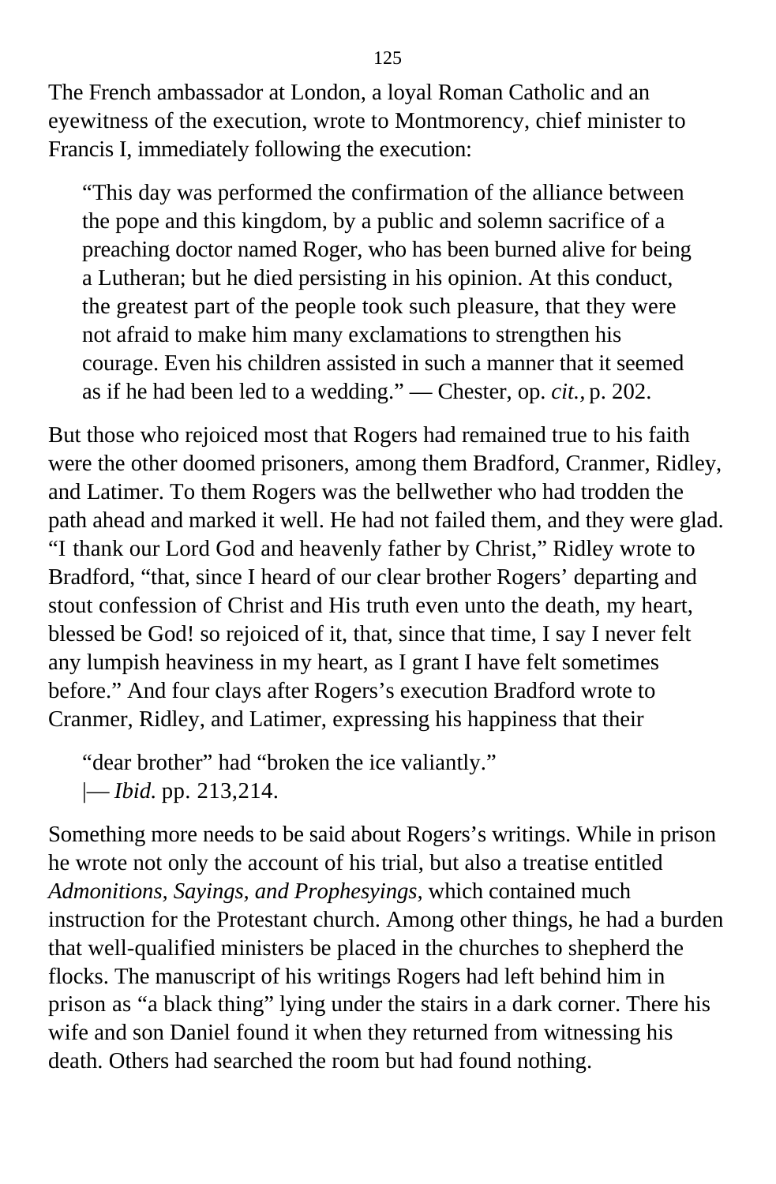The French ambassador at London, a loyal Roman Catholic and an eyewitness of the execution, wrote to Montmorency, chief minister to Francis I, immediately following the execution:

> "This day was performed the confirmation of the alliance between the pope and this kingdom, by a public and solemn sacrifice of a preaching doctor named Roger, who has been burned alive for being a Lutheran; but he died persisting in his opinion. At this conduct, the greatest part of the people took such pleasure, that they were not afraid to make him many exclamations to strengthen his courage. Even his children assisted in such a manner that it seemed as if he had been led to a wedding." — Chester, op. *cit.,* p. 202.

But those who rejoiced most that Rogers had remained true to his faith were the other doomed prisoners, among them Bradford, Cranmer, Ridley, and Latimer. To them Rogers was the bellwether who had trodden the path ahead and marked it well. He had not failed them, and they were glad. "I thank our Lord God and heavenly father by Christ," Ridley wrote to Bradford, "that, since I heard of our clear brother Rogers' departing and stout confession of Christ and His truth even unto the death, my heart, blessed be God! so rejoiced of it, that, since that time, I say I never felt any lumpish heaviness in my heart, as I grant I have felt sometimes before." And four clays after Rogers's execution Bradford wrote to Cranmer, Ridley, and Latimer, expressing his happiness that their

> "dear brother" had "broken the ice valiantly."
> |— *Ibid.* pp. 213,214.

Something more needs to be said about Rogers's writings. While in prison he wrote not only the account of his trial, but also a treatise entitled *Admonitions, Sayings, and Prophesyings,* which contained much instruction for the Protestant church. Among other things, he had a burden that well-qualified ministers be placed in the churches to shepherd the flocks. The manuscript of his writings Rogers had left behind him in prison as "a black thing" lying under the stairs in a dark corner. There his wife and son Daniel found it when they returned from witnessing his death. Others had searched the room but had found nothing.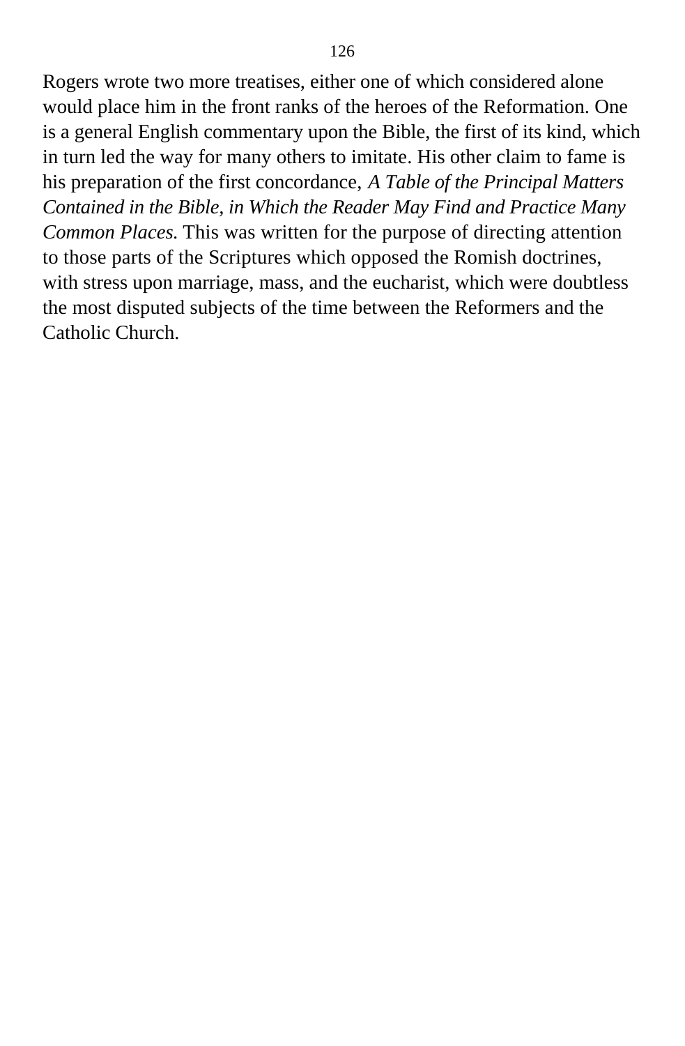Rogers wrote two more treatises, either one of which considered alone would place him in the front ranks of the heroes of the Reformation. One is a general English commentary upon the Bible, the first of its kind, which in turn led the way for many others to imitate. His other claim to fame is his preparation of the first concordance, *A Table of the Principal Matters Contained in the Bible, in Which the Reader May Find and Practice Many Common Places.* This was written for the purpose of directing attention to those parts of the Scriptures which opposed the Romish doctrines, with stress upon marriage, mass, and the eucharist, which were doubtless the most disputed subjects of the time between the Reformers and the Catholic Church.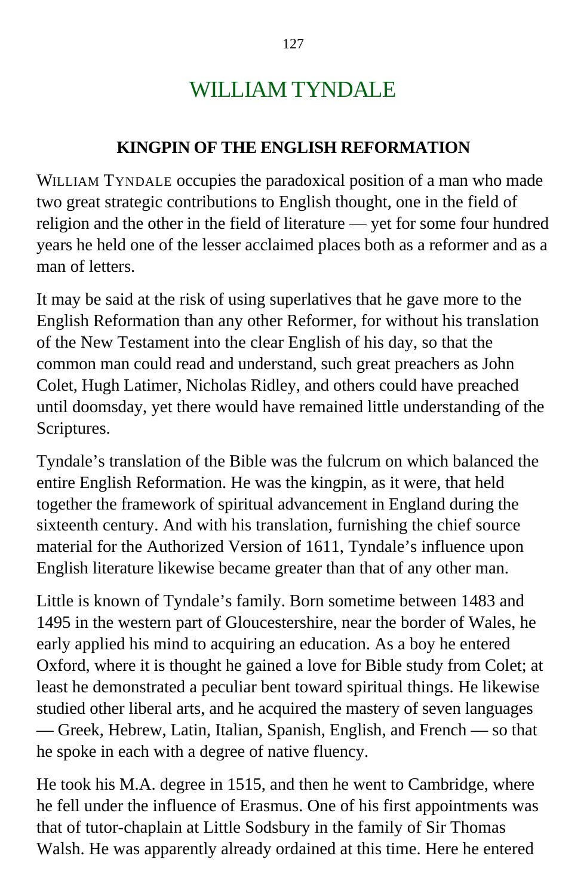# WILLIAM TYNDALE

## KINGPIN OF THE ENGLISH REFORMATION

WILLIAM TYNDALE occupies the paradoxical position of a man who made two great strategic contributions to English thought, one in the field of religion and the other in the field of literature — yet for some four hundred years he held one of the lesser acclaimed places both as a reformer and as a man of letters.

It may be said at the risk of using superlatives that he gave more to the English Reformation than any other Reformer, for without his translation of the New Testament into the clear English of his day, so that the common man could read and understand, such great preachers as John Colet, Hugh Latimer, Nicholas Ridley, and others could have preached until doomsday, yet there would have remained little understanding of the Scriptures.

Tyndale's translation of the Bible was the fulcrum on which balanced the entire English Reformation. He was the kingpin, as it were, that held together the framework of spiritual advancement in England during the sixteenth century. And with his translation, furnishing the chief source material for the Authorized Version of 1611, Tyndale's influence upon English literature likewise became greater than that of any other man.

Little is known of Tyndale's family. Born sometime between 1483 and 1495 in the western part of Gloucestershire, near the border of Wales, he early applied his mind to acquiring an education. As a boy he entered Oxford, where it is thought he gained a love for Bible study from Colet; at least he demonstrated a peculiar bent toward spiritual things. He likewise studied other liberal arts, and he acquired the mastery of seven languages — Greek, Hebrew, Latin, Italian, Spanish, English, and French — so that he spoke in each with a degree of native fluency.

He took his M.A. degree in 1515, and then he went to Cambridge, where he fell under the influence of Erasmus. One of his first appointments was that of tutor-chaplain at Little Sodsbury in the family of Sir Thomas Walsh. He was apparently already ordained at this time. Here he entered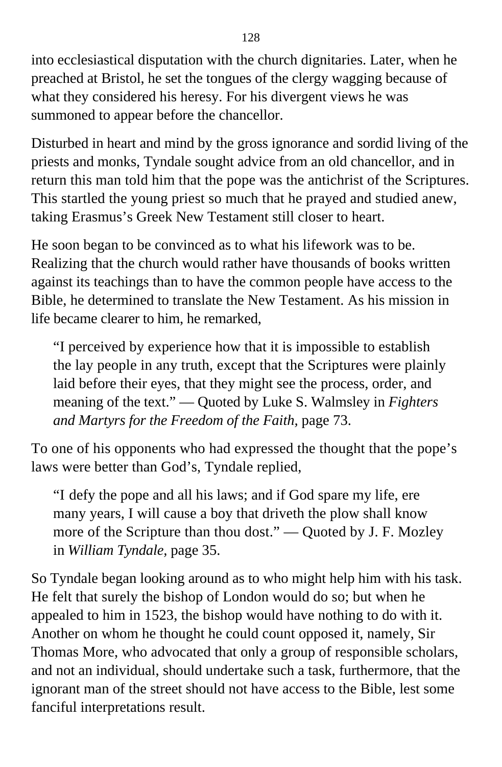into ecclesiastical disputation with the church dignitaries. Later, when he preached at Bristol, he set the tongues of the clergy wagging because of what they considered his heresy. For his divergent views he was summoned to appear before the chancellor.

Disturbed in heart and mind by the gross ignorance and sordid living of the priests and monks, Tyndale sought advice from an old chancellor, and in return this man told him that the pope was the antichrist of the Scriptures. This startled the young priest so much that he prayed and studied anew, taking Erasmus's Greek New Testament still closer to heart.

He soon began to be convinced as to what his lifework was to be. Realizing that the church would rather have thousands of books written against its teachings than to have the common people have access to the Bible, he determined to translate the New Testament. As his mission in life became clearer to him, he remarked,

> "I perceived by experience how that it is impossible to establish the lay people in any truth, except that the Scriptures were plainly laid before their eyes, that they might see the process, order, and meaning of the text." — Quoted by Luke S. Walmsley in *Fighters and Martyrs for the Freedom of the Faith,* page 73.

To one of his opponents who had expressed the thought that the pope's laws were better than God's, Tyndale replied,

> "I defy the pope and all his laws; and if God spare my life, ere many years, I will cause a boy that driveth the plow shall know more of the Scripture than thou dost." — Quoted by J. F. Mozley in *William Tyndale*, page 35.

So Tyndale began looking around as to who might help him with his task. He felt that surely the bishop of London would do so; but when he appealed to him in 1523, the bishop would have nothing to do with it. Another on whom he thought he could count opposed it, namely, Sir Thomas More, who advocated that only a group of responsible scholars, and not an individual, should undertake such a task, furthermore, that the ignorant man of the street should not have access to the Bible, lest some fanciful interpretations result.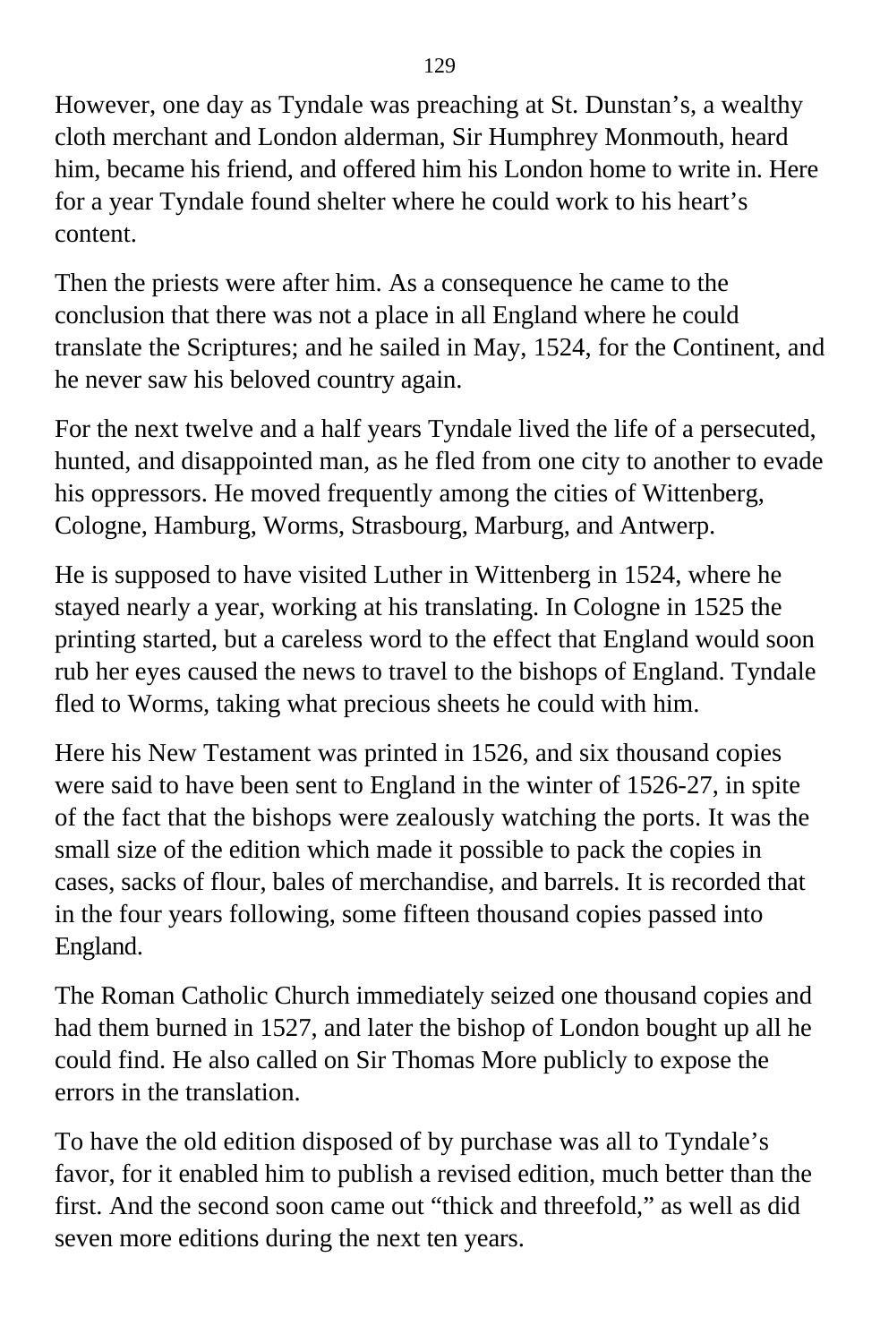However, one day as Tyndale was preaching at St. Dunstan’s, a wealthy cloth merchant and London alderman, Sir Humphrey Monmouth, heard him, became his friend, and offered him his London home to write in. Here for a year Tyndale found shelter where he could work to his heart’s content.

Then the priests were after him. As a consequence he came to the conclusion that there was not a place in all England where he could translate the Scriptures; and he sailed in May, 1524, for the Continent, and he never saw his beloved country again.

For the next twelve and a half years Tyndale lived the life of a persecuted, hunted, and disappointed man, as he fled from one city to another to evade his oppressors. He moved frequently among the cities of Wittenberg, Cologne, Hamburg, Worms, Strasbourg, Marburg, and Antwerp.

He is supposed to have visited Luther in Wittenberg in 1524, where he stayed nearly a year, working at his translating. In Cologne in 1525 the printing started, but a careless word to the effect that England would soon rub her eyes caused the news to travel to the bishops of England. Tyndale fled to Worms, taking what precious sheets he could with him.

Here his New Testament was printed in 1526, and six thousand copies were said to have been sent to England in the winter of 1526-27, in spite of the fact that the bishops were zealously watching the ports. It was the small size of the edition which made it possible to pack the copies in cases, sacks of flour, bales of merchandise, and barrels. It is recorded that in the four years following, some fifteen thousand copies passed into England.

The Roman Catholic Church immediately seized one thousand copies and had them burned in 1527, and later the bishop of London bought up all he could find. He also called on Sir Thomas More publicly to expose the errors in the translation.

To have the old edition disposed of by purchase was all to Tyndale’s favor, for it enabled him to publish a revised edition, much better than the first. And the second soon came out “thick and threefold,” as well as did seven more editions during the next ten years.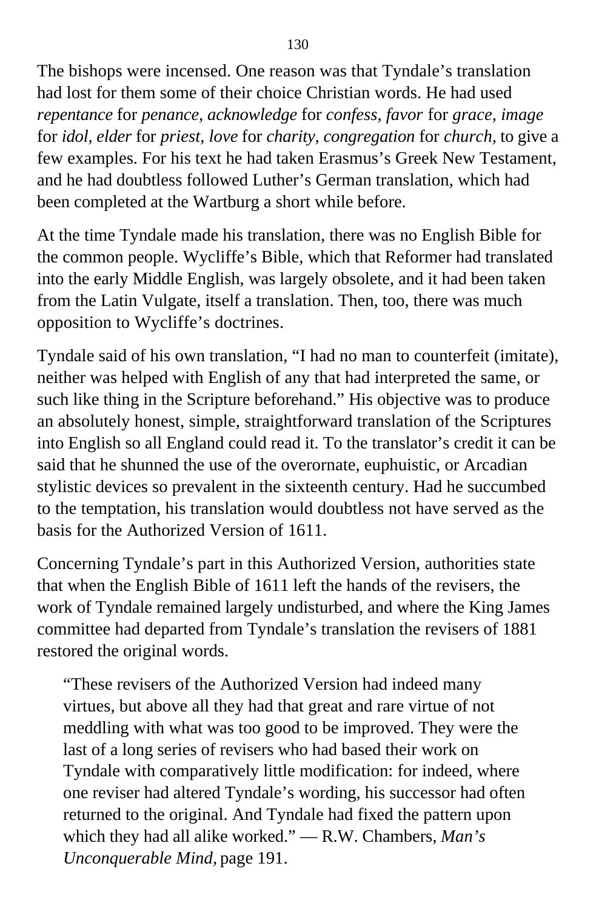The bishops were incensed. One reason was that Tyndale's translation had lost for them some of their choice Christian words. He had used *repentance* for *penance, acknowledge* for *confess, favor* for *grace, image* for *idol, elder* for *priest, love* for *charity, congregation* for *church,* to give a few examples. For his text he had taken Erasmus's Greek New Testament, and he had doubtless followed Luther's German translation, which had been completed at the Wartburg a short while before.

At the time Tyndale made his translation, there was no English Bible for the common people. Wycliffe's Bible, which that Reformer had translated into the early Middle English, was largely obsolete, and it had been taken from the Latin Vulgate, itself a translation. Then, too, there was much opposition to Wycliffe's doctrines.

Tyndale said of his own translation, "I had no man to counterfeit (imitate), neither was helped with English of any that had interpreted the same, or such like thing in the Scripture beforehand." His objective was to produce an absolutely honest, simple, straightforward translation of the Scriptures into English so all England could read it. To the translator's credit it can be said that he shunned the use of the overornate, euphuistic, or Arcadian stylistic devices so prevalent in the sixteenth century. Had he succumbed to the temptation, his translation would doubtless not have served as the basis for the Authorized Version of 1611.

Concerning Tyndale's part in this Authorized Version, authorities state that when the English Bible of 1611 left the hands of the revisers, the work of Tyndale remained largely undisturbed, and where the King James committee had departed from Tyndale's translation the revisers of 1881 restored the original words.

> "These revisers of the Authorized Version had indeed many virtues, but above all they had that great and rare virtue of not meddling with what was too good to be improved. They were the last of a long series of revisers who had based their work on Tyndale with comparatively little modification: for indeed, where one reviser had altered Tyndale's wording, his successor had often returned to the original. And Tyndale had fixed the pattern upon which they had all alike worked." — R.W. Chambers, *Man's Unconquerable Mind,* page 191.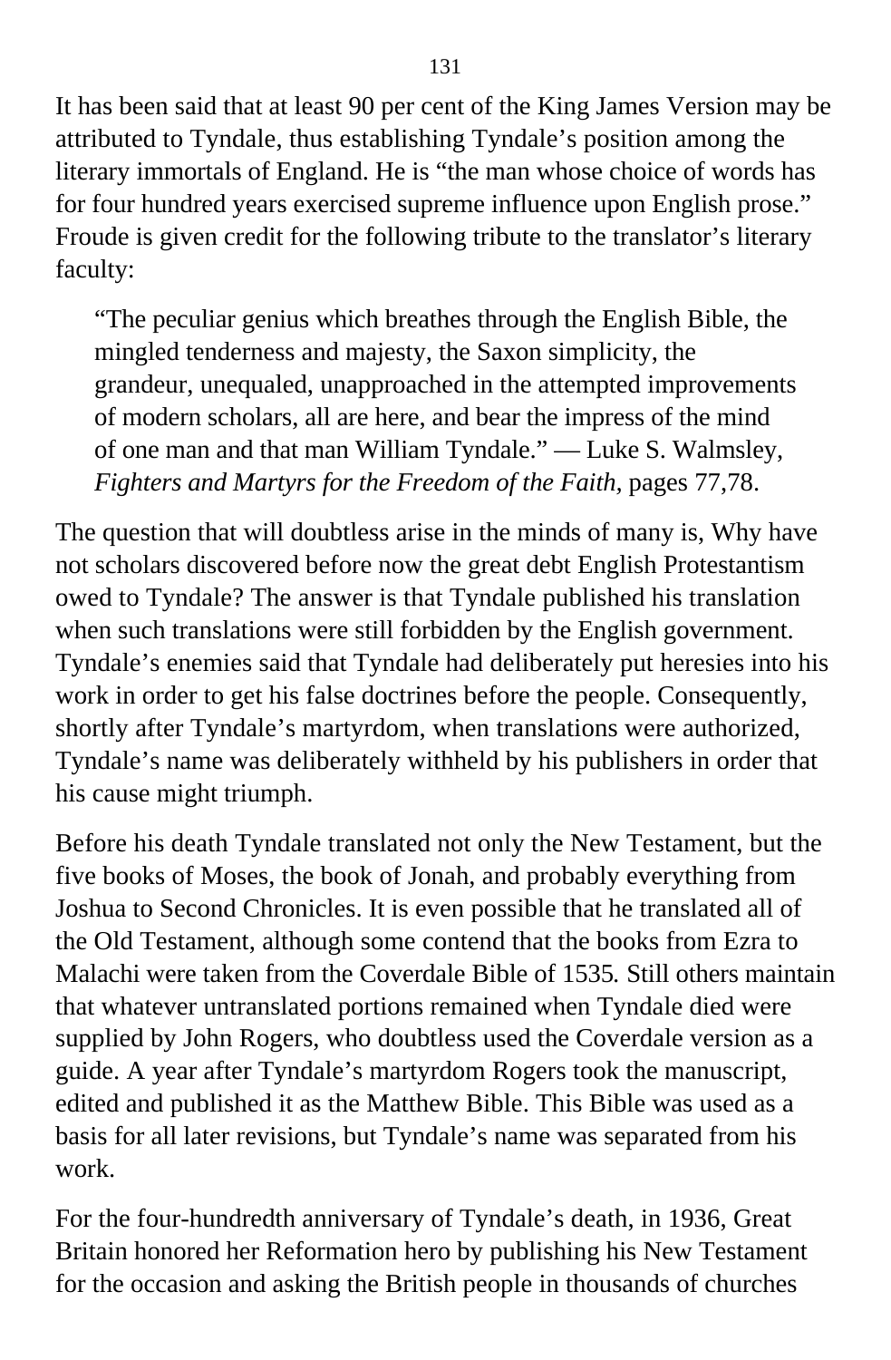It has been said that at least 90 per cent of the King James Version may be attributed to Tyndale, thus establishing Tyndale's position among the literary immortals of England. He is "the man whose choice of words has for four hundred years exercised supreme influence upon English prose." Froude is given credit for the following tribute to the translator's literary faculty:

> "The peculiar genius which breathes through the English Bible, the mingled tenderness and majesty, the Saxon simplicity, the grandeur, unequaled, unapproached in the attempted improvements of modern scholars, all are here, and bear the impress of the mind of one man and that man William Tyndale." — Luke S. Walmsley, *Fighters and Martyrs for the Freedom of the Faith*, pages 77,78.

The question that will doubtless arise in the minds of many is, Why have not scholars discovered before now the great debt English Protestantism owed to Tyndale? The answer is that Tyndale published his translation when such translations were still forbidden by the English government. Tyndale's enemies said that Tyndale had deliberately put heresies into his work in order to get his false doctrines before the people. Consequently, shortly after Tyndale's martyrdom, when translations were authorized, Tyndale's name was deliberately withheld by his publishers in order that his cause might triumph.

Before his death Tyndale translated not only the New Testament, but the five books of Moses, the book of Jonah, and probably everything from Joshua to Second Chronicles. It is even possible that he translated all of the Old Testament, although some contend that the books from Ezra to Malachi were taken from the Coverdale Bible of 1535. Still others maintain that whatever untranslated portions remained when Tyndale died were supplied by John Rogers, who doubtless used the Coverdale version as a guide. A year after Tyndale's martyrdom Rogers took the manuscript, edited and published it as the Matthew Bible. This Bible was used as a basis for all later revisions, but Tyndale's name was separated from his work.

For the four-hundredth anniversary of Tyndale's death, in 1936, Great Britain honored her Reformation hero by publishing his New Testament for the occasion and asking the British people in thousands of churches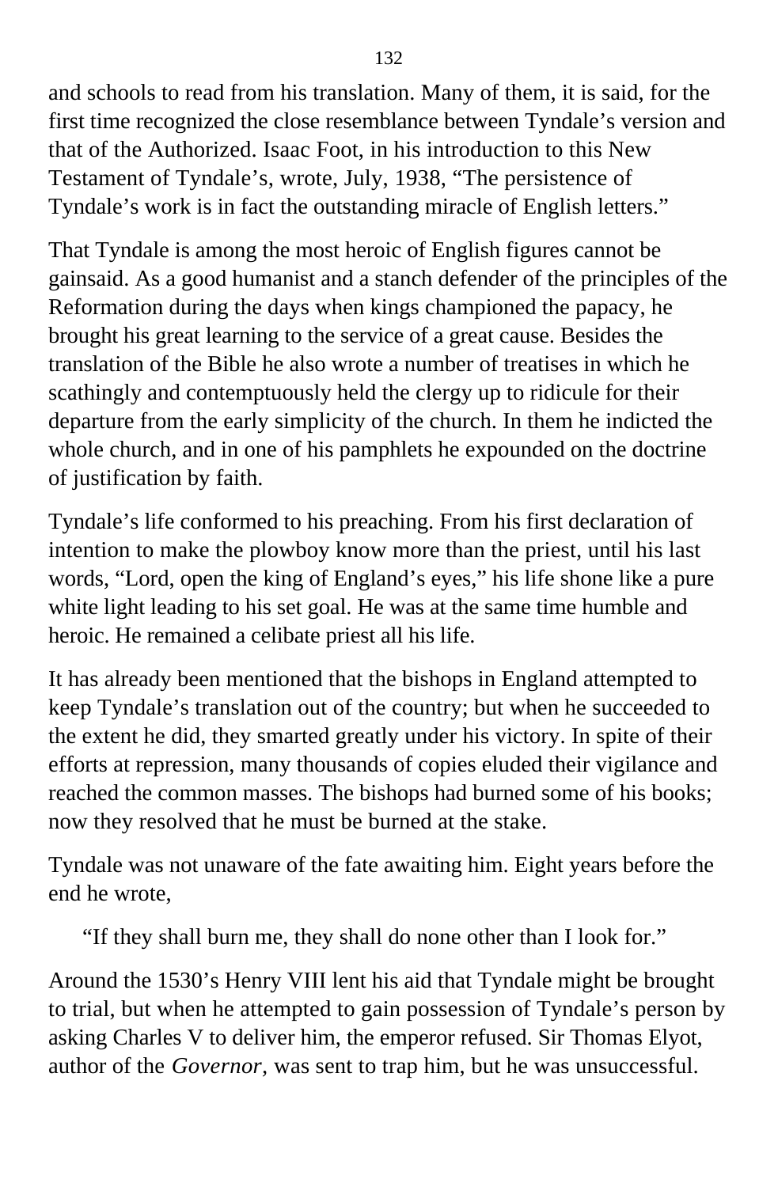and schools to read from his translation. Many of them, it is said, for the first time recognized the close resemblance between Tyndale's version and that of the Authorized. Isaac Foot, in his introduction to this New Testament of Tyndale's, wrote, July, 1938, "The persistence of Tyndale's work is in fact the outstanding miracle of English letters."

That Tyndale is among the most heroic of English figures cannot be gainsaid. As a good humanist and a stanch defender of the principles of the Reformation during the days when kings championed the papacy, he brought his great learning to the service of a great cause. Besides the translation of the Bible he also wrote a number of treatises in which he scathingly and contemptuously held the clergy up to ridicule for their departure from the early simplicity of the church. In them he indicted the whole church, and in one of his pamphlets he expounded on the doctrine of justification by faith.

Tyndale's life conformed to his preaching. From his first declaration of intention to make the plowboy know more than the priest, until his last words, "Lord, open the king of England's eyes," his life shone like a pure white light leading to his set goal. He was at the same time humble and heroic. He remained a celibate priest all his life.

It has already been mentioned that the bishops in England attempted to keep Tyndale's translation out of the country; but when he succeeded to the extent he did, they smarted greatly under his victory. In spite of their efforts at repression, many thousands of copies eluded their vigilance and reached the common masses. The bishops had burned some of his books; now they resolved that he must be burned at the stake.

Tyndale was not unaware of the fate awaiting him. Eight years before the end he wrote,

> "If they shall burn me, they shall do none other than I look for."

Around the 1530's Henry VIII lent his aid that Tyndale might be brought to trial, but when he attempted to gain possession of Tyndale's person by asking Charles V to deliver him, the emperor refused. Sir Thomas Elyot, author of the *Governor*, was sent to trap him, but he was unsuccessful.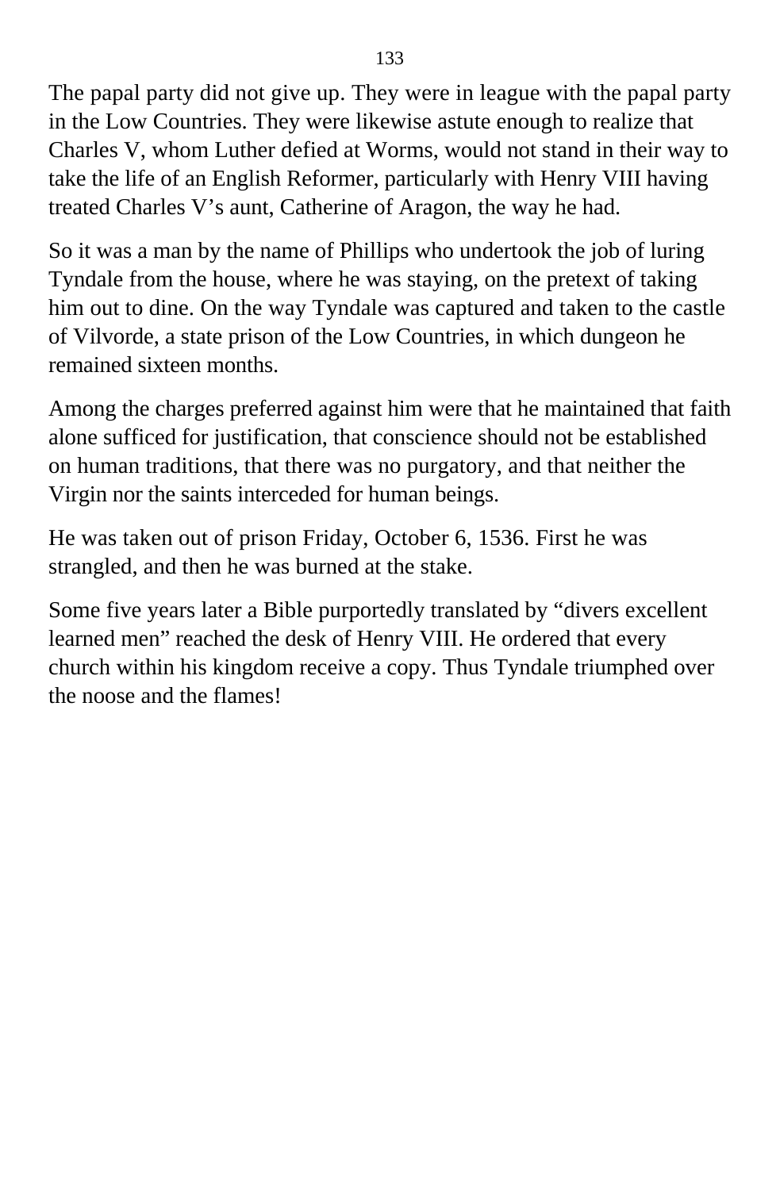The papal party did not give up. They were in league with the papal party in the Low Countries. They were likewise astute enough to realize that Charles V, whom Luther defied at Worms, would not stand in their way to take the life of an English Reformer, particularly with Henry VIII having treated Charles V's aunt, Catherine of Aragon, the way he had.

So it was a man by the name of Phillips who undertook the job of luring Tyndale from the house, where he was staying, on the pretext of taking him out to dine. On the way Tyndale was captured and taken to the castle of Vilvorde, a state prison of the Low Countries, in which dungeon he remained sixteen months.

Among the charges preferred against him were that he maintained that faith alone sufficed for justification, that conscience should not be established on human traditions, that there was no purgatory, and that neither the Virgin nor the saints interceded for human beings.

He was taken out of prison Friday, October 6, 1536. First he was strangled, and then he was burned at the stake.

Some five years later a Bible purportedly translated by "divers excellent learned men" reached the desk of Henry VIII. He ordered that every church within his kingdom receive a copy. Thus Tyndale triumphed over the noose and the flames!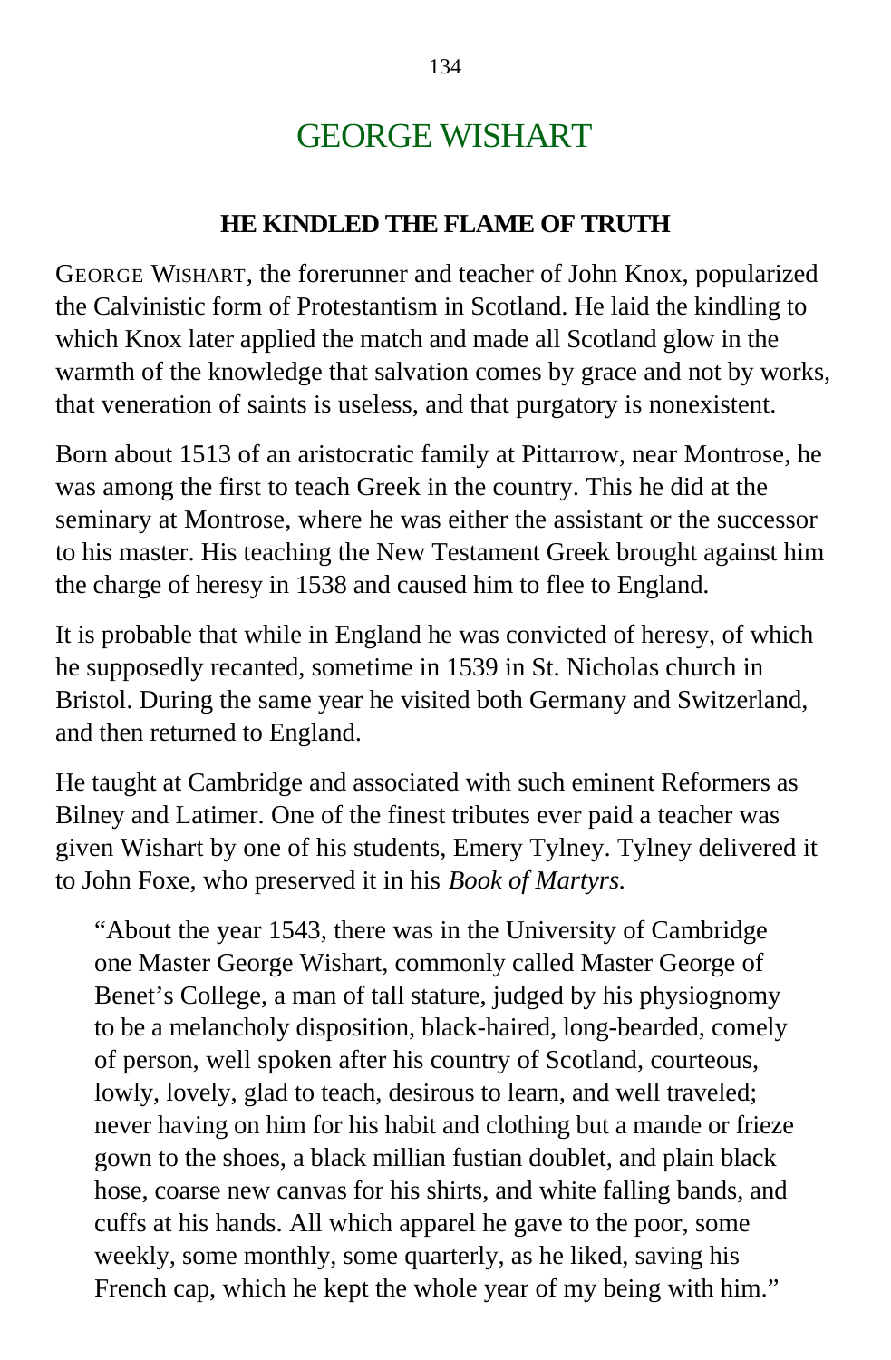# GEORGE WISHART

## HE KINDLED THE FLAME OF TRUTH

GEORGE WISHART, the forerunner and teacher of John Knox, popularized the Calvinistic form of Protestantism in Scotland. He laid the kindling to which Knox later applied the match and made all Scotland glow in the warmth of the knowledge that salvation comes by grace and not by works, that veneration of saints is useless, and that purgatory is nonexistent.

Born about 1513 of an aristocratic family at Pittarrow, near Montrose, he was among the first to teach Greek in the country. This he did at the seminary at Montrose, where he was either the assistant or the successor to his master. His teaching the New Testament Greek brought against him the charge of heresy in 1538 and caused him to flee to England.

It is probable that while in England he was convicted of heresy, of which he supposedly recanted, sometime in 1539 in St. Nicholas church in Bristol. During the same year he visited both Germany and Switzerland, and then returned to England.

He taught at Cambridge and associated with such eminent Reformers as Bilney and Latimer. One of the finest tributes ever paid a teacher was given Wishart by one of his students, Emery Tylney. Tylney delivered it to John Foxe, who preserved it in his *Book of Martyrs.*

> "About the year 1543, there was in the University of Cambridge one Master George Wishart, commonly called Master George of Benet's College, a man of tall stature, judged by his physiognomy to be a melancholy disposition, black-haired, long-bearded, comely of person, well spoken after his country of Scotland, courteous, lowly, lovely, glad to teach, desirous to learn, and well traveled; never having on him for his habit and clothing but a mande or frieze gown to the shoes, a black millian fustian doublet, and plain black hose, coarse new canvas for his shirts, and white falling bands, and cuffs at his hands. All which apparel he gave to the poor, some weekly, some monthly, some quarterly, as he liked, saving his French cap, which he kept the whole year of my being with him."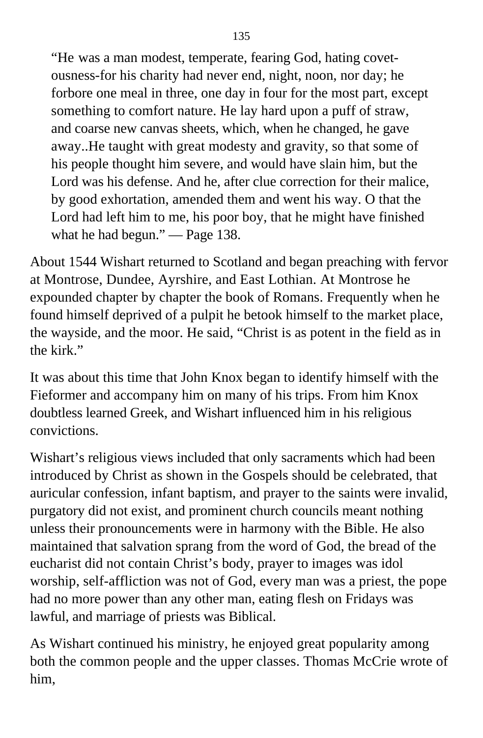> "He was a man modest, temperate, fearing God, hating covet-ousness-for his charity had never end, night, noon, nor day; he forbore one meal in three, one day in four for the most part, except something to comfort nature. He lay hard upon a puff of straw, and coarse new canvas sheets, which, when he changed, he gave away..He taught with great modesty and gravity, so that some of his people thought him severe, and would have slain him, but the Lord was his defense. And he, after clue correction for their malice, by good exhortation, amended them and went his way. O that the Lord had left him to me, his poor boy, that he might have finished what he had begun." — Page 138.

About 1544 Wishart returned to Scotland and began preaching with fervor at Montrose, Dundee, Ayrshire, and East Lothian. At Montrose he expounded chapter by chapter the book of Romans. Frequently when he found himself deprived of a pulpit he betook himself to the market place, the wayside, and the moor. He said, "Christ is as potent in the field as in the kirk."

It was about this time that John Knox began to identify himself with the Fieformer and accompany him on many of his trips. From him Knox doubtless learned Greek, and Wishart influenced him in his religious convictions.

Wishart's religious views included that only sacraments which had been introduced by Christ as shown in the Gospels should be celebrated, that auricular confession, infant baptism, and prayer to the saints were invalid, purgatory did not exist, and prominent church councils meant nothing unless their pronouncements were in harmony with the Bible. He also maintained that salvation sprang from the word of God, the bread of the eucharist did not contain Christ's body, prayer to images was idol worship, self-affliction was not of God, every man was a priest, the pope had no more power than any other man, eating flesh on Fridays was lawful, and marriage of priests was Biblical.

As Wishart continued his ministry, he enjoyed great popularity among both the common people and the upper classes. Thomas McCrie wrote of him,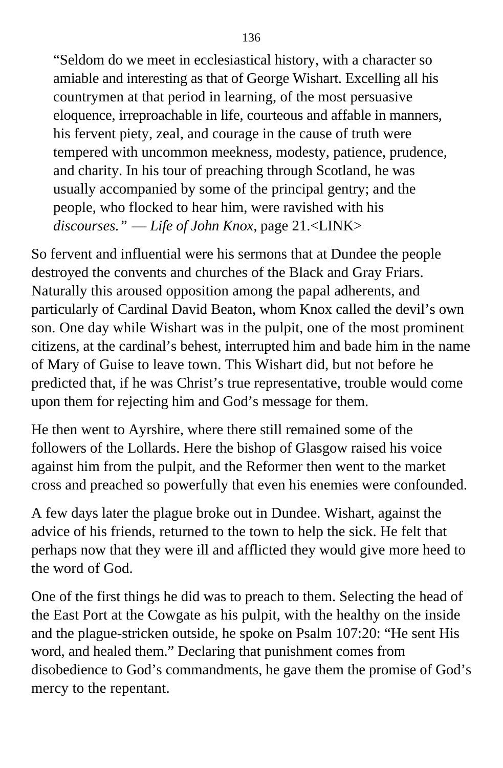> “Seldom do we meet in ecclesiastical history, with a character so amiable and interesting as that of George Wishart. Excelling all his countrymen at that period in learning, of the most persuasive eloquence, irreproachable in life, courteous and affable in manners, his fervent piety, zeal, and courage in the cause of truth were tempered with uncommon meekness, modesty, patience, prudence, and charity. In his tour of preaching through Scotland, he was usually accompanied by some of the principal gentry; and the people, who flocked to hear him, were ravished with his *discourses.” — Life of John Knox,* page 21.<LINK>

So fervent and influential were his sermons that at Dundee the people destroyed the convents and churches of the Black and Gray Friars. Naturally this aroused opposition among the papal adherents, and particularly of Cardinal David Beaton, whom Knox called the devil’s own son. One day while Wishart was in the pulpit, one of the most prominent citizens, at the cardinal’s behest, interrupted him and bade him in the name of Mary of Guise to leave town. This Wishart did, but not before he predicted that, if he was Christ’s true representative, trouble would come upon them for rejecting him and God’s message for them.

He then went to Ayrshire, where there still remained some of the followers of the Lollards. Here the bishop of Glasgow raised his voice against him from the pulpit, and the Reformer then went to the market cross and preached so powerfully that even his enemies were confounded.

A few days later the plague broke out in Dundee. Wishart, against the advice of his friends, returned to the town to help the sick. He felt that perhaps now that they were ill and afflicted they would give more heed to the word of God.

One of the first things he did was to preach to them. Selecting the head of the East Port at the Cowgate as his pulpit, with the healthy on the inside and the plague-stricken outside, he spoke on Psalm 107:20: “He sent His word, and healed them.” Declaring that punishment comes from disobedience to God’s commandments, he gave them the promise of God’s mercy to the repentant.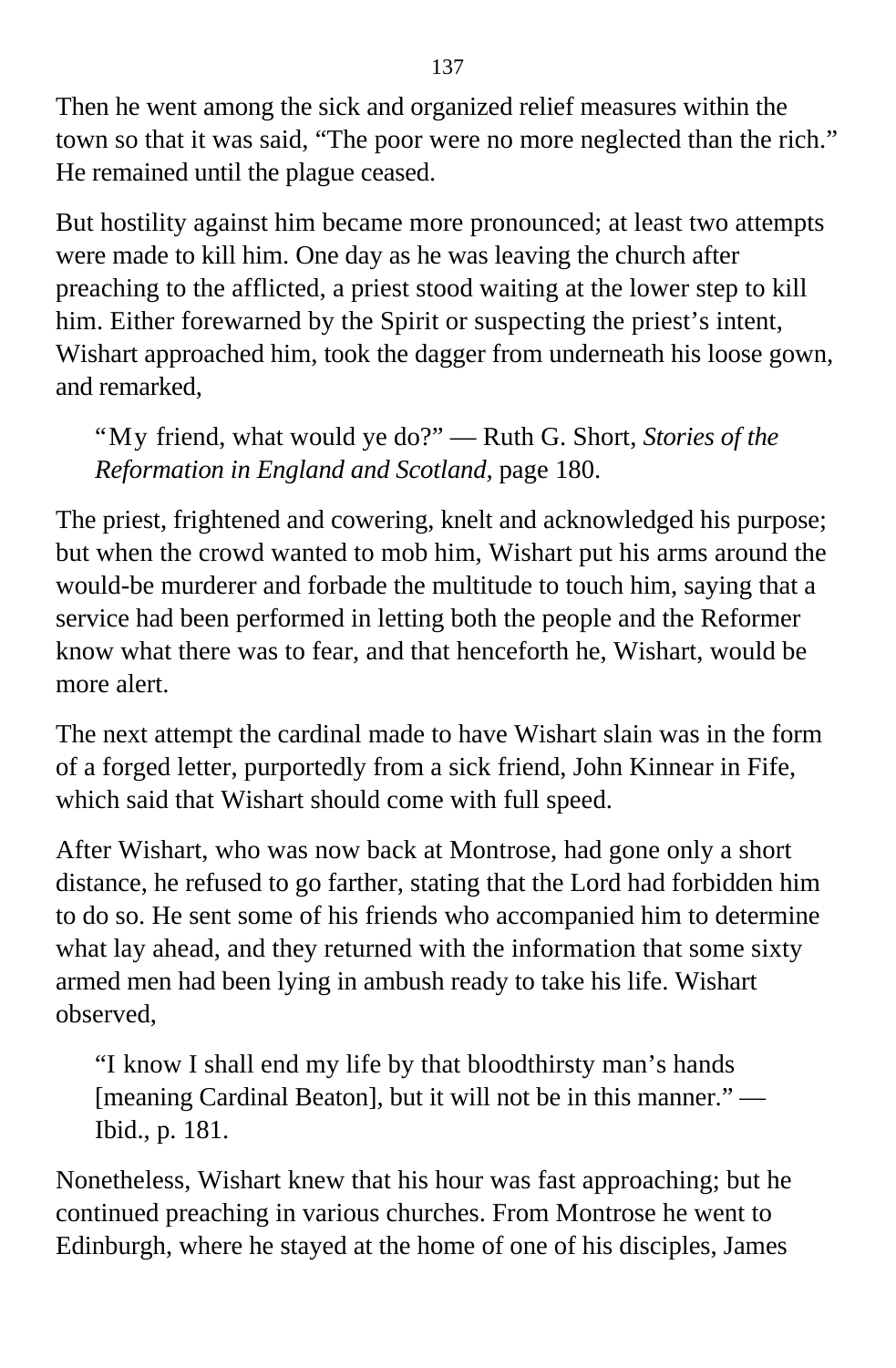Then he went among the sick and organized relief measures within the town so that it was said, “The poor were no more neglected than the rich.” He remained until the plague ceased.

But hostility against him became more pronounced; at least two attempts were made to kill him. One day as he was leaving the church after preaching to the afflicted, a priest stood waiting at the lower step to kill him. Either forewarned by the Spirit or suspecting the priest’s intent, Wishart approached him, took the dagger from underneath his loose gown, and remarked,

> “My friend, what would ye do?” — Ruth G. Short, *Stories of the Reformation in England and Scotland*, page 180.

The priest, frightened and cowering, knelt and acknowledged his purpose; but when the crowd wanted to mob him, Wishart put his arms around the would-be murderer and forbade the multitude to touch him, saying that a service had been performed in letting both the people and the Reformer know what there was to fear, and that henceforth he, Wishart, would be more alert.

The next attempt the cardinal made to have Wishart slain was in the form of a forged letter, purportedly from a sick friend, John Kinnear in Fife, which said that Wishart should come with full speed.

After Wishart, who was now back at Montrose, had gone only a short distance, he refused to go farther, stating that the Lord had forbidden him to do so. He sent some of his friends who accompanied him to determine what lay ahead, and they returned with the information that some sixty armed men had been lying in ambush ready to take his life. Wishart observed,

> “I know I shall end my life by that bloodthirsty man’s hands [meaning Cardinal Beaton], but it will not be in this manner.” — Ibid., p. 181.

Nonetheless, Wishart knew that his hour was fast approaching; but he continued preaching in various churches. From Montrose he went to Edinburgh, where he stayed at the home of one of his disciples, James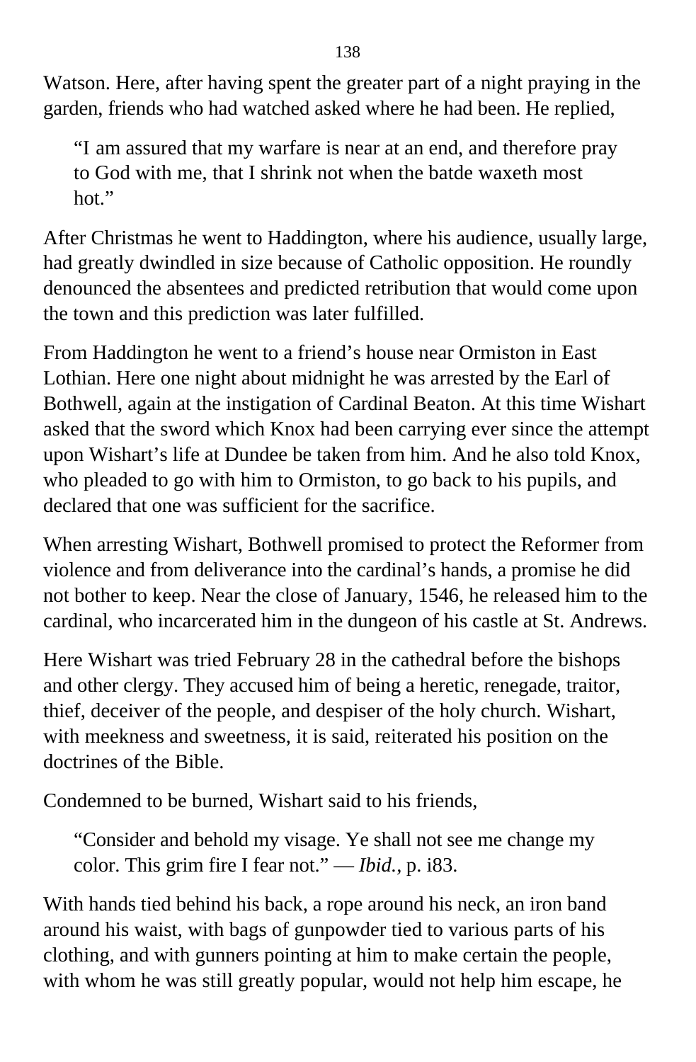Watson. Here, after having spent the greater part of a night praying in the garden, friends who had watched asked where he had been. He replied,

> "I am assured that my warfare is near at an end, and therefore pray to God with me, that I shrink not when the batde waxeth most hot."

After Christmas he went to Haddington, where his audience, usually large, had greatly dwindled in size because of Catholic opposition. He roundly denounced the absentees and predicted retribution that would come upon the town and this prediction was later fulfilled.

From Haddington he went to a friend's house near Ormiston in East Lothian. Here one night about midnight he was arrested by the Earl of Bothwell, again at the instigation of Cardinal Beaton. At this time Wishart asked that the sword which Knox had been carrying ever since the attempt upon Wishart's life at Dundee be taken from him. And he also told Knox, who pleaded to go with him to Ormiston, to go back to his pupils, and declared that one was sufficient for the sacrifice.

When arresting Wishart, Bothwell promised to protect the Reformer from violence and from deliverance into the cardinal's hands, a promise he did not bother to keep. Near the close of January, 1546, he released him to the cardinal, who incarcerated him in the dungeon of his castle at St. Andrews.

Here Wishart was tried February 28 in the cathedral before the bishops and other clergy. They accused him of being a heretic, renegade, traitor, thief, deceiver of the people, and despiser of the holy church. Wishart, with meekness and sweetness, it is said, reiterated his position on the doctrines of the Bible.

Condemned to be burned, Wishart said to his friends,

> "Consider and behold my visage. Ye shall not see me change my color. This grim fire I fear not." — *Ibid.*, p. i83.

With hands tied behind his back, a rope around his neck, an iron band around his waist, with bags of gunpowder tied to various parts of his clothing, and with gunners pointing at him to make certain the people, with whom he was still greatly popular, would not help him escape, he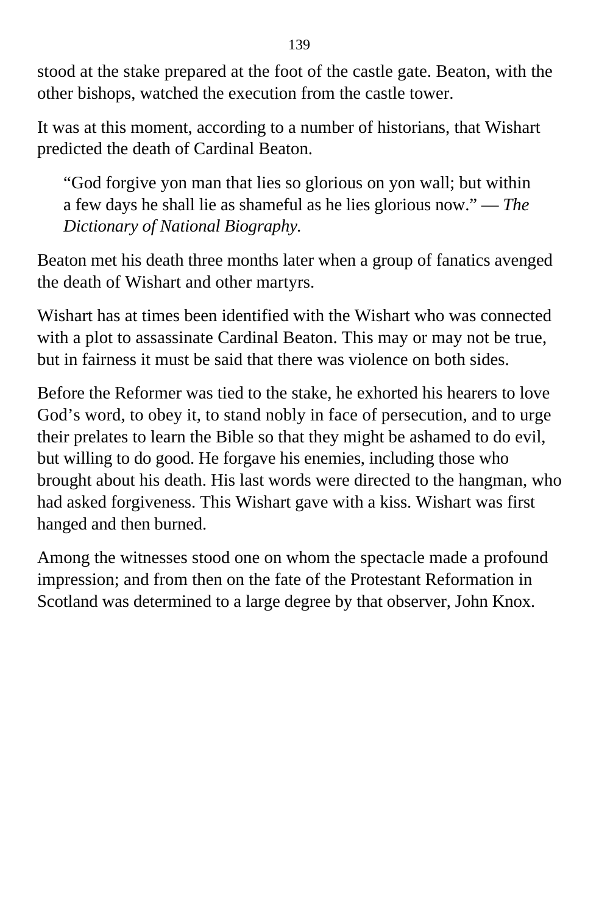stood at the stake prepared at the foot of the castle gate. Beaton, with the other bishops, watched the execution from the castle tower.

It was at this moment, according to a number of historians, that Wishart predicted the death of Cardinal Beaton.

> "God forgive yon man that lies so glorious on yon wall; but within a few days he shall lie as shameful as he lies glorious now." — *The Dictionary of National Biography.*

Beaton met his death three months later when a group of fanatics avenged the death of Wishart and other martyrs.

Wishart has at times been identified with the Wishart who was connected with a plot to assassinate Cardinal Beaton. This may or may not be true, but in fairness it must be said that there was violence on both sides.

Before the Reformer was tied to the stake, he exhorted his hearers to love God's word, to obey it, to stand nobly in face of persecution, and to urge their prelates to learn the Bible so that they might be ashamed to do evil, but willing to do good. He forgave his enemies, including those who brought about his death. His last words were directed to the hangman, who had asked forgiveness. This Wishart gave with a kiss. Wishart was first hanged and then burned.

Among the witnesses stood one on whom the spectacle made a profound impression; and from then on the fate of the Protestant Reformation in Scotland was determined to a large degree by that observer, John Knox.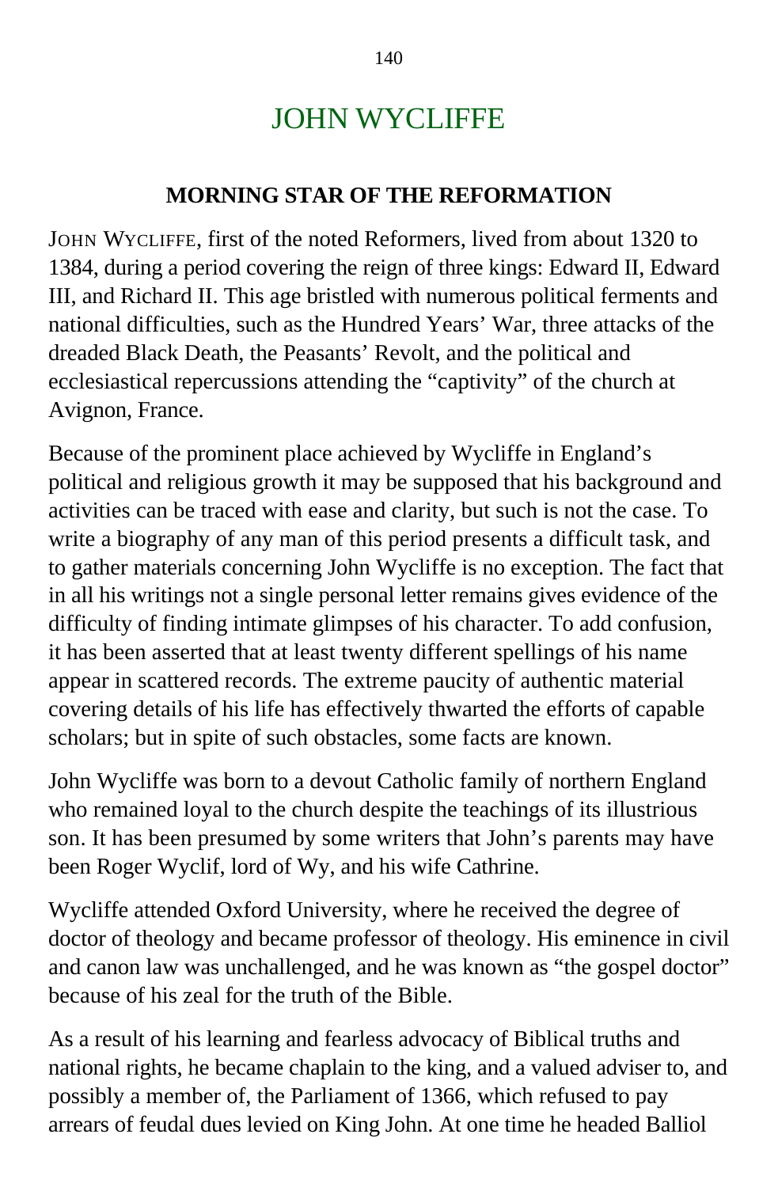# JOHN WYCLIFFE

## MORNING STAR OF THE REFORMATION

JOHN WYCLIFFE, first of the noted Reformers, lived from about 1320 to 1384, during a period covering the reign of three kings: Edward II, Edward III, and Richard II. This age bristled with numerous political ferments and national difficulties, such as the Hundred Years' War, three attacks of the dreaded Black Death, the Peasants' Revolt, and the political and ecclesiastical repercussions attending the "captivity" of the church at Avignon, France.

Because of the prominent place achieved by Wycliffe in England's political and religious growth it may be supposed that his background and activities can be traced with ease and clarity, but such is not the case. To write a biography of any man of this period presents a difficult task, and to gather materials concerning John Wycliffe is no exception. The fact that in all his writings not a single personal letter remains gives evidence of the difficulty of finding intimate glimpses of his character. To add confusion, it has been asserted that at least twenty different spellings of his name appear in scattered records. The extreme paucity of authentic material covering details of his life has effectively thwarted the efforts of capable scholars; but in spite of such obstacles, some facts are known.

John Wycliffe was born to a devout Catholic family of northern England who remained loyal to the church despite the teachings of its illustrious son. It has been presumed by some writers that John's parents may have been Roger Wyclif, lord of Wy, and his wife Cathrine.

Wycliffe attended Oxford University, where he received the degree of doctor of theology and became professor of theology. His eminence in civil and canon law was unchallenged, and he was known as "the gospel doctor" because of his zeal for the truth of the Bible.

As a result of his learning and fearless advocacy of Biblical truths and national rights, he became chaplain to the king, and a valued adviser to, and possibly a member of, the Parliament of 1366, which refused to pay arrears of feudal dues levied on King John. At one time he headed Balliol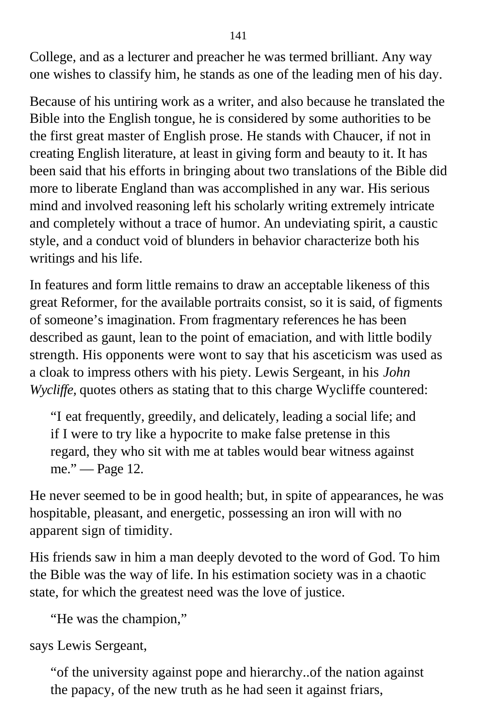College, and as a lecturer and preacher he was termed brilliant. Any way one wishes to classify him, he stands as one of the leading men of his day.

Because of his untiring work as a writer, and also because he translated the Bible into the English tongue, he is considered by some authorities to be the first great master of English prose. He stands with Chaucer, if not in creating English literature, at least in giving form and beauty to it. It has been said that his efforts in bringing about two translations of the Bible did more to liberate England than was accomplished in any war. His serious mind and involved reasoning left his scholarly writing extremely intricate and completely without a trace of humor. An undeviating spirit, a caustic style, and a conduct void of blunders in behavior characterize both his writings and his life.

In features and form little remains to draw an acceptable likeness of this great Reformer, for the available portraits consist, so it is said, of figments of someone's imagination. From fragmentary references he has been described as gaunt, lean to the point of emaciation, and with little bodily strength. His opponents were wont to say that his asceticism was used as a cloak to impress others with his piety. Lewis Sergeant, in his *John Wycliffe,* quotes others as stating that to this charge Wycliffe countered:

> "I eat frequently, greedily, and delicately, leading a social life; and if I were to try like a hypocrite to make false pretense in this regard, they who sit with me at tables would bear witness against me." — Page 12.

He never seemed to be in good health; but, in spite of appearances, he was hospitable, pleasant, and energetic, possessing an iron will with no apparent sign of timidity.

His friends saw in him a man deeply devoted to the word of God. To him the Bible was the way of life. In his estimation society was in a chaotic state, for which the greatest need was the love of justice.

> "He was the champion,"

says Lewis Sergeant,

> "of the university against pope and hierarchy..of the nation against the papacy, of the new truth as he had seen it against friars,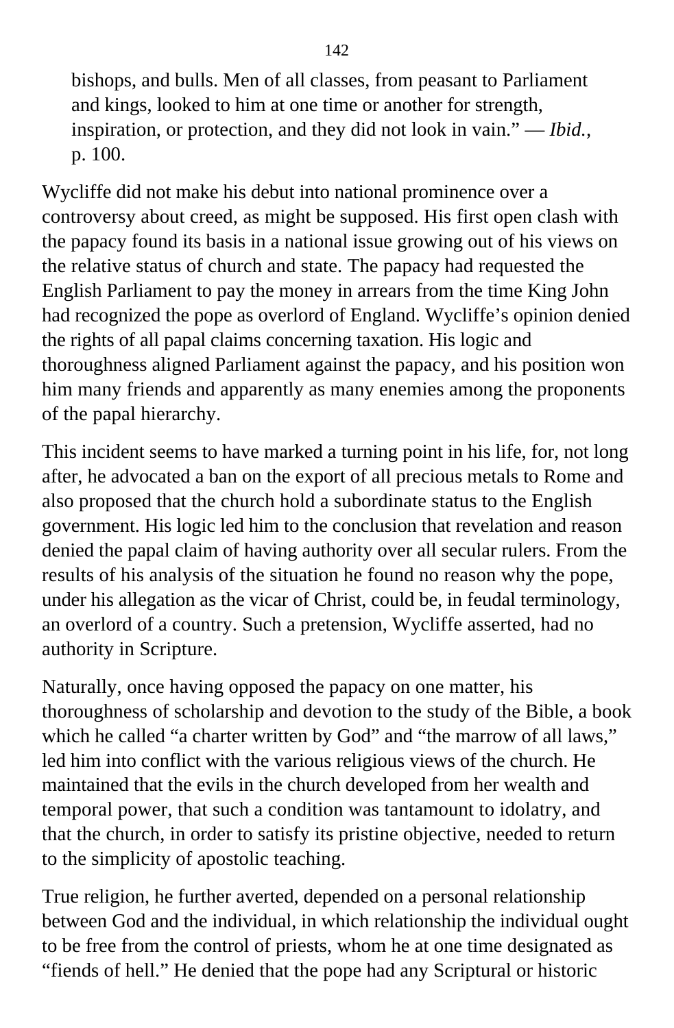> bishops, and bulls. Men of all classes, from peasant to Parliament and kings, looked to him at one time or another for strength, inspiration, or protection, and they did not look in vain." — *Ibid.*, p. 100.

Wycliffe did not make his debut into national prominence over a controversy about creed, as might be supposed. His first open clash with the papacy found its basis in a national issue growing out of his views on the relative status of church and state. The papacy had requested the English Parliament to pay the money in arrears from the time King John had recognized the pope as overlord of England. Wycliffe's opinion denied the rights of all papal claims concerning taxation. His logic and thoroughness aligned Parliament against the papacy, and his position won him many friends and apparently as many enemies among the proponents of the papal hierarchy.

This incident seems to have marked a turning point in his life, for, not long after, he advocated a ban on the export of all precious metals to Rome and also proposed that the church hold a subordinate status to the English government. His logic led him to the conclusion that revelation and reason denied the papal claim of having authority over all secular rulers. From the results of his analysis of the situation he found no reason why the pope, under his allegation as the vicar of Christ, could be, in feudal terminology, an overlord of a country. Such a pretension, Wycliffe asserted, had no authority in Scripture.

Naturally, once having opposed the papacy on one matter, his thoroughness of scholarship and devotion to the study of the Bible, a book which he called "a charter written by God" and "the marrow of all laws," led him into conflict with the various religious views of the church. He maintained that the evils in the church developed from her wealth and temporal power, that such a condition was tantamount to idolatry, and that the church, in order to satisfy its pristine objective, needed to return to the simplicity of apostolic teaching.

True religion, he further averted, depended on a personal relationship between God and the individual, in which relationship the individual ought to be free from the control of priests, whom he at one time designated as "fiends of hell." He denied that the pope had any Scriptural or historic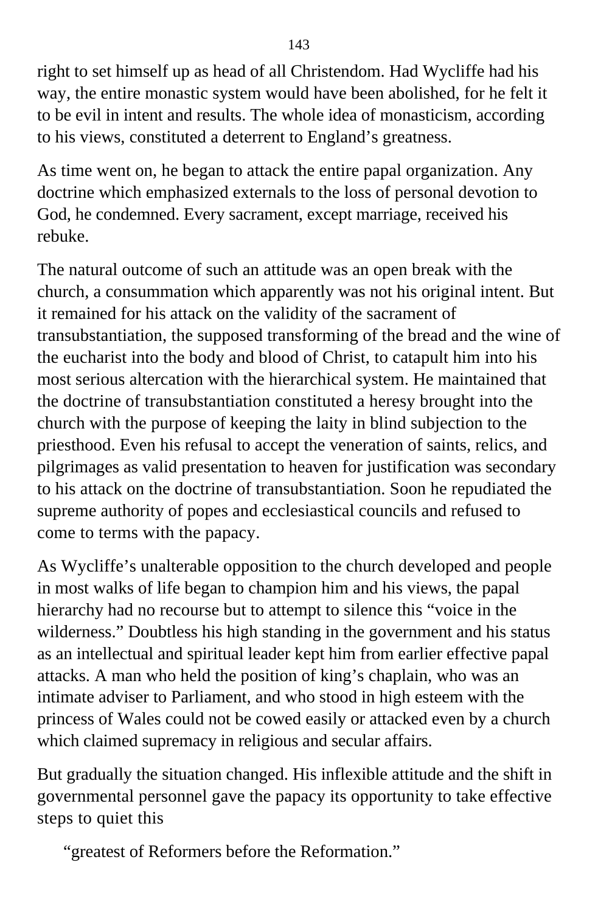right to set himself up as head of all Christendom. Had Wycliffe had his way, the entire monastic system would have been abolished, for he felt it to be evil in intent and results. The whole idea of monasticism, according to his views, constituted a deterrent to England's greatness.

As time went on, he began to attack the entire papal organization. Any doctrine which emphasized externals to the loss of personal devotion to God, he condemned. Every sacrament, except marriage, received his rebuke.

The natural outcome of such an attitude was an open break with the church, a consummation which apparently was not his original intent. But it remained for his attack on the validity of the sacrament of transubstantiation, the supposed transforming of the bread and the wine of the eucharist into the body and blood of Christ, to catapult him into his most serious altercation with the hierarchical system. He maintained that the doctrine of transubstantiation constituted a heresy brought into the church with the purpose of keeping the laity in blind subjection to the priesthood. Even his refusal to accept the veneration of saints, relics, and pilgrimages as valid presentation to heaven for justification was secondary to his attack on the doctrine of transubstantiation. Soon he repudiated the supreme authority of popes and ecclesiastical councils and refused to come to terms with the papacy.

As Wycliffe's unalterable opposition to the church developed and people in most walks of life began to champion him and his views, the papal hierarchy had no recourse but to attempt to silence this "voice in the wilderness." Doubtless his high standing in the government and his status as an intellectual and spiritual leader kept him from earlier effective papal attacks. A man who held the position of king's chaplain, who was an intimate adviser to Parliament, and who stood in high esteem with the princess of Wales could not be cowed easily or attacked even by a church which claimed supremacy in religious and secular affairs.

But gradually the situation changed. His inflexible attitude and the shift in governmental personnel gave the papacy its opportunity to take effective steps to quiet this

"greatest of Reformers before the Reformation."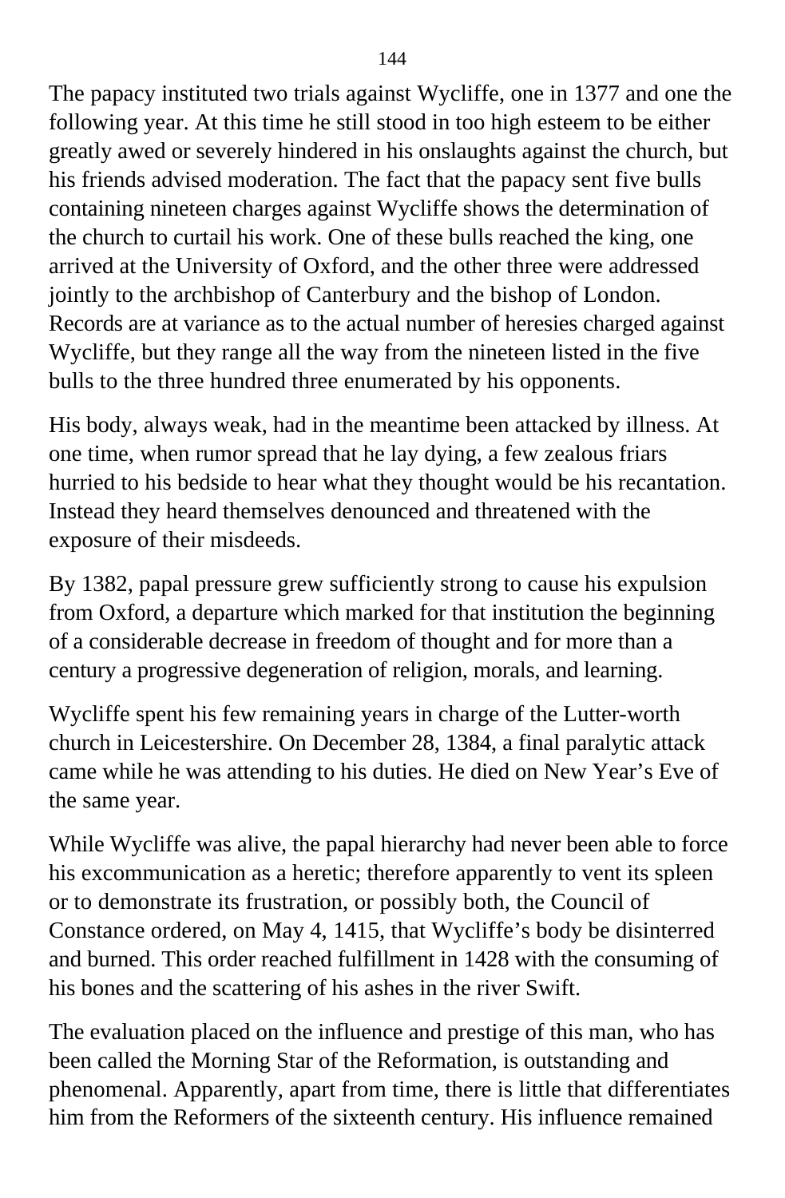The papacy instituted two trials against Wycliffe, one in 1377 and one the following year. At this time he still stood in too high esteem to be either greatly awed or severely hindered in his onslaughts against the church, but his friends advised moderation. The fact that the papacy sent five bulls containing nineteen charges against Wycliffe shows the determination of the church to curtail his work. One of these bulls reached the king, one arrived at the University of Oxford, and the other three were addressed jointly to the archbishop of Canterbury and the bishop of London. Records are at variance as to the actual number of heresies charged against Wycliffe, but they range all the way from the nineteen listed in the five bulls to the three hundred three enumerated by his opponents.

His body, always weak, had in the meantime been attacked by illness. At one time, when rumor spread that he lay dying, a few zealous friars hurried to his bedside to hear what they thought would be his recantation. Instead they heard themselves denounced and threatened with the exposure of their misdeeds.

By 1382, papal pressure grew sufficiently strong to cause his expulsion from Oxford, a departure which marked for that institution the beginning of a considerable decrease in freedom of thought and for more than a century a progressive degeneration of religion, morals, and learning.

Wycliffe spent his few remaining years in charge of the Lutter-worth church in Leicestershire. On December 28, 1384, a final paralytic attack came while he was attending to his duties. He died on New Year's Eve of the same year.

While Wycliffe was alive, the papal hierarchy had never been able to force his excommunication as a heretic; therefore apparently to vent its spleen or to demonstrate its frustration, or possibly both, the Council of Constance ordered, on May 4, 1415, that Wycliffe's body be disinterred and burned. This order reached fulfillment in 1428 with the consuming of his bones and the scattering of his ashes in the river Swift.

The evaluation placed on the influence and prestige of this man, who has been called the Morning Star of the Reformation, is outstanding and phenomenal. Apparently, apart from time, there is little that differentiates him from the Reformers of the sixteenth century. His influence remained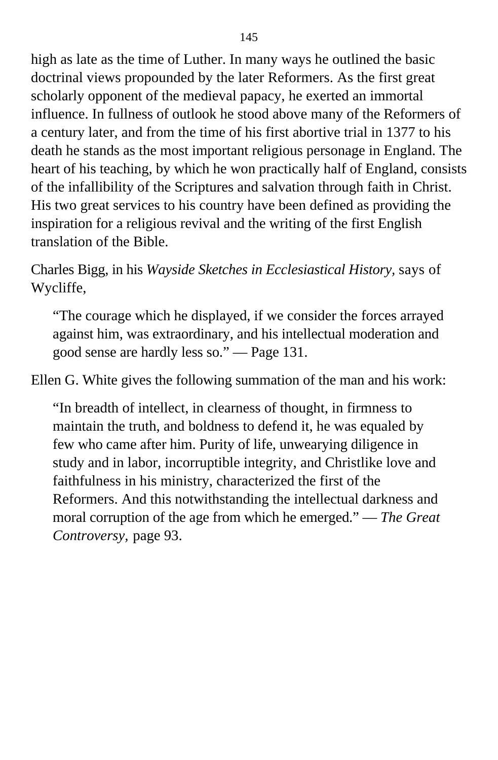high as late as the time of Luther. In many ways he outlined the basic doctrinal views propounded by the later Reformers. As the first great scholarly opponent of the medieval papacy, he exerted an immortal influence. In fullness of outlook he stood above many of the Reformers of a century later, and from the time of his first abortive trial in 1377 to his death he stands as the most important religious personage in England. The heart of his teaching, by which he won practically half of England, consists of the infallibility of the Scriptures and salvation through faith in Christ. His two great services to his country have been defined as providing the inspiration for a religious revival and the writing of the first English translation of the Bible.

Charles Bigg, in his *Wayside Sketches in Ecclesiastical History,* says of Wycliffe,

> "The courage which he displayed, if we consider the forces arrayed against him, was extraordinary, and his intellectual moderation and good sense are hardly less so." — Page 131.

Ellen G. White gives the following summation of the man and his work:

> "In breadth of intellect, in clearness of thought, in firmness to maintain the truth, and boldness to defend it, he was equaled by few who came after him. Purity of life, unwearying diligence in study and in labor, incorruptible integrity, and Christlike love and faithfulness in his ministry, characterized the first of the Reformers. And this notwithstanding the intellectual darkness and moral corruption of the age from which he emerged." — *The Great Controversy,* page 93.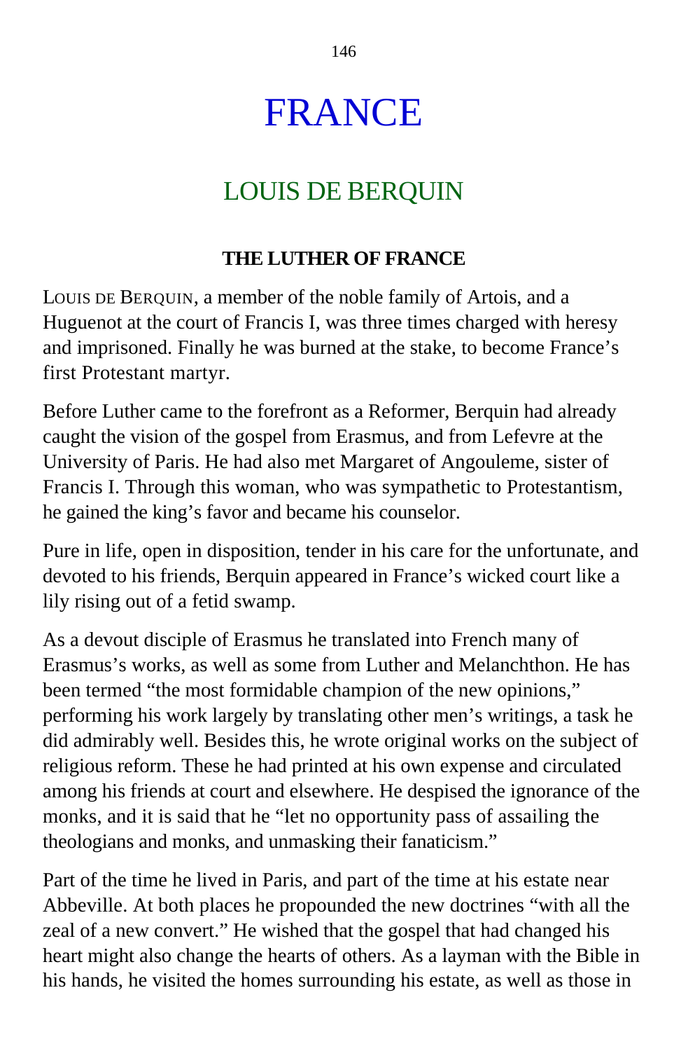# FRANCE

## LOUIS DE BERQUIN

### THE LUTHER OF FRANCE

LOUIS DE BERQUIN, a member of the noble family of Artois, and a Huguenot at the court of Francis I, was three times charged with heresy and imprisoned. Finally he was burned at the stake, to become France's first Protestant martyr.

Before Luther came to the forefront as a Reformer, Berquin had already caught the vision of the gospel from Erasmus, and from Lefevre at the University of Paris. He had also met Margaret of Angouleme, sister of Francis I. Through this woman, who was sympathetic to Protestantism, he gained the king's favor and became his counselor.

Pure in life, open in disposition, tender in his care for the unfortunate, and devoted to his friends, Berquin appeared in France's wicked court like a lily rising out of a fetid swamp.

As a devout disciple of Erasmus he translated into French many of Erasmus's works, as well as some from Luther and Melanchthon. He has been termed "the most formidable champion of the new opinions," performing his work largely by translating other men's writings, a task he did admirably well. Besides this, he wrote original works on the subject of religious reform. These he had printed at his own expense and circulated among his friends at court and elsewhere. He despised the ignorance of the monks, and it is said that he "let no opportunity pass of assailing the theologians and monks, and unmasking their fanaticism."

Part of the time he lived in Paris, and part of the time at his estate near Abbeville. At both places he propounded the new doctrines "with all the zeal of a new convert." He wished that the gospel that had changed his heart might also change the hearts of others. As a layman with the Bible in his hands, he visited the homes surrounding his estate, as well as those in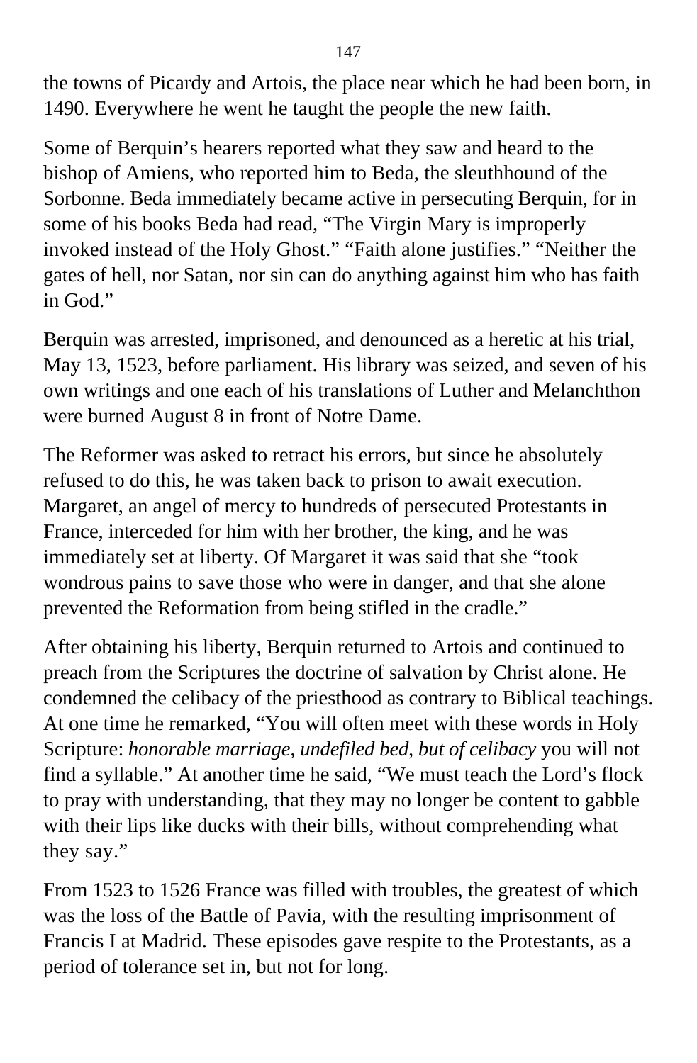the towns of Picardy and Artois, the place near which he had been born, in 1490. Everywhere he went he taught the people the new faith.

Some of Berquin's hearers reported what they saw and heard to the bishop of Amiens, who reported him to Beda, the sleuthhound of the Sorbonne. Beda immediately became active in persecuting Berquin, for in some of his books Beda had read, "The Virgin Mary is improperly invoked instead of the Holy Ghost." "Faith alone justifies." "Neither the gates of hell, nor Satan, nor sin can do anything against him who has faith in God."

Berquin was arrested, imprisoned, and denounced as a heretic at his trial, May 13, 1523, before parliament. His library was seized, and seven of his own writings and one each of his translations of Luther and Melanchthon were burned August 8 in front of Notre Dame.

The Reformer was asked to retract his errors, but since he absolutely refused to do this, he was taken back to prison to await execution. Margaret, an angel of mercy to hundreds of persecuted Protestants in France, interceded for him with her brother, the king, and he was immediately set at liberty. Of Margaret it was said that she "took wondrous pains to save those who were in danger, and that she alone prevented the Reformation from being stifled in the cradle."

After obtaining his liberty, Berquin returned to Artois and continued to preach from the Scriptures the doctrine of salvation by Christ alone. He condemned the celibacy of the priesthood as contrary to Biblical teachings. At one time he remarked, "You will often meet with these words in Holy Scripture: *honorable marriage, undefiled bed, but of celibacy* you will not find a syllable." At another time he said, "We must teach the Lord's flock to pray with understanding, that they may no longer be content to gabble with their lips like ducks with their bills, without comprehending what they say."

From 1523 to 1526 France was filled with troubles, the greatest of which was the loss of the Battle of Pavia, with the resulting imprisonment of Francis I at Madrid. These episodes gave respite to the Protestants, as a period of tolerance set in, but not for long.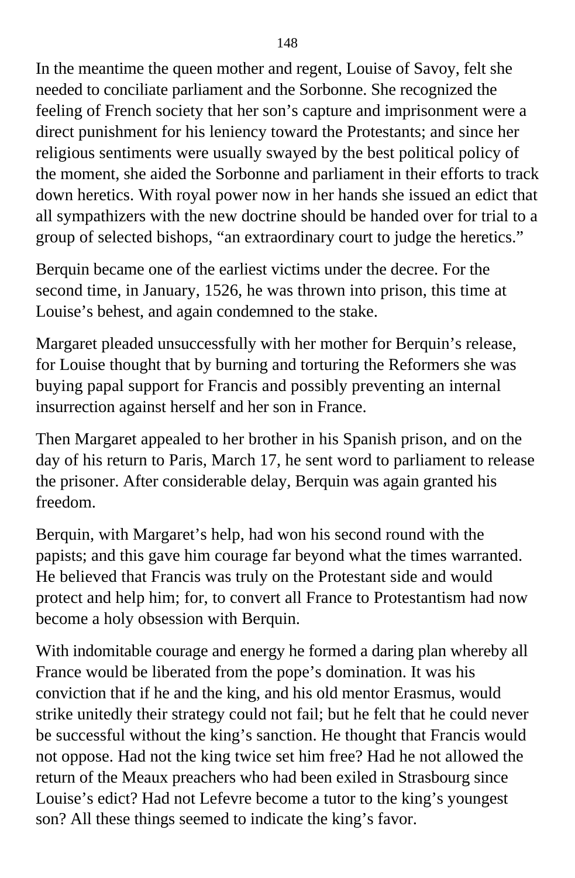In the meantime the queen mother and regent, Louise of Savoy, felt she needed to conciliate parliament and the Sorbonne. She recognized the feeling of French society that her son’s capture and imprisonment were a direct punishment for his leniency toward the Protestants; and since her religious sentiments were usually swayed by the best political policy of the moment, she aided the Sorbonne and parliament in their efforts to track down heretics. With royal power now in her hands she issued an edict that all sympathizers with the new doctrine should be handed over for trial to a group of selected bishops, “an extraordinary court to judge the heretics.”

Berquin became one of the earliest victims under the decree. For the second time, in January, 1526, he was thrown into prison, this time at Louise’s behest, and again condemned to the stake.

Margaret pleaded unsuccessfully with her mother for Berquin’s release, for Louise thought that by burning and torturing the Reformers she was buying papal support for Francis and possibly preventing an internal insurrection against herself and her son in France.

Then Margaret appealed to her brother in his Spanish prison, and on the day of his return to Paris, March 17, he sent word to parliament to release the prisoner. After considerable delay, Berquin was again granted his freedom.

Berquin, with Margaret’s help, had won his second round with the papists; and this gave him courage far beyond what the times warranted. He believed that Francis was truly on the Protestant side and would protect and help him; for, to convert all France to Protestantism had now become a holy obsession with Berquin.

With indomitable courage and energy he formed a daring plan whereby all France would be liberated from the pope’s domination. It was his conviction that if he and the king, and his old mentor Erasmus, would strike unitedly their strategy could not fail; but he felt that he could never be successful without the king’s sanction. He thought that Francis would not oppose. Had not the king twice set him free? Had he not allowed the return of the Meaux preachers who had been exiled in Strasbourg since Louise’s edict? Had not Lefevre become a tutor to the king’s youngest son? All these things seemed to indicate the king’s favor.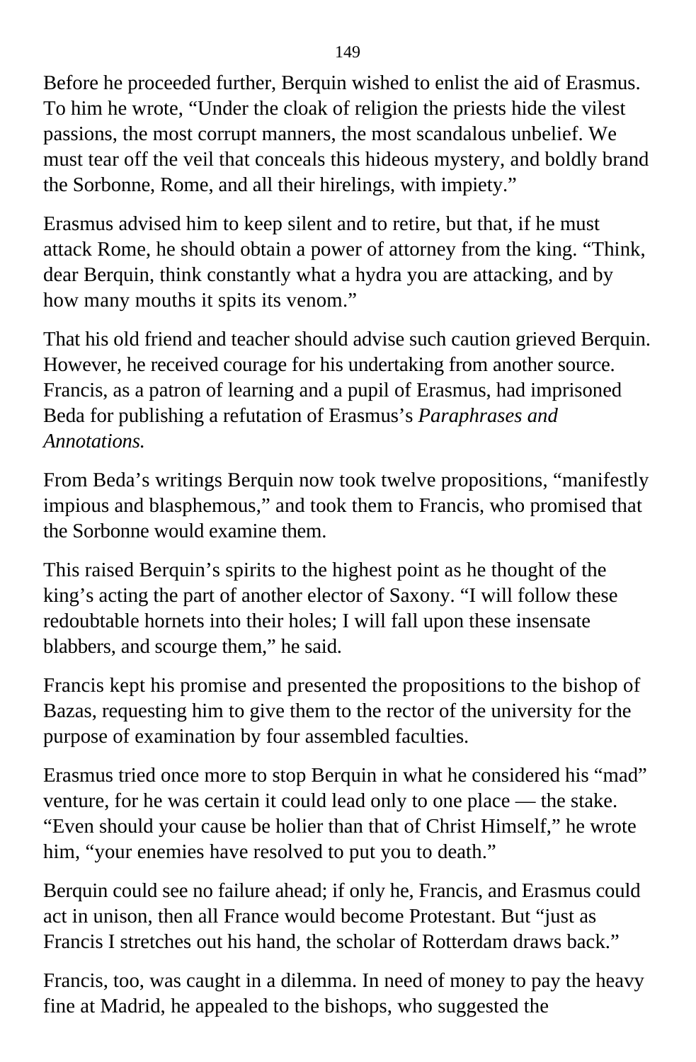Before he proceeded further, Berquin wished to enlist the aid of Erasmus. To him he wrote, “Under the cloak of religion the priests hide the vilest passions, the most corrupt manners, the most scandalous unbelief. We must tear off the veil that conceals this hideous mystery, and boldly brand the Sorbonne, Rome, and all their hirelings, with impiety.”

Erasmus advised him to keep silent and to retire, but that, if he must attack Rome, he should obtain a power of attorney from the king. “Think, dear Berquin, think constantly what a hydra you are attacking, and by how many mouths it spits its venom.”

That his old friend and teacher should advise such caution grieved Berquin. However, he received courage for his undertaking from another source. Francis, as a patron of learning and a pupil of Erasmus, had imprisoned Beda for publishing a refutation of Erasmus’s *Paraphrases and Annotations.*

From Beda’s writings Berquin now took twelve propositions, “manifestly impious and blasphemous,” and took them to Francis, who promised that the Sorbonne would examine them.

This raised Berquin’s spirits to the highest point as he thought of the king’s acting the part of another elector of Saxony. “I will follow these redoubtable hornets into their holes; I will fall upon these insensate blabbers, and scourge them,” he said.

Francis kept his promise and presented the propositions to the bishop of Bazas, requesting him to give them to the rector of the university for the purpose of examination by four assembled faculties.

Erasmus tried once more to stop Berquin in what he considered his “mad” venture, for he was certain it could lead only to one place — the stake. “Even should your cause be holier than that of Christ Himself,” he wrote him, “your enemies have resolved to put you to death.”

Berquin could see no failure ahead; if only he, Francis, and Erasmus could act in unison, then all France would become Protestant. But “just as Francis I stretches out his hand, the scholar of Rotterdam draws back.”

Francis, too, was caught in a dilemma. In need of money to pay the heavy fine at Madrid, he appealed to the bishops, who suggested the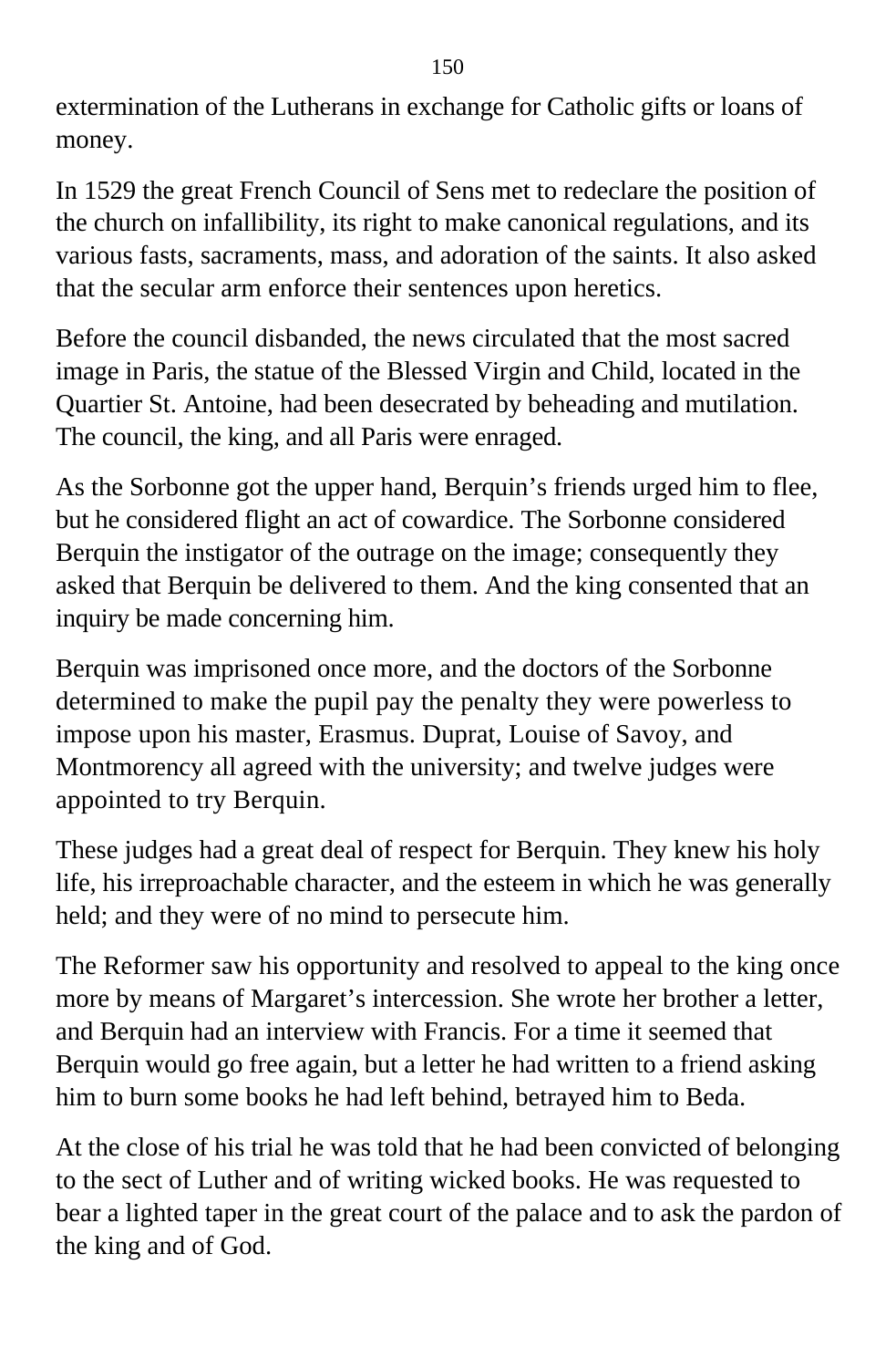extermination of the Lutherans in exchange for Catholic gifts or loans of money.

In 1529 the great French Council of Sens met to redeclare the position of the church on infallibility, its right to make canonical regulations, and its various fasts, sacraments, mass, and adoration of the saints. It also asked that the secular arm enforce their sentences upon heretics.

Before the council disbanded, the news circulated that the most sacred image in Paris, the statue of the Blessed Virgin and Child, located in the Quartier St. Antoine, had been desecrated by beheading and mutilation. The council, the king, and all Paris were enraged.

As the Sorbonne got the upper hand, Berquin's friends urged him to flee, but he considered flight an act of cowardice. The Sorbonne considered Berquin the instigator of the outrage on the image; consequently they asked that Berquin be delivered to them. And the king consented that an inquiry be made concerning him.

Berquin was imprisoned once more, and the doctors of the Sorbonne determined to make the pupil pay the penalty they were powerless to impose upon his master, Erasmus. Duprat, Louise of Savoy, and Montmorency all agreed with the university; and twelve judges were appointed to try Berquin.

These judges had a great deal of respect for Berquin. They knew his holy life, his irreproachable character, and the esteem in which he was generally held; and they were of no mind to persecute him.

The Reformer saw his opportunity and resolved to appeal to the king once more by means of Margaret's intercession. She wrote her brother a letter, and Berquin had an interview with Francis. For a time it seemed that Berquin would go free again, but a letter he had written to a friend asking him to burn some books he had left behind, betrayed him to Beda.

At the close of his trial he was told that he had been convicted of belonging to the sect of Luther and of writing wicked books. He was requested to bear a lighted taper in the great court of the palace and to ask the pardon of the king and of God.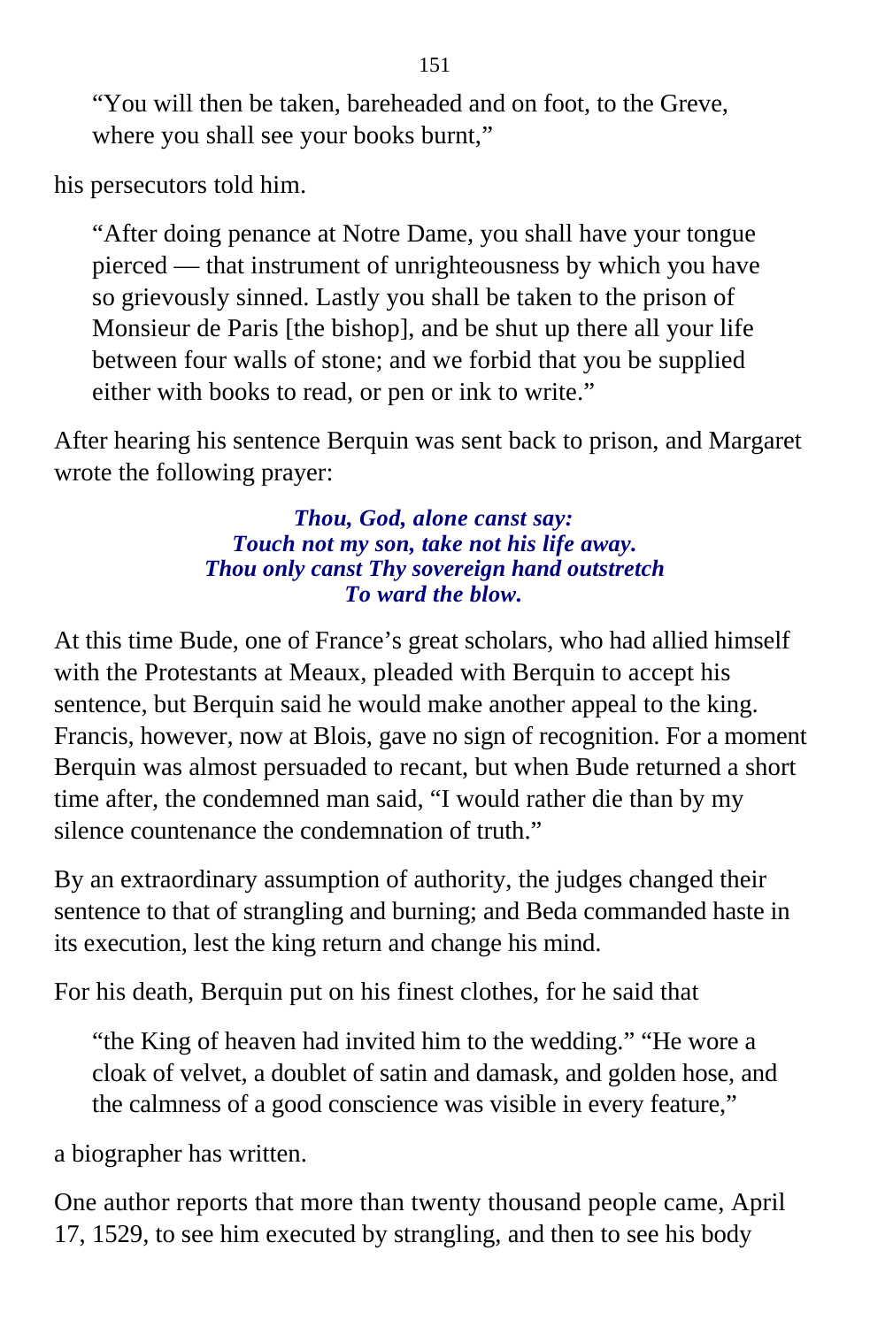> "You will then be taken, bareheaded and on foot, to the Greve, where you shall see your books burnt,"

his persecutors told him.

> "After doing penance at Notre Dame, you shall have your tongue pierced — that instrument of unrighteousness by which you have so grievously sinned. Lastly you shall be taken to the prison of Monsieur de Paris [the bishop], and be shut up there all your life between four walls of stone; and we forbid that you be supplied either with books to read, or pen or ink to write."

After hearing his sentence Berquin was sent back to prison, and Margaret wrote the following prayer:

***Thou, God, alone canst say:***
***Touch not my son, take not his life away.***
***Thou only canst Thy sovereign hand outstretch***
***To ward the blow.***

At this time Bude, one of France's great scholars, who had allied himself with the Protestants at Meaux, pleaded with Berquin to accept his sentence, but Berquin said he would make another appeal to the king. Francis, however, now at Blois, gave no sign of recognition. For a moment Berquin was almost persuaded to recant, but when Bude returned a short time after, the condemned man said, "I would rather die than by my silence countenance the condemnation of truth."

By an extraordinary assumption of authority, the judges changed their sentence to that of strangling and burning; and Beda commanded haste in its execution, lest the king return and change his mind.

For his death, Berquin put on his finest clothes, for he said that

> "the King of heaven had invited him to the wedding." "He wore a cloak of velvet, a doublet of satin and damask, and golden hose, and the calmness of a good conscience was visible in every feature,"

a biographer has written.

One author reports that more than twenty thousand people came, April 17, 1529, to see him executed by strangling, and then to see his body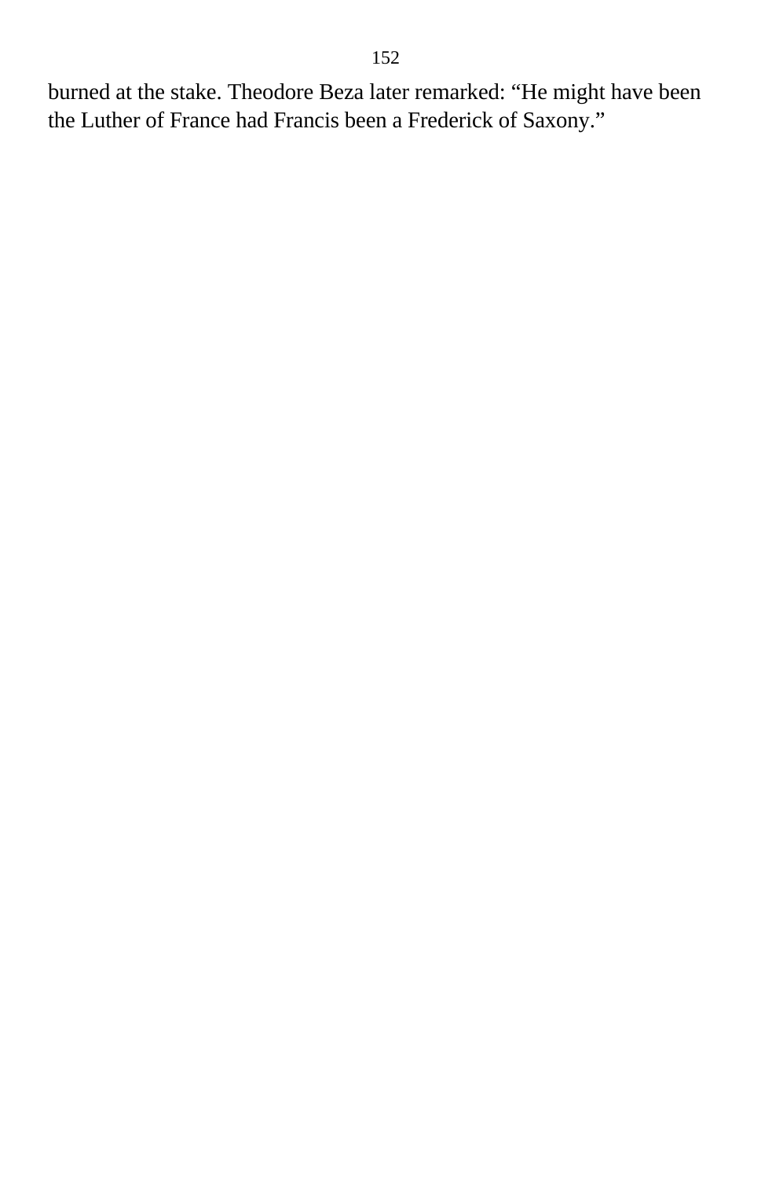burned at the stake. Theodore Beza later remarked: “He might have been the Luther of France had Francis been a Frederick of Saxony.”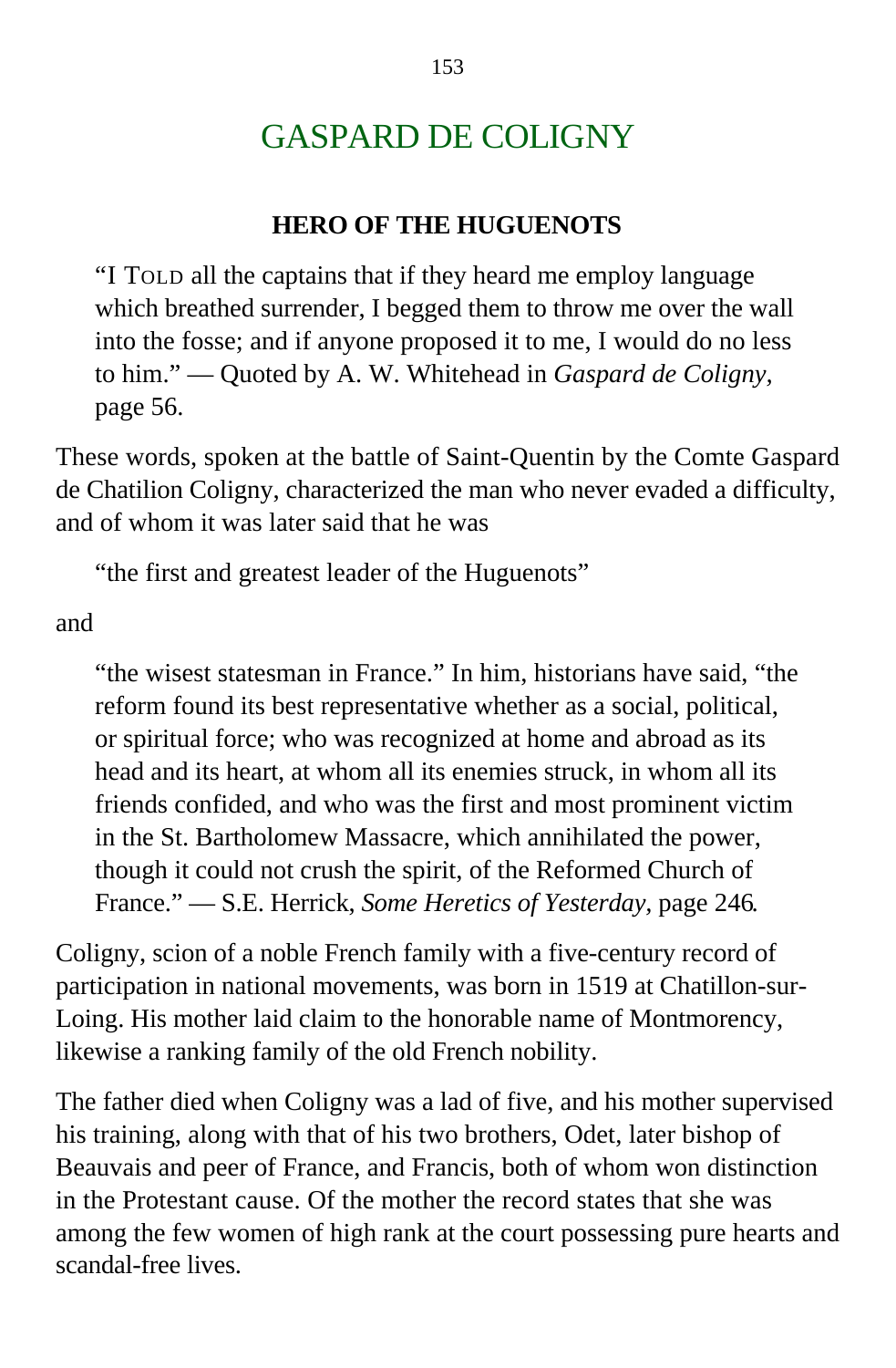# GASPARD DE COLIGNY

## HERO OF THE HUGUENOTS

> "I TOLD all the captains that if they heard me employ language which breathed surrender, I begged them to throw me over the wall into the fosse; and if anyone proposed it to me, I would do no less to him." — Quoted by A. W. Whitehead in *Gaspard de Coligny,* page 56.

These words, spoken at the battle of Saint-Quentin by the Comte Gaspard de Chatilion Coligny, characterized the man who never evaded a difficulty, and of whom it was later said that he was

> "the first and greatest leader of the Huguenots"

and

> "the wisest statesman in France." In him, historians have said, "the reform found its best representative whether as a social, political, or spiritual force; who was recognized at home and abroad as its head and its heart, at whom all its enemies struck, in whom all its friends confided, and who was the first and most prominent victim in the St. Bartholomew Massacre, which annihilated the power, though it could not crush the spirit, of the Reformed Church of France." — S.E. Herrick, *Some Heretics of Yesterday,* page 246.

Coligny, scion of a noble French family with a five-century record of participation in national movements, was born in 1519 at Chatillon-sur-Loing. His mother laid claim to the honorable name of Montmorency, likewise a ranking family of the old French nobility.

The father died when Coligny was a lad of five, and his mother supervised his training, along with that of his two brothers, Odet, later bishop of Beauvais and peer of France, and Francis, both of whom won distinction in the Protestant cause. Of the mother the record states that she was among the few women of high rank at the court possessing pure hearts and scandal-free lives.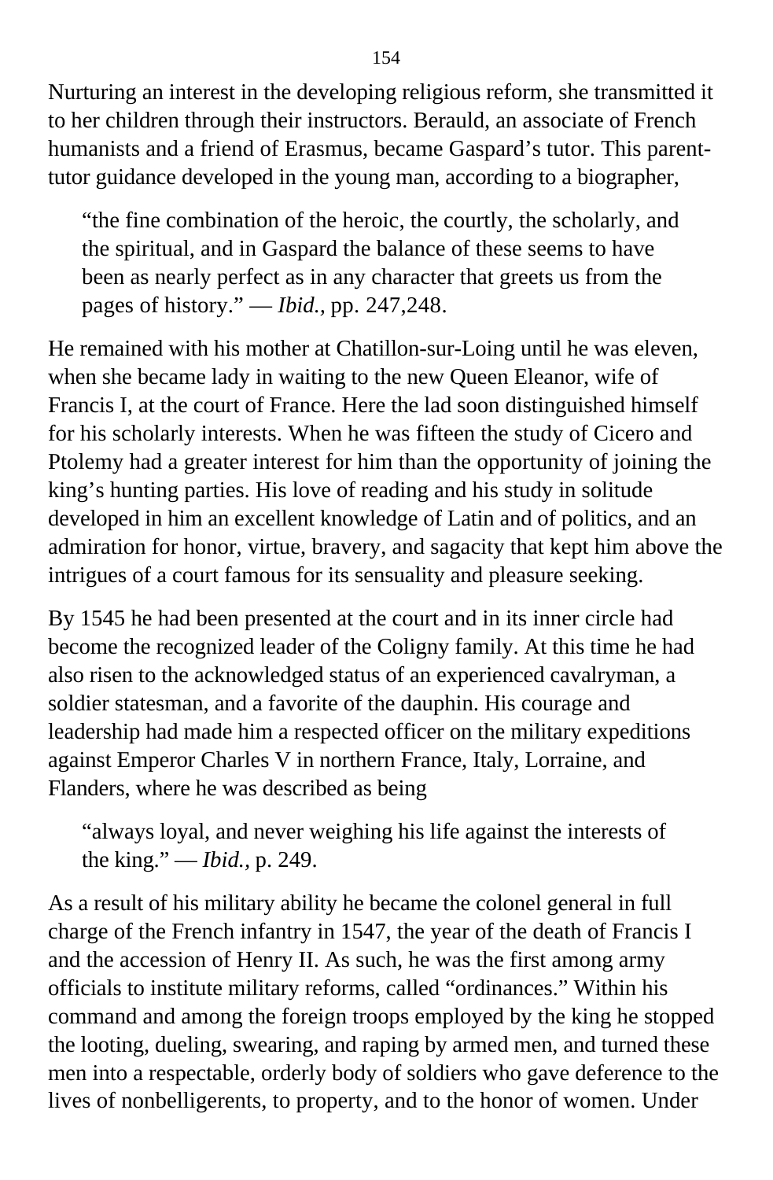Nurturing an interest in the developing religious reform, she transmitted it to her children through their instructors. Berauld, an associate of French humanists and a friend of Erasmus, became Gaspard's tutor. This parent-tutor guidance developed in the young man, according to a biographer,

> "the fine combination of the heroic, the courtly, the scholarly, and the spiritual, and in Gaspard the balance of these seems to have been as nearly perfect as in any character that greets us from the pages of history." — *Ibid.,* pp. 247,248.

He remained with his mother at Chatillon-sur-Loing until he was eleven, when she became lady in waiting to the new Queen Eleanor, wife of Francis I, at the court of France. Here the lad soon distinguished himself for his scholarly interests. When he was fifteen the study of Cicero and Ptolemy had a greater interest for him than the opportunity of joining the king's hunting parties. His love of reading and his study in solitude developed in him an excellent knowledge of Latin and of politics, and an admiration for honor, virtue, bravery, and sagacity that kept him above the intrigues of a court famous for its sensuality and pleasure seeking.

By 1545 he had been presented at the court and in its inner circle had become the recognized leader of the Coligny family. At this time he had also risen to the acknowledged status of an experienced cavalryman, a soldier statesman, and a favorite of the dauphin. His courage and leadership had made him a respected officer on the military expeditions against Emperor Charles V in northern France, Italy, Lorraine, and Flanders, where he was described as being

> "always loyal, and never weighing his life against the interests of the king." — *Ibid.,* p. 249.

As a result of his military ability he became the colonel general in full charge of the French infantry in 1547, the year of the death of Francis I and the accession of Henry II. As such, he was the first among army officials to institute military reforms, called "ordinances." Within his command and among the foreign troops employed by the king he stopped the looting, dueling, swearing, and raping by armed men, and turned these men into a respectable, orderly body of soldiers who gave deference to the lives of nonbelligerents, to property, and to the honor of women. Under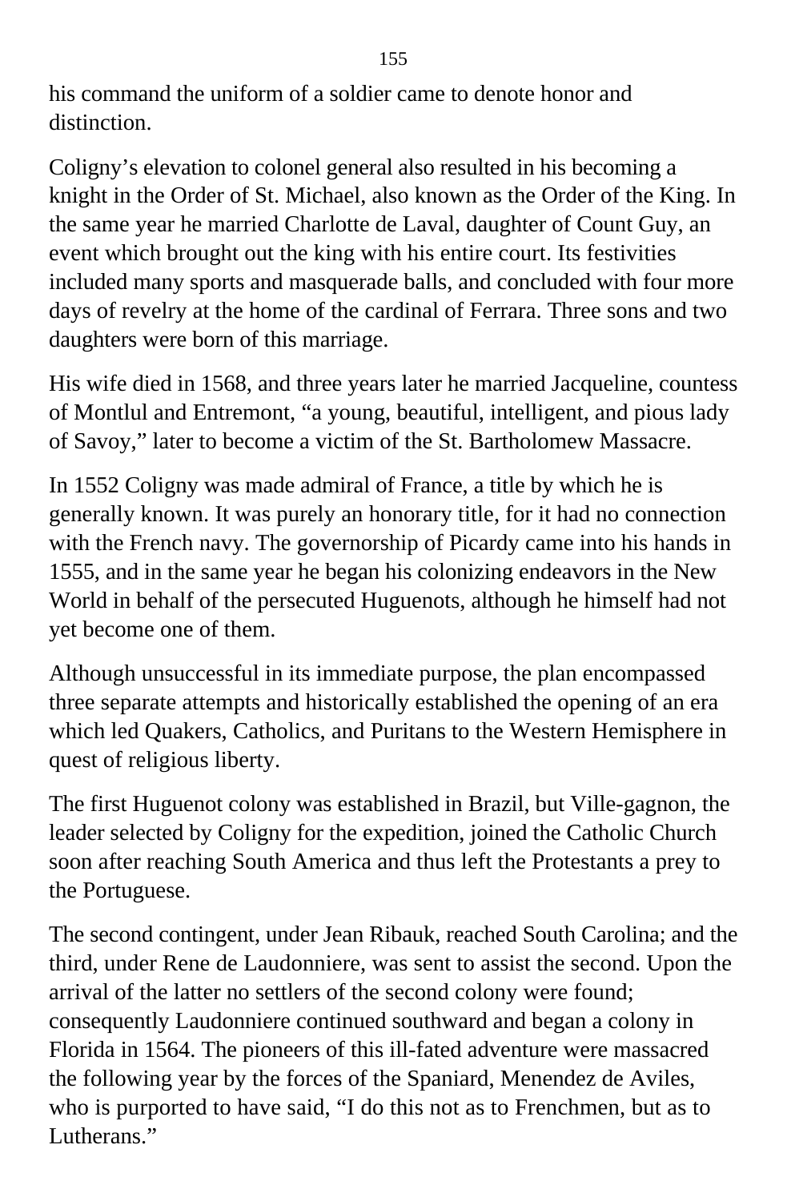his command the uniform of a soldier came to denote honor and distinction.

Coligny's elevation to colonel general also resulted in his becoming a knight in the Order of St. Michael, also known as the Order of the King. In the same year he married Charlotte de Laval, daughter of Count Guy, an event which brought out the king with his entire court. Its festivities included many sports and masquerade balls, and concluded with four more days of revelry at the home of the cardinal of Ferrara. Three sons and two daughters were born of this marriage.

His wife died in 1568, and three years later he married Jacqueline, countess of Montlul and Entremont, "a young, beautiful, intelligent, and pious lady of Savoy," later to become a victim of the St. Bartholomew Massacre.

In 1552 Coligny was made admiral of France, a title by which he is generally known. It was purely an honorary title, for it had no connection with the French navy. The governorship of Picardy came into his hands in 1555, and in the same year he began his colonizing endeavors in the New World in behalf of the persecuted Huguenots, although he himself had not yet become one of them.

Although unsuccessful in its immediate purpose, the plan encompassed three separate attempts and historically established the opening of an era which led Quakers, Catholics, and Puritans to the Western Hemisphere in quest of religious liberty.

The first Huguenot colony was established in Brazil, but Ville-gagnon, the leader selected by Coligny for the expedition, joined the Catholic Church soon after reaching South America and thus left the Protestants a prey to the Portuguese.

The second contingent, under Jean Ribauk, reached South Carolina; and the third, under Rene de Laudonniere, was sent to assist the second. Upon the arrival of the latter no settlers of the second colony were found; consequently Laudonniere continued southward and began a colony in Florida in 1564. The pioneers of this ill-fated adventure were massacred the following year by the forces of the Spaniard, Menendez de Aviles, who is purported to have said, "I do this not as to Frenchmen, but as to Lutherans."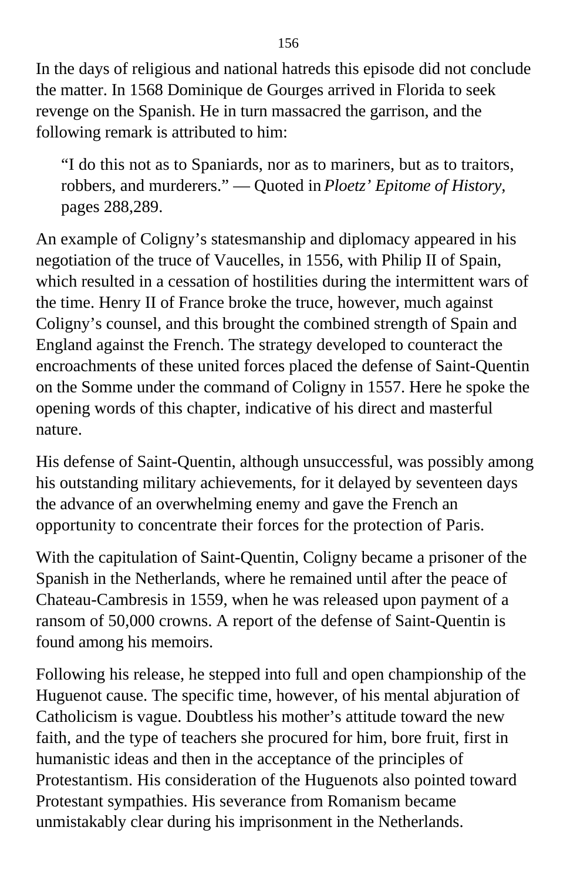In the days of religious and national hatreds this episode did not conclude the matter. In 1568 Dominique de Gourges arrived in Florida to seek revenge on the Spanish. He in turn massacred the garrison, and the following remark is attributed to him:

> “I do this not as to Spaniards, nor as to mariners, but as to traitors, robbers, and murderers.” — Quoted in *Ploetz’ Epitome of History*, pages 288,289.

An example of Coligny’s statesmanship and diplomacy appeared in his negotiation of the truce of Vaucelles, in 1556, with Philip II of Spain, which resulted in a cessation of hostilities during the intermittent wars of the time. Henry II of France broke the truce, however, much against Coligny’s counsel, and this brought the combined strength of Spain and England against the French. The strategy developed to counteract the encroachments of these united forces placed the defense of Saint-Quentin on the Somme under the command of Coligny in 1557. Here he spoke the opening words of this chapter, indicative of his direct and masterful nature.

His defense of Saint-Quentin, although unsuccessful, was possibly among his outstanding military achievements, for it delayed by seventeen days the advance of an overwhelming enemy and gave the French an opportunity to concentrate their forces for the protection of Paris.

With the capitulation of Saint-Quentin, Coligny became a prisoner of the Spanish in the Netherlands, where he remained until after the peace of Chateau-Cambresis in 1559, when he was released upon payment of a ransom of 50,000 crowns. A report of the defense of Saint-Quentin is found among his memoirs.

Following his release, he stepped into full and open championship of the Huguenot cause. The specific time, however, of his mental abjuration of Catholicism is vague. Doubtless his mother’s attitude toward the new faith, and the type of teachers she procured for him, bore fruit, first in humanistic ideas and then in the acceptance of the principles of Protestantism. His consideration of the Huguenots also pointed toward Protestant sympathies. His severance from Romanism became unmistakably clear during his imprisonment in the Netherlands.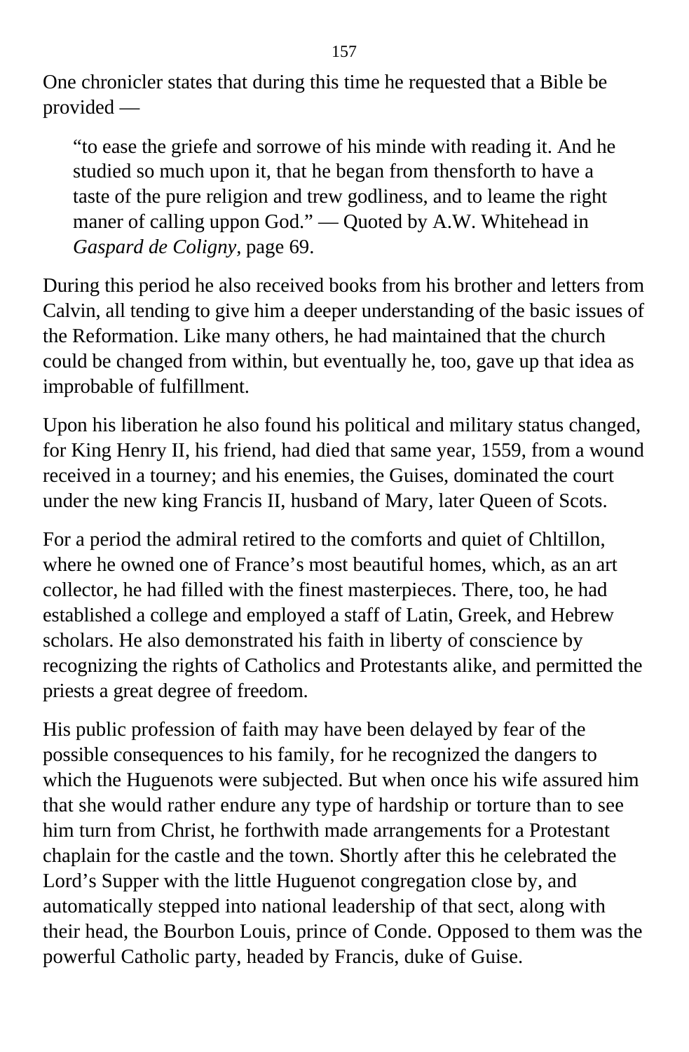One chronicler states that during this time he requested that a Bible be provided —

> "to ease the griefe and sorrowe of his minde with reading it. And he studied so much upon it, that he began from thensforth to have a taste of the pure religion and trew godliness, and to leame the right maner of calling uppon God." — Quoted by A.W. Whitehead in *Gaspard de Coligny*, page 69.

During this period he also received books from his brother and letters from Calvin, all tending to give him a deeper understanding of the basic issues of the Reformation. Like many others, he had maintained that the church could be changed from within, but eventually he, too, gave up that idea as improbable of fulfillment.

Upon his liberation he also found his political and military status changed, for King Henry II, his friend, had died that same year, 1559, from a wound received in a tourney; and his enemies, the Guises, dominated the court under the new king Francis II, husband of Mary, later Queen of Scots.

For a period the admiral retired to the comforts and quiet of Chltillon, where he owned one of France's most beautiful homes, which, as an art collector, he had filled with the finest masterpieces. There, too, he had established a college and employed a staff of Latin, Greek, and Hebrew scholars. He also demonstrated his faith in liberty of conscience by recognizing the rights of Catholics and Protestants alike, and permitted the priests a great degree of freedom.

His public profession of faith may have been delayed by fear of the possible consequences to his family, for he recognized the dangers to which the Huguenots were subjected. But when once his wife assured him that she would rather endure any type of hardship or torture than to see him turn from Christ, he forthwith made arrangements for a Protestant chaplain for the castle and the town. Shortly after this he celebrated the Lord's Supper with the little Huguenot congregation close by, and automatically stepped into national leadership of that sect, along with their head, the Bourbon Louis, prince of Conde. Opposed to them was the powerful Catholic party, headed by Francis, duke of Guise.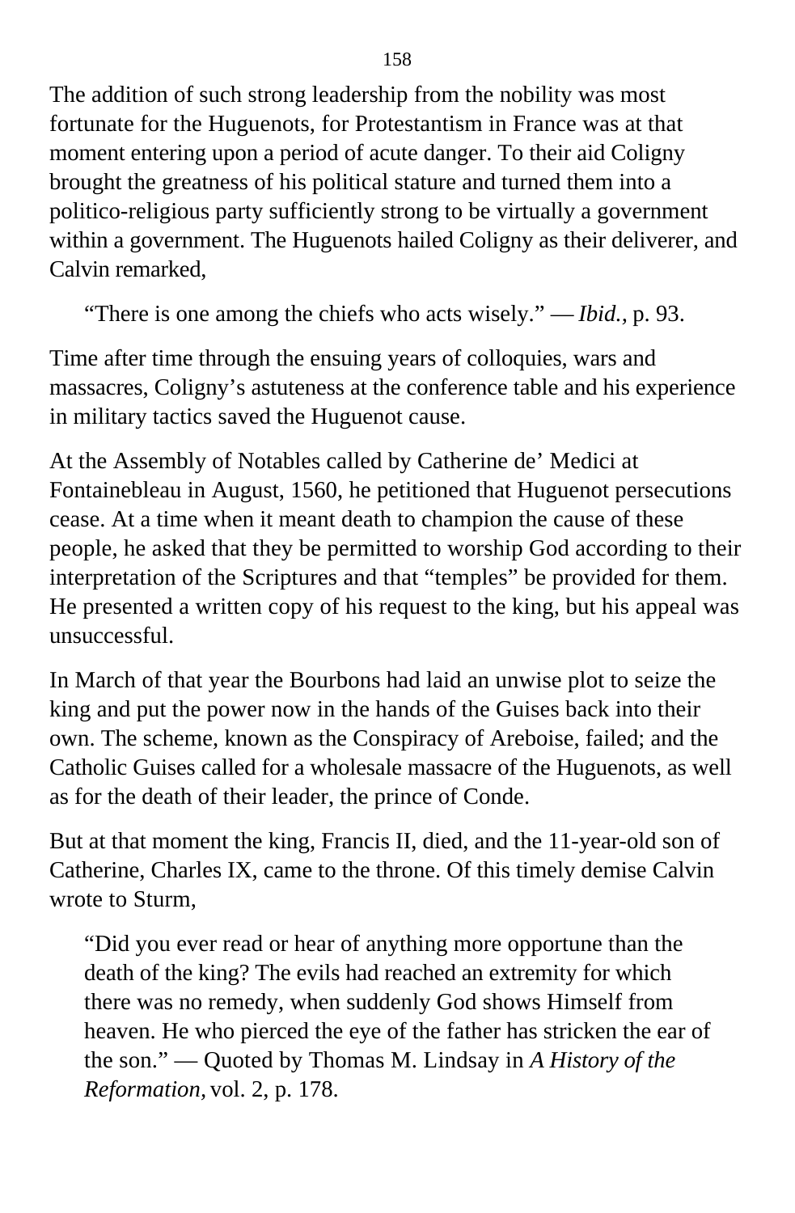The addition of such strong leadership from the nobility was most fortunate for the Huguenots, for Protestantism in France was at that moment entering upon a period of acute danger. To their aid Coligny brought the greatness of his political stature and turned them into a politico-religious party sufficiently strong to be virtually a government within a government. The Huguenots hailed Coligny as their deliverer, and Calvin remarked,

> "There is one among the chiefs who acts wisely." — *Ibid.*, p. 93.

Time after time through the ensuing years of colloquies, wars and massacres, Coligny's astuteness at the conference table and his experience in military tactics saved the Huguenot cause.

At the Assembly of Notables called by Catherine de' Medici at Fontainebleau in August, 1560, he petitioned that Huguenot persecutions cease. At a time when it meant death to champion the cause of these people, he asked that they be permitted to worship God according to their interpretation of the Scriptures and that "temples" be provided for them. He presented a written copy of his request to the king, but his appeal was unsuccessful.

In March of that year the Bourbons had laid an unwise plot to seize the king and put the power now in the hands of the Guises back into their own. The scheme, known as the Conspiracy of Areboise, failed; and the Catholic Guises called for a wholesale massacre of the Huguenots, as well as for the death of their leader, the prince of Conde.

But at that moment the king, Francis II, died, and the 11-year-old son of Catherine, Charles IX, came to the throne. Of this timely demise Calvin wrote to Sturm,

> "Did you ever read or hear of anything more opportune than the death of the king? The evils had reached an extremity for which there was no remedy, when suddenly God shows Himself from heaven. He who pierced the eye of the father has stricken the ear of the son." — Quoted by Thomas M. Lindsay in *A History of the Reformation,* vol. 2, p. 178.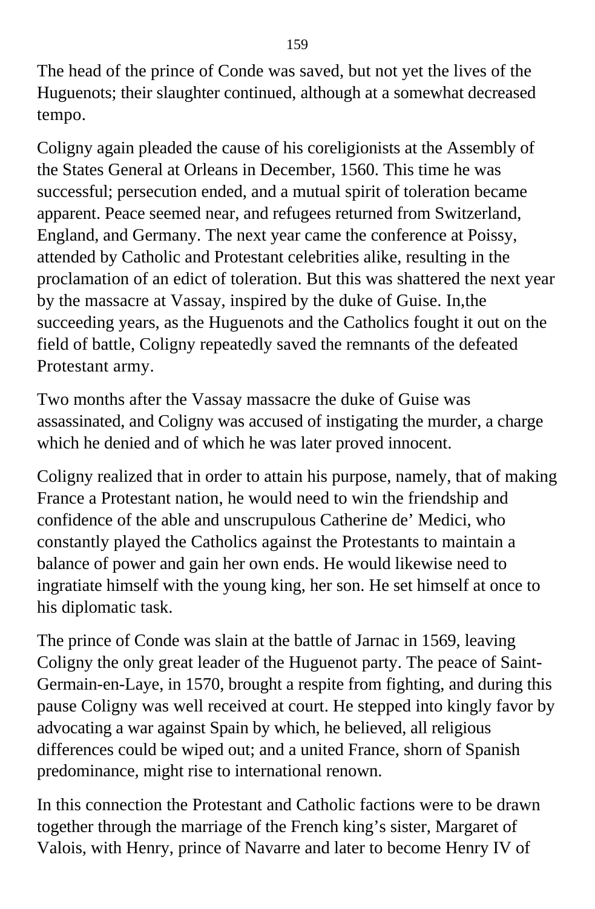The head of the prince of Conde was saved, but not yet the lives of the Huguenots; their slaughter continued, although at a somewhat decreased tempo.

Coligny again pleaded the cause of his coreligionists at the Assembly of the States General at Orleans in December, 1560. This time he was successful; persecution ended, and a mutual spirit of toleration became apparent. Peace seemed near, and refugees returned from Switzerland, England, and Germany. The next year came the conference at Poissy, attended by Catholic and Protestant celebrities alike, resulting in the proclamation of an edict of toleration. But this was shattered the next year by the massacre at Vassay, inspired by the duke of Guise. In,the succeeding years, as the Huguenots and the Catholics fought it out on the field of battle, Coligny repeatedly saved the remnants of the defeated Protestant army.

Two months after the Vassay massacre the duke of Guise was assassinated, and Coligny was accused of instigating the murder, a charge which he denied and of which he was later proved innocent.

Coligny realized that in order to attain his purpose, namely, that of making France a Protestant nation, he would need to win the friendship and confidence of the able and unscrupulous Catherine de' Medici, who constantly played the Catholics against the Protestants to maintain a balance of power and gain her own ends. He would likewise need to ingratiate himself with the young king, her son. He set himself at once to his diplomatic task.

The prince of Conde was slain at the battle of Jarnac in 1569, leaving Coligny the only great leader of the Huguenot party. The peace of Saint-Germain-en-Laye, in 1570, brought a respite from fighting, and during this pause Coligny was well received at court. He stepped into kingly favor by advocating a war against Spain by which, he believed, all religious differences could be wiped out; and a united France, shorn of Spanish predominance, might rise to international renown.

In this connection the Protestant and Catholic factions were to be drawn together through the marriage of the French king's sister, Margaret of Valois, with Henry, prince of Navarre and later to become Henry IV of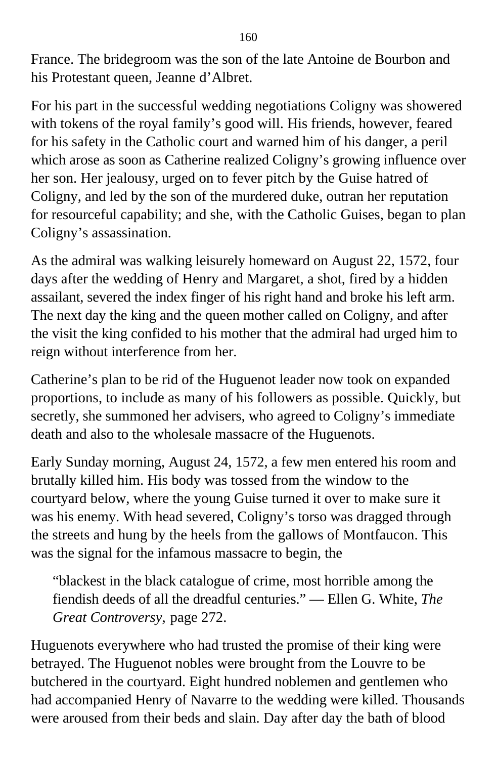France. The bridegroom was the son of the late Antoine de Bourbon and his Protestant queen, Jeanne d'Albret.

For his part in the successful wedding negotiations Coligny was showered with tokens of the royal family's good will. His friends, however, feared for his safety in the Catholic court and warned him of his danger, a peril which arose as soon as Catherine realized Coligny's growing influence over her son. Her jealousy, urged on to fever pitch by the Guise hatred of Coligny, and led by the son of the murdered duke, outran her reputation for resourceful capability; and she, with the Catholic Guises, began to plan Coligny's assassination.

As the admiral was walking leisurely homeward on August 22, 1572, four days after the wedding of Henry and Margaret, a shot, fired by a hidden assailant, severed the index finger of his right hand and broke his left arm. The next day the king and the queen mother called on Coligny, and after the visit the king confided to his mother that the admiral had urged him to reign without interference from her.

Catherine's plan to be rid of the Huguenot leader now took on expanded proportions, to include as many of his followers as possible. Quickly, but secretly, she summoned her advisers, who agreed to Coligny's immediate death and also to the wholesale massacre of the Huguenots.

Early Sunday morning, August 24, 1572, a few men entered his room and brutally killed him. His body was tossed from the window to the courtyard below, where the young Guise turned it over to make sure it was his enemy. With head severed, Coligny's torso was dragged through the streets and hung by the heels from the gallows of Montfaucon. This was the signal for the infamous massacre to begin, the

> "blackest in the black catalogue of crime, most horrible among the fiendish deeds of all the dreadful centuries." — Ellen G. White, *The Great Controversy,* page 272.

Huguenots everywhere who had trusted the promise of their king were betrayed. The Huguenot nobles were brought from the Louvre to be butchered in the courtyard. Eight hundred noblemen and gentlemen who had accompanied Henry of Navarre to the wedding were killed. Thousands were aroused from their beds and slain. Day after day the bath of blood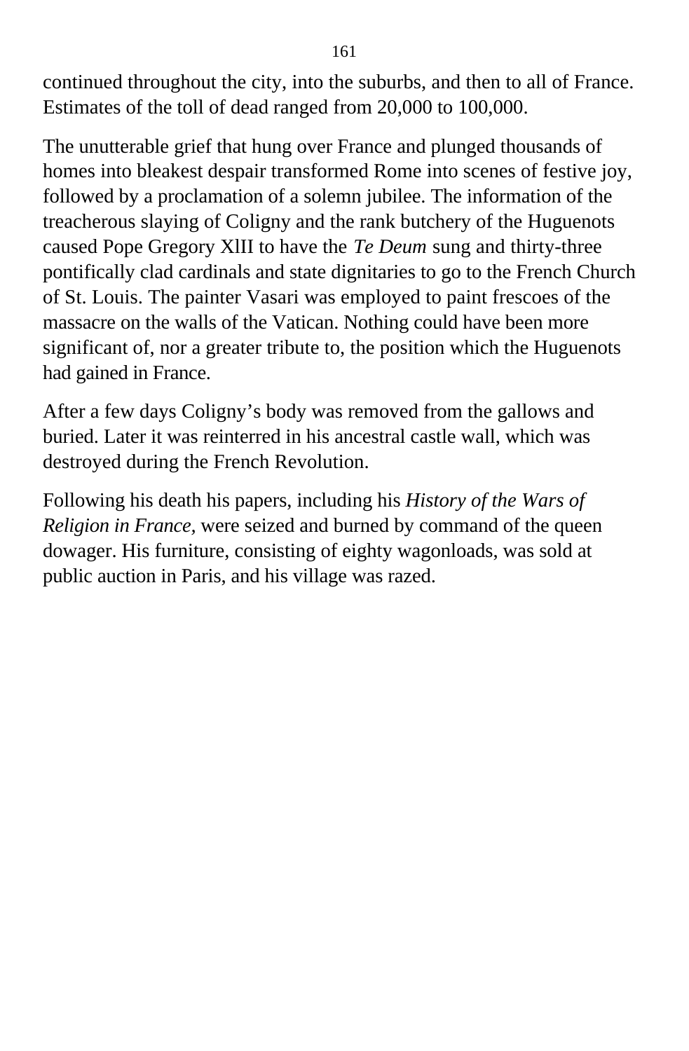continued throughout the city, into the suburbs, and then to all of France. Estimates of the toll of dead ranged from 20,000 to 100,000.

The unutterable grief that hung over France and plunged thousands of homes into bleakest despair transformed Rome into scenes of festive joy, followed by a proclamation of a solemn jubilee. The information of the treacherous slaying of Coligny and the rank butchery of the Huguenots caused Pope Gregory XlII to have the *Te Deum* sung and thirty-three pontifically clad cardinals and state dignitaries to go to the French Church of St. Louis. The painter Vasari was employed to paint frescoes of the massacre on the walls of the Vatican. Nothing could have been more significant of, nor a greater tribute to, the position which the Huguenots had gained in France.

After a few days Coligny's body was removed from the gallows and buried. Later it was reinterred in his ancestral castle wall, which was destroyed during the French Revolution.

Following his death his papers, including his *History of the Wars of Religion in France,* were seized and burned by command of the queen dowager. His furniture, consisting of eighty wagonloads, was sold at public auction in Paris, and his village was razed.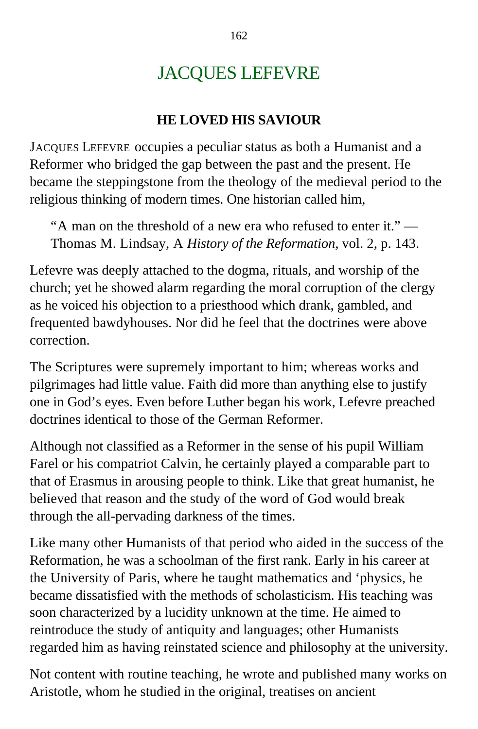# JACQUES LEFEVRE

## HE LOVED HIS SAVIOUR

JACQUES LEFEVRE occupies a peculiar status as both a Humanist and a Reformer who bridged the gap between the past and the present. He became the steppingstone from the theology of the medieval period to the religious thinking of modern times. One historian called him,

> "A man on the threshold of a new era who refused to enter it." — Thomas M. Lindsay, A *History of the Reformation,* vol. 2, p. 143.

Lefevre was deeply attached to the dogma, rituals, and worship of the church; yet he showed alarm regarding the moral corruption of the clergy as he voiced his objection to a priesthood which drank, gambled, and frequented bawdyhouses. Nor did he feel that the doctrines were above correction.

The Scriptures were supremely important to him; whereas works and pilgrimages had little value. Faith did more than anything else to justify one in God's eyes. Even before Luther began his work, Lefevre preached doctrines identical to those of the German Reformer.

Although not classified as a Reformer in the sense of his pupil William Farel or his compatriot Calvin, he certainly played a comparable part to that of Erasmus in arousing people to think. Like that great humanist, he believed that reason and the study of the word of God would break through the all-pervading darkness of the times.

Like many other Humanists of that period who aided in the success of the Reformation, he was a schoolman of the first rank. Early in his career at the University of Paris, where he taught mathematics and 'physics, he became dissatisfied with the methods of scholasticism. His teaching was soon characterized by a lucidity unknown at the time. He aimed to reintroduce the study of antiquity and languages; other Humanists regarded him as having reinstated science and philosophy at the university.

Not content with routine teaching, he wrote and published many works on Aristotle, whom he studied in the original, treatises on ancient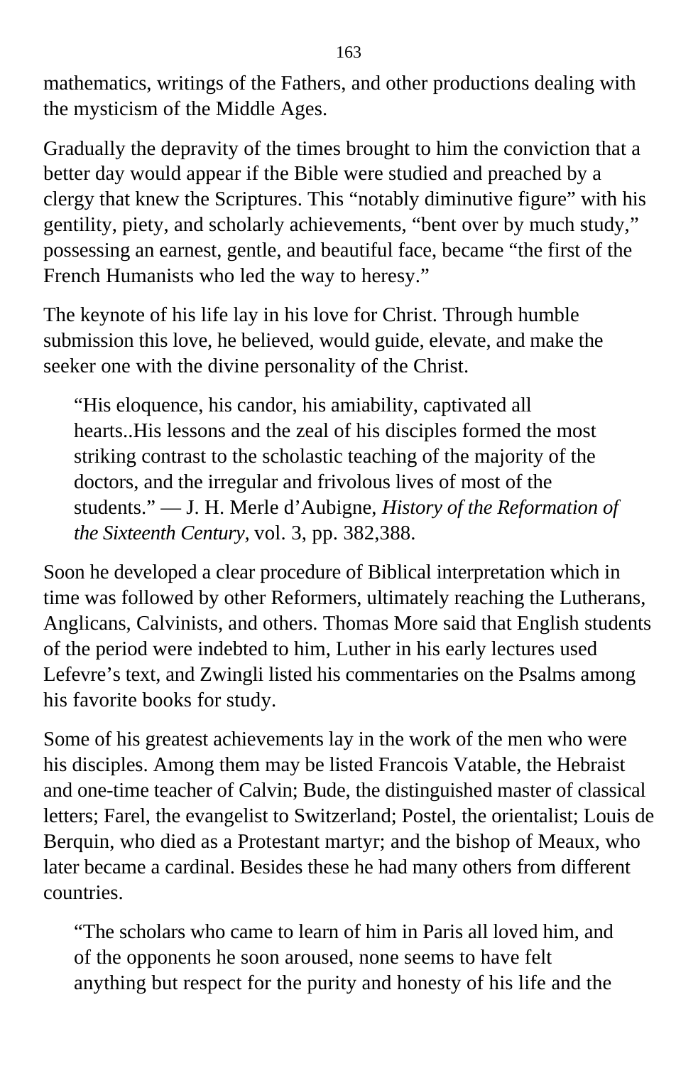mathematics, writings of the Fathers, and other productions dealing with the mysticism of the Middle Ages.

Gradually the depravity of the times brought to him the conviction that a better day would appear if the Bible were studied and preached by a clergy that knew the Scriptures. This “notably diminutive figure” with his gentility, piety, and scholarly achievements, “bent over by much study,” possessing an earnest, gentle, and beautiful face, became “the first of the French Humanists who led the way to heresy.”

The keynote of his life lay in his love for Christ. Through humble submission this love, he believed, would guide, elevate, and make the seeker one with the divine personality of the Christ.

> “His eloquence, his candor, his amiability, captivated all hearts..His lessons and the zeal of his disciples formed the most striking contrast to the scholastic teaching of the majority of the doctors, and the irregular and frivolous lives of most of the students.” — J. H. Merle d’Aubigne, *History of the Reformation of the Sixteenth Century,* vol. 3, pp. 382,388.

Soon he developed a clear procedure of Biblical interpretation which in time was followed by other Reformers, ultimately reaching the Lutherans, Anglicans, Calvinists, and others. Thomas More said that English students of the period were indebted to him, Luther in his early lectures used Lefevre’s text, and Zwingli listed his commentaries on the Psalms among his favorite books for study.

Some of his greatest achievements lay in the work of the men who were his disciples. Among them may be listed Francois Vatable, the Hebraist and one-time teacher of Calvin; Bude, the distinguished master of classical letters; Farel, the evangelist to Switzerland; Postel, the orientalist; Louis de Berquin, who died as a Protestant martyr; and the bishop of Meaux, who later became a cardinal. Besides these he had many others from different countries.

> “The scholars who came to learn of him in Paris all loved him, and of the opponents he soon aroused, none seems to have felt anything but respect for the purity and honesty of his life and the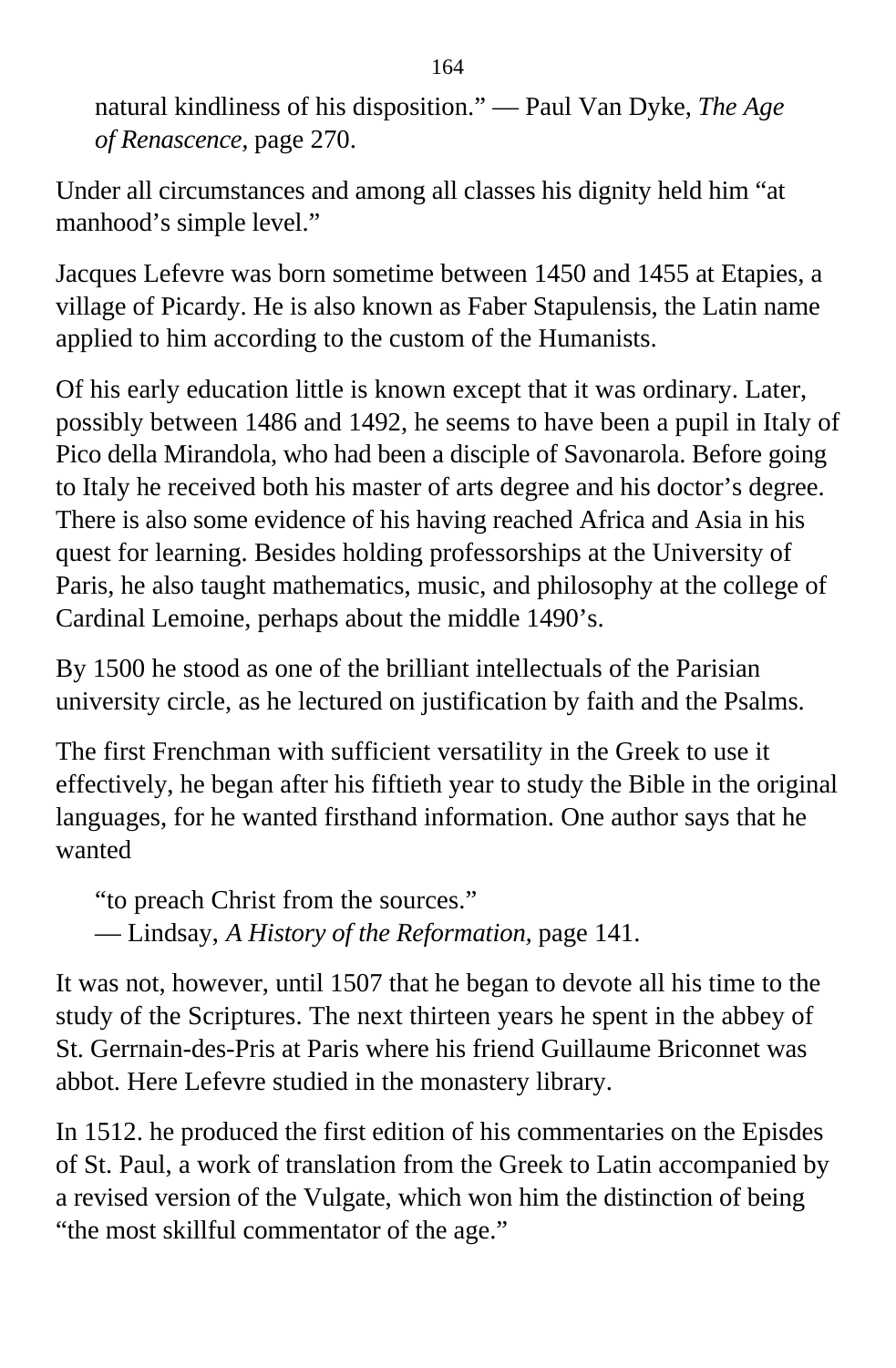natural kindliness of his disposition." — Paul Van Dyke, *The Age of Renascence*, page 270.

Under all circumstances and among all classes his dignity held him "at manhood's simple level."

Jacques Lefevre was born sometime between 1450 and 1455 at Etapies, a village of Picardy. He is also known as Faber Stapulensis, the Latin name applied to him according to the custom of the Humanists.

Of his early education little is known except that it was ordinary. Later, possibly between 1486 and 1492, he seems to have been a pupil in Italy of Pico della Mirandola, who had been a disciple of Savonarola. Before going to Italy he received both his master of arts degree and his doctor's degree. There is also some evidence of his having reached Africa and Asia in his quest for learning. Besides holding professorships at the University of Paris, he also taught mathematics, music, and philosophy at the college of Cardinal Lemoine, perhaps about the middle 1490's.

By 1500 he stood as one of the brilliant intellectuals of the Parisian university circle, as he lectured on justification by faith and the Psalms.

The first Frenchman with sufficient versatility in the Greek to use it effectively, he began after his fiftieth year to study the Bible in the original languages, for he wanted firsthand information. One author says that he wanted

> "to preach Christ from the sources."
> — Lindsay, *A History of the Reformation,* page 141.

It was not, however, until 1507 that he began to devote all his time to the study of the Scriptures. The next thirteen years he spent in the abbey of St. Gerrnain-des-Pris at Paris where his friend Guillaume Briconnet was abbot. Here Lefevre studied in the monastery library.

In 1512. he produced the first edition of his commentaries on the Episdes of St. Paul, a work of translation from the Greek to Latin accompanied by a revised version of the Vulgate, which won him the distinction of being "the most skillful commentator of the age."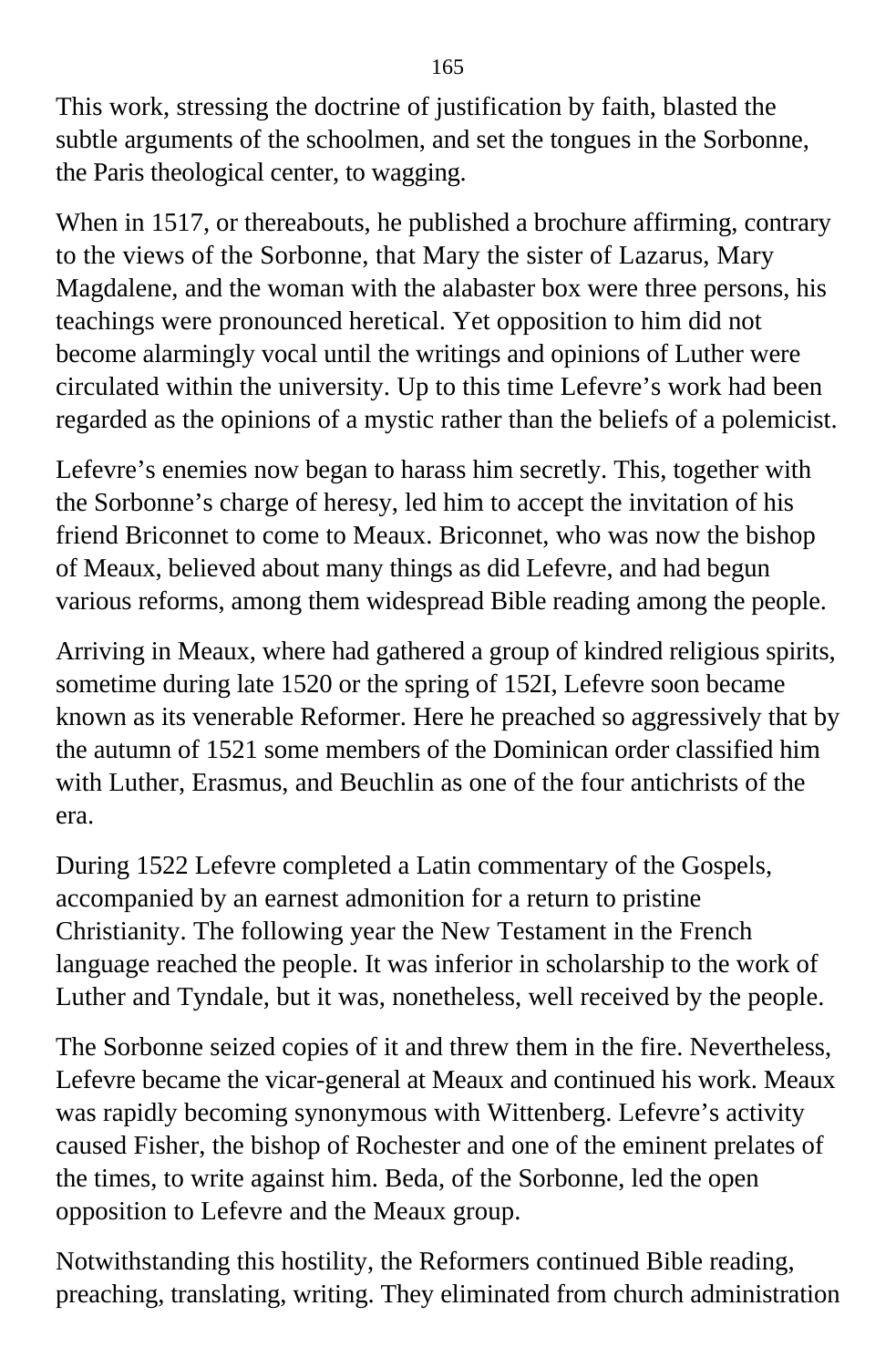This work, stressing the doctrine of justification by faith, blasted the subtle arguments of the schoolmen, and set the tongues in the Sorbonne, the Paris theological center, to wagging.

When in 1517, or thereabouts, he published a brochure affirming, contrary to the views of the Sorbonne, that Mary the sister of Lazarus, Mary Magdalene, and the woman with the alabaster box were three persons, his teachings were pronounced heretical. Yet opposition to him did not become alarmingly vocal until the writings and opinions of Luther were circulated within the university. Up to this time Lefevre's work had been regarded as the opinions of a mystic rather than the beliefs of a polemicist.

Lefevre's enemies now began to harass him secretly. This, together with the Sorbonne's charge of heresy, led him to accept the invitation of his friend Briconnet to come to Meaux. Briconnet, who was now the bishop of Meaux, believed about many things as did Lefevre, and had begun various reforms, among them widespread Bible reading among the people.

Arriving in Meaux, where had gathered a group of kindred religious spirits, sometime during late 1520 or the spring of 152I, Lefevre soon became known as its venerable Reformer. Here he preached so aggressively that by the autumn of 1521 some members of the Dominican order classified him with Luther, Erasmus, and Beuchlin as one of the four antichrists of the era.

During 1522 Lefevre completed a Latin commentary of the Gospels, accompanied by an earnest admonition for a return to pristine Christianity. The following year the New Testament in the French language reached the people. It was inferior in scholarship to the work of Luther and Tyndale, but it was, nonetheless, well received by the people.

The Sorbonne seized copies of it and threw them in the fire. Nevertheless, Lefevre became the vicar-general at Meaux and continued his work. Meaux was rapidly becoming synonymous with Wittenberg. Lefevre's activity caused Fisher, the bishop of Rochester and one of the eminent prelates of the times, to write against him. Beda, of the Sorbonne, led the open opposition to Lefevre and the Meaux group.

Notwithstanding this hostility, the Reformers continued Bible reading, preaching, translating, writing. They eliminated from church administration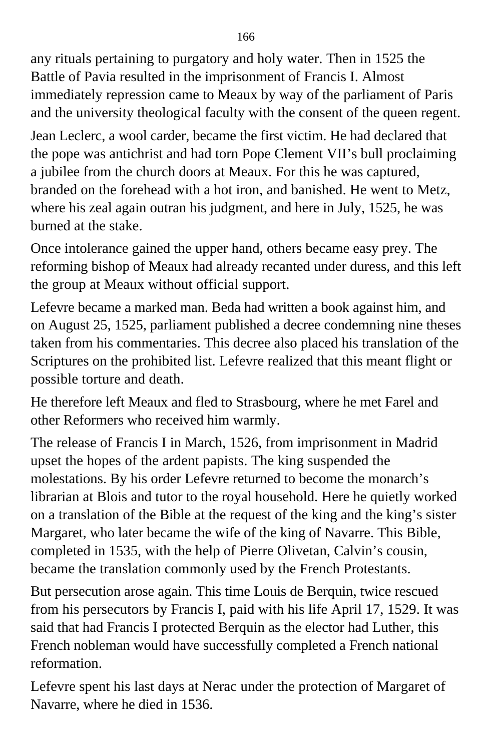any rituals pertaining to purgatory and holy water. Then in 1525 the Battle of Pavia resulted in the imprisonment of Francis I. Almost immediately repression came to Meaux by way of the parliament of Paris and the university theological faculty with the consent of the queen regent.

Jean Leclerc, a wool carder, became the first victim. He had declared that the pope was antichrist and had torn Pope Clement VII's bull proclaiming a jubilee from the church doors at Meaux. For this he was captured, branded on the forehead with a hot iron, and banished. He went to Metz, where his zeal again outran his judgment, and here in July, 1525, he was burned at the stake.

Once intolerance gained the upper hand, others became easy prey. The reforming bishop of Meaux had already recanted under duress, and this left the group at Meaux without official support.

Lefevre became a marked man. Beda had written a book against him, and on August 25, 1525, parliament published a decree condemning nine theses taken from his commentaries. This decree also placed his translation of the Scriptures on the prohibited list. Lefevre realized that this meant flight or possible torture and death.

He therefore left Meaux and fled to Strasbourg, where he met Farel and other Reformers who received him warmly.

The release of Francis I in March, 1526, from imprisonment in Madrid upset the hopes of the ardent papists. The king suspended the molestations. By his order Lefevre returned to become the monarch's librarian at Blois and tutor to the royal household. Here he quietly worked on a translation of the Bible at the request of the king and the king's sister Margaret, who later became the wife of the king of Navarre. This Bible, completed in 1535, with the help of Pierre Olivetan, Calvin's cousin, became the translation commonly used by the French Protestants.

But persecution arose again. This time Louis de Berquin, twice rescued from his persecutors by Francis I, paid with his life April 17, 1529. It was said that had Francis I protected Berquin as the elector had Luther, this French nobleman would have successfully completed a French national reformation.

Lefevre spent his last days at Nerac under the protection of Margaret of Navarre, where he died in 1536.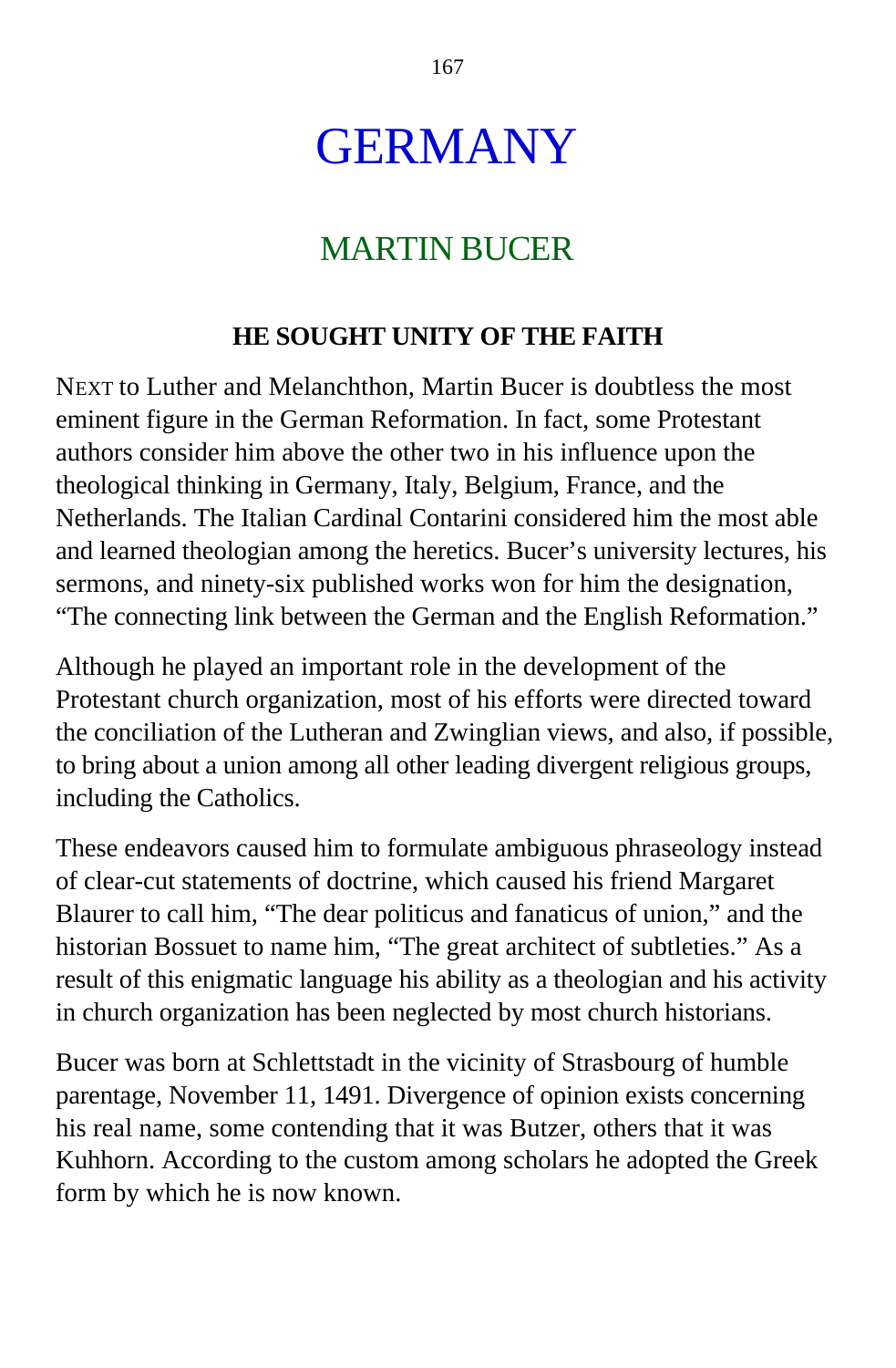# GERMANY

## MARTIN BUCER

### HE SOUGHT UNITY OF THE FAITH

NEXT to Luther and Melanchthon, Martin Bucer is doubtless the most eminent figure in the German Reformation. In fact, some Protestant authors consider him above the other two in his influence upon the theological thinking in Germany, Italy, Belgium, France, and the Netherlands. The Italian Cardinal Contarini considered him the most able and learned theologian among the heretics. Bucer's university lectures, his sermons, and ninety-six published works won for him the designation, "The connecting link between the German and the English Reformation."

Although he played an important role in the development of the Protestant church organization, most of his efforts were directed toward the conciliation of the Lutheran and Zwinglian views, and also, if possible, to bring about a union among all other leading divergent religious groups, including the Catholics.

These endeavors caused him to formulate ambiguous phraseology instead of clear-cut statements of doctrine, which caused his friend Margaret Blaurer to call him, "The dear politicus and fanaticus of union," and the historian Bossuet to name him, "The great architect of subtleties." As a result of this enigmatic language his ability as a theologian and his activity in church organization has been neglected by most church historians.

Bucer was born at Schlettstadt in the vicinity of Strasbourg of humble parentage, November 11, 1491. Divergence of opinion exists concerning his real name, some contending that it was Butzer, others that it was Kuhhorn. According to the custom among scholars he adopted the Greek form by which he is now known.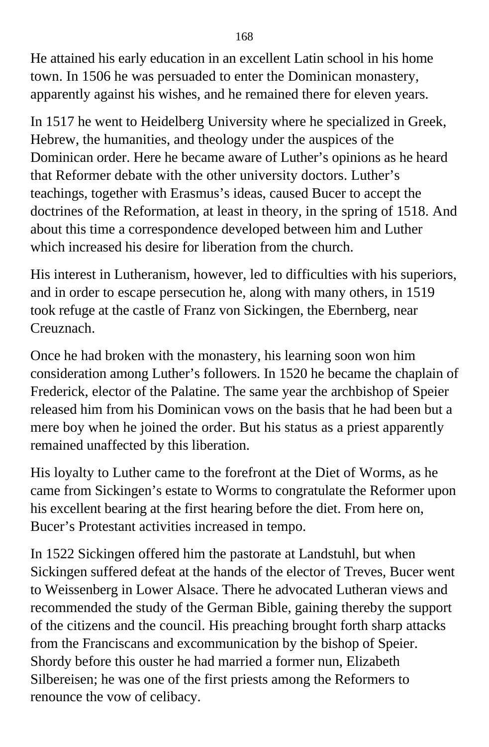He attained his early education in an excellent Latin school in his home town. In 1506 he was persuaded to enter the Dominican monastery, apparently against his wishes, and he remained there for eleven years.

In 1517 he went to Heidelberg University where he specialized in Greek, Hebrew, the humanities, and theology under the auspices of the Dominican order. Here he became aware of Luther's opinions as he heard that Reformer debate with the other university doctors. Luther's teachings, together with Erasmus's ideas, caused Bucer to accept the doctrines of the Reformation, at least in theory, in the spring of 1518. And about this time a correspondence developed between him and Luther which increased his desire for liberation from the church.

His interest in Lutheranism, however, led to difficulties with his superiors, and in order to escape persecution he, along with many others, in 1519 took refuge at the castle of Franz von Sickingen, the Ebernberg, near Creuznach.

Once he had broken with the monastery, his learning soon won him consideration among Luther's followers. In 1520 he became the chaplain of Frederick, elector of the Palatine. The same year the archbishop of Speier released him from his Dominican vows on the basis that he had been but a mere boy when he joined the order. But his status as a priest apparently remained unaffected by this liberation.

His loyalty to Luther came to the forefront at the Diet of Worms, as he came from Sickingen's estate to Worms to congratulate the Reformer upon his excellent bearing at the first hearing before the diet. From here on, Bucer's Protestant activities increased in tempo.

In 1522 Sickingen offered him the pastorate at Landstuhl, but when Sickingen suffered defeat at the hands of the elector of Treves, Bucer went to Weissenberg in Lower Alsace. There he advocated Lutheran views and recommended the study of the German Bible, gaining thereby the support of the citizens and the council. His preaching brought forth sharp attacks from the Franciscans and excommunication by the bishop of Speier. Shordy before this ouster he had married a former nun, Elizabeth Silbereisen; he was one of the first priests among the Reformers to renounce the vow of celibacy.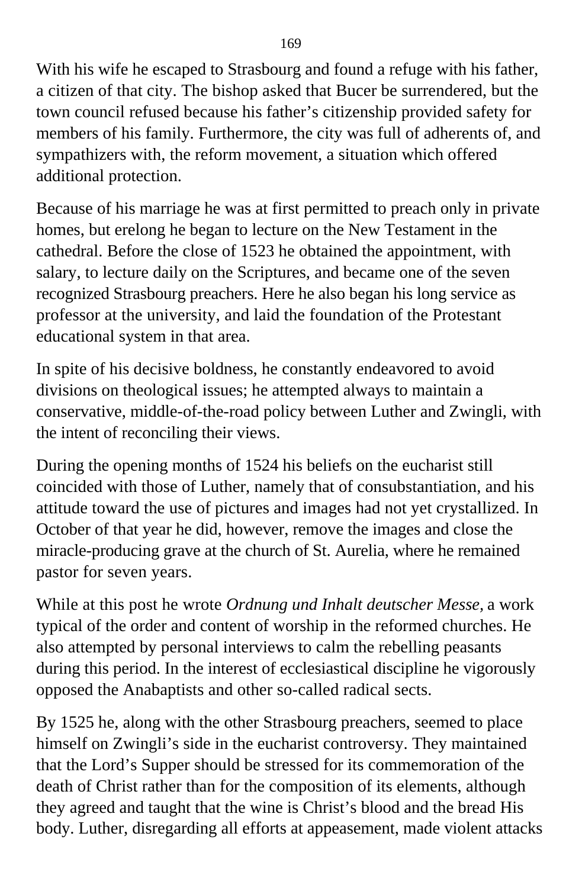With his wife he escaped to Strasbourg and found a refuge with his father, a citizen of that city. The bishop asked that Bucer be surrendered, but the town council refused because his father's citizenship provided safety for members of his family. Furthermore, the city was full of adherents of, and sympathizers with, the reform movement, a situation which offered additional protection.

Because of his marriage he was at first permitted to preach only in private homes, but erelong he began to lecture on the New Testament in the cathedral. Before the close of 1523 he obtained the appointment, with salary, to lecture daily on the Scriptures, and became one of the seven recognized Strasbourg preachers. Here he also began his long service as professor at the university, and laid the foundation of the Protestant educational system in that area.

In spite of his decisive boldness, he constantly endeavored to avoid divisions on theological issues; he attempted always to maintain a conservative, middle-of-the-road policy between Luther and Zwingli, with the intent of reconciling their views.

During the opening months of 1524 his beliefs on the eucharist still coincided with those of Luther, namely that of consubstantiation, and his attitude toward the use of pictures and images had not yet crystallized. In October of that year he did, however, remove the images and close the miracle-producing grave at the church of St. Aurelia, where he remained pastor for seven years.

While at this post he wrote *Ordnung und Inhalt deutscher Messe,* a work typical of the order and content of worship in the reformed churches. He also attempted by personal interviews to calm the rebelling peasants during this period. In the interest of ecclesiastical discipline he vigorously opposed the Anabaptists and other so-called radical sects.

By 1525 he, along with the other Strasbourg preachers, seemed to place himself on Zwingli's side in the eucharist controversy. They maintained that the Lord's Supper should be stressed for its commemoration of the death of Christ rather than for the composition of its elements, although they agreed and taught that the wine is Christ's blood and the bread His body. Luther, disregarding all efforts at appeasement, made violent attacks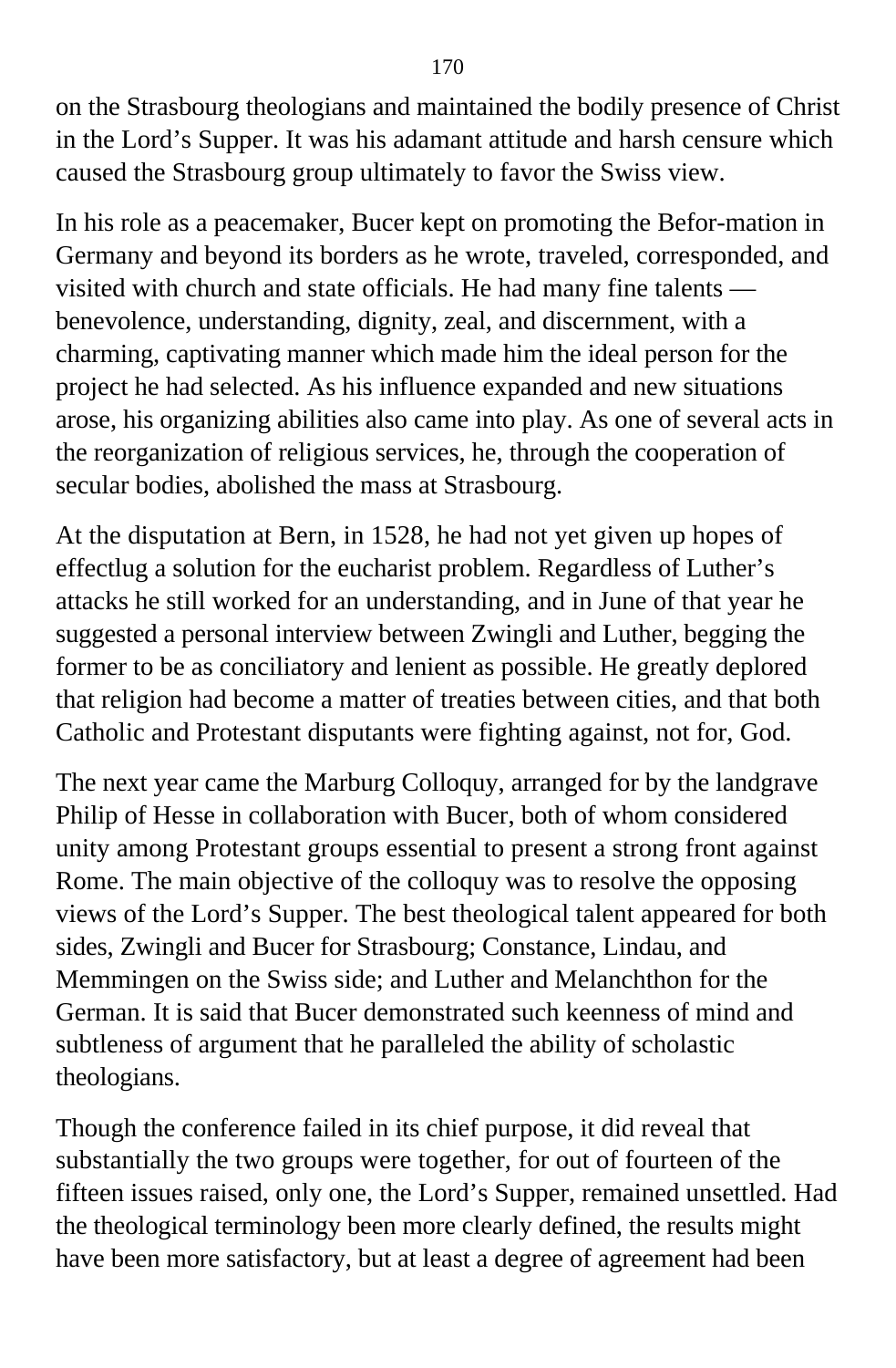on the Strasbourg theologians and maintained the bodily presence of Christ in the Lord’s Supper. It was his adamant attitude and harsh censure which caused the Strasbourg group ultimately to favor the Swiss view.

In his role as a peacemaker, Bucer kept on promoting the Befor-mation in Germany and beyond its borders as he wrote, traveled, corresponded, and visited with church and state officials. He had many fine talents — benevolence, understanding, dignity, zeal, and discernment, with a charming, captivating manner which made him the ideal person for the project he had selected. As his influence expanded and new situations arose, his organizing abilities also came into play. As one of several acts in the reorganization of religious services, he, through the cooperation of secular bodies, abolished the mass at Strasbourg.

At the disputation at Bern, in 1528, he had not yet given up hopes of effectlug a solution for the eucharist problem. Regardless of Luther’s attacks he still worked for an understanding, and in June of that year he suggested a personal interview between Zwingli and Luther, begging the former to be as conciliatory and lenient as possible. He greatly deplored that religion had become a matter of treaties between cities, and that both Catholic and Protestant disputants were fighting against, not for, God.

The next year came the Marburg Colloquy, arranged for by the landgrave Philip of Hesse in collaboration with Bucer, both of whom considered unity among Protestant groups essential to present a strong front against Rome. The main objective of the colloquy was to resolve the opposing views of the Lord’s Supper. The best theological talent appeared for both sides, Zwingli and Bucer for Strasbourg; Constance, Lindau, and Memmingen on the Swiss side; and Luther and Melanchthon for the German. It is said that Bucer demonstrated such keenness of mind and subtleness of argument that he paralleled the ability of scholastic theologians.

Though the conference failed in its chief purpose, it did reveal that substantially the two groups were together, for out of fourteen of the fifteen issues raised, only one, the Lord’s Supper, remained unsettled. Had the theological terminology been more clearly defined, the results might have been more satisfactory, but at least a degree of agreement had been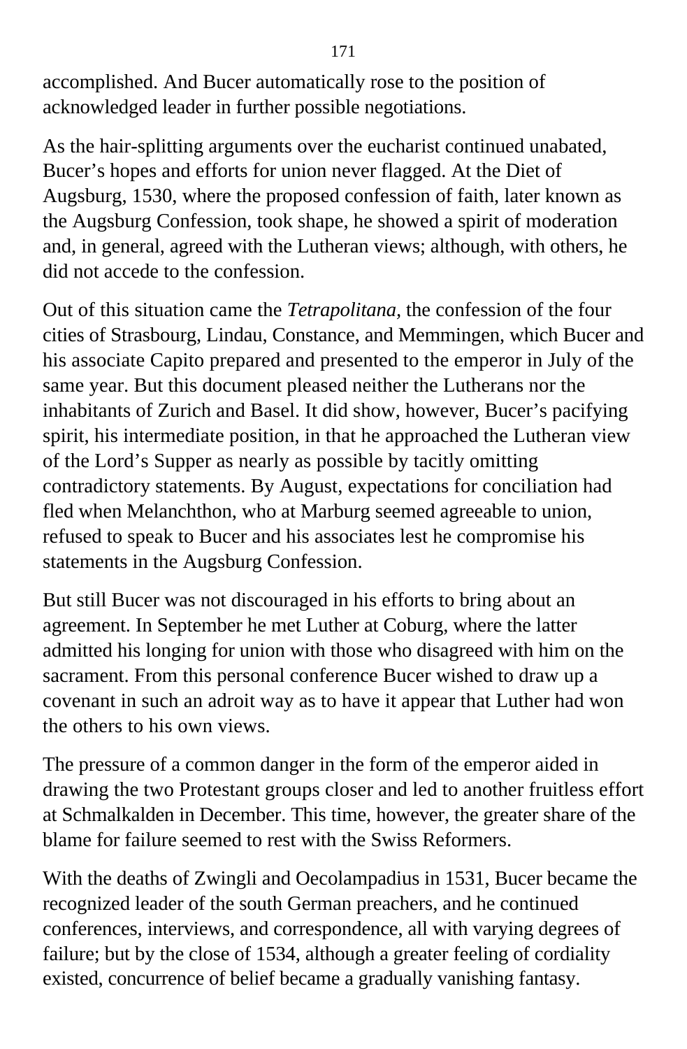accomplished. And Bucer automatically rose to the position of acknowledged leader in further possible negotiations.

As the hair-splitting arguments over the eucharist continued unabated, Bucer’s hopes and efforts for union never flagged. At the Diet of Augsburg, 1530, where the proposed confession of faith, later known as the Augsburg Confession, took shape, he showed a spirit of moderation and, in general, agreed with the Lutheran views; although, with others, he did not accede to the confession.

Out of this situation came the *Tetrapolitana,* the confession of the four cities of Strasbourg, Lindau, Constance, and Memmingen, which Bucer and his associate Capito prepared and presented to the emperor in July of the same year. But this document pleased neither the Lutherans nor the inhabitants of Zurich and Basel. It did show, however, Bucer’s pacifying spirit, his intermediate position, in that he approached the Lutheran view of the Lord’s Supper as nearly as possible by tacitly omitting contradictory statements. By August, expectations for conciliation had fled when Melanchthon, who at Marburg seemed agreeable to union, refused to speak to Bucer and his associates lest he compromise his statements in the Augsburg Confession.

But still Bucer was not discouraged in his efforts to bring about an agreement. In September he met Luther at Coburg, where the latter admitted his longing for union with those who disagreed with him on the sacrament. From this personal conference Bucer wished to draw up a covenant in such an adroit way as to have it appear that Luther had won the others to his own views.

The pressure of a common danger in the form of the emperor aided in drawing the two Protestant groups closer and led to another fruitless effort at Schmalkalden in December. This time, however, the greater share of the blame for failure seemed to rest with the Swiss Reformers.

With the deaths of Zwingli and Oecolampadius in 1531, Bucer became the recognized leader of the south German preachers, and he continued conferences, interviews, and correspondence, all with varying degrees of failure; but by the close of 1534, although a greater feeling of cordiality existed, concurrence of belief became a gradually vanishing fantasy.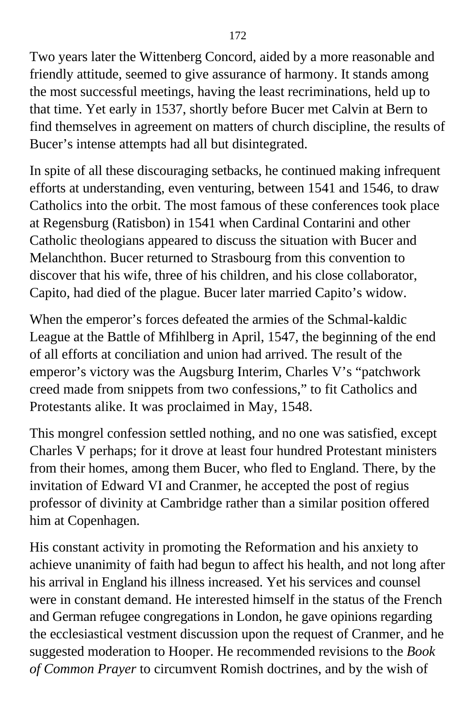Two years later the Wittenberg Concord, aided by a more reasonable and friendly attitude, seemed to give assurance of harmony. It stands among the most successful meetings, having the least recriminations, held up to that time. Yet early in 1537, shortly before Bucer met Calvin at Bern to find themselves in agreement on matters of church discipline, the results of Bucer's intense attempts had all but disintegrated.

In spite of all these discouraging setbacks, he continued making infrequent efforts at understanding, even venturing, between 1541 and 1546, to draw Catholics into the orbit. The most famous of these conferences took place at Regensburg (Ratisbon) in 1541 when Cardinal Contarini and other Catholic theologians appeared to discuss the situation with Bucer and Melanchthon. Bucer returned to Strasbourg from this convention to discover that his wife, three of his children, and his close collaborator, Capito, had died of the plague. Bucer later married Capito's widow.

When the emperor's forces defeated the armies of the Schmal-kaldic League at the Battle of Mfihlberg in April, 1547, the beginning of the end of all efforts at conciliation and union had arrived. The result of the emperor's victory was the Augsburg Interim, Charles V's "patchwork creed made from snippets from two confessions," to fit Catholics and Protestants alike. It was proclaimed in May, 1548.

This mongrel confession settled nothing, and no one was satisfied, except Charles V perhaps; for it drove at least four hundred Protestant ministers from their homes, among them Bucer, who fled to England. There, by the invitation of Edward VI and Cranmer, he accepted the post of regius professor of divinity at Cambridge rather than a similar position offered him at Copenhagen.

His constant activity in promoting the Reformation and his anxiety to achieve unanimity of faith had begun to affect his health, and not long after his arrival in England his illness increased. Yet his services and counsel were in constant demand. He interested himself in the status of the French and German refugee congregations in London, he gave opinions regarding the ecclesiastical vestment discussion upon the request of Cranmer, and he suggested moderation to Hooper. He recommended revisions to the *Book of Common Prayer* to circumvent Romish doctrines, and by the wish of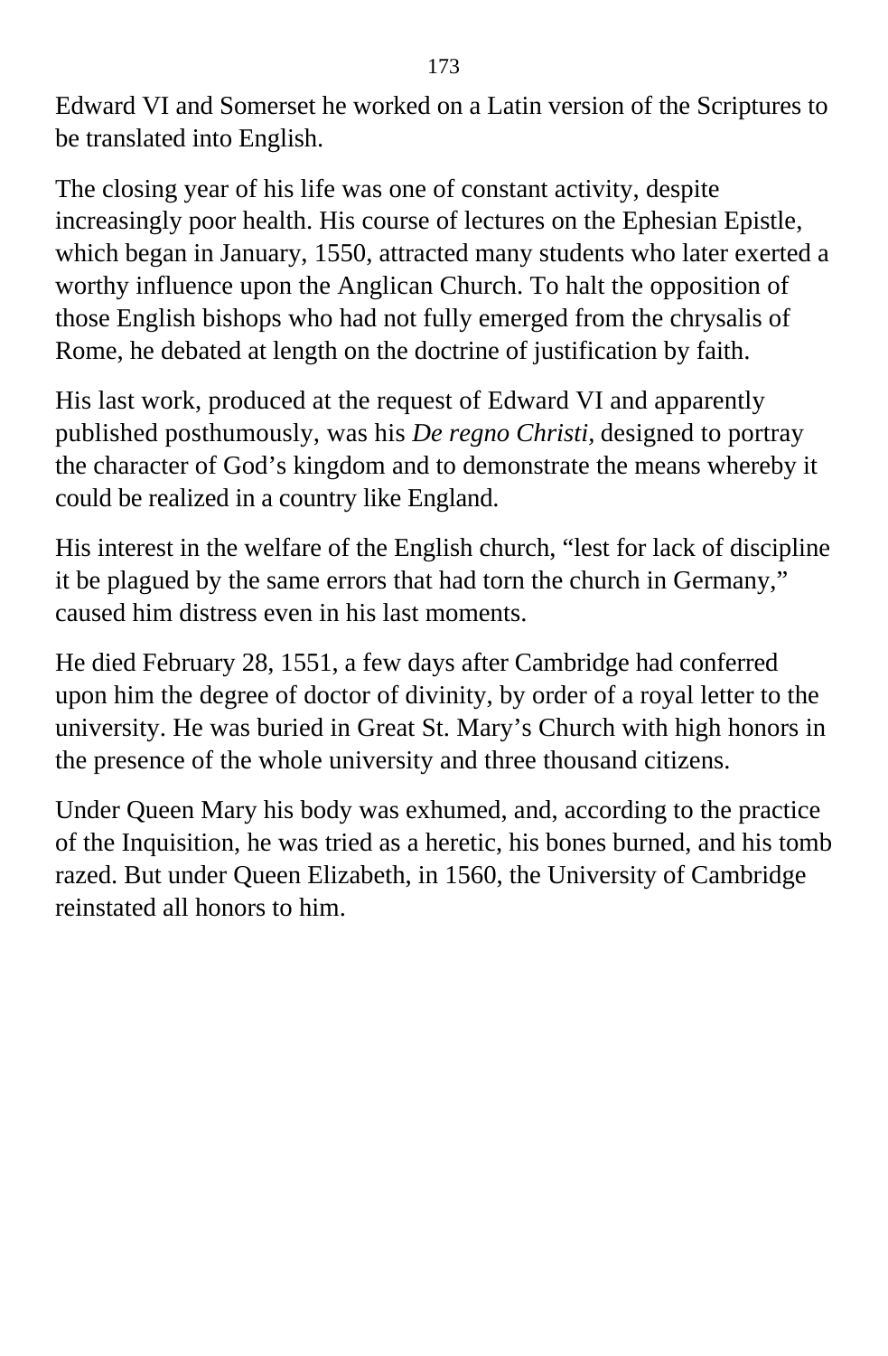Edward VI and Somerset he worked on a Latin version of the Scriptures to be translated into English.

The closing year of his life was one of constant activity, despite increasingly poor health. His course of lectures on the Ephesian Epistle, which began in January, 1550, attracted many students who later exerted a worthy influence upon the Anglican Church. To halt the opposition of those English bishops who had not fully emerged from the chrysalis of Rome, he debated at length on the doctrine of justification by faith.

His last work, produced at the request of Edward VI and apparently published posthumously, was his *De regno Christi*, designed to portray the character of God's kingdom and to demonstrate the means whereby it could be realized in a country like England.

His interest in the welfare of the English church, "lest for lack of discipline it be plagued by the same errors that had torn the church in Germany," caused him distress even in his last moments.

He died February 28, 1551, a few days after Cambridge had conferred upon him the degree of doctor of divinity, by order of a royal letter to the university. He was buried in Great St. Mary's Church with high honors in the presence of the whole university and three thousand citizens.

Under Queen Mary his body was exhumed, and, according to the practice of the Inquisition, he was tried as a heretic, his bones burned, and his tomb razed. But under Queen Elizabeth, in 1560, the University of Cambridge reinstated all honors to him.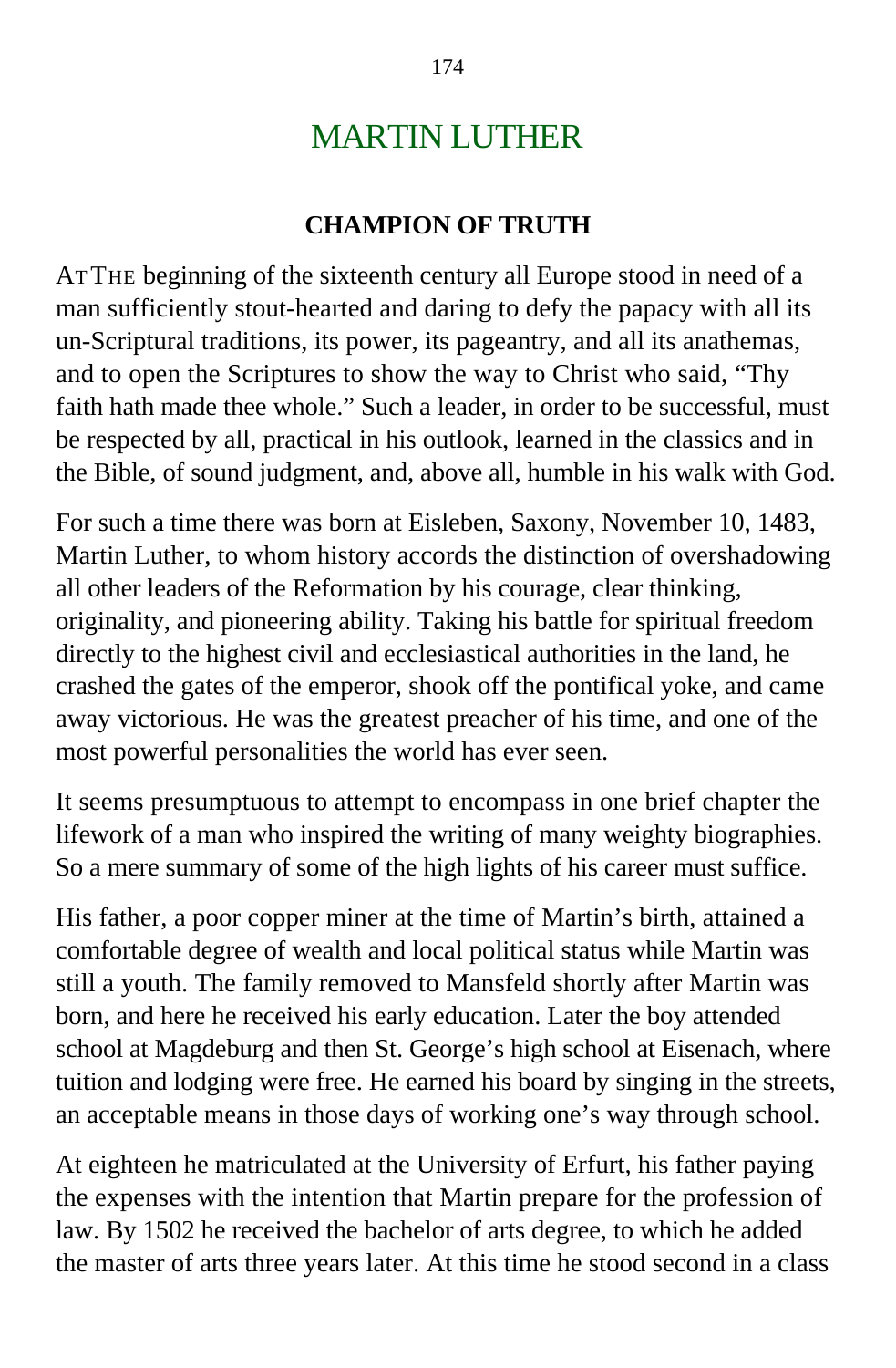# MARTIN LUTHER

## CHAMPION OF TRUTH

AT THE beginning of the sixteenth century all Europe stood in need of a man sufficiently stout-hearted and daring to defy the papacy with all its un-Scriptural traditions, its power, its pageantry, and all its anathemas, and to open the Scriptures to show the way to Christ who said, "Thy faith hath made thee whole." Such a leader, in order to be successful, must be respected by all, practical in his outlook, learned in the classics and in the Bible, of sound judgment, and, above all, humble in his walk with God.

For such a time there was born at Eisleben, Saxony, November 10, 1483, Martin Luther, to whom history accords the distinction of overshadowing all other leaders of the Reformation by his courage, clear thinking, originality, and pioneering ability. Taking his battle for spiritual freedom directly to the highest civil and ecclesiastical authorities in the land, he crashed the gates of the emperor, shook off the pontifical yoke, and came away victorious. He was the greatest preacher of his time, and one of the most powerful personalities the world has ever seen.

It seems presumptuous to attempt to encompass in one brief chapter the lifework of a man who inspired the writing of many weighty biographies. So a mere summary of some of the high lights of his career must suffice.

His father, a poor copper miner at the time of Martin's birth, attained a comfortable degree of wealth and local political status while Martin was still a youth. The family removed to Mansfeld shortly after Martin was born, and here he received his early education. Later the boy attended school at Magdeburg and then St. George's high school at Eisenach, where tuition and lodging were free. He earned his board by singing in the streets, an acceptable means in those days of working one's way through school.

At eighteen he matriculated at the University of Erfurt, his father paying the expenses with the intention that Martin prepare for the profession of law. By 1502 he received the bachelor of arts degree, to which he added the master of arts three years later. At this time he stood second in a class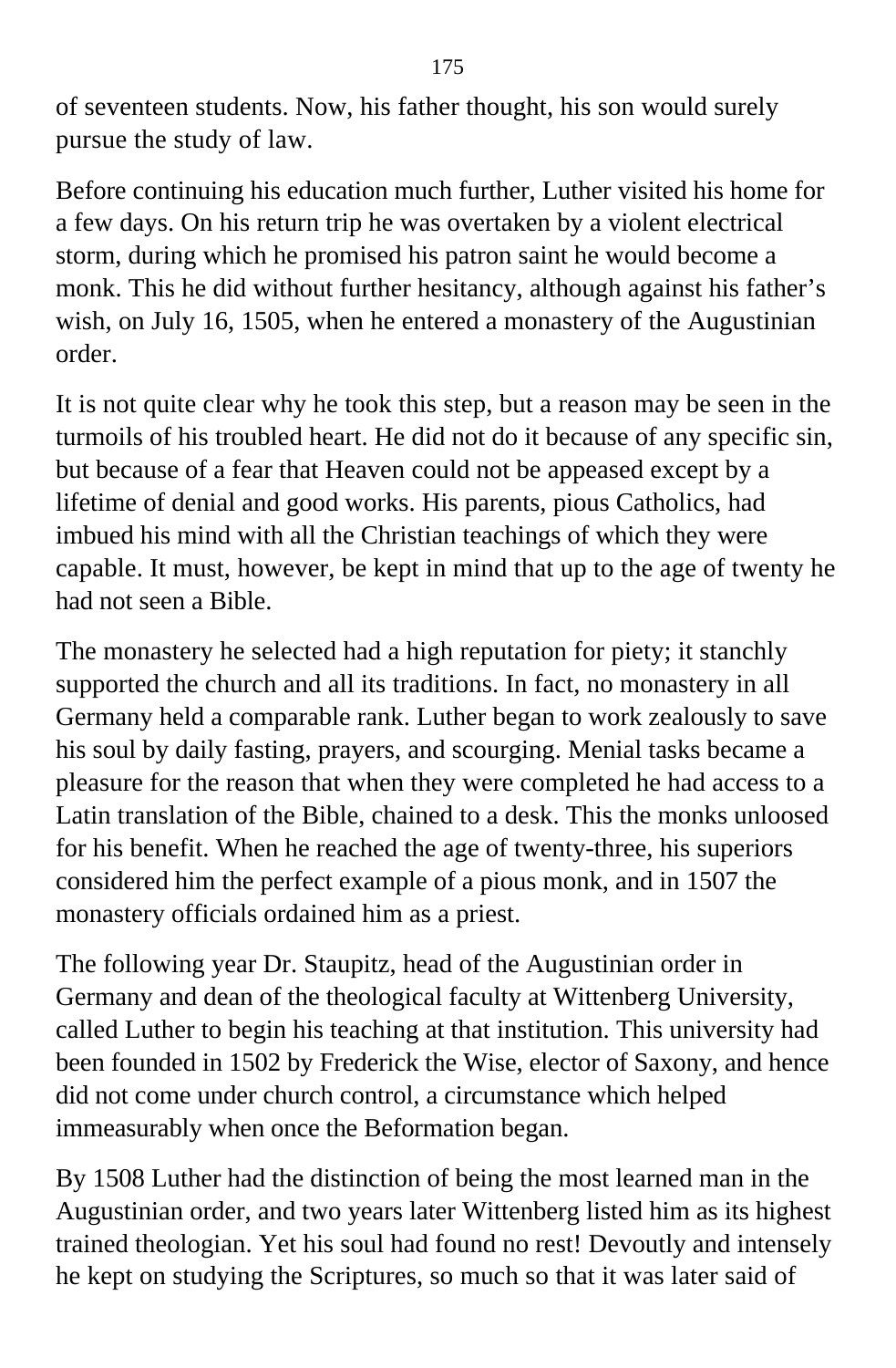of seventeen students. Now, his father thought, his son would surely pursue the study of law.

Before continuing his education much further, Luther visited his home for a few days. On his return trip he was overtaken by a violent electrical storm, during which he promised his patron saint he would become a monk. This he did without further hesitancy, although against his father's wish, on July 16, 1505, when he entered a monastery of the Augustinian order.

It is not quite clear why he took this step, but a reason may be seen in the turmoils of his troubled heart. He did not do it because of any specific sin, but because of a fear that Heaven could not be appeased except by a lifetime of denial and good works. His parents, pious Catholics, had imbued his mind with all the Christian teachings of which they were capable. It must, however, be kept in mind that up to the age of twenty he had not seen a Bible.

The monastery he selected had a high reputation for piety; it stanchly supported the church and all its traditions. In fact, no monastery in all Germany held a comparable rank. Luther began to work zealously to save his soul by daily fasting, prayers, and scourging. Menial tasks became a pleasure for the reason that when they were completed he had access to a Latin translation of the Bible, chained to a desk. This the monks unloosed for his benefit. When he reached the age of twenty-three, his superiors considered him the perfect example of a pious monk, and in 1507 the monastery officials ordained him as a priest.

The following year Dr. Staupitz, head of the Augustinian order in Germany and dean of the theological faculty at Wittenberg University, called Luther to begin his teaching at that institution. This university had been founded in 1502 by Frederick the Wise, elector of Saxony, and hence did not come under church control, a circumstance which helped immeasurably when once the Beformation began.

By 1508 Luther had the distinction of being the most learned man in the Augustinian order, and two years later Wittenberg listed him as its highest trained theologian. Yet his soul had found no rest! Devoutly and intensely he kept on studying the Scriptures, so much so that it was later said of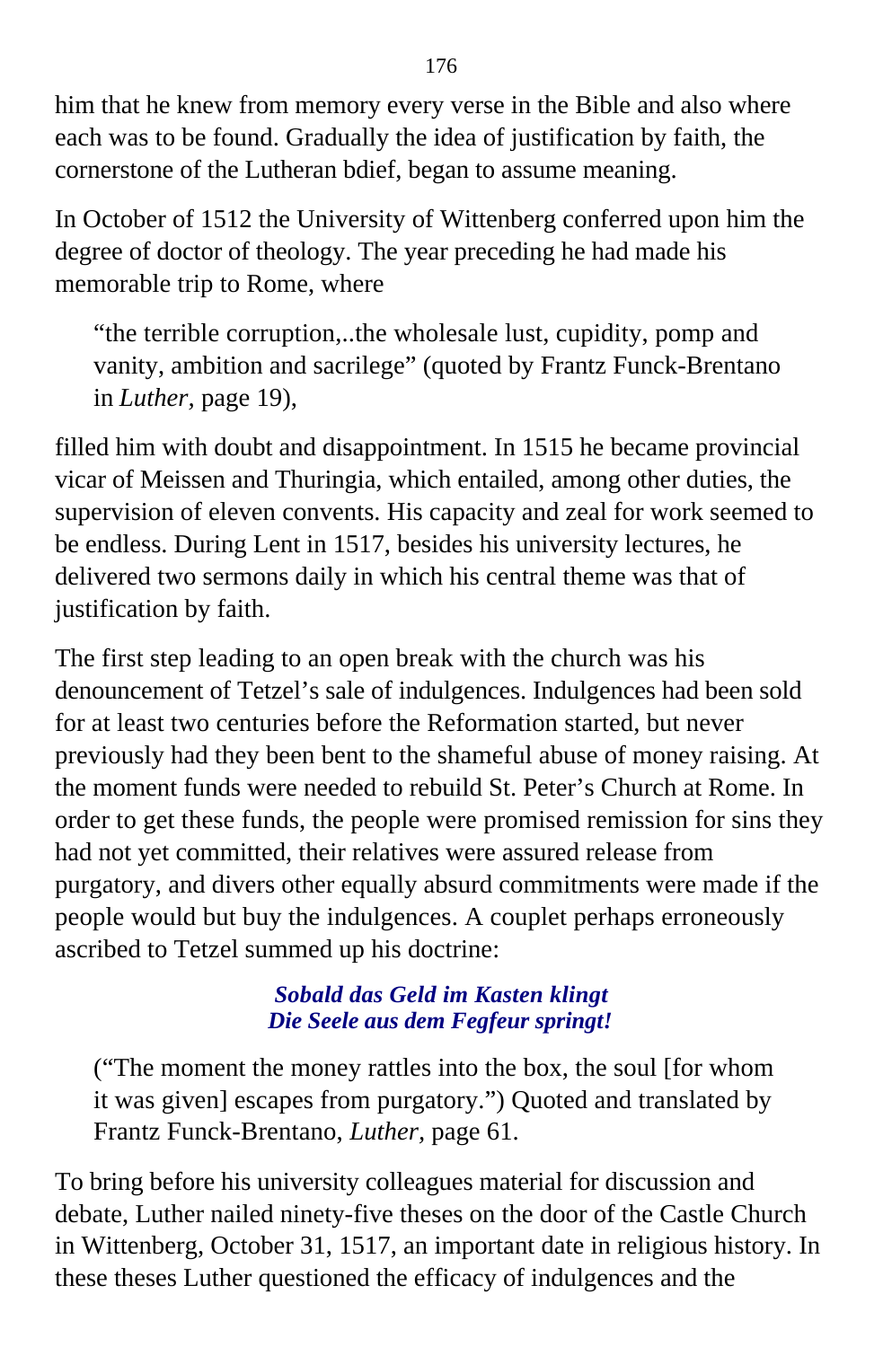him that he knew from memory every verse in the Bible and also where each was to be found. Gradually the idea of justification by faith, the cornerstone of the Lutheran bdief, began to assume meaning.

In October of 1512 the University of Wittenberg conferred upon him the degree of doctor of theology. The year preceding he had made his memorable trip to Rome, where

> “the terrible corruption,..the wholesale lust, cupidity, pomp and vanity, ambition and sacrilege” (quoted by Frantz Funck-Brentano in *Luther*, page 19),

filled him with doubt and disappointment. In 1515 he became provincial vicar of Meissen and Thuringia, which entailed, among other duties, the supervision of eleven convents. His capacity and zeal for work seemed to be endless. During Lent in 1517, besides his university lectures, he delivered two sermons daily in which his central theme was that of justification by faith.

The first step leading to an open break with the church was his denouncement of Tetzel’s sale of indulgences. Indulgences had been sold for at least two centuries before the Reformation started, but never previously had they been bent to the shameful abuse of money raising. At the moment funds were needed to rebuild St. Peter’s Church at Rome. In order to get these funds, the people were promised remission for sins they had not yet committed, their relatives were assured release from purgatory, and divers other equally absurd commitments were made if the people would but buy the indulgences. A couplet perhaps erroneously ascribed to Tetzel summed up his doctrine:

***Sobald das Geld im Kasten klingt***
***Die Seele aus dem Fegfeur springt!***

> (“The moment the money rattles into the box, the soul [for whom it was given] escapes from purgatory.”) Quoted and translated by Frantz Funck-Brentano, *Luther*, page 61.

To bring before his university colleagues material for discussion and debate, Luther nailed ninety-five theses on the door of the Castle Church in Wittenberg, October 31, 1517, an important date in religious history. In these theses Luther questioned the efficacy of indulgences and the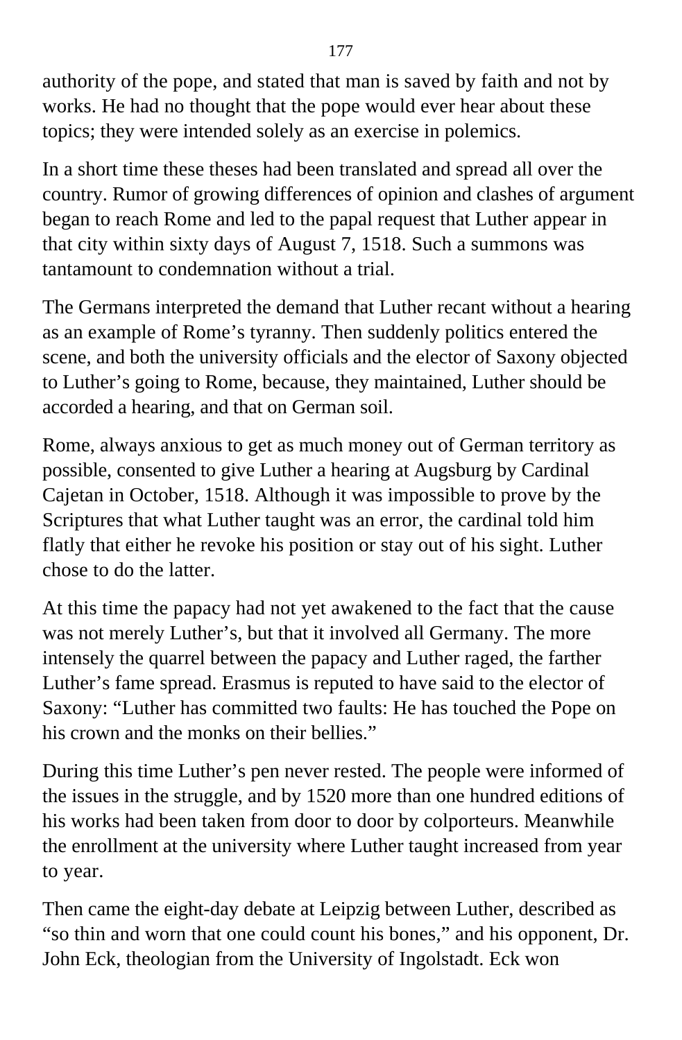authority of the pope, and stated that man is saved by faith and not by works. He had no thought that the pope would ever hear about these topics; they were intended solely as an exercise in polemics.

In a short time these theses had been translated and spread all over the country. Rumor of growing differences of opinion and clashes of argument began to reach Rome and led to the papal request that Luther appear in that city within sixty days of August 7, 1518. Such a summons was tantamount to condemnation without a trial.

The Germans interpreted the demand that Luther recant without a hearing as an example of Rome's tyranny. Then suddenly politics entered the scene, and both the university officials and the elector of Saxony objected to Luther's going to Rome, because, they maintained, Luther should be accorded a hearing, and that on German soil.

Rome, always anxious to get as much money out of German territory as possible, consented to give Luther a hearing at Augsburg by Cardinal Cajetan in October, 1518. Although it was impossible to prove by the Scriptures that what Luther taught was an error, the cardinal told him flatly that either he revoke his position or stay out of his sight. Luther chose to do the latter.

At this time the papacy had not yet awakened to the fact that the cause was not merely Luther's, but that it involved all Germany. The more intensely the quarrel between the papacy and Luther raged, the farther Luther's fame spread. Erasmus is reputed to have said to the elector of Saxony: "Luther has committed two faults: He has touched the Pope on his crown and the monks on their bellies."

During this time Luther's pen never rested. The people were informed of the issues in the struggle, and by 1520 more than one hundred editions of his works had been taken from door to door by colporteurs. Meanwhile the enrollment at the university where Luther taught increased from year to year.

Then came the eight-day debate at Leipzig between Luther, described as "so thin and worn that one could count his bones," and his opponent, Dr. John Eck, theologian from the University of Ingolstadt. Eck won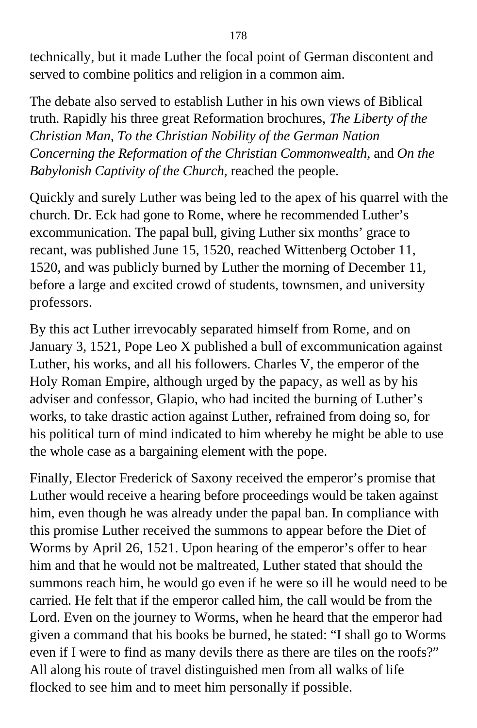technically, but it made Luther the focal point of German discontent and served to combine politics and religion in a common aim.

The debate also served to establish Luther in his own views of Biblical truth. Rapidly his three great Reformation brochures, *The Liberty of the Christian Man, To the Christian Nobility of the German Nation Concerning the Reformation of the Christian Commonwealth*, and *On the Babylonish Captivity of the Church*, reached the people.

Quickly and surely Luther was being led to the apex of his quarrel with the church. Dr. Eck had gone to Rome, where he recommended Luther's excommunication. The papal bull, giving Luther six months' grace to recant, was published June 15, 1520, reached Wittenberg October 11, 1520, and was publicly burned by Luther the morning of December 11, before a large and excited crowd of students, townsmen, and university professors.

By this act Luther irrevocably separated himself from Rome, and on January 3, 1521, Pope Leo X published a bull of excommunication against Luther, his works, and all his followers. Charles V, the emperor of the Holy Roman Empire, although urged by the papacy, as well as by his adviser and confessor, Glapio, who had incited the burning of Luther's works, to take drastic action against Luther, refrained from doing so, for his political turn of mind indicated to him whereby he might be able to use the whole case as a bargaining element with the pope.

Finally, Elector Frederick of Saxony received the emperor's promise that Luther would receive a hearing before proceedings would be taken against him, even though he was already under the papal ban. In compliance with this promise Luther received the summons to appear before the Diet of Worms by April 26, 1521. Upon hearing of the emperor's offer to hear him and that he would not be maltreated, Luther stated that should the summons reach him, he would go even if he were so ill he would need to be carried. He felt that if the emperor called him, the call would be from the Lord. Even on the journey to Worms, when he heard that the emperor had given a command that his books be burned, he stated: "I shall go to Worms even if I were to find as many devils there as there are tiles on the roofs?" All along his route of travel distinguished men from all walks of life flocked to see him and to meet him personally if possible.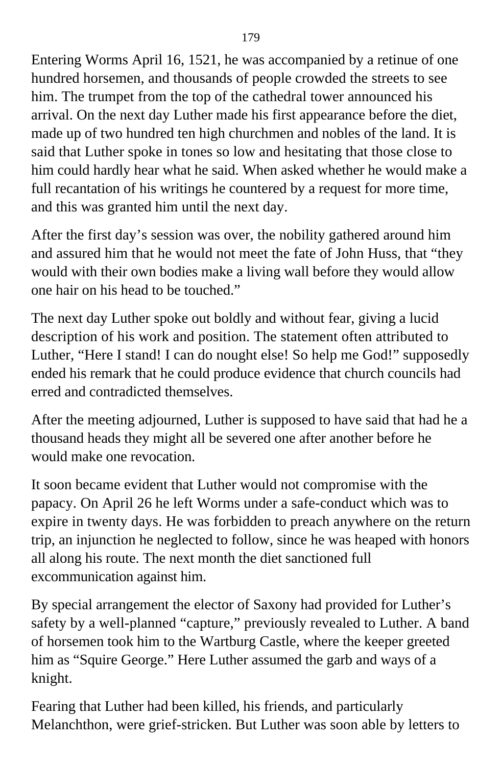Entering Worms April 16, 1521, he was accompanied by a retinue of one hundred horsemen, and thousands of people crowded the streets to see him. The trumpet from the top of the cathedral tower announced his arrival. On the next day Luther made his first appearance before the diet, made up of two hundred ten high churchmen and nobles of the land. It is said that Luther spoke in tones so low and hesitating that those close to him could hardly hear what he said. When asked whether he would make a full recantation of his writings he countered by a request for more time, and this was granted him until the next day.

After the first day's session was over, the nobility gathered around him and assured him that he would not meet the fate of John Huss, that "they would with their own bodies make a living wall before they would allow one hair on his head to be touched."

The next day Luther spoke out boldly and without fear, giving a lucid description of his work and position. The statement often attributed to Luther, "Here I stand! I can do nought else! So help me God!" supposedly ended his remark that he could produce evidence that church councils had erred and contradicted themselves.

After the meeting adjourned, Luther is supposed to have said that had he a thousand heads they might all be severed one after another before he would make one revocation.

It soon became evident that Luther would not compromise with the papacy. On April 26 he left Worms under a safe-conduct which was to expire in twenty days. He was forbidden to preach anywhere on the return trip, an injunction he neglected to follow, since he was heaped with honors all along his route. The next month the diet sanctioned full excommunication against him.

By special arrangement the elector of Saxony had provided for Luther's safety by a well-planned "capture," previously revealed to Luther. A band of horsemen took him to the Wartburg Castle, where the keeper greeted him as "Squire George." Here Luther assumed the garb and ways of a knight.

Fearing that Luther had been killed, his friends, and particularly Melanchthon, were grief-stricken. But Luther was soon able by letters to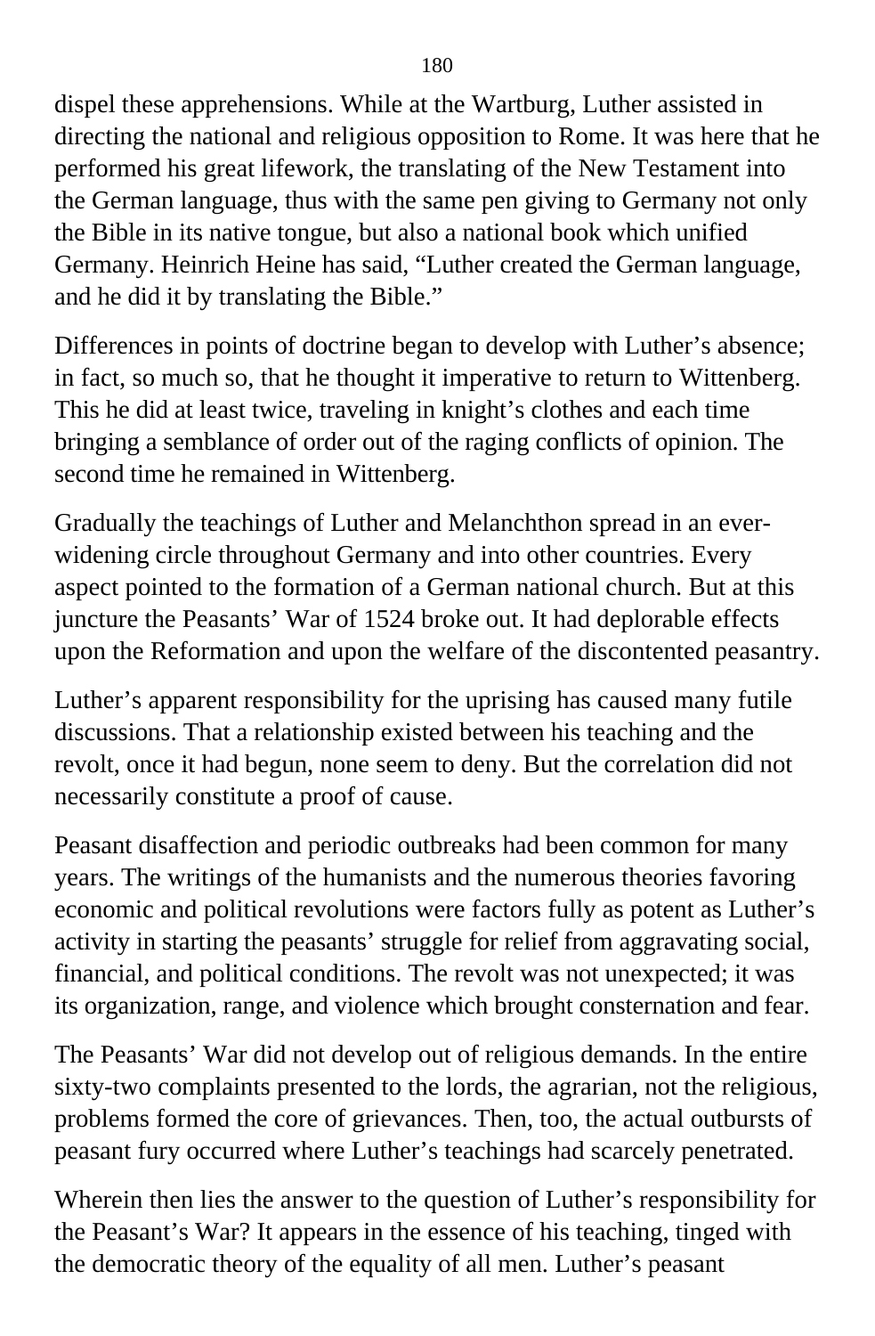dispel these apprehensions. While at the Wartburg, Luther assisted in directing the national and religious opposition to Rome. It was here that he performed his great lifework, the translating of the New Testament into the German language, thus with the same pen giving to Germany not only the Bible in its native tongue, but also a national book which unified Germany. Heinrich Heine has said, “Luther created the German language, and he did it by translating the Bible.”

Differences in points of doctrine began to develop with Luther’s absence; in fact, so much so, that he thought it imperative to return to Wittenberg. This he did at least twice, traveling in knight’s clothes and each time bringing a semblance of order out of the raging conflicts of opinion. The second time he remained in Wittenberg.

Gradually the teachings of Luther and Melanchthon spread in an ever-widening circle throughout Germany and into other countries. Every aspect pointed to the formation of a German national church. But at this juncture the Peasants’ War of 1524 broke out. It had deplorable effects upon the Reformation and upon the welfare of the discontented peasantry.

Luther’s apparent responsibility for the uprising has caused many futile discussions. That a relationship existed between his teaching and the revolt, once it had begun, none seem to deny. But the correlation did not necessarily constitute a proof of cause.

Peasant disaffection and periodic outbreaks had been common for many years. The writings of the humanists and the numerous theories favoring economic and political revolutions were factors fully as potent as Luther’s activity in starting the peasants’ struggle for relief from aggravating social, financial, and political conditions. The revolt was not unexpected; it was its organization, range, and violence which brought consternation and fear.

The Peasants’ War did not develop out of religious demands. In the entire sixty-two complaints presented to the lords, the agrarian, not the religious, problems formed the core of grievances. Then, too, the actual outbursts of peasant fury occurred where Luther’s teachings had scarcely penetrated.

Wherein then lies the answer to the question of Luther’s responsibility for the Peasant’s War? It appears in the essence of his teaching, tinged with the democratic theory of the equality of all men. Luther’s peasant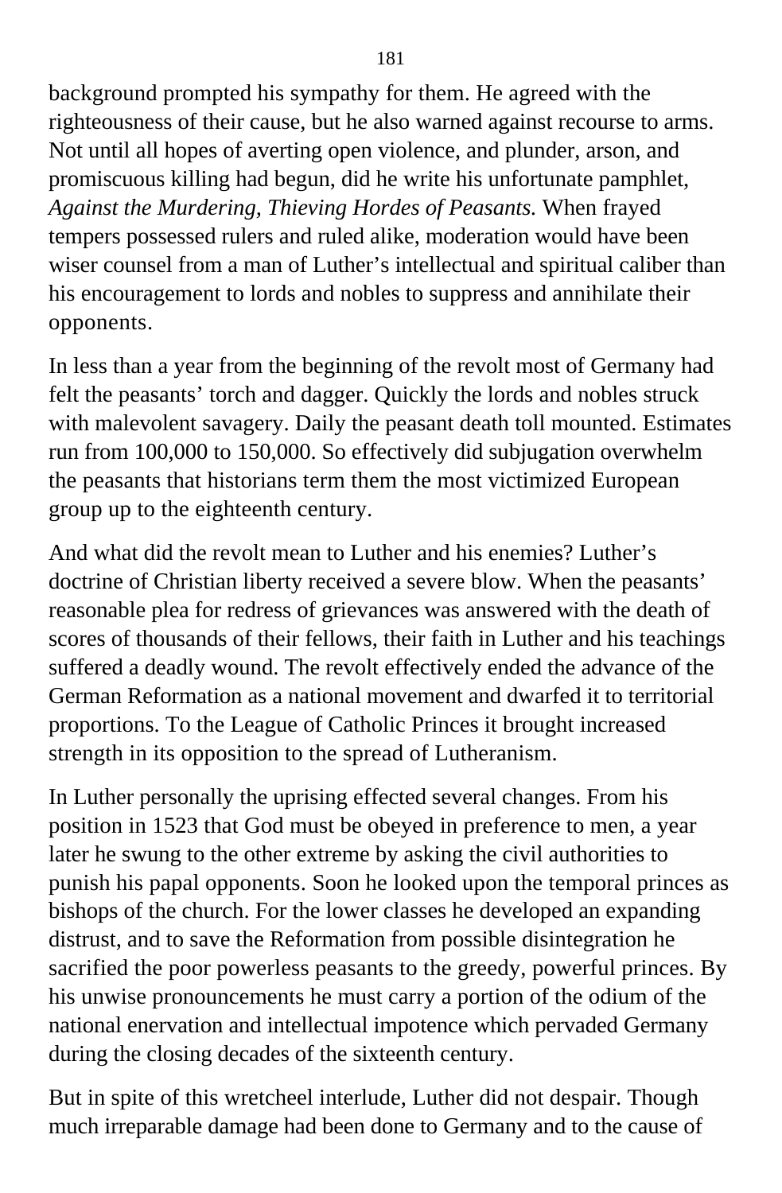background prompted his sympathy for them. He agreed with the righteousness of their cause, but he also warned against recourse to arms. Not until all hopes of averting open violence, and plunder, arson, and promiscuous killing had begun, did he write his unfortunate pamphlet, *Against the Murdering, Thieving Hordes of Peasants.* When frayed tempers possessed rulers and ruled alike, moderation would have been wiser counsel from a man of Luther's intellectual and spiritual caliber than his encouragement to lords and nobles to suppress and annihilate their opponents.

In less than a year from the beginning of the revolt most of Germany had felt the peasants' torch and dagger. Quickly the lords and nobles struck with malevolent savagery. Daily the peasant death toll mounted. Estimates run from 100,000 to 150,000. So effectively did subjugation overwhelm the peasants that historians term them the most victimized European group up to the eighteenth century.

And what did the revolt mean to Luther and his enemies? Luther's doctrine of Christian liberty received a severe blow. When the peasants' reasonable plea for redress of grievances was answered with the death of scores of thousands of their fellows, their faith in Luther and his teachings suffered a deadly wound. The revolt effectively ended the advance of the German Reformation as a national movement and dwarfed it to territorial proportions. To the League of Catholic Princes it brought increased strength in its opposition to the spread of Lutheranism.

In Luther personally the uprising effected several changes. From his position in 1523 that God must be obeyed in preference to men, a year later he swung to the other extreme by asking the civil authorities to punish his papal opponents. Soon he looked upon the temporal princes as bishops of the church. For the lower classes he developed an expanding distrust, and to save the Reformation from possible disintegration he sacrified the poor powerless peasants to the greedy, powerful princes. By his unwise pronouncements he must carry a portion of the odium of the national enervation and intellectual impotence which pervaded Germany during the closing decades of the sixteenth century.

But in spite of this wretcheel interlude, Luther did not despair. Though much irreparable damage had been done to Germany and to the cause of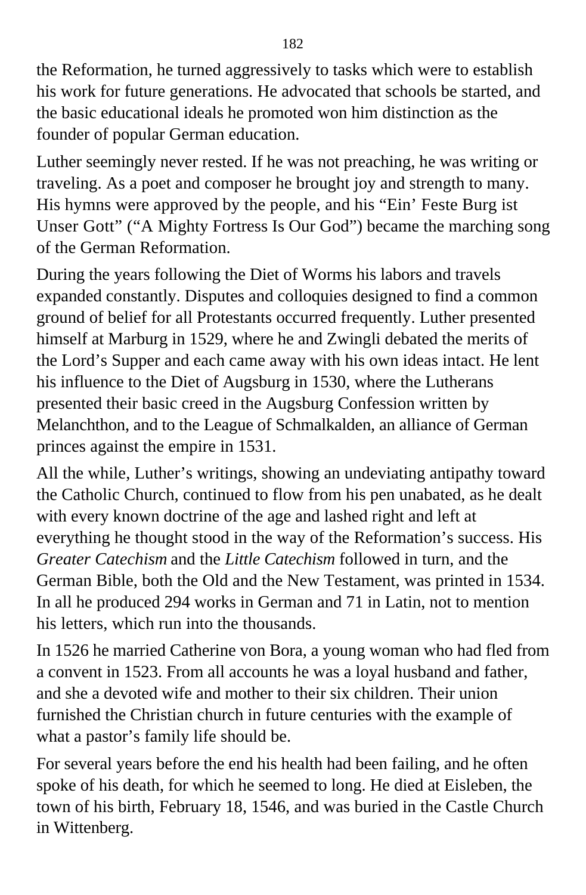the Reformation, he turned aggressively to tasks which were to establish his work for future generations. He advocated that schools be started, and the basic educational ideals he promoted won him distinction as the founder of popular German education.

Luther seemingly never rested. If he was not preaching, he was writing or traveling. As a poet and composer he brought joy and strength to many. His hymns were approved by the people, and his "Ein' Feste Burg ist Unser Gott" ("A Mighty Fortress Is Our God") became the marching song of the German Reformation.

During the years following the Diet of Worms his labors and travels expanded constantly. Disputes and colloquies designed to find a common ground of belief for all Protestants occurred frequently. Luther presented himself at Marburg in 1529, where he and Zwingli debated the merits of the Lord's Supper and each came away with his own ideas intact. He lent his influence to the Diet of Augsburg in 1530, where the Lutherans presented their basic creed in the Augsburg Confession written by Melanchthon, and to the League of Schmalkalden, an alliance of German princes against the empire in 1531.

All the while, Luther's writings, showing an undeviating antipathy toward the Catholic Church, continued to flow from his pen unabated, as he dealt with every known doctrine of the age and lashed right and left at everything he thought stood in the way of the Reformation's success. His *Greater Catechism* and the *Little Catechism* followed in turn, and the German Bible, both the Old and the New Testament, was printed in 1534. In all he produced 294 works in German and 71 in Latin, not to mention his letters, which run into the thousands.

In 1526 he married Catherine von Bora, a young woman who had fled from a convent in 1523. From all accounts he was a loyal husband and father, and she a devoted wife and mother to their six children. Their union furnished the Christian church in future centuries with the example of what a pastor's family life should be.

For several years before the end his health had been failing, and he often spoke of his death, for which he seemed to long. He died at Eisleben, the town of his birth, February 18, 1546, and was buried in the Castle Church in Wittenberg.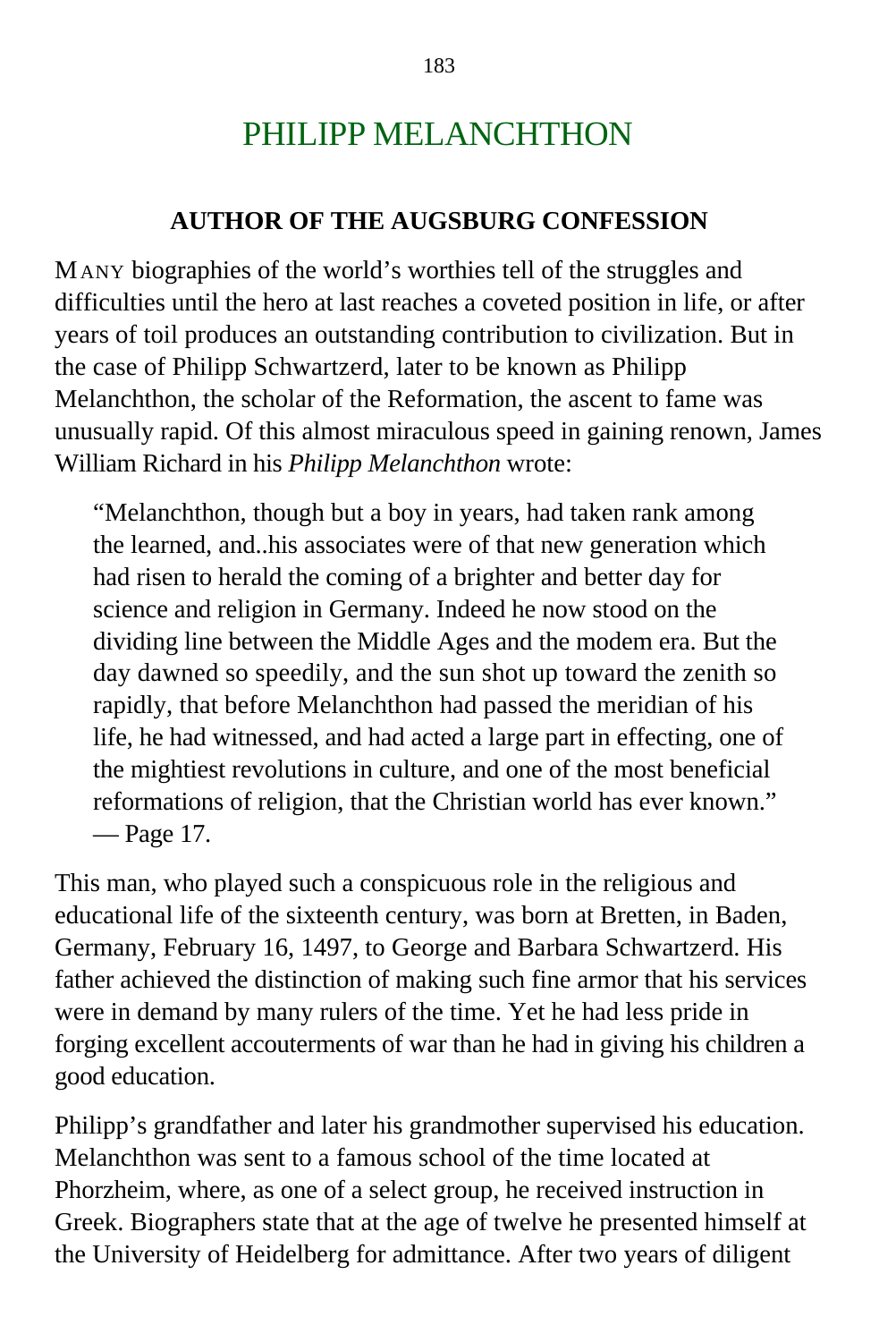# PHILIPP MELANCHTHON

## AUTHOR OF THE AUGSBURG CONFESSION

MANY biographies of the world's worthies tell of the struggles and difficulties until the hero at last reaches a coveted position in life, or after years of toil produces an outstanding contribution to civilization. But in the case of Philipp Schwartzerd, later to be known as Philipp Melanchthon, the scholar of the Reformation, the ascent to fame was unusually rapid. Of this almost miraculous speed in gaining renown, James William Richard in his *Philipp Melanchthon* wrote:

> "Melanchthon, though but a boy in years, had taken rank among the learned, and..his associates were of that new generation which had risen to herald the coming of a brighter and better day for science and religion in Germany. Indeed he now stood on the dividing line between the Middle Ages and the modem era. But the day dawned so speedily, and the sun shot up toward the zenith so rapidly, that before Melanchthon had passed the meridian of his life, he had witnessed, and had acted a large part in effecting, one of the mightiest revolutions in culture, and one of the most beneficial reformations of religion, that the Christian world has ever known." — Page 17.

This man, who played such a conspicuous role in the religious and educational life of the sixteenth century, was born at Bretten, in Baden, Germany, February 16, 1497, to George and Barbara Schwartzerd. His father achieved the distinction of making such fine armor that his services were in demand by many rulers of the time. Yet he had less pride in forging excellent accouterments of war than he had in giving his children a good education.

Philipp's grandfather and later his grandmother supervised his education. Melanchthon was sent to a famous school of the time located at Phorzheim, where, as one of a select group, he received instruction in Greek. Biographers state that at the age of twelve he presented himself at the University of Heidelberg for admittance. After two years of diligent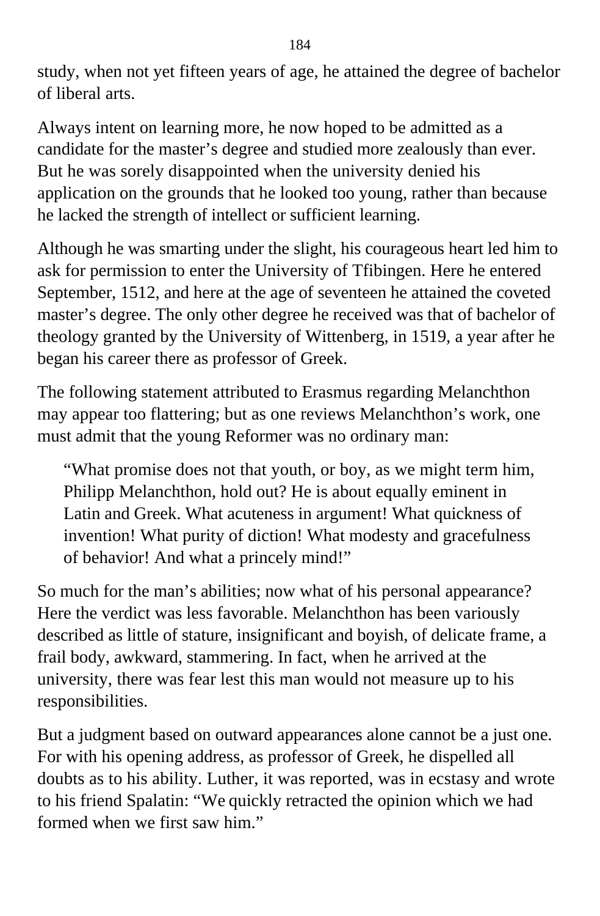study, when not yet fifteen years of age, he attained the degree of bachelor of liberal arts.

Always intent on learning more, he now hoped to be admitted as a candidate for the master's degree and studied more zealously than ever. But he was sorely disappointed when the university denied his application on the grounds that he looked too young, rather than because he lacked the strength of intellect or sufficient learning.

Although he was smarting under the slight, his courageous heart led him to ask for permission to enter the University of Tfibingen. Here he entered September, 1512, and here at the age of seventeen he attained the coveted master's degree. The only other degree he received was that of bachelor of theology granted by the University of Wittenberg, in 1519, a year after he began his career there as professor of Greek.

The following statement attributed to Erasmus regarding Melanchthon may appear too flattering; but as one reviews Melanchthon's work, one must admit that the young Reformer was no ordinary man:

> "What promise does not that youth, or boy, as we might term him, Philipp Melanchthon, hold out? He is about equally eminent in Latin and Greek. What acuteness in argument! What quickness of invention! What purity of diction! What modesty and gracefulness of behavior! And what a princely mind!"

So much for the man's abilities; now what of his personal appearance? Here the verdict was less favorable. Melanchthon has been variously described as little of stature, insignificant and boyish, of delicate frame, a frail body, awkward, stammering. In fact, when he arrived at the university, there was fear lest this man would not measure up to his responsibilities.

But a judgment based on outward appearances alone cannot be a just one. For with his opening address, as professor of Greek, he dispelled all doubts as to his ability. Luther, it was reported, was in ecstasy and wrote to his friend Spalatin: "We quickly retracted the opinion which we had formed when we first saw him."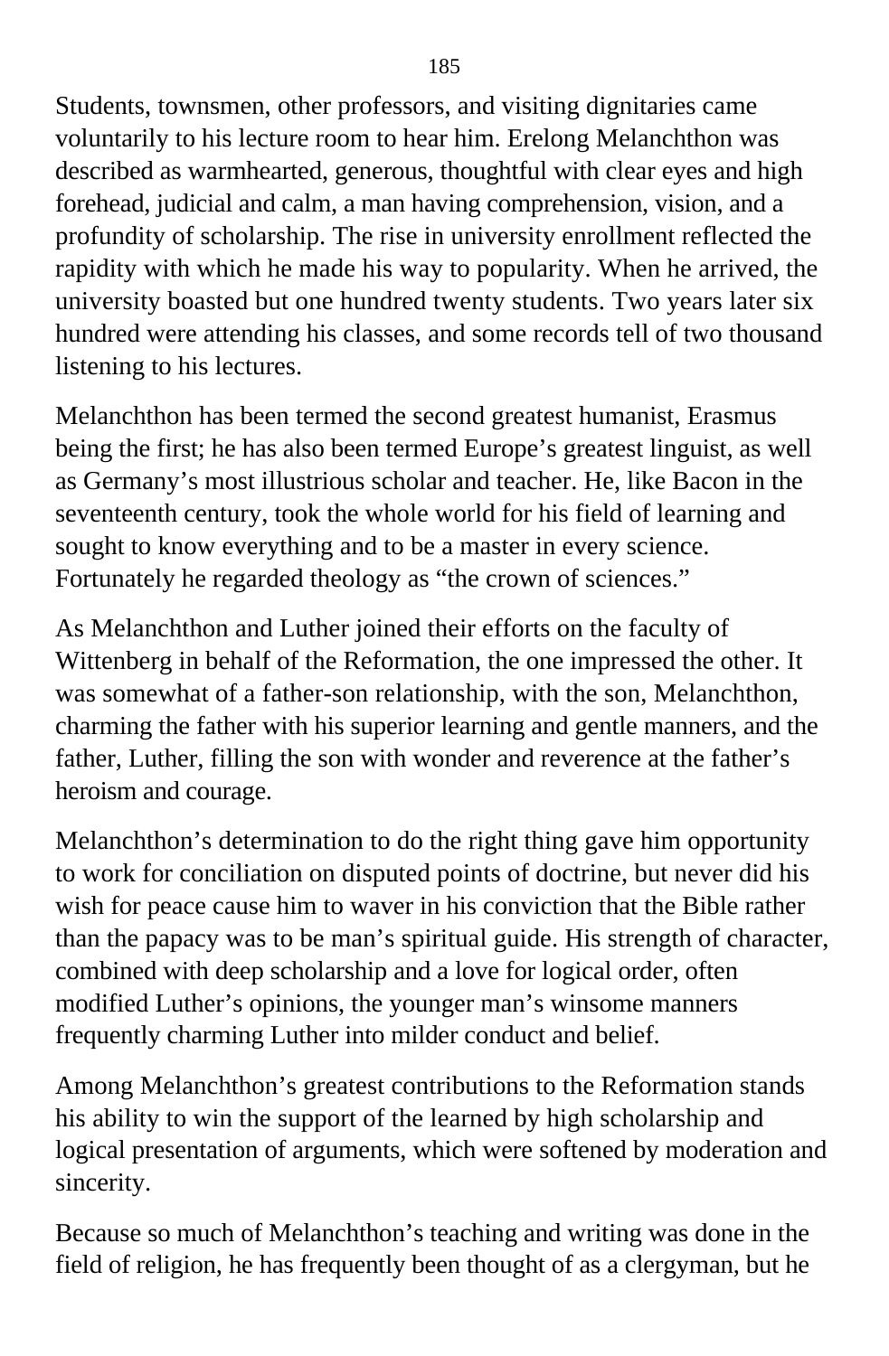Students, townsmen, other professors, and visiting dignitaries came voluntarily to his lecture room to hear him. Erelong Melanchthon was described as warmhearted, generous, thoughtful with clear eyes and high forehead, judicial and calm, a man having comprehension, vision, and a profundity of scholarship. The rise in university enrollment reflected the rapidity with which he made his way to popularity. When he arrived, the university boasted but one hundred twenty students. Two years later six hundred were attending his classes, and some records tell of two thousand listening to his lectures.

Melanchthon has been termed the second greatest humanist, Erasmus being the first; he has also been termed Europe's greatest linguist, as well as Germany's most illustrious scholar and teacher. He, like Bacon in the seventeenth century, took the whole world for his field of learning and sought to know everything and to be a master in every science. Fortunately he regarded theology as "the crown of sciences."

As Melanchthon and Luther joined their efforts on the faculty of Wittenberg in behalf of the Reformation, the one impressed the other. It was somewhat of a father-son relationship, with the son, Melanchthon, charming the father with his superior learning and gentle manners, and the father, Luther, filling the son with wonder and reverence at the father's heroism and courage.

Melanchthon's determination to do the right thing gave him opportunity to work for conciliation on disputed points of doctrine, but never did his wish for peace cause him to waver in his conviction that the Bible rather than the papacy was to be man's spiritual guide. His strength of character, combined with deep scholarship and a love for logical order, often modified Luther's opinions, the younger man's winsome manners frequently charming Luther into milder conduct and belief.

Among Melanchthon's greatest contributions to the Reformation stands his ability to win the support of the learned by high scholarship and logical presentation of arguments, which were softened by moderation and sincerity.

Because so much of Melanchthon's teaching and writing was done in the field of religion, he has frequently been thought of as a clergyman, but he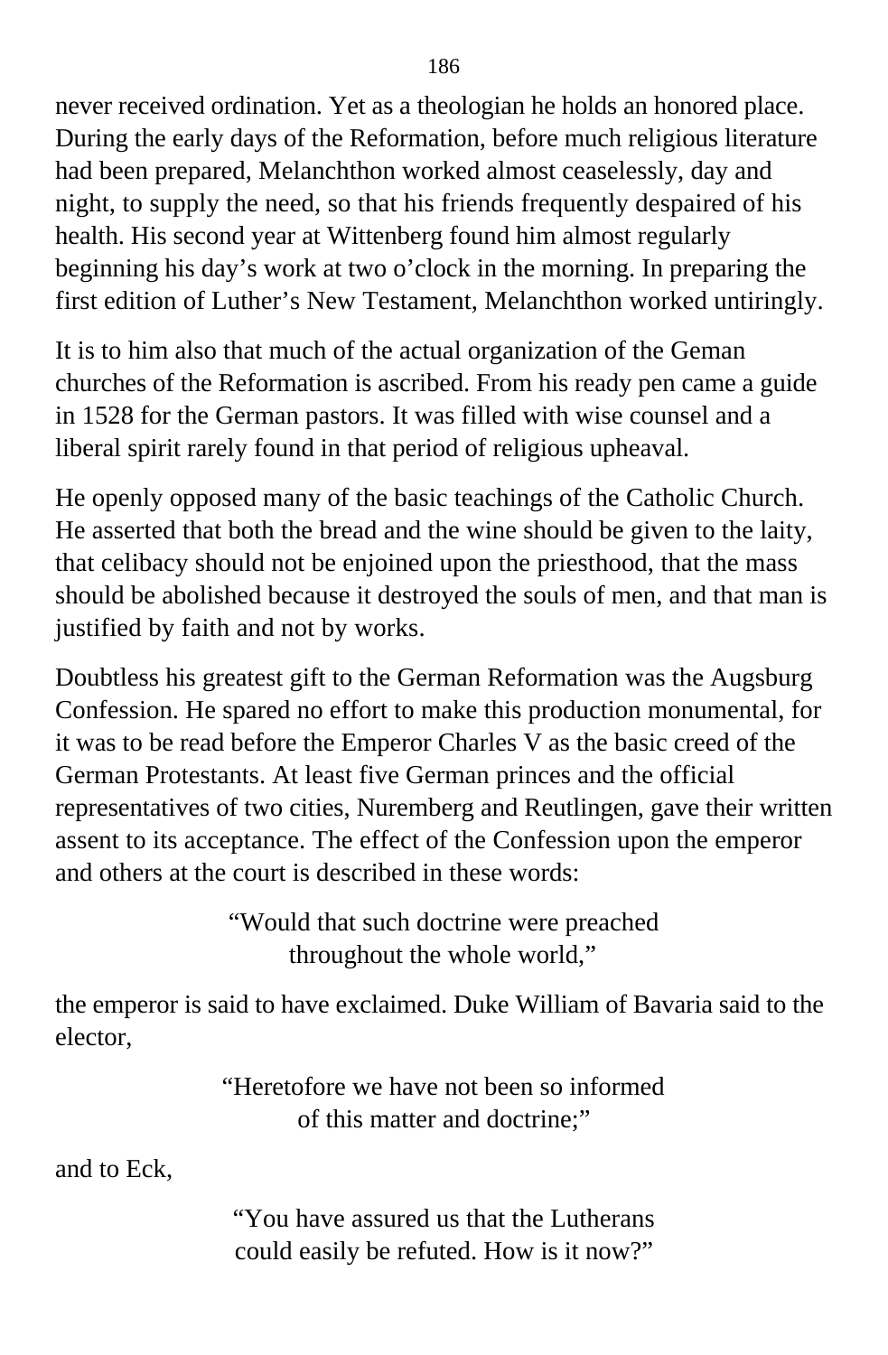never received ordination. Yet as a theologian he holds an honored place. During the early days of the Reformation, before much religious literature had been prepared, Melanchthon worked almost ceaselessly, day and night, to supply the need, so that his friends frequently despaired of his health. His second year at Wittenberg found him almost regularly beginning his day's work at two o'clock in the morning. In preparing the first edition of Luther's New Testament, Melanchthon worked untiringly.

It is to him also that much of the actual organization of the Geman churches of the Reformation is ascribed. From his ready pen came a guide in 1528 for the German pastors. It was filled with wise counsel and a liberal spirit rarely found in that period of religious upheaval.

He openly opposed many of the basic teachings of the Catholic Church. He asserted that both the bread and the wine should be given to the laity, that celibacy should not be enjoined upon the priesthood, that the mass should be abolished because it destroyed the souls of men, and that man is justified by faith and not by works.

Doubtless his greatest gift to the German Reformation was the Augsburg Confession. He spared no effort to make this production monumental, for it was to be read before the Emperor Charles V as the basic creed of the German Protestants. At least five German princes and the official representatives of two cities, Nuremberg and Reutlingen, gave their written assent to its acceptance. The effect of the Confession upon the emperor and others at the court is described in these words:

> "Would that such doctrine were preached throughout the whole world,"

the emperor is said to have exclaimed. Duke William of Bavaria said to the elector,

> "Heretofore we have not been so informed of this matter and doctrine;"

and to Eck,

> "You have assured us that the Lutherans could easily be refuted. How is it now?"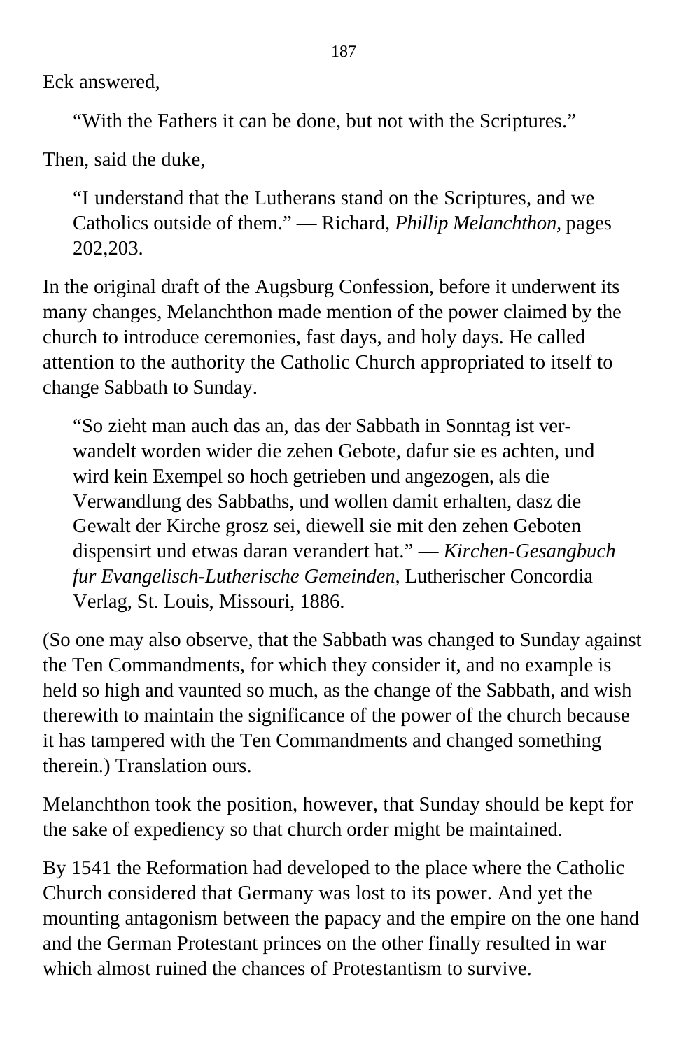Eck answered,

> "With the Fathers it can be done, but not with the Scriptures."

Then, said the duke,

> "I understand that the Lutherans stand on the Scriptures, and we Catholics outside of them." — Richard, *Phillip Melanchthon,* pages 202,203.

In the original draft of the Augsburg Confession, before it underwent its many changes, Melanchthon made mention of the power claimed by the church to introduce ceremonies, fast days, and holy days. He called attention to the authority the Catholic Church appropriated to itself to change Sabbath to Sunday.

> "So zieht man auch das an, das der Sabbath in Sonntag ist verwandelt worden wider die zehen Gebote, dafur sie es achten, und wird kein Exempel so hoch getrieben und angezogen, als die Verwandlung des Sabbaths, und wollen damit erhalten, dasz die Gewalt der Kirche grosz sei, diewell sie mit den zehen Geboten dispensirt und etwas daran verandert hat." — *Kirchen-Gesangbuch fur Evangelisch-Lutherische Gemeinden,* Lutherischer Concordia Verlag, St. Louis, Missouri, 1886.

(So one may also observe, that the Sabbath was changed to Sunday against the Ten Commandments, for which they consider it, and no example is held so high and vaunted so much, as the change of the Sabbath, and wish therewith to maintain the significance of the power of the church because it has tampered with the Ten Commandments and changed something therein.) Translation ours.

Melanchthon took the position, however, that Sunday should be kept for the sake of expediency so that church order might be maintained.

By 1541 the Reformation had developed to the place where the Catholic Church considered that Germany was lost to its power. And yet the mounting antagonism between the papacy and the empire on the one hand and the German Protestant princes on the other finally resulted in war which almost ruined the chances of Protestantism to survive.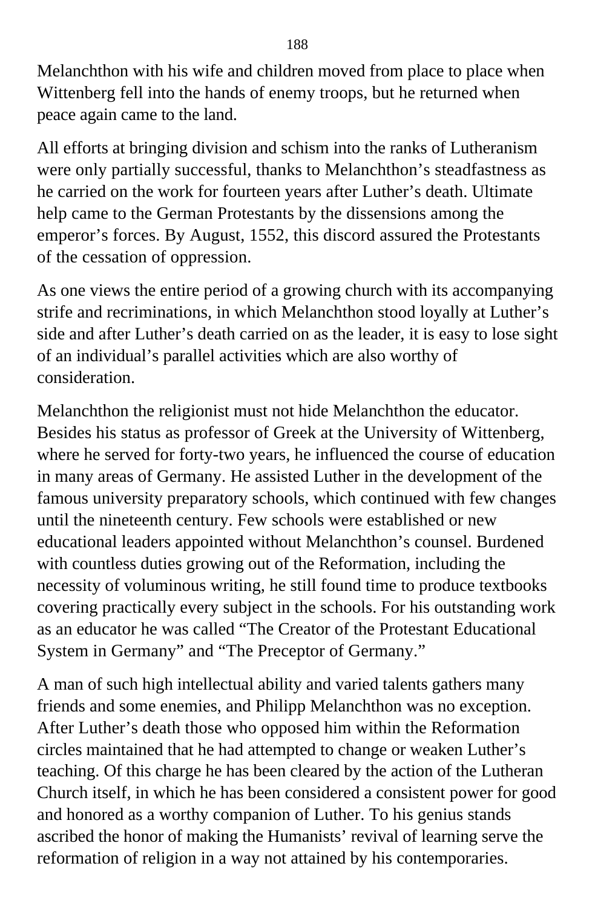Melanchthon with his wife and children moved from place to place when Wittenberg fell into the hands of enemy troops, but he returned when peace again came to the land.

All efforts at bringing division and schism into the ranks of Lutheranism were only partially successful, thanks to Melanchthon's steadfastness as he carried on the work for fourteen years after Luther's death. Ultimate help came to the German Protestants by the dissensions among the emperor's forces. By August, 1552, this discord assured the Protestants of the cessation of oppression.

As one views the entire period of a growing church with its accompanying strife and recriminations, in which Melanchthon stood loyally at Luther's side and after Luther's death carried on as the leader, it is easy to lose sight of an individual's parallel activities which are also worthy of consideration.

Melanchthon the religionist must not hide Melanchthon the educator. Besides his status as professor of Greek at the University of Wittenberg, where he served for forty-two years, he influenced the course of education in many areas of Germany. He assisted Luther in the development of the famous university preparatory schools, which continued with few changes until the nineteenth century. Few schools were established or new educational leaders appointed without Melanchthon's counsel. Burdened with countless duties growing out of the Reformation, including the necessity of voluminous writing, he still found time to produce textbooks covering practically every subject in the schools. For his outstanding work as an educator he was called "The Creator of the Protestant Educational System in Germany" and "The Preceptor of Germany."

A man of such high intellectual ability and varied talents gathers many friends and some enemies, and Philipp Melanchthon was no exception. After Luther's death those who opposed him within the Reformation circles maintained that he had attempted to change or weaken Luther's teaching. Of this charge he has been cleared by the action of the Lutheran Church itself, in which he has been considered a consistent power for good and honored as a worthy companion of Luther. To his genius stands ascribed the honor of making the Humanists' revival of learning serve the reformation of religion in a way not attained by his contemporaries.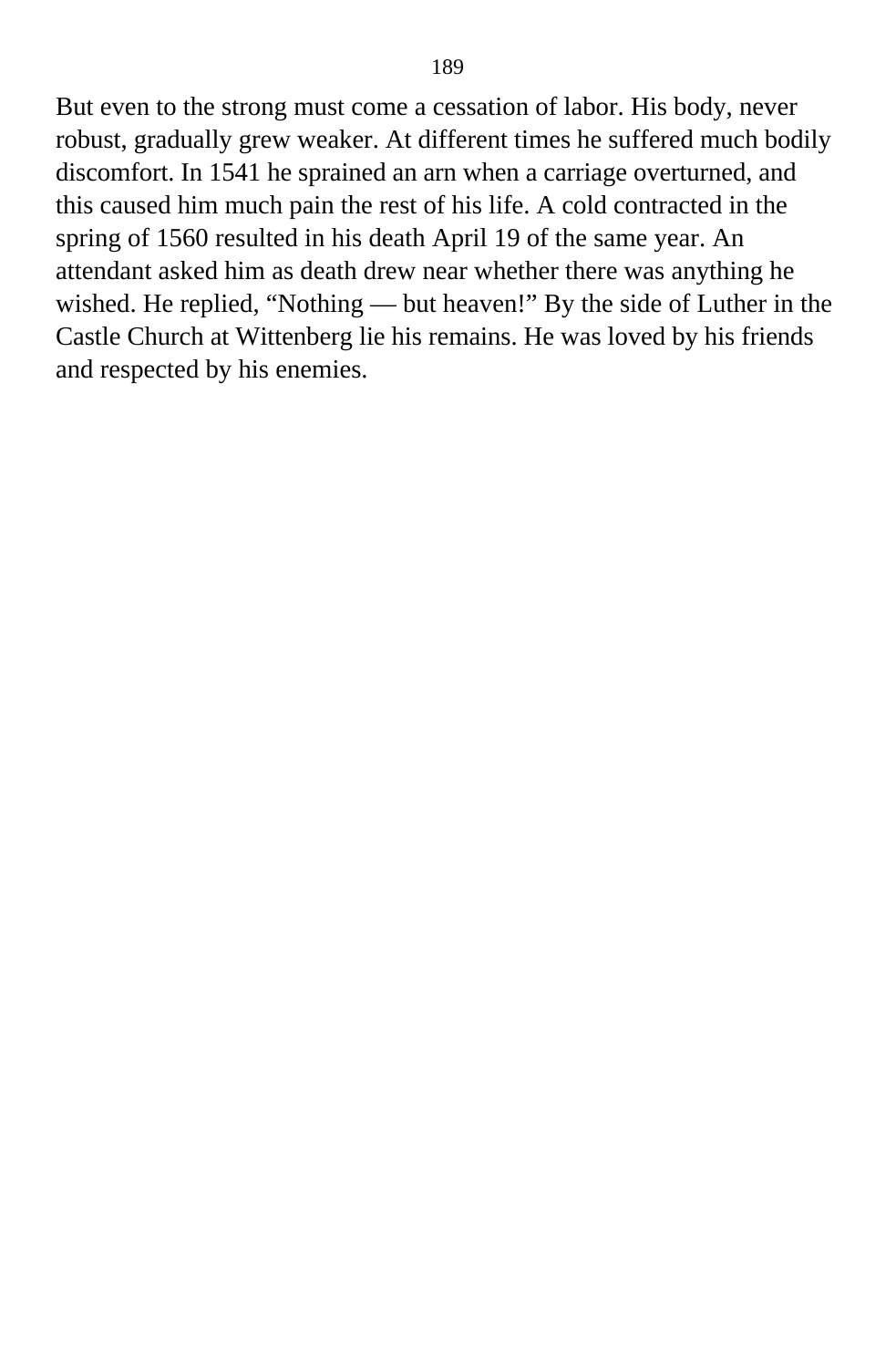But even to the strong must come a cessation of labor. His body, never robust, gradually grew weaker. At different times he suffered much bodily discomfort. In 1541 he sprained an arn when a carriage overturned, and this caused him much pain the rest of his life. A cold contracted in the spring of 1560 resulted in his death April 19 of the same year. An attendant asked him as death drew near whether there was anything he wished. He replied, “Nothing — but heaven!” By the side of Luther in the Castle Church at Wittenberg lie his remains. He was loved by his friends and respected by his enemies.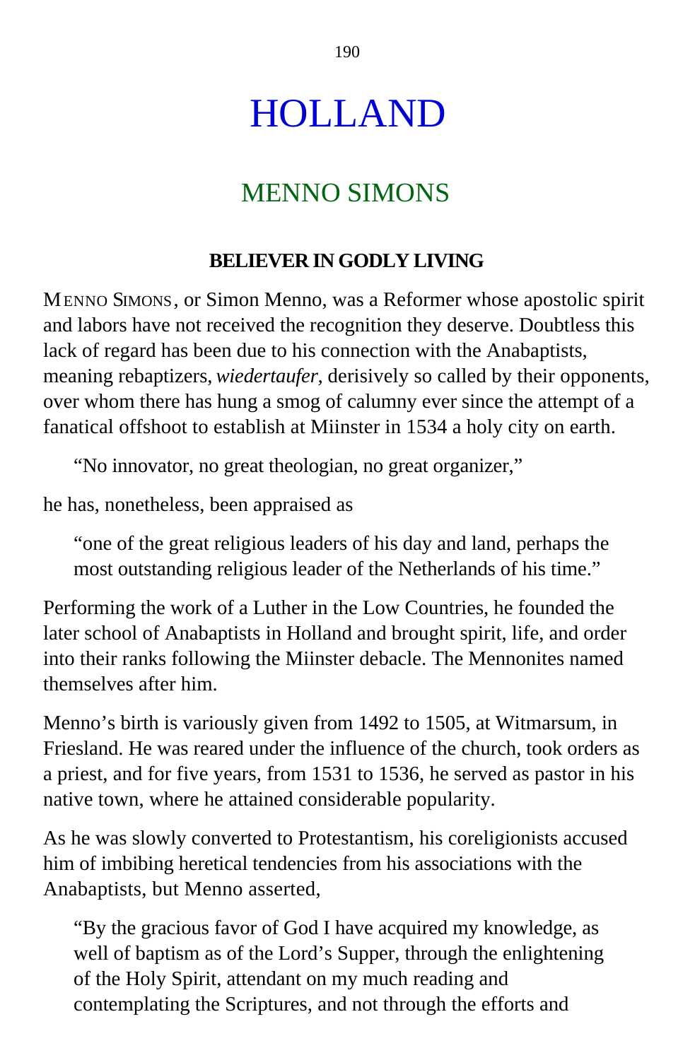# HOLLAND

## MENNO SIMONS

### BELIEVER IN GODLY LIVING

MENNO SIMONS, or Simon Menno, was a Reformer whose apostolic spirit and labors have not received the recognition they deserve. Doubtless this lack of regard has been due to his connection with the Anabaptists, meaning rebaptizers, *wiedertaufer*, derisively so called by their opponents, over whom there has hung a smog of calumny ever since the attempt of a fanatical offshoot to establish at Miinster in 1534 a holy city on earth.

> "No innovator, no great theologian, no great organizer,"

he has, nonetheless, been appraised as

> "one of the great religious leaders of his day and land, perhaps the most outstanding religious leader of the Netherlands of his time."

Performing the work of a Luther in the Low Countries, he founded the later school of Anabaptists in Holland and brought spirit, life, and order into their ranks following the Miinster debacle. The Mennonites named themselves after him.

Menno's birth is variously given from 1492 to 1505, at Witmarsum, in Friesland. He was reared under the influence of the church, took orders as a priest, and for five years, from 1531 to 1536, he served as pastor in his native town, where he attained considerable popularity.

As he was slowly converted to Protestantism, his coreligionists accused him of imbibing heretical tendencies from his associations with the Anabaptists, but Menno asserted,

> "By the gracious favor of God I have acquired my knowledge, as well of baptism as of the Lord's Supper, through the enlightening of the Holy Spirit, attendant on my much reading and contemplating the Scriptures, and not through the efforts and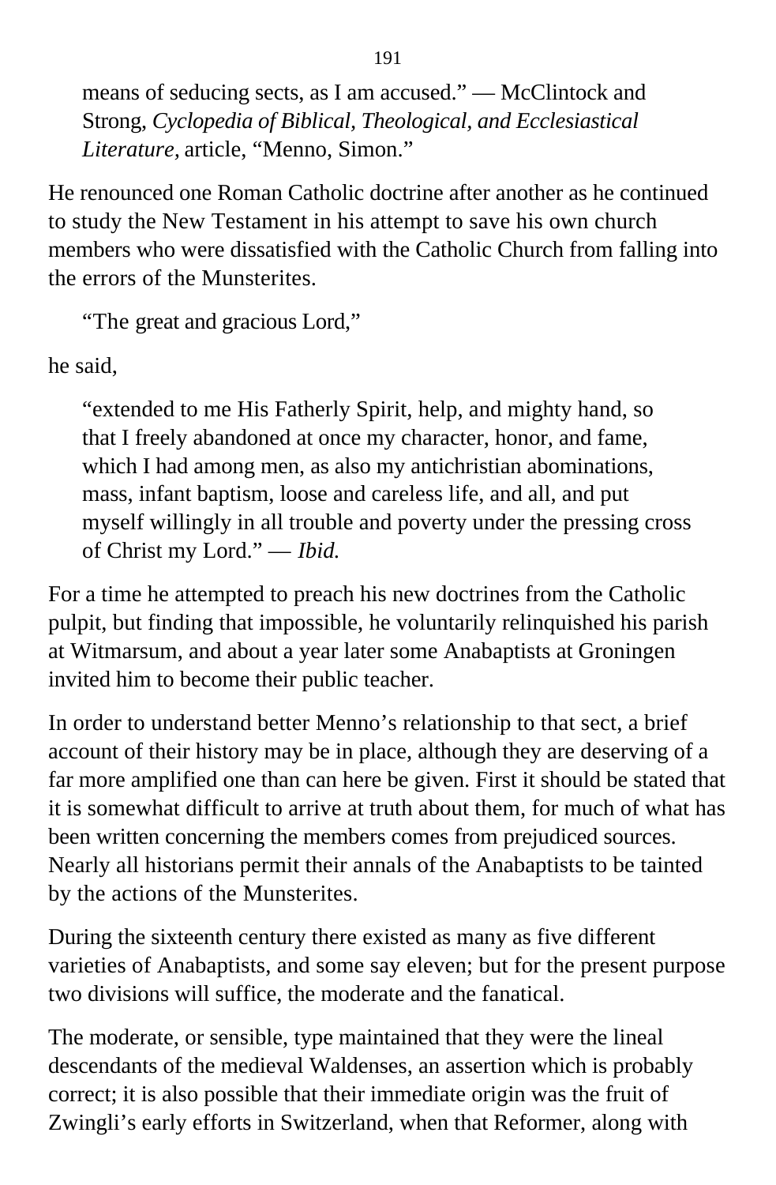> means of seducing sects, as I am accused." — McClintock and Strong, *Cyclopedia of Biblical, Theological, and Ecclesiastical Literature,* article, "Menno, Simon."

He renounced one Roman Catholic doctrine after another as he continued to study the New Testament in his attempt to save his own church members who were dissatisfied with the Catholic Church from falling into the errors of the Munsterites.

> "The great and gracious Lord,"

he said,

> "extended to me His Fatherly Spirit, help, and mighty hand, so that I freely abandoned at once my character, honor, and fame, which I had among men, as also my antichristian abominations, mass, infant baptism, loose and careless life, and all, and put myself willingly in all trouble and poverty under the pressing cross of Christ my Lord." — *Ibid.*

For a time he attempted to preach his new doctrines from the Catholic pulpit, but finding that impossible, he voluntarily relinquished his parish at Witmarsum, and about a year later some Anabaptists at Groningen invited him to become their public teacher.

In order to understand better Menno's relationship to that sect, a brief account of their history may be in place, although they are deserving of a far more amplified one than can here be given. First it should be stated that it is somewhat difficult to arrive at truth about them, for much of what has been written concerning the members comes from prejudiced sources. Nearly all historians permit their annals of the Anabaptists to be tainted by the actions of the Munsterites.

During the sixteenth century there existed as many as five different varieties of Anabaptists, and some say eleven; but for the present purpose two divisions will suffice, the moderate and the fanatical.

The moderate, or sensible, type maintained that they were the lineal descendants of the medieval Waldenses, an assertion which is probably correct; it is also possible that their immediate origin was the fruit of Zwingli's early efforts in Switzerland, when that Reformer, along with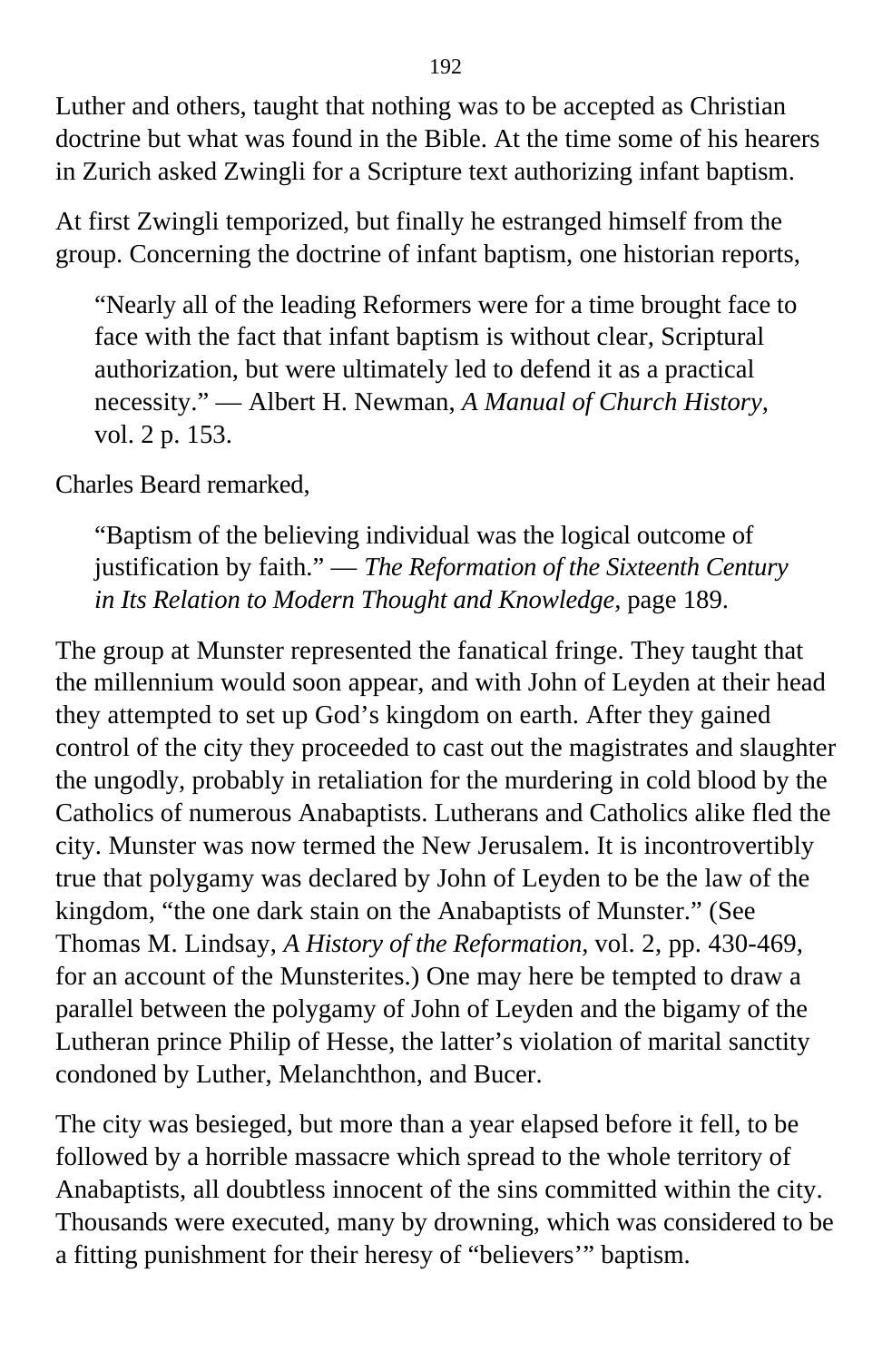Luther and others, taught that nothing was to be accepted as Christian doctrine but what was found in the Bible. At the time some of his hearers in Zurich asked Zwingli for a Scripture text authorizing infant baptism.

At first Zwingli temporized, but finally he estranged himself from the group. Concerning the doctrine of infant baptism, one historian reports,

> "Nearly all of the leading Reformers were for a time brought face to face with the fact that infant baptism is without clear, Scriptural authorization, but were ultimately led to defend it as a practical necessity." — Albert H. Newman, *A Manual of Church History*, vol. 2 p. 153.

Charles Beard remarked,

> "Baptism of the believing individual was the logical outcome of justification by faith." — *The Reformation of the Sixteenth Century in Its Relation to Modern Thought and Knowledge*, page 189.

The group at Munster represented the fanatical fringe. They taught that the millennium would soon appear, and with John of Leyden at their head they attempted to set up God's kingdom on earth. After they gained control of the city they proceeded to cast out the magistrates and slaughter the ungodly, probably in retaliation for the murdering in cold blood by the Catholics of numerous Anabaptists. Lutherans and Catholics alike fled the city. Munster was now termed the New Jerusalem. It is incontrovertibly true that polygamy was declared by John of Leyden to be the law of the kingdom, "the one dark stain on the Anabaptists of Munster." (See Thomas M. Lindsay, *A History of the Reformation*, vol. 2, pp. 430-469, for an account of the Munsterites.) One may here be tempted to draw a parallel between the polygamy of John of Leyden and the bigamy of the Lutheran prince Philip of Hesse, the latter's violation of marital sanctity condoned by Luther, Melanchthon, and Bucer.

The city was besieged, but more than a year elapsed before it fell, to be followed by a horrible massacre which spread to the whole territory of Anabaptists, all doubtless innocent of the sins committed within the city. Thousands were executed, many by drowning, which was considered to be a fitting punishment for their heresy of "believers'" baptism.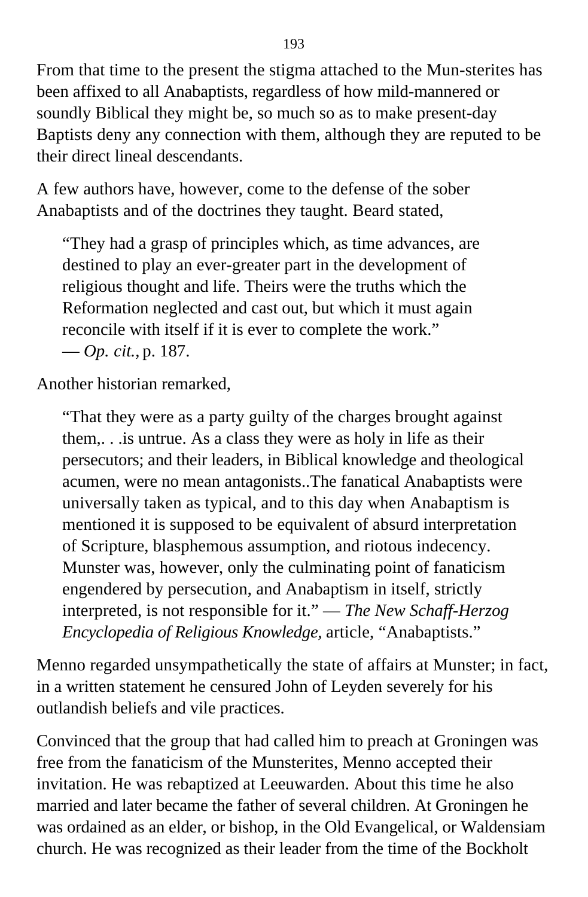From that time to the present the stigma attached to the Mun-sterites has been affixed to all Anabaptists, regardless of how mild-mannered or soundly Biblical they might be, so much so as to make present-day Baptists deny any connection with them, although they are reputed to be their direct lineal descendants.

A few authors have, however, come to the defense of the sober Anabaptists and of the doctrines they taught. Beard stated,

> "They had a grasp of principles which, as time advances, are destined to play an ever-greater part in the development of religious thought and life. Theirs were the truths which the Reformation neglected and cast out, but which it must again reconcile with itself if it is ever to complete the work."
> — *Op. cit.,* p. 187.

Another historian remarked,

> "That they were as a party guilty of the charges brought against them,. . .is untrue. As a class they were as holy in life as their persecutors; and their leaders, in Biblical knowledge and theological acumen, were no mean antagonists..The fanatical Anabaptists were universally taken as typical, and to this day when Anabaptism is mentioned it is supposed to be equivalent of absurd interpretation of Scripture, blasphemous assumption, and riotous indecency. Munster was, however, only the culminating point of fanaticism engendered by persecution, and Anabaptism in itself, strictly interpreted, is not responsible for it." — *The New Schaff-Herzog Encyclopedia of Religious Knowledge,* article, "Anabaptists."

Menno regarded unsympathetically the state of affairs at Munster; in fact, in a written statement he censured John of Leyden severely for his outlandish beliefs and vile practices.

Convinced that the group that had called him to preach at Groningen was free from the fanaticism of the Munsterites, Menno accepted their invitation. He was rebaptized at Leeuwarden. About this time he also married and later became the father of several children. At Groningen he was ordained as an elder, or bishop, in the Old Evangelical, or Waldensiam church. He was recognized as their leader from the time of the Bockholt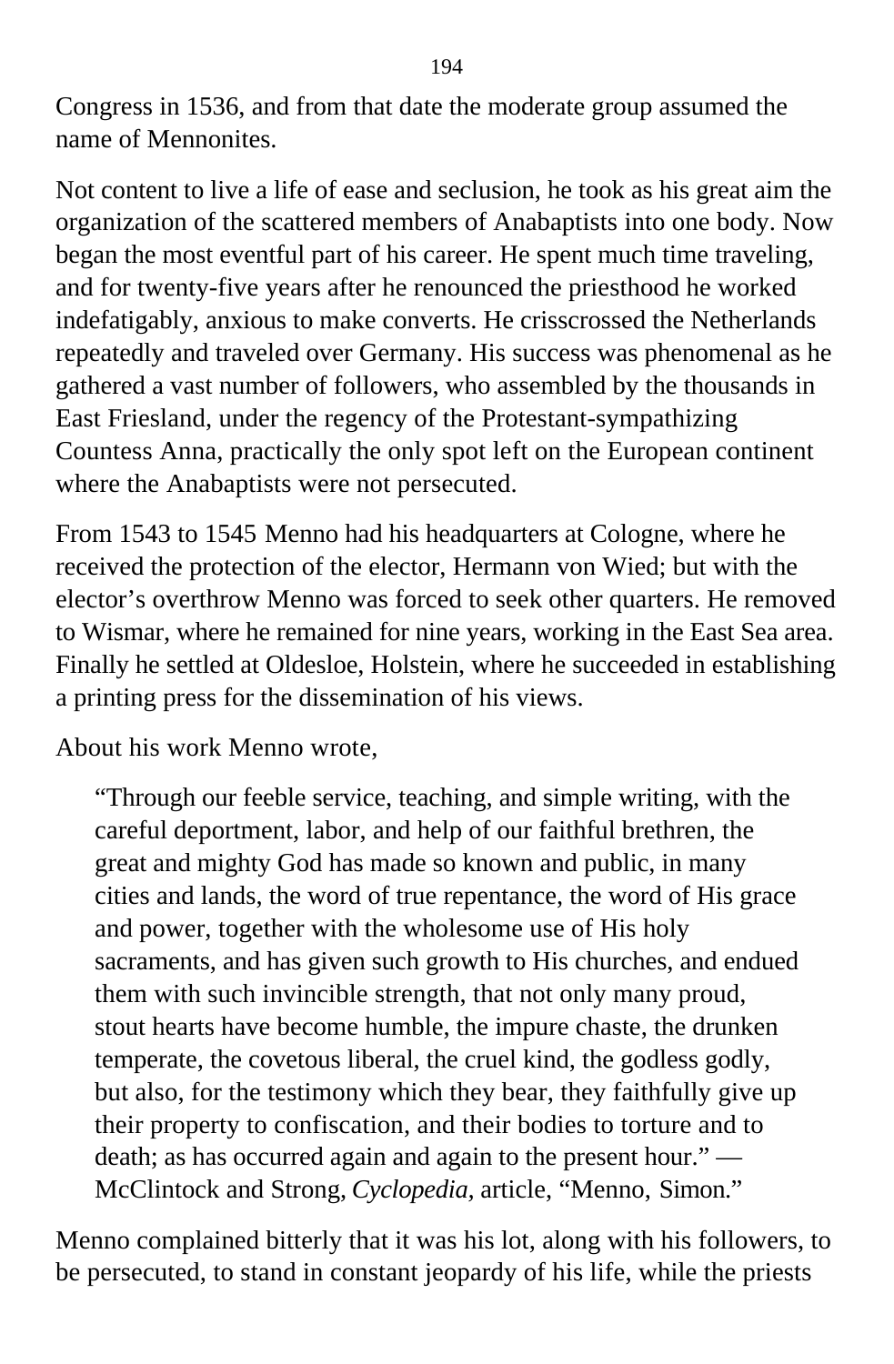Congress in 1536, and from that date the moderate group assumed the name of Mennonites.

Not content to live a life of ease and seclusion, he took as his great aim the organization of the scattered members of Anabaptists into one body. Now began the most eventful part of his career. He spent much time traveling, and for twenty-five years after he renounced the priesthood he worked indefatigably, anxious to make converts. He crisscrossed the Netherlands repeatedly and traveled over Germany. His success was phenomenal as he gathered a vast number of followers, who assembled by the thousands in East Friesland, under the regency of the Protestant-sympathizing Countess Anna, practically the only spot left on the European continent where the Anabaptists were not persecuted.

From 1543 to 1545 Menno had his headquarters at Cologne, where he received the protection of the elector, Hermann von Wied; but with the elector's overthrow Menno was forced to seek other quarters. He removed to Wismar, where he remained for nine years, working in the East Sea area. Finally he settled at Oldesloe, Holstein, where he succeeded in establishing a printing press for the dissemination of his views.

About his work Menno wrote,

> "Through our feeble service, teaching, and simple writing, with the careful deportment, labor, and help of our faithful brethren, the great and mighty God has made so known and public, in many cities and lands, the word of true repentance, the word of His grace and power, together with the wholesome use of His holy sacraments, and has given such growth to His churches, and endued them with such invincible strength, that not only many proud, stout hearts have become humble, the impure chaste, the drunken temperate, the covetous liberal, the cruel kind, the godless godly, but also, for the testimony which they bear, they faithfully give up their property to confiscation, and their bodies to torture and to death; as has occurred again and again to the present hour." — McClintock and Strong, *Cyclopedia,* article, "Menno, Simon."

Menno complained bitterly that it was his lot, along with his followers, to be persecuted, to stand in constant jeopardy of his life, while the priests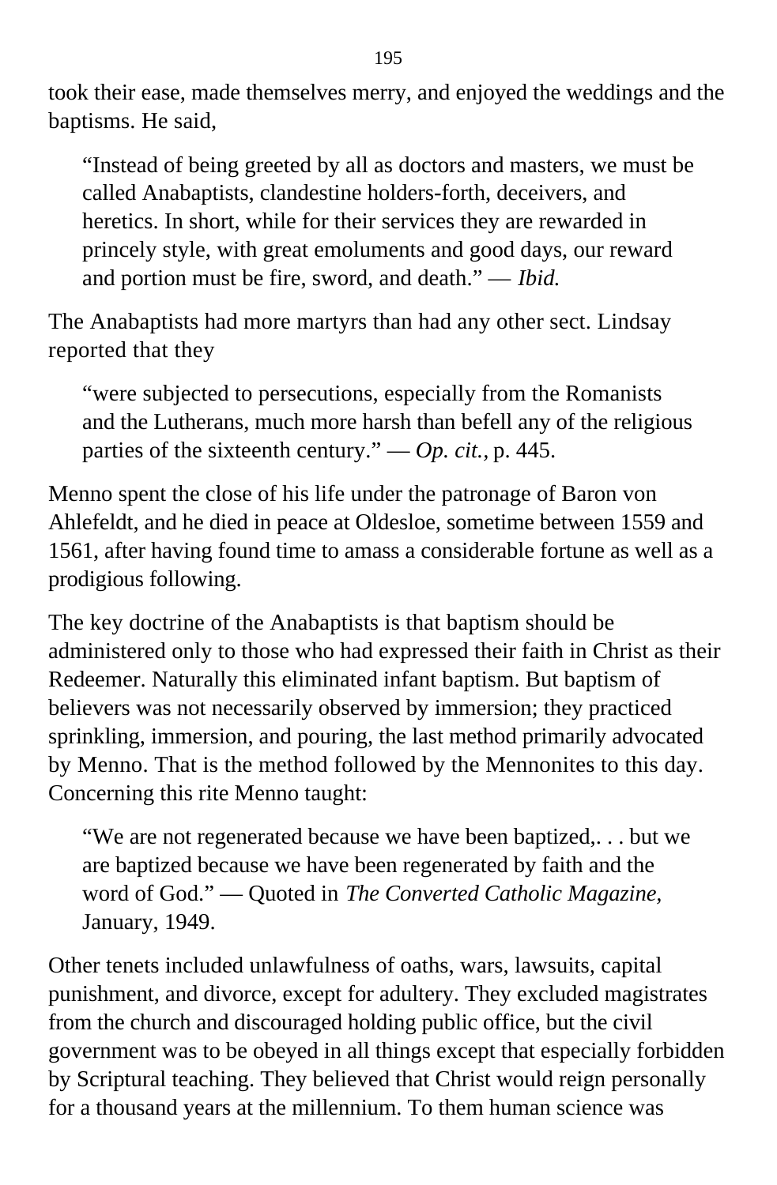took their ease, made themselves merry, and enjoyed the weddings and the baptisms. He said,

> "Instead of being greeted by all as doctors and masters, we must be called Anabaptists, clandestine holders-forth, deceivers, and heretics. In short, while for their services they are rewarded in princely style, with great emoluments and good days, our reward and portion must be fire, sword, and death." — *Ibid.*

The Anabaptists had more martyrs than had any other sect. Lindsay reported that they

> "were subjected to persecutions, especially from the Romanists and the Lutherans, much more harsh than befell any of the religious parties of the sixteenth century." — *Op. cit.*, p. 445.

Menno spent the close of his life under the patronage of Baron von Ahlefeldt, and he died in peace at Oldesloe, sometime between 1559 and 1561, after having found time to amass a considerable fortune as well as a prodigious following.

The key doctrine of the Anabaptists is that baptism should be administered only to those who had expressed their faith in Christ as their Redeemer. Naturally this eliminated infant baptism. But baptism of believers was not necessarily observed by immersion; they practiced sprinkling, immersion, and pouring, the last method primarily advocated by Menno. That is the method followed by the Mennonites to this day. Concerning this rite Menno taught:

> "We are not regenerated because we have been baptized,. . . but we are baptized because we have been regenerated by faith and the word of God." — Quoted in *The Converted Catholic Magazine*, January, 1949.

Other tenets included unlawfulness of oaths, wars, lawsuits, capital punishment, and divorce, except for adultery. They excluded magistrates from the church and discouraged holding public office, but the civil government was to be obeyed in all things except that especially forbidden by Scriptural teaching. They believed that Christ would reign personally for a thousand years at the millennium. To them human science was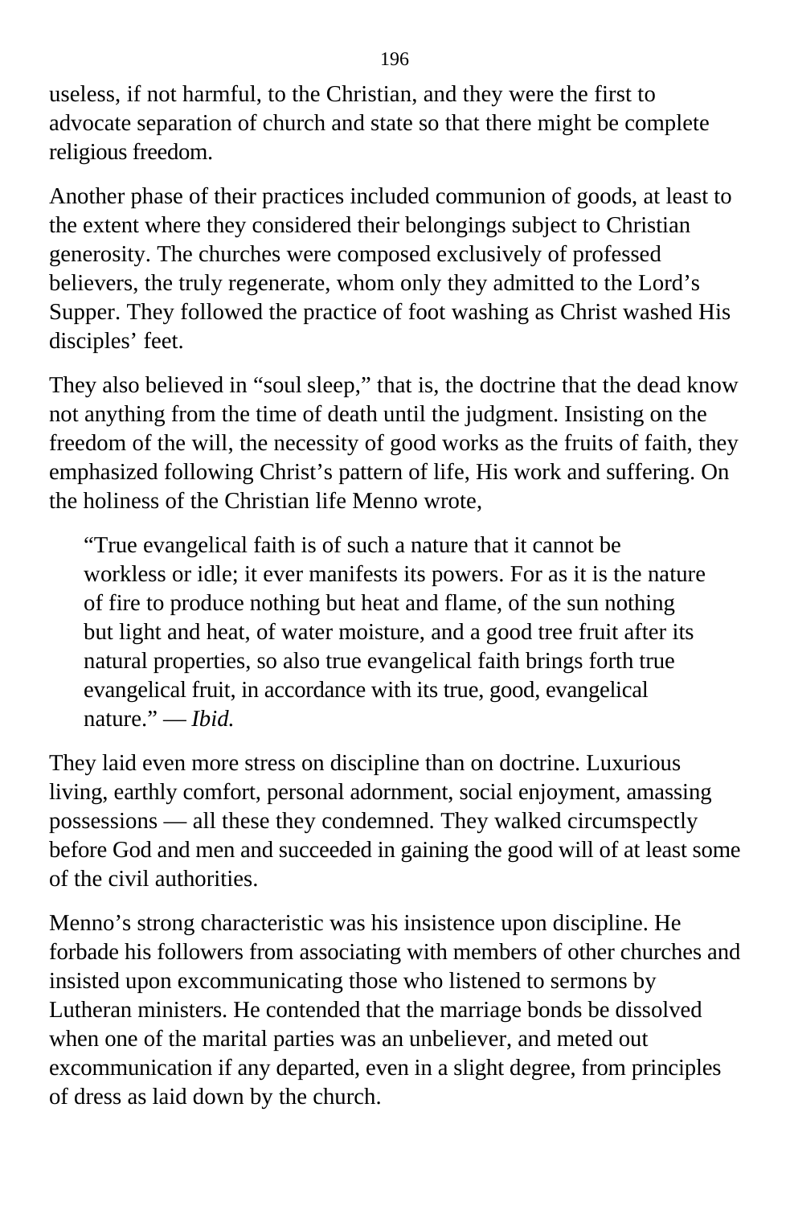useless, if not harmful, to the Christian, and they were the first to advocate separation of church and state so that there might be complete religious freedom.

Another phase of their practices included communion of goods, at least to the extent where they considered their belongings subject to Christian generosity. The churches were composed exclusively of professed believers, the truly regenerate, whom only they admitted to the Lord's Supper. They followed the practice of foot washing as Christ washed His disciples' feet.

They also believed in "soul sleep," that is, the doctrine that the dead know not anything from the time of death until the judgment. Insisting on the freedom of the will, the necessity of good works as the fruits of faith, they emphasized following Christ's pattern of life, His work and suffering. On the holiness of the Christian life Menno wrote,

> "True evangelical faith is of such a nature that it cannot be workless or idle; it ever manifests its powers. For as it is the nature of fire to produce nothing but heat and flame, of the sun nothing but light and heat, of water moisture, and a good tree fruit after its natural properties, so also true evangelical faith brings forth true evangelical fruit, in accordance with its true, good, evangelical nature." — *Ibid.*

They laid even more stress on discipline than on doctrine. Luxurious living, earthly comfort, personal adornment, social enjoyment, amassing possessions — all these they condemned. They walked circumspectly before God and men and succeeded in gaining the good will of at least some of the civil authorities.

Menno's strong characteristic was his insistence upon discipline. He forbade his followers from associating with members of other churches and insisted upon excommunicating those who listened to sermons by Lutheran ministers. He contended that the marriage bonds be dissolved when one of the marital parties was an unbeliever, and meted out excommunication if any departed, even in a slight degree, from principles of dress as laid down by the church.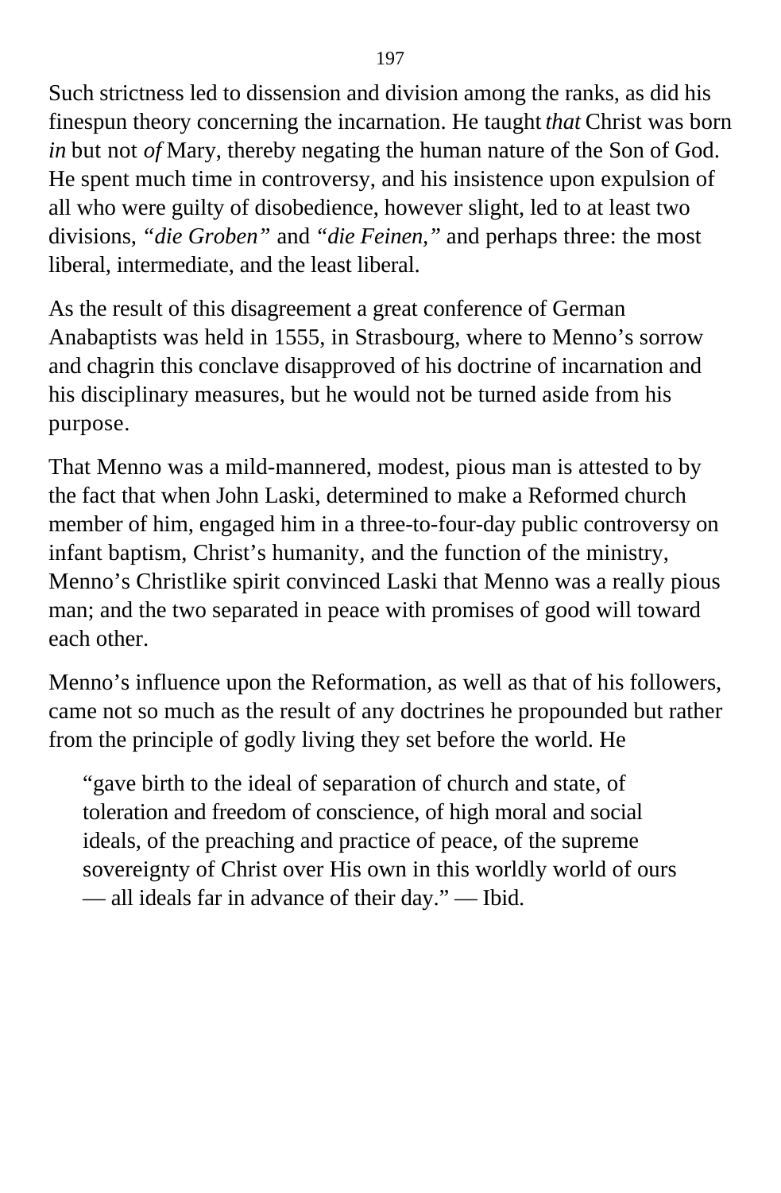Such strictness led to dissension and division among the ranks, as did his finespun theory concerning the incarnation. He taught *that* Christ was born *in* but not *of* Mary, thereby negating the human nature of the Son of God. He spent much time in controversy, and his insistence upon expulsion of all who were guilty of disobedience, however slight, led to at least two divisions, *"die Groben"* and *"die Feinen,"* and perhaps three: the most liberal, intermediate, and the least liberal.

As the result of this disagreement a great conference of German Anabaptists was held in 1555, in Strasbourg, where to Menno's sorrow and chagrin this conclave disapproved of his doctrine of incarnation and his disciplinary measures, but he would not be turned aside from his purpose.

That Menno was a mild-mannered, modest, pious man is attested to by the fact that when John Laski, determined to make a Reformed church member of him, engaged him in a three-to-four-day public controversy on infant baptism, Christ's humanity, and the function of the ministry, Menno's Christlike spirit convinced Laski that Menno was a really pious man; and the two separated in peace with promises of good will toward each other.

Menno's influence upon the Reformation, as well as that of his followers, came not so much as the result of any doctrines he propounded but rather from the principle of godly living they set before the world. He

> "gave birth to the ideal of separation of church and state, of toleration and freedom of conscience, of high moral and social ideals, of the preaching and practice of peace, of the supreme sovereignty of Christ over His own in this worldly world of ours — all ideals far in advance of their day." — Ibid.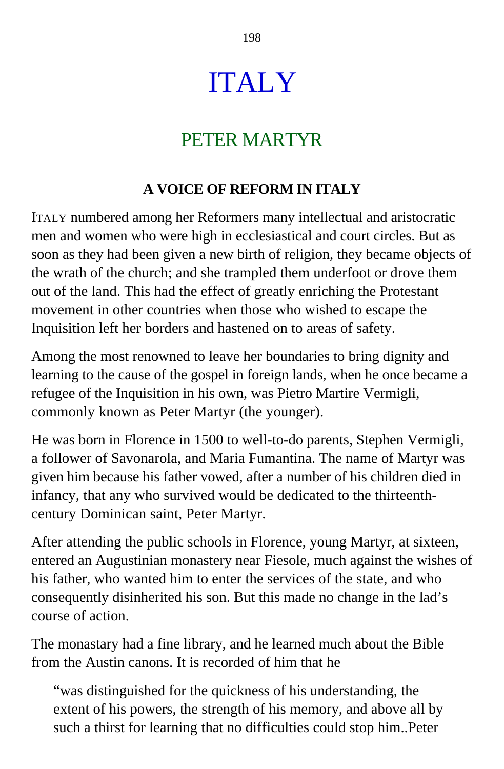# ITALY

## PETER MARTYR

### A VOICE OF REFORM IN ITALY

ITALY numbered among her Reformers many intellectual and aristocratic men and women who were high in ecclesiastical and court circles. But as soon as they had been given a new birth of religion, they became objects of the wrath of the church; and she trampled them underfoot or drove them out of the land. This had the effect of greatly enriching the Protestant movement in other countries when those who wished to escape the Inquisition left her borders and hastened on to areas of safety.

Among the most renowned to leave her boundaries to bring dignity and learning to the cause of the gospel in foreign lands, when he once became a refugee of the Inquisition in his own, was Pietro Martire Vermigli, commonly known as Peter Martyr (the younger).

He was born in Florence in 1500 to well-to-do parents, Stephen Vermigli, a follower of Savonarola, and Maria Fumantina. The name of Martyr was given him because his father vowed, after a number of his children died in infancy, that any who survived would be dedicated to the thirteenth-century Dominican saint, Peter Martyr.

After attending the public schools in Florence, young Martyr, at sixteen, entered an Augustinian monastery near Fiesole, much against the wishes of his father, who wanted him to enter the services of the state, and who consequently disinherited his son. But this made no change in the lad's course of action.

The monastary had a fine library, and he learned much about the Bible from the Austin canons. It is recorded of him that he

> "was distinguished for the quickness of his understanding, the extent of his powers, the strength of his memory, and above all by such a thirst for learning that no difficulties could stop him..Peter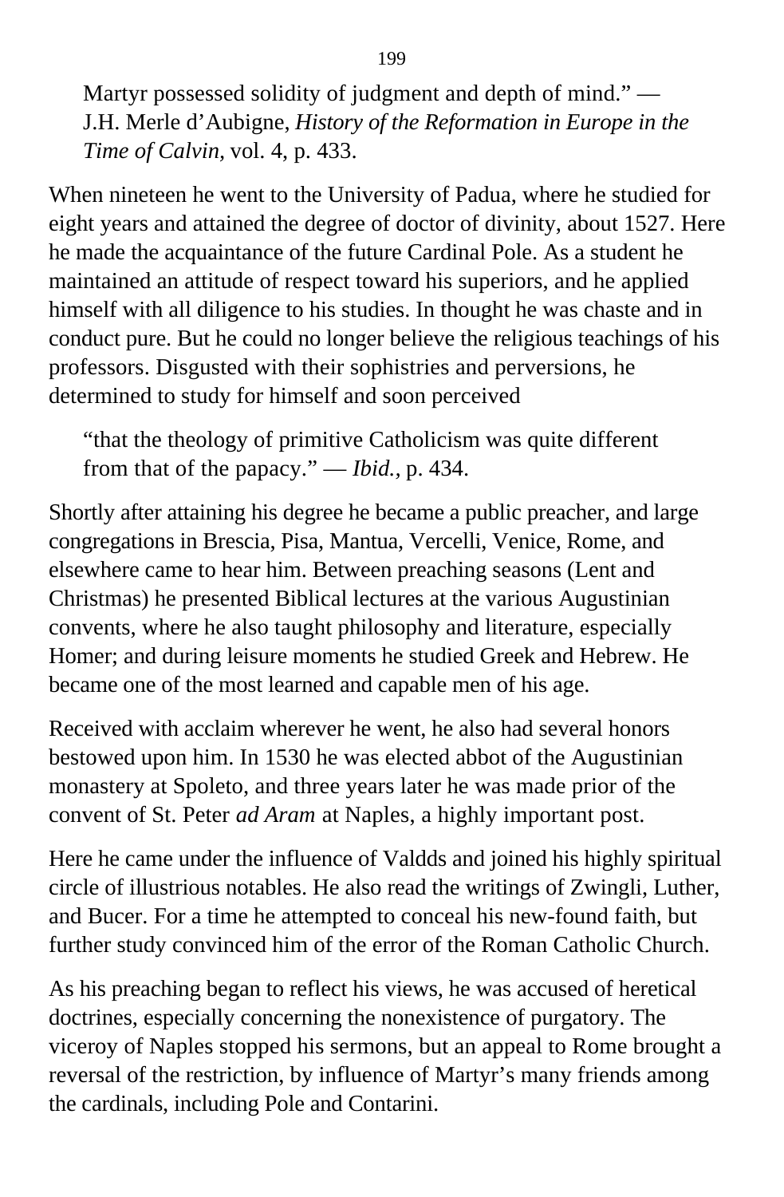> Martyr possessed solidity of judgment and depth of mind." — J.H. Merle d'Aubigne, *History of the Reformation in Europe in the Time of Calvin,* vol. 4, p. 433.

When nineteen he went to the University of Padua, where he studied for eight years and attained the degree of doctor of divinity, about 1527. Here he made the acquaintance of the future Cardinal Pole. As a student he maintained an attitude of respect toward his superiors, and he applied himself with all diligence to his studies. In thought he was chaste and in conduct pure. But he could no longer believe the religious teachings of his professors. Disgusted with their sophistries and perversions, he determined to study for himself and soon perceived

> "that the theology of primitive Catholicism was quite different from that of the papacy." — *Ibid.,* p. 434.

Shortly after attaining his degree he became a public preacher, and large congregations in Brescia, Pisa, Mantua, Vercelli, Venice, Rome, and elsewhere came to hear him. Between preaching seasons (Lent and Christmas) he presented Biblical lectures at the various Augustinian convents, where he also taught philosophy and literature, especially Homer; and during leisure moments he studied Greek and Hebrew. He became one of the most learned and capable men of his age.

Received with acclaim wherever he went, he also had several honors bestowed upon him. In 1530 he was elected abbot of the Augustinian monastery at Spoleto, and three years later he was made prior of the convent of St. Peter *ad Aram* at Naples, a highly important post.

Here he came under the influence of Valdds and joined his highly spiritual circle of illustrious notables. He also read the writings of Zwingli, Luther, and Bucer. For a time he attempted to conceal his new-found faith, but further study convinced him of the error of the Roman Catholic Church.

As his preaching began to reflect his views, he was accused of heretical doctrines, especially concerning the nonexistence of purgatory. The viceroy of Naples stopped his sermons, but an appeal to Rome brought a reversal of the restriction, by influence of Martyr's many friends among the cardinals, including Pole and Contarini.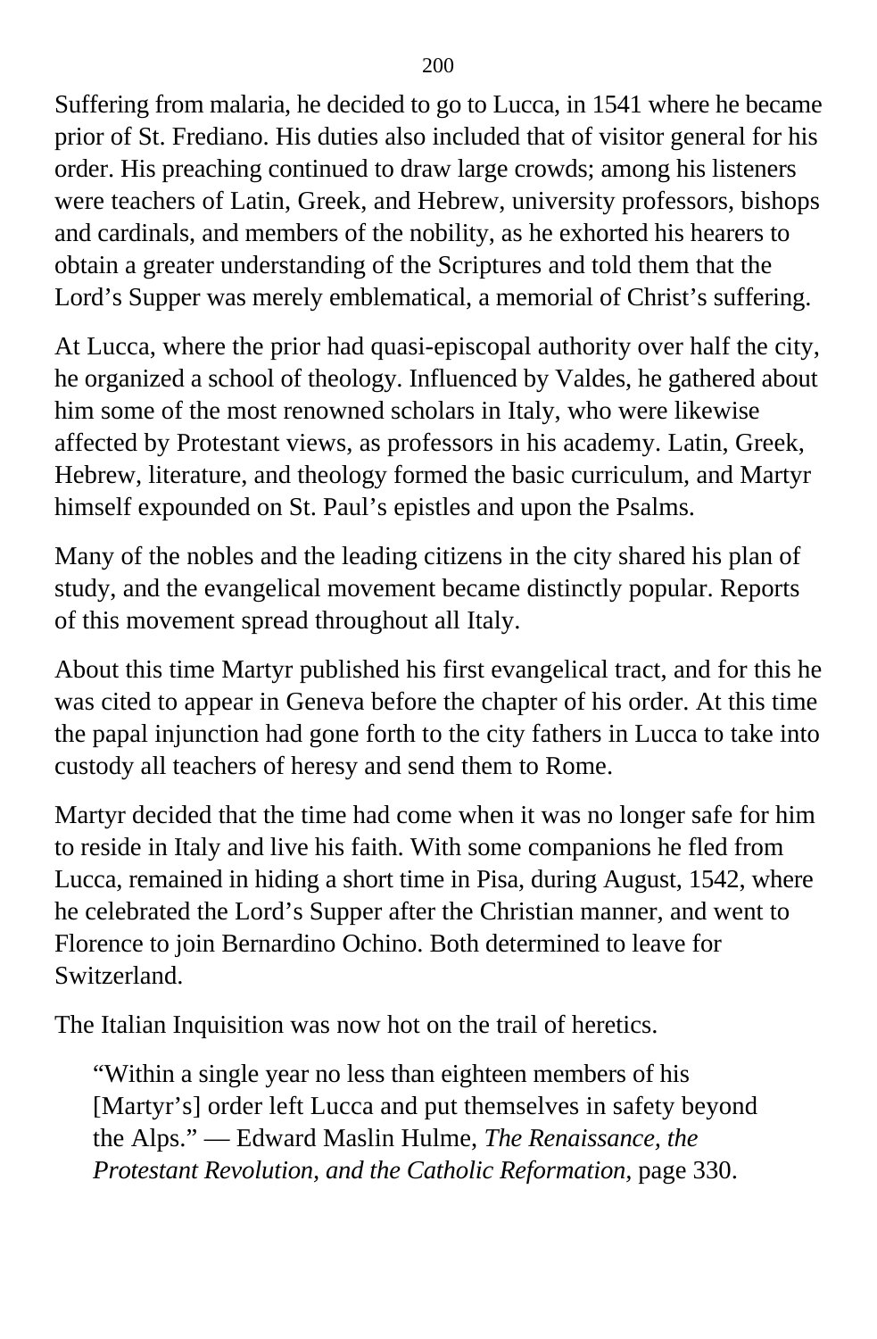Suffering from malaria, he decided to go to Lucca, in 1541 where he became prior of St. Frediano. His duties also included that of visitor general for his order. His preaching continued to draw large crowds; among his listeners were teachers of Latin, Greek, and Hebrew, university professors, bishops and cardinals, and members of the nobility, as he exhorted his hearers to obtain a greater understanding of the Scriptures and told them that the Lord's Supper was merely emblematical, a memorial of Christ's suffering.

At Lucca, where the prior had quasi-episcopal authority over half the city, he organized a school of theology. Influenced by Valdes, he gathered about him some of the most renowned scholars in Italy, who were likewise affected by Protestant views, as professors in his academy. Latin, Greek, Hebrew, literature, and theology formed the basic curriculum, and Martyr himself expounded on St. Paul's epistles and upon the Psalms.

Many of the nobles and the leading citizens in the city shared his plan of study, and the evangelical movement became distinctly popular. Reports of this movement spread throughout all Italy.

About this time Martyr published his first evangelical tract, and for this he was cited to appear in Geneva before the chapter of his order. At this time the papal injunction had gone forth to the city fathers in Lucca to take into custody all teachers of heresy and send them to Rome.

Martyr decided that the time had come when it was no longer safe for him to reside in Italy and live his faith. With some companions he fled from Lucca, remained in hiding a short time in Pisa, during August, 1542, where he celebrated the Lord's Supper after the Christian manner, and went to Florence to join Bernardino Ochino. Both determined to leave for Switzerland.

The Italian Inquisition was now hot on the trail of heretics.

> "Within a single year no less than eighteen members of his [Martyr's] order left Lucca and put themselves in safety beyond the Alps." — Edward Maslin Hulme, *The Renaissance, the Protestant Revolution, and the Catholic Reformation*, page 330.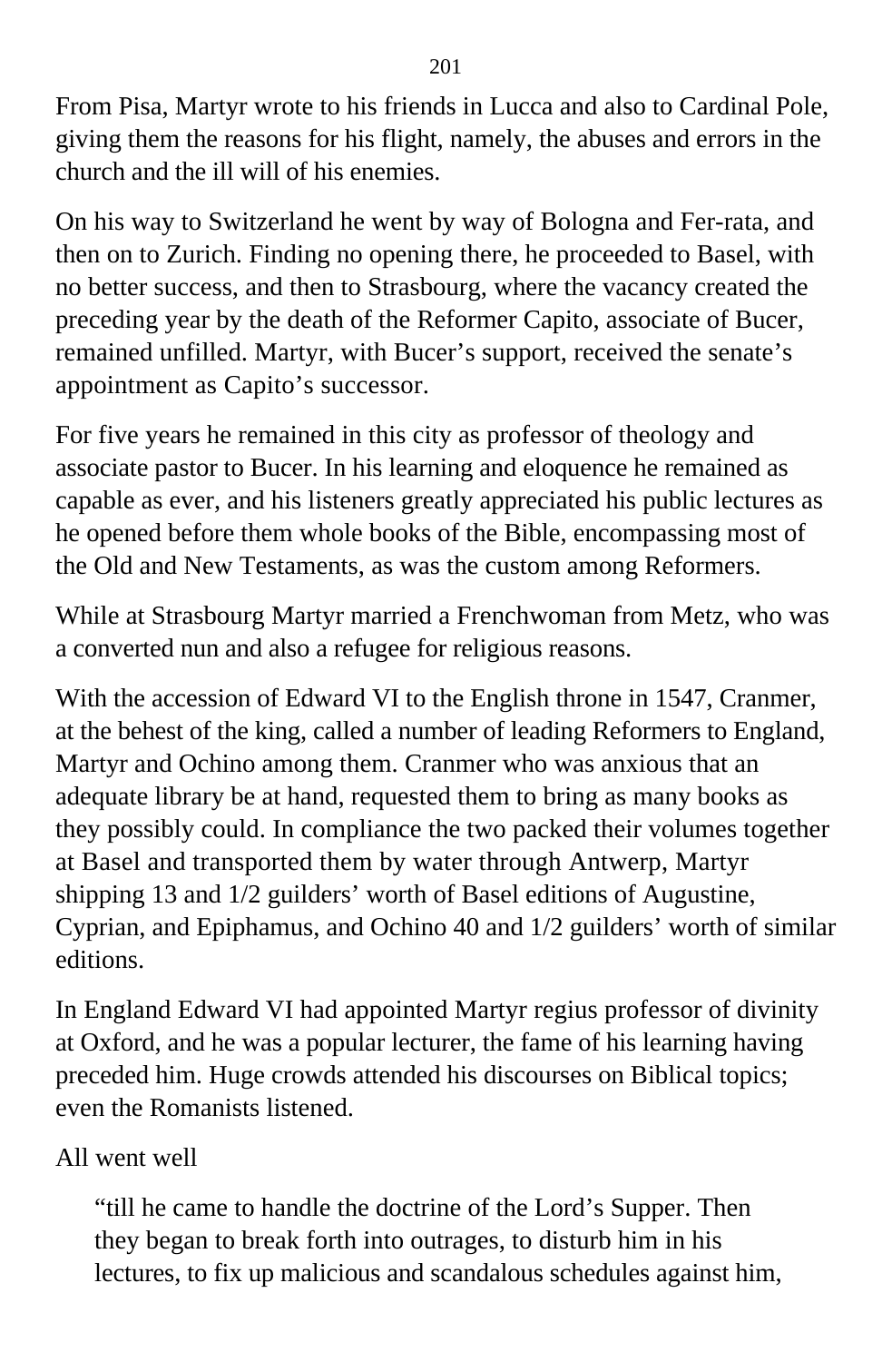From Pisa, Martyr wrote to his friends in Lucca and also to Cardinal Pole, giving them the reasons for his flight, namely, the abuses and errors in the church and the ill will of his enemies.

On his way to Switzerland he went by way of Bologna and Fer-rata, and then on to Zurich. Finding no opening there, he proceeded to Basel, with no better success, and then to Strasbourg, where the vacancy created the preceding year by the death of the Reformer Capito, associate of Bucer, remained unfilled. Martyr, with Bucer's support, received the senate's appointment as Capito's successor.

For five years he remained in this city as professor of theology and associate pastor to Bucer. In his learning and eloquence he remained as capable as ever, and his listeners greatly appreciated his public lectures as he opened before them whole books of the Bible, encompassing most of the Old and New Testaments, as was the custom among Reformers.

While at Strasbourg Martyr married a Frenchwoman from Metz, who was a converted nun and also a refugee for religious reasons.

With the accession of Edward VI to the English throne in 1547, Cranmer, at the behest of the king, called a number of leading Reformers to England, Martyr and Ochino among them. Cranmer who was anxious that an adequate library be at hand, requested them to bring as many books as they possibly could. In compliance the two packed their volumes together at Basel and transported them by water through Antwerp, Martyr shipping 13 and 1/2 guilders' worth of Basel editions of Augustine, Cyprian, and Epiphamus, and Ochino 40 and 1/2 guilders' worth of similar editions.

In England Edward VI had appointed Martyr regius professor of divinity at Oxford, and he was a popular lecturer, the fame of his learning having preceded him. Huge crowds attended his discourses on Biblical topics; even the Romanists listened.

All went well

> "till he came to handle the doctrine of the Lord's Supper. Then they began to break forth into outrages, to disturb him in his lectures, to fix up malicious and scandalous schedules against him,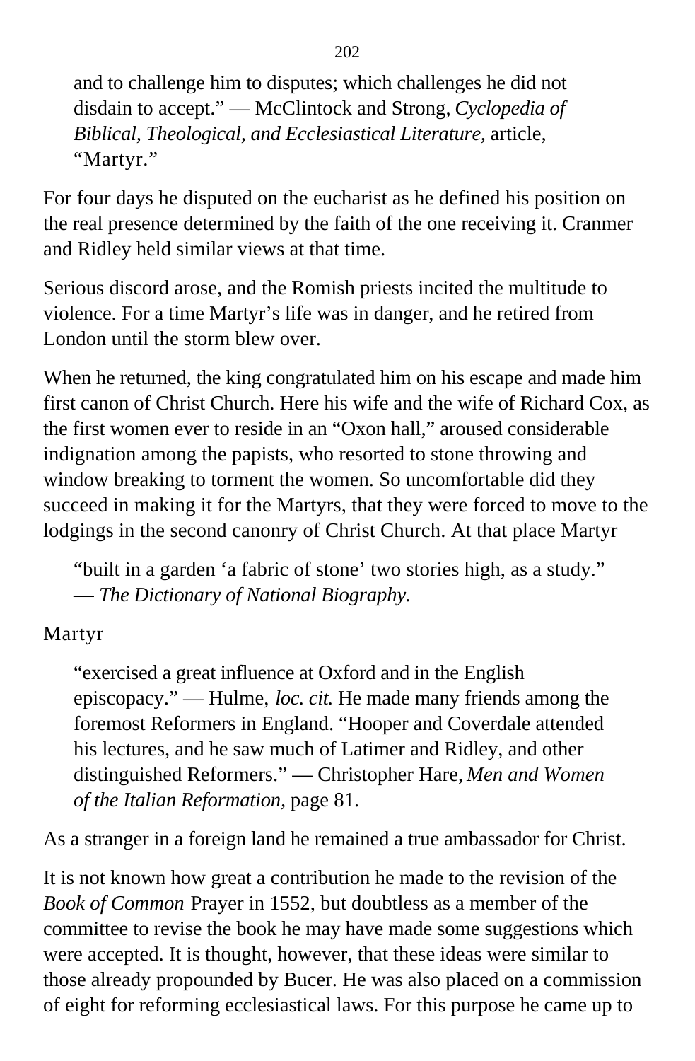> and to challenge him to disputes; which challenges he did not disdain to accept." — McClintock and Strong, *Cyclopedia of Biblical, Theological, and Ecclesiastical Literature,* article, "Martyr."

For four days he disputed on the eucharist as he defined his position on the real presence determined by the faith of the one receiving it. Cranmer and Ridley held similar views at that time.

Serious discord arose, and the Romish priests incited the multitude to violence. For a time Martyr's life was in danger, and he retired from London until the storm blew over.

When he returned, the king congratulated him on his escape and made him first canon of Christ Church. Here his wife and the wife of Richard Cox, as the first women ever to reside in an "Oxon hall," aroused considerable indignation among the papists, who resorted to stone throwing and window breaking to torment the women. So uncomfortable did they succeed in making it for the Martyrs, that they were forced to move to the lodgings in the second canonry of Christ Church. At that place Martyr

> "built in a garden 'a fabric of stone' two stories high, as a study." — *The Dictionary of National Biography.*

Martyr

> "exercised a great influence at Oxford and in the English episcopacy." — Hulme, *loc. cit.* He made many friends among the foremost Reformers in England. "Hooper and Coverdale attended his lectures, and he saw much of Latimer and Ridley, and other distinguished Reformers." — Christopher Hare, *Men and Women of the Italian Reformation,* page 81.

As a stranger in a foreign land he remained a true ambassador for Christ.

It is not known how great a contribution he made to the revision of the *Book of Common* Prayer in 1552, but doubtless as a member of the committee to revise the book he may have made some suggestions which were accepted. It is thought, however, that these ideas were similar to those already propounded by Bucer. He was also placed on a commission of eight for reforming ecclesiastical laws. For this purpose he came up to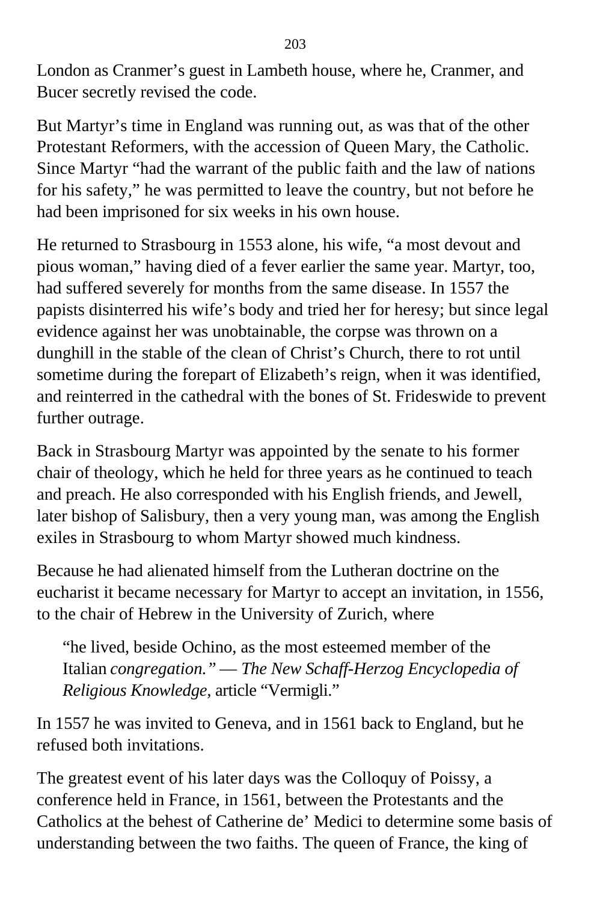London as Cranmer's guest in Lambeth house, where he, Cranmer, and Bucer secretly revised the code.

But Martyr's time in England was running out, as was that of the other Protestant Reformers, with the accession of Queen Mary, the Catholic. Since Martyr "had the warrant of the public faith and the law of nations for his safety," he was permitted to leave the country, but not before he had been imprisoned for six weeks in his own house.

He returned to Strasbourg in 1553 alone, his wife, "a most devout and pious woman," having died of a fever earlier the same year. Martyr, too, had suffered severely for months from the same disease. In 1557 the papists disinterred his wife's body and tried her for heresy; but since legal evidence against her was unobtainable, the corpse was thrown on a dunghill in the stable of the clean of Christ's Church, there to rot until sometime during the forepart of Elizabeth's reign, when it was identified, and reinterred in the cathedral with the bones of St. Frideswide to prevent further outrage.

Back in Strasbourg Martyr was appointed by the senate to his former chair of theology, which he held for three years as he continued to teach and preach. He also corresponded with his English friends, and Jewell, later bishop of Salisbury, then a very young man, was among the English exiles in Strasbourg to whom Martyr showed much kindness.

Because he had alienated himself from the Lutheran doctrine on the eucharist it became necessary for Martyr to accept an invitation, in 1556, to the chair of Hebrew in the University of Zurich, where

> "he lived, beside Ochino, as the most esteemed member of the Italian *congregation." — The New Schaff-Herzog Encyclopedia of Religious Knowledge,* article "Vermigli."

In 1557 he was invited to Geneva, and in 1561 back to England, but he refused both invitations.

The greatest event of his later days was the Colloquy of Poissy, a conference held in France, in 1561, between the Protestants and the Catholics at the behest of Catherine de' Medici to determine some basis of understanding between the two faiths. The queen of France, the king of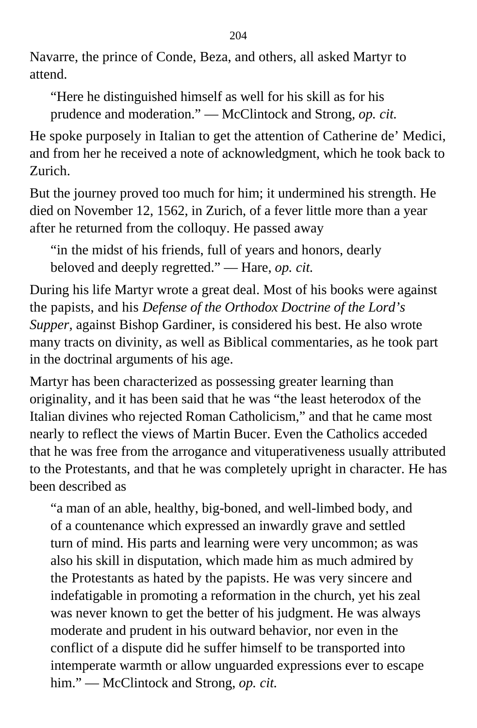Navarre, the prince of Conde, Beza, and others, all asked Martyr to attend.

> "Here he distinguished himself as well for his skill as for his prudence and moderation." — McClintock and Strong, *op. cit.*

He spoke purposely in Italian to get the attention of Catherine de' Medici, and from her he received a note of acknowledgment, which he took back to Zurich.

But the journey proved too much for him; it undermined his strength. He died on November 12, 1562, in Zurich, of a fever little more than a year after he returned from the colloquy. He passed away

> "in the midst of his friends, full of years and honors, dearly beloved and deeply regretted." — Hare, *op. cit.*

During his life Martyr wrote a great deal. Most of his books were against the papists, and his *Defense of the Orthodox Doctrine of the Lord's Supper,* against Bishop Gardiner, is considered his best. He also wrote many tracts on divinity, as well as Biblical commentaries, as he took part in the doctrinal arguments of his age.

Martyr has been characterized as possessing greater learning than originality, and it has been said that he was "the least heterodox of the Italian divines who rejected Roman Catholicism," and that he came most nearly to reflect the views of Martin Bucer. Even the Catholics acceded that he was free from the arrogance and vituperativeness usually attributed to the Protestants, and that he was completely upright in character. He has been described as

> "a man of an able, healthy, big-boned, and well-limbed body, and of a countenance which expressed an inwardly grave and settled turn of mind. His parts and learning were very uncommon; as was also his skill in disputation, which made him as much admired by the Protestants as hated by the papists. He was very sincere and indefatigable in promoting a reformation in the church, yet his zeal was never known to get the better of his judgment. He was always moderate and prudent in his outward behavior, nor even in the conflict of a dispute did he suffer himself to be transported into intemperate warmth or allow unguarded expressions ever to escape him." — McClintock and Strong, *op. cit.*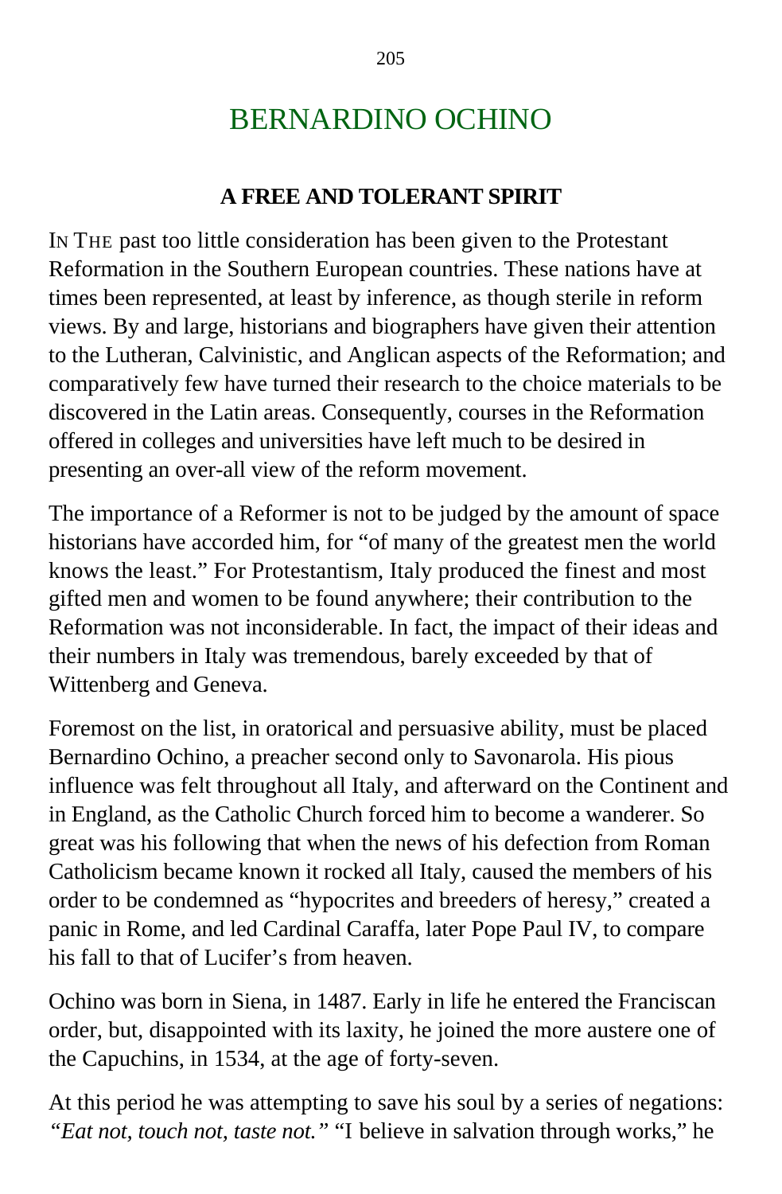# BERNARDINO OCHINO

### A FREE AND TOLERANT SPIRIT

IN THE past too little consideration has been given to the Protestant Reformation in the Southern European countries. These nations have at times been represented, at least by inference, as though sterile in reform views. By and large, historians and biographers have given their attention to the Lutheran, Calvinistic, and Anglican aspects of the Reformation; and comparatively few have turned their research to the choice materials to be discovered in the Latin areas. Consequently, courses in the Reformation offered in colleges and universities have left much to be desired in presenting an over-all view of the reform movement.

The importance of a Reformer is not to be judged by the amount of space historians have accorded him, for "of many of the greatest men the world knows the least." For Protestantism, Italy produced the finest and most gifted men and women to be found anywhere; their contribution to the Reformation was not inconsiderable. In fact, the impact of their ideas and their numbers in Italy was tremendous, barely exceeded by that of Wittenberg and Geneva.

Foremost on the list, in oratorical and persuasive ability, must be placed Bernardino Ochino, a preacher second only to Savonarola. His pious influence was felt throughout all Italy, and afterward on the Continent and in England, as the Catholic Church forced him to become a wanderer. So great was his following that when the news of his defection from Roman Catholicism became known it rocked all Italy, caused the members of his order to be condemned as "hypocrites and breeders of heresy," created a panic in Rome, and led Cardinal Caraffa, later Pope Paul IV, to compare his fall to that of Lucifer's from heaven.

Ochino was born in Siena, in 1487. Early in life he entered the Franciscan order, but, disappointed with its laxity, he joined the more austere one of the Capuchins, in 1534, at the age of forty-seven.

At this period he was attempting to save his soul by a series of negations: *"Eat not, touch not, taste not."* "I believe in salvation through works," he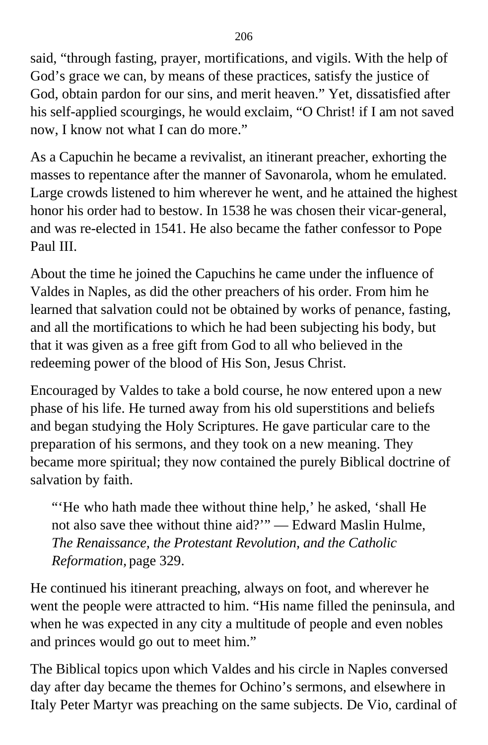said, “through fasting, prayer, mortifications, and vigils. With the help of God’s grace we can, by means of these practices, satisfy the justice of God, obtain pardon for our sins, and merit heaven.” Yet, dissatisfied after his self-applied scourgings, he would exclaim, “O Christ! if I am not saved now, I know not what I can do more.”

As a Capuchin he became a revivalist, an itinerant preacher, exhorting the masses to repentance after the manner of Savonarola, whom he emulated. Large crowds listened to him wherever he went, and he attained the highest honor his order had to bestow. In 1538 he was chosen their vicar-general, and was re-elected in 1541. He also became the father confessor to Pope Paul III.

About the time he joined the Capuchins he came under the influence of Valdes in Naples, as did the other preachers of his order. From him he learned that salvation could not be obtained by works of penance, fasting, and all the mortifications to which he had been subjecting his body, but that it was given as a free gift from God to all who believed in the redeeming power of the blood of His Son, Jesus Christ.

Encouraged by Valdes to take a bold course, he now entered upon a new phase of his life. He turned away from his old superstitions and beliefs and began studying the Holy Scriptures. He gave particular care to the preparation of his sermons, and they took on a new meaning. They became more spiritual; they now contained the purely Biblical doctrine of salvation by faith.

> “‘He who hath made thee without thine help,’ he asked, ‘shall He not also save thee without thine aid?’” — Edward Maslin Hulme, *The Renaissance, the Protestant Revolution, and the Catholic Reformation,* page 329.

He continued his itinerant preaching, always on foot, and wherever he went the people were attracted to him. “His name filled the peninsula, and when he was expected in any city a multitude of people and even nobles and princes would go out to meet him.”

The Biblical topics upon which Valdes and his circle in Naples conversed day after day became the themes for Ochino’s sermons, and elsewhere in Italy Peter Martyr was preaching on the same subjects. De Vio, cardinal of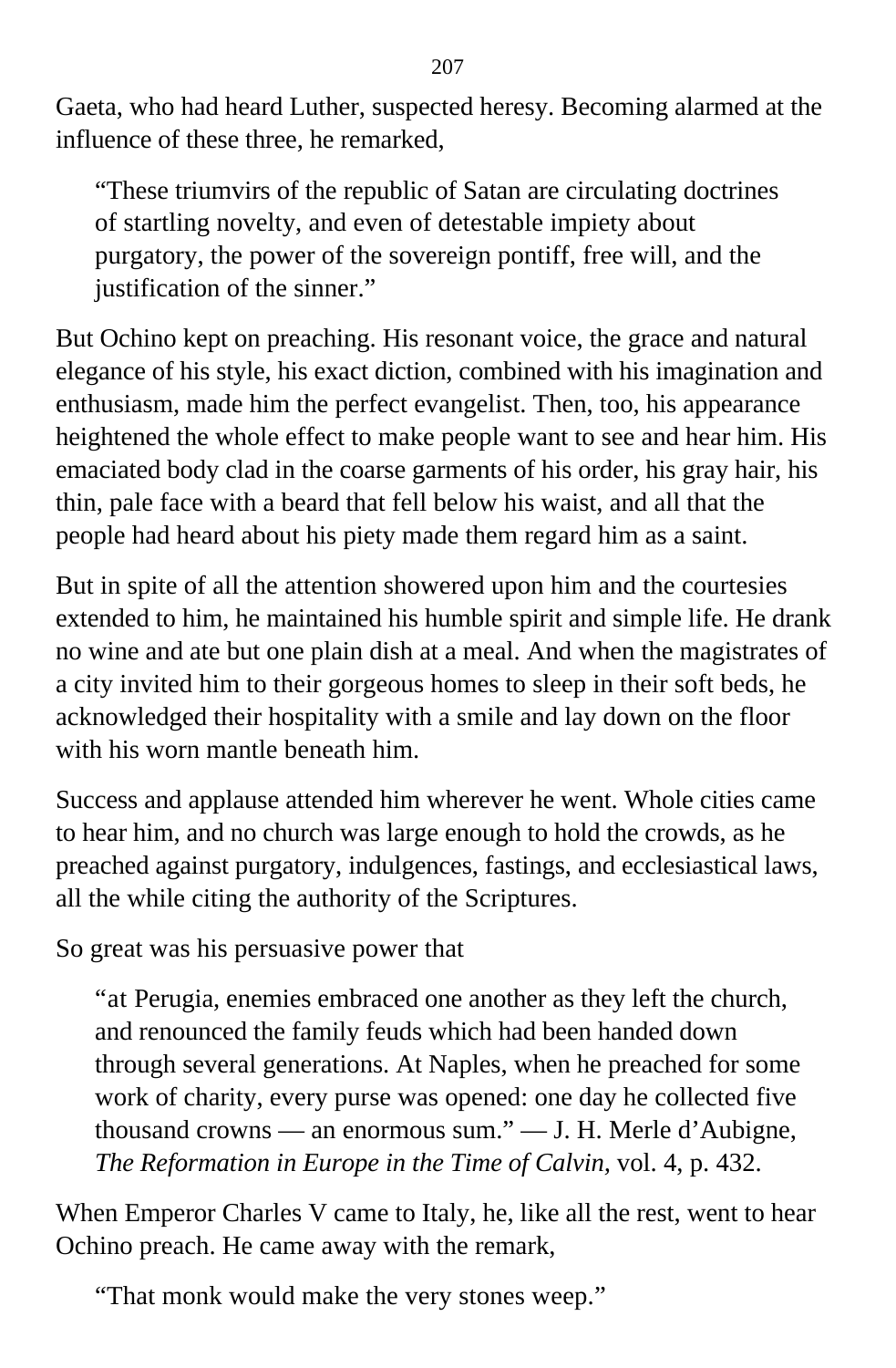Gaeta, who had heard Luther, suspected heresy. Becoming alarmed at the influence of these three, he remarked,

> "These triumvirs of the republic of Satan are circulating doctrines of startling novelty, and even of detestable impiety about purgatory, the power of the sovereign pontiff, free will, and the justification of the sinner."

But Ochino kept on preaching. His resonant voice, the grace and natural elegance of his style, his exact diction, combined with his imagination and enthusiasm, made him the perfect evangelist. Then, too, his appearance heightened the whole effect to make people want to see and hear him. His emaciated body clad in the coarse garments of his order, his gray hair, his thin, pale face with a beard that fell below his waist, and all that the people had heard about his piety made them regard him as a saint.

But in spite of all the attention showered upon him and the courtesies extended to him, he maintained his humble spirit and simple life. He drank no wine and ate but one plain dish at a meal. And when the magistrates of a city invited him to their gorgeous homes to sleep in their soft beds, he acknowledged their hospitality with a smile and lay down on the floor with his worn mantle beneath him.

Success and applause attended him wherever he went. Whole cities came to hear him, and no church was large enough to hold the crowds, as he preached against purgatory, indulgences, fastings, and ecclesiastical laws, all the while citing the authority of the Scriptures.

So great was his persuasive power that

> "at Perugia, enemies embraced one another as they left the church, and renounced the family feuds which had been handed down through several generations. At Naples, when he preached for some work of charity, every purse was opened: one day he collected five thousand crowns — an enormous sum." — J. H. Merle d'Aubigne, *The Reformation in Europe in the Time of Calvin,* vol. 4, p. 432.

When Emperor Charles V came to Italy, he, like all the rest, went to hear Ochino preach. He came away with the remark,

> "That monk would make the very stones weep."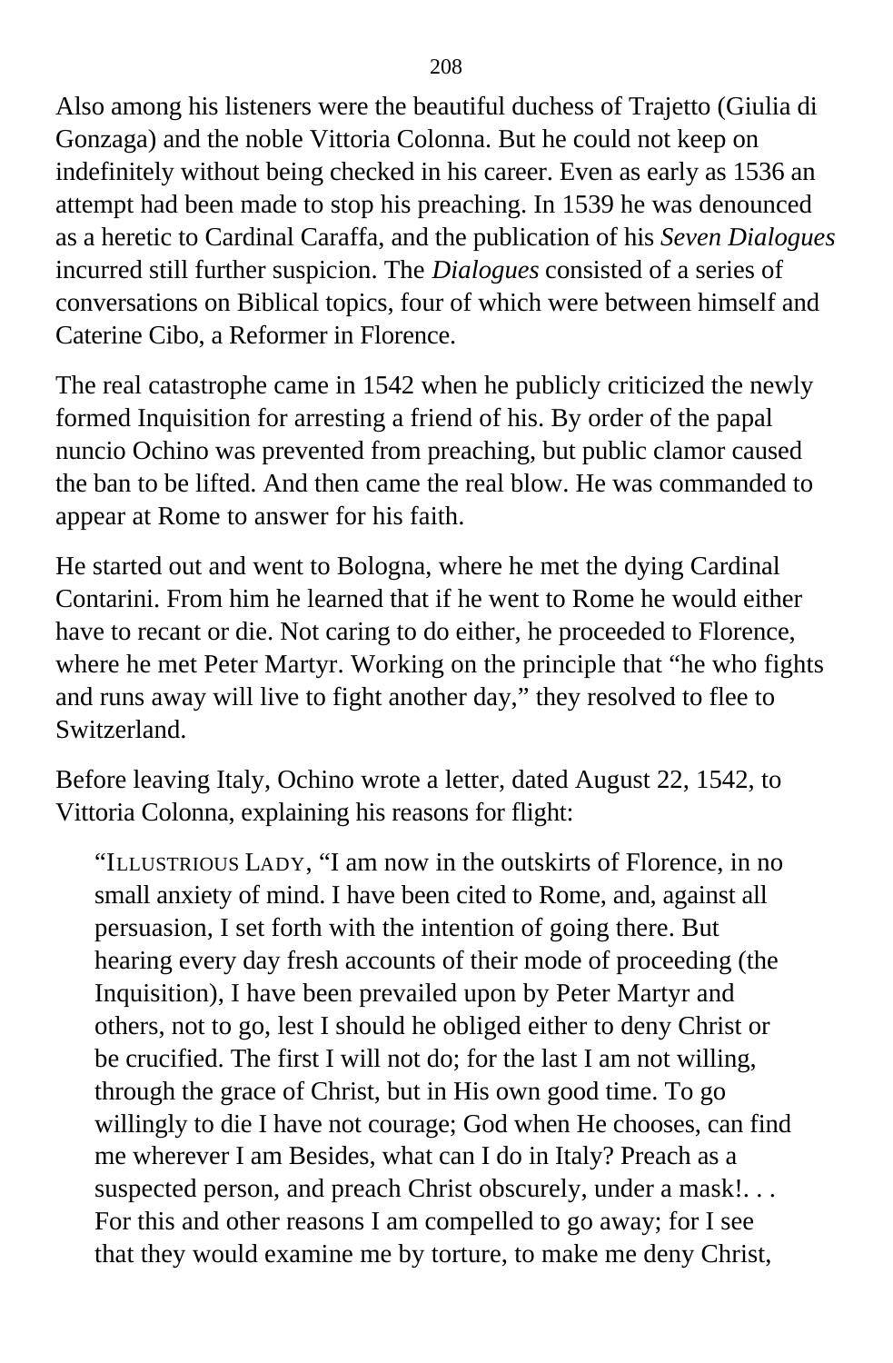Also among his listeners were the beautiful duchess of Trajetto (Giulia di Gonzaga) and the noble Vittoria Colonna. But he could not keep on indefinitely without being checked in his career. Even as early as 1536 an attempt had been made to stop his preaching. In 1539 he was denounced as a heretic to Cardinal Caraffa, and the publication of his *Seven Dialogues* incurred still further suspicion. The *Dialogues* consisted of a series of conversations on Biblical topics, four of which were between himself and Caterine Cibo, a Reformer in Florence.

The real catastrophe came in 1542 when he publicly criticized the newly formed Inquisition for arresting a friend of his. By order of the papal nuncio Ochino was prevented from preaching, but public clamor caused the ban to be lifted. And then came the real blow. He was commanded to appear at Rome to answer for his faith.

He started out and went to Bologna, where he met the dying Cardinal Contarini. From him he learned that if he went to Rome he would either have to recant or die. Not caring to do either, he proceeded to Florence, where he met Peter Martyr. Working on the principle that "he who fights and runs away will live to fight another day," they resolved to flee to Switzerland.

Before leaving Italy, Ochino wrote a letter, dated August 22, 1542, to Vittoria Colonna, explaining his reasons for flight:

> "ILLUSTRIOUS LADY, "I am now in the outskirts of Florence, in no small anxiety of mind. I have been cited to Rome, and, against all persuasion, I set forth with the intention of going there. But hearing every day fresh accounts of their mode of proceeding (the Inquisition), I have been prevailed upon by Peter Martyr and others, not to go, lest I should he obliged either to deny Christ or be crucified. The first I will not do; for the last I am not willing, through the grace of Christ, but in His own good time. To go willingly to die I have not courage; God when He chooses, can find me wherever I am Besides, what can I do in Italy? Preach as a suspected person, and preach Christ obscurely, under a mask!. . . For this and other reasons I am compelled to go away; for I see that they would examine me by torture, to make me deny Christ,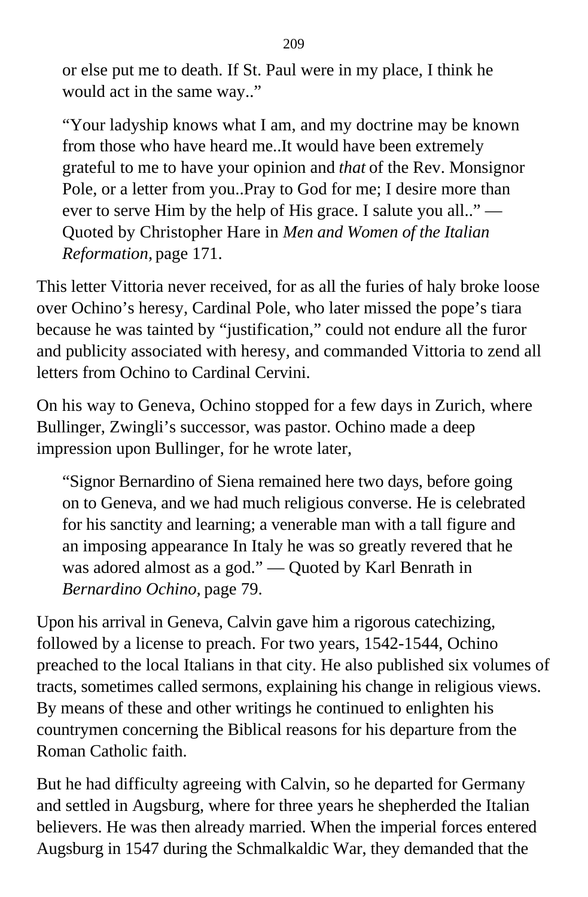or else put me to death. If St. Paul were in my place, I think he would act in the same way.."

> "Your ladyship knows what I am, and my doctrine may be known from those who have heard me..It would have been extremely grateful to me to have your opinion and *that* of the Rev. Monsignor Pole, or a letter from you..Pray to God for me; I desire more than ever to serve Him by the help of His grace. I salute you all.." — Quoted by Christopher Hare in *Men and Women of the Italian Reformation,* page 171.

This letter Vittoria never received, for as all the furies of haly broke loose over Ochino's heresy, Cardinal Pole, who later missed the pope's tiara because he was tainted by "justification," could not endure all the furor and publicity associated with heresy, and commanded Vittoria to zend all letters from Ochino to Cardinal Cervini.

On his way to Geneva, Ochino stopped for a few days in Zurich, where Bullinger, Zwingli's successor, was pastor. Ochino made a deep impression upon Bullinger, for he wrote later,

> "Signor Bernardino of Siena remained here two days, before going on to Geneva, and we had much religious converse. He is celebrated for his sanctity and learning; a venerable man with a tall figure and an imposing appearance In Italy he was so greatly revered that he was adored almost as a god." — Quoted by Karl Benrath in *Bernardino Ochino,* page 79.

Upon his arrival in Geneva, Calvin gave him a rigorous catechizing, followed by a license to preach. For two years, 1542-1544, Ochino preached to the local Italians in that city. He also published six volumes of tracts, sometimes called sermons, explaining his change in religious views. By means of these and other writings he continued to enlighten his countrymen concerning the Biblical reasons for his departure from the Roman Catholic faith.

But he had difficulty agreeing with Calvin, so he departed for Germany and settled in Augsburg, where for three years he shepherded the Italian believers. He was then already married. When the imperial forces entered Augsburg in 1547 during the Schmalkaldic War, they demanded that the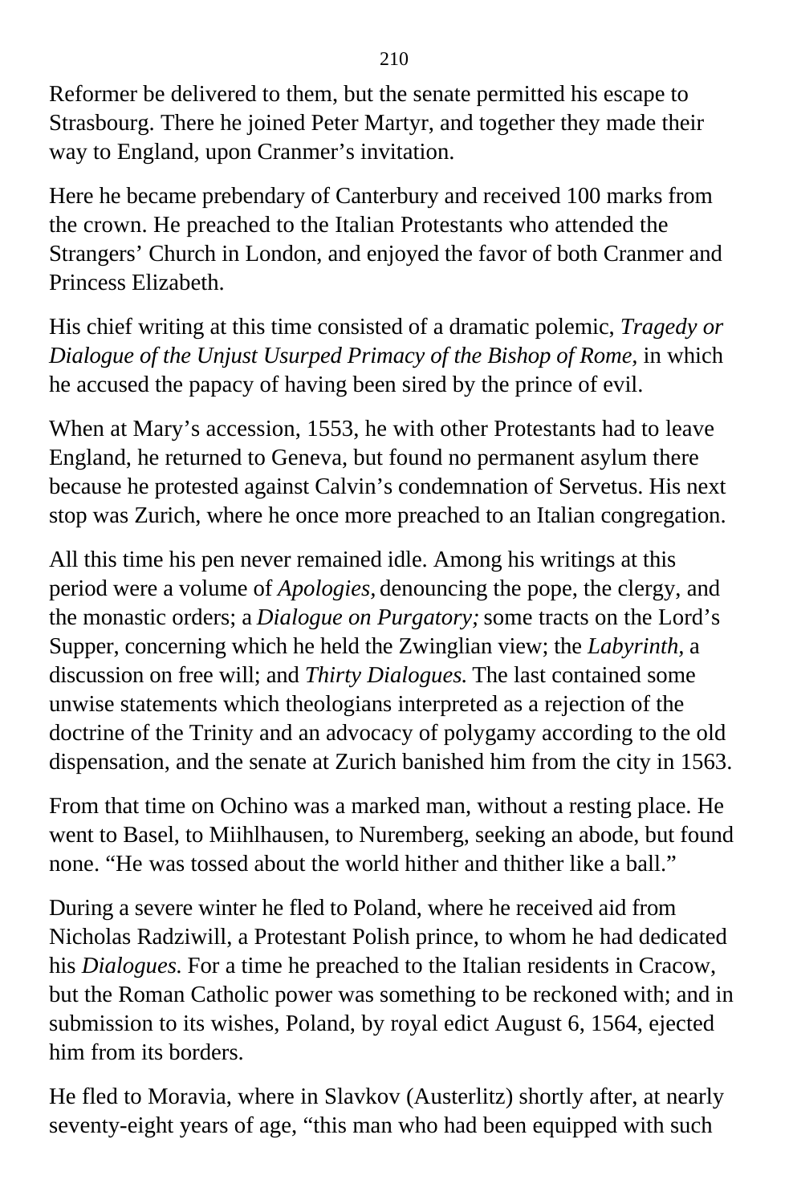Reformer be delivered to them, but the senate permitted his escape to Strasbourg. There he joined Peter Martyr, and together they made their way to England, upon Cranmer’s invitation.

Here he became prebendary of Canterbury and received 100 marks from the crown. He preached to the Italian Protestants who attended the Strangers’ Church in London, and enjoyed the favor of both Cranmer and Princess Elizabeth.

His chief writing at this time consisted of a dramatic polemic, *Tragedy or Dialogue of the Unjust Usurped Primacy of the Bishop of Rome,* in which he accused the papacy of having been sired by the prince of evil.

When at Mary’s accession, 1553, he with other Protestants had to leave England, he returned to Geneva, but found no permanent asylum there because he protested against Calvin’s condemnation of Servetus. His next stop was Zurich, where he once more preached to an Italian congregation.

All this time his pen never remained idle. Among his writings at this period were a volume of *Apologies,* denouncing the pope, the clergy, and the monastic orders; a *Dialogue on Purgatory;* some tracts on the Lord’s Supper, concerning which he held the Zwinglian view; the *Labyrinth,* a discussion on free will; and *Thirty Dialogues.* The last contained some unwise statements which theologians interpreted as a rejection of the doctrine of the Trinity and an advocacy of polygamy according to the old dispensation, and the senate at Zurich banished him from the city in 1563.

From that time on Ochino was a marked man, without a resting place. He went to Basel, to Miihlhausen, to Nuremberg, seeking an abode, but found none. “He was tossed about the world hither and thither like a ball.”

During a severe winter he fled to Poland, where he received aid from Nicholas Radziwill, a Protestant Polish prince, to whom he had dedicated his *Dialogues.* For a time he preached to the Italian residents in Cracow, but the Roman Catholic power was something to be reckoned with; and in submission to its wishes, Poland, by royal edict August 6, 1564, ejected him from its borders.

He fled to Moravia, where in Slavkov (Austerlitz) shortly after, at nearly seventy-eight years of age, “this man who had been equipped with such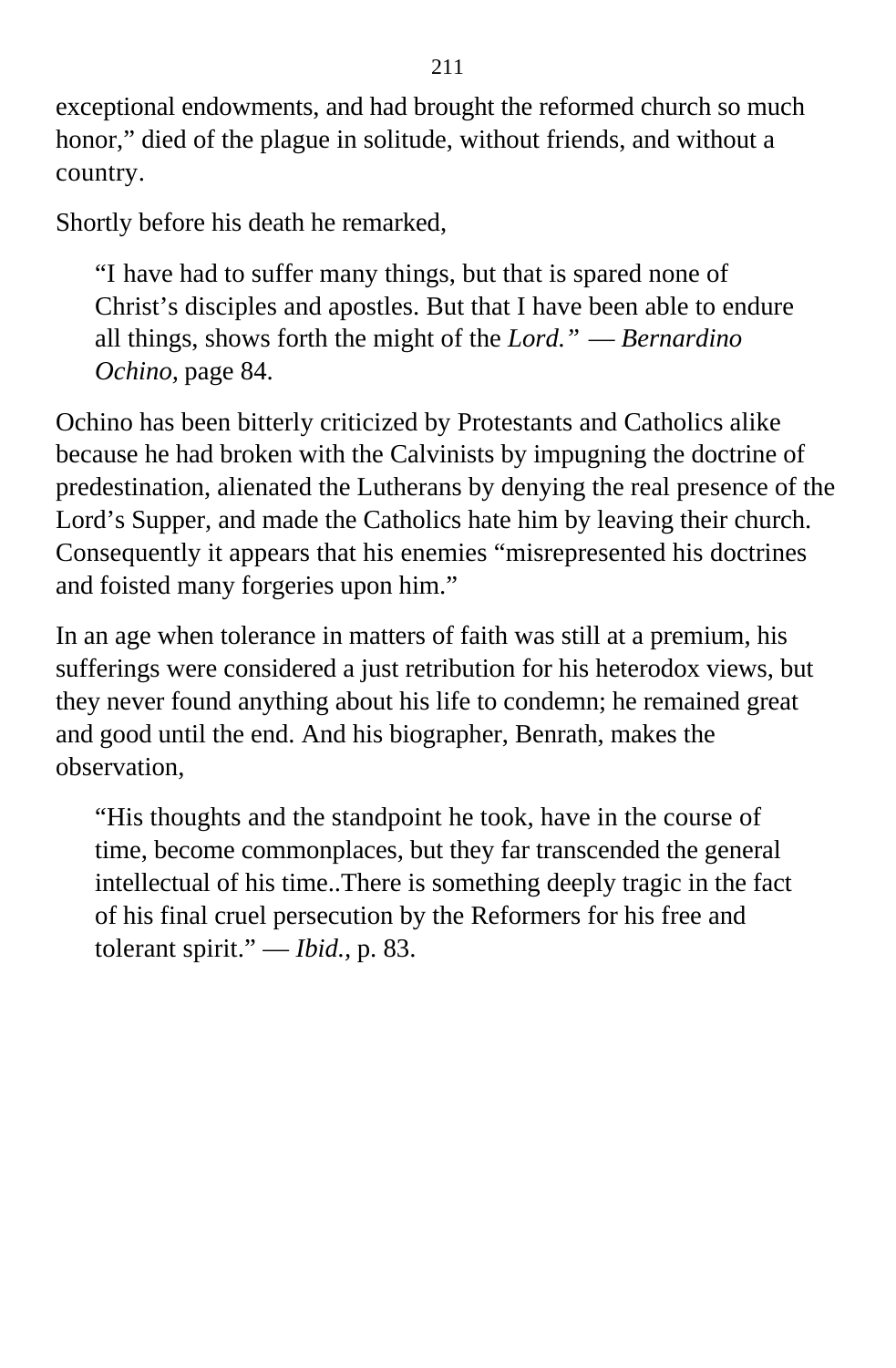exceptional endowments, and had brought the reformed church so much honor," died of the plague in solitude, without friends, and without a country.

Shortly before his death he remarked,

> "I have had to suffer many things, but that is spared none of Christ's disciples and apostles. But that I have been able to endure all things, shows forth the might of the *Lord." — Bernardino Ochino,* page 84.

Ochino has been bitterly criticized by Protestants and Catholics alike because he had broken with the Calvinists by impugning the doctrine of predestination, alienated the Lutherans by denying the real presence of the Lord's Supper, and made the Catholics hate him by leaving their church. Consequently it appears that his enemies "misrepresented his doctrines and foisted many forgeries upon him."

In an age when tolerance in matters of faith was still at a premium, his sufferings were considered a just retribution for his heterodox views, but they never found anything about his life to condemn; he remained great and good until the end. And his biographer, Benrath, makes the observation,

> "His thoughts and the standpoint he took, have in the course of time, become commonplaces, but they far transcended the general intellectual of his time..There is something deeply tragic in the fact of his final cruel persecution by the Reformers for his free and tolerant spirit." — *Ibid.,* p. 83.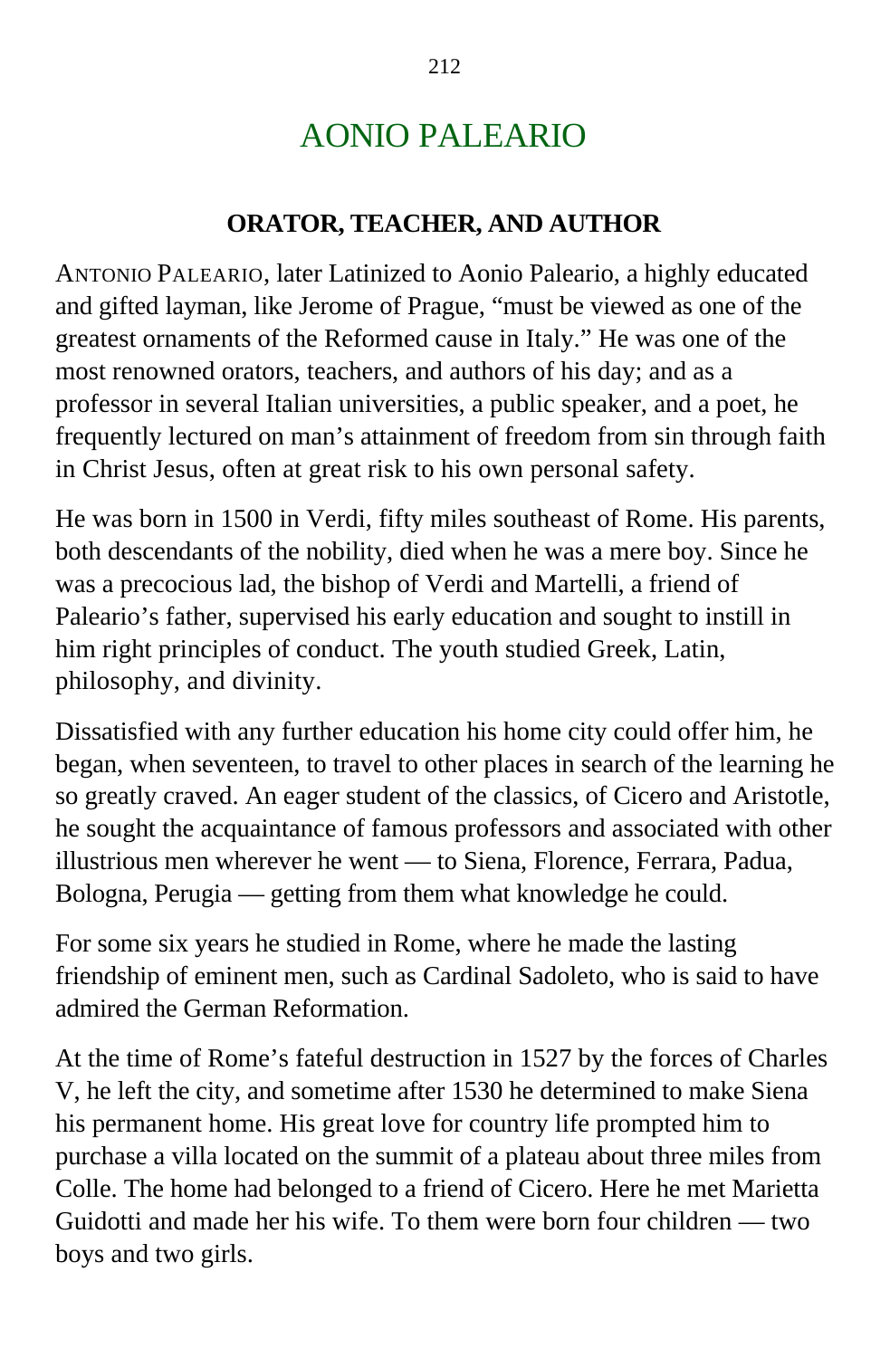# AONIO PALEARIO

## ORATOR, TEACHER, AND AUTHOR

ANTONIO PALEARIO, later Latinized to Aonio Paleario, a highly educated and gifted layman, like Jerome of Prague, "must be viewed as one of the greatest ornaments of the Reformed cause in Italy." He was one of the most renowned orators, teachers, and authors of his day; and as a professor in several Italian universities, a public speaker, and a poet, he frequently lectured on man's attainment of freedom from sin through faith in Christ Jesus, often at great risk to his own personal safety.

He was born in 1500 in Verdi, fifty miles southeast of Rome. His parents, both descendants of the nobility, died when he was a mere boy. Since he was a precocious lad, the bishop of Verdi and Martelli, a friend of Paleario's father, supervised his early education and sought to instill in him right principles of conduct. The youth studied Greek, Latin, philosophy, and divinity.

Dissatisfied with any further education his home city could offer him, he began, when seventeen, to travel to other places in search of the learning he so greatly craved. An eager student of the classics, of Cicero and Aristotle, he sought the acquaintance of famous professors and associated with other illustrious men wherever he went — to Siena, Florence, Ferrara, Padua, Bologna, Perugia — getting from them what knowledge he could.

For some six years he studied in Rome, where he made the lasting friendship of eminent men, such as Cardinal Sadoleto, who is said to have admired the German Reformation.

At the time of Rome's fateful destruction in 1527 by the forces of Charles V, he left the city, and sometime after 1530 he determined to make Siena his permanent home. His great love for country life prompted him to purchase a villa located on the summit of a plateau about three miles from Colle. The home had belonged to a friend of Cicero. Here he met Marietta Guidotti and made her his wife. To them were born four children — two boys and two girls.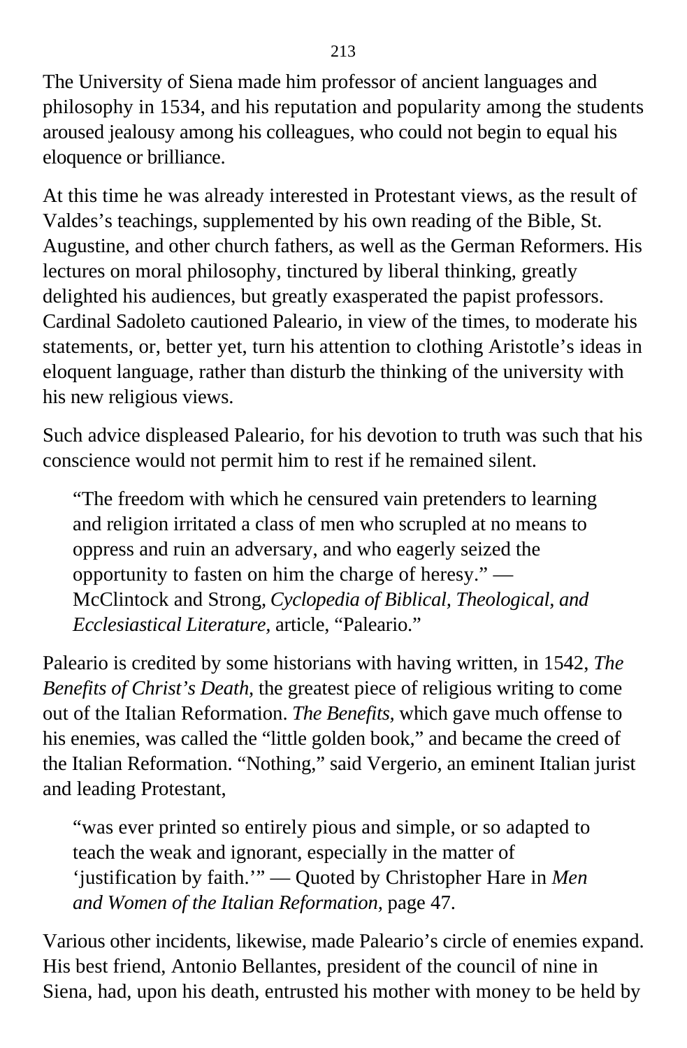The University of Siena made him professor of ancient languages and philosophy in 1534, and his reputation and popularity among the students aroused jealousy among his colleagues, who could not begin to equal his eloquence or brilliance.

At this time he was already interested in Protestant views, as the result of Valdes's teachings, supplemented by his own reading of the Bible, St. Augustine, and other church fathers, as well as the German Reformers. His lectures on moral philosophy, tinctured by liberal thinking, greatly delighted his audiences, but greatly exasperated the papist professors. Cardinal Sadoleto cautioned Paleario, in view of the times, to moderate his statements, or, better yet, turn his attention to clothing Aristotle's ideas in eloquent language, rather than disturb the thinking of the university with his new religious views.

Such advice displeased Paleario, for his devotion to truth was such that his conscience would not permit him to rest if he remained silent.

> "The freedom with which he censured vain pretenders to learning and religion irritated a class of men who scrupled at no means to oppress and ruin an adversary, and who eagerly seized the opportunity to fasten on him the charge of heresy." — McClintock and Strong, *Cyclopedia of Biblical, Theological, and Ecclesiastical Literature,* article, "Paleario."

Paleario is credited by some historians with having written, in 1542, *The Benefits of Christ's Death,* the greatest piece of religious writing to come out of the Italian Reformation. *The Benefits,* which gave much offense to his enemies, was called the "little golden book," and became the creed of the Italian Reformation. "Nothing," said Vergerio, an eminent Italian jurist and leading Protestant,

> "was ever printed so entirely pious and simple, or so adapted to teach the weak and ignorant, especially in the matter of 'justification by faith.'" — Quoted by Christopher Hare in *Men and Women of the Italian Reformation,* page 47.

Various other incidents, likewise, made Paleario's circle of enemies expand. His best friend, Antonio Bellantes, president of the council of nine in Siena, had, upon his death, entrusted his mother with money to be held by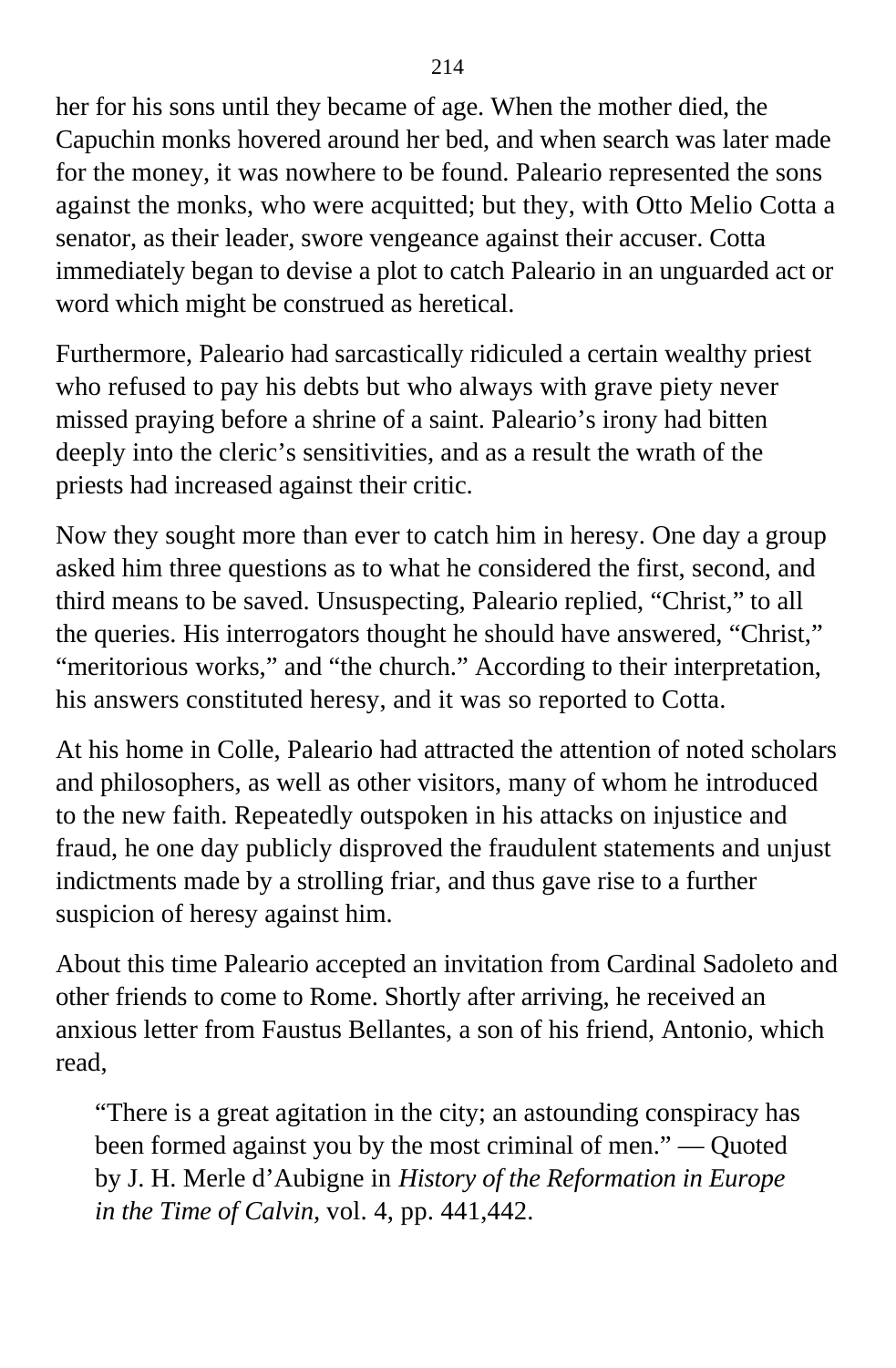her for his sons until they became of age. When the mother died, the Capuchin monks hovered around her bed, and when search was later made for the money, it was nowhere to be found. Paleario represented the sons against the monks, who were acquitted; but they, with Otto Melio Cotta a senator, as their leader, swore vengeance against their accuser. Cotta immediately began to devise a plot to catch Paleario in an unguarded act or word which might be construed as heretical.

Furthermore, Paleario had sarcastically ridiculed a certain wealthy priest who refused to pay his debts but who always with grave piety never missed praying before a shrine of a saint. Paleario's irony had bitten deeply into the cleric's sensitivities, and as a result the wrath of the priests had increased against their critic.

Now they sought more than ever to catch him in heresy. One day a group asked him three questions as to what he considered the first, second, and third means to be saved. Unsuspecting, Paleario replied, "Christ," to all the queries. His interrogators thought he should have answered, "Christ," "meritorious works," and "the church." According to their interpretation, his answers constituted heresy, and it was so reported to Cotta.

At his home in Colle, Paleario had attracted the attention of noted scholars and philosophers, as well as other visitors, many of whom he introduced to the new faith. Repeatedly outspoken in his attacks on injustice and fraud, he one day publicly disproved the fraudulent statements and unjust indictments made by a strolling friar, and thus gave rise to a further suspicion of heresy against him.

About this time Paleario accepted an invitation from Cardinal Sadoleto and other friends to come to Rome. Shortly after arriving, he received an anxious letter from Faustus Bellantes, a son of his friend, Antonio, which read,

> "There is a great agitation in the city; an astounding conspiracy has been formed against you by the most criminal of men." — Quoted by J. H. Merle d'Aubigne in *History of the Reformation in Europe in the Time of Calvin,* vol. 4, pp. 441,442.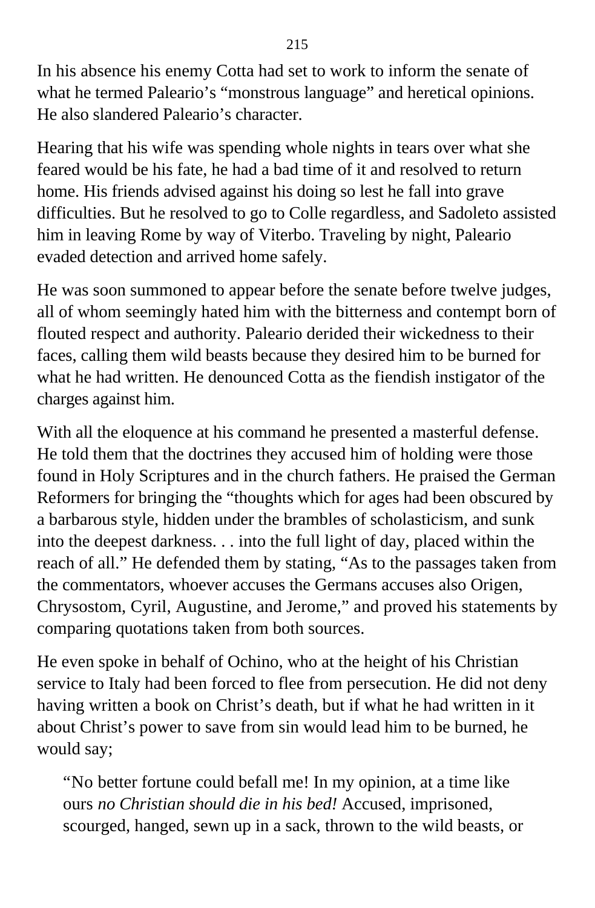In his absence his enemy Cotta had set to work to inform the senate of what he termed Paleario's "monstrous language" and heretical opinions. He also slandered Paleario's character.

Hearing that his wife was spending whole nights in tears over what she feared would be his fate, he had a bad time of it and resolved to return home. His friends advised against his doing so lest he fall into grave difficulties. But he resolved to go to Colle regardless, and Sadoleto assisted him in leaving Rome by way of Viterbo. Traveling by night, Paleario evaded detection and arrived home safely.

He was soon summoned to appear before the senate before twelve judges, all of whom seemingly hated him with the bitterness and contempt born of flouted respect and authority. Paleario derided their wickedness to their faces, calling them wild beasts because they desired him to be burned for what he had written. He denounced Cotta as the fiendish instigator of the charges against him.

With all the eloquence at his command he presented a masterful defense. He told them that the doctrines they accused him of holding were those found in Holy Scriptures and in the church fathers. He praised the German Reformers for bringing the "thoughts which for ages had been obscured by a barbarous style, hidden under the brambles of scholasticism, and sunk into the deepest darkness. . . into the full light of day, placed within the reach of all." He defended them by stating, "As to the passages taken from the commentators, whoever accuses the Germans accuses also Origen, Chrysostom, Cyril, Augustine, and Jerome," and proved his statements by comparing quotations taken from both sources.

He even spoke in behalf of Ochino, who at the height of his Christian service to Italy had been forced to flee from persecution. He did not deny having written a book on Christ's death, but if what he had written in it about Christ's power to save from sin would lead him to be burned, he would say;

> "No better fortune could befall me! In my opinion, at a time like ours *no Christian should die in his bed!* Accused, imprisoned, scourged, hanged, sewn up in a sack, thrown to the wild beasts, or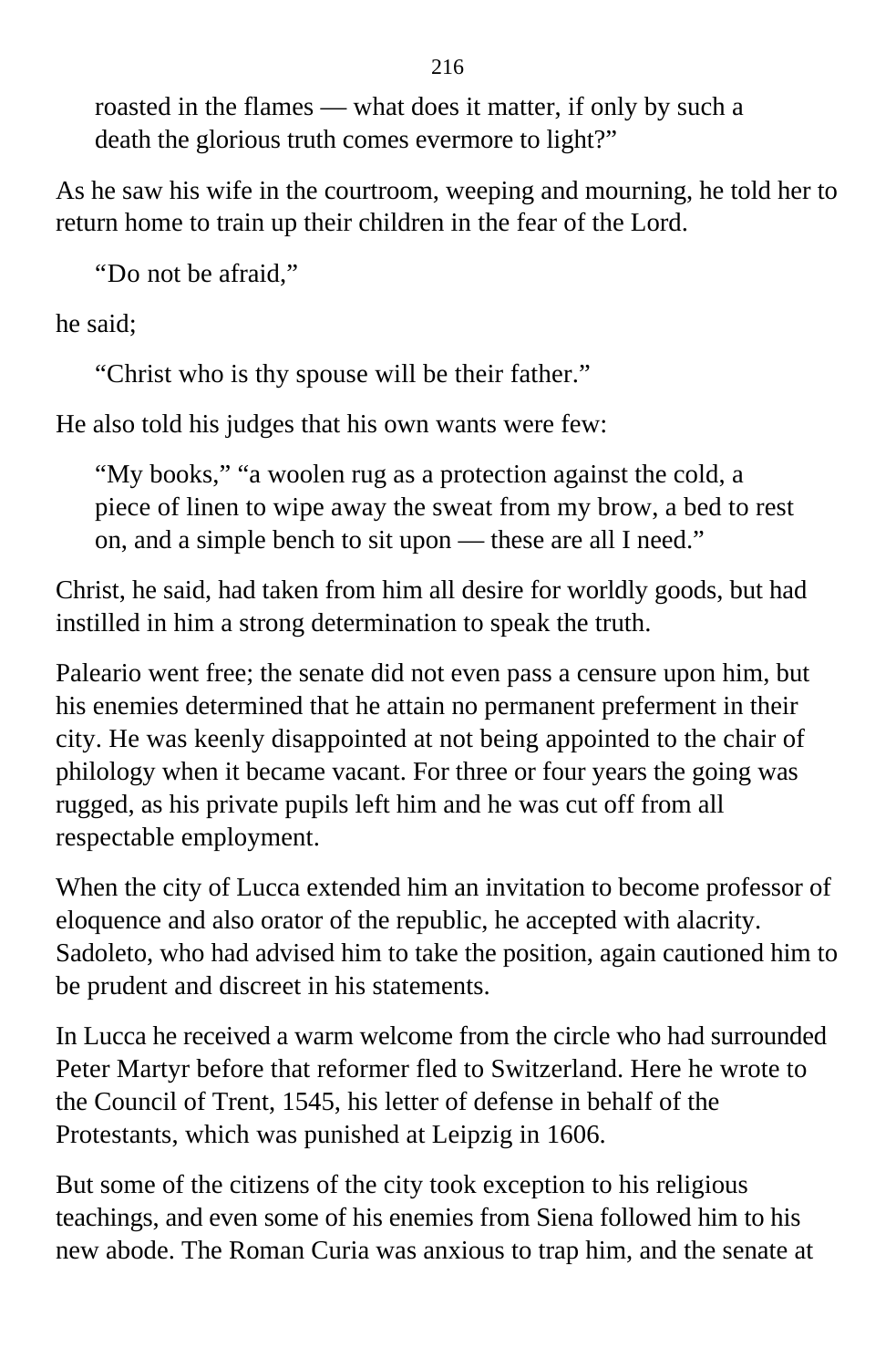roasted in the flames — what does it matter, if only by such a death the glorious truth comes evermore to light?”

As he saw his wife in the courtroom, weeping and mourning, he told her to return home to train up their children in the fear of the Lord.

> “Do not be afraid,”

he said;

> “Christ who is thy spouse will be their father.”

He also told his judges that his own wants were few:

> “My books,” “a woolen rug as a protection against the cold, a piece of linen to wipe away the sweat from my brow, a bed to rest on, and a simple bench to sit upon — these are all I need.”

Christ, he said, had taken from him all desire for worldly goods, but had instilled in him a strong determination to speak the truth.

Paleario went free; the senate did not even pass a censure upon him, but his enemies determined that he attain no permanent preferment in their city. He was keenly disappointed at not being appointed to the chair of philology when it became vacant. For three or four years the going was rugged, as his private pupils left him and he was cut off from all respectable employment.

When the city of Lucca extended him an invitation to become professor of eloquence and also orator of the republic, he accepted with alacrity. Sadoleto, who had advised him to take the position, again cautioned him to be prudent and discreet in his statements.

In Lucca he received a warm welcome from the circle who had surrounded Peter Martyr before that reformer fled to Switzerland. Here he wrote to the Council of Trent, 1545, his letter of defense in behalf of the Protestants, which was punished at Leipzig in 1606.

But some of the citizens of the city took exception to his religious teachings, and even some of his enemies from Siena followed him to his new abode. The Roman Curia was anxious to trap him, and the senate at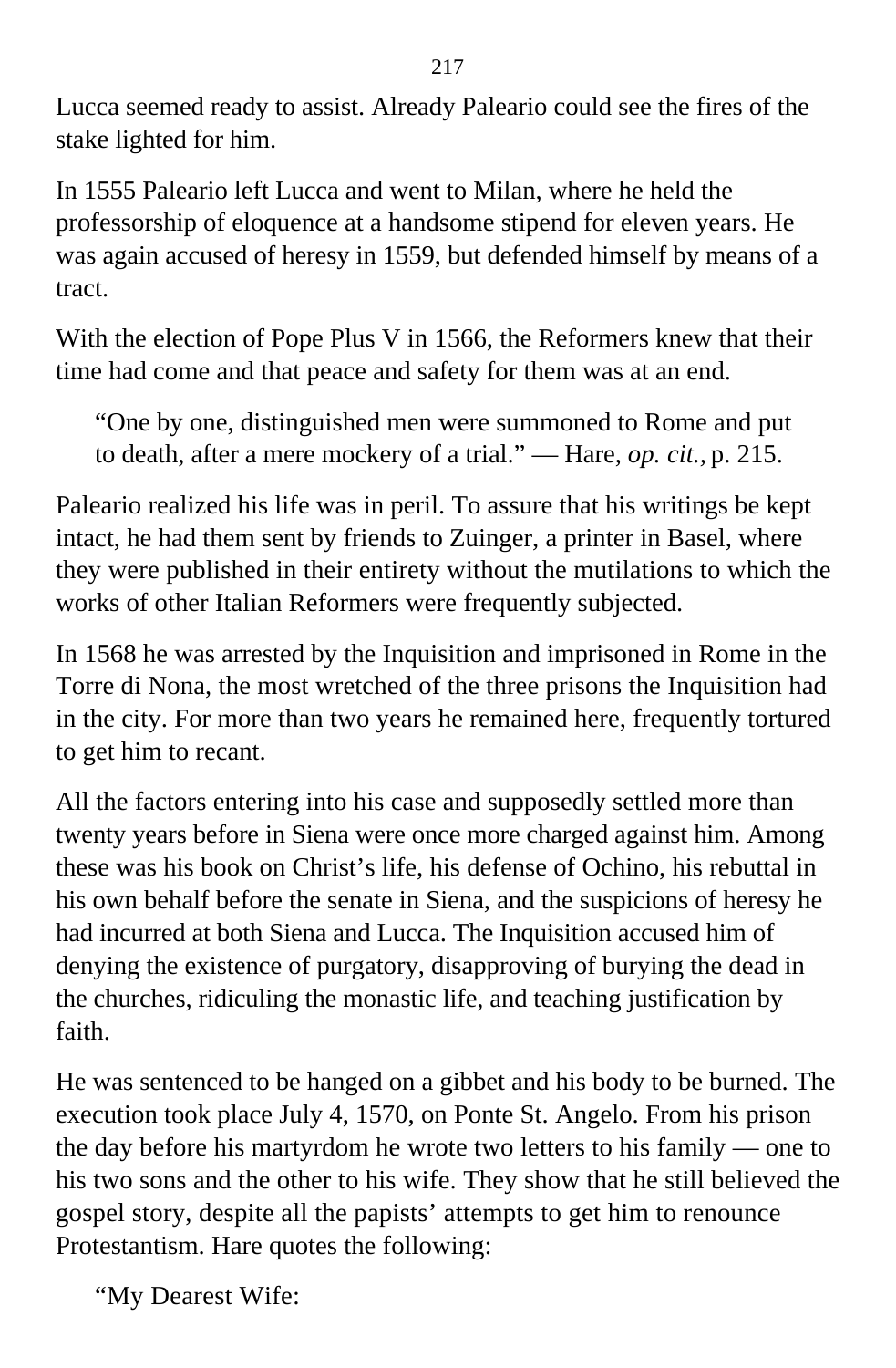Lucca seemed ready to assist. Already Paleario could see the fires of the stake lighted for him.

In 1555 Paleario left Lucca and went to Milan, where he held the professorship of eloquence at a handsome stipend for eleven years. He was again accused of heresy in 1559, but defended himself by means of a tract.

With the election of Pope Plus V in 1566, the Reformers knew that their time had come and that peace and safety for them was at an end.

> "One by one, distinguished men were summoned to Rome and put to death, after a mere mockery of a trial." — Hare, *op. cit.*, p. 215.

Paleario realized his life was in peril. To assure that his writings be kept intact, he had them sent by friends to Zuinger, a printer in Basel, where they were published in their entirety without the mutilations to which the works of other Italian Reformers were frequently subjected.

In 1568 he was arrested by the Inquisition and imprisoned in Rome in the Torre di Nona, the most wretched of the three prisons the Inquisition had in the city. For more than two years he remained here, frequently tortured to get him to recant.

All the factors entering into his case and supposedly settled more than twenty years before in Siena were once more charged against him. Among these was his book on Christ's life, his defense of Ochino, his rebuttal in his own behalf before the senate in Siena, and the suspicions of heresy he had incurred at both Siena and Lucca. The Inquisition accused him of denying the existence of purgatory, disapproving of burying the dead in the churches, ridiculing the monastic life, and teaching justification by faith.

He was sentenced to be hanged on a gibbet and his body to be burned. The execution took place July 4, 1570, on Ponte St. Angelo. From his prison the day before his martyrdom he wrote two letters to his family — one to his two sons and the other to his wife. They show that he still believed the gospel story, despite all the papists' attempts to get him to renounce Protestantism. Hare quotes the following:

> "My Dearest Wife: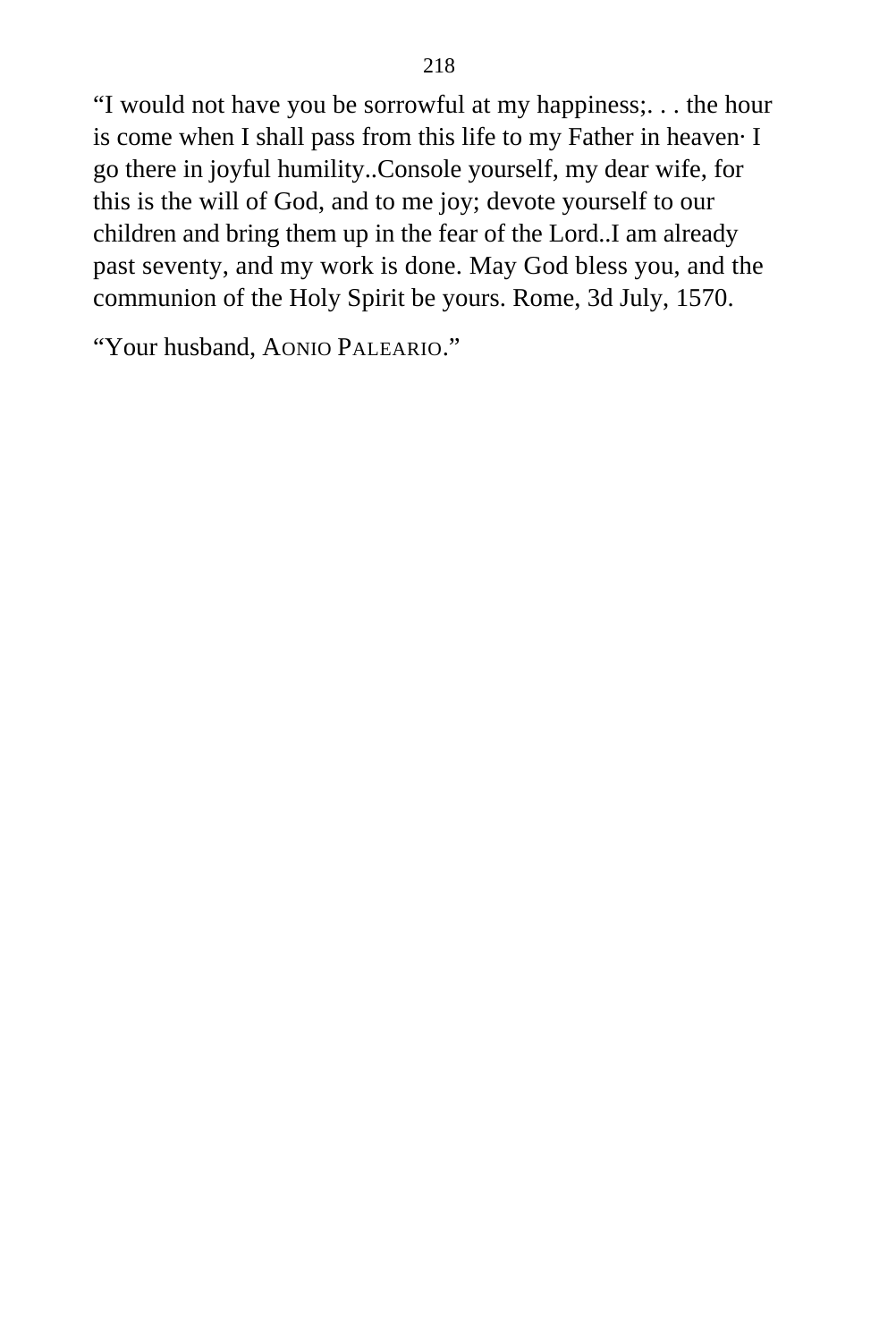"I would not have you be sorrowful at my happiness;. . . the hour is come when I shall pass from this life to my Father in heaven· I go there in joyful humility..Console yourself, my dear wife, for this is the will of God, and to me joy; devote yourself to our children and bring them up in the fear of the Lord..I am already past seventy, and my work is done. May God bless you, and the communion of the Holy Spirit be yours. Rome, 3d July, 1570.

"Your husband, AONIO PALEARIO."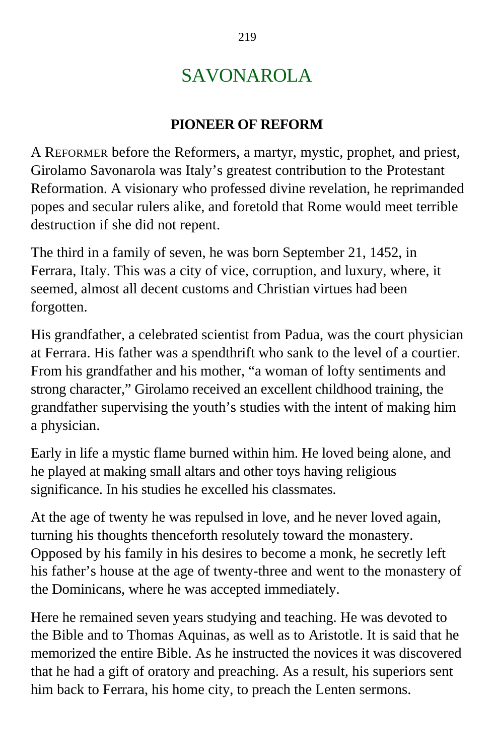# SAVONAROLA

## PIONEER OF REFORM

A REFORMER before the Reformers, a martyr, mystic, prophet, and priest, Girolamo Savonarola was Italy's greatest contribution to the Protestant Reformation. A visionary who professed divine revelation, he reprimanded popes and secular rulers alike, and foretold that Rome would meet terrible destruction if she did not repent.

The third in a family of seven, he was born September 21, 1452, in Ferrara, Italy. This was a city of vice, corruption, and luxury, where, it seemed, almost all decent customs and Christian virtues had been forgotten.

His grandfather, a celebrated scientist from Padua, was the court physician at Ferrara. His father was a spendthrift who sank to the level of a courtier. From his grandfather and his mother, "a woman of lofty sentiments and strong character," Girolamo received an excellent childhood training, the grandfather supervising the youth's studies with the intent of making him a physician.

Early in life a mystic flame burned within him. He loved being alone, and he played at making small altars and other toys having religious significance. In his studies he excelled his classmates.

At the age of twenty he was repulsed in love, and he never loved again, turning his thoughts thenceforth resolutely toward the monastery. Opposed by his family in his desires to become a monk, he secretly left his father's house at the age of twenty-three and went to the monastery of the Dominicans, where he was accepted immediately.

Here he remained seven years studying and teaching. He was devoted to the Bible and to Thomas Aquinas, as well as to Aristotle. It is said that he memorized the entire Bible. As he instructed the novices it was discovered that he had a gift of oratory and preaching. As a result, his superiors sent him back to Ferrara, his home city, to preach the Lenten sermons.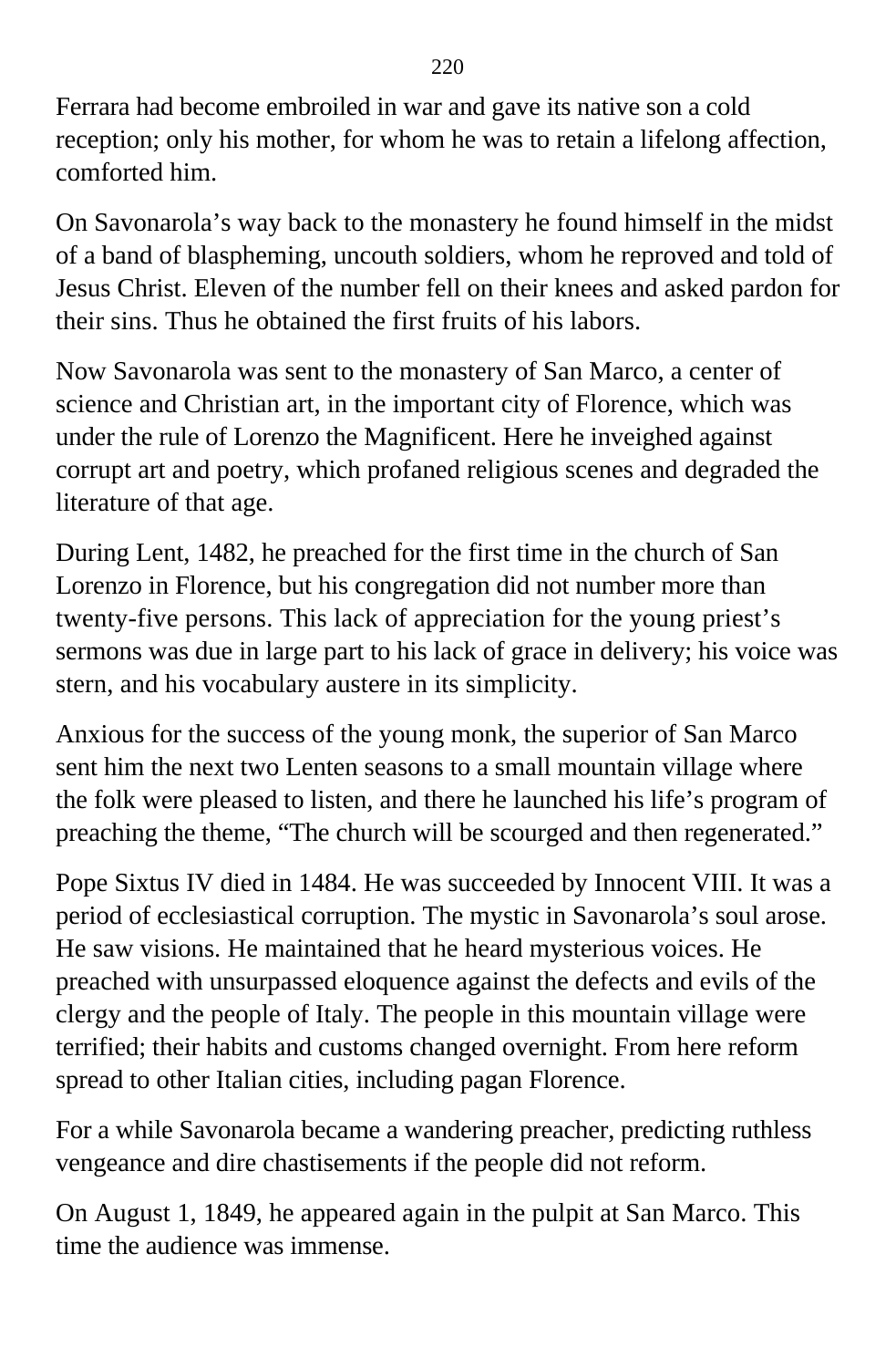Ferrara had become embroiled in war and gave its native son a cold reception; only his mother, for whom he was to retain a lifelong affection, comforted him.

On Savonarola’s way back to the monastery he found himself in the midst of a band of blaspheming, uncouth soldiers, whom he reproved and told of Jesus Christ. Eleven of the number fell on their knees and asked pardon for their sins. Thus he obtained the first fruits of his labors.

Now Savonarola was sent to the monastery of San Marco, a center of science and Christian art, in the important city of Florence, which was under the rule of Lorenzo the Magnificent. Here he inveighed against corrupt art and poetry, which profaned religious scenes and degraded the literature of that age.

During Lent, 1482, he preached for the first time in the church of San Lorenzo in Florence, but his congregation did not number more than twenty-five persons. This lack of appreciation for the young priest’s sermons was due in large part to his lack of grace in delivery; his voice was stern, and his vocabulary austere in its simplicity.

Anxious for the success of the young monk, the superior of San Marco sent him the next two Lenten seasons to a small mountain village where the folk were pleased to listen, and there he launched his life’s program of preaching the theme, “The church will be scourged and then regenerated.”

Pope Sixtus IV died in 1484. He was succeeded by Innocent VIII. It was a period of ecclesiastical corruption. The mystic in Savonarola’s soul arose. He saw visions. He maintained that he heard mysterious voices. He preached with unsurpassed eloquence against the defects and evils of the clergy and the people of Italy. The people in this mountain village were terrified; their habits and customs changed overnight. From here reform spread to other Italian cities, including pagan Florence.

For a while Savonarola became a wandering preacher, predicting ruthless vengeance and dire chastisements if the people did not reform.

On August 1, 1849, he appeared again in the pulpit at San Marco. This time the audience was immense.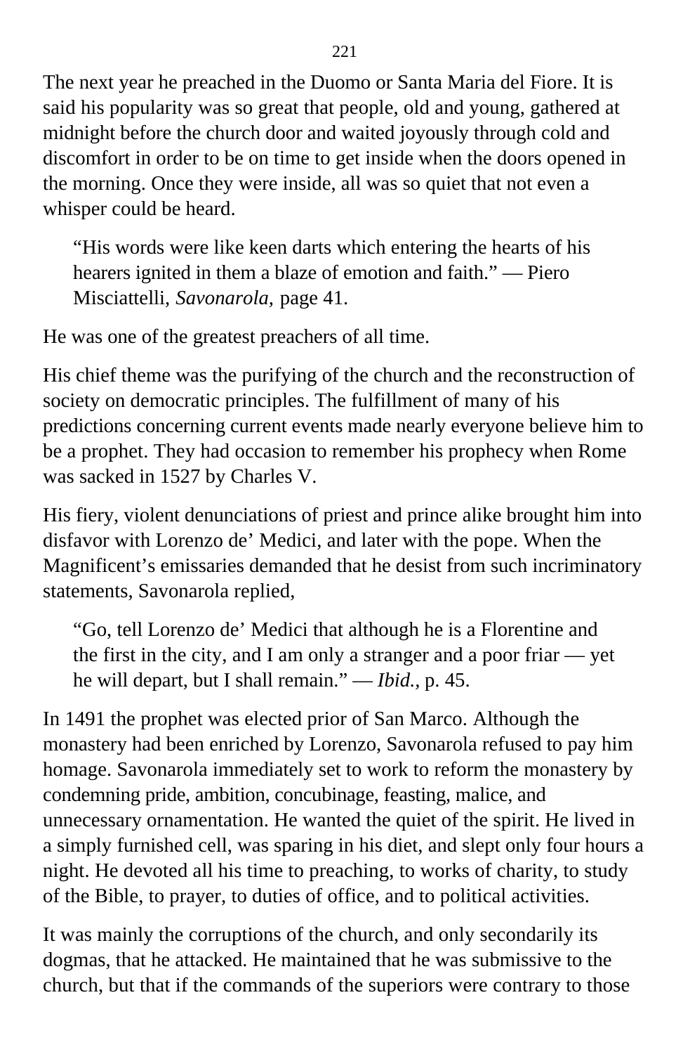The next year he preached in the Duomo or Santa Maria del Fiore. It is said his popularity was so great that people, old and young, gathered at midnight before the church door and waited joyously through cold and discomfort in order to be on time to get inside when the doors opened in the morning. Once they were inside, all was so quiet that not even a whisper could be heard.

> "His words were like keen darts which entering the hearts of his hearers ignited in them a blaze of emotion and faith." — Piero Misciattelli, *Savonarola,* page 41.

He was one of the greatest preachers of all time.

His chief theme was the purifying of the church and the reconstruction of society on democratic principles. The fulfillment of many of his predictions concerning current events made nearly everyone believe him to be a prophet. They had occasion to remember his prophecy when Rome was sacked in 1527 by Charles V.

His fiery, violent denunciations of priest and prince alike brought him into disfavor with Lorenzo de' Medici, and later with the pope. When the Magnificent's emissaries demanded that he desist from such incriminatory statements, Savonarola replied,

> "Go, tell Lorenzo de' Medici that although he is a Florentine and the first in the city, and I am only a stranger and a poor friar — yet he will depart, but I shall remain." — *Ibid.,* p. 45.

In 1491 the prophet was elected prior of San Marco. Although the monastery had been enriched by Lorenzo, Savonarola refused to pay him homage. Savonarola immediately set to work to reform the monastery by condemning pride, ambition, concubinage, feasting, malice, and unnecessary ornamentation. He wanted the quiet of the spirit. He lived in a simply furnished cell, was sparing in his diet, and slept only four hours a night. He devoted all his time to preaching, to works of charity, to study of the Bible, to prayer, to duties of office, and to political activities.

It was mainly the corruptions of the church, and only secondarily its dogmas, that he attacked. He maintained that he was submissive to the church, but that if the commands of the superiors were contrary to those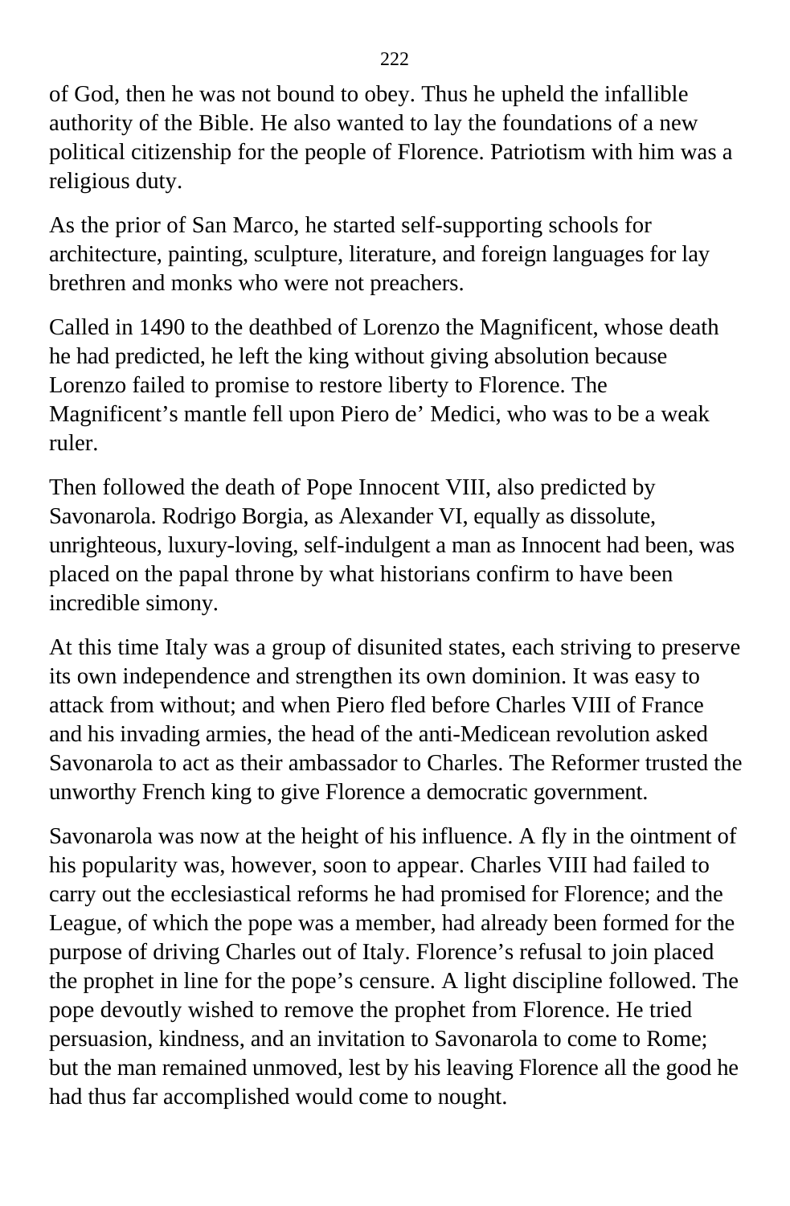of God, then he was not bound to obey. Thus he upheld the infallible authority of the Bible. He also wanted to lay the foundations of a new political citizenship for the people of Florence. Patriotism with him was a religious duty.

As the prior of San Marco, he started self-supporting schools for architecture, painting, sculpture, literature, and foreign languages for lay brethren and monks who were not preachers.

Called in 1490 to the deathbed of Lorenzo the Magnificent, whose death he had predicted, he left the king without giving absolution because Lorenzo failed to promise to restore liberty to Florence. The Magnificent's mantle fell upon Piero de' Medici, who was to be a weak ruler.

Then followed the death of Pope Innocent VIII, also predicted by Savonarola. Rodrigo Borgia, as Alexander VI, equally as dissolute, unrighteous, luxury-loving, self-indulgent a man as Innocent had been, was placed on the papal throne by what historians confirm to have been incredible simony.

At this time Italy was a group of disunited states, each striving to preserve its own independence and strengthen its own dominion. It was easy to attack from without; and when Piero fled before Charles VIII of France and his invading armies, the head of the anti-Medicean revolution asked Savonarola to act as their ambassador to Charles. The Reformer trusted the unworthy French king to give Florence a democratic government.

Savonarola was now at the height of his influence. A fly in the ointment of his popularity was, however, soon to appear. Charles VIII had failed to carry out the ecclesiastical reforms he had promised for Florence; and the League, of which the pope was a member, had already been formed for the purpose of driving Charles out of Italy. Florence's refusal to join placed the prophet in line for the pope's censure. A light discipline followed. The pope devoutly wished to remove the prophet from Florence. He tried persuasion, kindness, and an invitation to Savonarola to come to Rome; but the man remained unmoved, lest by his leaving Florence all the good he had thus far accomplished would come to nought.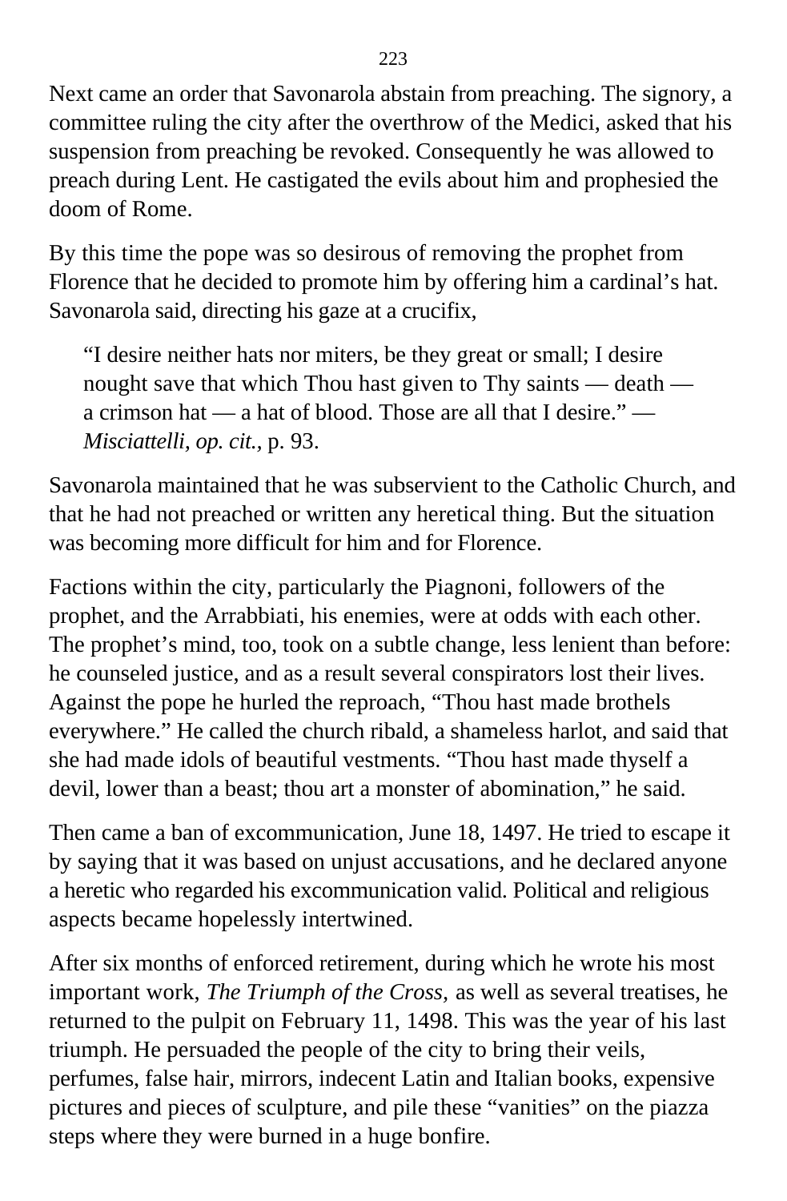Next came an order that Savonarola abstain from preaching. The signory, a committee ruling the city after the overthrow of the Medici, asked that his suspension from preaching be revoked. Consequently he was allowed to preach during Lent. He castigated the evils about him and prophesied the doom of Rome.

By this time the pope was so desirous of removing the prophet from Florence that he decided to promote him by offering him a cardinal's hat. Savonarola said, directing his gaze at a crucifix,

> "I desire neither hats nor miters, be they great or small; I desire nought save that which Thou hast given to Thy saints — death — a crimson hat — a hat of blood. Those are all that I desire." — *Misciattelli, op. cit.*, p. 93.

Savonarola maintained that he was subservient to the Catholic Church, and that he had not preached or written any heretical thing. But the situation was becoming more difficult for him and for Florence.

Factions within the city, particularly the Piagnoni, followers of the prophet, and the Arrabbiati, his enemies, were at odds with each other. The prophet's mind, too, took on a subtle change, less lenient than before: he counseled justice, and as a result several conspirators lost their lives. Against the pope he hurled the reproach, "Thou hast made brothels everywhere." He called the church ribald, a shameless harlot, and said that she had made idols of beautiful vestments. "Thou hast made thyself a devil, lower than a beast; thou art a monster of abomination," he said.

Then came a ban of excommunication, June 18, 1497. He tried to escape it by saying that it was based on unjust accusations, and he declared anyone a heretic who regarded his excommunication valid. Political and religious aspects became hopelessly intertwined.

After six months of enforced retirement, during which he wrote his most important work, *The Triumph of the Cross,* as well as several treatises, he returned to the pulpit on February 11, 1498. This was the year of his last triumph. He persuaded the people of the city to bring their veils, perfumes, false hair, mirrors, indecent Latin and Italian books, expensive pictures and pieces of sculpture, and pile these "vanities" on the piazza steps where they were burned in a huge bonfire.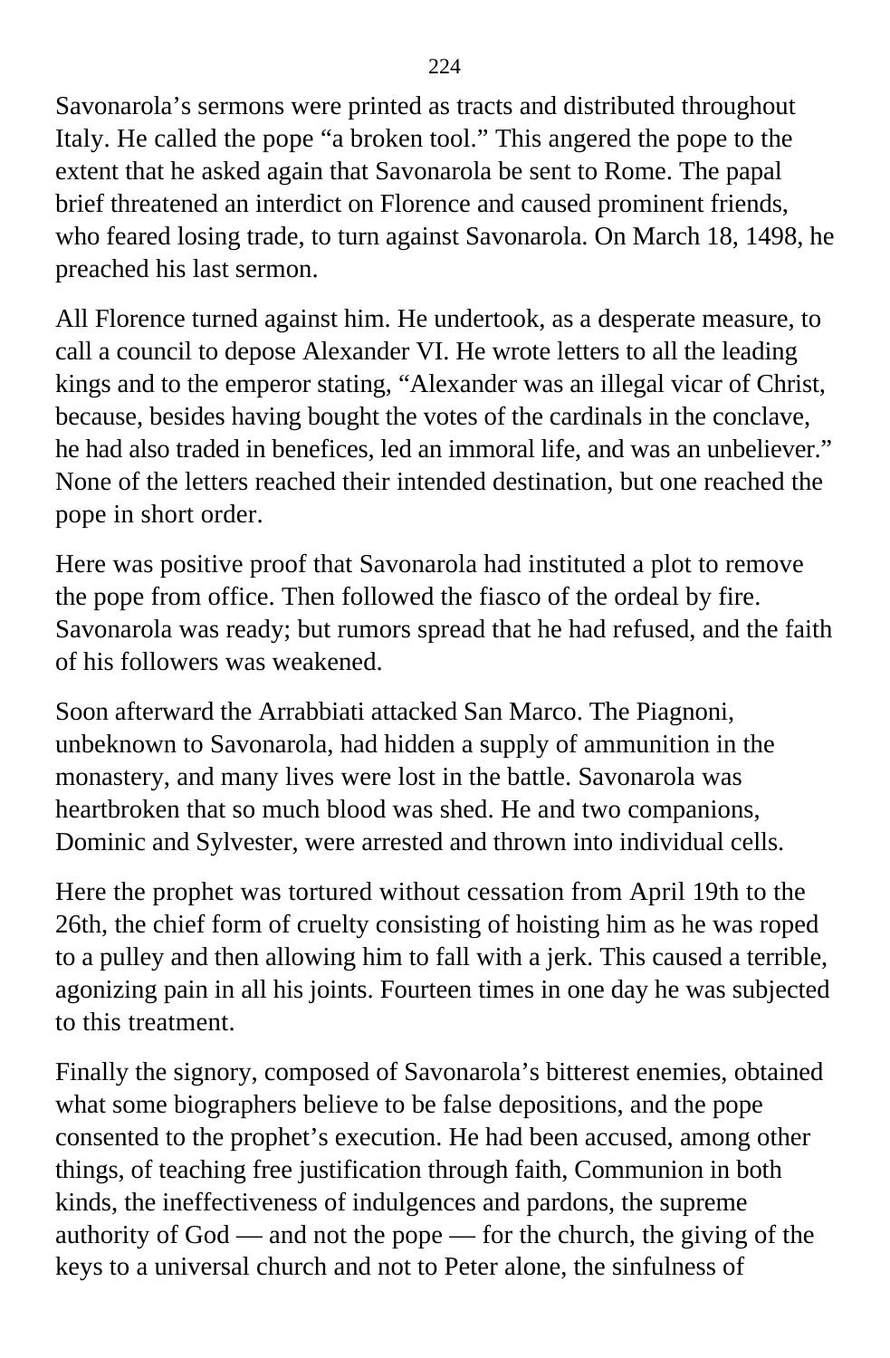Savonarola’s sermons were printed as tracts and distributed throughout Italy. He called the pope “a broken tool.” This angered the pope to the extent that he asked again that Savonarola be sent to Rome. The papal brief threatened an interdict on Florence and caused prominent friends, who feared losing trade, to turn against Savonarola. On March 18, 1498, he preached his last sermon.

All Florence turned against him. He undertook, as a desperate measure, to call a council to depose Alexander VI. He wrote letters to all the leading kings and to the emperor stating, “Alexander was an illegal vicar of Christ, because, besides having bought the votes of the cardinals in the conclave, he had also traded in benefices, led an immoral life, and was an unbeliever.” None of the letters reached their intended destination, but one reached the pope in short order.

Here was positive proof that Savonarola had instituted a plot to remove the pope from office. Then followed the fiasco of the ordeal by fire. Savonarola was ready; but rumors spread that he had refused, and the faith of his followers was weakened.

Soon afterward the Arrabbiati attacked San Marco. The Piagnoni, unbeknown to Savonarola, had hidden a supply of ammunition in the monastery, and many lives were lost in the battle. Savonarola was heartbroken that so much blood was shed. He and two companions, Dominic and Sylvester, were arrested and thrown into individual cells.

Here the prophet was tortured without cessation from April 19th to the 26th, the chief form of cruelty consisting of hoisting him as he was roped to a pulley and then allowing him to fall with a jerk. This caused a terrible, agonizing pain in all his joints. Fourteen times in one day he was subjected to this treatment.

Finally the signory, composed of Savonarola’s bitterest enemies, obtained what some biographers believe to be false depositions, and the pope consented to the prophet’s execution. He had been accused, among other things, of teaching free justification through faith, Communion in both kinds, the ineffectiveness of indulgences and pardons, the supreme authority of God — and not the pope — for the church, the giving of the keys to a universal church and not to Peter alone, the sinfulness of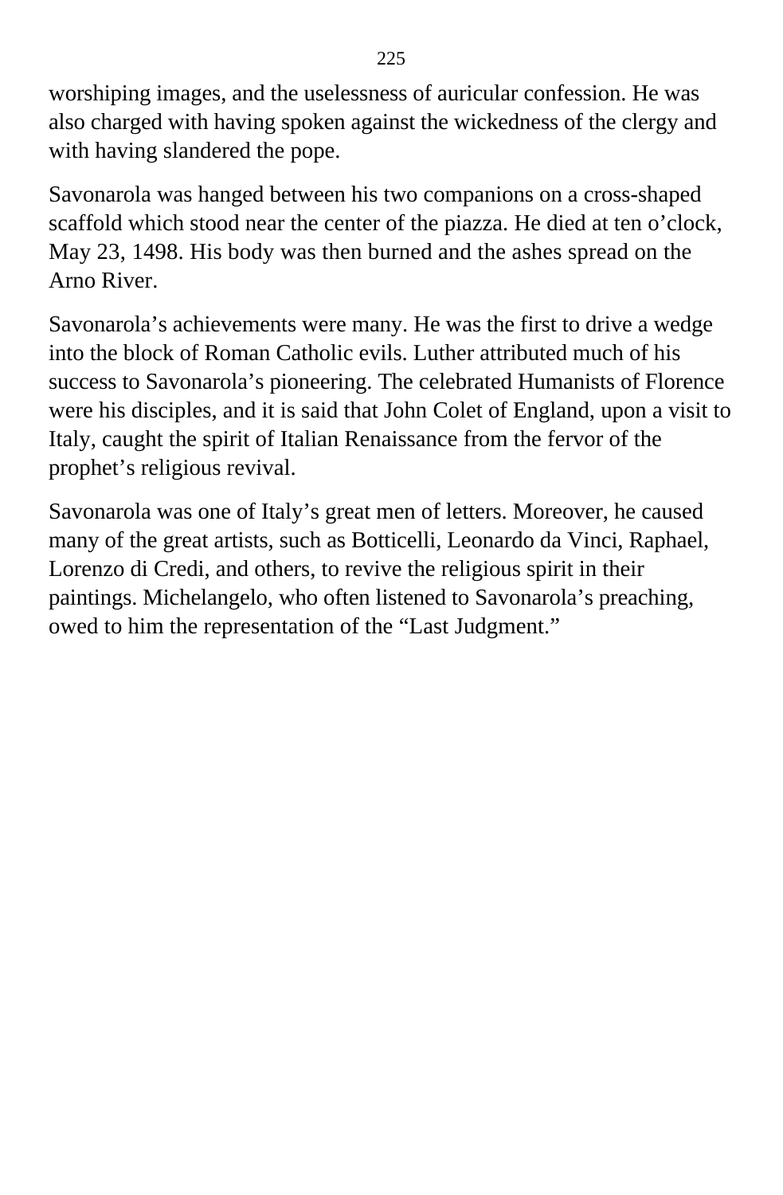worshiping images, and the uselessness of auricular confession. He was also charged with having spoken against the wickedness of the clergy and with having slandered the pope.

Savonarola was hanged between his two companions on a cross-shaped scaffold which stood near the center of the piazza. He died at ten o'clock, May 23, 1498. His body was then burned and the ashes spread on the Arno River.

Savonarola's achievements were many. He was the first to drive a wedge into the block of Roman Catholic evils. Luther attributed much of his success to Savonarola's pioneering. The celebrated Humanists of Florence were his disciples, and it is said that John Colet of England, upon a visit to Italy, caught the spirit of Italian Renaissance from the fervor of the prophet's religious revival.

Savonarola was one of Italy's great men of letters. Moreover, he caused many of the great artists, such as Botticelli, Leonardo da Vinci, Raphael, Lorenzo di Credi, and others, to revive the religious spirit in their paintings. Michelangelo, who often listened to Savonarola's preaching, owed to him the representation of the "Last Judgment."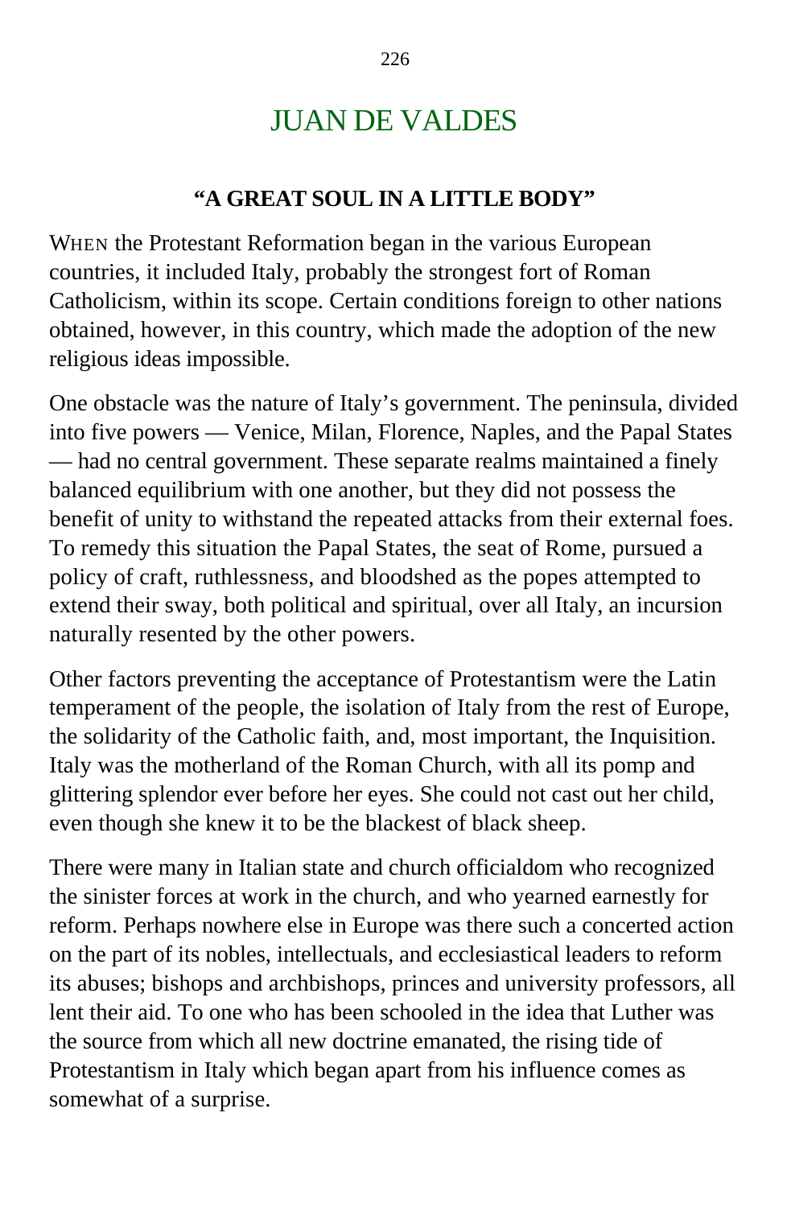# JUAN DE VALDES

### "A GREAT SOUL IN A LITTLE BODY"

WHEN the Protestant Reformation began in the various European countries, it included Italy, probably the strongest fort of Roman Catholicism, within its scope. Certain conditions foreign to other nations obtained, however, in this country, which made the adoption of the new religious ideas impossible.

One obstacle was the nature of Italy's government. The peninsula, divided into five powers — Venice, Milan, Florence, Naples, and the Papal States — had no central government. These separate realms maintained a finely balanced equilibrium with one another, but they did not possess the benefit of unity to withstand the repeated attacks from their external foes. To remedy this situation the Papal States, the seat of Rome, pursued a policy of craft, ruthlessness, and bloodshed as the popes attempted to extend their sway, both political and spiritual, over all Italy, an incursion naturally resented by the other powers.

Other factors preventing the acceptance of Protestantism were the Latin temperament of the people, the isolation of Italy from the rest of Europe, the solidarity of the Catholic faith, and, most important, the Inquisition. Italy was the motherland of the Roman Church, with all its pomp and glittering splendor ever before her eyes. She could not cast out her child, even though she knew it to be the blackest of black sheep.

There were many in Italian state and church officialdom who recognized the sinister forces at work in the church, and who yearned earnestly for reform. Perhaps nowhere else in Europe was there such a concerted action on the part of its nobles, intellectuals, and ecclesiastical leaders to reform its abuses; bishops and archbishops, princes and university professors, all lent their aid. To one who has been schooled in the idea that Luther was the source from which all new doctrine emanated, the rising tide of Protestantism in Italy which began apart from his influence comes as somewhat of a surprise.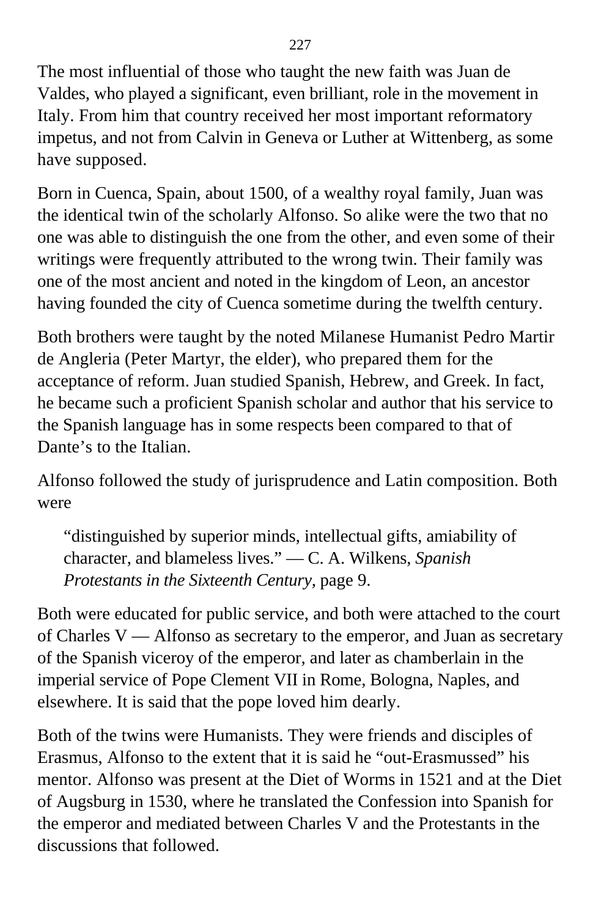The most influential of those who taught the new faith was Juan de Valdes, who played a significant, even brilliant, role in the movement in Italy. From him that country received her most important reformatory impetus, and not from Calvin in Geneva or Luther at Wittenberg, as some have supposed.

Born in Cuenca, Spain, about 1500, of a wealthy royal family, Juan was the identical twin of the scholarly Alfonso. So alike were the two that no one was able to distinguish the one from the other, and even some of their writings were frequently attributed to the wrong twin. Their family was one of the most ancient and noted in the kingdom of Leon, an ancestor having founded the city of Cuenca sometime during the twelfth century.

Both brothers were taught by the noted Milanese Humanist Pedro Martir de Angleria (Peter Martyr, the elder), who prepared them for the acceptance of reform. Juan studied Spanish, Hebrew, and Greek. In fact, he became such a proficient Spanish scholar and author that his service to the Spanish language has in some respects been compared to that of Dante's to the Italian.

Alfonso followed the study of jurisprudence and Latin composition. Both were

> "distinguished by superior minds, intellectual gifts, amiability of character, and blameless lives." — C. A. Wilkens, *Spanish Protestants in the Sixteenth Century,* page 9.

Both were educated for public service, and both were attached to the court of Charles V — Alfonso as secretary to the emperor, and Juan as secretary of the Spanish viceroy of the emperor, and later as chamberlain in the imperial service of Pope Clement VII in Rome, Bologna, Naples, and elsewhere. It is said that the pope loved him dearly.

Both of the twins were Humanists. They were friends and disciples of Erasmus, Alfonso to the extent that it is said he "out-Erasmussed" his mentor. Alfonso was present at the Diet of Worms in 1521 and at the Diet of Augsburg in 1530, where he translated the Confession into Spanish for the emperor and mediated between Charles V and the Protestants in the discussions that followed.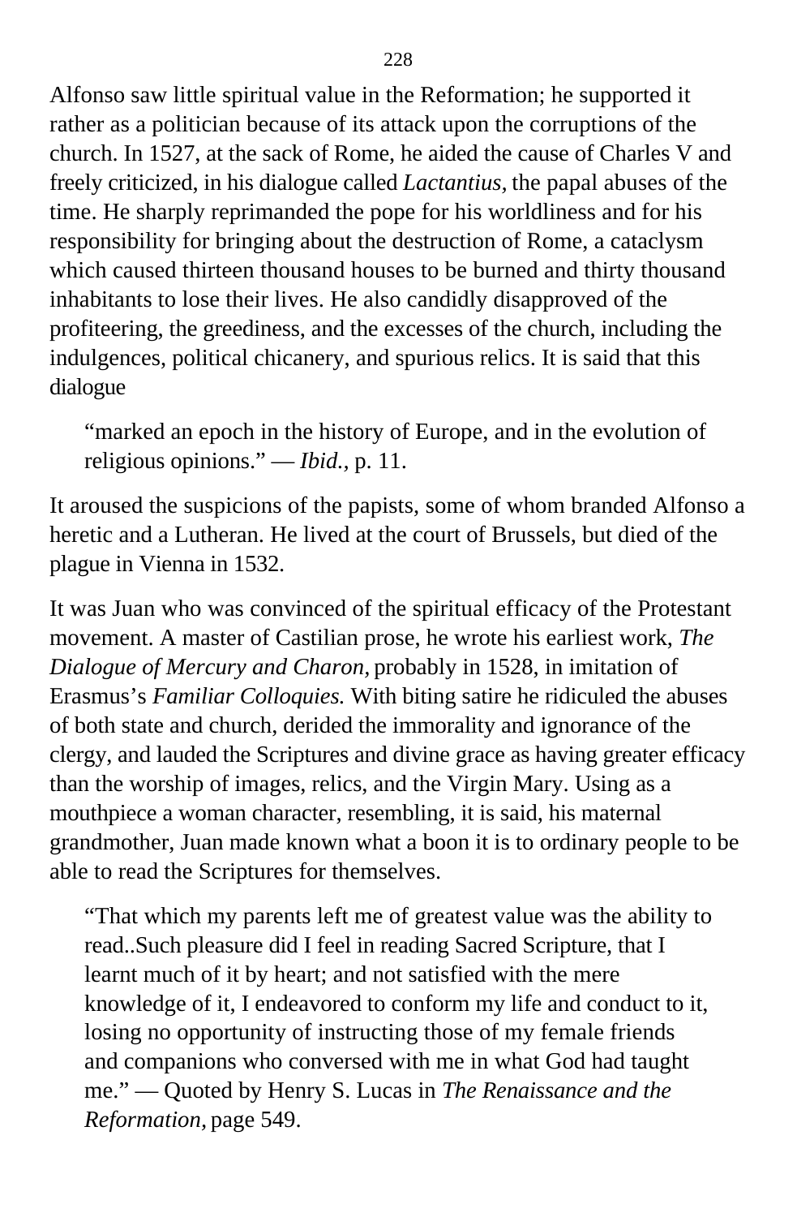Alfonso saw little spiritual value in the Reformation; he supported it rather as a politician because of its attack upon the corruptions of the church. In 1527, at the sack of Rome, he aided the cause of Charles V and freely criticized, in his dialogue called *Lactantius,* the papal abuses of the time. He sharply reprimanded the pope for his worldliness and for his responsibility for bringing about the destruction of Rome, a cataclysm which caused thirteen thousand houses to be burned and thirty thousand inhabitants to lose their lives. He also candidly disapproved of the profiteering, the greediness, and the excesses of the church, including the indulgences, political chicanery, and spurious relics. It is said that this dialogue

> "marked an epoch in the history of Europe, and in the evolution of religious opinions." — *Ibid.,* p. 11.

It aroused the suspicions of the papists, some of whom branded Alfonso a heretic and a Lutheran. He lived at the court of Brussels, but died of the plague in Vienna in 1532.

It was Juan who was convinced of the spiritual efficacy of the Protestant movement. A master of Castilian prose, he wrote his earliest work, *The Dialogue of Mercury and Charon,* probably in 1528, in imitation of Erasmus's *Familiar Colloquies.* With biting satire he ridiculed the abuses of both state and church, derided the immorality and ignorance of the clergy, and lauded the Scriptures and divine grace as having greater efficacy than the worship of images, relics, and the Virgin Mary. Using as a mouthpiece a woman character, resembling, it is said, his maternal grandmother, Juan made known what a boon it is to ordinary people to be able to read the Scriptures for themselves.

> "That which my parents left me of greatest value was the ability to read..Such pleasure did I feel in reading Sacred Scripture, that I learnt much of it by heart; and not satisfied with the mere knowledge of it, I endeavored to conform my life and conduct to it, losing no opportunity of instructing those of my female friends and companions who conversed with me in what God had taught me." — Quoted by Henry S. Lucas in *The Renaissance and the Reformation,* page 549.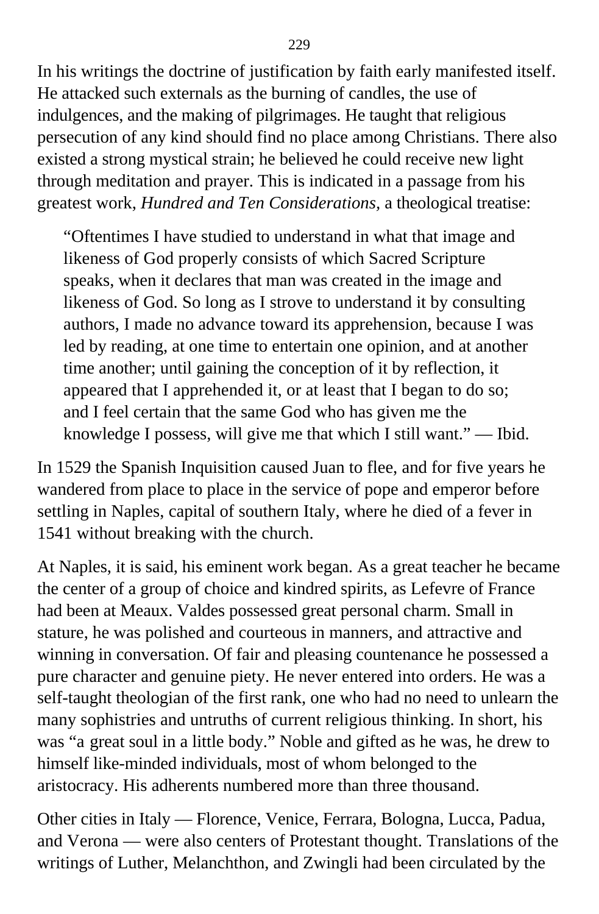In his writings the doctrine of justification by faith early manifested itself. He attacked such externals as the burning of candles, the use of indulgences, and the making of pilgrimages. He taught that religious persecution of any kind should find no place among Christians. There also existed a strong mystical strain; he believed he could receive new light through meditation and prayer. This is indicated in a passage from his greatest work, *Hundred and Ten Considerations,* a theological treatise:

> "Oftentimes I have studied to understand in what that image and likeness of God properly consists of which Sacred Scripture speaks, when it declares that man was created in the image and likeness of God. So long as I strove to understand it by consulting authors, I made no advance toward its apprehension, because I was led by reading, at one time to entertain one opinion, and at another time another; until gaining the conception of it by reflection, it appeared that I apprehended it, or at least that I began to do so; and I feel certain that the same God who has given me the knowledge I possess, will give me that which I still want." — Ibid.

In 1529 the Spanish Inquisition caused Juan to flee, and for five years he wandered from place to place in the service of pope and emperor before settling in Naples, capital of southern Italy, where he died of a fever in 1541 without breaking with the church.

At Naples, it is said, his eminent work began. As a great teacher he became the center of a group of choice and kindred spirits, as Lefevre of France had been at Meaux. Valdes possessed great personal charm. Small in stature, he was polished and courteous in manners, and attractive and winning in conversation. Of fair and pleasing countenance he possessed a pure character and genuine piety. He never entered into orders. He was a self-taught theologian of the first rank, one who had no need to unlearn the many sophistries and untruths of current religious thinking. In short, his was "a great soul in a little body." Noble and gifted as he was, he drew to himself like-minded individuals, most of whom belonged to the aristocracy. His adherents numbered more than three thousand.

Other cities in Italy — Florence, Venice, Ferrara, Bologna, Lucca, Padua, and Verona — were also centers of Protestant thought. Translations of the writings of Luther, Melanchthon, and Zwingli had been circulated by the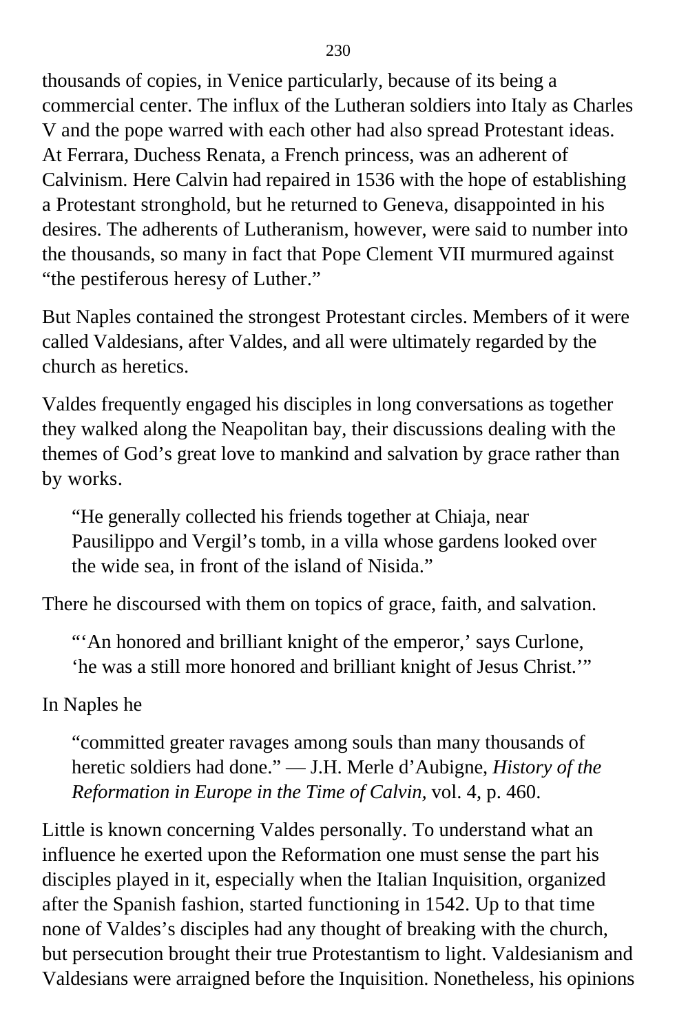thousands of copies, in Venice particularly, because of its being a commercial center. The influx of the Lutheran soldiers into Italy as Charles V and the pope warred with each other had also spread Protestant ideas. At Ferrara, Duchess Renata, a French princess, was an adherent of Calvinism. Here Calvin had repaired in 1536 with the hope of establishing a Protestant stronghold, but he returned to Geneva, disappointed in his desires. The adherents of Lutheranism, however, were said to number into the thousands, so many in fact that Pope Clement VII murmured against "the pestiferous heresy of Luther."

But Naples contained the strongest Protestant circles. Members of it were called Valdesians, after Valdes, and all were ultimately regarded by the church as heretics.

Valdes frequently engaged his disciples in long conversations as together they walked along the Neapolitan bay, their discussions dealing with the themes of God's great love to mankind and salvation by grace rather than by works.

> "He generally collected his friends together at Chiaja, near Pausilippo and Vergil's tomb, in a villa whose gardens looked over the wide sea, in front of the island of Nisida."

There he discoursed with them on topics of grace, faith, and salvation.

> "'An honored and brilliant knight of the emperor,' says Curlone, 'he was a still more honored and brilliant knight of Jesus Christ.'"

In Naples he

> "committed greater ravages among souls than many thousands of heretic soldiers had done." — J.H. Merle d'Aubigne, *History of the Reformation in Europe in the Time of Calvin,* vol. 4, p. 460.

Little is known concerning Valdes personally. To understand what an influence he exerted upon the Reformation one must sense the part his disciples played in it, especially when the Italian Inquisition, organized after the Spanish fashion, started functioning in 1542. Up to that time none of Valdes's disciples had any thought of breaking with the church, but persecution brought their true Protestantism to light. Valdesianism and Valdesians were arraigned before the Inquisition. Nonetheless, his opinions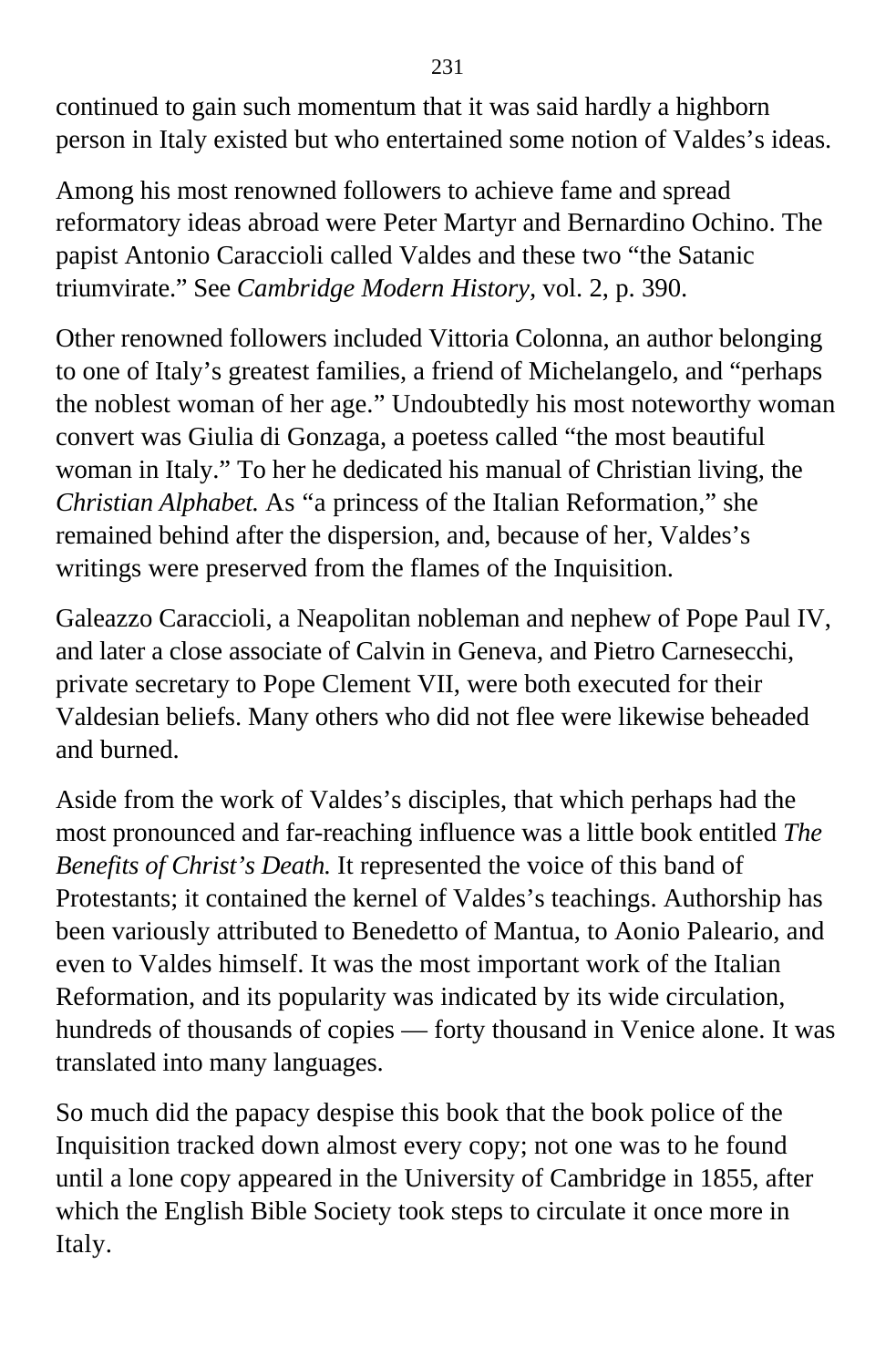continued to gain such momentum that it was said hardly a highborn person in Italy existed but who entertained some notion of Valdes's ideas.

Among his most renowned followers to achieve fame and spread reformatory ideas abroad were Peter Martyr and Bernardino Ochino. The papist Antonio Caraccioli called Valdes and these two "the Satanic triumvirate." See *Cambridge Modern History,* vol. 2, p. 390.

Other renowned followers included Vittoria Colonna, an author belonging to one of Italy's greatest families, a friend of Michelangelo, and "perhaps the noblest woman of her age." Undoubtedly his most noteworthy woman convert was Giulia di Gonzaga, a poetess called "the most beautiful woman in Italy." To her he dedicated his manual of Christian living, the *Christian Alphabet.* As "a princess of the Italian Reformation," she remained behind after the dispersion, and, because of her, Valdes's writings were preserved from the flames of the Inquisition.

Galeazzo Caraccioli, a Neapolitan nobleman and nephew of Pope Paul IV, and later a close associate of Calvin in Geneva, and Pietro Carnesecchi, private secretary to Pope Clement VII, were both executed for their Valdesian beliefs. Many others who did not flee were likewise beheaded and burned.

Aside from the work of Valdes's disciples, that which perhaps had the most pronounced and far-reaching influence was a little book entitled *The Benefits of Christ's Death.* It represented the voice of this band of Protestants; it contained the kernel of Valdes's teachings. Authorship has been variously attributed to Benedetto of Mantua, to Aonio Paleario, and even to Valdes himself. It was the most important work of the Italian Reformation, and its popularity was indicated by its wide circulation, hundreds of thousands of copies — forty thousand in Venice alone. It was translated into many languages.

So much did the papacy despise this book that the book police of the Inquisition tracked down almost every copy; not one was to he found until a lone copy appeared in the University of Cambridge in 1855, after which the English Bible Society took steps to circulate it once more in Italy.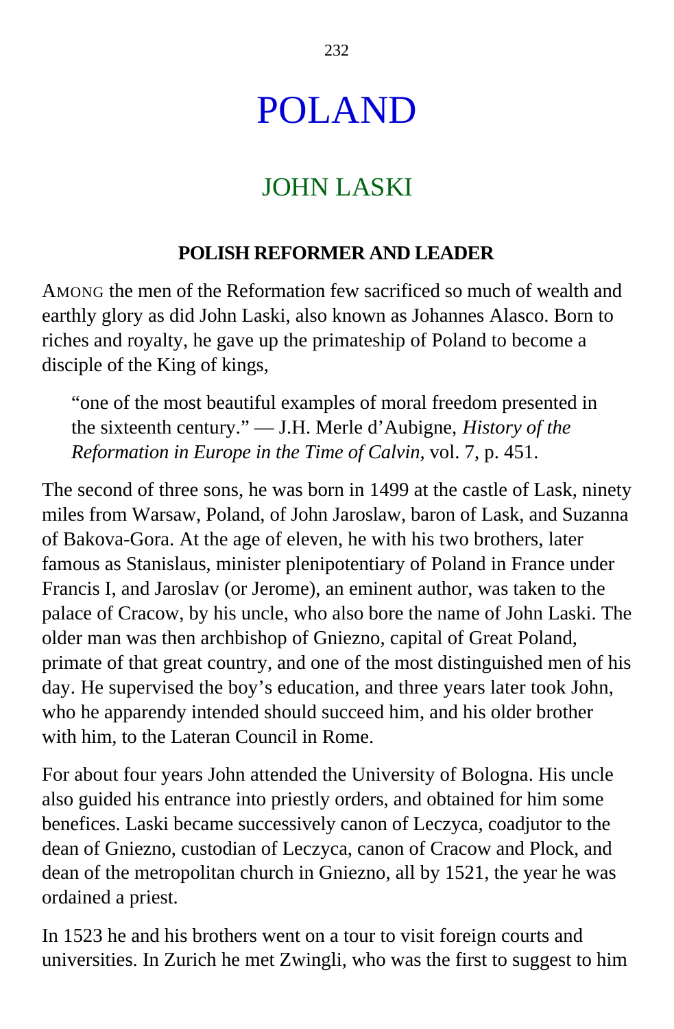# POLAND

## JOHN LASKI

**POLISH REFORMER AND LEADER**

AMONG the men of the Reformation few sacrificed so much of wealth and earthly glory as did John Laski, also known as Johannes Alasco. Born to riches and royalty, he gave up the primateship of Poland to become a disciple of the King of kings,

> "one of the most beautiful examples of moral freedom presented in the sixteenth century." — J.H. Merle d'Aubigne, *History of the Reformation in Europe in the Time of Calvin,* vol. 7, p. 451.

The second of three sons, he was born in 1499 at the castle of Lask, ninety miles from Warsaw, Poland, of John Jaroslaw, baron of Lask, and Suzanna of Bakova-Gora. At the age of eleven, he with his two brothers, later famous as Stanislaus, minister plenipotentiary of Poland in France under Francis I, and Jaroslav (or Jerome), an eminent author, was taken to the palace of Cracow, by his uncle, who also bore the name of John Laski. The older man was then archbishop of Gniezno, capital of Great Poland, primate of that great country, and one of the most distinguished men of his day. He supervised the boy's education, and three years later took John, who he apparendy intended should succeed him, and his older brother with him, to the Lateran Council in Rome.

For about four years John attended the University of Bologna. His uncle also guided his entrance into priestly orders, and obtained for him some benefices. Laski became successively canon of Leczyca, coadjutor to the dean of Gniezno, custodian of Leczyca, canon of Cracow and Plock, and dean of the metropolitan church in Gniezno, all by 1521, the year he was ordained a priest.

In 1523 he and his brothers went on a tour to visit foreign courts and universities. In Zurich he met Zwingli, who was the first to suggest to him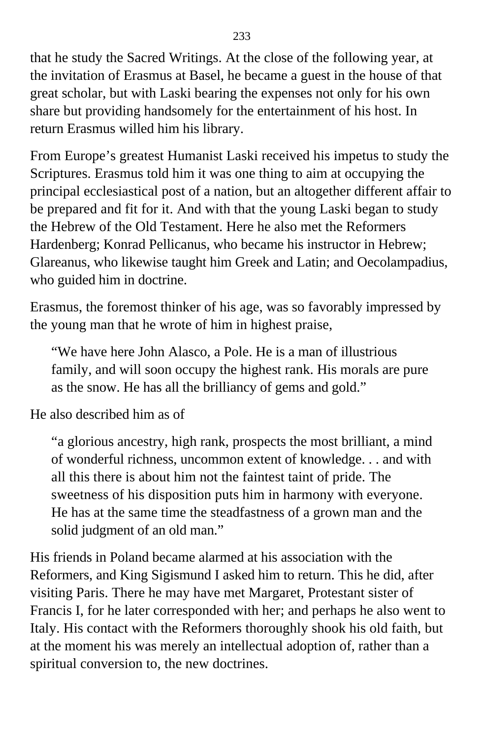that he study the Sacred Writings. At the close of the following year, at the invitation of Erasmus at Basel, he became a guest in the house of that great scholar, but with Laski bearing the expenses not only for his own share but providing handsomely for the entertainment of his host. In return Erasmus willed him his library.

From Europe's greatest Humanist Laski received his impetus to study the Scriptures. Erasmus told him it was one thing to aim at occupying the principal ecclesiastical post of a nation, but an altogether different affair to be prepared and fit for it. And with that the young Laski began to study the Hebrew of the Old Testament. Here he also met the Reformers Hardenberg; Konrad Pellicanus, who became his instructor in Hebrew; Glareanus, who likewise taught him Greek and Latin; and Oecolampadius, who guided him in doctrine.

Erasmus, the foremost thinker of his age, was so favorably impressed by the young man that he wrote of him in highest praise,

> "We have here John Alasco, a Pole. He is a man of illustrious family, and will soon occupy the highest rank. His morals are pure as the snow. He has all the brilliancy of gems and gold."

He also described him as of

> "a glorious ancestry, high rank, prospects the most brilliant, a mind of wonderful richness, uncommon extent of knowledge. . . and with all this there is about him not the faintest taint of pride. The sweetness of his disposition puts him in harmony with everyone. He has at the same time the steadfastness of a grown man and the solid judgment of an old man."

His friends in Poland became alarmed at his association with the Reformers, and King Sigismund I asked him to return. This he did, after visiting Paris. There he may have met Margaret, Protestant sister of Francis I, for he later corresponded with her; and perhaps he also went to Italy. His contact with the Reformers thoroughly shook his old faith, but at the moment his was merely an intellectual adoption of, rather than a spiritual conversion to, the new doctrines.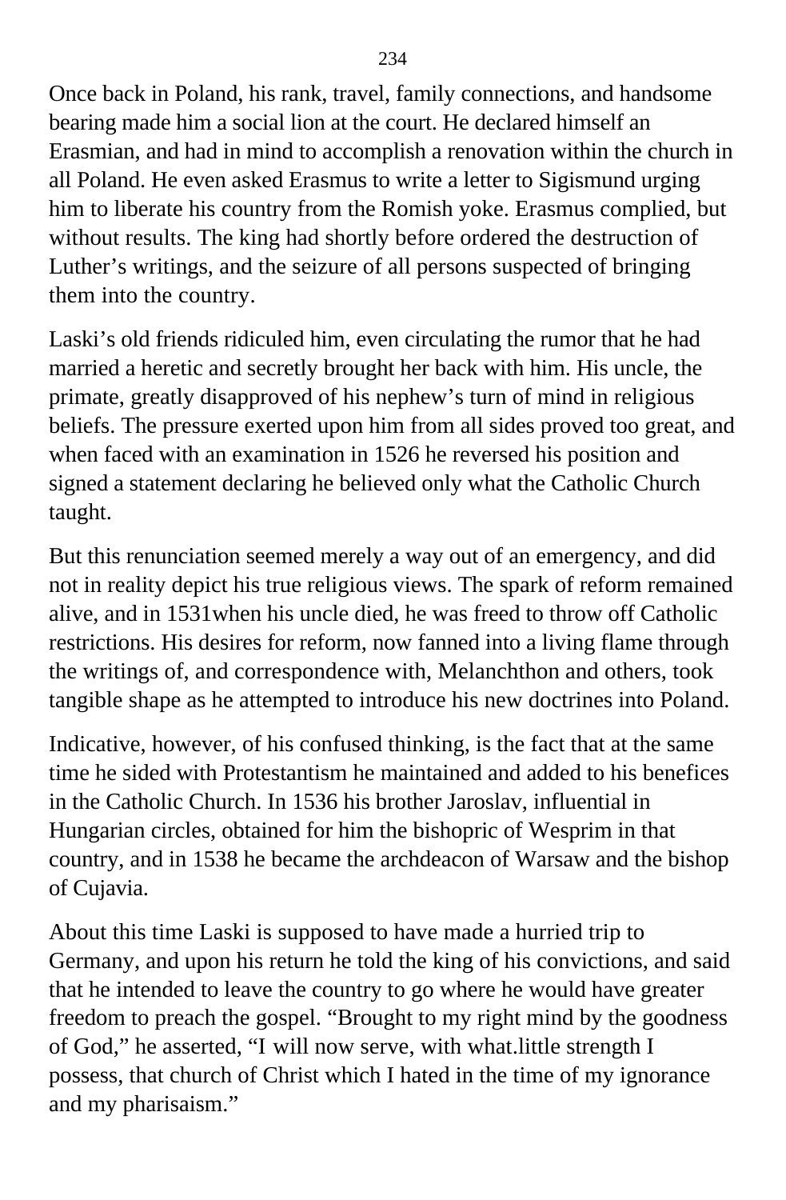Once back in Poland, his rank, travel, family connections, and handsome bearing made him a social lion at the court. He declared himself an Erasmian, and had in mind to accomplish a renovation within the church in all Poland. He even asked Erasmus to write a letter to Sigismund urging him to liberate his country from the Romish yoke. Erasmus complied, but without results. The king had shortly before ordered the destruction of Luther's writings, and the seizure of all persons suspected of bringing them into the country.

Laski's old friends ridiculed him, even circulating the rumor that he had married a heretic and secretly brought her back with him. His uncle, the primate, greatly disapproved of his nephew's turn of mind in religious beliefs. The pressure exerted upon him from all sides proved too great, and when faced with an examination in 1526 he reversed his position and signed a statement declaring he believed only what the Catholic Church taught.

But this renunciation seemed merely a way out of an emergency, and did not in reality depict his true religious views. The spark of reform remained alive, and in 1531when his uncle died, he was freed to throw off Catholic restrictions. His desires for reform, now fanned into a living flame through the writings of, and correspondence with, Melanchthon and others, took tangible shape as he attempted to introduce his new doctrines into Poland.

Indicative, however, of his confused thinking, is the fact that at the same time he sided with Protestantism he maintained and added to his benefices in the Catholic Church. In 1536 his brother Jaroslav, influential in Hungarian circles, obtained for him the bishopric of Wesprim in that country, and in 1538 he became the archdeacon of Warsaw and the bishop of Cujavia.

About this time Laski is supposed to have made a hurried trip to Germany, and upon his return he told the king of his convictions, and said that he intended to leave the country to go where he would have greater freedom to preach the gospel. "Brought to my right mind by the goodness of God," he asserted, "I will now serve, with what.little strength I possess, that church of Christ which I hated in the time of my ignorance and my pharisaism."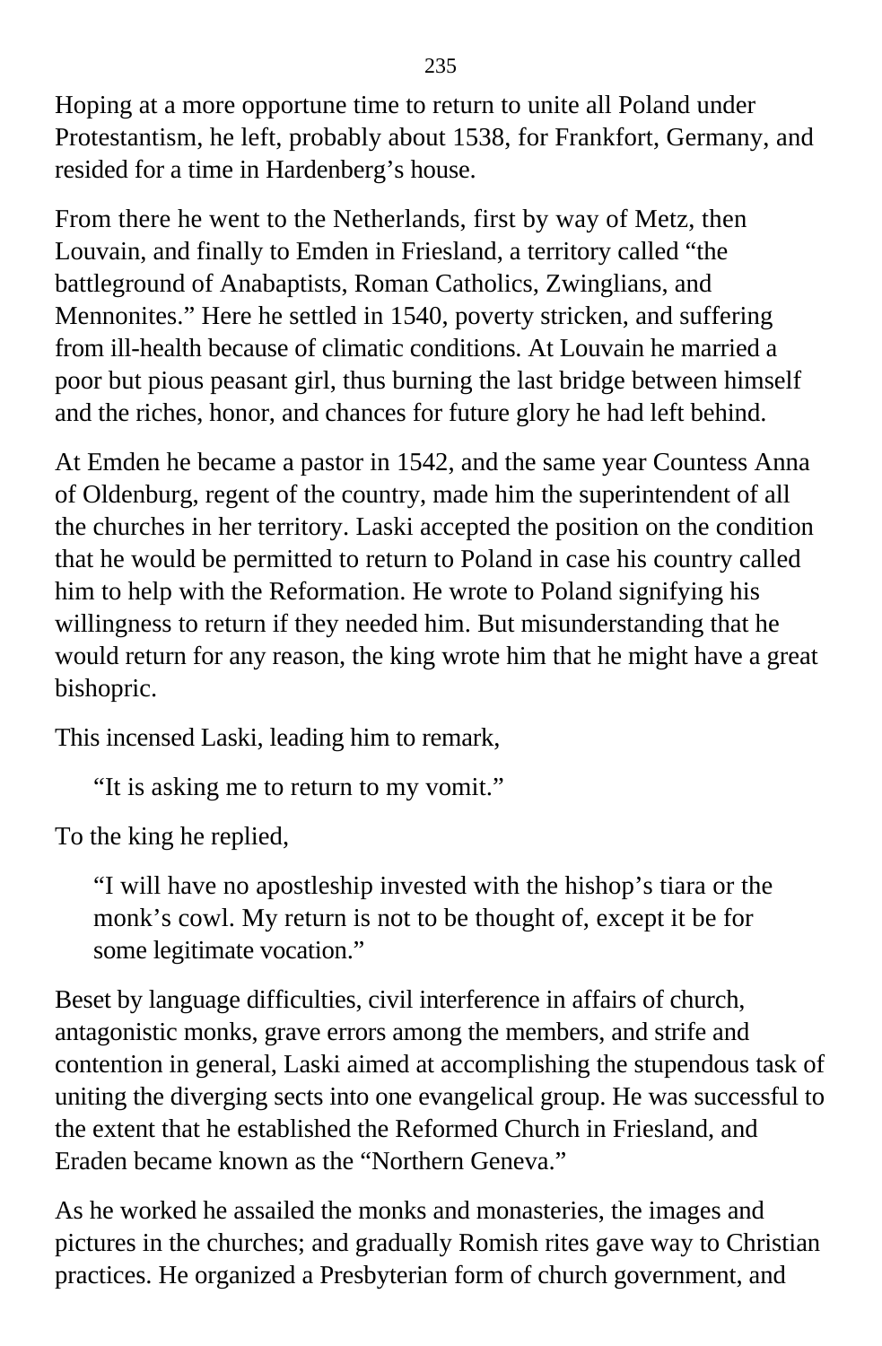Hoping at a more opportune time to return to unite all Poland under Protestantism, he left, probably about 1538, for Frankfort, Germany, and resided for a time in Hardenberg's house.

From there he went to the Netherlands, first by way of Metz, then Louvain, and finally to Emden in Friesland, a territory called "the battleground of Anabaptists, Roman Catholics, Zwinglians, and Mennonites." Here he settled in 1540, poverty stricken, and suffering from ill-health because of climatic conditions. At Louvain he married a poor but pious peasant girl, thus burning the last bridge between himself and the riches, honor, and chances for future glory he had left behind.

At Emden he became a pastor in 1542, and the same year Countess Anna of Oldenburg, regent of the country, made him the superintendent of all the churches in her territory. Laski accepted the position on the condition that he would be permitted to return to Poland in case his country called him to help with the Reformation. He wrote to Poland signifying his willingness to return if they needed him. But misunderstanding that he would return for any reason, the king wrote him that he might have a great bishopric.

This incensed Laski, leading him to remark,

> "It is asking me to return to my vomit."

To the king he replied,

> "I will have no apostleship invested with the hishop's tiara or the monk's cowl. My return is not to be thought of, except it be for some legitimate vocation."

Beset by language difficulties, civil interference in affairs of church, antagonistic monks, grave errors among the members, and strife and contention in general, Laski aimed at accomplishing the stupendous task of uniting the diverging sects into one evangelical group. He was successful to the extent that he established the Reformed Church in Friesland, and Eraden became known as the "Northern Geneva."

As he worked he assailed the monks and monasteries, the images and pictures in the churches; and gradually Romish rites gave way to Christian practices. He organized a Presbyterian form of church government, and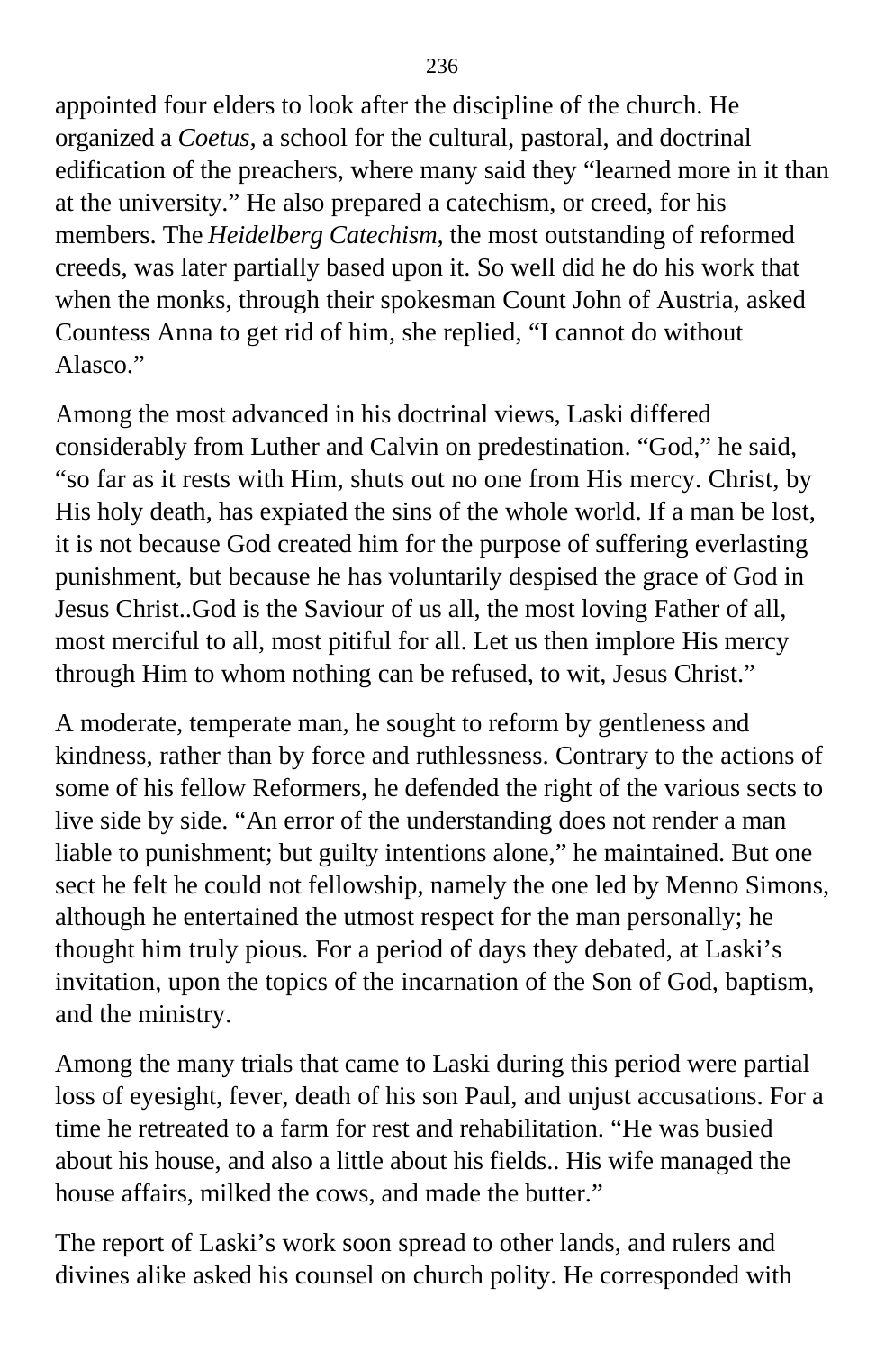appointed four elders to look after the discipline of the church. He organized a *Coetus,* a school for the cultural, pastoral, and doctrinal edification of the preachers, where many said they "learned more in it than at the university." He also prepared a catechism, or creed, for his members. The *Heidelberg Catechism,* the most outstanding of reformed creeds, was later partially based upon it. So well did he do his work that when the monks, through their spokesman Count John of Austria, asked Countess Anna to get rid of him, she replied, "I cannot do without Alasco."

Among the most advanced in his doctrinal views, Laski differed considerably from Luther and Calvin on predestination. "God," he said, "so far as it rests with Him, shuts out no one from His mercy. Christ, by His holy death, has expiated the sins of the whole world. If a man be lost, it is not because God created him for the purpose of suffering everlasting punishment, but because he has voluntarily despised the grace of God in Jesus Christ..God is the Saviour of us all, the most loving Father of all, most merciful to all, most pitiful for all. Let us then implore His mercy through Him to whom nothing can be refused, to wit, Jesus Christ."

A moderate, temperate man, he sought to reform by gentleness and kindness, rather than by force and ruthlessness. Contrary to the actions of some of his fellow Reformers, he defended the right of the various sects to live side by side. "An error of the understanding does not render a man liable to punishment; but guilty intentions alone," he maintained. But one sect he felt he could not fellowship, namely the one led by Menno Simons, although he entertained the utmost respect for the man personally; he thought him truly pious. For a period of days they debated, at Laski's invitation, upon the topics of the incarnation of the Son of God, baptism, and the ministry.

Among the many trials that came to Laski during this period were partial loss of eyesight, fever, death of his son Paul, and unjust accusations. For a time he retreated to a farm for rest and rehabilitation. "He was busied about his house, and also a little about his fields.. His wife managed the house affairs, milked the cows, and made the butter."

The report of Laski's work soon spread to other lands, and rulers and divines alike asked his counsel on church polity. He corresponded with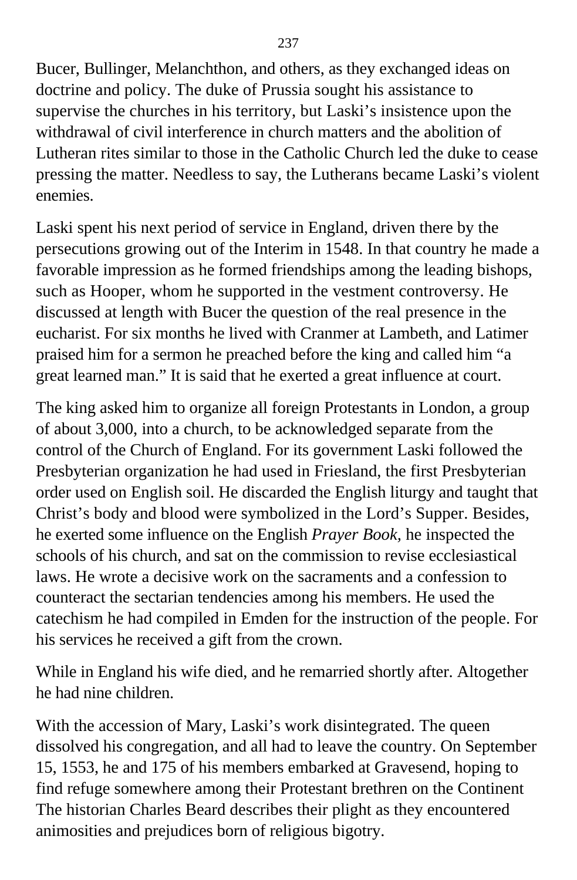Bucer, Bullinger, Melanchthon, and others, as they exchanged ideas on doctrine and policy. The duke of Prussia sought his assistance to supervise the churches in his territory, but Laski's insistence upon the withdrawal of civil interference in church matters and the abolition of Lutheran rites similar to those in the Catholic Church led the duke to cease pressing the matter. Needless to say, the Lutherans became Laski's violent enemies.

Laski spent his next period of service in England, driven there by the persecutions growing out of the Interim in 1548. In that country he made a favorable impression as he formed friendships among the leading bishops, such as Hooper, whom he supported in the vestment controversy. He discussed at length with Bucer the question of the real presence in the eucharist. For six months he lived with Cranmer at Lambeth, and Latimer praised him for a sermon he preached before the king and called him "a great learned man." It is said that he exerted a great influence at court.

The king asked him to organize all foreign Protestants in London, a group of about 3,000, into a church, to be acknowledged separate from the control of the Church of England. For its government Laski followed the Presbyterian organization he had used in Friesland, the first Presbyterian order used on English soil. He discarded the English liturgy and taught that Christ's body and blood were symbolized in the Lord's Supper. Besides, he exerted some influence on the English *Prayer Book*, he inspected the schools of his church, and sat on the commission to revise ecclesiastical laws. He wrote a decisive work on the sacraments and a confession to counteract the sectarian tendencies among his members. He used the catechism he had compiled in Emden for the instruction of the people. For his services he received a gift from the crown.

While in England his wife died, and he remarried shortly after. Altogether he had nine children.

With the accession of Mary, Laski's work disintegrated. The queen dissolved his congregation, and all had to leave the country. On September 15, 1553, he and 175 of his members embarked at Gravesend, hoping to find refuge somewhere among their Protestant brethren on the Continent The historian Charles Beard describes their plight as they encountered animosities and prejudices born of religious bigotry.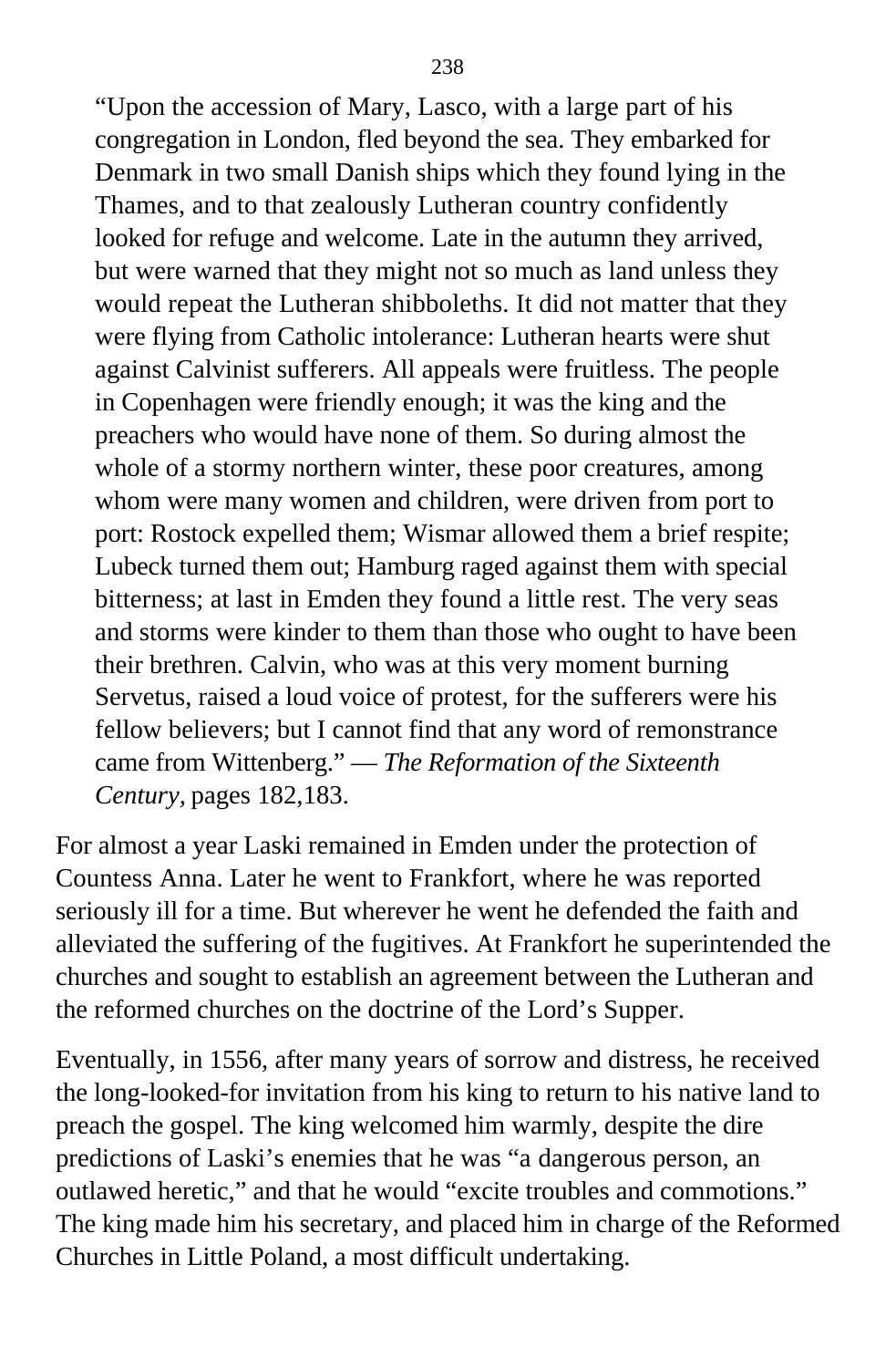> "Upon the accession of Mary, Lasco, with a large part of his congregation in London, fled beyond the sea. They embarked for Denmark in two small Danish ships which they found lying in the Thames, and to that zealously Lutheran country confidently looked for refuge and welcome. Late in the autumn they arrived, but were warned that they might not so much as land unless they would repeat the Lutheran shibboleths. It did not matter that they were flying from Catholic intolerance: Lutheran hearts were shut against Calvinist sufferers. All appeals were fruitless. The people in Copenhagen were friendly enough; it was the king and the preachers who would have none of them. So during almost the whole of a stormy northern winter, these poor creatures, among whom were many women and children, were driven from port to port: Rostock expelled them; Wismar allowed them a brief respite; Lubeck turned them out; Hamburg raged against them with special bitterness; at last in Emden they found a little rest. The very seas and storms were kinder to them than those who ought to have been their brethren. Calvin, who was at this very moment burning Servetus, raised a loud voice of protest, for the sufferers were his fellow believers; but I cannot find that any word of remonstrance came from Wittenberg." — *The Reformation of the Sixteenth Century,* pages 182,183.

For almost a year Laski remained in Emden under the protection of Countess Anna. Later he went to Frankfort, where he was reported seriously ill for a time. But wherever he went he defended the faith and alleviated the suffering of the fugitives. At Frankfort he superintended the churches and sought to establish an agreement between the Lutheran and the reformed churches on the doctrine of the Lord's Supper.

Eventually, in 1556, after many years of sorrow and distress, he received the long-looked-for invitation from his king to return to his native land to preach the gospel. The king welcomed him warmly, despite the dire predictions of Laski's enemies that he was "a dangerous person, an outlawed heretic," and that he would "excite troubles and commotions." The king made him his secretary, and placed him in charge of the Reformed Churches in Little Poland, a most difficult undertaking.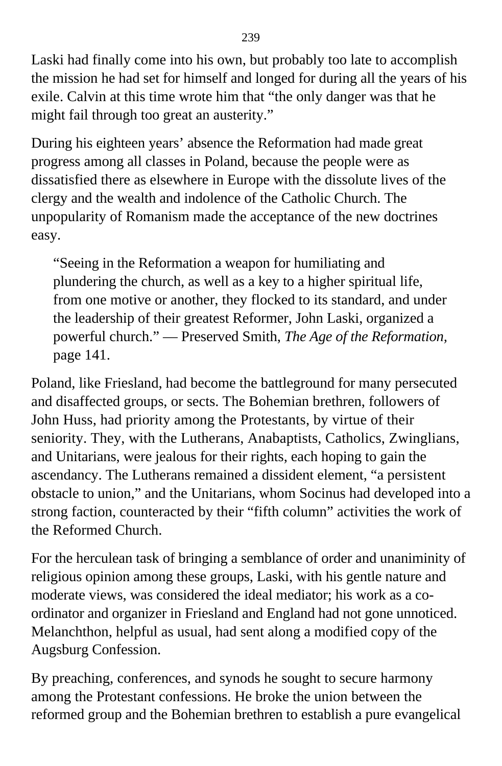Laski had finally come into his own, but probably too late to accomplish the mission he had set for himself and longed for during all the years of his exile. Calvin at this time wrote him that “the only danger was that he might fail through too great an austerity.”

During his eighteen years’ absence the Reformation had made great progress among all classes in Poland, because the people were as dissatisfied there as elsewhere in Europe with the dissolute lives of the clergy and the wealth and indolence of the Catholic Church. The unpopularity of Romanism made the acceptance of the new doctrines easy.

> “Seeing in the Reformation a weapon for humiliating and plundering the church, as well as a key to a higher spiritual life, from one motive or another, they flocked to its standard, and under the leadership of their greatest Reformer, John Laski, organized a powerful church.” — Preserved Smith, *The Age of the Reformation,* page 141.

Poland, like Friesland, had become the battleground for many persecuted and disaffected groups, or sects. The Bohemian brethren, followers of John Huss, had priority among the Protestants, by virtue of their seniority. They, with the Lutherans, Anabaptists, Catholics, Zwinglians, and Unitarians, were jealous for their rights, each hoping to gain the ascendancy. The Lutherans remained a dissident element, “a persistent obstacle to union,” and the Unitarians, whom Socinus had developed into a strong faction, counteracted by their “fifth column” activities the work of the Reformed Church.

For the herculean task of bringing a semblance of order and unaniminity of religious opinion among these groups, Laski, with his gentle nature and moderate views, was considered the ideal mediator; his work as a co-ordinator and organizer in Friesland and England had not gone unnoticed. Melanchthon, helpful as usual, had sent along a modified copy of the Augsburg Confession.

By preaching, conferences, and synods he sought to secure harmony among the Protestant confessions. He broke the union between the reformed group and the Bohemian brethren to establish a pure evangelical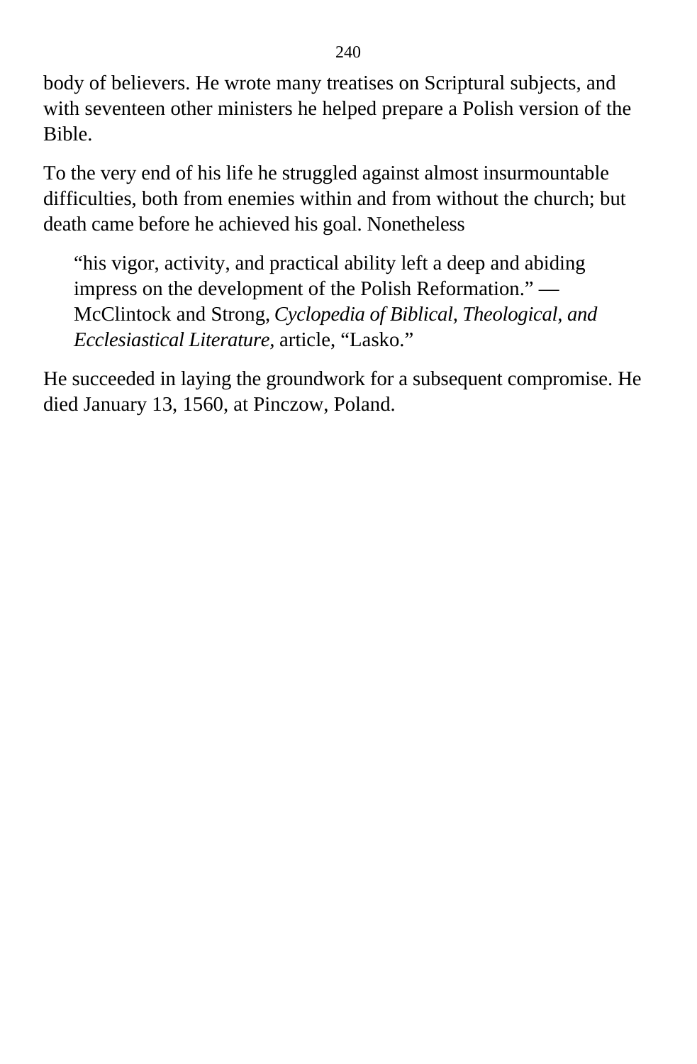body of believers. He wrote many treatises on Scriptural subjects, and with seventeen other ministers he helped prepare a Polish version of the Bible.

To the very end of his life he struggled against almost insurmountable difficulties, both from enemies within and from without the church; but death came before he achieved his goal. Nonetheless

> "his vigor, activity, and practical ability left a deep and abiding impress on the development of the Polish Reformation." — McClintock and Strong, *Cyclopedia of Biblical, Theological, and Ecclesiastical Literature,* article, "Lasko."

He succeeded in laying the groundwork for a subsequent compromise. He died January 13, 1560, at Pinczow, Poland.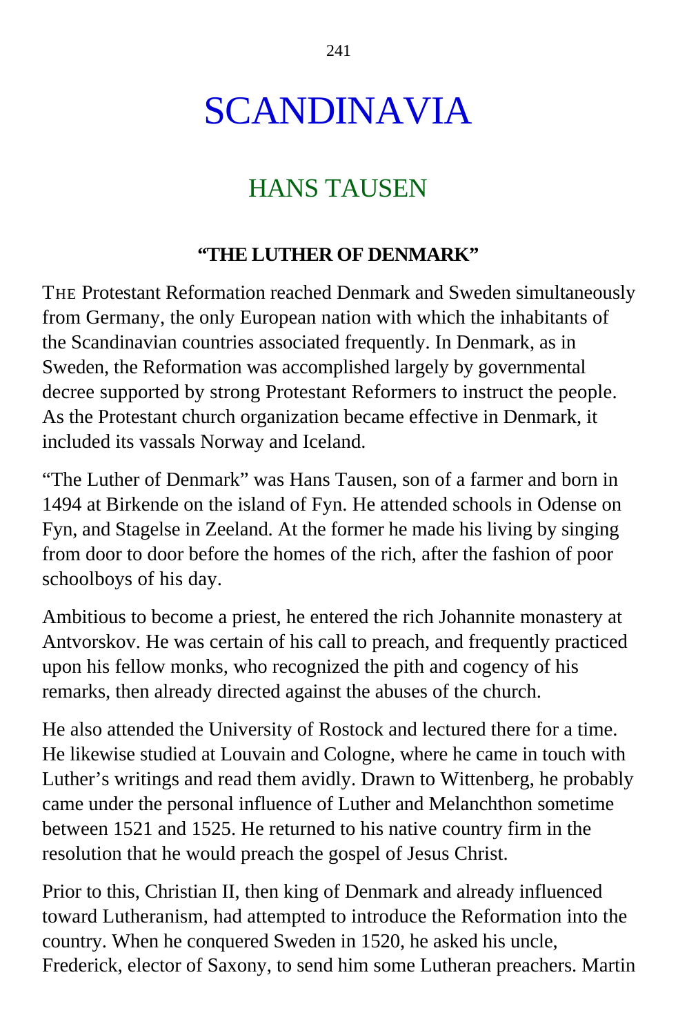# SCANDINAVIA

## HANS TAUSEN

### "THE LUTHER OF DENMARK"

THE Protestant Reformation reached Denmark and Sweden simultaneously from Germany, the only European nation with which the inhabitants of the Scandinavian countries associated frequently. In Denmark, as in Sweden, the Reformation was accomplished largely by governmental decree supported by strong Protestant Reformers to instruct the people. As the Protestant church organization became effective in Denmark, it included its vassals Norway and Iceland.

"The Luther of Denmark" was Hans Tausen, son of a farmer and born in 1494 at Birkende on the island of Fyn. He attended schools in Odense on Fyn, and Stagelse in Zeeland. At the former he made his living by singing from door to door before the homes of the rich, after the fashion of poor schoolboys of his day.

Ambitious to become a priest, he entered the rich Johannite monastery at Antvorskov. He was certain of his call to preach, and frequently practiced upon his fellow monks, who recognized the pith and cogency of his remarks, then already directed against the abuses of the church.

He also attended the University of Rostock and lectured there for a time. He likewise studied at Louvain and Cologne, where he came in touch with Luther's writings and read them avidly. Drawn to Wittenberg, he probably came under the personal influence of Luther and Melanchthon sometime between 1521 and 1525. He returned to his native country firm in the resolution that he would preach the gospel of Jesus Christ.

Prior to this, Christian II, then king of Denmark and already influenced toward Lutheranism, had attempted to introduce the Reformation into the country. When he conquered Sweden in 1520, he asked his uncle, Frederick, elector of Saxony, to send him some Lutheran preachers. Martin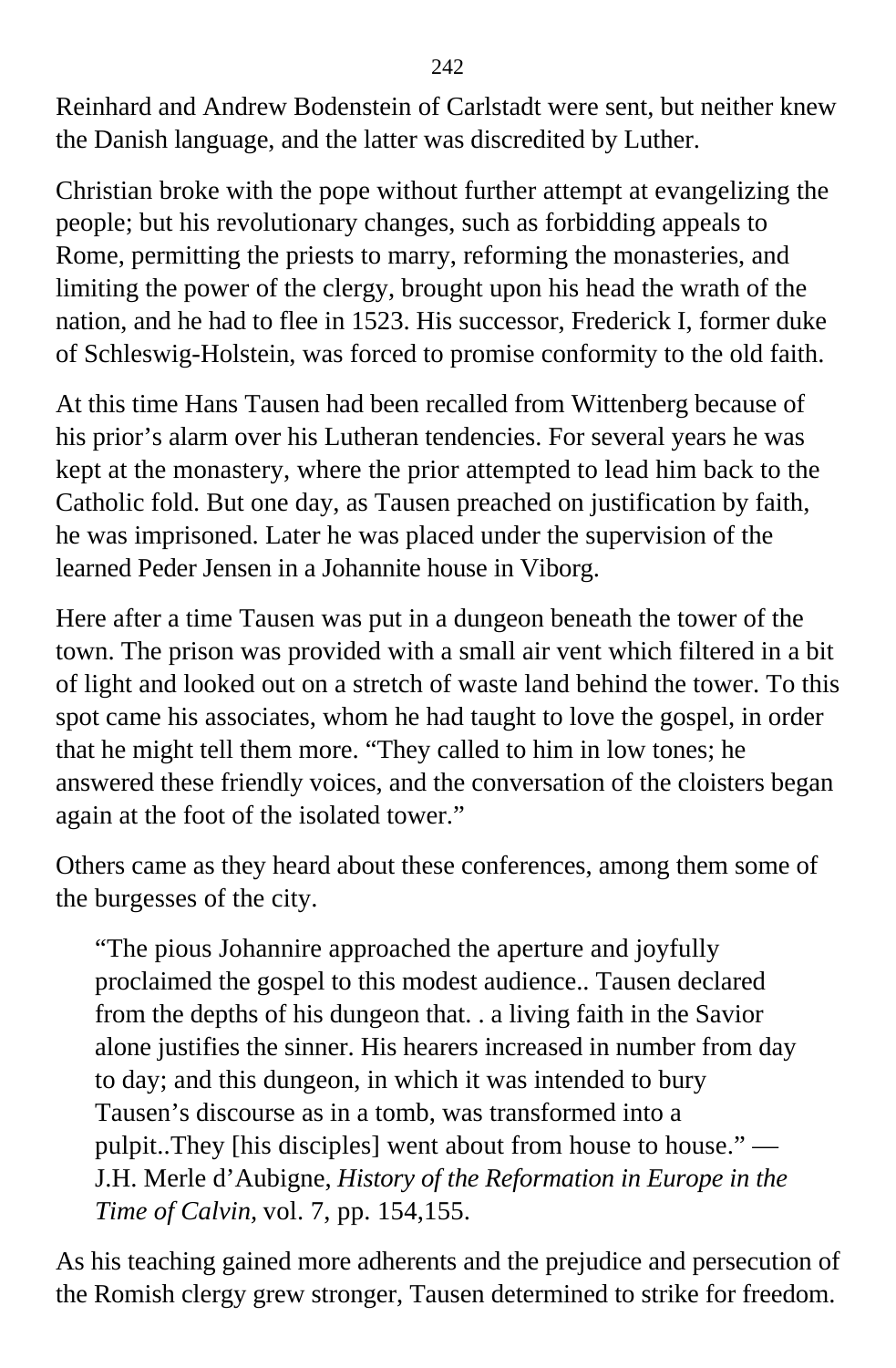Reinhard and Andrew Bodenstein of Carlstadt were sent, but neither knew the Danish language, and the latter was discredited by Luther.

Christian broke with the pope without further attempt at evangelizing the people; but his revolutionary changes, such as forbidding appeals to Rome, permitting the priests to marry, reforming the monasteries, and limiting the power of the clergy, brought upon his head the wrath of the nation, and he had to flee in 1523. His successor, Frederick I, former duke of Schleswig-Holstein, was forced to promise conformity to the old faith.

At this time Hans Tausen had been recalled from Wittenberg because of his prior's alarm over his Lutheran tendencies. For several years he was kept at the monastery, where the prior attempted to lead him back to the Catholic fold. But one day, as Tausen preached on justification by faith, he was imprisoned. Later he was placed under the supervision of the learned Peder Jensen in a Johannite house in Viborg.

Here after a time Tausen was put in a dungeon beneath the tower of the town. The prison was provided with a small air vent which filtered in a bit of light and looked out on a stretch of waste land behind the tower. To this spot came his associates, whom he had taught to love the gospel, in order that he might tell them more. "They called to him in low tones; he answered these friendly voices, and the conversation of the cloisters began again at the foot of the isolated tower."

Others came as they heard about these conferences, among them some of the burgesses of the city.

> "The pious Johannire approached the aperture and joyfully proclaimed the gospel to this modest audience.. Tausen declared from the depths of his dungeon that. . a living faith in the Savior alone justifies the sinner. His hearers increased in number from day to day; and this dungeon, in which it was intended to bury Tausen's discourse as in a tomb, was transformed into a pulpit..They [his disciples] went about from house to house." — J.H. Merle d'Aubigne, *History of the Reformation in Europe in the Time of Calvin,* vol. 7, pp. 154,155.

As his teaching gained more adherents and the prejudice and persecution of the Romish clergy grew stronger, Tausen determined to strike for freedom.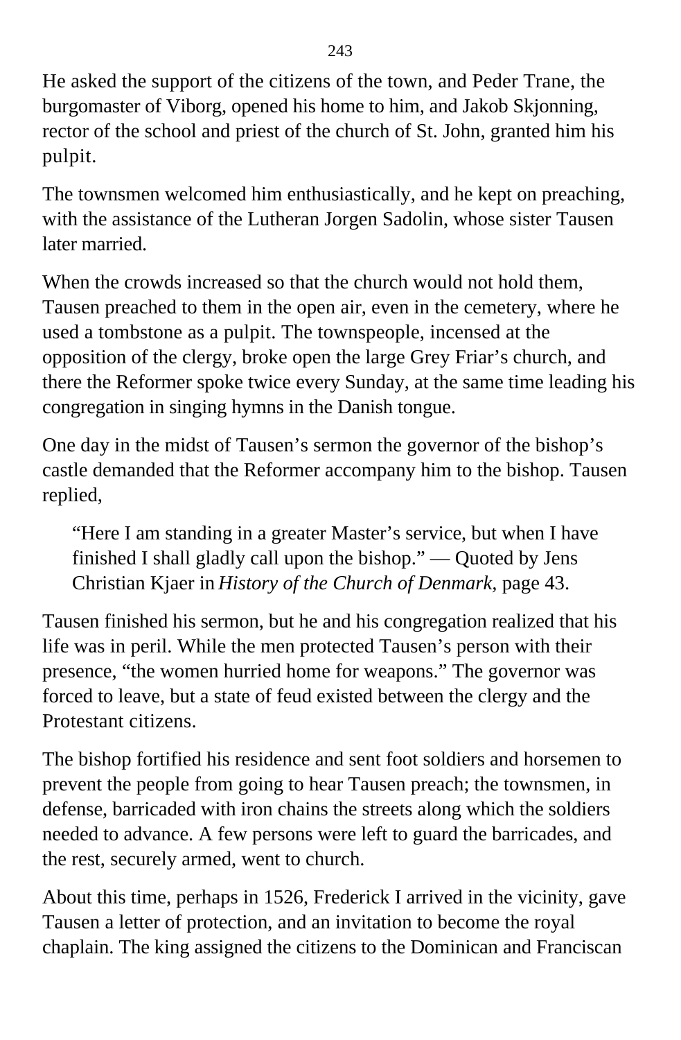He asked the support of the citizens of the town, and Peder Trane, the burgomaster of Viborg, opened his home to him, and Jakob Skjonning, rector of the school and priest of the church of St. John, granted him his pulpit.

The townsmen welcomed him enthusiastically, and he kept on preaching, with the assistance of the Lutheran Jorgen Sadolin, whose sister Tausen later married.

When the crowds increased so that the church would not hold them, Tausen preached to them in the open air, even in the cemetery, where he used a tombstone as a pulpit. The townspeople, incensed at the opposition of the clergy, broke open the large Grey Friar's church, and there the Reformer spoke twice every Sunday, at the same time leading his congregation in singing hymns in the Danish tongue.

One day in the midst of Tausen's sermon the governor of the bishop's castle demanded that the Reformer accompany him to the bishop. Tausen replied,

> "Here I am standing in a greater Master's service, but when I have finished I shall gladly call upon the bishop." — Quoted by Jens Christian Kjaer in *History of the Church of Denmark*, page 43.

Tausen finished his sermon, but he and his congregation realized that his life was in peril. While the men protected Tausen's person with their presence, "the women hurried home for weapons." The governor was forced to leave, but a state of feud existed between the clergy and the Protestant citizens.

The bishop fortified his residence and sent foot soldiers and horsemen to prevent the people from going to hear Tausen preach; the townsmen, in defense, barricaded with iron chains the streets along which the soldiers needed to advance. A few persons were left to guard the barricades, and the rest, securely armed, went to church.

About this time, perhaps in 1526, Frederick I arrived in the vicinity, gave Tausen a letter of protection, and an invitation to become the royal chaplain. The king assigned the citizens to the Dominican and Franciscan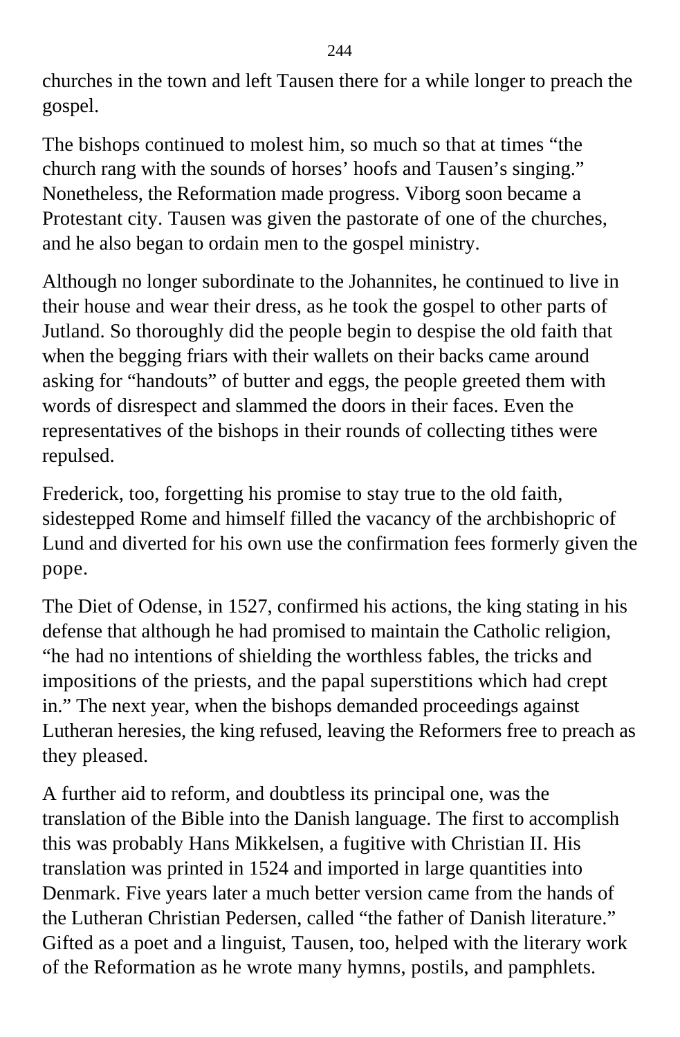churches in the town and left Tausen there for a while longer to preach the gospel.

The bishops continued to molest him, so much so that at times “the church rang with the sounds of horses’ hoofs and Tausen’s singing.” Nonetheless, the Reformation made progress. Viborg soon became a Protestant city. Tausen was given the pastorate of one of the churches, and he also began to ordain men to the gospel ministry.

Although no longer subordinate to the Johannites, he continued to live in their house and wear their dress, as he took the gospel to other parts of Jutland. So thoroughly did the people begin to despise the old faith that when the begging friars with their wallets on their backs came around asking for “handouts” of butter and eggs, the people greeted them with words of disrespect and slammed the doors in their faces. Even the representatives of the bishops in their rounds of collecting tithes were repulsed.

Frederick, too, forgetting his promise to stay true to the old faith, sidestepped Rome and himself filled the vacancy of the archbishopric of Lund and diverted for his own use the confirmation fees formerly given the pope.

The Diet of Odense, in 1527, confirmed his actions, the king stating in his defense that although he had promised to maintain the Catholic religion, “he had no intentions of shielding the worthless fables, the tricks and impositions of the priests, and the papal superstitions which had crept in.” The next year, when the bishops demanded proceedings against Lutheran heresies, the king refused, leaving the Reformers free to preach as they pleased.

A further aid to reform, and doubtless its principal one, was the translation of the Bible into the Danish language. The first to accomplish this was probably Hans Mikkelsen, a fugitive with Christian II. His translation was printed in 1524 and imported in large quantities into Denmark. Five years later a much better version came from the hands of the Lutheran Christian Pedersen, called “the father of Danish literature.” Gifted as a poet and a linguist, Tausen, too, helped with the literary work of the Reformation as he wrote many hymns, postils, and pamphlets.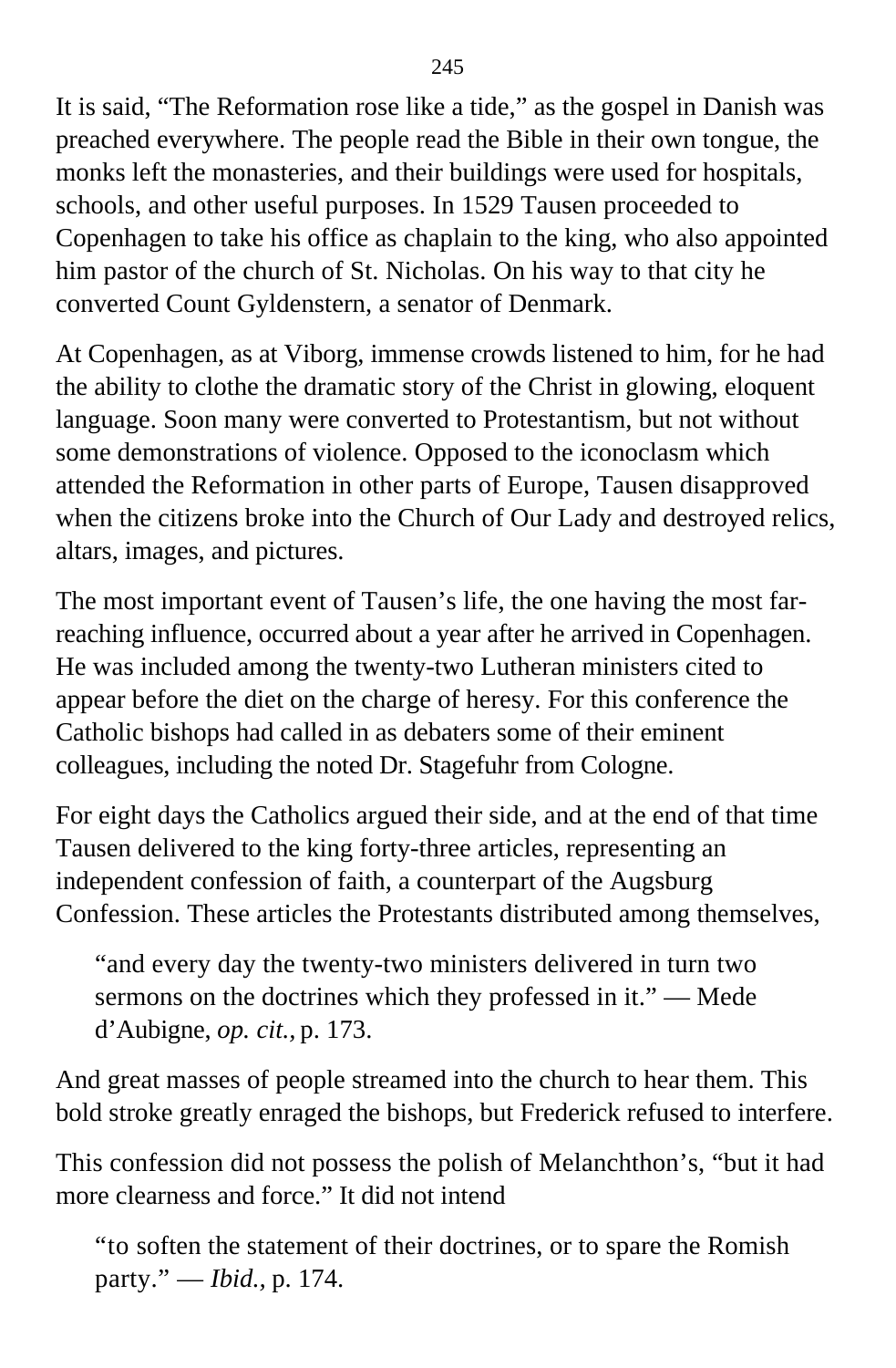It is said, “The Reformation rose like a tide,” as the gospel in Danish was preached everywhere. The people read the Bible in their own tongue, the monks left the monasteries, and their buildings were used for hospitals, schools, and other useful purposes. In 1529 Tausen proceeded to Copenhagen to take his office as chaplain to the king, who also appointed him pastor of the church of St. Nicholas. On his way to that city he converted Count Gyldenstern, a senator of Denmark.

At Copenhagen, as at Viborg, immense crowds listened to him, for he had the ability to clothe the dramatic story of the Christ in glowing, eloquent language. Soon many were converted to Protestantism, but not without some demonstrations of violence. Opposed to the iconoclasm which attended the Reformation in other parts of Europe, Tausen disapproved when the citizens broke into the Church of Our Lady and destroyed relics, altars, images, and pictures.

The most important event of Tausen’s life, the one having the most far-reaching influence, occurred about a year after he arrived in Copenhagen. He was included among the twenty-two Lutheran ministers cited to appear before the diet on the charge of heresy. For this conference the Catholic bishops had called in as debaters some of their eminent colleagues, including the noted Dr. Stagefuhr from Cologne.

For eight days the Catholics argued their side, and at the end of that time Tausen delivered to the king forty-three articles, representing an independent confession of faith, a counterpart of the Augsburg Confession. These articles the Protestants distributed among themselves,

> “and every day the twenty-two ministers delivered in turn two sermons on the doctrines which they professed in it.” — Mede d’Aubigne, *op. cit.*, p. 173.

And great masses of people streamed into the church to hear them. This bold stroke greatly enraged the bishops, but Frederick refused to interfere.

This confession did not possess the polish of Melanchthon’s, “but it had more clearness and force.” It did not intend

> “to soften the statement of their doctrines, or to spare the Romish party.” — *Ibid.*, p. 174.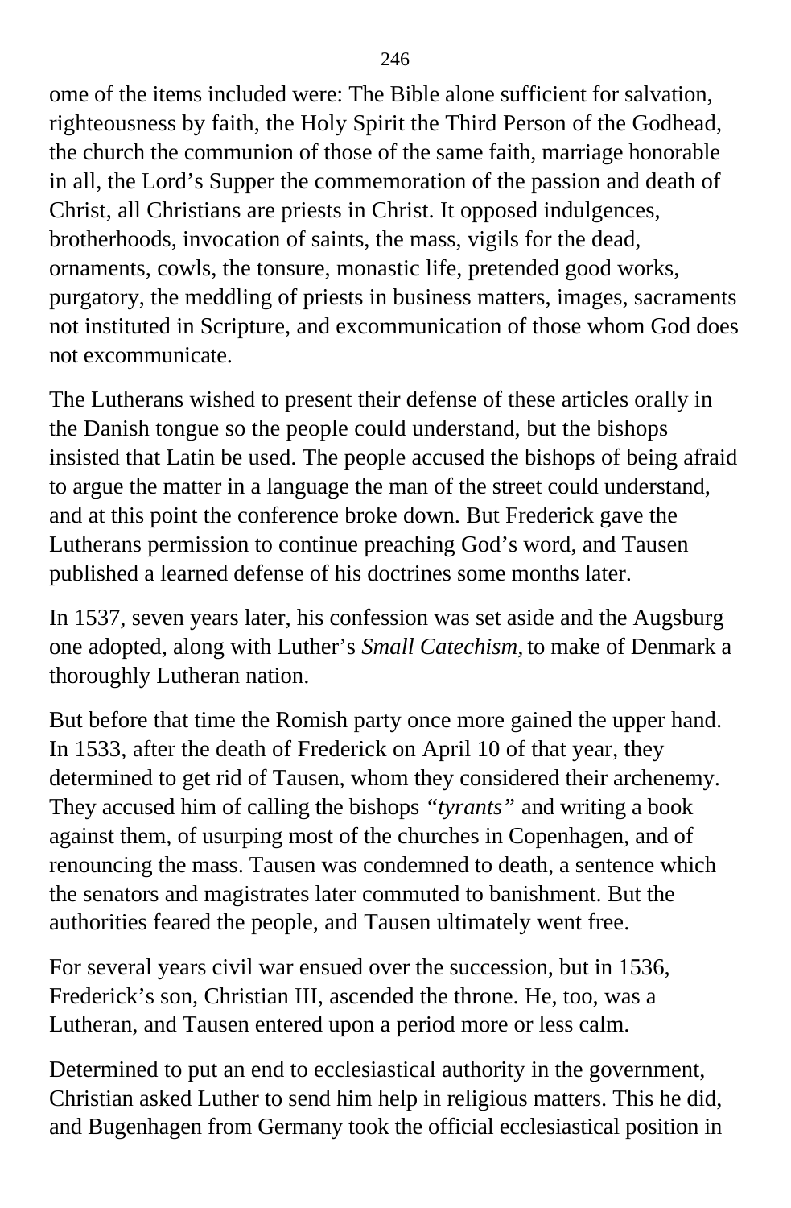ome of the items included were: The Bible alone sufficient for salvation, righteousness by faith, the Holy Spirit the Third Person of the Godhead, the church the communion of those of the same faith, marriage honorable in all, the Lord's Supper the commemoration of the passion and death of Christ, all Christians are priests in Christ. It opposed indulgences, brotherhoods, invocation of saints, the mass, vigils for the dead, ornaments, cowls, the tonsure, monastic life, pretended good works, purgatory, the meddling of priests in business matters, images, sacraments not instituted in Scripture, and excommunication of those whom God does not excommunicate.

The Lutherans wished to present their defense of these articles orally in the Danish tongue so the people could understand, but the bishops insisted that Latin be used. The people accused the bishops of being afraid to argue the matter in a language the man of the street could understand, and at this point the conference broke down. But Frederick gave the Lutherans permission to continue preaching God's word, and Tausen published a learned defense of his doctrines some months later.

In 1537, seven years later, his confession was set aside and the Augsburg one adopted, along with Luther's *Small Catechism,* to make of Denmark a thoroughly Lutheran nation.

But before that time the Romish party once more gained the upper hand. In 1533, after the death of Frederick on April 10 of that year, they determined to get rid of Tausen, whom they considered their archenemy. They accused him of calling the bishops *"tyrants"* and writing a book against them, of usurping most of the churches in Copenhagen, and of renouncing the mass. Tausen was condemned to death, a sentence which the senators and magistrates later commuted to banishment. But the authorities feared the people, and Tausen ultimately went free.

For several years civil war ensued over the succession, but in 1536, Frederick's son, Christian III, ascended the throne. He, too, was a Lutheran, and Tausen entered upon a period more or less calm.

Determined to put an end to ecclesiastical authority in the government, Christian asked Luther to send him help in religious matters. This he did, and Bugenhagen from Germany took the official ecclesiastical position in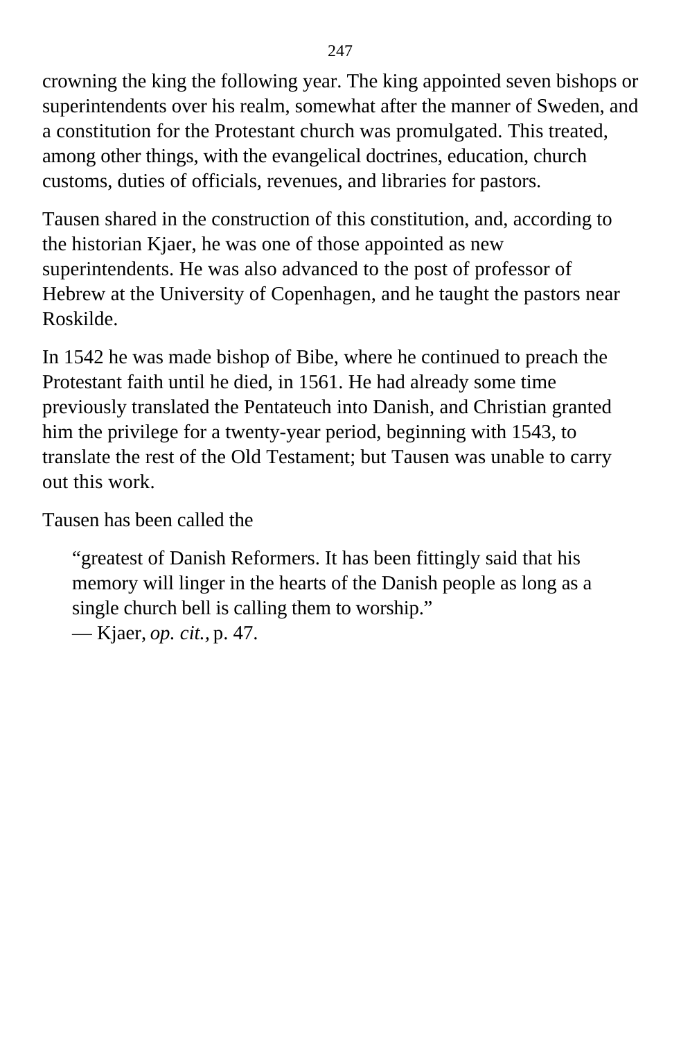crowning the king the following year. The king appointed seven bishops or superintendents over his realm, somewhat after the manner of Sweden, and a constitution for the Protestant church was promulgated. This treated, among other things, with the evangelical doctrines, education, church customs, duties of officials, revenues, and libraries for pastors.

Tausen shared in the construction of this constitution, and, according to the historian Kjaer, he was one of those appointed as new superintendents. He was also advanced to the post of professor of Hebrew at the University of Copenhagen, and he taught the pastors near Roskilde.

In 1542 he was made bishop of Bibe, where he continued to preach the Protestant faith until he died, in 1561. He had already some time previously translated the Pentateuch into Danish, and Christian granted him the privilege for a twenty-year period, beginning with 1543, to translate the rest of the Old Testament; but Tausen was unable to carry out this work.

Tausen has been called the

> "greatest of Danish Reformers. It has been fittingly said that his memory will linger in the hearts of the Danish people as long as a single church bell is calling them to worship."
> — Kjaer, *op. cit.*, p. 47.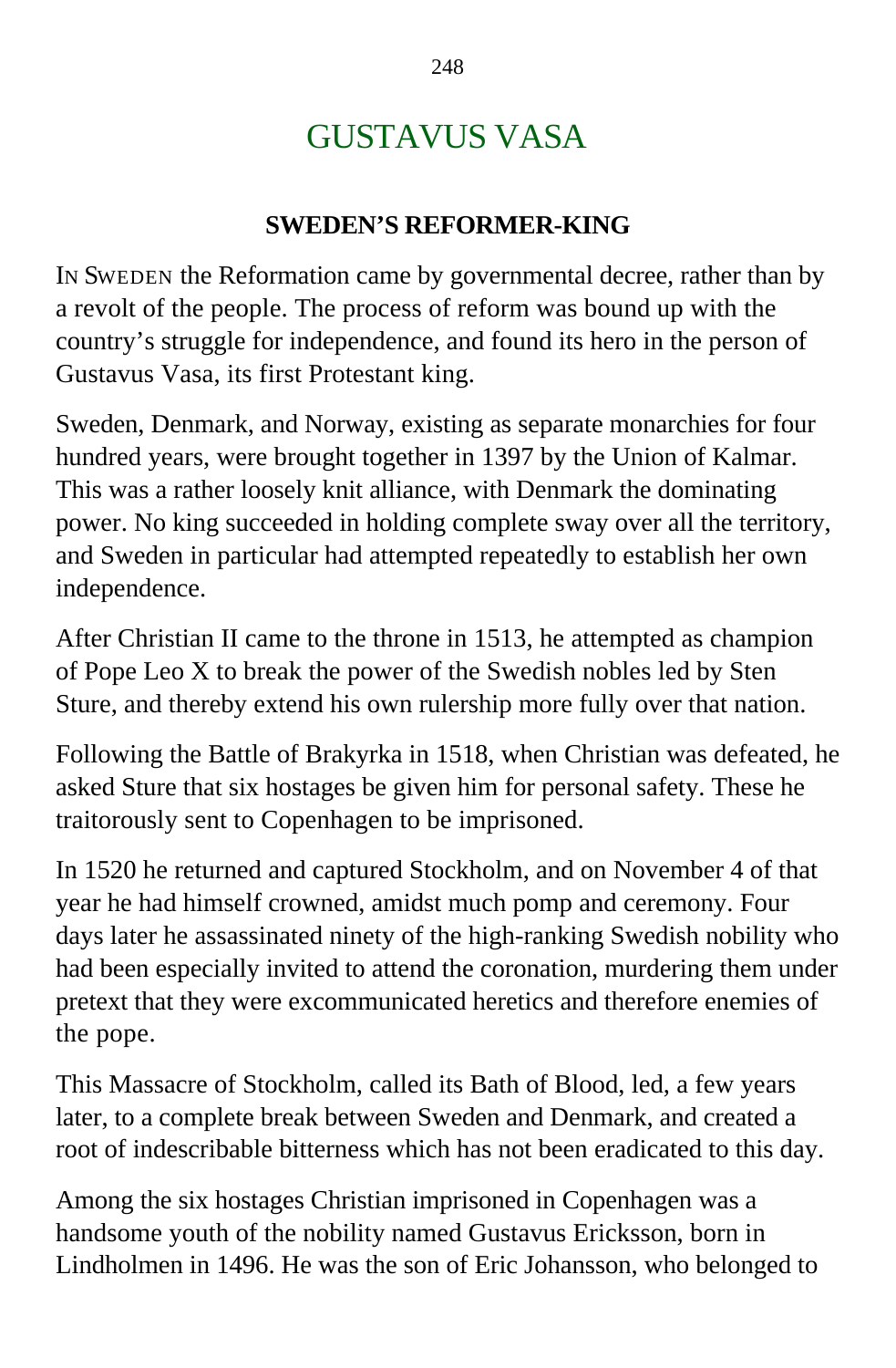# GUSTAVUS VASA

## SWEDEN'S REFORMER-KING

IN SWEDEN the Reformation came by governmental decree, rather than by a revolt of the people. The process of reform was bound up with the country's struggle for independence, and found its hero in the person of Gustavus Vasa, its first Protestant king.

Sweden, Denmark, and Norway, existing as separate monarchies for four hundred years, were brought together in 1397 by the Union of Kalmar. This was a rather loosely knit alliance, with Denmark the dominating power. No king succeeded in holding complete sway over all the territory, and Sweden in particular had attempted repeatedly to establish her own independence.

After Christian II came to the throne in 1513, he attempted as champion of Pope Leo X to break the power of the Swedish nobles led by Sten Sture, and thereby extend his own rulership more fully over that nation.

Following the Battle of Brakyrka in 1518, when Christian was defeated, he asked Sture that six hostages be given him for personal safety. These he traitorously sent to Copenhagen to be imprisoned.

In 1520 he returned and captured Stockholm, and on November 4 of that year he had himself crowned, amidst much pomp and ceremony. Four days later he assassinated ninety of the high-ranking Swedish nobility who had been especially invited to attend the coronation, murdering them under pretext that they were excommunicated heretics and therefore enemies of the pope.

This Massacre of Stockholm, called its Bath of Blood, led, a few years later, to a complete break between Sweden and Denmark, and created a root of indescribable bitterness which has not been eradicated to this day.

Among the six hostages Christian imprisoned in Copenhagen was a handsome youth of the nobility named Gustavus Ericksson, born in Lindholmen in 1496. He was the son of Eric Johansson, who belonged to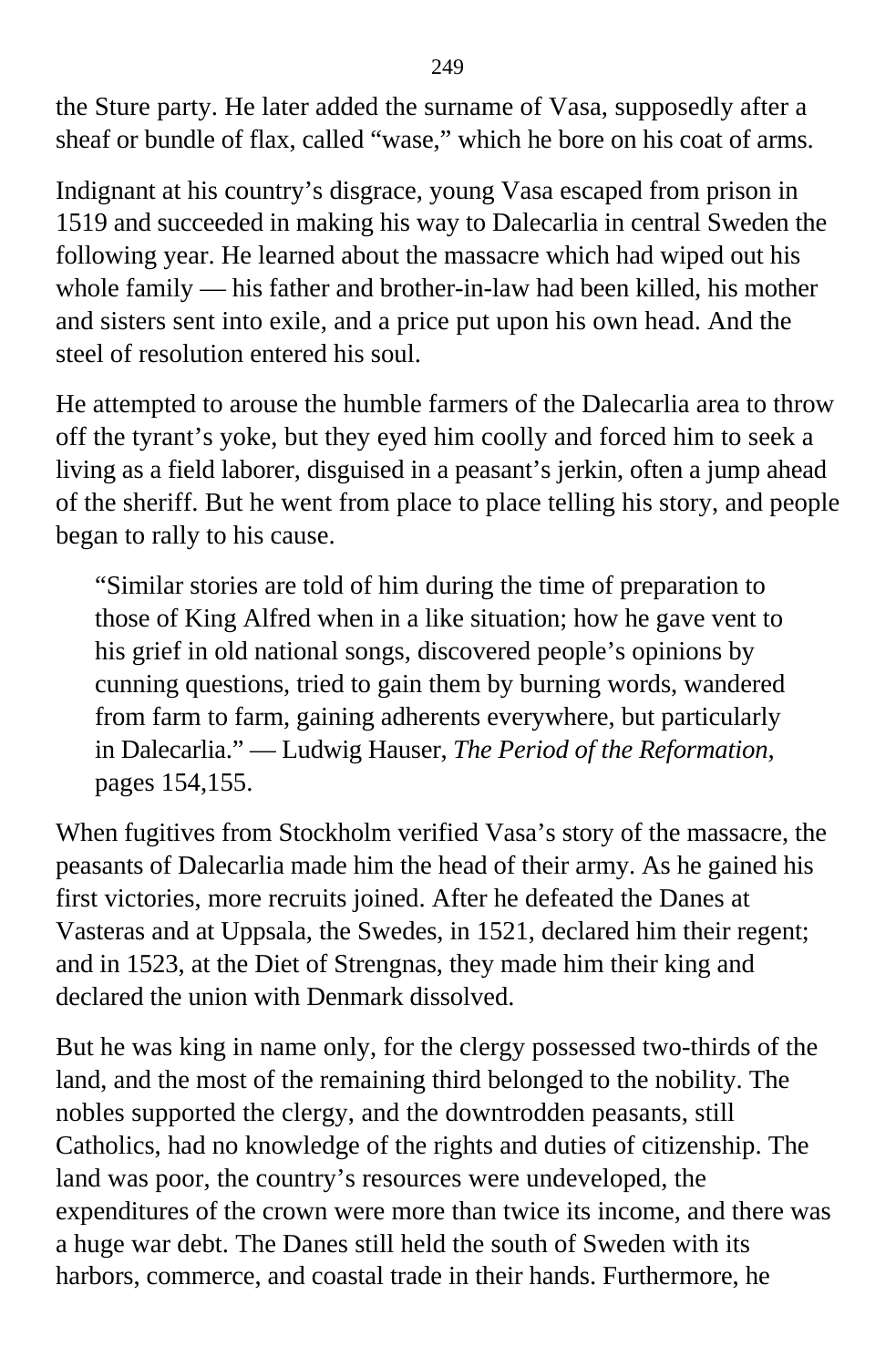the Sture party. He later added the surname of Vasa, supposedly after a sheaf or bundle of flax, called "wase," which he bore on his coat of arms.

Indignant at his country's disgrace, young Vasa escaped from prison in 1519 and succeeded in making his way to Dalecarlia in central Sweden the following year. He learned about the massacre which had wiped out his whole family — his father and brother-in-law had been killed, his mother and sisters sent into exile, and a price put upon his own head. And the steel of resolution entered his soul.

He attempted to arouse the humble farmers of the Dalecarlia area to throw off the tyrant's yoke, but they eyed him coolly and forced him to seek a living as a field laborer, disguised in a peasant's jerkin, often a jump ahead of the sheriff. But he went from place to place telling his story, and people began to rally to his cause.

> "Similar stories are told of him during the time of preparation to those of King Alfred when in a like situation; how he gave vent to his grief in old national songs, discovered people's opinions by cunning questions, tried to gain them by burning words, wandered from farm to farm, gaining adherents everywhere, but particularly in Dalecarlia." — Ludwig Hauser, *The Period of the Reformation,* pages 154,155.

When fugitives from Stockholm verified Vasa's story of the massacre, the peasants of Dalecarlia made him the head of their army. As he gained his first victories, more recruits joined. After he defeated the Danes at Vasteras and at Uppsala, the Swedes, in 1521, declared him their regent; and in 1523, at the Diet of Strengnas, they made him their king and declared the union with Denmark dissolved.

But he was king in name only, for the clergy possessed two-thirds of the land, and the most of the remaining third belonged to the nobility. The nobles supported the clergy, and the downtrodden peasants, still Catholics, had no knowledge of the rights and duties of citizenship. The land was poor, the country's resources were undeveloped, the expenditures of the crown were more than twice its income, and there was a huge war debt. The Danes still held the south of Sweden with its harbors, commerce, and coastal trade in their hands. Furthermore, he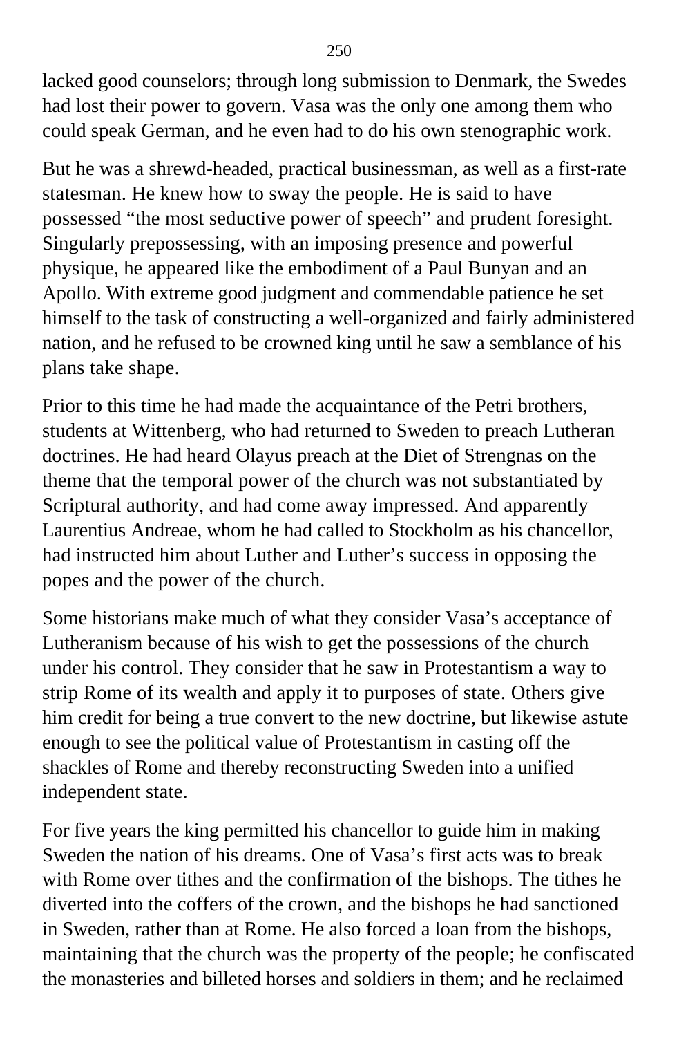lacked good counselors; through long submission to Denmark, the Swedes had lost their power to govern. Vasa was the only one among them who could speak German, and he even had to do his own stenographic work.

But he was a shrewd-headed, practical businessman, as well as a first-rate statesman. He knew how to sway the people. He is said to have possessed "the most seductive power of speech" and prudent foresight. Singularly prepossessing, with an imposing presence and powerful physique, he appeared like the embodiment of a Paul Bunyan and an Apollo. With extreme good judgment and commendable patience he set himself to the task of constructing a well-organized and fairly administered nation, and he refused to be crowned king until he saw a semblance of his plans take shape.

Prior to this time he had made the acquaintance of the Petri brothers, students at Wittenberg, who had returned to Sweden to preach Lutheran doctrines. He had heard Olayus preach at the Diet of Strengnas on the theme that the temporal power of the church was not substantiated by Scriptural authority, and had come away impressed. And apparently Laurentius Andreae, whom he had called to Stockholm as his chancellor, had instructed him about Luther and Luther's success in opposing the popes and the power of the church.

Some historians make much of what they consider Vasa's acceptance of Lutheranism because of his wish to get the possessions of the church under his control. They consider that he saw in Protestantism a way to strip Rome of its wealth and apply it to purposes of state. Others give him credit for being a true convert to the new doctrine, but likewise astute enough to see the political value of Protestantism in casting off the shackles of Rome and thereby reconstructing Sweden into a unified independent state.

For five years the king permitted his chancellor to guide him in making Sweden the nation of his dreams. One of Vasa's first acts was to break with Rome over tithes and the confirmation of the bishops. The tithes he diverted into the coffers of the crown, and the bishops he had sanctioned in Sweden, rather than at Rome. He also forced a loan from the bishops, maintaining that the church was the property of the people; he confiscated the monasteries and billeted horses and soldiers in them; and he reclaimed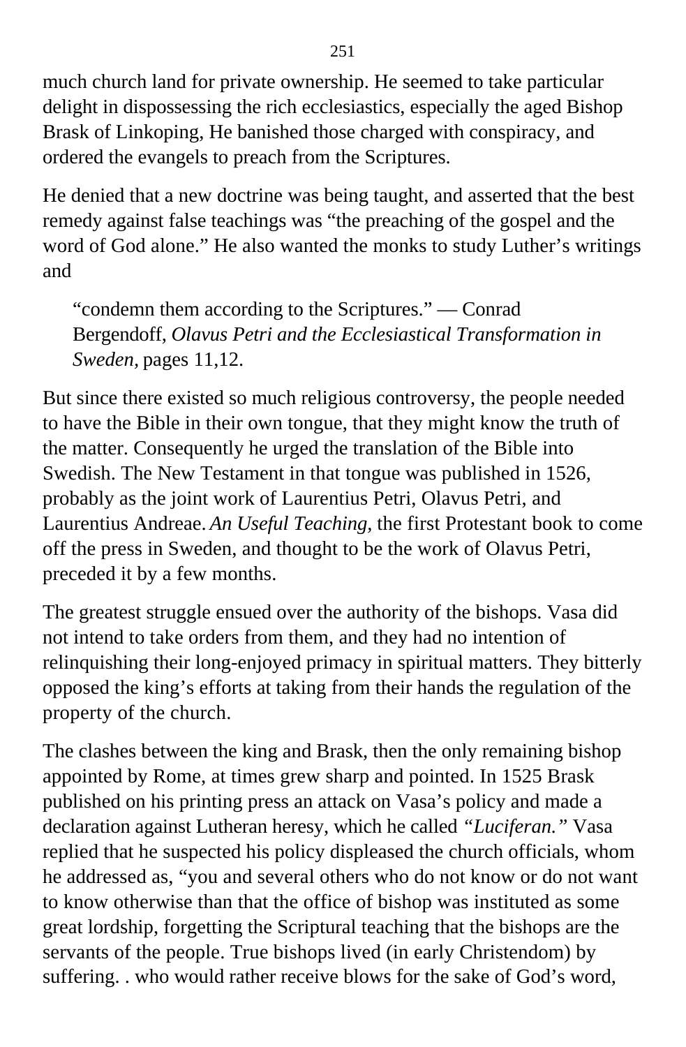much church land for private ownership. He seemed to take particular delight in dispossessing the rich ecclesiastics, especially the aged Bishop Brask of Linkoping, He banished those charged with conspiracy, and ordered the evangels to preach from the Scriptures.

He denied that a new doctrine was being taught, and asserted that the best remedy against false teachings was "the preaching of the gospel and the word of God alone." He also wanted the monks to study Luther's writings and

> "condemn them according to the Scriptures." — Conrad Bergendoff, *Olavus Petri and the Ecclesiastical Transformation in Sweden,* pages 11,12.

But since there existed so much religious controversy, the people needed to have the Bible in their own tongue, that they might know the truth of the matter. Consequently he urged the translation of the Bible into Swedish. The New Testament in that tongue was published in 1526, probably as the joint work of Laurentius Petri, Olavus Petri, and Laurentius Andreae. *An Useful Teaching,* the first Protestant book to come off the press in Sweden, and thought to be the work of Olavus Petri, preceded it by a few months.

The greatest struggle ensued over the authority of the bishops. Vasa did not intend to take orders from them, and they had no intention of relinquishing their long-enjoyed primacy in spiritual matters. They bitterly opposed the king's efforts at taking from their hands the regulation of the property of the church.

The clashes between the king and Brask, then the only remaining bishop appointed by Rome, at times grew sharp and pointed. In 1525 Brask published on his printing press an attack on Vasa's policy and made a declaration against Lutheran heresy, which he called *"Luciferan."* Vasa replied that he suspected his policy displeased the church officials, whom he addressed as, "you and several others who do not know or do not want to know otherwise than that the office of bishop was instituted as some great lordship, forgetting the Scriptural teaching that the bishops are the servants of the people. True bishops lived (in early Christendom) by suffering. . who would rather receive blows for the sake of God's word,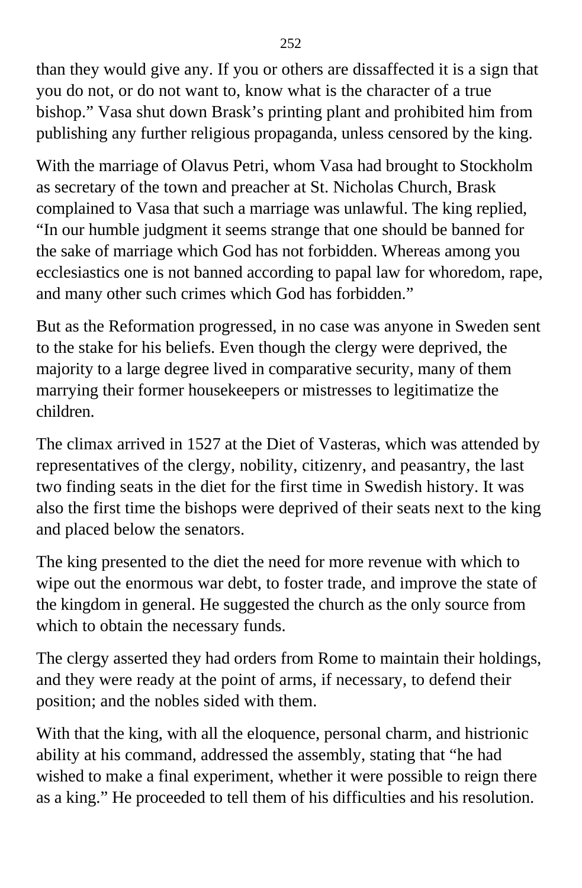than they would give any. If you or others are dissaffected it is a sign that you do not, or do not want to, know what is the character of a true bishop.” Vasa shut down Brask’s printing plant and prohibited him from publishing any further religious propaganda, unless censored by the king.

With the marriage of Olavus Petri, whom Vasa had brought to Stockholm as secretary of the town and preacher at St. Nicholas Church, Brask complained to Vasa that such a marriage was unlawful. The king replied, “In our humble judgment it seems strange that one should be banned for the sake of marriage which God has not forbidden. Whereas among you ecclesiastics one is not banned according to papal law for whoredom, rape, and many other such crimes which God has forbidden.”

But as the Reformation progressed, in no case was anyone in Sweden sent to the stake for his beliefs. Even though the clergy were deprived, the majority to a large degree lived in comparative security, many of them marrying their former housekeepers or mistresses to legitimatize the children.

The climax arrived in 1527 at the Diet of Vasteras, which was attended by representatives of the clergy, nobility, citizenry, and peasantry, the last two finding seats in the diet for the first time in Swedish history. It was also the first time the bishops were deprived of their seats next to the king and placed below the senators.

The king presented to the diet the need for more revenue with which to wipe out the enormous war debt, to foster trade, and improve the state of the kingdom in general. He suggested the church as the only source from which to obtain the necessary funds.

The clergy asserted they had orders from Rome to maintain their holdings, and they were ready at the point of arms, if necessary, to defend their position; and the nobles sided with them.

With that the king, with all the eloquence, personal charm, and histrionic ability at his command, addressed the assembly, stating that “he had wished to make a final experiment, whether it were possible to reign there as a king.” He proceeded to tell them of his difficulties and his resolution.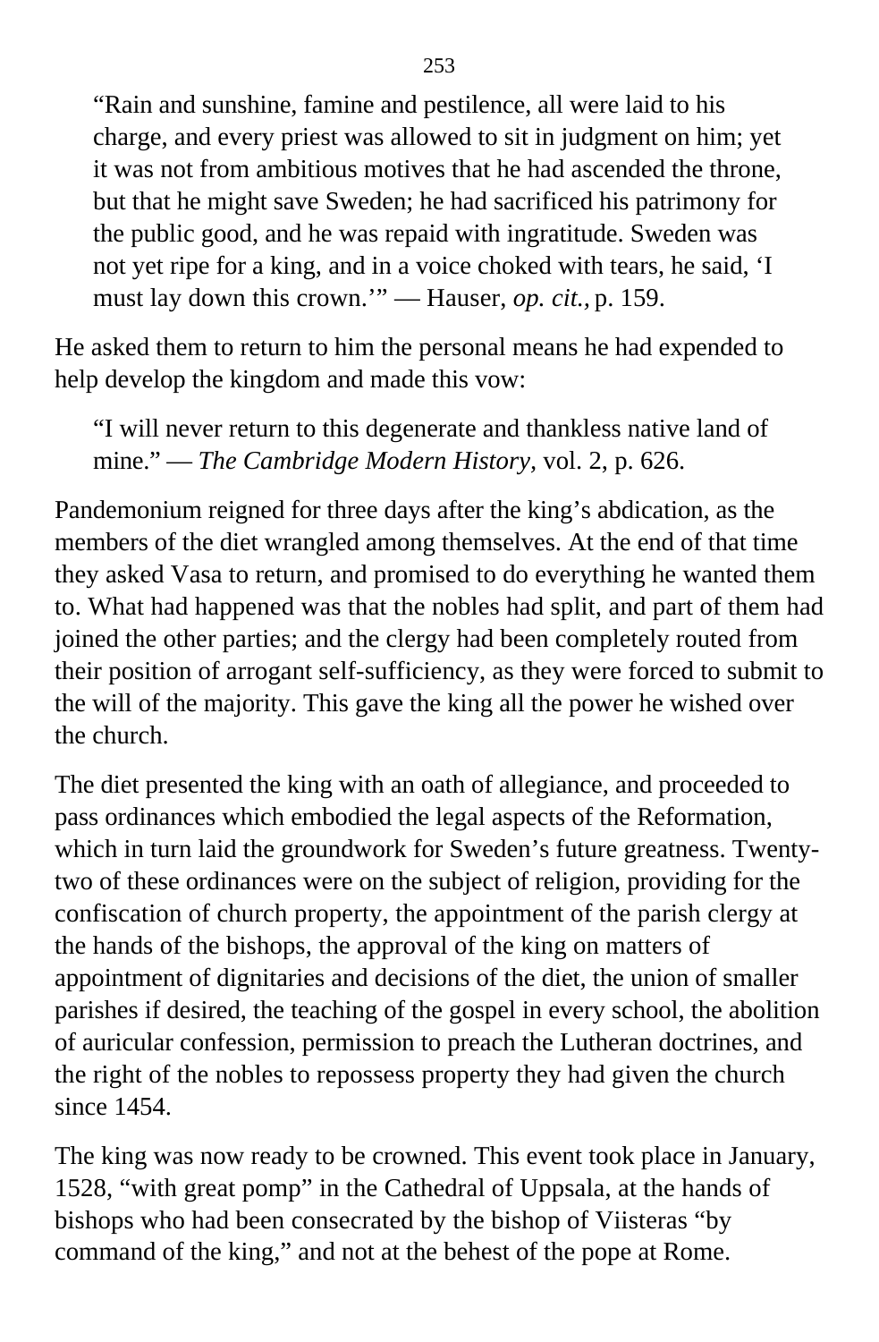> "Rain and sunshine, famine and pestilence, all were laid to his charge, and every priest was allowed to sit in judgment on him; yet it was not from ambitious motives that he had ascended the throne, but that he might save Sweden; he had sacrificed his patrimony for the public good, and he was repaid with ingratitude. Sweden was not yet ripe for a king, and in a voice choked with tears, he said, 'I must lay down this crown.'" — Hauser, *op. cit.,* p. 159.

He asked them to return to him the personal means he had expended to help develop the kingdom and made this vow:

> "I will never return to this degenerate and thankless native land of mine." — *The Cambridge Modern History,* vol. 2, p. 626.

Pandemonium reigned for three days after the king's abdication, as the members of the diet wrangled among themselves. At the end of that time they asked Vasa to return, and promised to do everything he wanted them to. What had happened was that the nobles had split, and part of them had joined the other parties; and the clergy had been completely routed from their position of arrogant self-sufficiency, as they were forced to submit to the will of the majority. This gave the king all the power he wished over the church.

The diet presented the king with an oath of allegiance, and proceeded to pass ordinances which embodied the legal aspects of the Reformation, which in turn laid the groundwork for Sweden's future greatness. Twenty-two of these ordinances were on the subject of religion, providing for the confiscation of church property, the appointment of the parish clergy at the hands of the bishops, the approval of the king on matters of appointment of dignitaries and decisions of the diet, the union of smaller parishes if desired, the teaching of the gospel in every school, the abolition of auricular confession, permission to preach the Lutheran doctrines, and the right of the nobles to repossess property they had given the church since 1454.

The king was now ready to be crowned. This event took place in January, 1528, "with great pomp" in the Cathedral of Uppsala, at the hands of bishops who had been consecrated by the bishop of Viisteras "by command of the king," and not at the behest of the pope at Rome.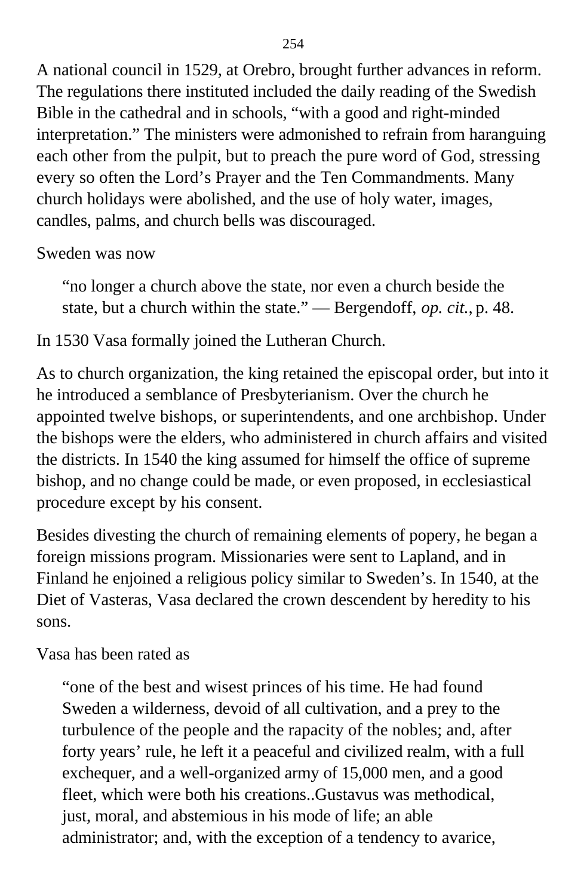A national council in 1529, at Orebro, brought further advances in reform. The regulations there instituted included the daily reading of the Swedish Bible in the cathedral and in schools, “with a good and right-minded interpretation.” The ministers were admonished to refrain from haranguing each other from the pulpit, but to preach the pure word of God, stressing every so often the Lord’s Prayer and the Ten Commandments. Many church holidays were abolished, and the use of holy water, images, candles, palms, and church bells was discouraged.

Sweden was now

> “no longer a church above the state, nor even a church beside the state, but a church within the state.” — Bergendoff, *op. cit.,* p. 48.

In 1530 Vasa formally joined the Lutheran Church.

As to church organization, the king retained the episcopal order, but into it he introduced a semblance of Presbyterianism. Over the church he appointed twelve bishops, or superintendents, and one archbishop. Under the bishops were the elders, who administered in church affairs and visited the districts. In 1540 the king assumed for himself the office of supreme bishop, and no change could be made, or even proposed, in ecclesiastical procedure except by his consent.

Besides divesting the church of remaining elements of popery, he began a foreign missions program. Missionaries were sent to Lapland, and in Finland he enjoined a religious policy similar to Sweden’s. In 1540, at the Diet of Vasteras, Vasa declared the crown descendent by heredity to his sons.

Vasa has been rated as

> “one of the best and wisest princes of his time. He had found Sweden a wilderness, devoid of all cultivation, and a prey to the turbulence of the people and the rapacity of the nobles; and, after forty years’ rule, he left it a peaceful and civilized realm, with a full exchequer, and a well-organized army of 15,000 men, and a good fleet, which were both his creations..Gustavus was methodical, just, moral, and abstemious in his mode of life; an able administrator; and, with the exception of a tendency to avarice,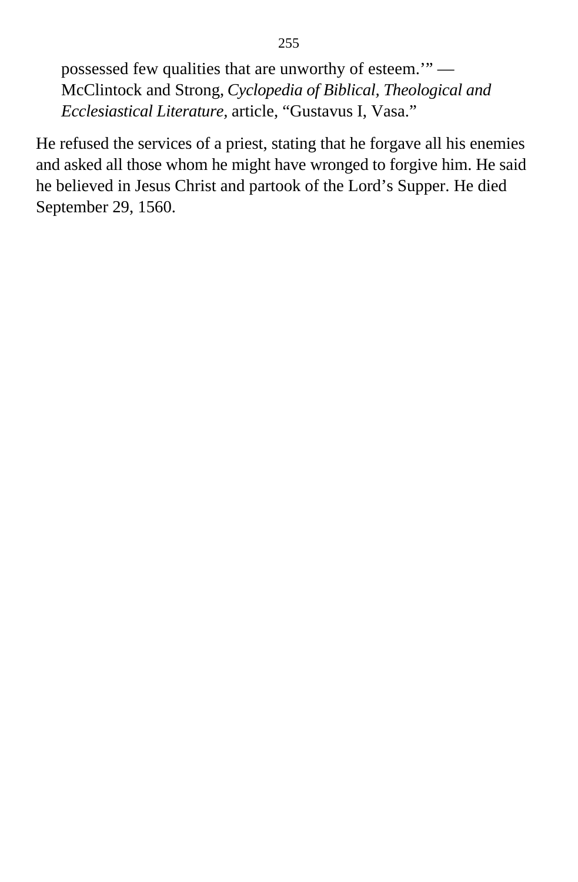> possessed few qualities that are unworthy of esteem.'" — McClintock and Strong, *Cyclopedia of Biblical, Theological and Ecclesiastical Literature,* article, "Gustavus I, Vasa."

He refused the services of a priest, stating that he forgave all his enemies and asked all those whom he might have wronged to forgive him. He said he believed in Jesus Christ and partook of the Lord's Supper. He died September 29, 1560.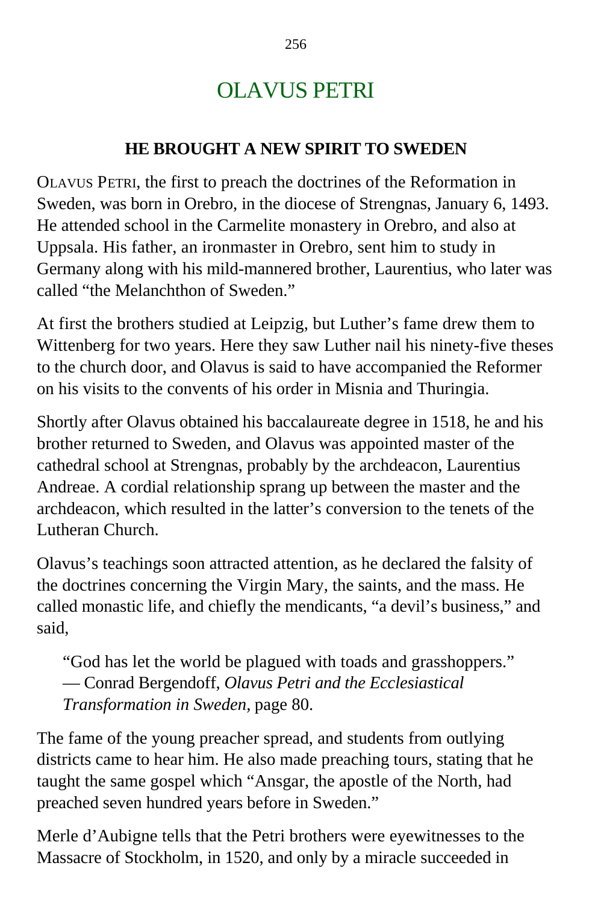# OLAVUS PETRI

## HE BROUGHT A NEW SPIRIT TO SWEDEN

OLAVUS PETRI, the first to preach the doctrines of the Reformation in Sweden, was born in Orebro, in the diocese of Strengnas, January 6, 1493. He attended school in the Carmelite monastery in Orebro, and also at Uppsala. His father, an ironmaster in Orebro, sent him to study in Germany along with his mild-mannered brother, Laurentius, who later was called "the Melanchthon of Sweden."

At first the brothers studied at Leipzig, but Luther's fame drew them to Wittenberg for two years. Here they saw Luther nail his ninety-five theses to the church door, and Olavus is said to have accompanied the Reformer on his visits to the convents of his order in Misnia and Thuringia.

Shortly after Olavus obtained his baccalaureate degree in 1518, he and his brother returned to Sweden, and Olavus was appointed master of the cathedral school at Strengnas, probably by the archdeacon, Laurentius Andreae. A cordial relationship sprang up between the master and the archdeacon, which resulted in the latter's conversion to the tenets of the Lutheran Church.

Olavus's teachings soon attracted attention, as he declared the falsity of the doctrines concerning the Virgin Mary, the saints, and the mass. He called monastic life, and chiefly the mendicants, "a devil's business," and said,

> "God has let the world be plagued with toads and grasshoppers." — Conrad Bergendoff, *Olavus Petri and the Ecclesiastical Transformation in Sweden,* page 80.

The fame of the young preacher spread, and students from outlying districts came to hear him. He also made preaching tours, stating that he taught the same gospel which "Ansgar, the apostle of the North, had preached seven hundred years before in Sweden."

Merle d'Aubigne tells that the Petri brothers were eyewitnesses to the Massacre of Stockholm, in 1520, and only by a miracle succeeded in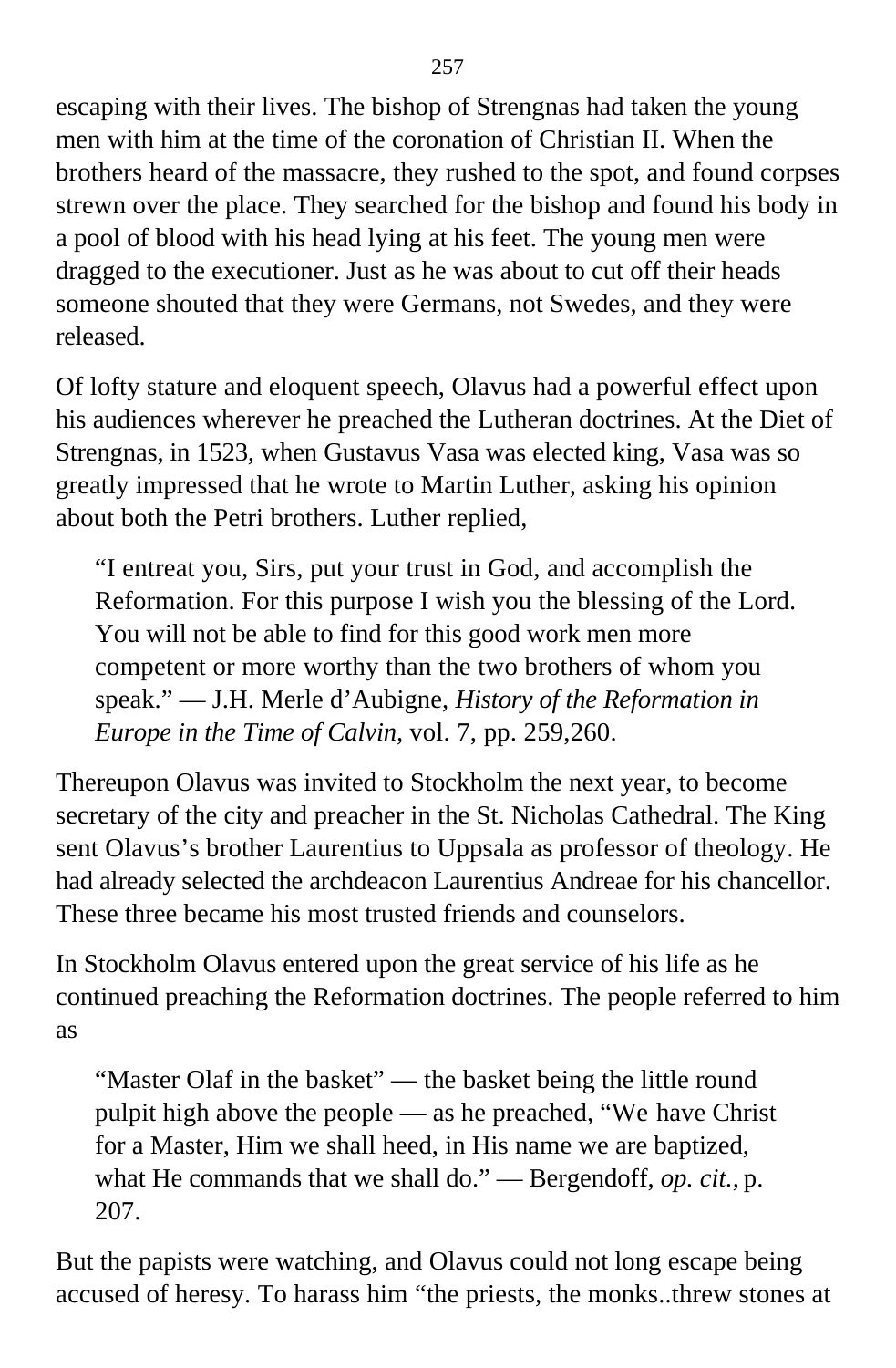escaping with their lives. The bishop of Strengnas had taken the young men with him at the time of the coronation of Christian II. When the brothers heard of the massacre, they rushed to the spot, and found corpses strewn over the place. They searched for the bishop and found his body in a pool of blood with his head lying at his feet. The young men were dragged to the executioner. Just as he was about to cut off their heads someone shouted that they were Germans, not Swedes, and they were released.

Of lofty stature and eloquent speech, Olavus had a powerful effect upon his audiences wherever he preached the Lutheran doctrines. At the Diet of Strengnas, in 1523, when Gustavus Vasa was elected king, Vasa was so greatly impressed that he wrote to Martin Luther, asking his opinion about both the Petri brothers. Luther replied,

> "I entreat you, Sirs, put your trust in God, and accomplish the Reformation. For this purpose I wish you the blessing of the Lord. You will not be able to find for this good work men more competent or more worthy than the two brothers of whom you speak." — J.H. Merle d'Aubigne, *History of the Reformation in Europe in the Time of Calvin,* vol. 7, pp. 259,260.

Thereupon Olavus was invited to Stockholm the next year, to become secretary of the city and preacher in the St. Nicholas Cathedral. The King sent Olavus's brother Laurentius to Uppsala as professor of theology. He had already selected the archdeacon Laurentius Andreae for his chancellor. These three became his most trusted friends and counselors.

In Stockholm Olavus entered upon the great service of his life as he continued preaching the Reformation doctrines. The people referred to him as

> "Master Olaf in the basket" — the basket being the little round pulpit high above the people — as he preached, "We have Christ for a Master, Him we shall heed, in His name we are baptized, what He commands that we shall do." — Bergendoff, *op. cit.,* p. 207.

But the papists were watching, and Olavus could not long escape being accused of heresy. To harass him "the priests, the monks..threw stones at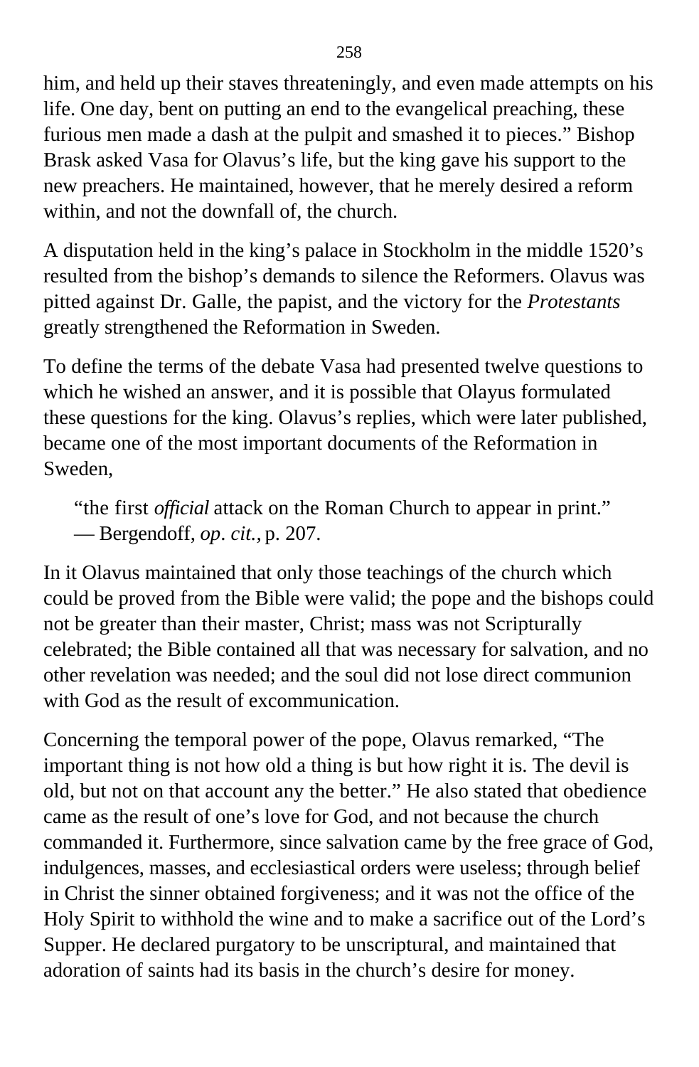him, and held up their staves threateningly, and even made attempts on his life. One day, bent on putting an end to the evangelical preaching, these furious men made a dash at the pulpit and smashed it to pieces." Bishop Brask asked Vasa for Olavus's life, but the king gave his support to the new preachers. He maintained, however, that he merely desired a reform within, and not the downfall of, the church.

A disputation held in the king's palace in Stockholm in the middle 1520's resulted from the bishop's demands to silence the Reformers. Olavus was pitted against Dr. Galle, the papist, and the victory for the *Protestants* greatly strengthened the Reformation in Sweden.

To define the terms of the debate Vasa had presented twelve questions to which he wished an answer, and it is possible that Olayus formulated these questions for the king. Olavus's replies, which were later published, became one of the most important documents of the Reformation in Sweden,

> "the first *official* attack on the Roman Church to appear in print."
> — Bergendoff, *op. cit.,* p. 207.

In it Olavus maintained that only those teachings of the church which could be proved from the Bible were valid; the pope and the bishops could not be greater than their master, Christ; mass was not Scripturally celebrated; the Bible contained all that was necessary for salvation, and no other revelation was needed; and the soul did not lose direct communion with God as the result of excommunication.

Concerning the temporal power of the pope, Olavus remarked, "The important thing is not how old a thing is but how right it is. The devil is old, but not on that account any the better." He also stated that obedience came as the result of one's love for God, and not because the church commanded it. Furthermore, since salvation came by the free grace of God, indulgences, masses, and ecclesiastical orders were useless; through belief in Christ the sinner obtained forgiveness; and it was not the office of the Holy Spirit to withhold the wine and to make a sacrifice out of the Lord's Supper. He declared purgatory to be unscriptural, and maintained that adoration of saints had its basis in the church's desire for money.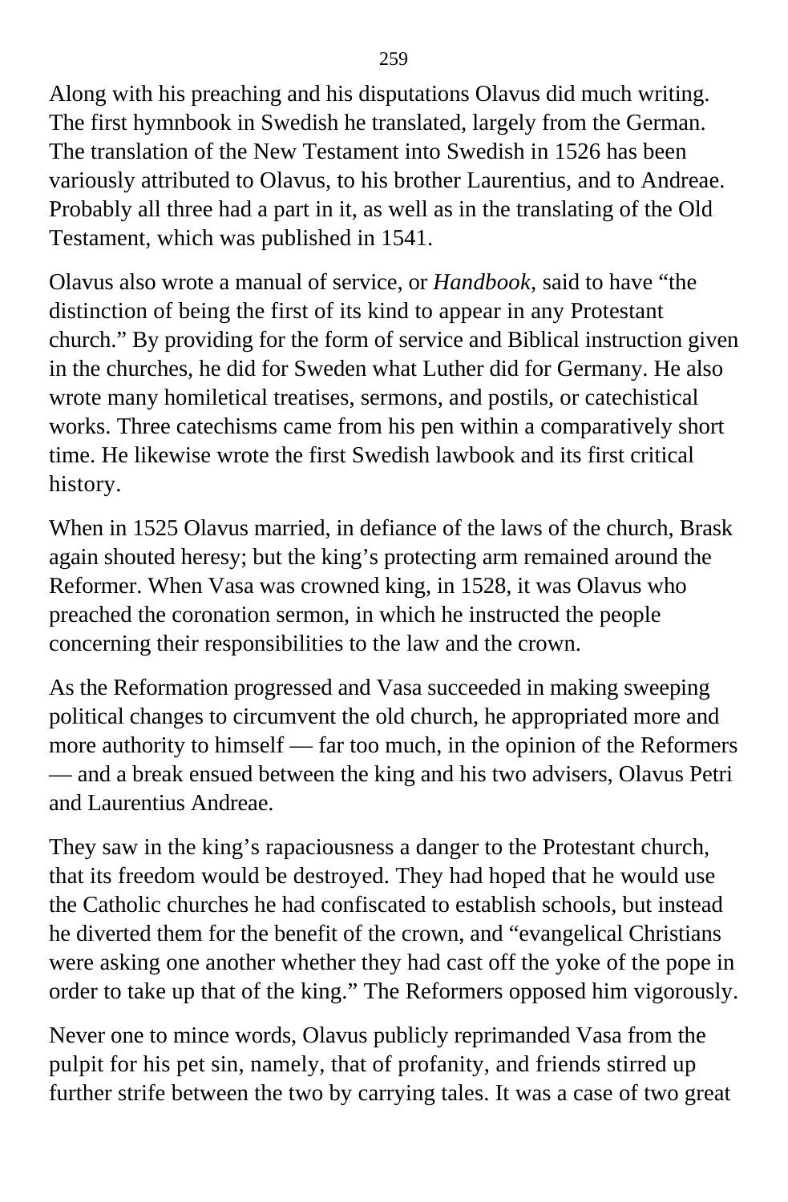Along with his preaching and his disputations Olavus did much writing. The first hymnbook in Swedish he translated, largely from the German. The translation of the New Testament into Swedish in 1526 has been variously attributed to Olavus, to his brother Laurentius, and to Andreae. Probably all three had a part in it, as well as in the translating of the Old Testament, which was published in 1541.

Olavus also wrote a manual of service, or *Handbook*, said to have "the distinction of being the first of its kind to appear in any Protestant church." By providing for the form of service and Biblical instruction given in the churches, he did for Sweden what Luther did for Germany. He also wrote many homiletical treatises, sermons, and postils, or catechistical works. Three catechisms came from his pen within a comparatively short time. He likewise wrote the first Swedish lawbook and its first critical history.

When in 1525 Olavus married, in defiance of the laws of the church, Brask again shouted heresy; but the king's protecting arm remained around the Reformer. When Vasa was crowned king, in 1528, it was Olavus who preached the coronation sermon, in which he instructed the people concerning their responsibilities to the law and the crown.

As the Reformation progressed and Vasa succeeded in making sweeping political changes to circumvent the old church, he appropriated more and more authority to himself — far too much, in the opinion of the Reformers — and a break ensued between the king and his two advisers, Olavus Petri and Laurentius Andreae.

They saw in the king's rapaciousness a danger to the Protestant church, that its freedom would be destroyed. They had hoped that he would use the Catholic churches he had confiscated to establish schools, but instead he diverted them for the benefit of the crown, and "evangelical Christians were asking one another whether they had cast off the yoke of the pope in order to take up that of the king." The Reformers opposed him vigorously.

Never one to mince words, Olavus publicly reprimanded Vasa from the pulpit for his pet sin, namely, that of profanity, and friends stirred up further strife between the two by carrying tales. It was a case of two great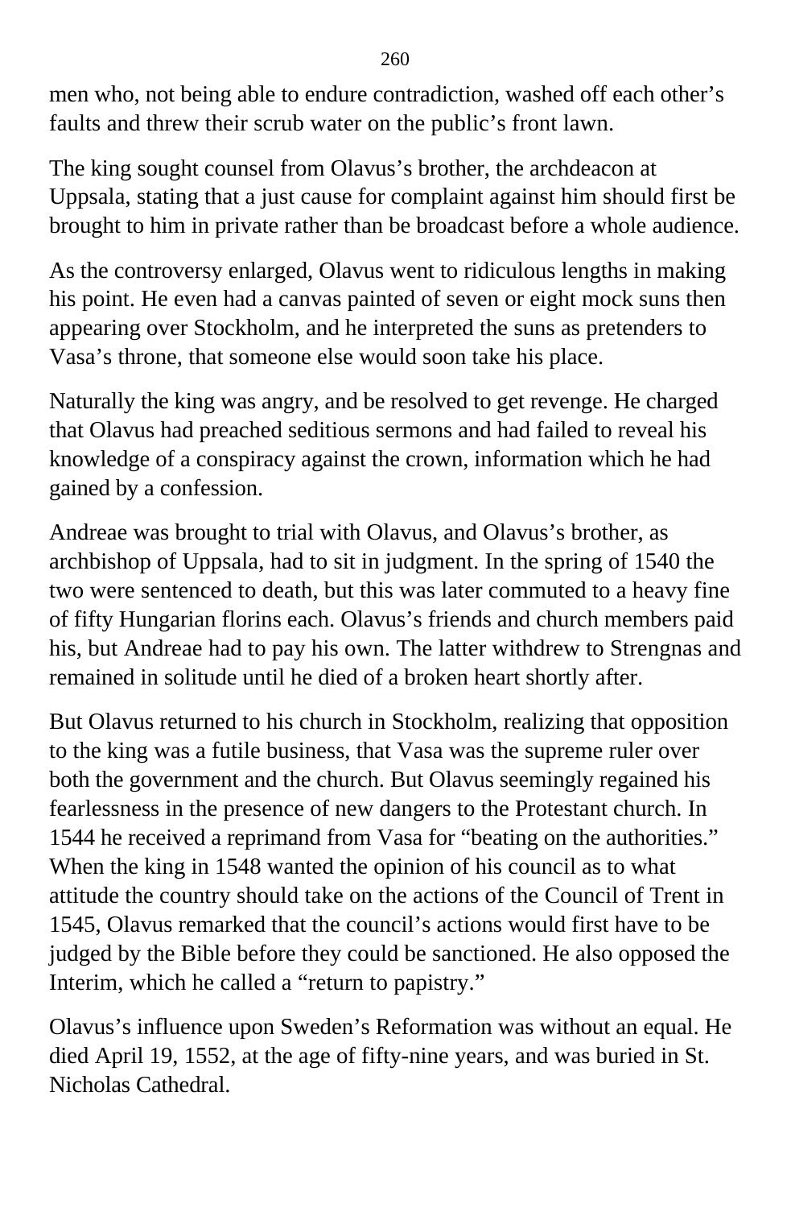men who, not being able to endure contradiction, washed off each other's faults and threw their scrub water on the public's front lawn.

The king sought counsel from Olavus's brother, the archdeacon at Uppsala, stating that a just cause for complaint against him should first be brought to him in private rather than be broadcast before a whole audience.

As the controversy enlarged, Olavus went to ridiculous lengths in making his point. He even had a canvas painted of seven or eight mock suns then appearing over Stockholm, and he interpreted the suns as pretenders to Vasa's throne, that someone else would soon take his place.

Naturally the king was angry, and be resolved to get revenge. He charged that Olavus had preached seditious sermons and had failed to reveal his knowledge of a conspiracy against the crown, information which he had gained by a confession.

Andreae was brought to trial with Olavus, and Olavus's brother, as archbishop of Uppsala, had to sit in judgment. In the spring of 1540 the two were sentenced to death, but this was later commuted to a heavy fine of fifty Hungarian florins each. Olavus's friends and church members paid his, but Andreae had to pay his own. The latter withdrew to Strengnas and remained in solitude until he died of a broken heart shortly after.

But Olavus returned to his church in Stockholm, realizing that opposition to the king was a futile business, that Vasa was the supreme ruler over both the government and the church. But Olavus seemingly regained his fearlessness in the presence of new dangers to the Protestant church. In 1544 he received a reprimand from Vasa for "beating on the authorities." When the king in 1548 wanted the opinion of his council as to what attitude the country should take on the actions of the Council of Trent in 1545, Olavus remarked that the council's actions would first have to be judged by the Bible before they could be sanctioned. He also opposed the Interim, which he called a "return to papistry."

Olavus's influence upon Sweden's Reformation was without an equal. He died April 19, 1552, at the age of fifty-nine years, and was buried in St. Nicholas Cathedral.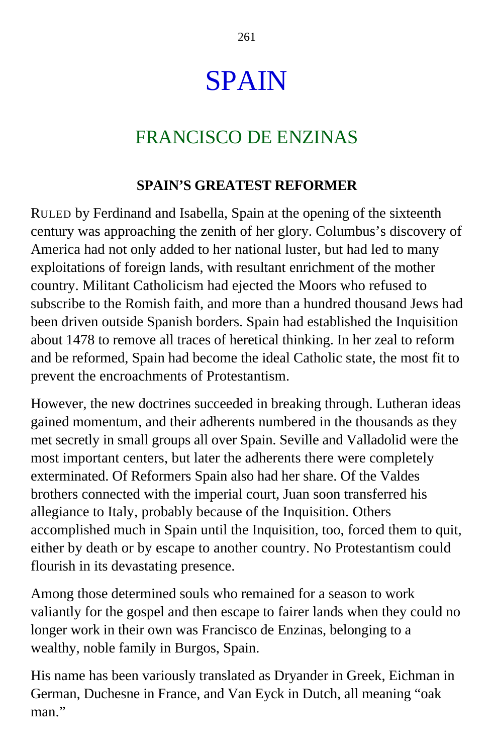# SPAIN

## FRANCISCO DE ENZINAS

### SPAIN'S GREATEST REFORMER

RULED by Ferdinand and Isabella, Spain at the opening of the sixteenth century was approaching the zenith of her glory. Columbus's discovery of America had not only added to her national luster, but had led to many exploitations of foreign lands, with resultant enrichment of the mother country. Militant Catholicism had ejected the Moors who refused to subscribe to the Romish faith, and more than a hundred thousand Jews had been driven outside Spanish borders. Spain had established the Inquisition about 1478 to remove all traces of heretical thinking. In her zeal to reform and be reformed, Spain had become the ideal Catholic state, the most fit to prevent the encroachments of Protestantism.

However, the new doctrines succeeded in breaking through. Lutheran ideas gained momentum, and their adherents numbered in the thousands as they met secretly in small groups all over Spain. Seville and Valladolid were the most important centers, but later the adherents there were completely exterminated. Of Reformers Spain also had her share. Of the Valdes brothers connected with the imperial court, Juan soon transferred his allegiance to Italy, probably because of the Inquisition. Others accomplished much in Spain until the Inquisition, too, forced them to quit, either by death or by escape to another country. No Protestantism could flourish in its devastating presence.

Among those determined souls who remained for a season to work valiantly for the gospel and then escape to fairer lands when they could no longer work in their own was Francisco de Enzinas, belonging to a wealthy, noble family in Burgos, Spain.

His name has been variously translated as Dryander in Greek, Eichman in German, Duchesne in France, and Van Eyck in Dutch, all meaning "oak man."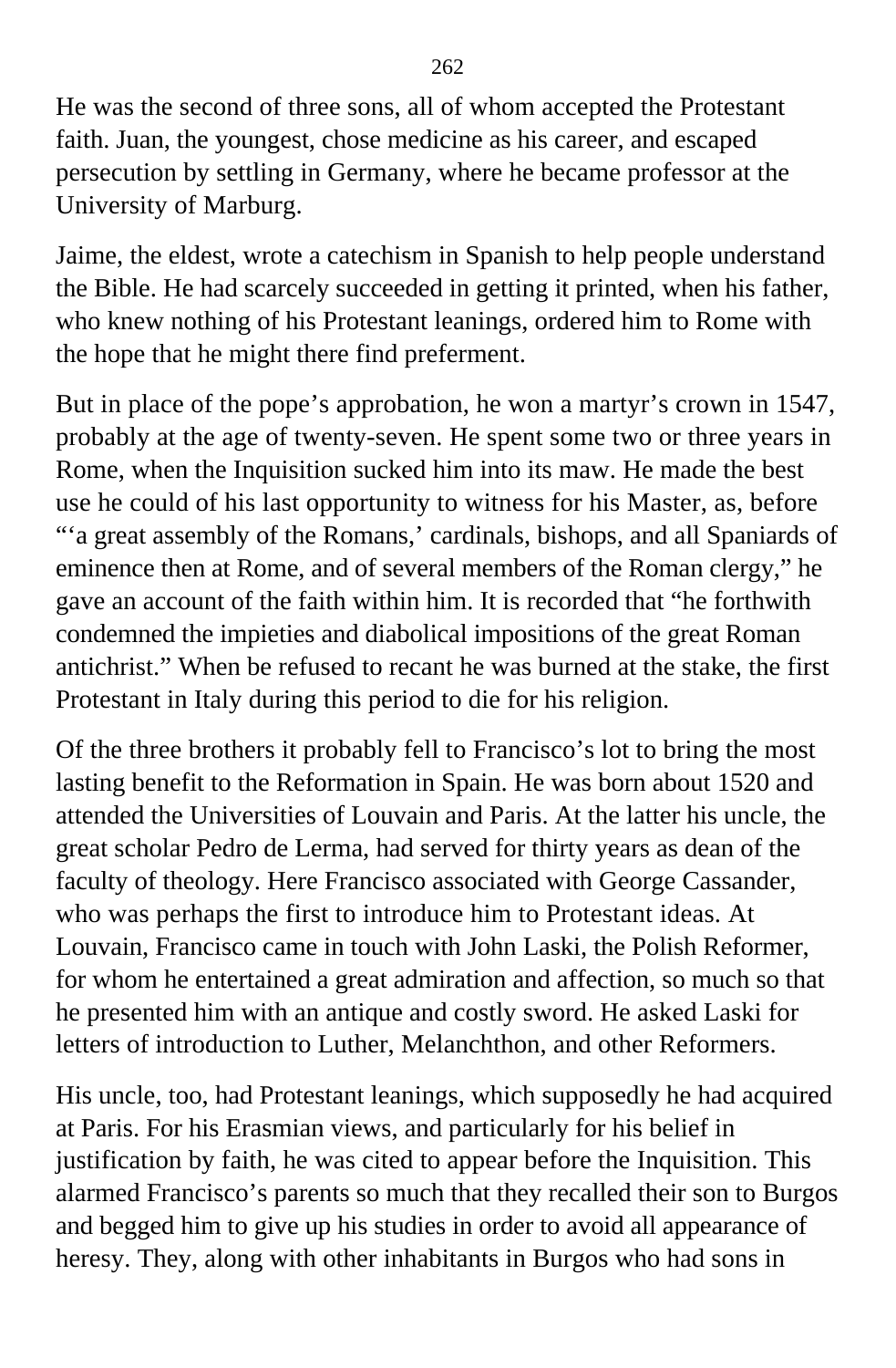He was the second of three sons, all of whom accepted the Protestant faith. Juan, the youngest, chose medicine as his career, and escaped persecution by settling in Germany, where he became professor at the University of Marburg.

Jaime, the eldest, wrote a catechism in Spanish to help people understand the Bible. He had scarcely succeeded in getting it printed, when his father, who knew nothing of his Protestant leanings, ordered him to Rome with the hope that he might there find preferment.

But in place of the pope's approbation, he won a martyr's crown in 1547, probably at the age of twenty-seven. He spent some two or three years in Rome, when the Inquisition sucked him into its maw. He made the best use he could of his last opportunity to witness for his Master, as, before "'a great assembly of the Romans,' cardinals, bishops, and all Spaniards of eminence then at Rome, and of several members of the Roman clergy," he gave an account of the faith within him. It is recorded that "he forthwith condemned the impieties and diabolical impositions of the great Roman antichrist." When be refused to recant he was burned at the stake, the first Protestant in Italy during this period to die for his religion.

Of the three brothers it probably fell to Francisco's lot to bring the most lasting benefit to the Reformation in Spain. He was born about 1520 and attended the Universities of Louvain and Paris. At the latter his uncle, the great scholar Pedro de Lerma, had served for thirty years as dean of the faculty of theology. Here Francisco associated with George Cassander, who was perhaps the first to introduce him to Protestant ideas. At Louvain, Francisco came in touch with John Laski, the Polish Reformer, for whom he entertained a great admiration and affection, so much so that he presented him with an antique and costly sword. He asked Laski for letters of introduction to Luther, Melanchthon, and other Reformers.

His uncle, too, had Protestant leanings, which supposedly he had acquired at Paris. For his Erasmian views, and particularly for his belief in justification by faith, he was cited to appear before the Inquisition. This alarmed Francisco's parents so much that they recalled their son to Burgos and begged him to give up his studies in order to avoid all appearance of heresy. They, along with other inhabitants in Burgos who had sons in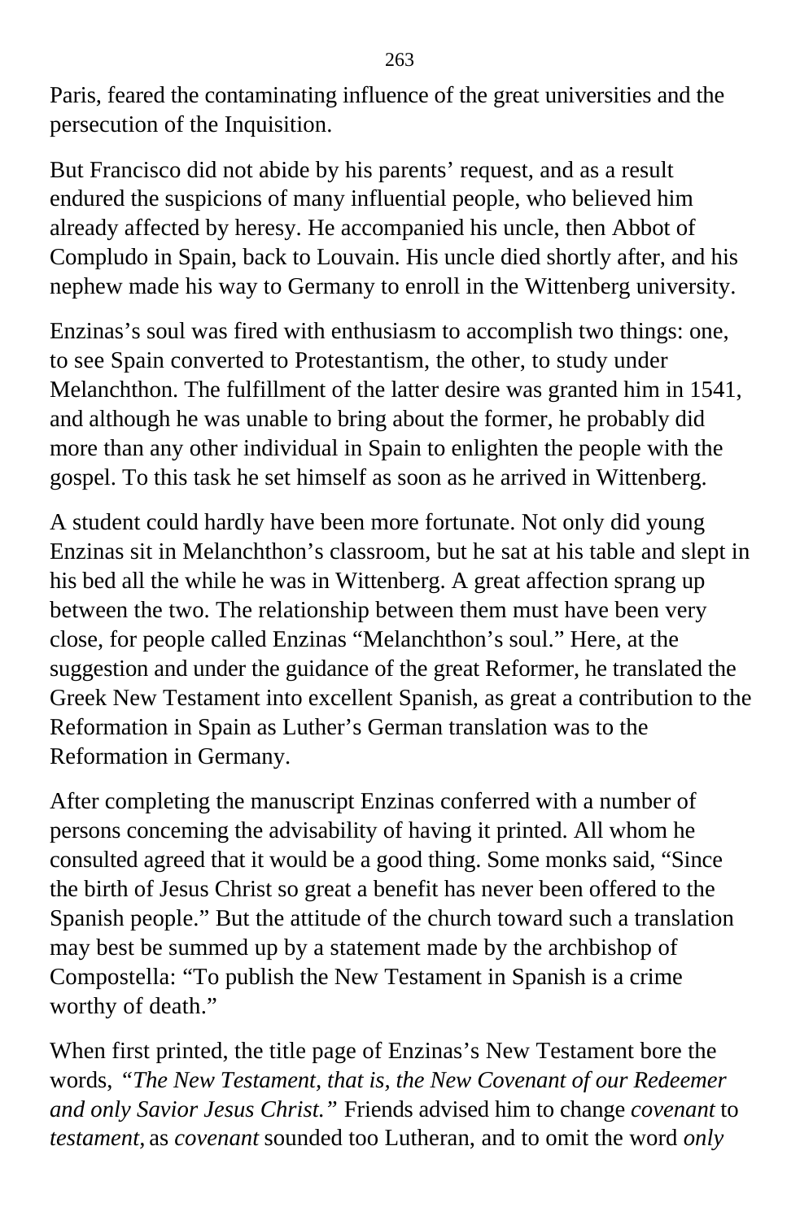Paris, feared the contaminating influence of the great universities and the persecution of the Inquisition.

But Francisco did not abide by his parents' request, and as a result endured the suspicions of many influential people, who believed him already affected by heresy. He accompanied his uncle, then Abbot of Compludo in Spain, back to Louvain. His uncle died shortly after, and his nephew made his way to Germany to enroll in the Wittenberg university.

Enzinas's soul was fired with enthusiasm to accomplish two things: one, to see Spain converted to Protestantism, the other, to study under Melanchthon. The fulfillment of the latter desire was granted him in 1541, and although he was unable to bring about the former, he probably did more than any other individual in Spain to enlighten the people with the gospel. To this task he set himself as soon as he arrived in Wittenberg.

A student could hardly have been more fortunate. Not only did young Enzinas sit in Melanchthon's classroom, but he sat at his table and slept in his bed all the while he was in Wittenberg. A great affection sprang up between the two. The relationship between them must have been very close, for people called Enzinas "Melanchthon's soul." Here, at the suggestion and under the guidance of the great Reformer, he translated the Greek New Testament into excellent Spanish, as great a contribution to the Reformation in Spain as Luther's German translation was to the Reformation in Germany.

After completing the manuscript Enzinas conferred with a number of persons conceming the advisability of having it printed. All whom he consulted agreed that it would be a good thing. Some monks said, "Since the birth of Jesus Christ so great a benefit has never been offered to the Spanish people." But the attitude of the church toward such a translation may best be summed up by a statement made by the archbishop of Compostella: "To publish the New Testament in Spanish is a crime worthy of death."

When first printed, the title page of Enzinas's New Testament bore the words, *"The New Testament, that is, the New Covenant of our Redeemer and only Savior Jesus Christ."* Friends advised him to change *covenant* to *testament*, as *covenant* sounded too Lutheran, and to omit the word *only*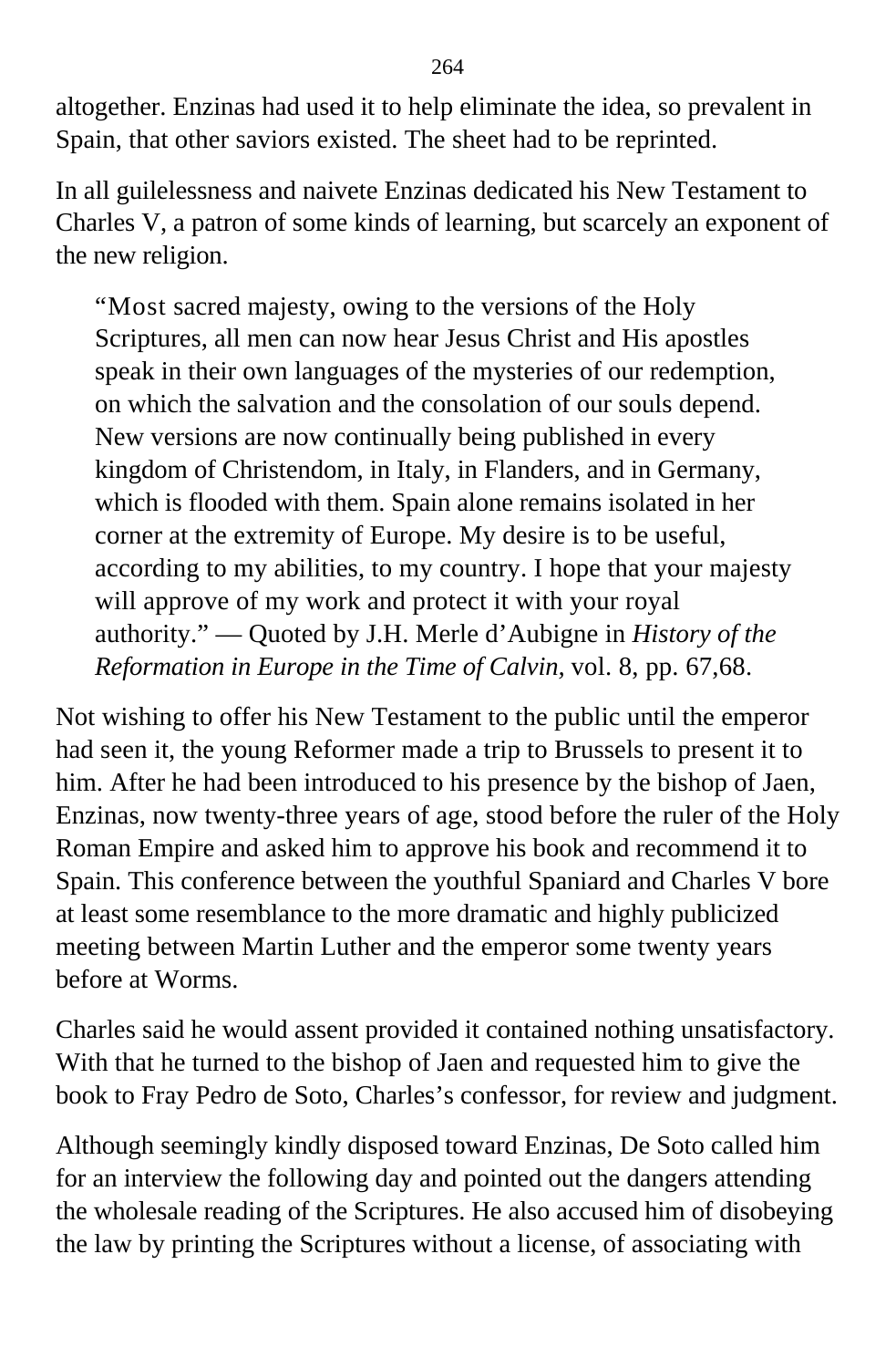altogether. Enzinas had used it to help eliminate the idea, so prevalent in Spain, that other saviors existed. The sheet had to be reprinted.

In all guilelessness and naivete Enzinas dedicated his New Testament to Charles V, a patron of some kinds of learning, but scarcely an exponent of the new religion.

> "Most sacred majesty, owing to the versions of the Holy Scriptures, all men can now hear Jesus Christ and His apostles speak in their own languages of the mysteries of our redemption, on which the salvation and the consolation of our souls depend. New versions are now continually being published in every kingdom of Christendom, in Italy, in Flanders, and in Germany, which is flooded with them. Spain alone remains isolated in her corner at the extremity of Europe. My desire is to be useful, according to my abilities, to my country. I hope that your majesty will approve of my work and protect it with your royal authority." — Quoted by J.H. Merle d'Aubigne in *History of the Reformation in Europe in the Time of Calvin,* vol. 8, pp. 67,68.

Not wishing to offer his New Testament to the public until the emperor had seen it, the young Reformer made a trip to Brussels to present it to him. After he had been introduced to his presence by the bishop of Jaen, Enzinas, now twenty-three years of age, stood before the ruler of the Holy Roman Empire and asked him to approve his book and recommend it to Spain. This conference between the youthful Spaniard and Charles V bore at least some resemblance to the more dramatic and highly publicized meeting between Martin Luther and the emperor some twenty years before at Worms.

Charles said he would assent provided it contained nothing unsatisfactory. With that he turned to the bishop of Jaen and requested him to give the book to Fray Pedro de Soto, Charles's confessor, for review and judgment.

Although seemingly kindly disposed toward Enzinas, De Soto called him for an interview the following day and pointed out the dangers attending the wholesale reading of the Scriptures. He also accused him of disobeying the law by printing the Scriptures without a license, of associating with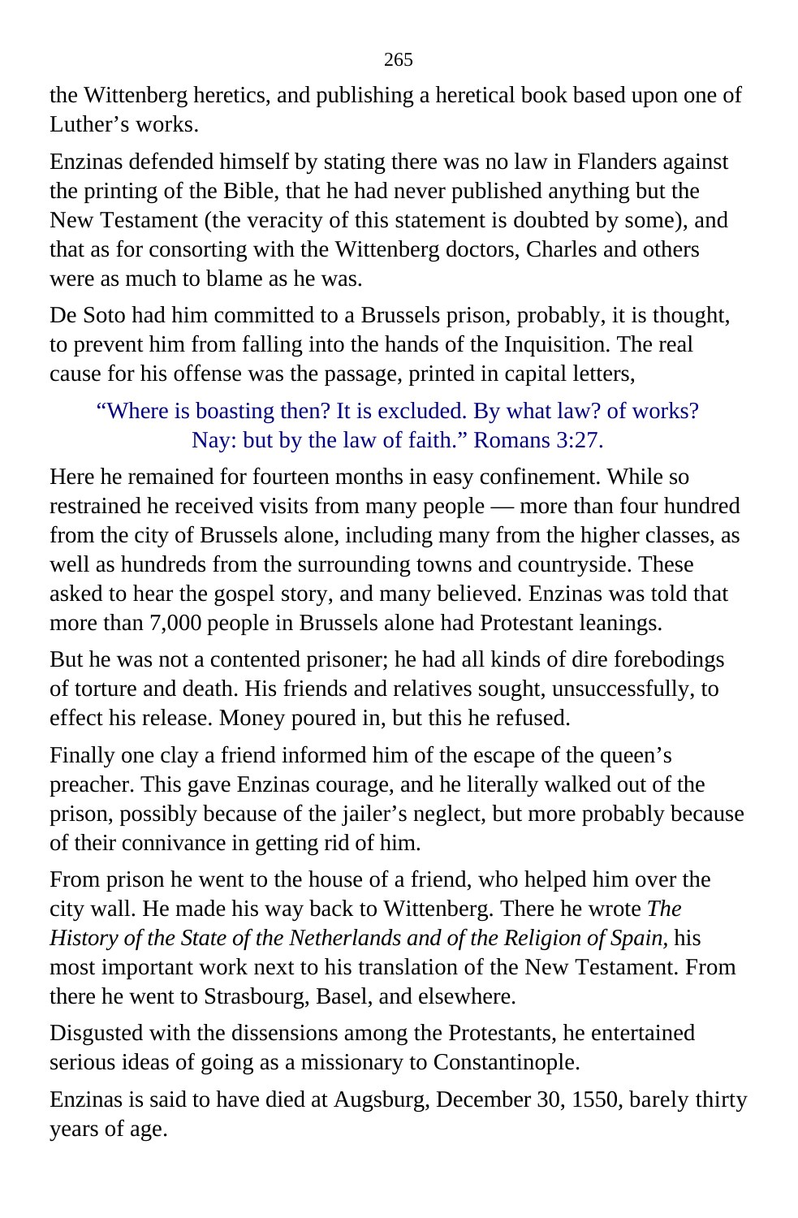the Wittenberg heretics, and publishing a heretical book based upon one of Luther's works.

Enzinas defended himself by stating there was no law in Flanders against the printing of the Bible, that he had never published anything but the New Testament (the veracity of this statement is doubted by some), and that as for consorting with the Wittenberg doctors, Charles and others were as much to blame as he was.

De Soto had him committed to a Brussels prison, probably, it is thought, to prevent him from falling into the hands of the Inquisition. The real cause for his offense was the passage, printed in capital letters,

> "Where is boasting then? It is excluded. By what law? of works? Nay: but by the law of faith." Romans 3:27.

Here he remained for fourteen months in easy confinement. While so restrained he received visits from many people — more than four hundred from the city of Brussels alone, including many from the higher classes, as well as hundreds from the surrounding towns and countryside. These asked to hear the gospel story, and many believed. Enzinas was told that more than 7,000 people in Brussels alone had Protestant leanings.

But he was not a contented prisoner; he had all kinds of dire forebodings of torture and death. His friends and relatives sought, unsuccessfully, to effect his release. Money poured in, but this he refused.

Finally one clay a friend informed him of the escape of the queen's preacher. This gave Enzinas courage, and he literally walked out of the prison, possibly because of the jailer's neglect, but more probably because of their connivance in getting rid of him.

From prison he went to the house of a friend, who helped him over the city wall. He made his way back to Wittenberg. There he wrote *The History of the State of the Netherlands and of the Religion of Spain,* his most important work next to his translation of the New Testament. From there he went to Strasbourg, Basel, and elsewhere.

Disgusted with the dissensions among the Protestants, he entertained serious ideas of going as a missionary to Constantinople.

Enzinas is said to have died at Augsburg, December 30, 1550, barely thirty years of age.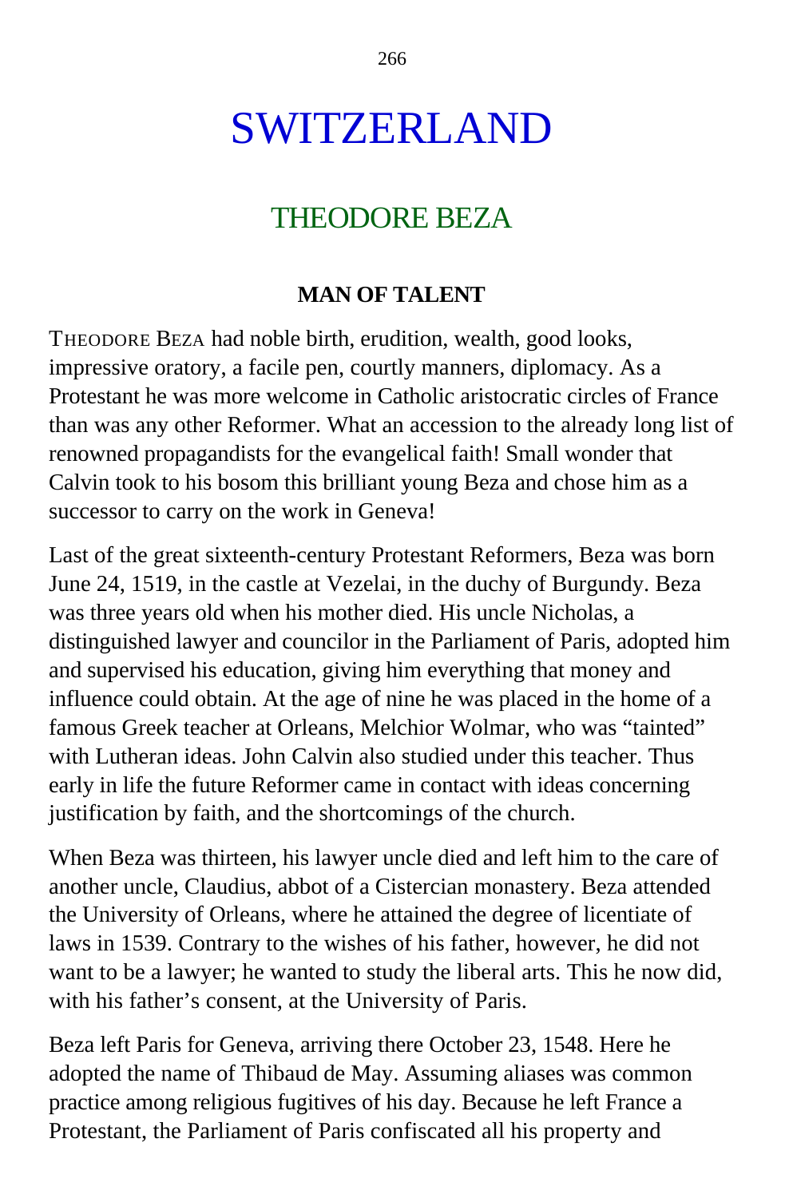# SWITZERLAND

## THEODORE BEZA

### MAN OF TALENT

THEODORE BEZA had noble birth, erudition, wealth, good looks, impressive oratory, a facile pen, courtly manners, diplomacy. As a Protestant he was more welcome in Catholic aristocratic circles of France than was any other Reformer. What an accession to the already long list of renowned propagandists for the evangelical faith! Small wonder that Calvin took to his bosom this brilliant young Beza and chose him as a successor to carry on the work in Geneva!

Last of the great sixteenth-century Protestant Reformers, Beza was born June 24, 1519, in the castle at Vezelai, in the duchy of Burgundy. Beza was three years old when his mother died. His uncle Nicholas, a distinguished lawyer and councilor in the Parliament of Paris, adopted him and supervised his education, giving him everything that money and influence could obtain. At the age of nine he was placed in the home of a famous Greek teacher at Orleans, Melchior Wolmar, who was "tainted" with Lutheran ideas. John Calvin also studied under this teacher. Thus early in life the future Reformer came in contact with ideas concerning justification by faith, and the shortcomings of the church.

When Beza was thirteen, his lawyer uncle died and left him to the care of another uncle, Claudius, abbot of a Cistercian monastery. Beza attended the University of Orleans, where he attained the degree of licentiate of laws in 1539. Contrary to the wishes of his father, however, he did not want to be a lawyer; he wanted to study the liberal arts. This he now did, with his father's consent, at the University of Paris.

Beza left Paris for Geneva, arriving there October 23, 1548. Here he adopted the name of Thibaud de May. Assuming aliases was common practice among religious fugitives of his day. Because he left France a Protestant, the Parliament of Paris confiscated all his property and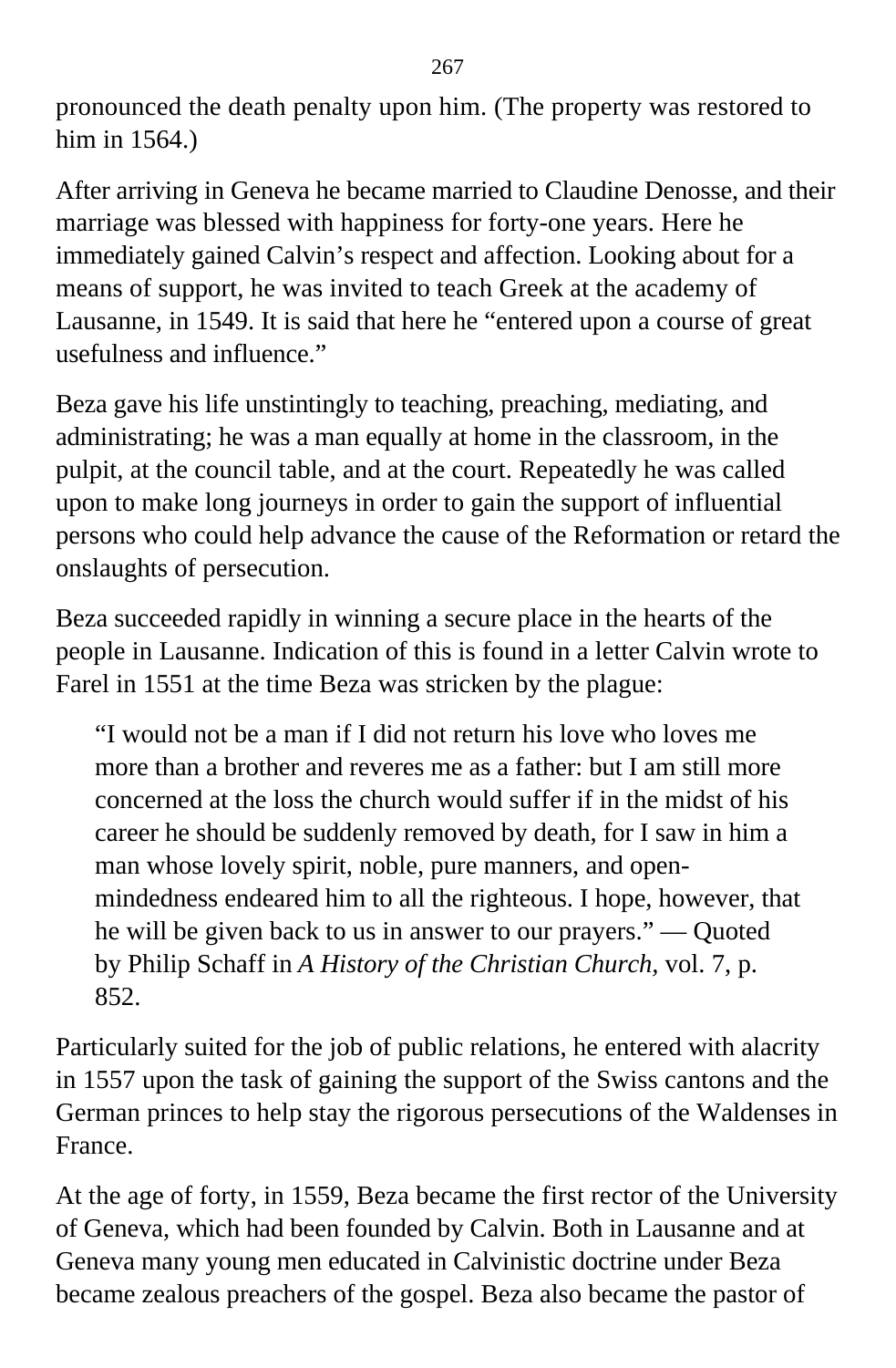pronounced the death penalty upon him. (The property was restored to him in 1564.)

After arriving in Geneva he became married to Claudine Denosse, and their marriage was blessed with happiness for forty-one years. Here he immediately gained Calvin’s respect and affection. Looking about for a means of support, he was invited to teach Greek at the academy of Lausanne, in 1549. It is said that here he “entered upon a course of great usefulness and influence.”

Beza gave his life unstintingly to teaching, preaching, mediating, and administrating; he was a man equally at home in the classroom, in the pulpit, at the council table, and at the court. Repeatedly he was called upon to make long journeys in order to gain the support of influential persons who could help advance the cause of the Reformation or retard the onslaughts of persecution.

Beza succeeded rapidly in winning a secure place in the hearts of the people in Lausanne. Indication of this is found in a letter Calvin wrote to Farel in 1551 at the time Beza was stricken by the plague:

> “I would not be a man if I did not return his love who loves me more than a brother and reveres me as a father: but I am still more concerned at the loss the church would suffer if in the midst of his career he should be suddenly removed by death, for I saw in him a man whose lovely spirit, noble, pure manners, and open-mindedness endeared him to all the righteous. I hope, however, that he will be given back to us in answer to our prayers.” — Quoted by Philip Schaff in *A History of the Christian Church*, vol. 7, p. 852.

Particularly suited for the job of public relations, he entered with alacrity in 1557 upon the task of gaining the support of the Swiss cantons and the German princes to help stay the rigorous persecutions of the Waldenses in France.

At the age of forty, in 1559, Beza became the first rector of the University of Geneva, which had been founded by Calvin. Both in Lausanne and at Geneva many young men educated in Calvinistic doctrine under Beza became zealous preachers of the gospel. Beza also became the pastor of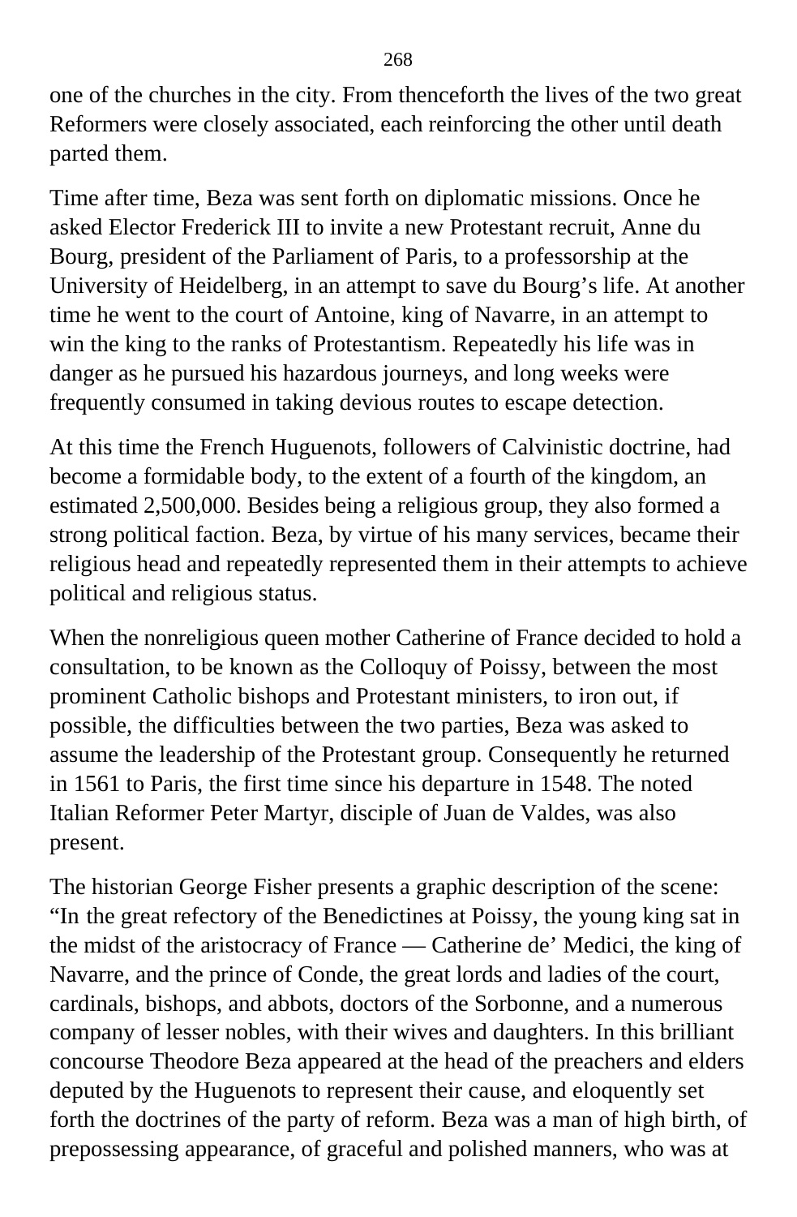one of the churches in the city. From thenceforth the lives of the two great Reformers were closely associated, each reinforcing the other until death parted them.

Time after time, Beza was sent forth on diplomatic missions. Once he asked Elector Frederick III to invite a new Protestant recruit, Anne du Bourg, president of the Parliament of Paris, to a professorship at the University of Heidelberg, in an attempt to save du Bourg's life. At another time he went to the court of Antoine, king of Navarre, in an attempt to win the king to the ranks of Protestantism. Repeatedly his life was in danger as he pursued his hazardous journeys, and long weeks were frequently consumed in taking devious routes to escape detection.

At this time the French Huguenots, followers of Calvinistic doctrine, had become a formidable body, to the extent of a fourth of the kingdom, an estimated 2,500,000. Besides being a religious group, they also formed a strong political faction. Beza, by virtue of his many services, became their religious head and repeatedly represented them in their attempts to achieve political and religious status.

When the nonreligious queen mother Catherine of France decided to hold a consultation, to be known as the Colloquy of Poissy, between the most prominent Catholic bishops and Protestant ministers, to iron out, if possible, the difficulties between the two parties, Beza was asked to assume the leadership of the Protestant group. Consequently he returned in 1561 to Paris, the first time since his departure in 1548. The noted Italian Reformer Peter Martyr, disciple of Juan de Valdes, was also present.

The historian George Fisher presents a graphic description of the scene: "In the great refectory of the Benedictines at Poissy, the young king sat in the midst of the aristocracy of France — Catherine de' Medici, the king of Navarre, and the prince of Conde, the great lords and ladies of the court, cardinals, bishops, and abbots, doctors of the Sorbonne, and a numerous company of lesser nobles, with their wives and daughters. In this brilliant concourse Theodore Beza appeared at the head of the preachers and elders deputed by the Huguenots to represent their cause, and eloquently set forth the doctrines of the party of reform. Beza was a man of high birth, of prepossessing appearance, of graceful and polished manners, who was at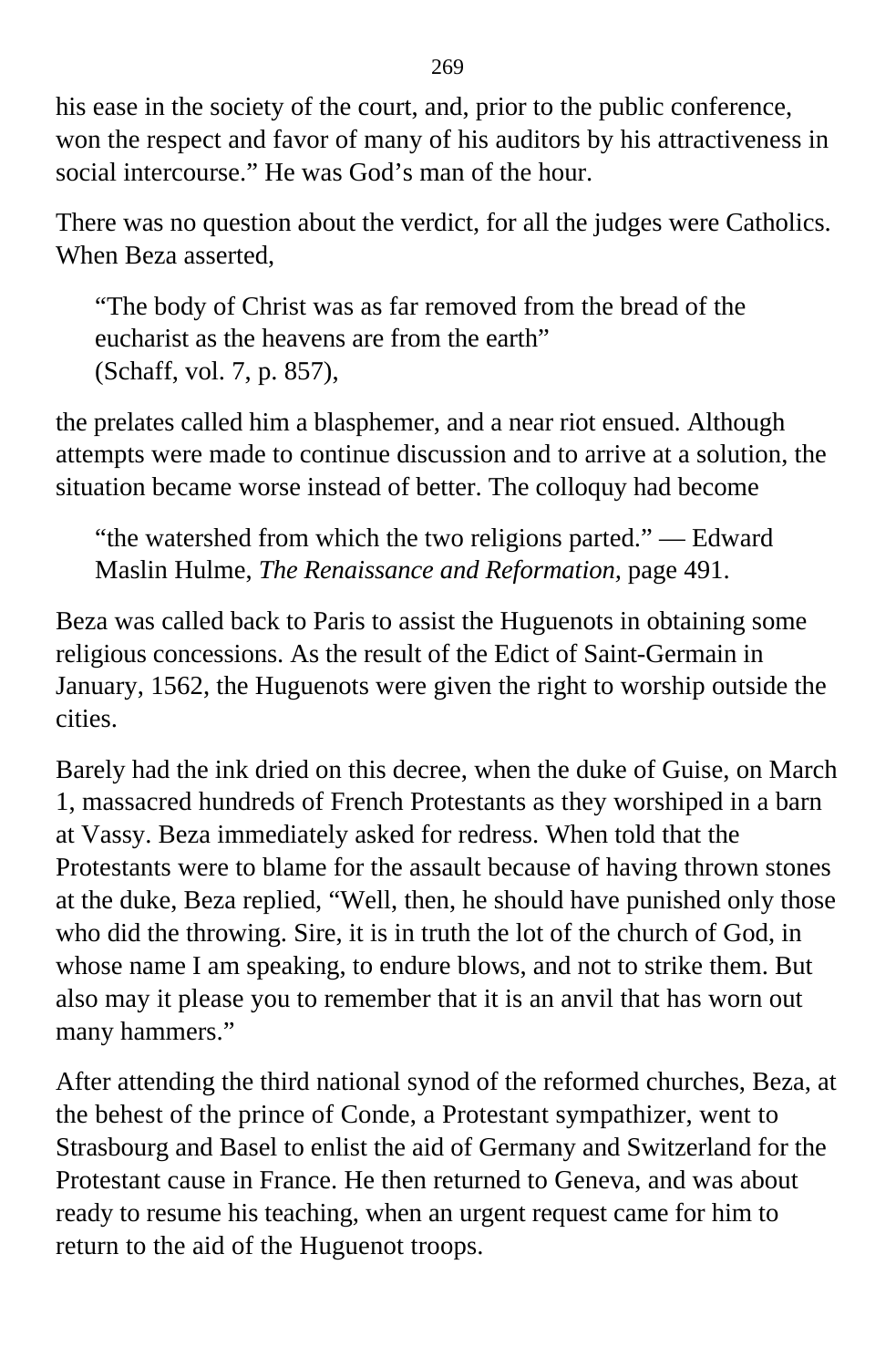his ease in the society of the court, and, prior to the public conference, won the respect and favor of many of his auditors by his attractiveness in social intercourse.” He was God’s man of the hour.

There was no question about the verdict, for all the judges were Catholics. When Beza asserted,

> “The body of Christ was as far removed from the bread of the eucharist as the heavens are from the earth”
> (Schaff, vol. 7, p. 857),

the prelates called him a blasphemer, and a near riot ensued. Although attempts were made to continue discussion and to arrive at a solution, the situation became worse instead of better. The colloquy had become

> “the watershed from which the two religions parted.” — Edward Maslin Hulme, *The Renaissance and Reformation*, page 491.

Beza was called back to Paris to assist the Huguenots in obtaining some religious concessions. As the result of the Edict of Saint-Germain in January, 1562, the Huguenots were given the right to worship outside the cities.

Barely had the ink dried on this decree, when the duke of Guise, on March 1, massacred hundreds of French Protestants as they worshiped in a barn at Vassy. Beza immediately asked for redress. When told that the Protestants were to blame for the assault because of having thrown stones at the duke, Beza replied, “Well, then, he should have punished only those who did the throwing. Sire, it is in truth the lot of the church of God, in whose name I am speaking, to endure blows, and not to strike them. But also may it please you to remember that it is an anvil that has worn out many hammers.”

After attending the third national synod of the reformed churches, Beza, at the behest of the prince of Conde, a Protestant sympathizer, went to Strasbourg and Basel to enlist the aid of Germany and Switzerland for the Protestant cause in France. He then returned to Geneva, and was about ready to resume his teaching, when an urgent request came for him to return to the aid of the Huguenot troops.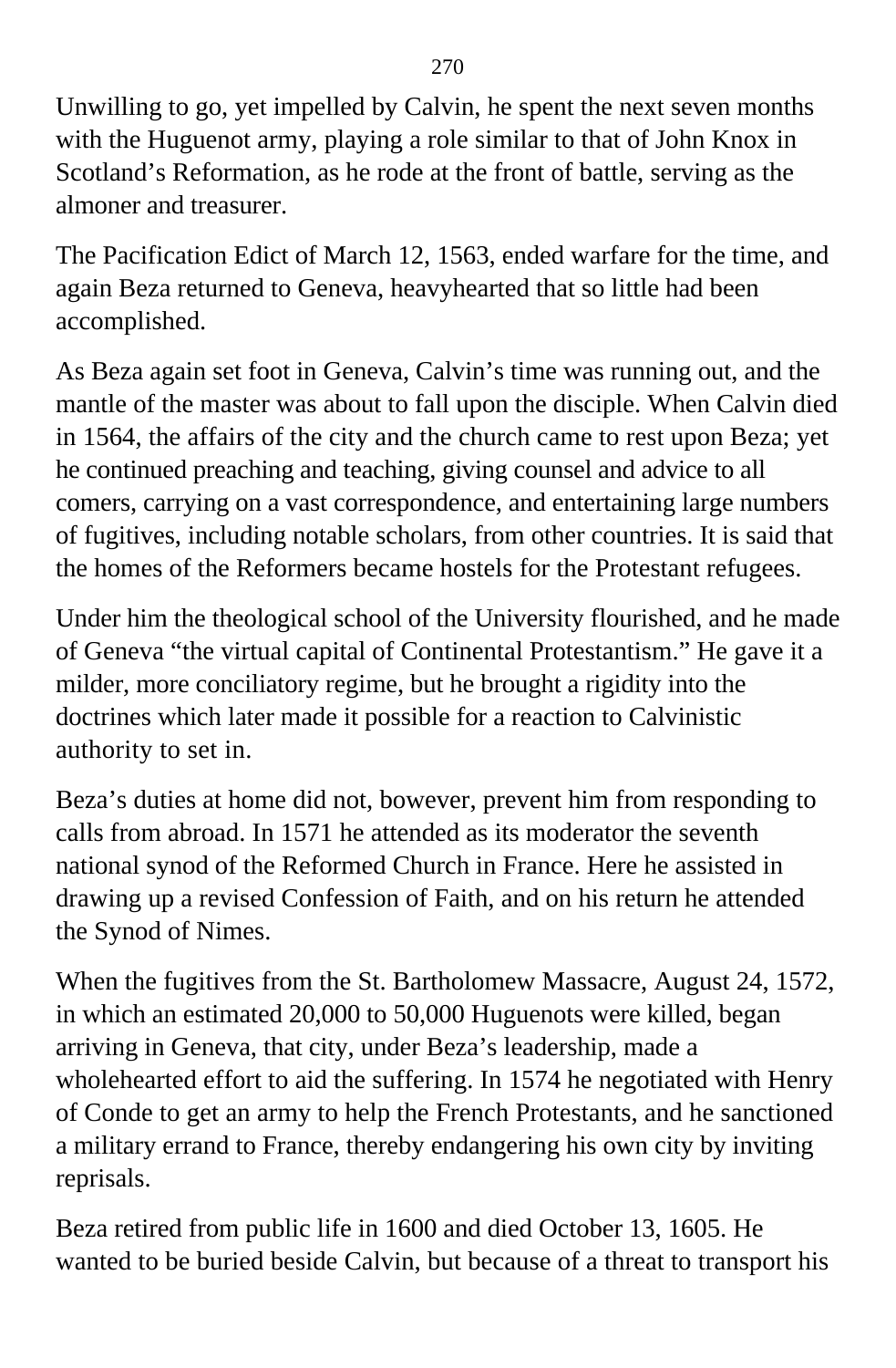Unwilling to go, yet impelled by Calvin, he spent the next seven months with the Huguenot army, playing a role similar to that of John Knox in Scotland's Reformation, as he rode at the front of battle, serving as the almoner and treasurer.

The Pacification Edict of March 12, 1563, ended warfare for the time, and again Beza returned to Geneva, heavyhearted that so little had been accomplished.

As Beza again set foot in Geneva, Calvin's time was running out, and the mantle of the master was about to fall upon the disciple. When Calvin died in 1564, the affairs of the city and the church came to rest upon Beza; yet he continued preaching and teaching, giving counsel and advice to all comers, carrying on a vast correspondence, and entertaining large numbers of fugitives, including notable scholars, from other countries. It is said that the homes of the Reformers became hostels for the Protestant refugees.

Under him the theological school of the University flourished, and he made of Geneva "the virtual capital of Continental Protestantism." He gave it a milder, more conciliatory regime, but he brought a rigidity into the doctrines which later made it possible for a reaction to Calvinistic authority to set in.

Beza's duties at home did not, bowever, prevent him from responding to calls from abroad. In 1571 he attended as its moderator the seventh national synod of the Reformed Church in France. Here he assisted in drawing up a revised Confession of Faith, and on his return he attended the Synod of Nimes.

When the fugitives from the St. Bartholomew Massacre, August 24, 1572, in which an estimated 20,000 to 50,000 Huguenots were killed, began arriving in Geneva, that city, under Beza's leadership, made a wholehearted effort to aid the suffering. In 1574 he negotiated with Henry of Conde to get an army to help the French Protestants, and he sanctioned a military errand to France, thereby endangering his own city by inviting reprisals.

Beza retired from public life in 1600 and died October 13, 1605. He wanted to be buried beside Calvin, but because of a threat to transport his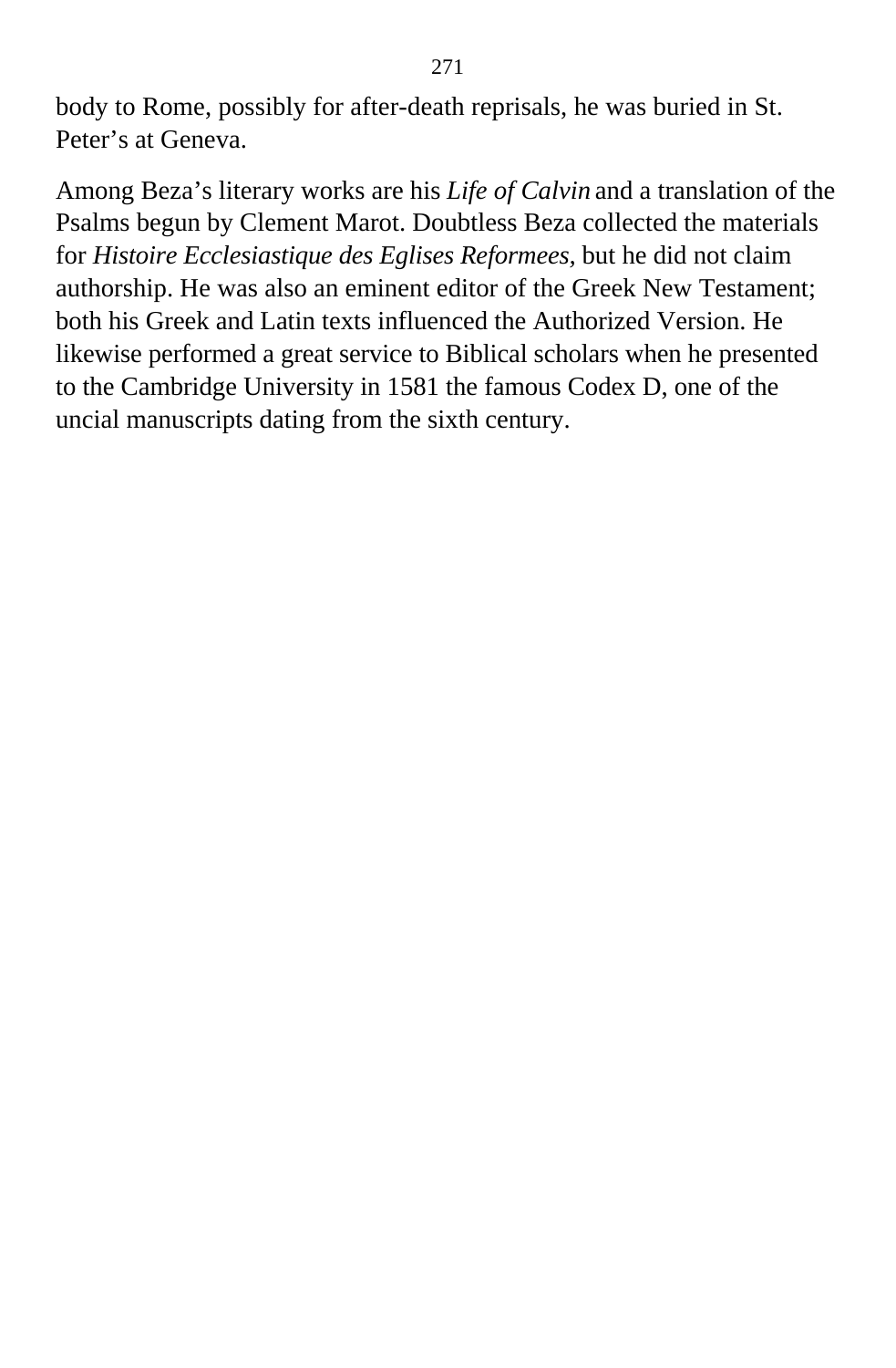body to Rome, possibly for after-death reprisals, he was buried in St. Peter’s at Geneva.

Among Beza’s literary works are his *Life of Calvin* and a translation of the Psalms begun by Clement Marot. Doubtless Beza collected the materials for *Histoire Ecclesiastique des Eglises Reformees,* but he did not claim authorship. He was also an eminent editor of the Greek New Testament; both his Greek and Latin texts influenced the Authorized Version. He likewise performed a great service to Biblical scholars when he presented to the Cambridge University in 1581 the famous Codex D, one of the uncial manuscripts dating from the sixth century.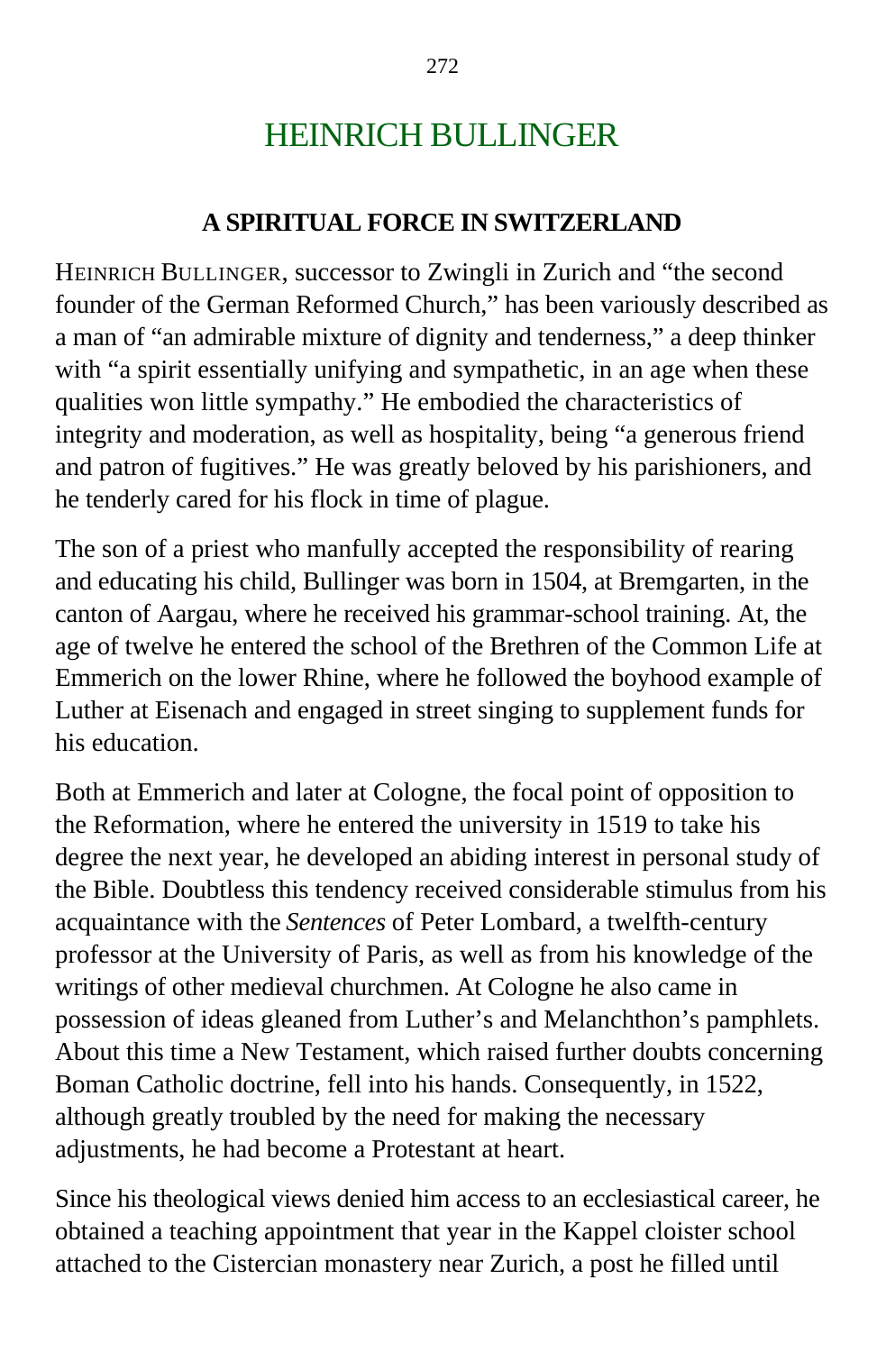# HEINRICH BULLINGER

## A SPIRITUAL FORCE IN SWITZERLAND

HEINRICH BULLINGER, successor to Zwingli in Zurich and “the second founder of the German Reformed Church,” has been variously described as a man of “an admirable mixture of dignity and tenderness,” a deep thinker with “a spirit essentially unifying and sympathetic, in an age when these qualities won little sympathy.” He embodied the characteristics of integrity and moderation, as well as hospitality, being “a generous friend and patron of fugitives.” He was greatly beloved by his parishioners, and he tenderly cared for his flock in time of plague.

The son of a priest who manfully accepted the responsibility of rearing and educating his child, Bullinger was born in 1504, at Bremgarten, in the canton of Aargau, where he received his grammar-school training. At, the age of twelve he entered the school of the Brethren of the Common Life at Emmerich on the lower Rhine, where he followed the boyhood example of Luther at Eisenach and engaged in street singing to supplement funds for his education.

Both at Emmerich and later at Cologne, the focal point of opposition to the Reformation, where he entered the university in 1519 to take his degree the next year, he developed an abiding interest in personal study of the Bible. Doubtless this tendency received considerable stimulus from his acquaintance with the *Sentences* of Peter Lombard, a twelfth-century professor at the University of Paris, as well as from his knowledge of the writings of other medieval churchmen. At Cologne he also came in possession of ideas gleaned from Luther’s and Melanchthon’s pamphlets. About this time a New Testament, which raised further doubts concerning Boman Catholic doctrine, fell into his hands. Consequently, in 1522, although greatly troubled by the need for making the necessary adjustments, he had become a Protestant at heart.

Since his theological views denied him access to an ecclesiastical career, he obtained a teaching appointment that year in the Kappel cloister school attached to the Cistercian monastery near Zurich, a post he filled until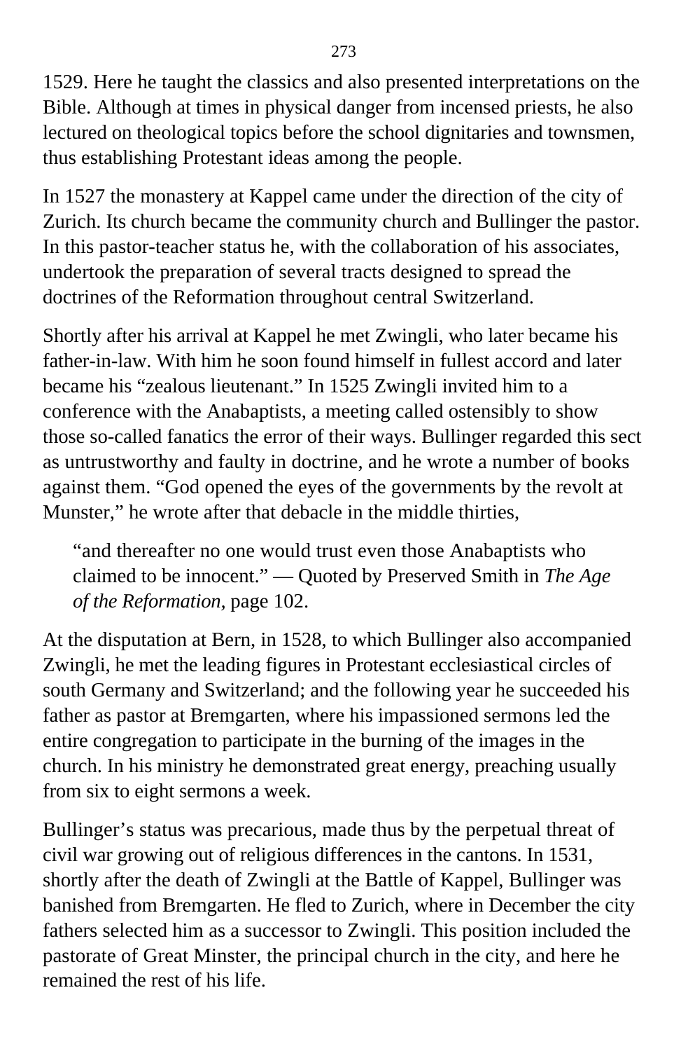1529. Here he taught the classics and also presented interpretations on the Bible. Although at times in physical danger from incensed priests, he also lectured on theological topics before the school dignitaries and townsmen, thus establishing Protestant ideas among the people.

In 1527 the monastery at Kappel came under the direction of the city of Zurich. Its church became the community church and Bullinger the pastor. In this pastor-teacher status he, with the collaboration of his associates, undertook the preparation of several tracts designed to spread the doctrines of the Reformation throughout central Switzerland.

Shortly after his arrival at Kappel he met Zwingli, who later became his father-in-law. With him he soon found himself in fullest accord and later became his "zealous lieutenant." In 1525 Zwingli invited him to a conference with the Anabaptists, a meeting called ostensibly to show those so-called fanatics the error of their ways. Bullinger regarded this sect as untrustworthy and faulty in doctrine, and he wrote a number of books against them. "God opened the eyes of the governments by the revolt at Munster," he wrote after that debacle in the middle thirties,

> "and thereafter no one would trust even those Anabaptists who claimed to be innocent." — Quoted by Preserved Smith in *The Age of the Reformation,* page 102.

At the disputation at Bern, in 1528, to which Bullinger also accompanied Zwingli, he met the leading figures in Protestant ecclesiastical circles of south Germany and Switzerland; and the following year he succeeded his father as pastor at Bremgarten, where his impassioned sermons led the entire congregation to participate in the burning of the images in the church. In his ministry he demonstrated great energy, preaching usually from six to eight sermons a week.

Bullinger's status was precarious, made thus by the perpetual threat of civil war growing out of religious differences in the cantons. In 1531, shortly after the death of Zwingli at the Battle of Kappel, Bullinger was banished from Bremgarten. He fled to Zurich, where in December the city fathers selected him as a successor to Zwingli. This position included the pastorate of Great Minster, the principal church in the city, and here he remained the rest of his life.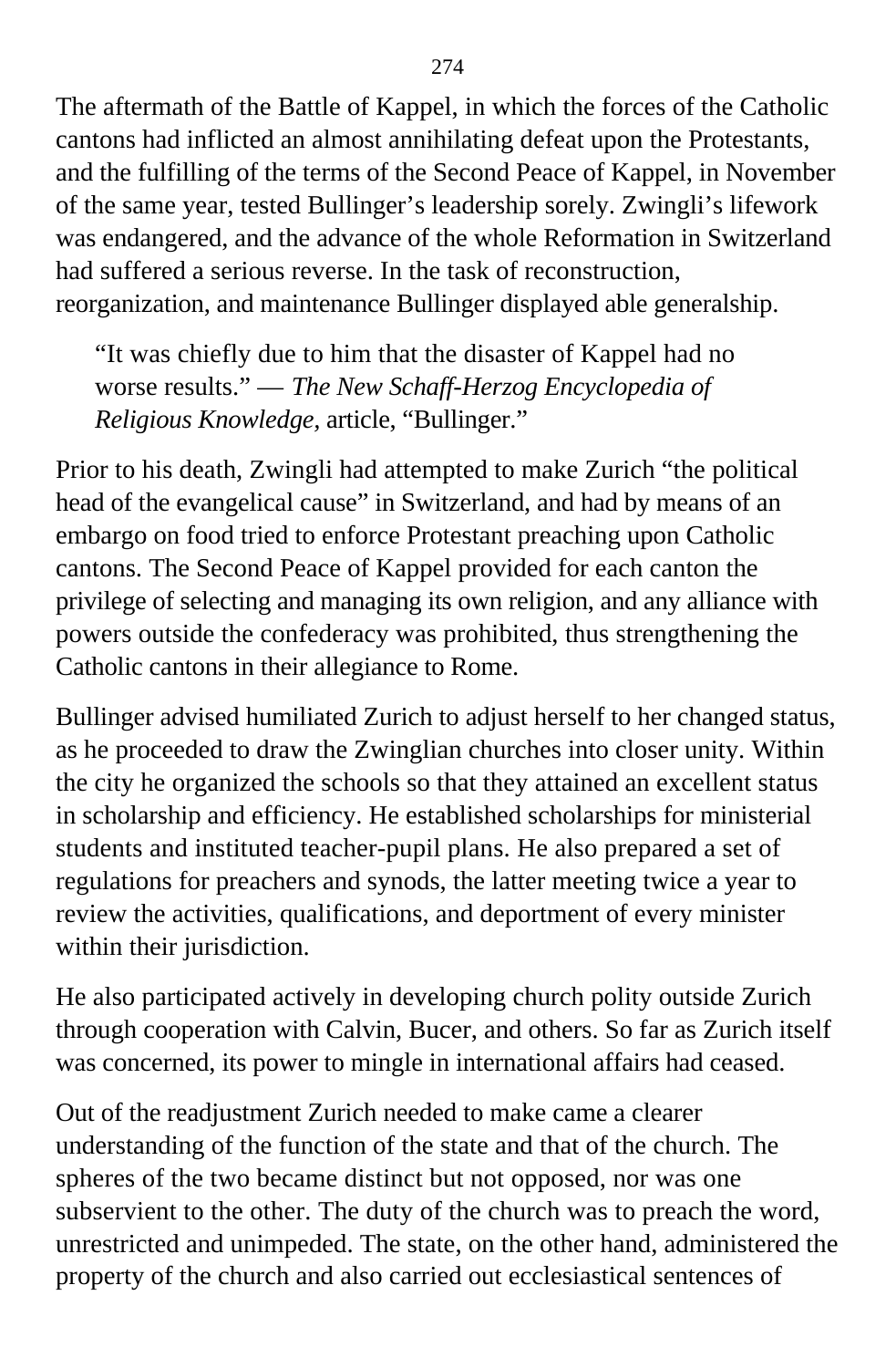The aftermath of the Battle of Kappel, in which the forces of the Catholic cantons had inflicted an almost annihilating defeat upon the Protestants, and the fulfilling of the terms of the Second Peace of Kappel, in November of the same year, tested Bullinger's leadership sorely. Zwingli's lifework was endangered, and the advance of the whole Reformation in Switzerland had suffered a serious reverse. In the task of reconstruction, reorganization, and maintenance Bullinger displayed able generalship.

> "It was chiefly due to him that the disaster of Kappel had no worse results." — *The New Schaff-Herzog Encyclopedia of Religious Knowledge,* article, "Bullinger."

Prior to his death, Zwingli had attempted to make Zurich "the political head of the evangelical cause" in Switzerland, and had by means of an embargo on food tried to enforce Protestant preaching upon Catholic cantons. The Second Peace of Kappel provided for each canton the privilege of selecting and managing its own religion, and any alliance with powers outside the confederacy was prohibited, thus strengthening the Catholic cantons in their allegiance to Rome.

Bullinger advised humiliated Zurich to adjust herself to her changed status, as he proceeded to draw the Zwinglian churches into closer unity. Within the city he organized the schools so that they attained an excellent status in scholarship and efficiency. He established scholarships for ministerial students and instituted teacher-pupil plans. He also prepared a set of regulations for preachers and synods, the latter meeting twice a year to review the activities, qualifications, and deportment of every minister within their jurisdiction.

He also participated actively in developing church polity outside Zurich through cooperation with Calvin, Bucer, and others. So far as Zurich itself was concerned, its power to mingle in international affairs had ceased.

Out of the readjustment Zurich needed to make came a clearer understanding of the function of the state and that of the church. The spheres of the two became distinct but not opposed, nor was one subservient to the other. The duty of the church was to preach the word, unrestricted and unimpeded. The state, on the other hand, administered the property of the church and also carried out ecclesiastical sentences of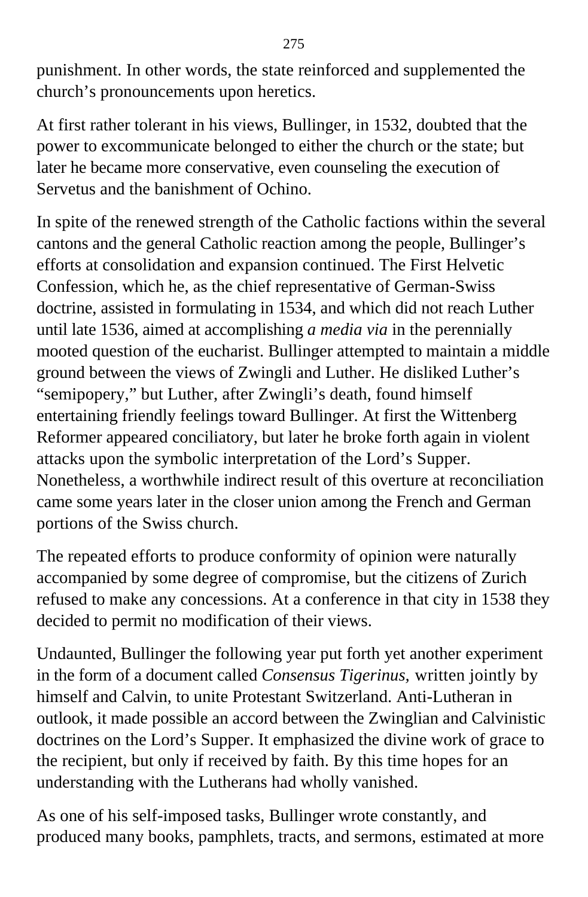punishment. In other words, the state reinforced and supplemented the church's pronouncements upon heretics.

At first rather tolerant in his views, Bullinger, in 1532, doubted that the power to excommunicate belonged to either the church or the state; but later he became more conservative, even counseling the execution of Servetus and the banishment of Ochino.

In spite of the renewed strength of the Catholic factions within the several cantons and the general Catholic reaction among the people, Bullinger's efforts at consolidation and expansion continued. The First Helvetic Confession, which he, as the chief representative of German-Swiss doctrine, assisted in formulating in 1534, and which did not reach Luther until late 1536, aimed at accomplishing *a media via* in the perennially mooted question of the eucharist. Bullinger attempted to maintain a middle ground between the views of Zwingli and Luther. He disliked Luther's "semipopery," but Luther, after Zwingli's death, found himself entertaining friendly feelings toward Bullinger. At first the Wittenberg Reformer appeared conciliatory, but later he broke forth again in violent attacks upon the symbolic interpretation of the Lord's Supper. Nonetheless, a worthwhile indirect result of this overture at reconciliation came some years later in the closer union among the French and German portions of the Swiss church.

The repeated efforts to produce conformity of opinion were naturally accompanied by some degree of compromise, but the citizens of Zurich refused to make any concessions. At a conference in that city in 1538 they decided to permit no modification of their views.

Undaunted, Bullinger the following year put forth yet another experiment in the form of a document called *Consensus Tigerinus,* written jointly by himself and Calvin, to unite Protestant Switzerland. Anti-Lutheran in outlook, it made possible an accord between the Zwinglian and Calvinistic doctrines on the Lord's Supper. It emphasized the divine work of grace to the recipient, but only if received by faith. By this time hopes for an understanding with the Lutherans had wholly vanished.

As one of his self-imposed tasks, Bullinger wrote constantly, and produced many books, pamphlets, tracts, and sermons, estimated at more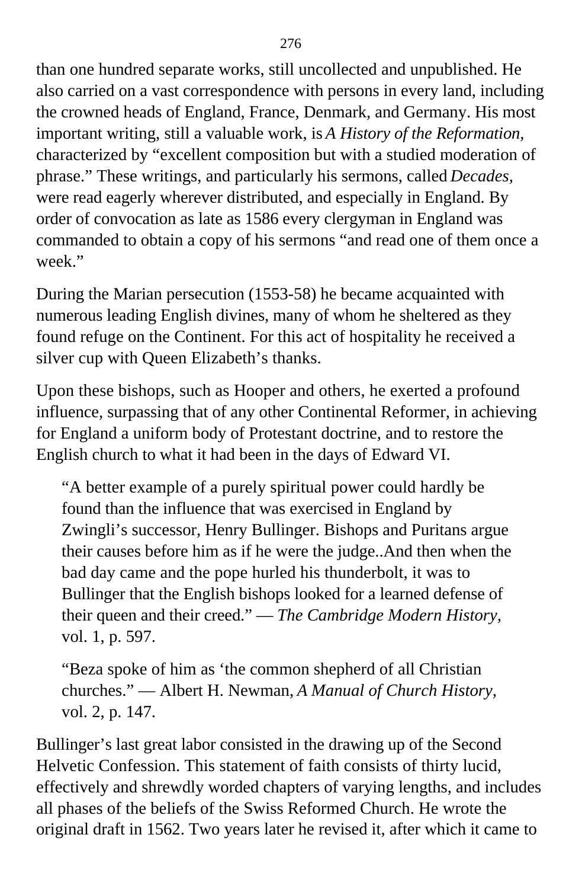than one hundred separate works, still uncollected and unpublished. He also carried on a vast correspondence with persons in every land, including the crowned heads of England, France, Denmark, and Germany. His most important writing, still a valuable work, is *A History of the Reformation*, characterized by "excellent composition but with a studied moderation of phrase." These writings, and particularly his sermons, called *Decades*, were read eagerly wherever distributed, and especially in England. By order of convocation as late as 1586 every clergyman in England was commanded to obtain a copy of his sermons "and read one of them once a week."

During the Marian persecution (1553-58) he became acquainted with numerous leading English divines, many of whom he sheltered as they found refuge on the Continent. For this act of hospitality he received a silver cup with Queen Elizabeth's thanks.

Upon these bishops, such as Hooper and others, he exerted a profound influence, surpassing that of any other Continental Reformer, in achieving for England a uniform body of Protestant doctrine, and to restore the English church to what it had been in the days of Edward VI.

> "A better example of a purely spiritual power could hardly be found than the influence that was exercised in England by Zwingli's successor, Henry Bullinger. Bishops and Puritans argue their causes before him as if he were the judge..And then when the bad day came and the pope hurled his thunderbolt, it was to Bullinger that the English bishops looked for a learned defense of their queen and their creed." — *The Cambridge Modern History,* vol. 1, p. 597.

> "Beza spoke of him as 'the common shepherd of all Christian churches." — Albert H. Newman, *A Manual of Church History,* vol. 2, p. 147.

Bullinger's last great labor consisted in the drawing up of the Second Helvetic Confession. This statement of faith consists of thirty lucid, effectively and shrewdly worded chapters of varying lengths, and includes all phases of the beliefs of the Swiss Reformed Church. He wrote the original draft in 1562. Two years later he revised it, after which it came to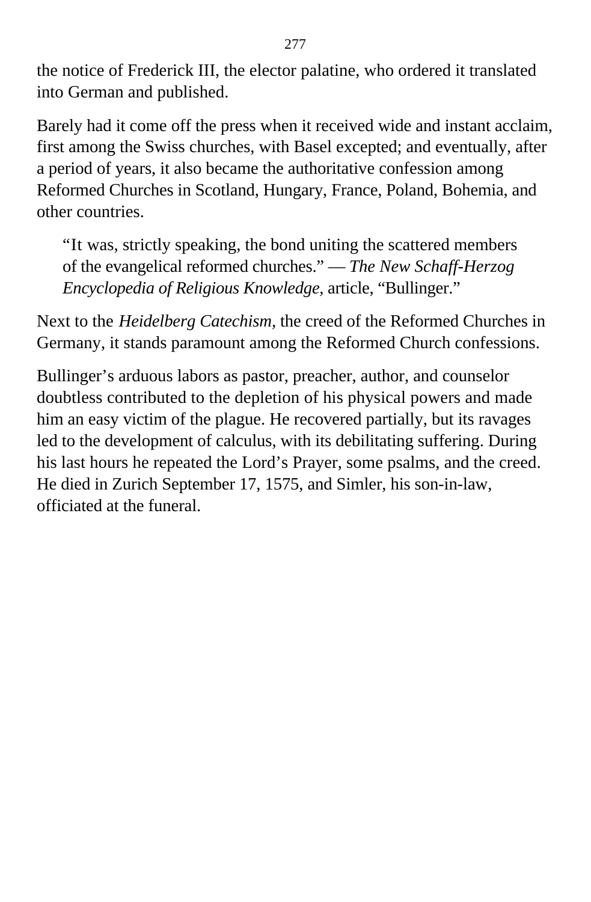the notice of Frederick III, the elector palatine, who ordered it translated into German and published.

Barely had it come off the press when it received wide and instant acclaim, first among the Swiss churches, with Basel excepted; and eventually, after a period of years, it also became the authoritative confession among Reformed Churches in Scotland, Hungary, France, Poland, Bohemia, and other countries.

> "It was, strictly speaking, the bond uniting the scattered members of the evangelical reformed churches." — *The New Schaff-Herzog Encyclopedia of Religious Knowledge*, article, "Bullinger."

Next to the *Heidelberg Catechism*, the creed of the Reformed Churches in Germany, it stands paramount among the Reformed Church confessions.

Bullinger's arduous labors as pastor, preacher, author, and counselor doubtless contributed to the depletion of his physical powers and made him an easy victim of the plague. He recovered partially, but its ravages led to the development of calculus, with its debilitating suffering. During his last hours he repeated the Lord's Prayer, some psalms, and the creed. He died in Zurich September 17, 1575, and Simler, his son-in-law, officiated at the funeral.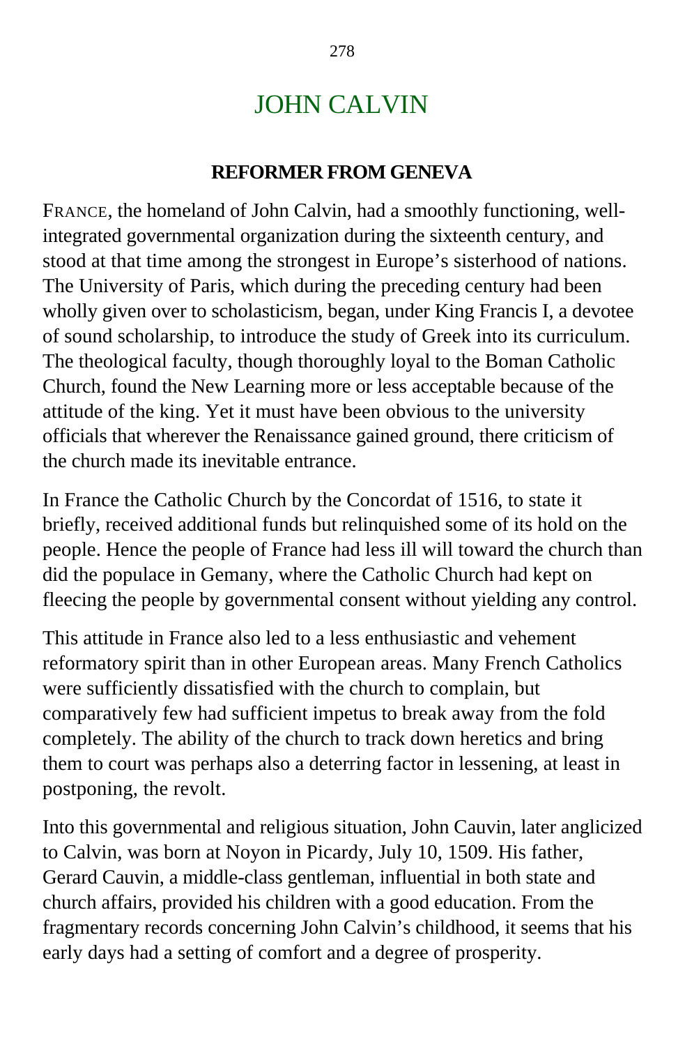# JOHN CALVIN

## REFORMER FROM GENEVA

FRANCE, the homeland of John Calvin, had a smoothly functioning, well-integrated governmental organization during the sixteenth century, and stood at that time among the strongest in Europe's sisterhood of nations. The University of Paris, which during the preceding century had been wholly given over to scholasticism, began, under King Francis I, a devotee of sound scholarship, to introduce the study of Greek into its curriculum. The theological faculty, though thoroughly loyal to the Boman Catholic Church, found the New Learning more or less acceptable because of the attitude of the king. Yet it must have been obvious to the university officials that wherever the Renaissance gained ground, there criticism of the church made its inevitable entrance.

In France the Catholic Church by the Concordat of 1516, to state it briefly, received additional funds but relinquished some of its hold on the people. Hence the people of France had less ill will toward the church than did the populace in Gemany, where the Catholic Church had kept on fleecing the people by governmental consent without yielding any control.

This attitude in France also led to a less enthusiastic and vehement reformatory spirit than in other European areas. Many French Catholics were sufficiently dissatisfied with the church to complain, but comparatively few had sufficient impetus to break away from the fold completely. The ability of the church to track down heretics and bring them to court was perhaps also a deterring factor in lessening, at least in postponing, the revolt.

Into this governmental and religious situation, John Cauvin, later anglicized to Calvin, was born at Noyon in Picardy, July 10, 1509. His father, Gerard Cauvin, a middle-class gentleman, influential in both state and church affairs, provided his children with a good education. From the fragmentary records concerning John Calvin's childhood, it seems that his early days had a setting of comfort and a degree of prosperity.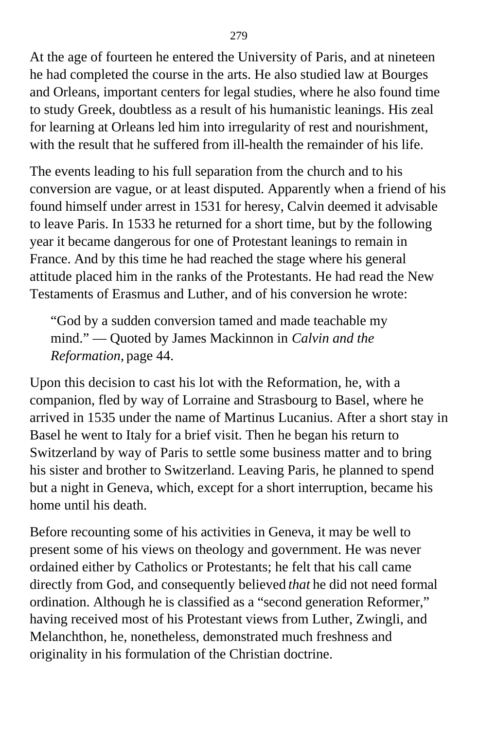At the age of fourteen he entered the University of Paris, and at nineteen he had completed the course in the arts. He also studied law at Bourges and Orleans, important centers for legal studies, where he also found time to study Greek, doubtless as a result of his humanistic leanings. His zeal for learning at Orleans led him into irregularity of rest and nourishment, with the result that he suffered from ill-health the remainder of his life.

The events leading to his full separation from the church and to his conversion are vague, or at least disputed. Apparently when a friend of his found himself under arrest in 1531 for heresy, Calvin deemed it advisable to leave Paris. In 1533 he returned for a short time, but by the following year it became dangerous for one of Protestant leanings to remain in France. And by this time he had reached the stage where his general attitude placed him in the ranks of the Protestants. He had read the New Testaments of Erasmus and Luther, and of his conversion he wrote:

> “God by a sudden conversion tamed and made teachable my mind.” — Quoted by James Mackinnon in *Calvin and the Reformation,* page 44.

Upon this decision to cast his lot with the Reformation, he, with a companion, fled by way of Lorraine and Strasbourg to Basel, where he arrived in 1535 under the name of Martinus Lucanius. After a short stay in Basel he went to Italy for a brief visit. Then he began his return to Switzerland by way of Paris to settle some business matter and to bring his sister and brother to Switzerland. Leaving Paris, he planned to spend but a night in Geneva, which, except for a short interruption, became his home until his death.

Before recounting some of his activities in Geneva, it may be well to present some of his views on theology and government. He was never ordained either by Catholics or Protestants; he felt that his call came directly from God, and consequently believed *that* he did not need formal ordination. Although he is classified as a “second generation Reformer,” having received most of his Protestant views from Luther, Zwingli, and Melanchthon, he, nonetheless, demonstrated much freshness and originality in his formulation of the Christian doctrine.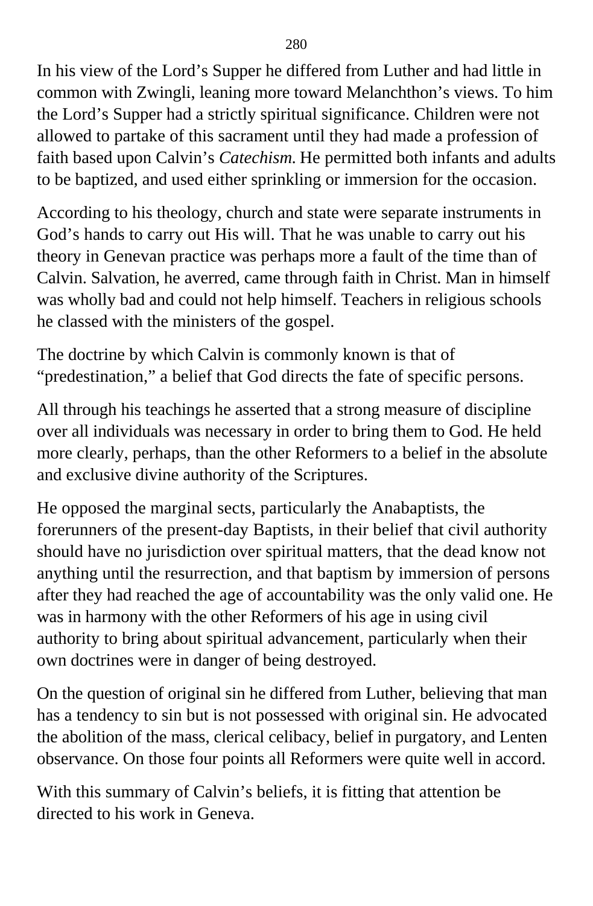In his view of the Lord’s Supper he differed from Luther and had little in common with Zwingli, leaning more toward Melanchthon’s views. To him the Lord’s Supper had a strictly spiritual significance. Children were not allowed to partake of this sacrament until they had made a profession of faith based upon Calvin’s *Catechism.* He permitted both infants and adults to be baptized, and used either sprinkling or immersion for the occasion.

According to his theology, church and state were separate instruments in God’s hands to carry out His will. That he was unable to carry out his theory in Genevan practice was perhaps more a fault of the time than of Calvin. Salvation, he averred, came through faith in Christ. Man in himself was wholly bad and could not help himself. Teachers in religious schools he classed with the ministers of the gospel.

The doctrine by which Calvin is commonly known is that of “predestination,” a belief that God directs the fate of specific persons.

All through his teachings he asserted that a strong measure of discipline over all individuals was necessary in order to bring them to God. He held more clearly, perhaps, than the other Reformers to a belief in the absolute and exclusive divine authority of the Scriptures.

He opposed the marginal sects, particularly the Anabaptists, the forerunners of the present-day Baptists, in their belief that civil authority should have no jurisdiction over spiritual matters, that the dead know not anything until the resurrection, and that baptism by immersion of persons after they had reached the age of accountability was the only valid one. He was in harmony with the other Reformers of his age in using civil authority to bring about spiritual advancement, particularly when their own doctrines were in danger of being destroyed.

On the question of original sin he differed from Luther, believing that man has a tendency to sin but is not possessed with original sin. He advocated the abolition of the mass, clerical celibacy, belief in purgatory, and Lenten observance. On those four points all Reformers were quite well in accord.

With this summary of Calvin’s beliefs, it is fitting that attention be directed to his work in Geneva.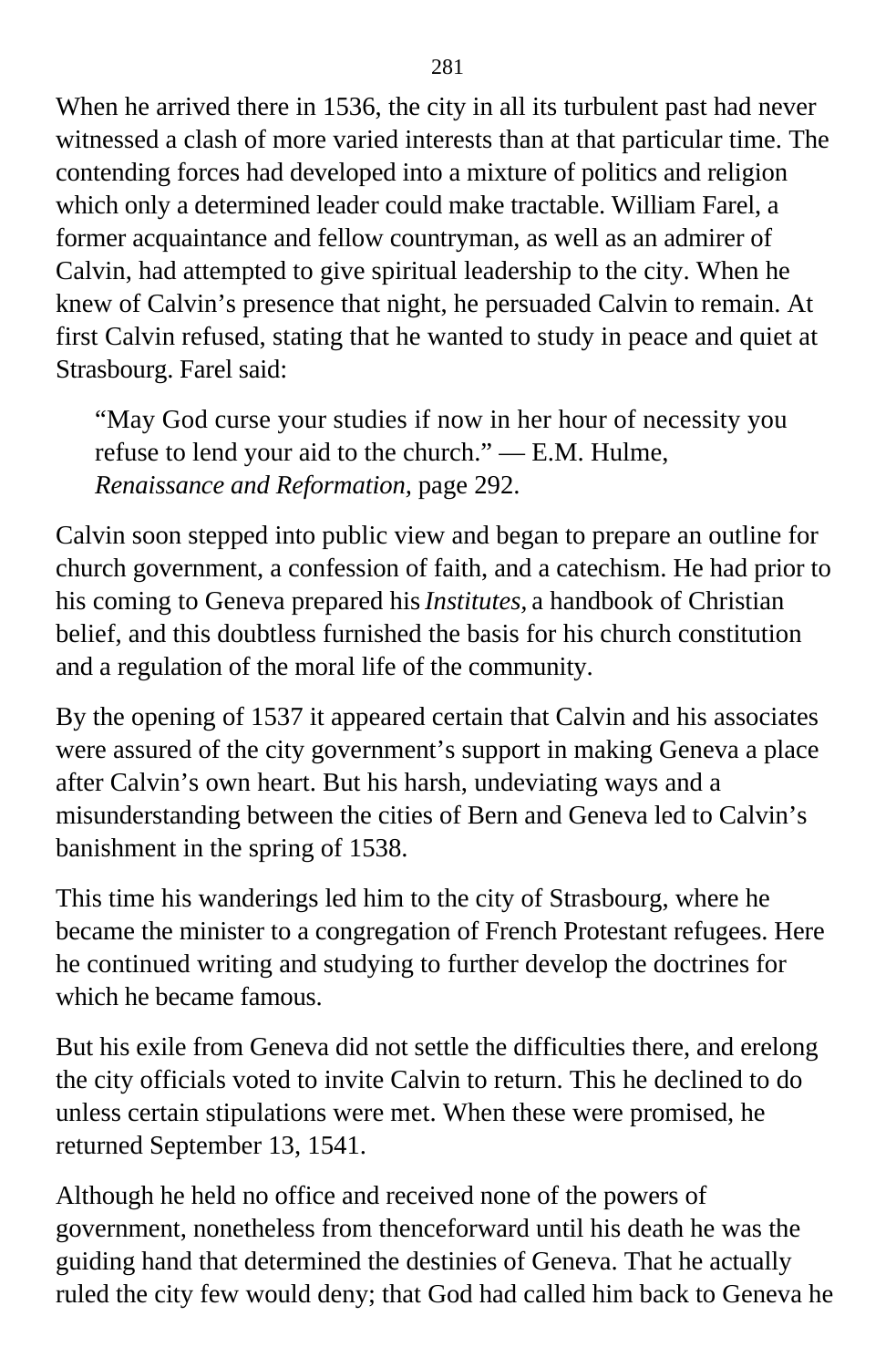When he arrived there in 1536, the city in all its turbulent past had never witnessed a clash of more varied interests than at that particular time. The contending forces had developed into a mixture of politics and religion which only a determined leader could make tractable. William Farel, a former acquaintance and fellow countryman, as well as an admirer of Calvin, had attempted to give spiritual leadership to the city. When he knew of Calvin's presence that night, he persuaded Calvin to remain. At first Calvin refused, stating that he wanted to study in peace and quiet at Strasbourg. Farel said:

> "May God curse your studies if now in her hour of necessity you refuse to lend your aid to the church." — E.M. Hulme, *Renaissance and Reformation,* page 292.

Calvin soon stepped into public view and began to prepare an outline for church government, a confession of faith, and a catechism. He had prior to his coming to Geneva prepared his *Institutes,* a handbook of Christian belief, and this doubtless furnished the basis for his church constitution and a regulation of the moral life of the community.

By the opening of 1537 it appeared certain that Calvin and his associates were assured of the city government's support in making Geneva a place after Calvin's own heart. But his harsh, undeviating ways and a misunderstanding between the cities of Bern and Geneva led to Calvin's banishment in the spring of 1538.

This time his wanderings led him to the city of Strasbourg, where he became the minister to a congregation of French Protestant refugees. Here he continued writing and studying to further develop the doctrines for which he became famous.

But his exile from Geneva did not settle the difficulties there, and erelong the city officials voted to invite Calvin to return. This he declined to do unless certain stipulations were met. When these were promised, he returned September 13, 1541.

Although he held no office and received none of the powers of government, nonetheless from thenceforward until his death he was the guiding hand that determined the destinies of Geneva. That he actually ruled the city few would deny; that God had called him back to Geneva he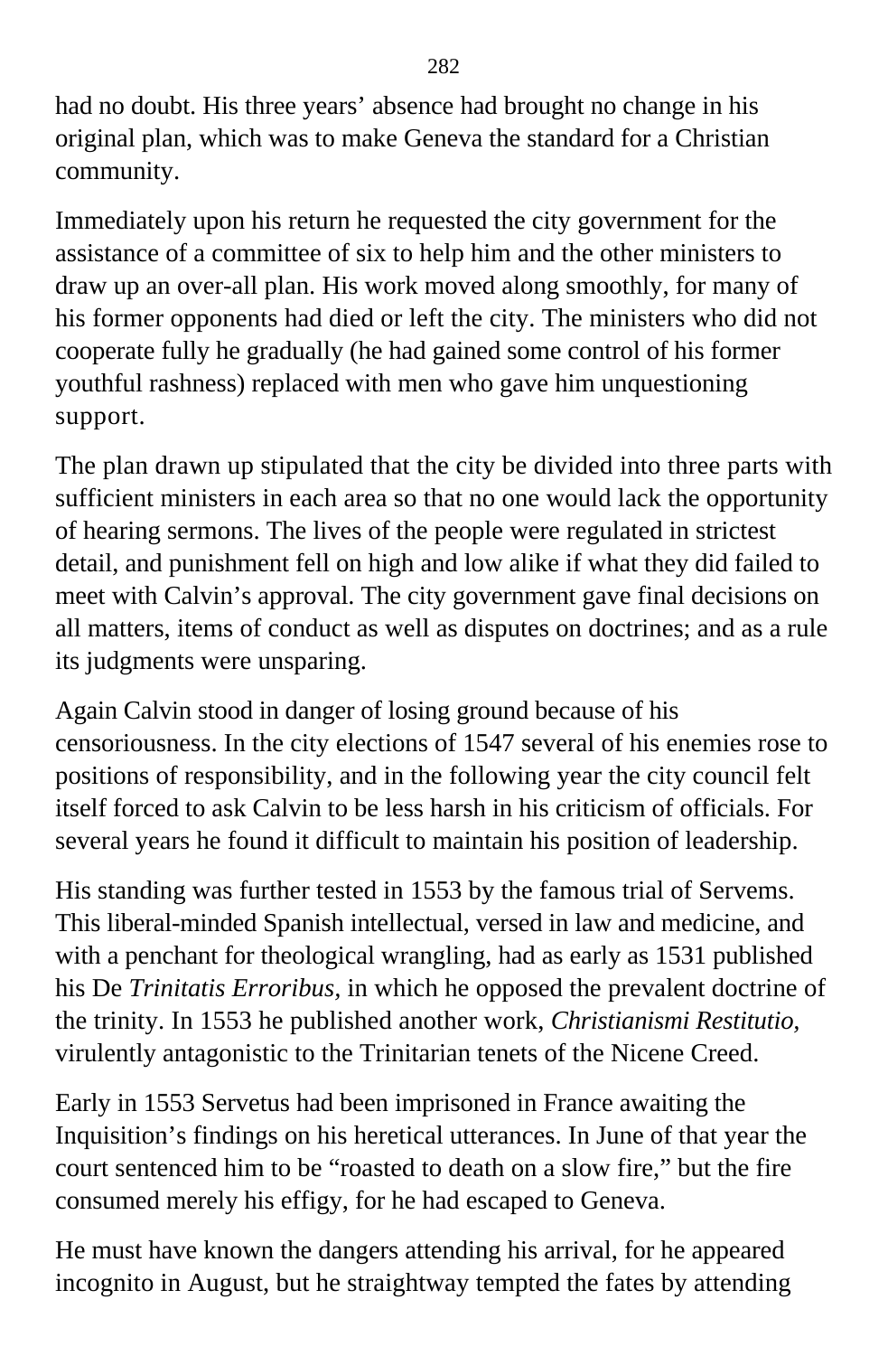had no doubt. His three years' absence had brought no change in his original plan, which was to make Geneva the standard for a Christian community.

Immediately upon his return he requested the city government for the assistance of a committee of six to help him and the other ministers to draw up an over-all plan. His work moved along smoothly, for many of his former opponents had died or left the city. The ministers who did not cooperate fully he gradually (he had gained some control of his former youthful rashness) replaced with men who gave him unquestioning support.

The plan drawn up stipulated that the city be divided into three parts with sufficient ministers in each area so that no one would lack the opportunity of hearing sermons. The lives of the people were regulated in strictest detail, and punishment fell on high and low alike if what they did failed to meet with Calvin's approval. The city government gave final decisions on all matters, items of conduct as well as disputes on doctrines; and as a rule its judgments were unsparing.

Again Calvin stood in danger of losing ground because of his censoriousness. In the city elections of 1547 several of his enemies rose to positions of responsibility, and in the following year the city council felt itself forced to ask Calvin to be less harsh in his criticism of officials. For several years he found it difficult to maintain his position of leadership.

His standing was further tested in 1553 by the famous trial of Servems. This liberal-minded Spanish intellectual, versed in law and medicine, and with a penchant for theological wrangling, had as early as 1531 published his De *Trinitatis Erroribus,* in which he opposed the prevalent doctrine of the trinity. In 1553 he published another work, *Christianismi Restitutio*, virulently antagonistic to the Trinitarian tenets of the Nicene Creed.

Early in 1553 Servetus had been imprisoned in France awaiting the Inquisition's findings on his heretical utterances. In June of that year the court sentenced him to be "roasted to death on a slow fire," but the fire consumed merely his effigy, for he had escaped to Geneva.

He must have known the dangers attending his arrival, for he appeared incognito in August, but he straightway tempted the fates by attending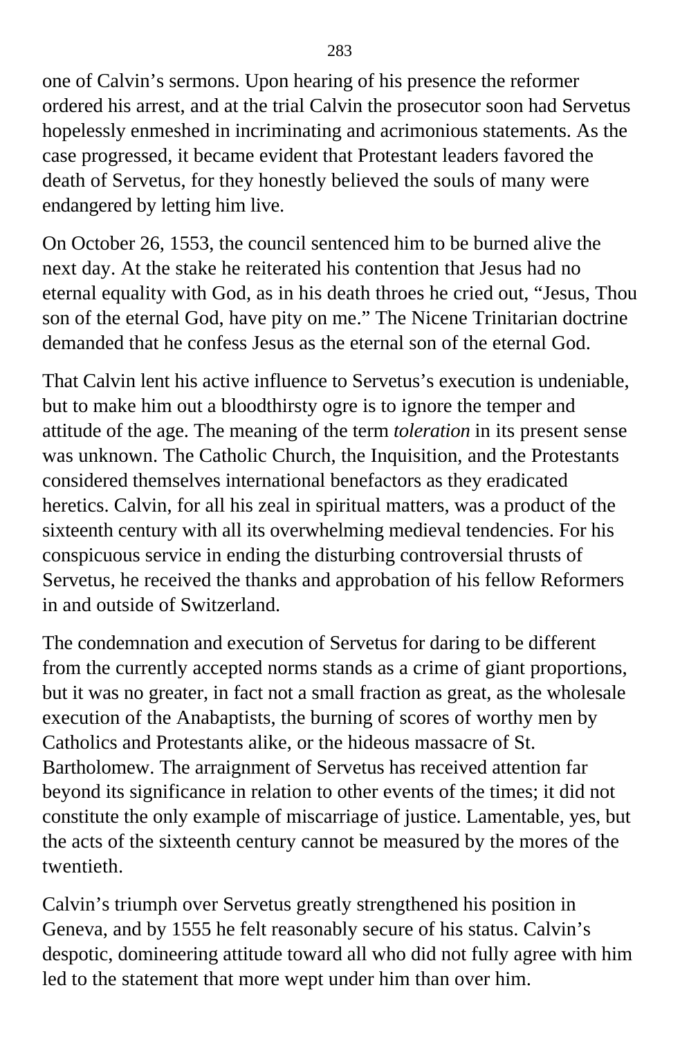one of Calvin's sermons. Upon hearing of his presence the reformer ordered his arrest, and at the trial Calvin the prosecutor soon had Servetus hopelessly enmeshed in incriminating and acrimonious statements. As the case progressed, it became evident that Protestant leaders favored the death of Servetus, for they honestly believed the souls of many were endangered by letting him live.

On October 26, 1553, the council sentenced him to be burned alive the next day. At the stake he reiterated his contention that Jesus had no eternal equality with God, as in his death throes he cried out, "Jesus, Thou son of the eternal God, have pity on me." The Nicene Trinitarian doctrine demanded that he confess Jesus as the eternal son of the eternal God.

That Calvin lent his active influence to Servetus's execution is undeniable, but to make him out a bloodthirsty ogre is to ignore the temper and attitude of the age. The meaning of the term *toleration* in its present sense was unknown. The Catholic Church, the Inquisition, and the Protestants considered themselves international benefactors as they eradicated heretics. Calvin, for all his zeal in spiritual matters, was a product of the sixteenth century with all its overwhelming medieval tendencies. For his conspicuous service in ending the disturbing controversial thrusts of Servetus, he received the thanks and approbation of his fellow Reformers in and outside of Switzerland.

The condemnation and execution of Servetus for daring to be different from the currently accepted norms stands as a crime of giant proportions, but it was no greater, in fact not a small fraction as great, as the wholesale execution of the Anabaptists, the burning of scores of worthy men by Catholics and Protestants alike, or the hideous massacre of St. Bartholomew. The arraignment of Servetus has received attention far beyond its significance in relation to other events of the times; it did not constitute the only example of miscarriage of justice. Lamentable, yes, but the acts of the sixteenth century cannot be measured by the mores of the twentieth.

Calvin's triumph over Servetus greatly strengthened his position in Geneva, and by 1555 he felt reasonably secure of his status. Calvin's despotic, domineering attitude toward all who did not fully agree with him led to the statement that more wept under him than over him.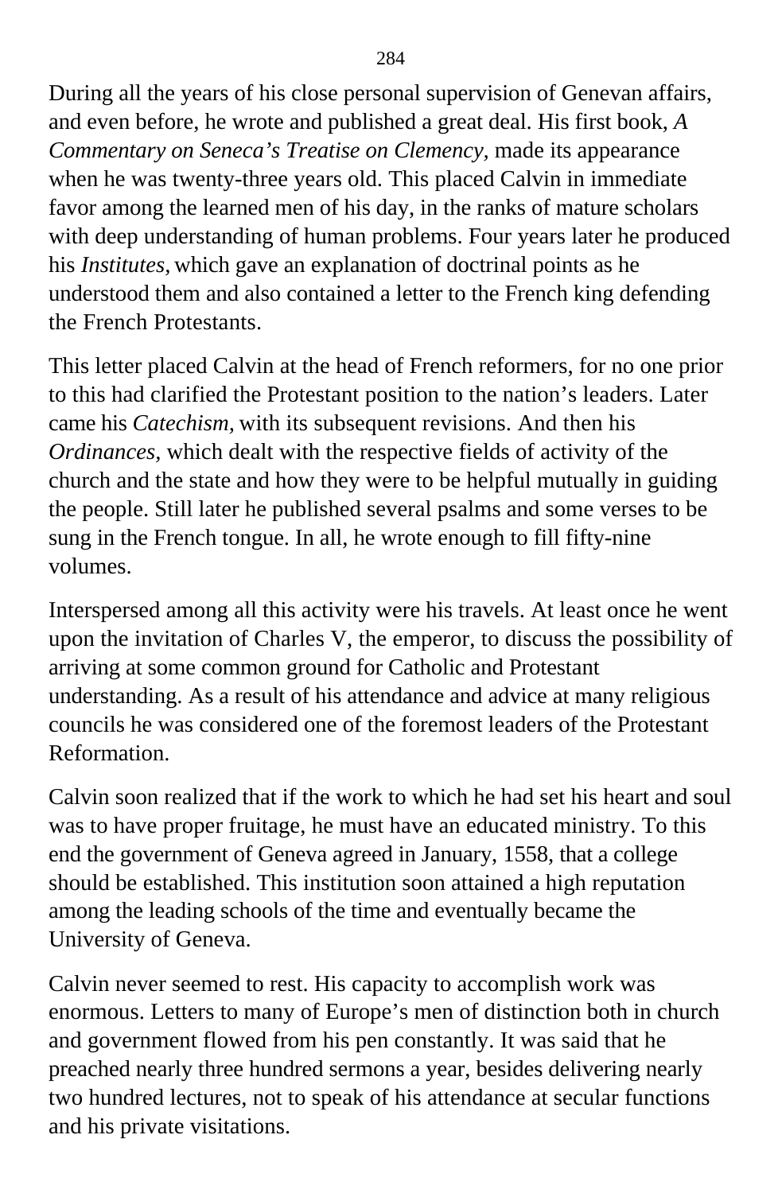During all the years of his close personal supervision of Genevan affairs, and even before, he wrote and published a great deal. His first book, *A Commentary on Seneca's Treatise on Clemency,* made its appearance when he was twenty-three years old. This placed Calvin in immediate favor among the learned men of his day, in the ranks of mature scholars with deep understanding of human problems. Four years later he produced his *Institutes,* which gave an explanation of doctrinal points as he understood them and also contained a letter to the French king defending the French Protestants.

This letter placed Calvin at the head of French reformers, for no one prior to this had clarified the Protestant position to the nation's leaders. Later came his *Catechism,* with its subsequent revisions. And then his *Ordinances,* which dealt with the respective fields of activity of the church and the state and how they were to be helpful mutually in guiding the people. Still later he published several psalms and some verses to be sung in the French tongue. In all, he wrote enough to fill fifty-nine volumes.

Interspersed among all this activity were his travels. At least once he went upon the invitation of Charles V, the emperor, to discuss the possibility of arriving at some common ground for Catholic and Protestant understanding. As a result of his attendance and advice at many religious councils he was considered one of the foremost leaders of the Protestant Reformation.

Calvin soon realized that if the work to which he had set his heart and soul was to have proper fruitage, he must have an educated ministry. To this end the government of Geneva agreed in January, 1558, that a college should be established. This institution soon attained a high reputation among the leading schools of the time and eventually became the University of Geneva.

Calvin never seemed to rest. His capacity to accomplish work was enormous. Letters to many of Europe's men of distinction both in church and government flowed from his pen constantly. It was said that he preached nearly three hundred sermons a year, besides delivering nearly two hundred lectures, not to speak of his attendance at secular functions and his private visitations.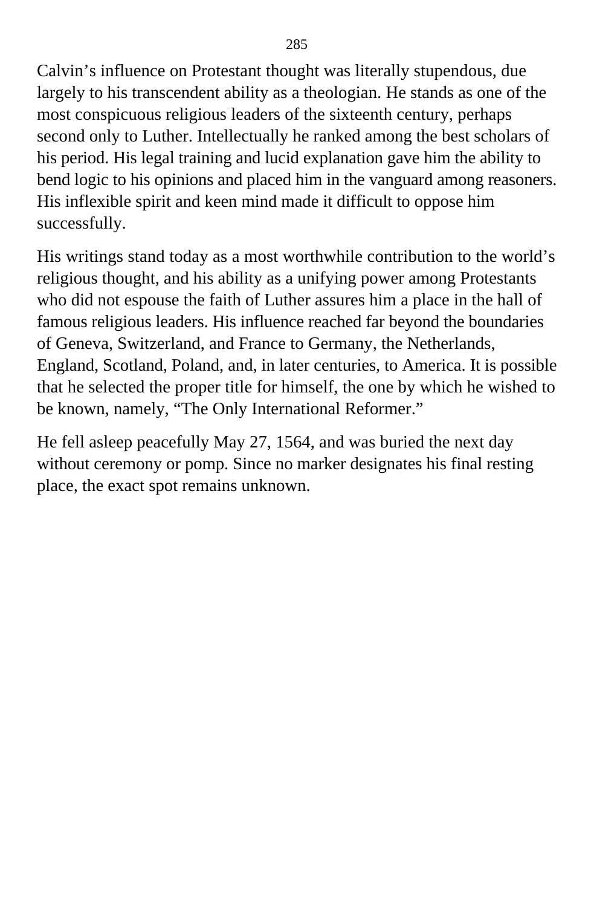Calvin’s influence on Protestant thought was literally stupendous, due largely to his transcendent ability as a theologian. He stands as one of the most conspicuous religious leaders of the sixteenth century, perhaps second only to Luther. Intellectually he ranked among the best scholars of his period. His legal training and lucid explanation gave him the ability to bend logic to his opinions and placed him in the vanguard among reasoners. His inflexible spirit and keen mind made it difficult to oppose him successfully.

His writings stand today as a most worthwhile contribution to the world’s religious thought, and his ability as a unifying power among Protestants who did not espouse the faith of Luther assures him a place in the hall of famous religious leaders. His influence reached far beyond the boundaries of Geneva, Switzerland, and France to Germany, the Netherlands, England, Scotland, Poland, and, in later centuries, to America. It is possible that he selected the proper title for himself, the one by which he wished to be known, namely, “The Only International Reformer.”

He fell asleep peacefully May 27, 1564, and was buried the next day without ceremony or pomp. Since no marker designates his final resting place, the exact spot remains unknown.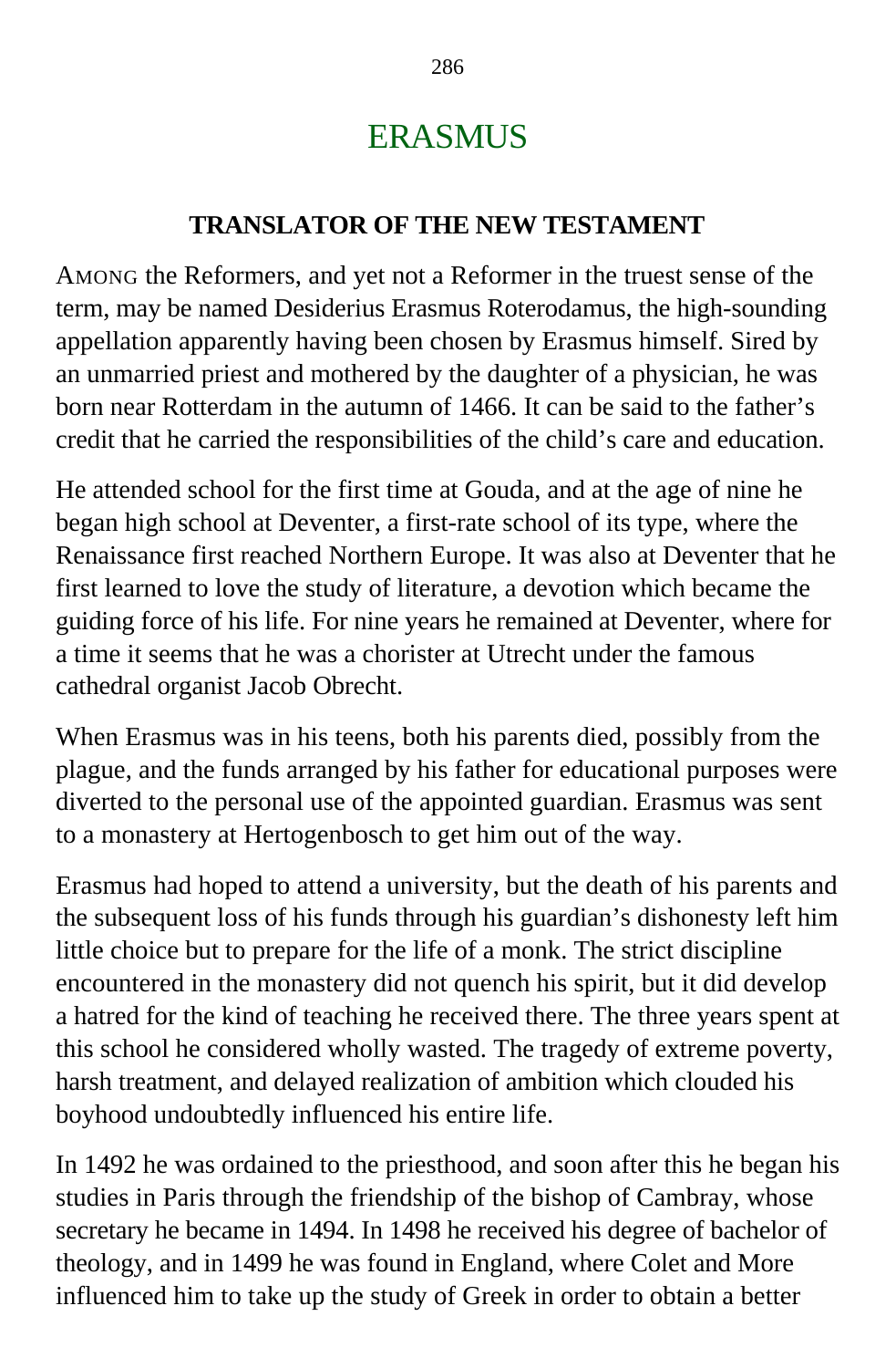# ERASMUS

## TRANSLATOR OF THE NEW TESTAMENT

AMONG the Reformers, and yet not a Reformer in the truest sense of the term, may be named Desiderius Erasmus Roterodamus, the high-sounding appellation apparently having been chosen by Erasmus himself. Sired by an unmarried priest and mothered by the daughter of a physician, he was born near Rotterdam in the autumn of 1466. It can be said to the father's credit that he carried the responsibilities of the child's care and education.

He attended school for the first time at Gouda, and at the age of nine he began high school at Deventer, a first-rate school of its type, where the Renaissance first reached Northern Europe. It was also at Deventer that he first learned to love the study of literature, a devotion which became the guiding force of his life. For nine years he remained at Deventer, where for a time it seems that he was a chorister at Utrecht under the famous cathedral organist Jacob Obrecht.

When Erasmus was in his teens, both his parents died, possibly from the plague, and the funds arranged by his father for educational purposes were diverted to the personal use of the appointed guardian. Erasmus was sent to a monastery at Hertogenbosch to get him out of the way.

Erasmus had hoped to attend a university, but the death of his parents and the subsequent loss of his funds through his guardian's dishonesty left him little choice but to prepare for the life of a monk. The strict discipline encountered in the monastery did not quench his spirit, but it did develop a hatred for the kind of teaching he received there. The three years spent at this school he considered wholly wasted. The tragedy of extreme poverty, harsh treatment, and delayed realization of ambition which clouded his boyhood undoubtedly influenced his entire life.

In 1492 he was ordained to the priesthood, and soon after this he began his studies in Paris through the friendship of the bishop of Cambray, whose secretary he became in 1494. In 1498 he received his degree of bachelor of theology, and in 1499 he was found in England, where Colet and More influenced him to take up the study of Greek in order to obtain a better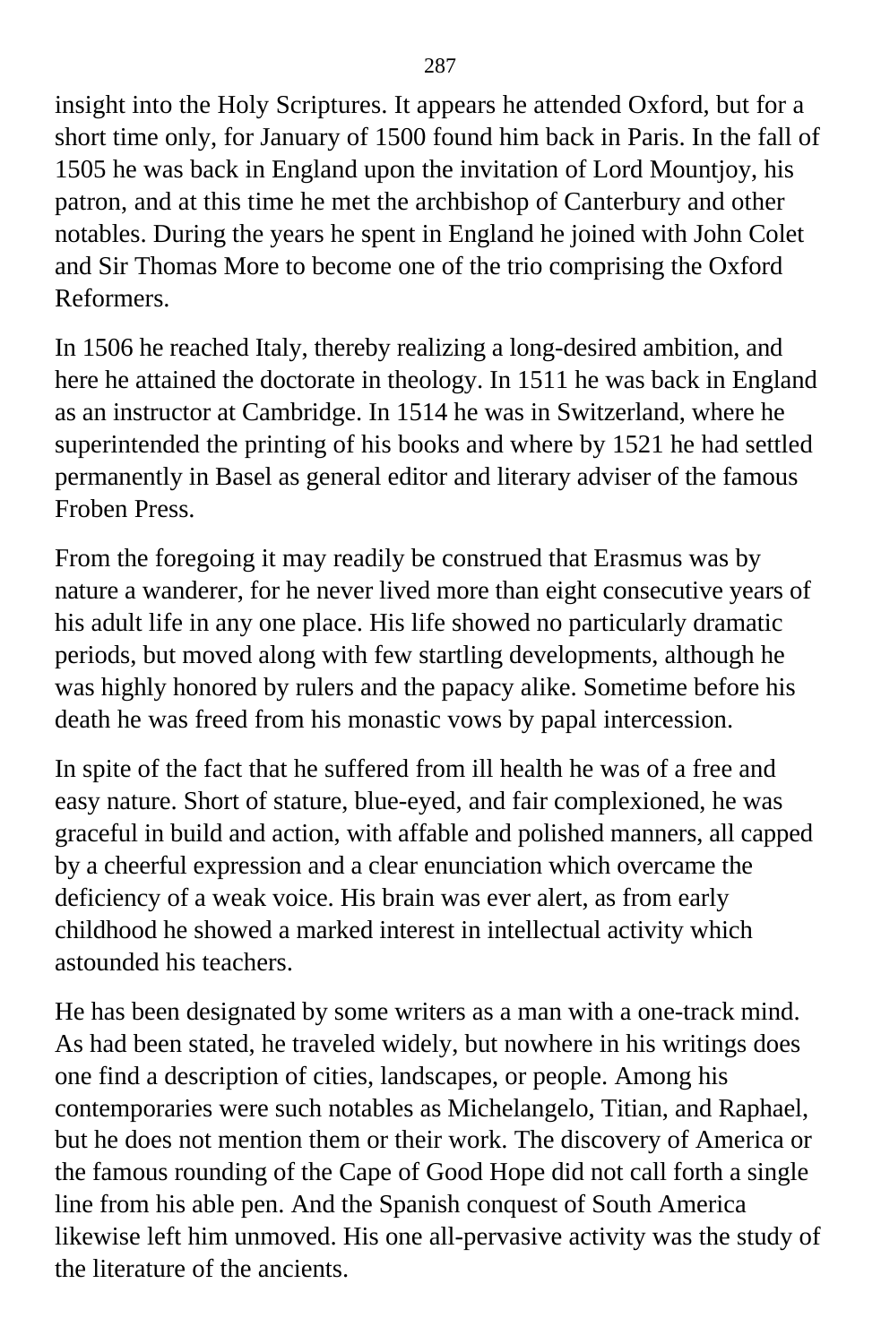insight into the Holy Scriptures. It appears he attended Oxford, but for a short time only, for January of 1500 found him back in Paris. In the fall of 1505 he was back in England upon the invitation of Lord Mountjoy, his patron, and at this time he met the archbishop of Canterbury and other notables. During the years he spent in England he joined with John Colet and Sir Thomas More to become one of the trio comprising the Oxford Reformers.

In 1506 he reached Italy, thereby realizing a long-desired ambition, and here he attained the doctorate in theology. In 1511 he was back in England as an instructor at Cambridge. In 1514 he was in Switzerland, where he superintended the printing of his books and where by 1521 he had settled permanently in Basel as general editor and literary adviser of the famous Froben Press.

From the foregoing it may readily be construed that Erasmus was by nature a wanderer, for he never lived more than eight consecutive years of his adult life in any one place. His life showed no particularly dramatic periods, but moved along with few startling developments, although he was highly honored by rulers and the papacy alike. Sometime before his death he was freed from his monastic vows by papal intercession.

In spite of the fact that he suffered from ill health he was of a free and easy nature. Short of stature, blue-eyed, and fair complexioned, he was graceful in build and action, with affable and polished manners, all capped by a cheerful expression and a clear enunciation which overcame the deficiency of a weak voice. His brain was ever alert, as from early childhood he showed a marked interest in intellectual activity which astounded his teachers.

He has been designated by some writers as a man with a one-track mind. As had been stated, he traveled widely, but nowhere in his writings does one find a description of cities, landscapes, or people. Among his contemporaries were such notables as Michelangelo, Titian, and Raphael, but he does not mention them or their work. The discovery of America or the famous rounding of the Cape of Good Hope did not call forth a single line from his able pen. And the Spanish conquest of South America likewise left him unmoved. His one all-pervasive activity was the study of the literature of the ancients.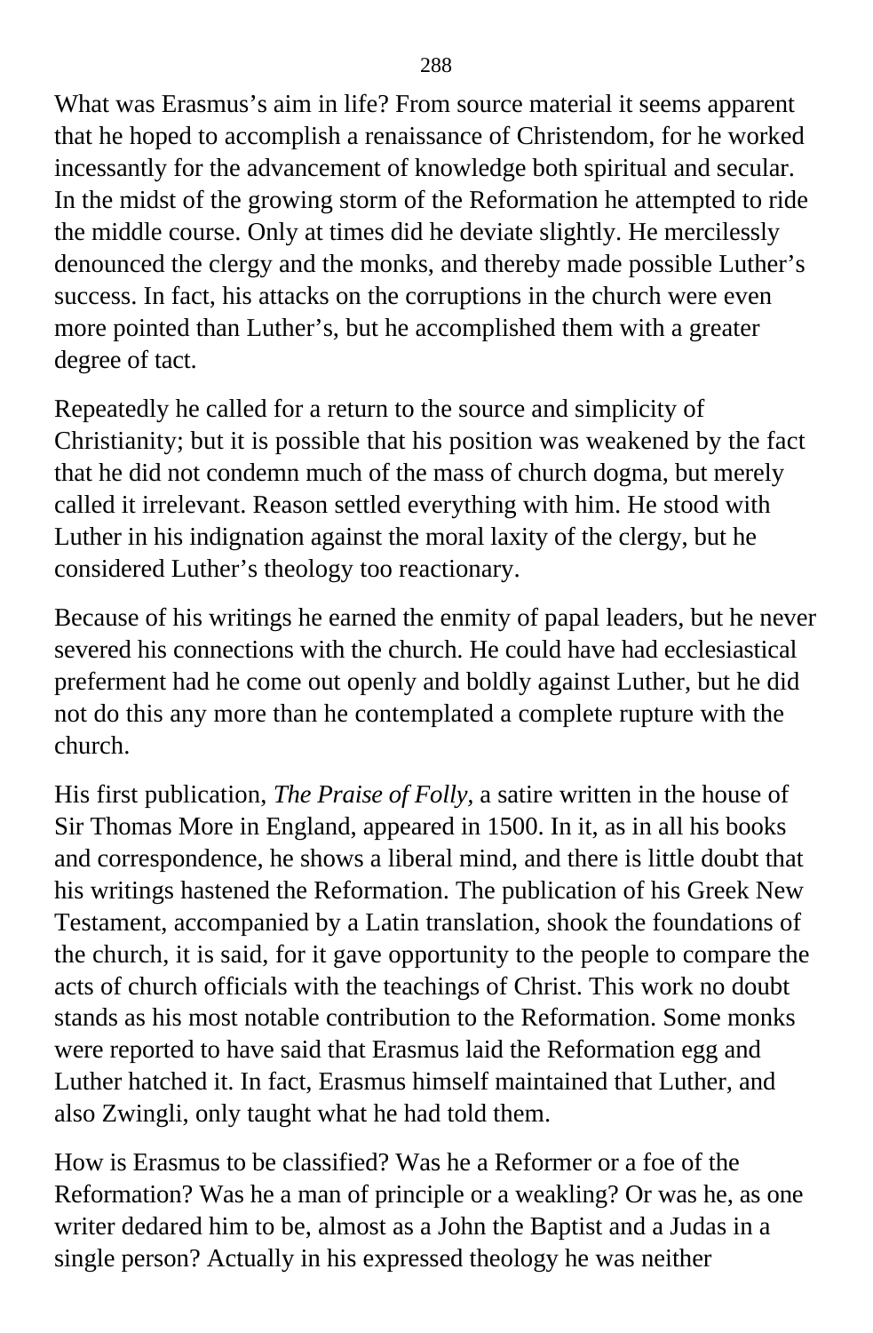What was Erasmus's aim in life? From source material it seems apparent that he hoped to accomplish a renaissance of Christendom, for he worked incessantly for the advancement of knowledge both spiritual and secular. In the midst of the growing storm of the Reformation he attempted to ride the middle course. Only at times did he deviate slightly. He mercilessly denounced the clergy and the monks, and thereby made possible Luther's success. In fact, his attacks on the corruptions in the church were even more pointed than Luther's, but he accomplished them with a greater degree of tact.

Repeatedly he called for a return to the source and simplicity of Christianity; but it is possible that his position was weakened by the fact that he did not condemn much of the mass of church dogma, but merely called it irrelevant. Reason settled everything with him. He stood with Luther in his indignation against the moral laxity of the clergy, but he considered Luther's theology too reactionary.

Because of his writings he earned the enmity of papal leaders, but he never severed his connections with the church. He could have had ecclesiastical preferment had he come out openly and boldly against Luther, but he did not do this any more than he contemplated a complete rupture with the church.

His first publication, *The Praise of Folly,* a satire written in the house of Sir Thomas More in England, appeared in 1500. In it, as in all his books and correspondence, he shows a liberal mind, and there is little doubt that his writings hastened the Reformation. The publication of his Greek New Testament, accompanied by a Latin translation, shook the foundations of the church, it is said, for it gave opportunity to the people to compare the acts of church officials with the teachings of Christ. This work no doubt stands as his most notable contribution to the Reformation. Some monks were reported to have said that Erasmus laid the Reformation egg and Luther hatched it. In fact, Erasmus himself maintained that Luther, and also Zwingli, only taught what he had told them.

How is Erasmus to be classified? Was he a Reformer or a foe of the Reformation? Was he a man of principle or a weakling? Or was he, as one writer dedared him to be, almost as a John the Baptist and a Judas in a single person? Actually in his expressed theology he was neither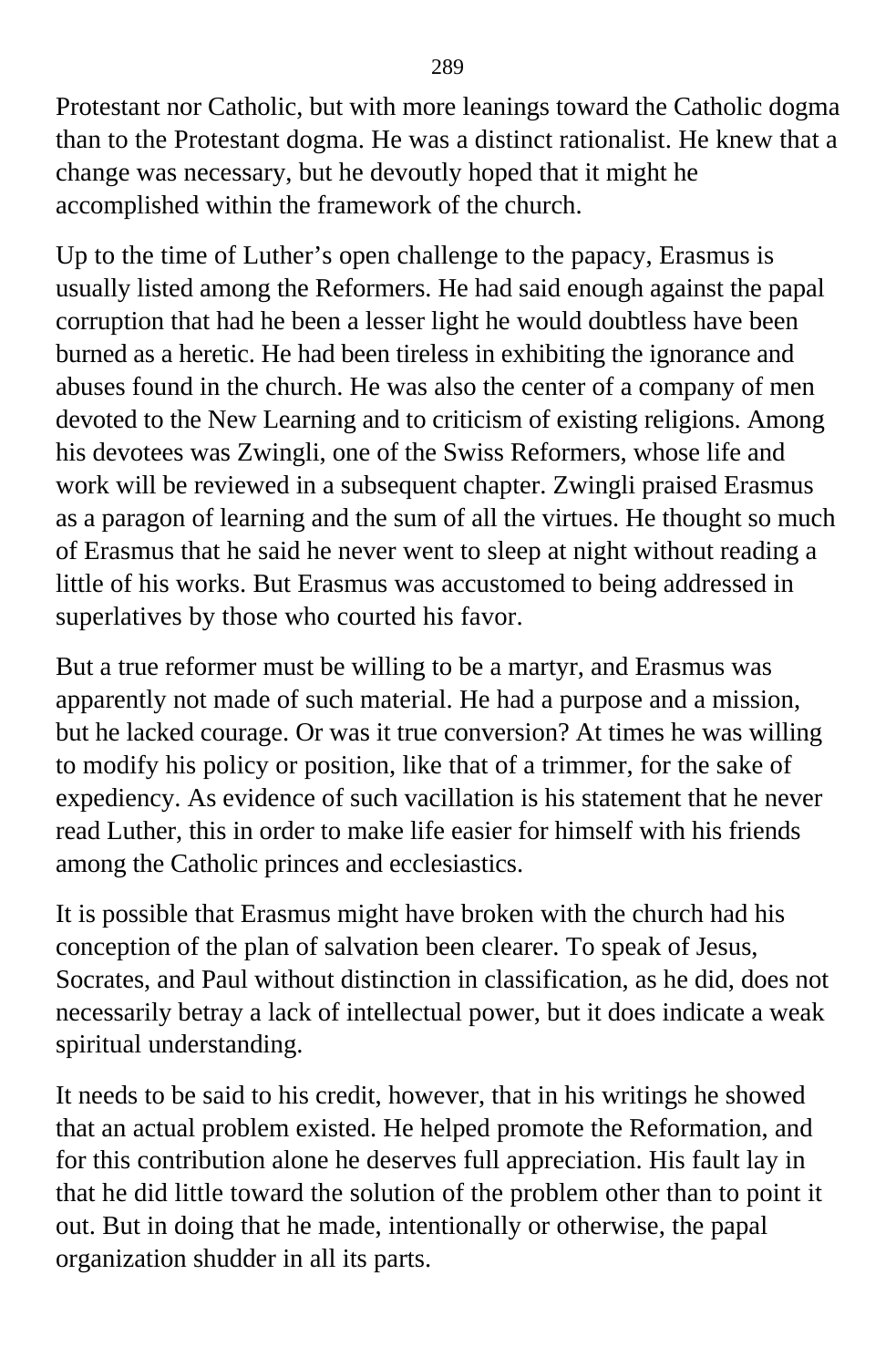Protestant nor Catholic, but with more leanings toward the Catholic dogma than to the Protestant dogma. He was a distinct rationalist. He knew that a change was necessary, but he devoutly hoped that it might he accomplished within the framework of the church.

Up to the time of Luther's open challenge to the papacy, Erasmus is usually listed among the Reformers. He had said enough against the papal corruption that had he been a lesser light he would doubtless have been burned as a heretic. He had been tireless in exhibiting the ignorance and abuses found in the church. He was also the center of a company of men devoted to the New Learning and to criticism of existing religions. Among his devotees was Zwingli, one of the Swiss Reformers, whose life and work will be reviewed in a subsequent chapter. Zwingli praised Erasmus as a paragon of learning and the sum of all the virtues. He thought so much of Erasmus that he said he never went to sleep at night without reading a little of his works. But Erasmus was accustomed to being addressed in superlatives by those who courted his favor.

But a true reformer must be willing to be a martyr, and Erasmus was apparently not made of such material. He had a purpose and a mission, but he lacked courage. Or was it true conversion? At times he was willing to modify his policy or position, like that of a trimmer, for the sake of expediency. As evidence of such vacillation is his statement that he never read Luther, this in order to make life easier for himself with his friends among the Catholic princes and ecclesiastics.

It is possible that Erasmus might have broken with the church had his conception of the plan of salvation been clearer. To speak of Jesus, Socrates, and Paul without distinction in classification, as he did, does not necessarily betray a lack of intellectual power, but it does indicate a weak spiritual understanding.

It needs to be said to his credit, however, that in his writings he showed that an actual problem existed. He helped promote the Reformation, and for this contribution alone he deserves full appreciation. His fault lay in that he did little toward the solution of the problem other than to point it out. But in doing that he made, intentionally or otherwise, the papal organization shudder in all its parts.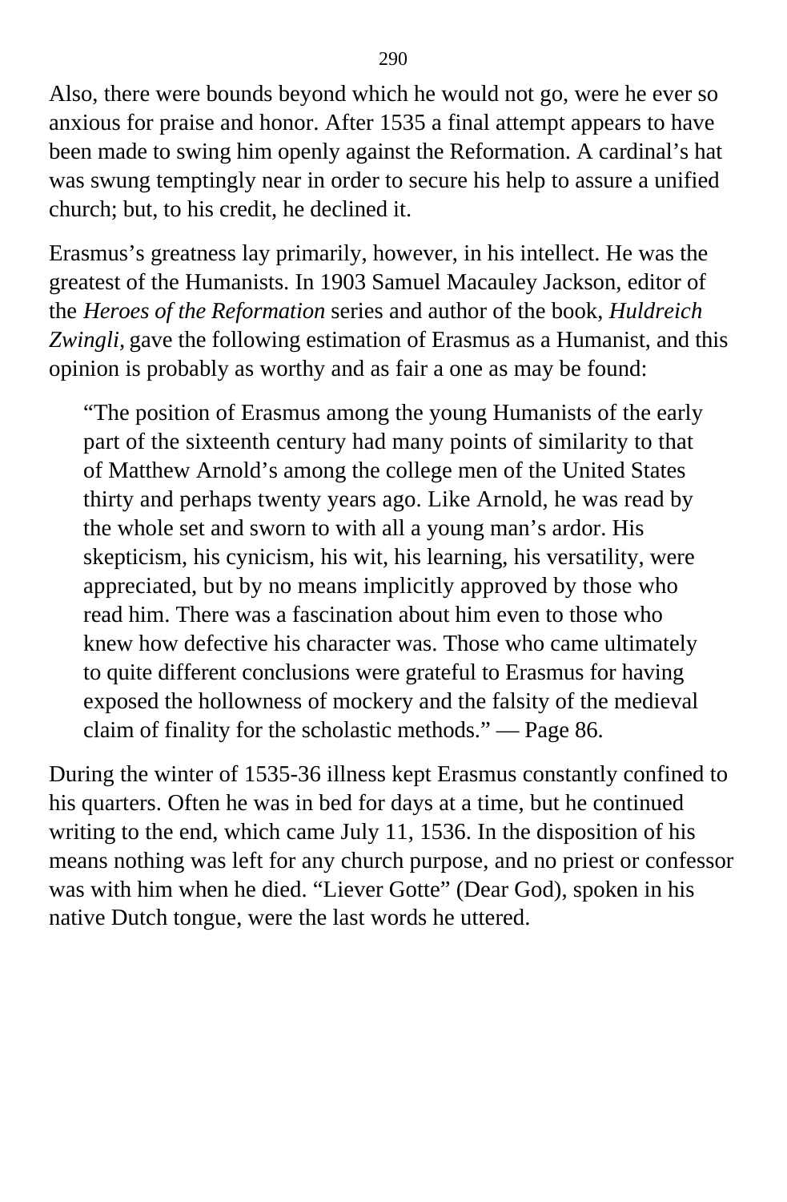Also, there were bounds beyond which he would not go, were he ever so anxious for praise and honor. After 1535 a final attempt appears to have been made to swing him openly against the Reformation. A cardinal's hat was swung temptingly near in order to secure his help to assure a unified church; but, to his credit, he declined it.

Erasmus's greatness lay primarily, however, in his intellect. He was the greatest of the Humanists. In 1903 Samuel Macauley Jackson, editor of the *Heroes of the Reformation* series and author of the book, *Huldreich Zwingli,* gave the following estimation of Erasmus as a Humanist, and this opinion is probably as worthy and as fair a one as may be found:

> "The position of Erasmus among the young Humanists of the early part of the sixteenth century had many points of similarity to that of Matthew Arnold's among the college men of the United States thirty and perhaps twenty years ago. Like Arnold, he was read by the whole set and sworn to with all a young man's ardor. His skepticism, his cynicism, his wit, his learning, his versatility, were appreciated, but by no means implicitly approved by those who read him. There was a fascination about him even to those who knew how defective his character was. Those who came ultimately to quite different conclusions were grateful to Erasmus for having exposed the hollowness of mockery and the falsity of the medieval claim of finality for the scholastic methods." — Page 86.

During the winter of 1535-36 illness kept Erasmus constantly confined to his quarters. Often he was in bed for days at a time, but he continued writing to the end, which came July 11, 1536. In the disposition of his means nothing was left for any church purpose, and no priest or confessor was with him when he died. "Liever Gotte" (Dear God), spoken in his native Dutch tongue, were the last words he uttered.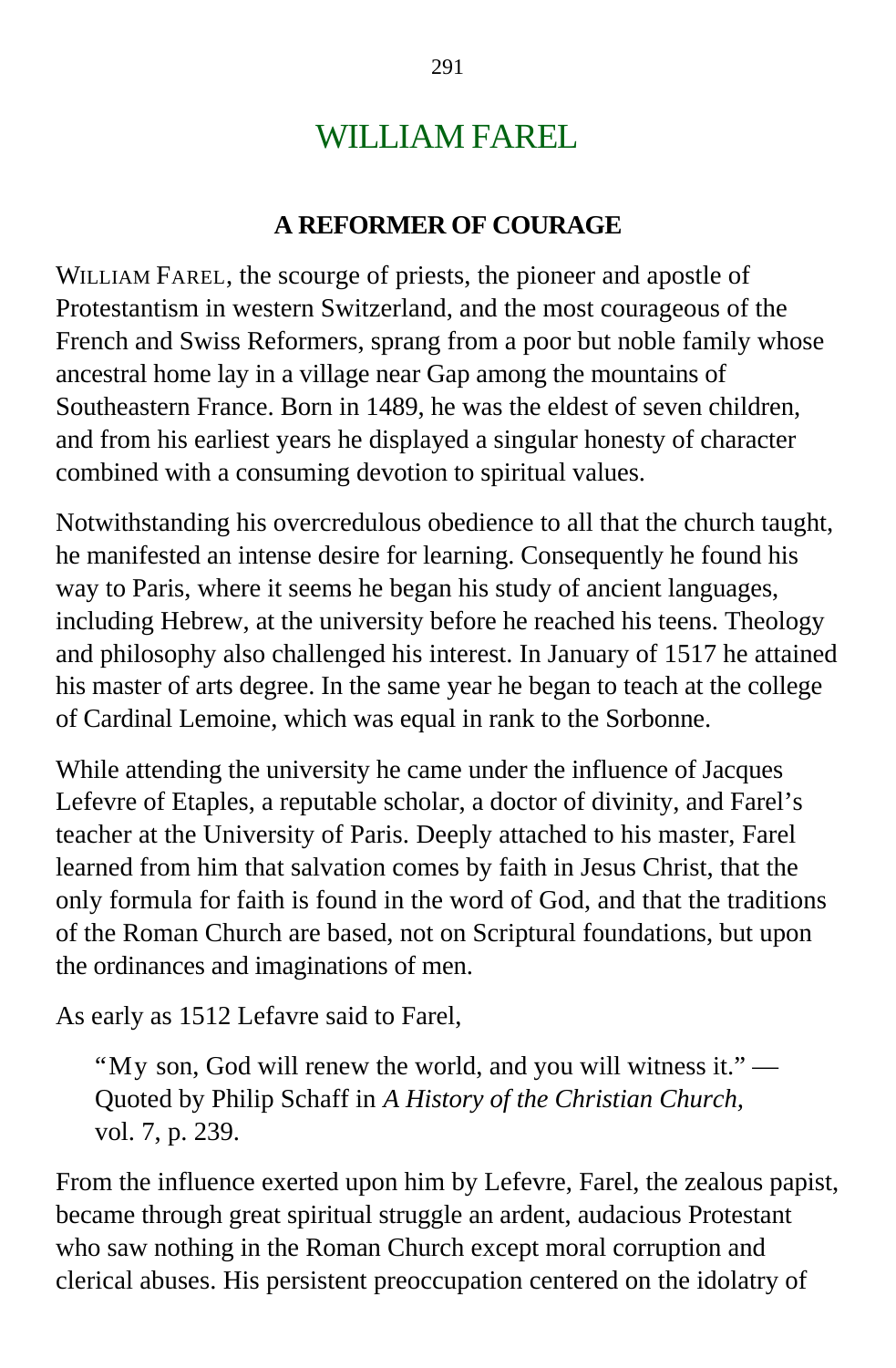# WILLIAM FAREL

## A REFORMER OF COURAGE

WILLIAM FAREL, the scourge of priests, the pioneer and apostle of Protestantism in western Switzerland, and the most courageous of the French and Swiss Reformers, sprang from a poor but noble family whose ancestral home lay in a village near Gap among the mountains of Southeastern France. Born in 1489, he was the eldest of seven children, and from his earliest years he displayed a singular honesty of character combined with a consuming devotion to spiritual values.

Notwithstanding his overcredulous obedience to all that the church taught, he manifested an intense desire for learning. Consequently he found his way to Paris, where it seems he began his study of ancient languages, including Hebrew, at the university before he reached his teens. Theology and philosophy also challenged his interest. In January of 1517 he attained his master of arts degree. In the same year he began to teach at the college of Cardinal Lemoine, which was equal in rank to the Sorbonne.

While attending the university he came under the influence of Jacques Lefevre of Etaples, a reputable scholar, a doctor of divinity, and Farel's teacher at the University of Paris. Deeply attached to his master, Farel learned from him that salvation comes by faith in Jesus Christ, that the only formula for faith is found in the word of God, and that the traditions of the Roman Church are based, not on Scriptural foundations, but upon the ordinances and imaginations of men.

As early as 1512 Lefavre said to Farel,

> "My son, God will renew the world, and you will witness it." — Quoted by Philip Schaff in *A History of the Christian Church,* vol. 7, p. 239.

From the influence exerted upon him by Lefevre, Farel, the zealous papist, became through great spiritual struggle an ardent, audacious Protestant who saw nothing in the Roman Church except moral corruption and clerical abuses. His persistent preoccupation centered on the idolatry of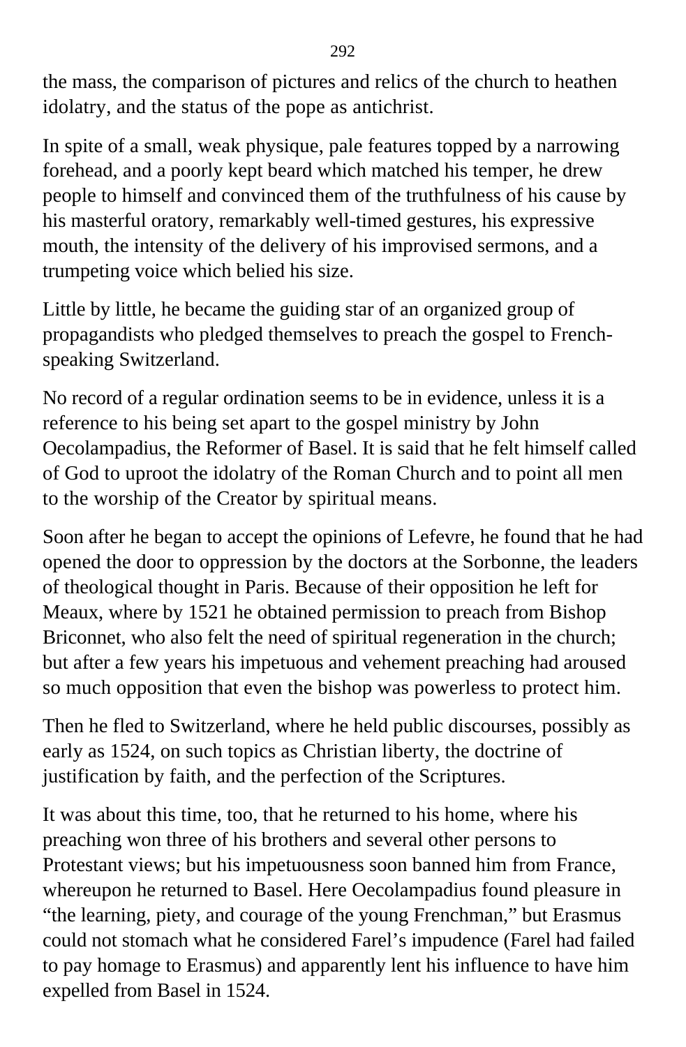the mass, the comparison of pictures and relics of the church to heathen idolatry, and the status of the pope as antichrist.

In spite of a small, weak physique, pale features topped by a narrowing forehead, and a poorly kept beard which matched his temper, he drew people to himself and convinced them of the truthfulness of his cause by his masterful oratory, remarkably well-timed gestures, his expressive mouth, the intensity of the delivery of his improvised sermons, and a trumpeting voice which belied his size.

Little by little, he became the guiding star of an organized group of propagandists who pledged themselves to preach the gospel to French-speaking Switzerland.

No record of a regular ordination seems to be in evidence, unless it is a reference to his being set apart to the gospel ministry by John Oecolampadius, the Reformer of Basel. It is said that he felt himself called of God to uproot the idolatry of the Roman Church and to point all men to the worship of the Creator by spiritual means.

Soon after he began to accept the opinions of Lefevre, he found that he had opened the door to oppression by the doctors at the Sorbonne, the leaders of theological thought in Paris. Because of their opposition he left for Meaux, where by 1521 he obtained permission to preach from Bishop Briconnet, who also felt the need of spiritual regeneration in the church; but after a few years his impetuous and vehement preaching had aroused so much opposition that even the bishop was powerless to protect him.

Then he fled to Switzerland, where he held public discourses, possibly as early as 1524, on such topics as Christian liberty, the doctrine of justification by faith, and the perfection of the Scriptures.

It was about this time, too, that he returned to his home, where his preaching won three of his brothers and several other persons to Protestant views; but his impetuousness soon banned him from France, whereupon he returned to Basel. Here Oecolampadius found pleasure in "the learning, piety, and courage of the young Frenchman," but Erasmus could not stomach what he considered Farel's impudence (Farel had failed to pay homage to Erasmus) and apparently lent his influence to have him expelled from Basel in 1524.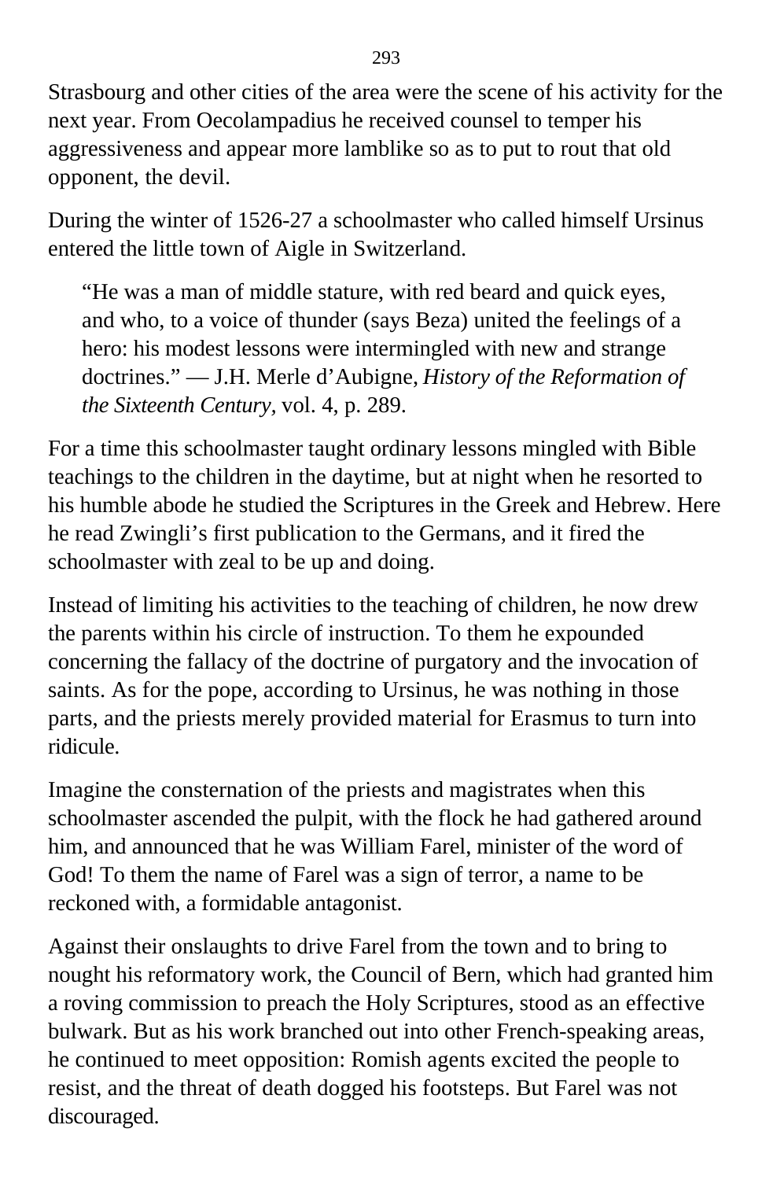Strasbourg and other cities of the area were the scene of his activity for the next year. From Oecolampadius he received counsel to temper his aggressiveness and appear more lamblike so as to put to rout that old opponent, the devil.

During the winter of 1526-27 a schoolmaster who called himself Ursinus entered the little town of Aigle in Switzerland.

> "He was a man of middle stature, with red beard and quick eyes, and who, to a voice of thunder (says Beza) united the feelings of a hero: his modest lessons were intermingled with new and strange doctrines." — J.H. Merle d'Aubigne, *History of the Reformation of the Sixteenth Century*, vol. 4, p. 289.

For a time this schoolmaster taught ordinary lessons mingled with Bible teachings to the children in the daytime, but at night when he resorted to his humble abode he studied the Scriptures in the Greek and Hebrew. Here he read Zwingli's first publication to the Germans, and it fired the schoolmaster with zeal to be up and doing.

Instead of limiting his activities to the teaching of children, he now drew the parents within his circle of instruction. To them he expounded concerning the fallacy of the doctrine of purgatory and the invocation of saints. As for the pope, according to Ursinus, he was nothing in those parts, and the priests merely provided material for Erasmus to turn into ridicule.

Imagine the consternation of the priests and magistrates when this schoolmaster ascended the pulpit, with the flock he had gathered around him, and announced that he was William Farel, minister of the word of God! To them the name of Farel was a sign of terror, a name to be reckoned with, a formidable antagonist.

Against their onslaughts to drive Farel from the town and to bring to nought his reformatory work, the Council of Bern, which had granted him a roving commission to preach the Holy Scriptures, stood as an effective bulwark. But as his work branched out into other French-speaking areas, he continued to meet opposition: Romish agents excited the people to resist, and the threat of death dogged his footsteps. But Farel was not discouraged.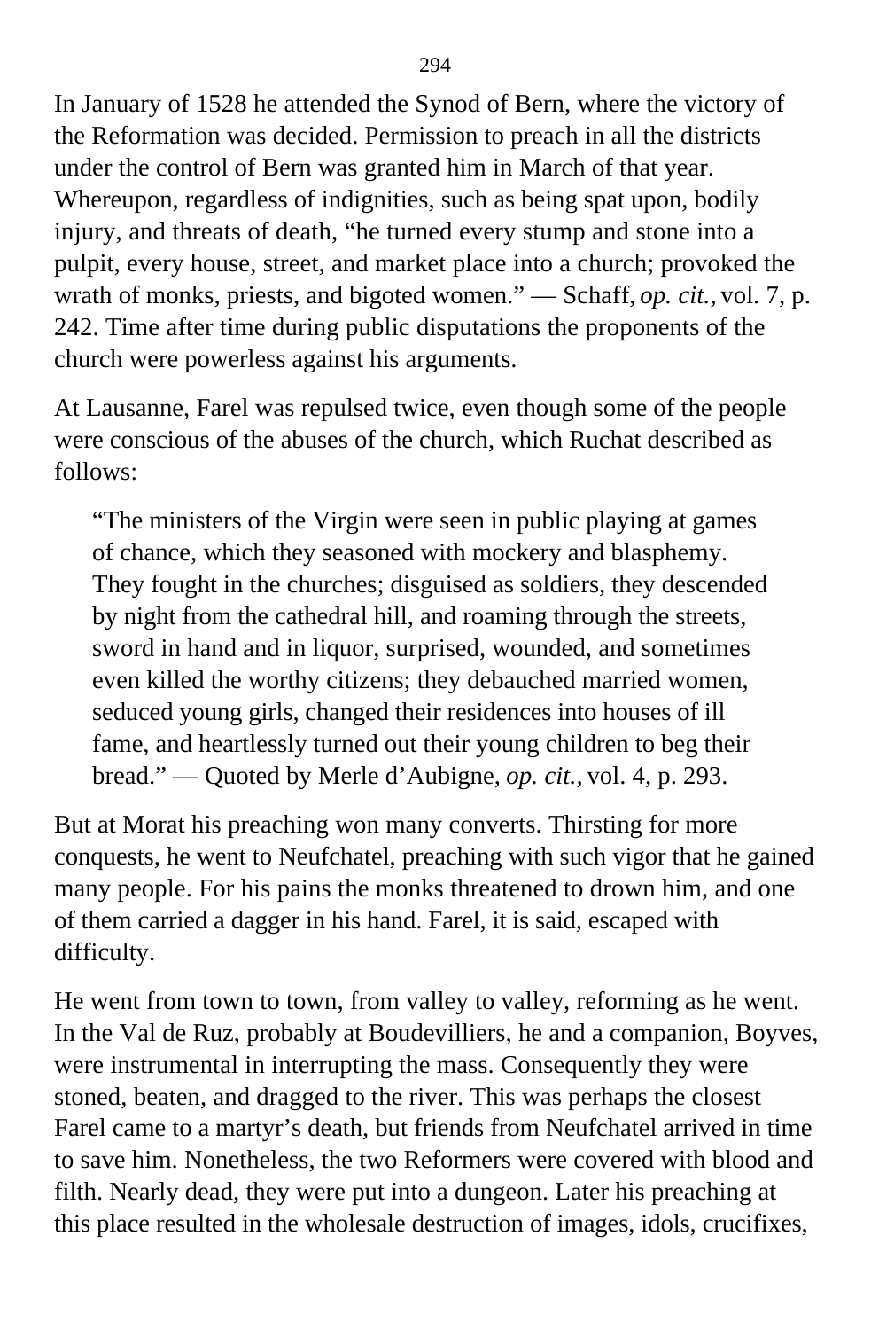In January of 1528 he attended the Synod of Bern, where the victory of the Reformation was decided. Permission to preach in all the districts under the control of Bern was granted him in March of that year. Whereupon, regardless of indignities, such as being spat upon, bodily injury, and threats of death, "he turned every stump and stone into a pulpit, every house, street, and market place into a church; provoked the wrath of monks, priests, and bigoted women." — Schaff, *op. cit.,* vol. 7, p. 242. Time after time during public disputations the proponents of the church were powerless against his arguments.

At Lausanne, Farel was repulsed twice, even though some of the people were conscious of the abuses of the church, which Ruchat described as follows:

> "The ministers of the Virgin were seen in public playing at games of chance, which they seasoned with mockery and blasphemy. They fought in the churches; disguised as soldiers, they descended by night from the cathedral hill, and roaming through the streets, sword in hand and in liquor, surprised, wounded, and sometimes even killed the worthy citizens; they debauched married women, seduced young girls, changed their residences into houses of ill fame, and heartlessly turned out their young children to beg their bread." — Quoted by Merle d'Aubigne, *op. cit.,* vol. 4, p. 293.

But at Morat his preaching won many converts. Thirsting for more conquests, he went to Neufchatel, preaching with such vigor that he gained many people. For his pains the monks threatened to drown him, and one of them carried a dagger in his hand. Farel, it is said, escaped with difficulty.

He went from town to town, from valley to valley, reforming as he went. In the Val de Ruz, probably at Boudevilliers, he and a companion, Boyves, were instrumental in interrupting the mass. Consequently they were stoned, beaten, and dragged to the river. This was perhaps the closest Farel came to a martyr's death, but friends from Neufchatel arrived in time to save him. Nonetheless, the two Reformers were covered with blood and filth. Nearly dead, they were put into a dungeon. Later his preaching at this place resulted in the wholesale destruction of images, idols, crucifixes,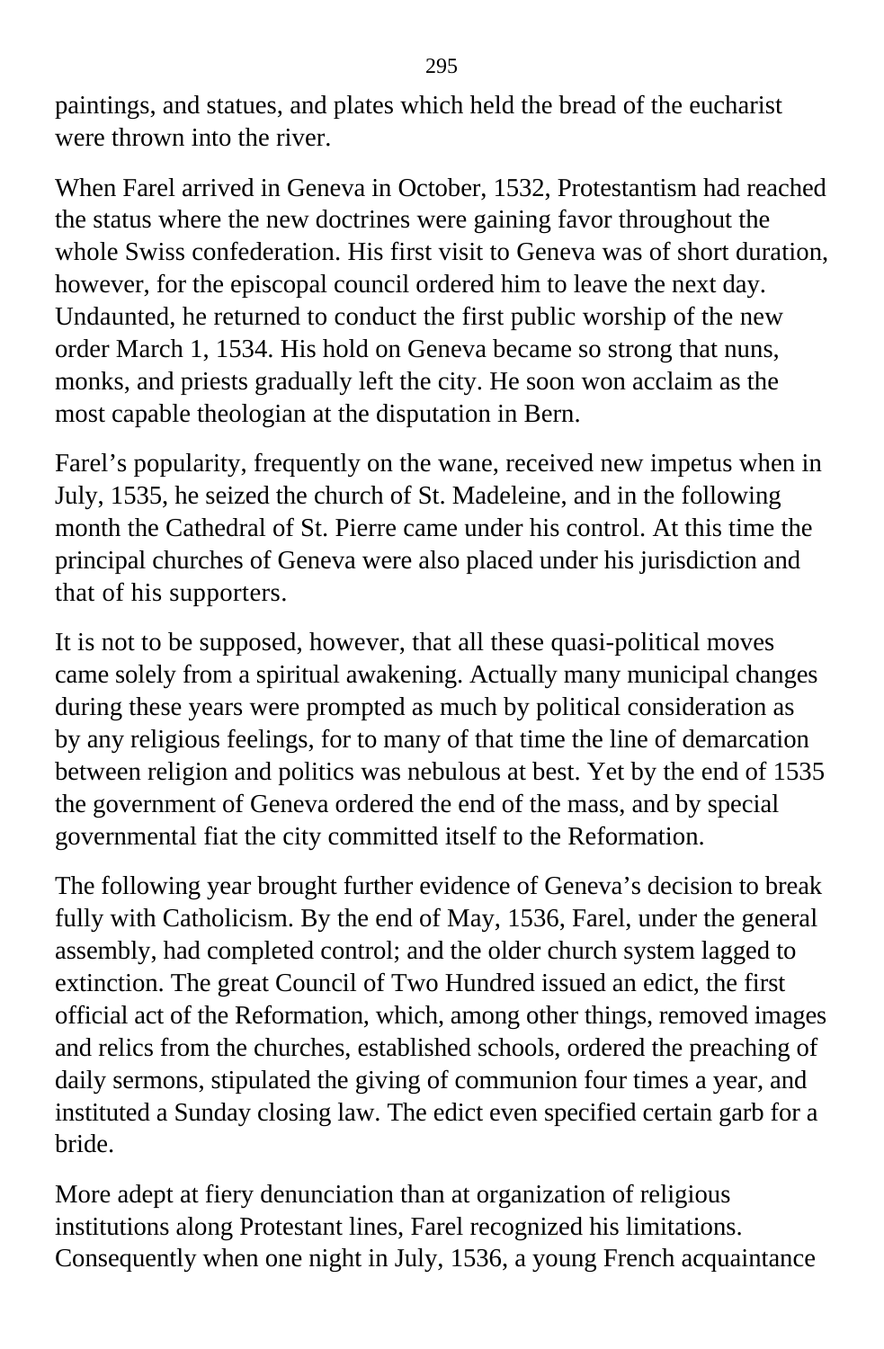paintings, and statues, and plates which held the bread of the eucharist were thrown into the river.

When Farel arrived in Geneva in October, 1532, Protestantism had reached the status where the new doctrines were gaining favor throughout the whole Swiss confederation. His first visit to Geneva was of short duration, however, for the episcopal council ordered him to leave the next day. Undaunted, he returned to conduct the first public worship of the new order March 1, 1534. His hold on Geneva became so strong that nuns, monks, and priests gradually left the city. He soon won acclaim as the most capable theologian at the disputation in Bern.

Farel's popularity, frequently on the wane, received new impetus when in July, 1535, he seized the church of St. Madeleine, and in the following month the Cathedral of St. Pierre came under his control. At this time the principal churches of Geneva were also placed under his jurisdiction and that of his supporters.

It is not to be supposed, however, that all these quasi-political moves came solely from a spiritual awakening. Actually many municipal changes during these years were prompted as much by political consideration as by any religious feelings, for to many of that time the line of demarcation between religion and politics was nebulous at best. Yet by the end of 1535 the government of Geneva ordered the end of the mass, and by special governmental fiat the city committed itself to the Reformation.

The following year brought further evidence of Geneva's decision to break fully with Catholicism. By the end of May, 1536, Farel, under the general assembly, had completed control; and the older church system lagged to extinction. The great Council of Two Hundred issued an edict, the first official act of the Reformation, which, among other things, removed images and relics from the churches, established schools, ordered the preaching of daily sermons, stipulated the giving of communion four times a year, and instituted a Sunday closing law. The edict even specified certain garb for a bride.

More adept at fiery denunciation than at organization of religious institutions along Protestant lines, Farel recognized his limitations. Consequently when one night in July, 1536, a young French acquaintance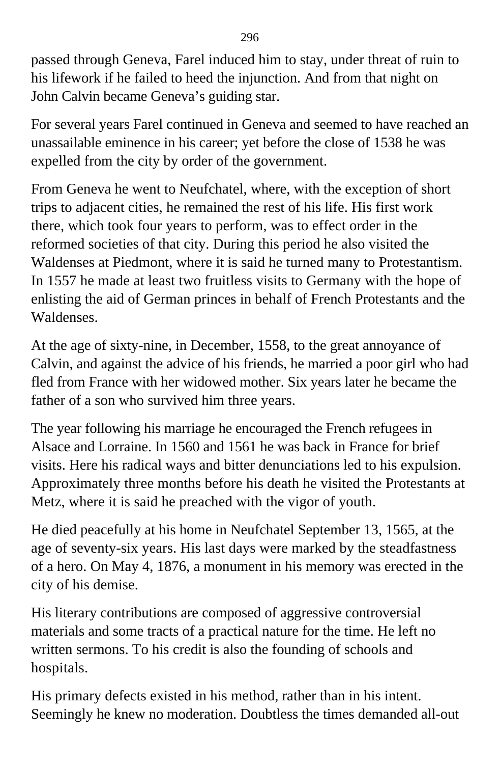passed through Geneva, Farel induced him to stay, under threat of ruin to his lifework if he failed to heed the injunction. And from that night on John Calvin became Geneva's guiding star.

For several years Farel continued in Geneva and seemed to have reached an unassailable eminence in his career; yet before the close of 1538 he was expelled from the city by order of the government.

From Geneva he went to Neufchatel, where, with the exception of short trips to adjacent cities, he remained the rest of his life. His first work there, which took four years to perform, was to effect order in the reformed societies of that city. During this period he also visited the Waldenses at Piedmont, where it is said he turned many to Protestantism. In 1557 he made at least two fruitless visits to Germany with the hope of enlisting the aid of German princes in behalf of French Protestants and the Waldenses.

At the age of sixty-nine, in December, 1558, to the great annoyance of Calvin, and against the advice of his friends, he married a poor girl who had fled from France with her widowed mother. Six years later he became the father of a son who survived him three years.

The year following his marriage he encouraged the French refugees in Alsace and Lorraine. In 1560 and 1561 he was back in France for brief visits. Here his radical ways and bitter denunciations led to his expulsion. Approximately three months before his death he visited the Protestants at Metz, where it is said he preached with the vigor of youth.

He died peacefully at his home in Neufchatel September 13, 1565, at the age of seventy-six years. His last days were marked by the steadfastness of a hero. On May 4, 1876, a monument in his memory was erected in the city of his demise.

His literary contributions are composed of aggressive controversial materials and some tracts of a practical nature for the time. He left no written sermons. To his credit is also the founding of schools and hospitals.

His primary defects existed in his method, rather than in his intent. Seemingly he knew no moderation. Doubtless the times demanded all-out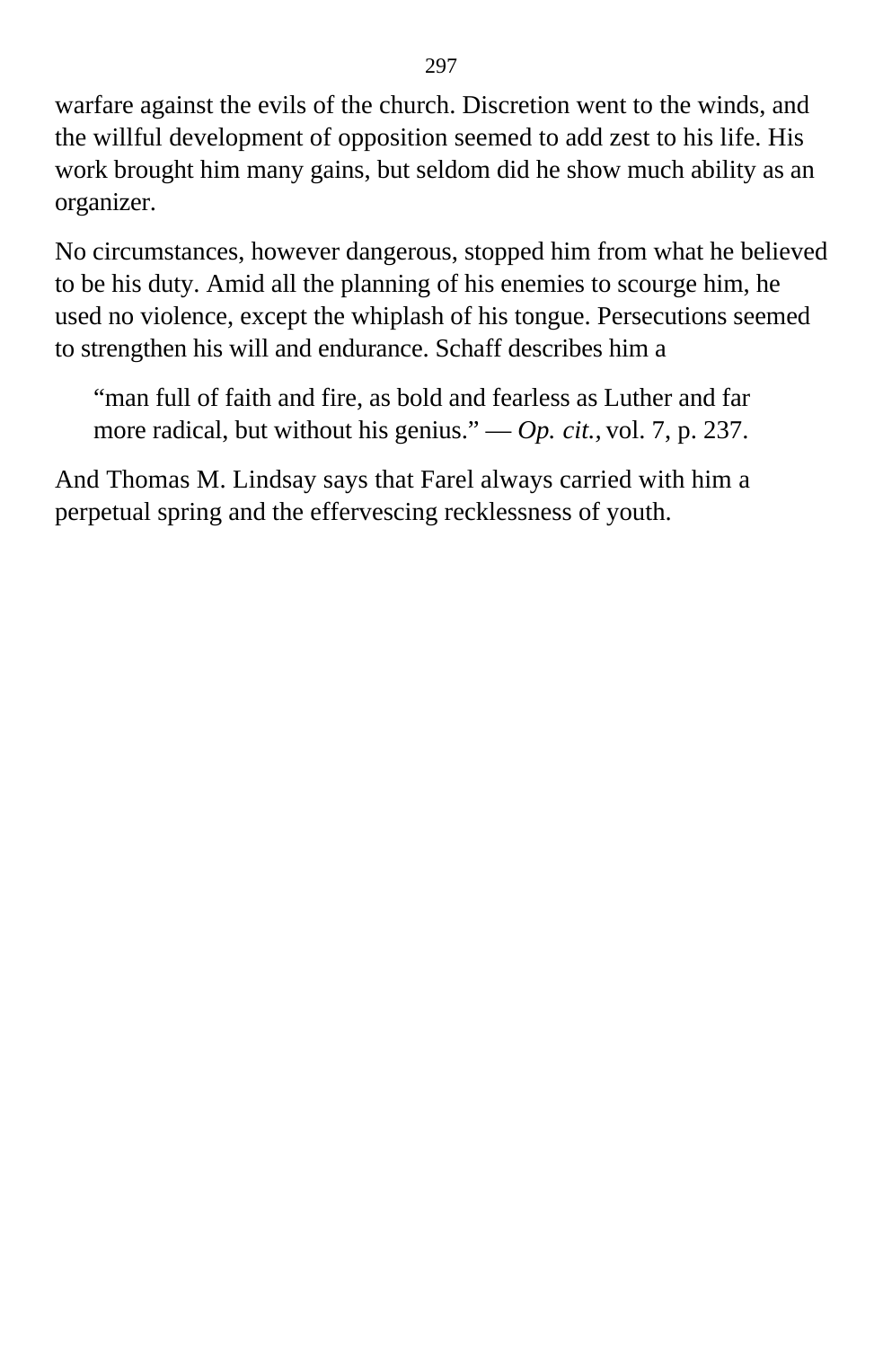warfare against the evils of the church. Discretion went to the winds, and the willful development of opposition seemed to add zest to his life. His work brought him many gains, but seldom did he show much ability as an organizer.

No circumstances, however dangerous, stopped him from what he believed to be his duty. Amid all the planning of his enemies to scourge him, he used no violence, except the whiplash of his tongue. Persecutions seemed to strengthen his will and endurance. Schaff describes him a

> “man full of faith and fire, as bold and fearless as Luther and far more radical, but without his genius.” — *Op. cit.*, vol. 7, p. 237.

And Thomas M. Lindsay says that Farel always carried with him a perpetual spring and the effervescing recklessness of youth.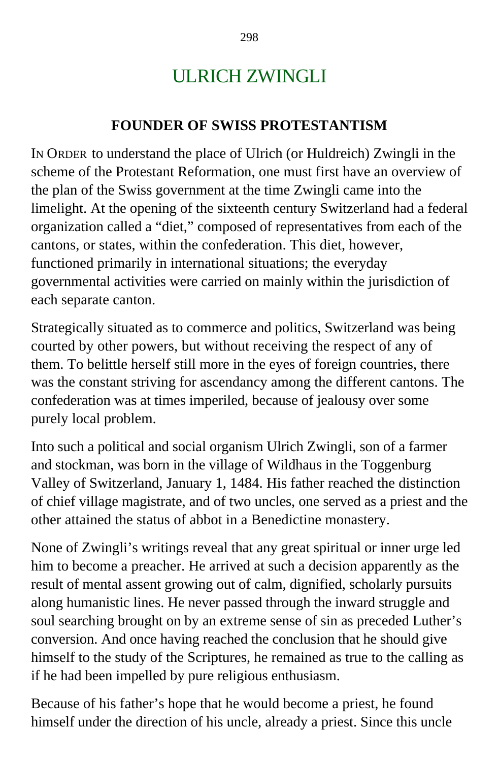# ULRICH ZWINGLI

## FOUNDER OF SWISS PROTESTANTISM

IN ORDER to understand the place of Ulrich (or Huldreich) Zwingli in the scheme of the Protestant Reformation, one must first have an overview of the plan of the Swiss government at the time Zwingli came into the limelight. At the opening of the sixteenth century Switzerland had a federal organization called a "diet," composed of representatives from each of the cantons, or states, within the confederation. This diet, however, functioned primarily in international situations; the everyday governmental activities were carried on mainly within the jurisdiction of each separate canton.

Strategically situated as to commerce and politics, Switzerland was being courted by other powers, but without receiving the respect of any of them. To belittle herself still more in the eyes of foreign countries, there was the constant striving for ascendancy among the different cantons. The confederation was at times imperiled, because of jealousy over some purely local problem.

Into such a political and social organism Ulrich Zwingli, son of a farmer and stockman, was born in the village of Wildhaus in the Toggenburg Valley of Switzerland, January 1, 1484. His father reached the distinction of chief village magistrate, and of two uncles, one served as a priest and the other attained the status of abbot in a Benedictine monastery.

None of Zwingli's writings reveal that any great spiritual or inner urge led him to become a preacher. He arrived at such a decision apparently as the result of mental assent growing out of calm, dignified, scholarly pursuits along humanistic lines. He never passed through the inward struggle and soul searching brought on by an extreme sense of sin as preceded Luther's conversion. And once having reached the conclusion that he should give himself to the study of the Scriptures, he remained as true to the calling as if he had been impelled by pure religious enthusiasm.

Because of his father's hope that he would become a priest, he found himself under the direction of his uncle, already a priest. Since this uncle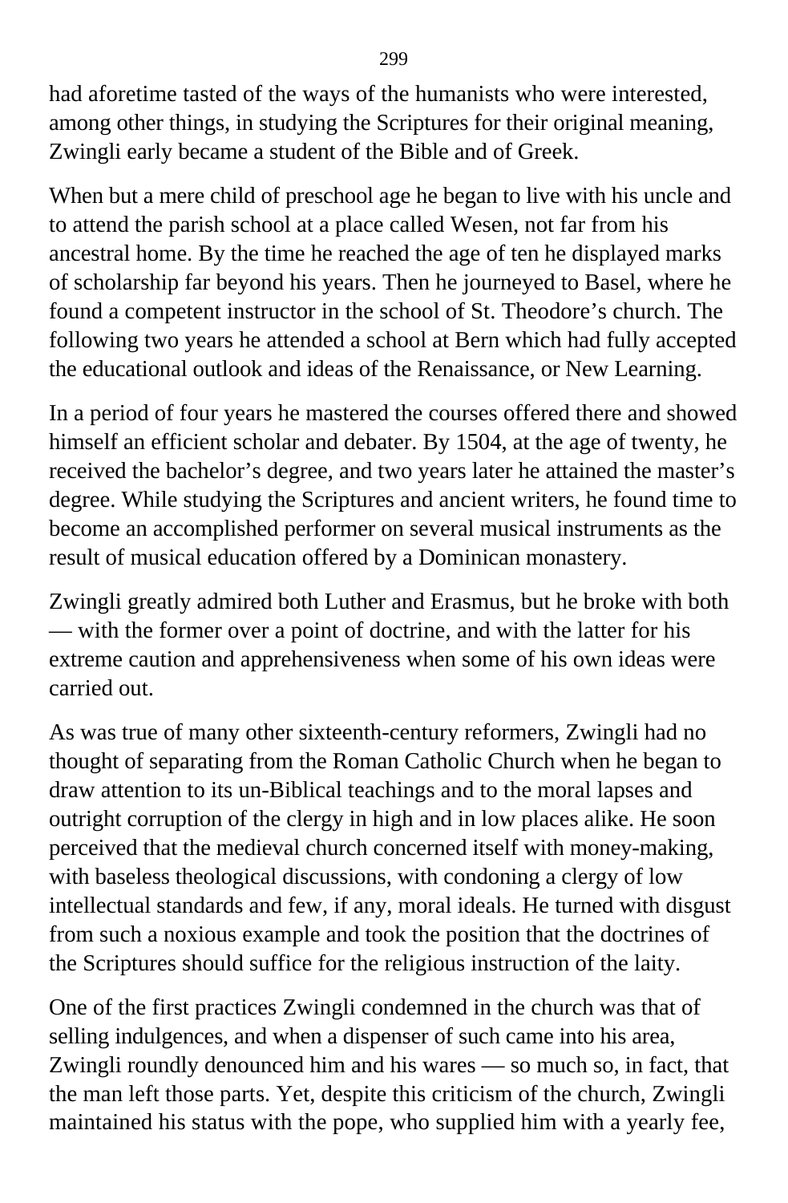had aforetime tasted of the ways of the humanists who were interested, among other things, in studying the Scriptures for their original meaning, Zwingli early became a student of the Bible and of Greek.

When but a mere child of preschool age he began to live with his uncle and to attend the parish school at a place called Wesen, not far from his ancestral home. By the time he reached the age of ten he displayed marks of scholarship far beyond his years. Then he journeyed to Basel, where he found a competent instructor in the school of St. Theodore's church. The following two years he attended a school at Bern which had fully accepted the educational outlook and ideas of the Renaissance, or New Learning.

In a period of four years he mastered the courses offered there and showed himself an efficient scholar and debater. By 1504, at the age of twenty, he received the bachelor's degree, and two years later he attained the master's degree. While studying the Scriptures and ancient writers, he found time to become an accomplished performer on several musical instruments as the result of musical education offered by a Dominican monastery.

Zwingli greatly admired both Luther and Erasmus, but he broke with both — with the former over a point of doctrine, and with the latter for his extreme caution and apprehensiveness when some of his own ideas were carried out.

As was true of many other sixteenth-century reformers, Zwingli had no thought of separating from the Roman Catholic Church when he began to draw attention to its un-Biblical teachings and to the moral lapses and outright corruption of the clergy in high and in low places alike. He soon perceived that the medieval church concerned itself with money-making, with baseless theological discussions, with condoning a clergy of low intellectual standards and few, if any, moral ideals. He turned with disgust from such a noxious example and took the position that the doctrines of the Scriptures should suffice for the religious instruction of the laity.

One of the first practices Zwingli condemned in the church was that of selling indulgences, and when a dispenser of such came into his area, Zwingli roundly denounced him and his wares — so much so, in fact, that the man left those parts. Yet, despite this criticism of the church, Zwingli maintained his status with the pope, who supplied him with a yearly fee,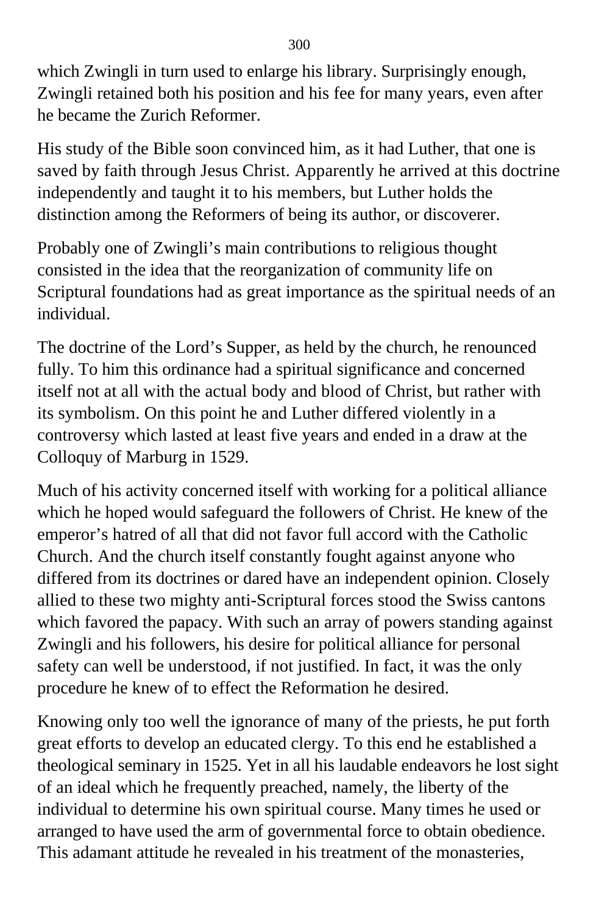which Zwingli in turn used to enlarge his library. Surprisingly enough, Zwingli retained both his position and his fee for many years, even after he became the Zurich Reformer.

His study of the Bible soon convinced him, as it had Luther, that one is saved by faith through Jesus Christ. Apparently he arrived at this doctrine independently and taught it to his members, but Luther holds the distinction among the Reformers of being its author, or discoverer.

Probably one of Zwingli's main contributions to religious thought consisted in the idea that the reorganization of community life on Scriptural foundations had as great importance as the spiritual needs of an individual.

The doctrine of the Lord's Supper, as held by the church, he renounced fully. To him this ordinance had a spiritual significance and concerned itself not at all with the actual body and blood of Christ, but rather with its symbolism. On this point he and Luther differed violently in a controversy which lasted at least five years and ended in a draw at the Colloquy of Marburg in 1529.

Much of his activity concerned itself with working for a political alliance which he hoped would safeguard the followers of Christ. He knew of the emperor's hatred of all that did not favor full accord with the Catholic Church. And the church itself constantly fought against anyone who differed from its doctrines or dared have an independent opinion. Closely allied to these two mighty anti-Scriptural forces stood the Swiss cantons which favored the papacy. With such an array of powers standing against Zwingli and his followers, his desire for political alliance for personal safety can well be understood, if not justified. In fact, it was the only procedure he knew of to effect the Reformation he desired.

Knowing only too well the ignorance of many of the priests, he put forth great efforts to develop an educated clergy. To this end he established a theological seminary in 1525. Yet in all his laudable endeavors he lost sight of an ideal which he frequently preached, namely, the liberty of the individual to determine his own spiritual course. Many times he used or arranged to have used the arm of governmental force to obtain obedience. This adamant attitude he revealed in his treatment of the monasteries,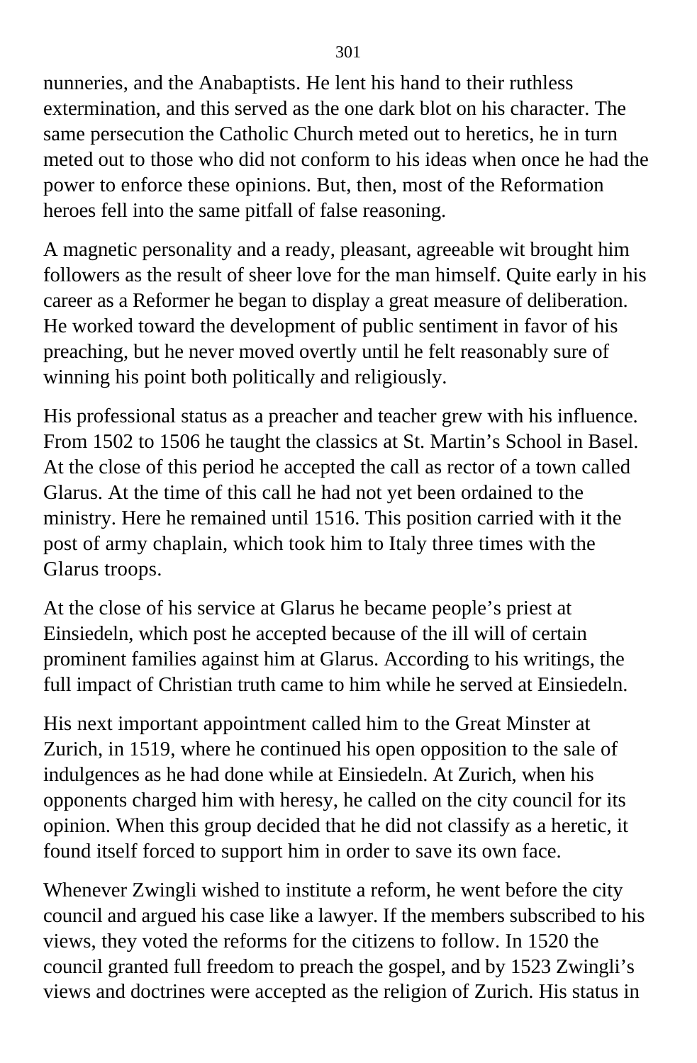nunneries, and the Anabaptists. He lent his hand to their ruthless extermination, and this served as the one dark blot on his character. The same persecution the Catholic Church meted out to heretics, he in turn meted out to those who did not conform to his ideas when once he had the power to enforce these opinions. But, then, most of the Reformation heroes fell into the same pitfall of false reasoning.

A magnetic personality and a ready, pleasant, agreeable wit brought him followers as the result of sheer love for the man himself. Quite early in his career as a Reformer he began to display a great measure of deliberation. He worked toward the development of public sentiment in favor of his preaching, but he never moved overtly until he felt reasonably sure of winning his point both politically and religiously.

His professional status as a preacher and teacher grew with his influence. From 1502 to 1506 he taught the classics at St. Martin's School in Basel. At the close of this period he accepted the call as rector of a town called Glarus. At the time of this call he had not yet been ordained to the ministry. Here he remained until 1516. This position carried with it the post of army chaplain, which took him to Italy three times with the Glarus troops.

At the close of his service at Glarus he became people's priest at Einsiedeln, which post he accepted because of the ill will of certain prominent families against him at Glarus. According to his writings, the full impact of Christian truth came to him while he served at Einsiedeln.

His next important appointment called him to the Great Minster at Zurich, in 1519, where he continued his open opposition to the sale of indulgences as he had done while at Einsiedeln. At Zurich, when his opponents charged him with heresy, he called on the city council for its opinion. When this group decided that he did not classify as a heretic, it found itself forced to support him in order to save its own face.

Whenever Zwingli wished to institute a reform, he went before the city council and argued his case like a lawyer. If the members subscribed to his views, they voted the reforms for the citizens to follow. In 1520 the council granted full freedom to preach the gospel, and by 1523 Zwingli's views and doctrines were accepted as the religion of Zurich. His status in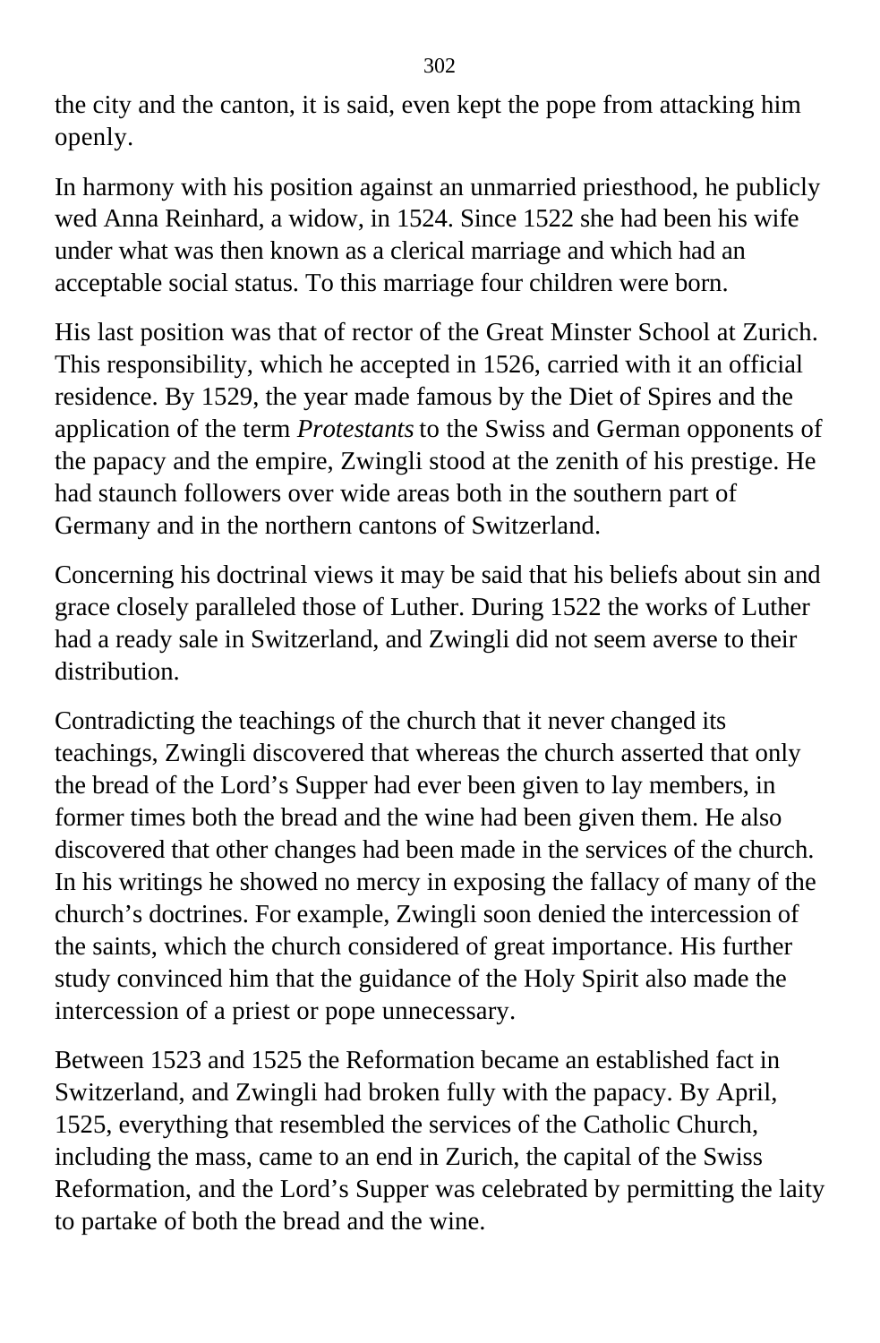the city and the canton, it is said, even kept the pope from attacking him openly.

In harmony with his position against an unmarried priesthood, he publicly wed Anna Reinhard, a widow, in 1524. Since 1522 she had been his wife under what was then known as a clerical marriage and which had an acceptable social status. To this marriage four children were born.

His last position was that of rector of the Great Minster School at Zurich. This responsibility, which he accepted in 1526, carried with it an official residence. By 1529, the year made famous by the Diet of Spires and the application of the term *Protestants* to the Swiss and German opponents of the papacy and the empire, Zwingli stood at the zenith of his prestige. He had staunch followers over wide areas both in the southern part of Germany and in the northern cantons of Switzerland.

Concerning his doctrinal views it may be said that his beliefs about sin and grace closely paralleled those of Luther. During 1522 the works of Luther had a ready sale in Switzerland, and Zwingli did not seem averse to their distribution.

Contradicting the teachings of the church that it never changed its teachings, Zwingli discovered that whereas the church asserted that only the bread of the Lord's Supper had ever been given to lay members, in former times both the bread and the wine had been given them. He also discovered that other changes had been made in the services of the church. In his writings he showed no mercy in exposing the fallacy of many of the church's doctrines. For example, Zwingli soon denied the intercession of the saints, which the church considered of great importance. His further study convinced him that the guidance of the Holy Spirit also made the intercession of a priest or pope unnecessary.

Between 1523 and 1525 the Reformation became an established fact in Switzerland, and Zwingli had broken fully with the papacy. By April, 1525, everything that resembled the services of the Catholic Church, including the mass, came to an end in Zurich, the capital of the Swiss Reformation, and the Lord's Supper was celebrated by permitting the laity to partake of both the bread and the wine.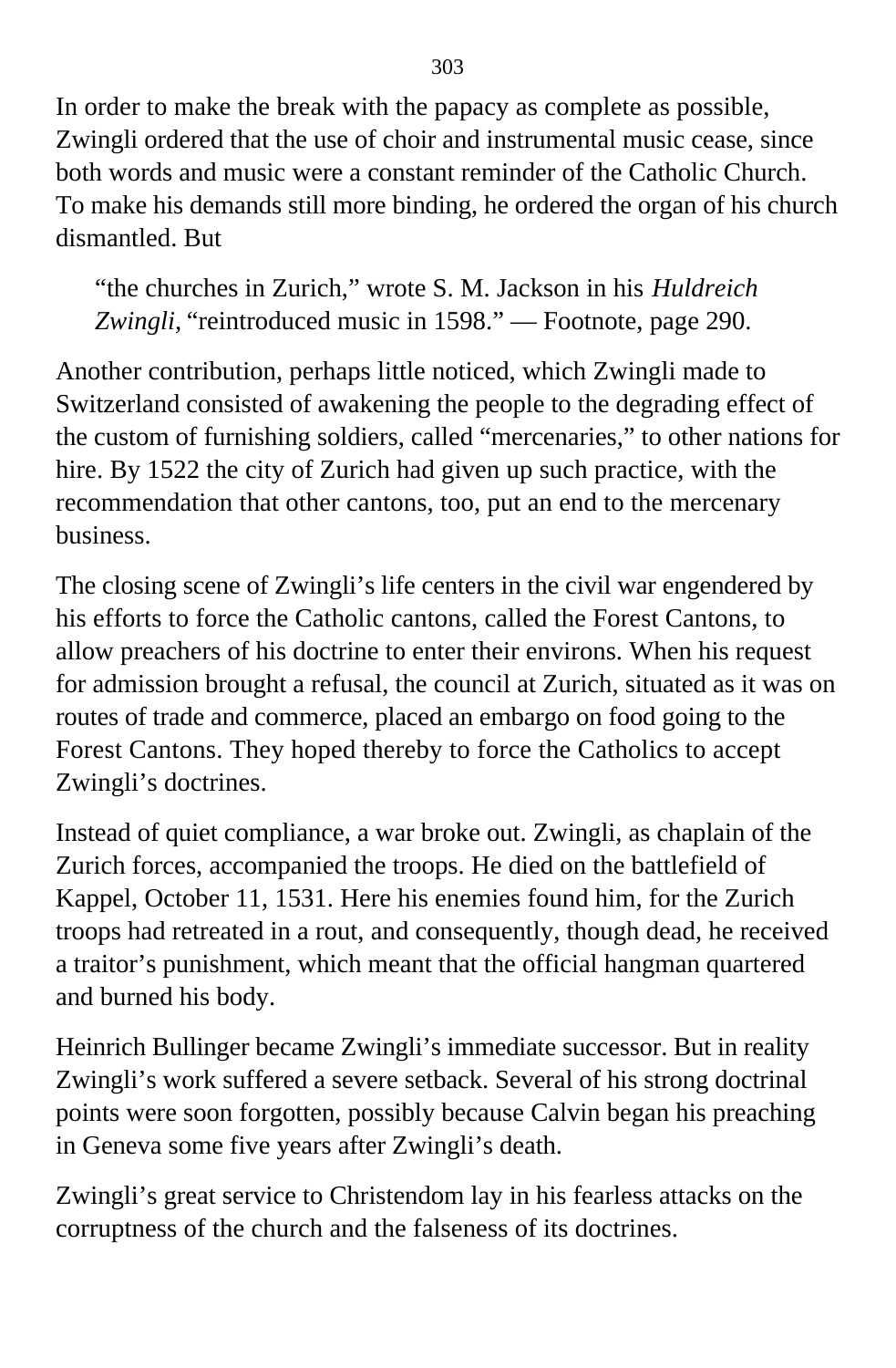In order to make the break with the papacy as complete as possible, Zwingli ordered that the use of choir and instrumental music cease, since both words and music were a constant reminder of the Catholic Church. To make his demands still more binding, he ordered the organ of his church dismantled. But

> "the churches in Zurich," wrote S. M. Jackson in his *Huldreich Zwingli,* "reintroduced music in 1598." — Footnote, page 290.

Another contribution, perhaps little noticed, which Zwingli made to Switzerland consisted of awakening the people to the degrading effect of the custom of furnishing soldiers, called "mercenaries," to other nations for hire. By 1522 the city of Zurich had given up such practice, with the recommendation that other cantons, too, put an end to the mercenary business.

The closing scene of Zwingli's life centers in the civil war engendered by his efforts to force the Catholic cantons, called the Forest Cantons, to allow preachers of his doctrine to enter their environs. When his request for admission brought a refusal, the council at Zurich, situated as it was on routes of trade and commerce, placed an embargo on food going to the Forest Cantons. They hoped thereby to force the Catholics to accept Zwingli's doctrines.

Instead of quiet compliance, a war broke out. Zwingli, as chaplain of the Zurich forces, accompanied the troops. He died on the battlefield of Kappel, October 11, 1531. Here his enemies found him, for the Zurich troops had retreated in a rout, and consequently, though dead, he received a traitor's punishment, which meant that the official hangman quartered and burned his body.

Heinrich Bullinger became Zwingli's immediate successor. But in reality Zwingli's work suffered a severe setback. Several of his strong doctrinal points were soon forgotten, possibly because Calvin began his preaching in Geneva some five years after Zwingli's death.

Zwingli's great service to Christendom lay in his fearless attacks on the corruptness of the church and the falseness of its doctrines.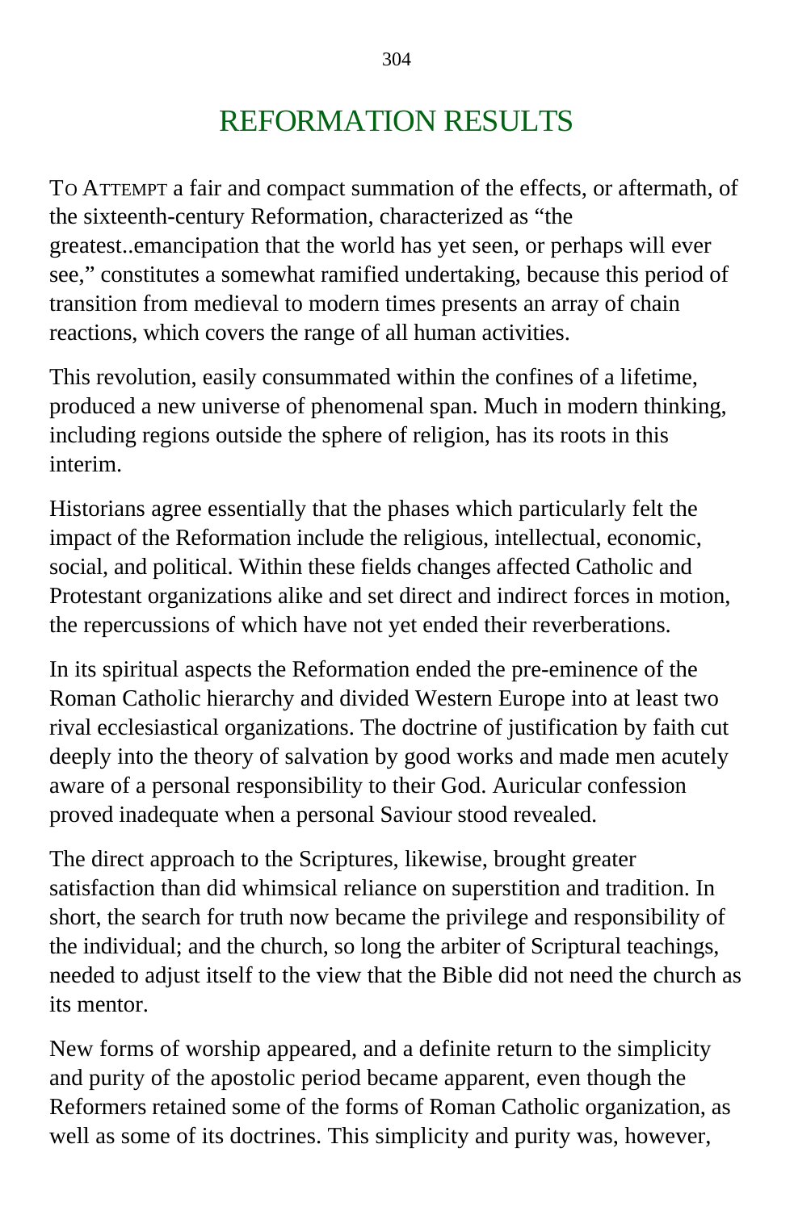# REFORMATION RESULTS

TO ATTEMPT a fair and compact summation of the effects, or aftermath, of the sixteenth-century Reformation, characterized as "the greatest..emancipation that the world has yet seen, or perhaps will ever see," constitutes a somewhat ramified undertaking, because this period of transition from medieval to modern times presents an array of chain reactions, which covers the range of all human activities.

This revolution, easily consummated within the confines of a lifetime, produced a new universe of phenomenal span. Much in modern thinking, including regions outside the sphere of religion, has its roots in this interim.

Historians agree essentially that the phases which particularly felt the impact of the Reformation include the religious, intellectual, economic, social, and political. Within these fields changes affected Catholic and Protestant organizations alike and set direct and indirect forces in motion, the repercussions of which have not yet ended their reverberations.

In its spiritual aspects the Reformation ended the pre-eminence of the Roman Catholic hierarchy and divided Western Europe into at least two rival ecclesiastical organizations. The doctrine of justification by faith cut deeply into the theory of salvation by good works and made men acutely aware of a personal responsibility to their God. Auricular confession proved inadequate when a personal Saviour stood revealed.

The direct approach to the Scriptures, likewise, brought greater satisfaction than did whimsical reliance on superstition and tradition. In short, the search for truth now became the privilege and responsibility of the individual; and the church, so long the arbiter of Scriptural teachings, needed to adjust itself to the view that the Bible did not need the church as its mentor.

New forms of worship appeared, and a definite return to the simplicity and purity of the apostolic period became apparent, even though the Reformers retained some of the forms of Roman Catholic organization, as well as some of its doctrines. This simplicity and purity was, however,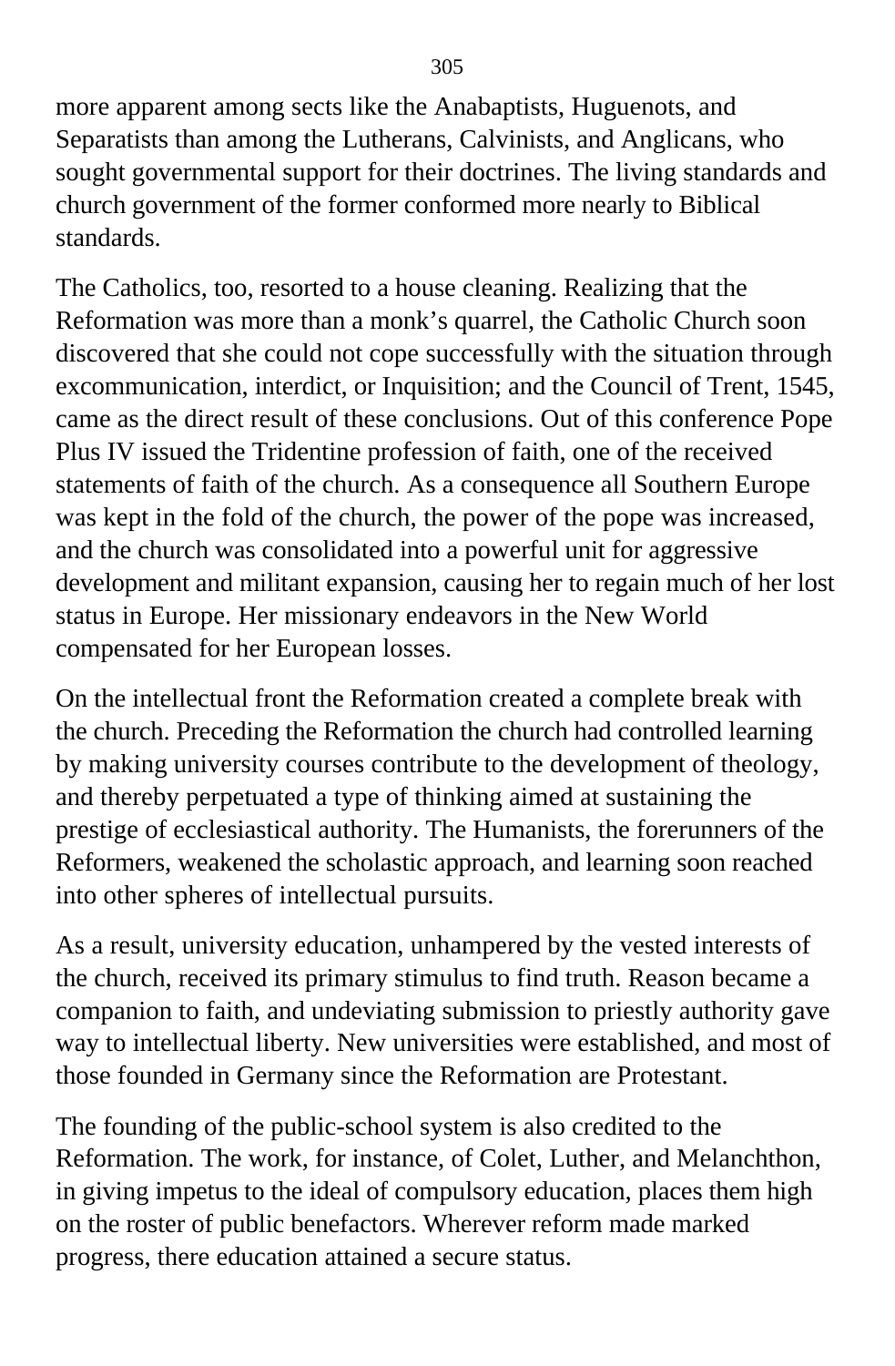more apparent among sects like the Anabaptists, Huguenots, and Separatists than among the Lutherans, Calvinists, and Anglicans, who sought governmental support for their doctrines. The living standards and church government of the former conformed more nearly to Biblical standards.

The Catholics, too, resorted to a house cleaning. Realizing that the Reformation was more than a monk's quarrel, the Catholic Church soon discovered that she could not cope successfully with the situation through excommunication, interdict, or Inquisition; and the Council of Trent, 1545, came as the direct result of these conclusions. Out of this conference Pope Plus IV issued the Tridentine profession of faith, one of the received statements of faith of the church. As a consequence all Southern Europe was kept in the fold of the church, the power of the pope was increased, and the church was consolidated into a powerful unit for aggressive development and militant expansion, causing her to regain much of her lost status in Europe. Her missionary endeavors in the New World compensated for her European losses.

On the intellectual front the Reformation created a complete break with the church. Preceding the Reformation the church had controlled learning by making university courses contribute to the development of theology, and thereby perpetuated a type of thinking aimed at sustaining the prestige of ecclesiastical authority. The Humanists, the forerunners of the Reformers, weakened the scholastic approach, and learning soon reached into other spheres of intellectual pursuits.

As a result, university education, unhampered by the vested interests of the church, received its primary stimulus to find truth. Reason became a companion to faith, and undeviating submission to priestly authority gave way to intellectual liberty. New universities were established, and most of those founded in Germany since the Reformation are Protestant.

The founding of the public-school system is also credited to the Reformation. The work, for instance, of Colet, Luther, and Melanchthon, in giving impetus to the ideal of compulsory education, places them high on the roster of public benefactors. Wherever reform made marked progress, there education attained a secure status.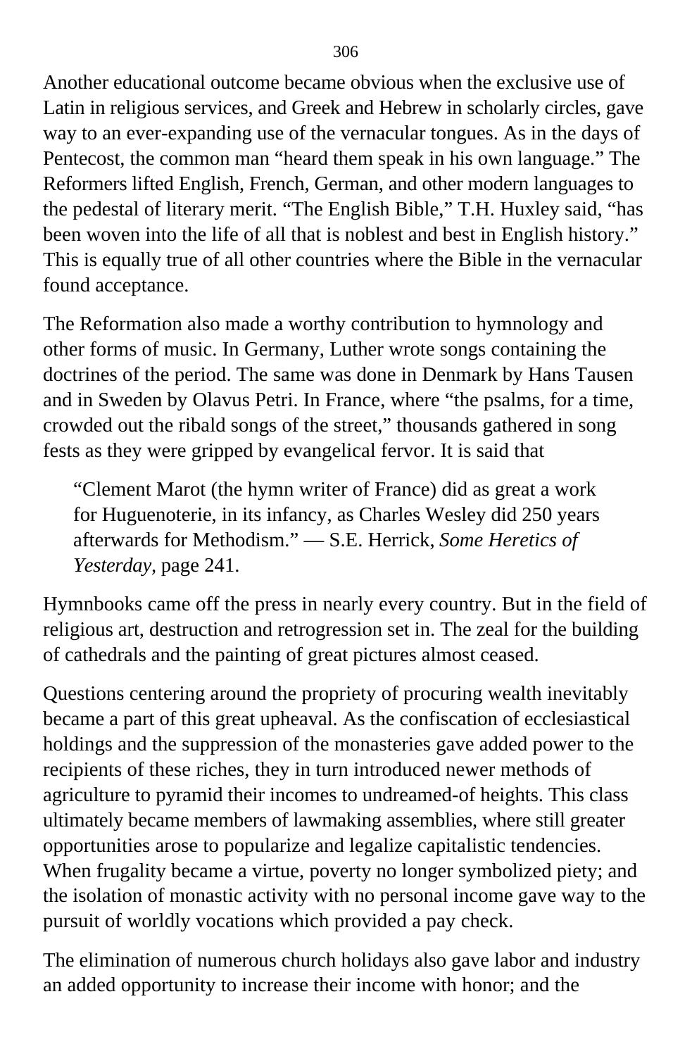Another educational outcome became obvious when the exclusive use of Latin in religious services, and Greek and Hebrew in scholarly circles, gave way to an ever-expanding use of the vernacular tongues. As in the days of Pentecost, the common man "heard them speak in his own language." The Reformers lifted English, French, German, and other modern languages to the pedestal of literary merit. "The English Bible," T.H. Huxley said, "has been woven into the life of all that is noblest and best in English history." This is equally true of all other countries where the Bible in the vernacular found acceptance.

The Reformation also made a worthy contribution to hymnology and other forms of music. In Germany, Luther wrote songs containing the doctrines of the period. The same was done in Denmark by Hans Tausen and in Sweden by Olavus Petri. In France, where "the psalms, for a time, crowded out the ribald songs of the street," thousands gathered in song fests as they were gripped by evangelical fervor. It is said that

> "Clement Marot (the hymn writer of France) did as great a work for Huguenoterie, in its infancy, as Charles Wesley did 250 years afterwards for Methodism." — S.E. Herrick, *Some Heretics of Yesterday,* page 241.

Hymnbooks came off the press in nearly every country. But in the field of religious art, destruction and retrogression set in. The zeal for the building of cathedrals and the painting of great pictures almost ceased.

Questions centering around the propriety of procuring wealth inevitably became a part of this great upheaval. As the confiscation of ecclesiastical holdings and the suppression of the monasteries gave added power to the recipients of these riches, they in turn introduced newer methods of agriculture to pyramid their incomes to undreamed-of heights. This class ultimately became members of lawmaking assemblies, where still greater opportunities arose to popularize and legalize capitalistic tendencies. When frugality became a virtue, poverty no longer symbolized piety; and the isolation of monastic activity with no personal income gave way to the pursuit of worldly vocations which provided a pay check.

The elimination of numerous church holidays also gave labor and industry an added opportunity to increase their income with honor; and the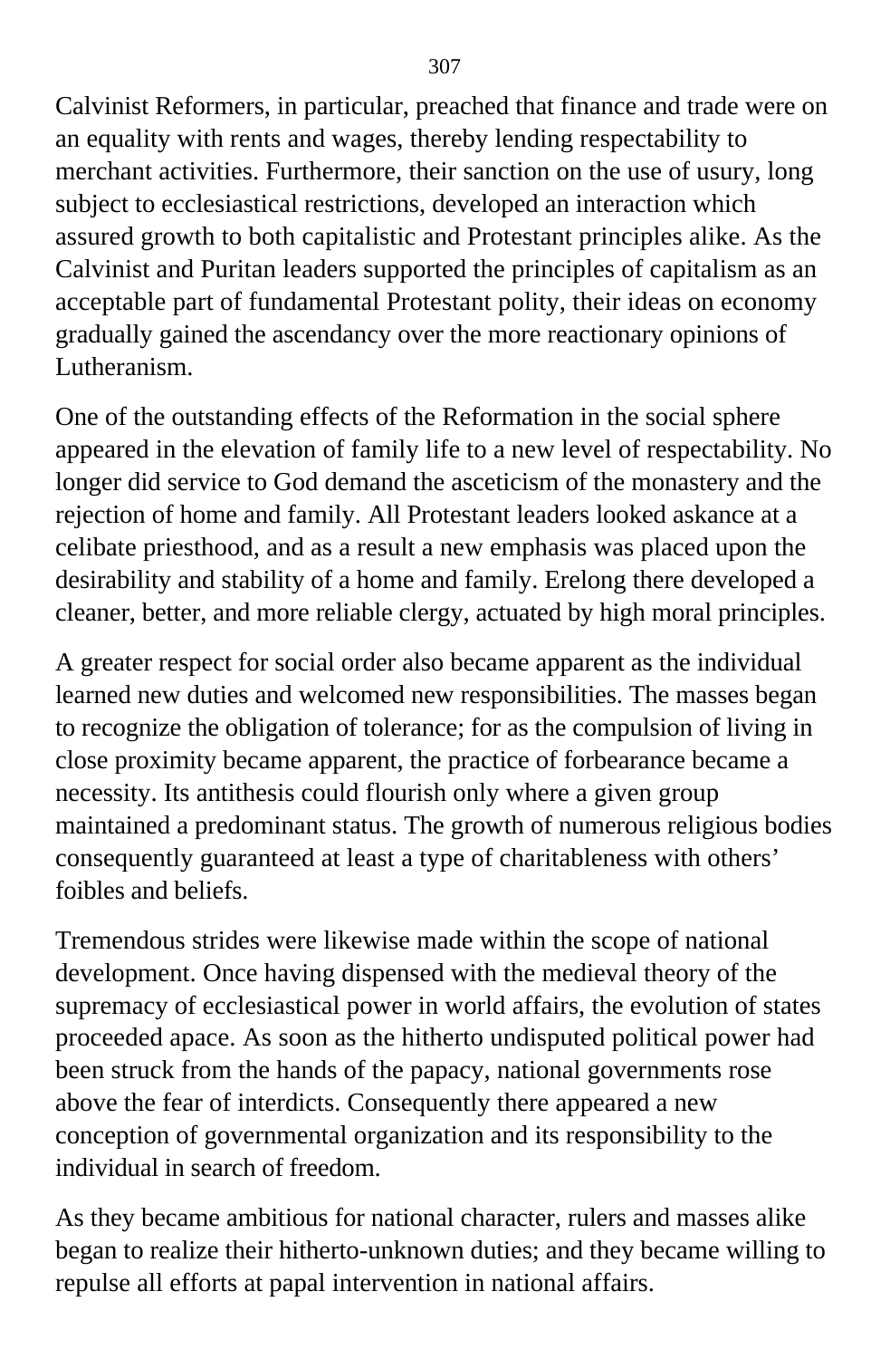Calvinist Reformers, in particular, preached that finance and trade were on an equality with rents and wages, thereby lending respectability to merchant activities. Furthermore, their sanction on the use of usury, long subject to ecclesiastical restrictions, developed an interaction which assured growth to both capitalistic and Protestant principles alike. As the Calvinist and Puritan leaders supported the principles of capitalism as an acceptable part of fundamental Protestant polity, their ideas on economy gradually gained the ascendancy over the more reactionary opinions of Lutheranism.

One of the outstanding effects of the Reformation in the social sphere appeared in the elevation of family life to a new level of respectability. No longer did service to God demand the asceticism of the monastery and the rejection of home and family. All Protestant leaders looked askance at a celibate priesthood, and as a result a new emphasis was placed upon the desirability and stability of a home and family. Erelong there developed a cleaner, better, and more reliable clergy, actuated by high moral principles.

A greater respect for social order also became apparent as the individual learned new duties and welcomed new responsibilities. The masses began to recognize the obligation of tolerance; for as the compulsion of living in close proximity became apparent, the practice of forbearance became a necessity. Its antithesis could flourish only where a given group maintained a predominant status. The growth of numerous religious bodies consequently guaranteed at least a type of charitableness with others' foibles and beliefs.

Tremendous strides were likewise made within the scope of national development. Once having dispensed with the medieval theory of the supremacy of ecclesiastical power in world affairs, the evolution of states proceeded apace. As soon as the hitherto undisputed political power had been struck from the hands of the papacy, national governments rose above the fear of interdicts. Consequently there appeared a new conception of governmental organization and its responsibility to the individual in search of freedom.

As they became ambitious for national character, rulers and masses alike began to realize their hitherto-unknown duties; and they became willing to repulse all efforts at papal intervention in national affairs.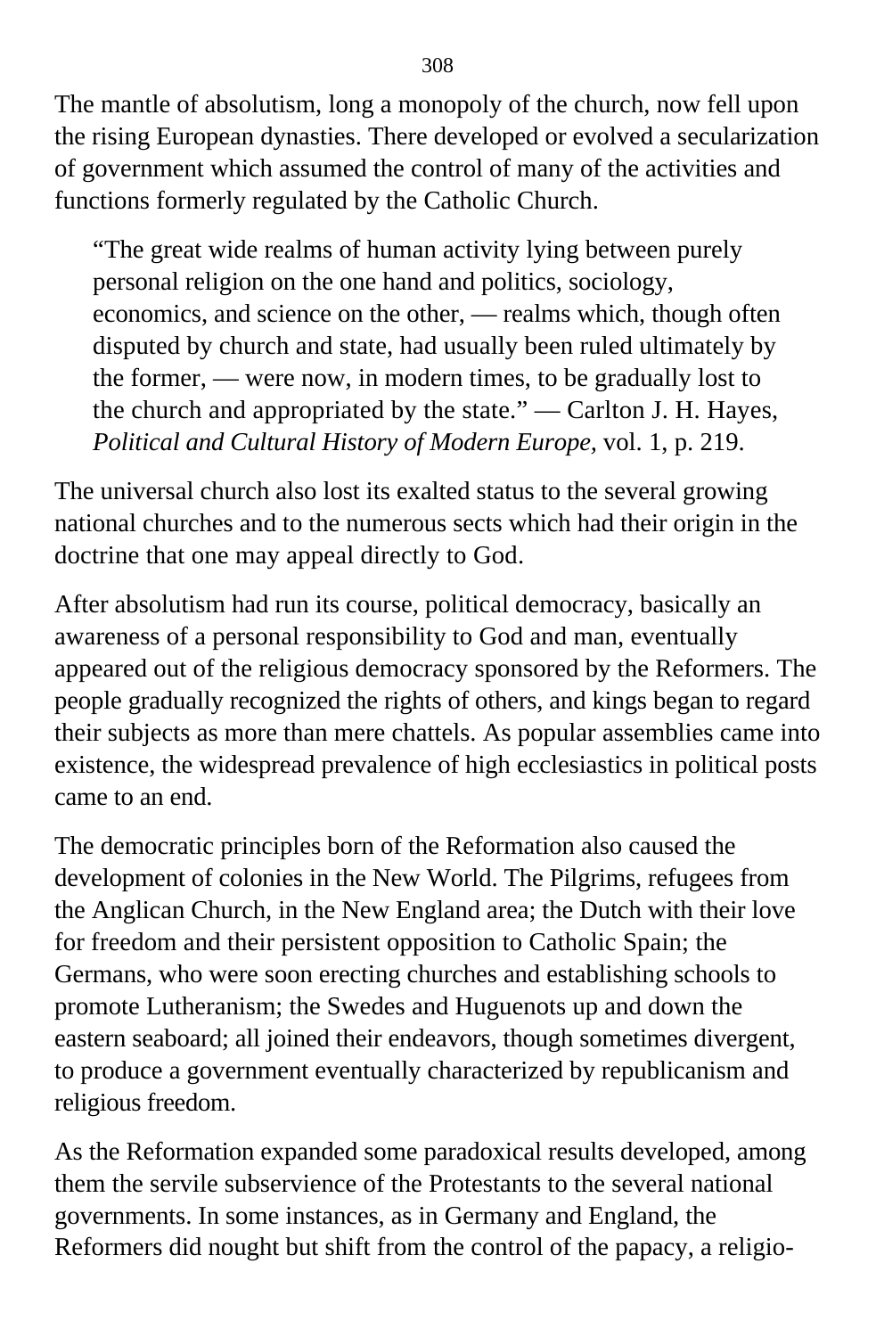The mantle of absolutism, long a monopoly of the church, now fell upon the rising European dynasties. There developed or evolved a secularization of government which assumed the control of many of the activities and functions formerly regulated by the Catholic Church.

> "The great wide realms of human activity lying between purely personal religion on the one hand and politics, sociology, economics, and science on the other, — realms which, though often disputed by church and state, had usually been ruled ultimately by the former, — were now, in modern times, to be gradually lost to the church and appropriated by the state." — Carlton J. H. Hayes, *Political and Cultural History of Modern Europe,* vol. 1, p. 219.

The universal church also lost its exalted status to the several growing national churches and to the numerous sects which had their origin in the doctrine that one may appeal directly to God.

After absolutism had run its course, political democracy, basically an awareness of a personal responsibility to God and man, eventually appeared out of the religious democracy sponsored by the Reformers. The people gradually recognized the rights of others, and kings began to regard their subjects as more than mere chattels. As popular assemblies came into existence, the widespread prevalence of high ecclesiastics in political posts came to an end.

The democratic principles born of the Reformation also caused the development of colonies in the New World. The Pilgrims, refugees from the Anglican Church, in the New England area; the Dutch with their love for freedom and their persistent opposition to Catholic Spain; the Germans, who were soon erecting churches and establishing schools to promote Lutheranism; the Swedes and Huguenots up and down the eastern seaboard; all joined their endeavors, though sometimes divergent, to produce a government eventually characterized by republicanism and religious freedom.

As the Reformation expanded some paradoxical results developed, among them the servile subservience of the Protestants to the several national governments. In some instances, as in Germany and England, the Reformers did nought but shift from the control of the papacy, a religio-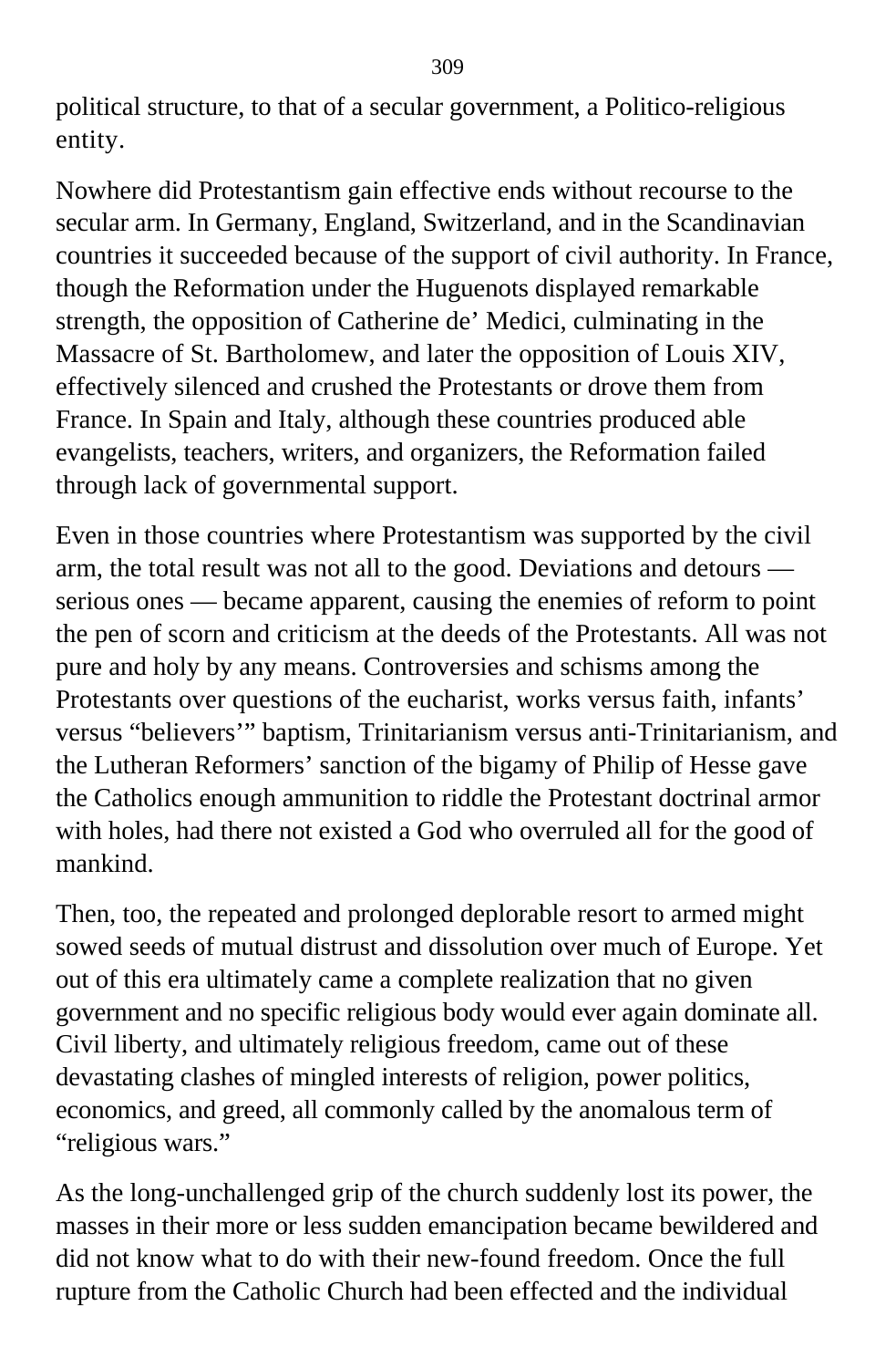political structure, to that of a secular government, a Politico-religious entity.

Nowhere did Protestantism gain effective ends without recourse to the secular arm. In Germany, England, Switzerland, and in the Scandinavian countries it succeeded because of the support of civil authority. In France, though the Reformation under the Huguenots displayed remarkable strength, the opposition of Catherine de' Medici, culminating in the Massacre of St. Bartholomew, and later the opposition of Louis XIV, effectively silenced and crushed the Protestants or drove them from France. In Spain and Italy, although these countries produced able evangelists, teachers, writers, and organizers, the Reformation failed through lack of governmental support.

Even in those countries where Protestantism was supported by the civil arm, the total result was not all to the good. Deviations and detours — serious ones — became apparent, causing the enemies of reform to point the pen of scorn and criticism at the deeds of the Protestants. All was not pure and holy by any means. Controversies and schisms among the Protestants over questions of the eucharist, works versus faith, infants' versus "believers'" baptism, Trinitarianism versus anti-Trinitarianism, and the Lutheran Reformers' sanction of the bigamy of Philip of Hesse gave the Catholics enough ammunition to riddle the Protestant doctrinal armor with holes, had there not existed a God who overruled all for the good of mankind.

Then, too, the repeated and prolonged deplorable resort to armed might sowed seeds of mutual distrust and dissolution over much of Europe. Yet out of this era ultimately came a complete realization that no given government and no specific religious body would ever again dominate all. Civil liberty, and ultimately religious freedom, came out of these devastating clashes of mingled interests of religion, power politics, economics, and greed, all commonly called by the anomalous term of "religious wars."

As the long-unchallenged grip of the church suddenly lost its power, the masses in their more or less sudden emancipation became bewildered and did not know what to do with their new-found freedom. Once the full rupture from the Catholic Church had been effected and the individual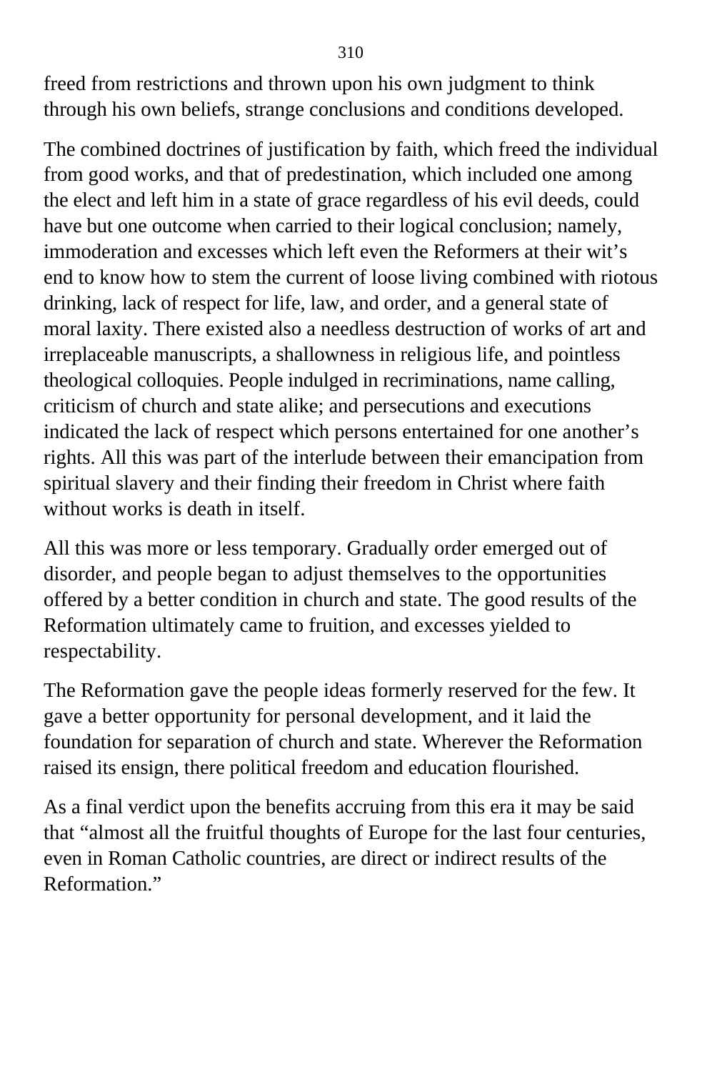freed from restrictions and thrown upon his own judgment to think through his own beliefs, strange conclusions and conditions developed.

The combined doctrines of justification by faith, which freed the individual from good works, and that of predestination, which included one among the elect and left him in a state of grace regardless of his evil deeds, could have but one outcome when carried to their logical conclusion; namely, immoderation and excesses which left even the Reformers at their wit's end to know how to stem the current of loose living combined with riotous drinking, lack of respect for life, law, and order, and a general state of moral laxity. There existed also a needless destruction of works of art and irreplaceable manuscripts, a shallowness in religious life, and pointless theological colloquies. People indulged in recriminations, name calling, criticism of church and state alike; and persecutions and executions indicated the lack of respect which persons entertained for one another's rights. All this was part of the interlude between their emancipation from spiritual slavery and their finding their freedom in Christ where faith without works is death in itself.

All this was more or less temporary. Gradually order emerged out of disorder, and people began to adjust themselves to the opportunities offered by a better condition in church and state. The good results of the Reformation ultimately came to fruition, and excesses yielded to respectability.

The Reformation gave the people ideas formerly reserved for the few. It gave a better opportunity for personal development, and it laid the foundation for separation of church and state. Wherever the Reformation raised its ensign, there political freedom and education flourished.

As a final verdict upon the benefits accruing from this era it may be said that "almost all the fruitful thoughts of Europe for the last four centuries, even in Roman Catholic countries, are direct or indirect results of the Reformation."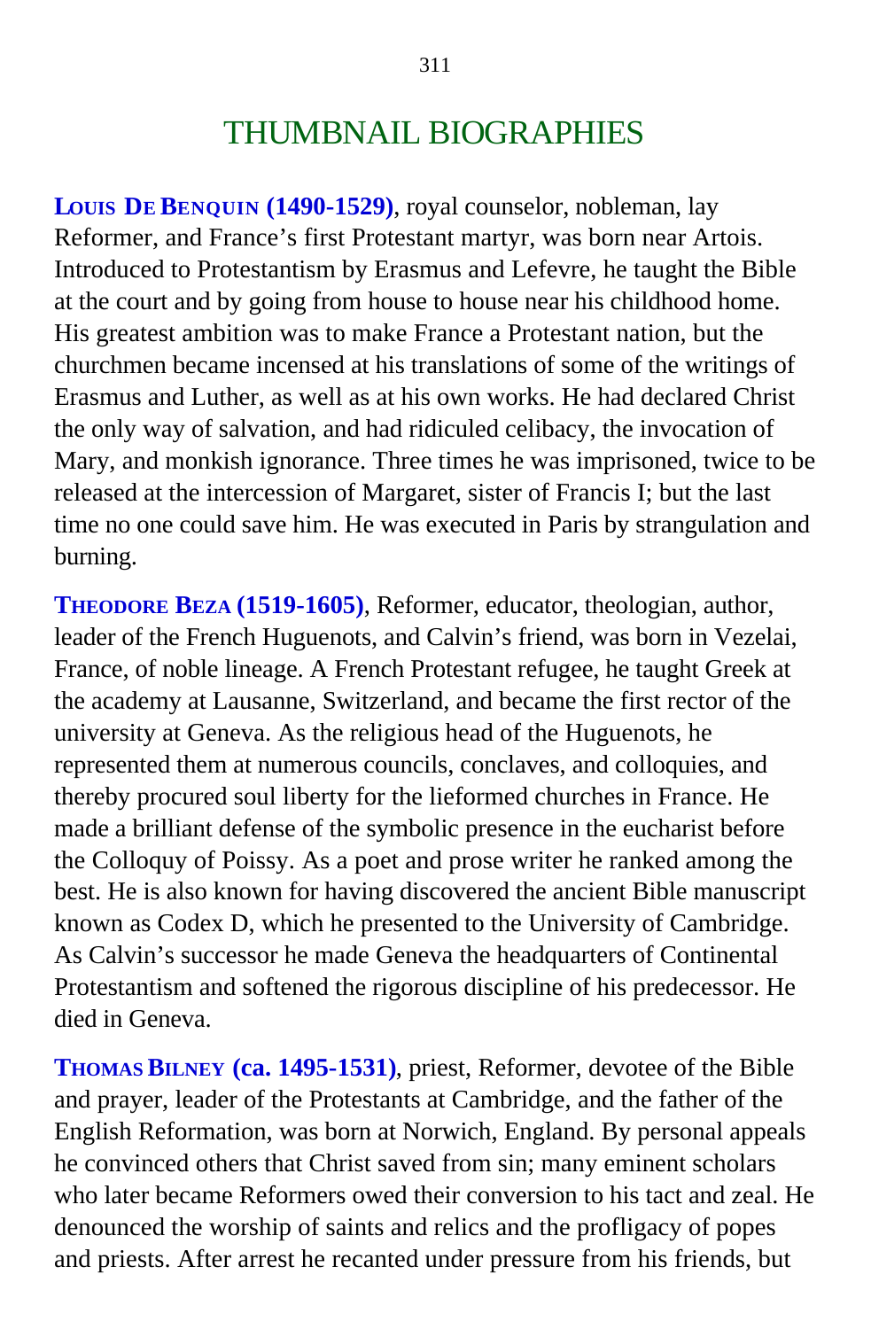# THUMBNAIL BIOGRAPHIES

**LOUIS DE BENQUIN (1490-1529)**, royal counselor, nobleman, lay Reformer, and France's first Protestant martyr, was born near Artois. Introduced to Protestantism by Erasmus and Lefevre, he taught the Bible at the court and by going from house to house near his childhood home. His greatest ambition was to make France a Protestant nation, but the churchmen became incensed at his translations of some of the writings of Erasmus and Luther, as well as at his own works. He had declared Christ the only way of salvation, and had ridiculed celibacy, the invocation of Mary, and monkish ignorance. Three times he was imprisoned, twice to be released at the intercession of Margaret, sister of Francis I; but the last time no one could save him. He was executed in Paris by strangulation and burning.

**THEODORE BEZA (1519-1605)**, Reformer, educator, theologian, author, leader of the French Huguenots, and Calvin's friend, was born in Vezelai, France, of noble lineage. A French Protestant refugee, he taught Greek at the academy at Lausanne, Switzerland, and became the first rector of the university at Geneva. As the religious head of the Huguenots, he represented them at numerous councils, conclaves, and colloquies, and thereby procured soul liberty for the lieformed churches in France. He made a brilliant defense of the symbolic presence in the eucharist before the Colloquy of Poissy. As a poet and prose writer he ranked among the best. He is also known for having discovered the ancient Bible manuscript known as Codex D, which he presented to the University of Cambridge. As Calvin's successor he made Geneva the headquarters of Continental Protestantism and softened the rigorous discipline of his predecessor. He died in Geneva.

**THOMAS BILNEY (ca. 1495-1531)**, priest, Reformer, devotee of the Bible and prayer, leader of the Protestants at Cambridge, and the father of the English Reformation, was born at Norwich, England. By personal appeals he convinced others that Christ saved from sin; many eminent scholars who later became Reformers owed their conversion to his tact and zeal. He denounced the worship of saints and relics and the profligacy of popes and priests. After arrest he recanted under pressure from his friends, but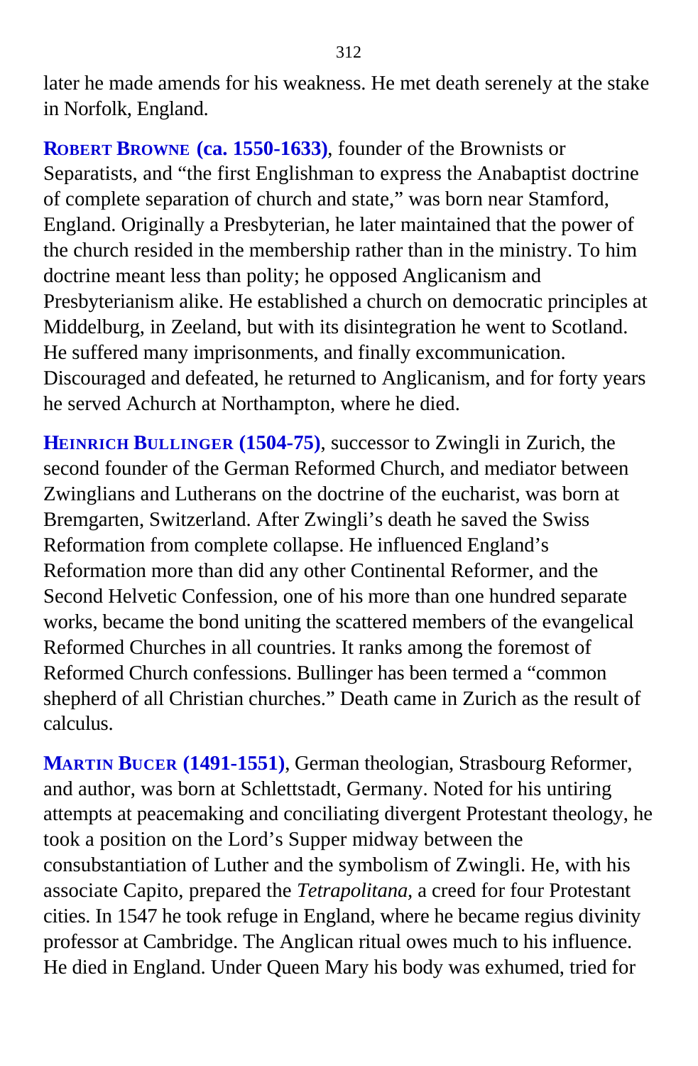later he made amends for his weakness. He met death serenely at the stake in Norfolk, England.

**ROBERT BROWNE (ca. 1550-1633)**, founder of the Brownists or Separatists, and "the first Englishman to express the Anabaptist doctrine of complete separation of church and state," was born near Stamford, England. Originally a Presbyterian, he later maintained that the power of the church resided in the membership rather than in the ministry. To him doctrine meant less than polity; he opposed Anglicanism and Presbyterianism alike. He established a church on democratic principles at Middelburg, in Zeeland, but with its disintegration he went to Scotland. He suffered many imprisonments, and finally excommunication. Discouraged and defeated, he returned to Anglicanism, and for forty years he served Achurch at Northampton, where he died.

**HEINRICH BULLINGER (1504-75)**, successor to Zwingli in Zurich, the second founder of the German Reformed Church, and mediator between Zwinglians and Lutherans on the doctrine of the eucharist, was born at Bremgarten, Switzerland. After Zwingli's death he saved the Swiss Reformation from complete collapse. He influenced England's Reformation more than did any other Continental Reformer, and the Second Helvetic Confession, one of his more than one hundred separate works, became the bond uniting the scattered members of the evangelical Reformed Churches in all countries. It ranks among the foremost of Reformed Church confessions. Bullinger has been termed a "common shepherd of all Christian churches." Death came in Zurich as the result of calculus.

**MARTIN BUCER (1491-1551)**, German theologian, Strasbourg Reformer, and author, was born at Schlettstadt, Germany. Noted for his untiring attempts at peacemaking and conciliating divergent Protestant theology, he took a position on the Lord's Supper midway between the consubstantiation of Luther and the symbolism of Zwingli. He, with his associate Capito, prepared the *Tetrapolitana*, a creed for four Protestant cities. In 1547 he took refuge in England, where he became regius divinity professor at Cambridge. The Anglican ritual owes much to his influence. He died in England. Under Queen Mary his body was exhumed, tried for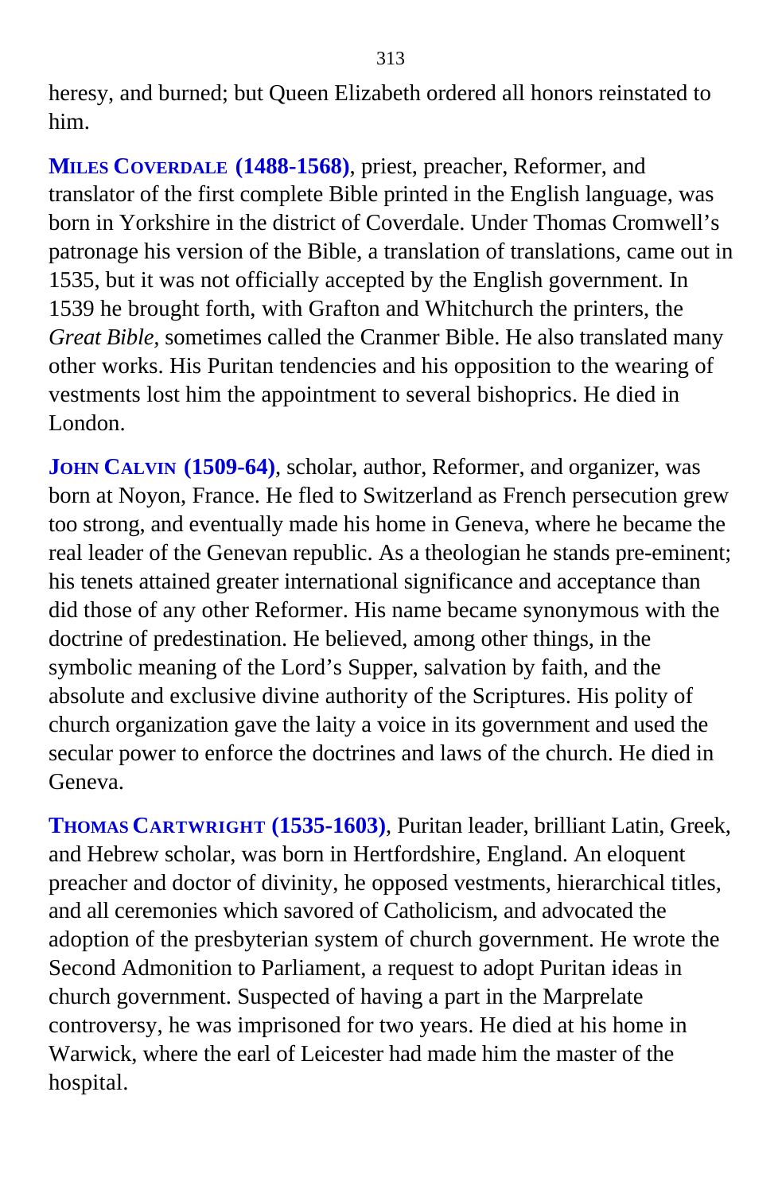heresy, and burned; but Queen Elizabeth ordered all honors reinstated to him.

**MILES COVERDALE (1488-1568)**, priest, preacher, Reformer, and translator of the first complete Bible printed in the English language, was born in Yorkshire in the district of Coverdale. Under Thomas Cromwell's patronage his version of the Bible, a translation of translations, came out in 1535, but it was not officially accepted by the English government. In 1539 he brought forth, with Grafton and Whitchurch the printers, the *Great Bible*, sometimes called the Cranmer Bible. He also translated many other works. His Puritan tendencies and his opposition to the wearing of vestments lost him the appointment to several bishoprics. He died in London.

**JOHN CALVIN (1509-64)**, scholar, author, Reformer, and organizer, was born at Noyon, France. He fled to Switzerland as French persecution grew too strong, and eventually made his home in Geneva, where he became the real leader of the Genevan republic. As a theologian he stands pre-eminent; his tenets attained greater international significance and acceptance than did those of any other Reformer. His name became synonymous with the doctrine of predestination. He believed, among other things, in the symbolic meaning of the Lord's Supper, salvation by faith, and the absolute and exclusive divine authority of the Scriptures. His polity of church organization gave the laity a voice in its government and used the secular power to enforce the doctrines and laws of the church. He died in Geneva.

**THOMAS CARTWRIGHT (1535-1603)**, Puritan leader, brilliant Latin, Greek, and Hebrew scholar, was born in Hertfordshire, England. An eloquent preacher and doctor of divinity, he opposed vestments, hierarchical titles, and all ceremonies which savored of Catholicism, and advocated the adoption of the presbyterian system of church government. He wrote the Second Admonition to Parliament, a request to adopt Puritan ideas in church government. Suspected of having a part in the Marprelate controversy, he was imprisoned for two years. He died at his home in Warwick, where the earl of Leicester had made him the master of the hospital.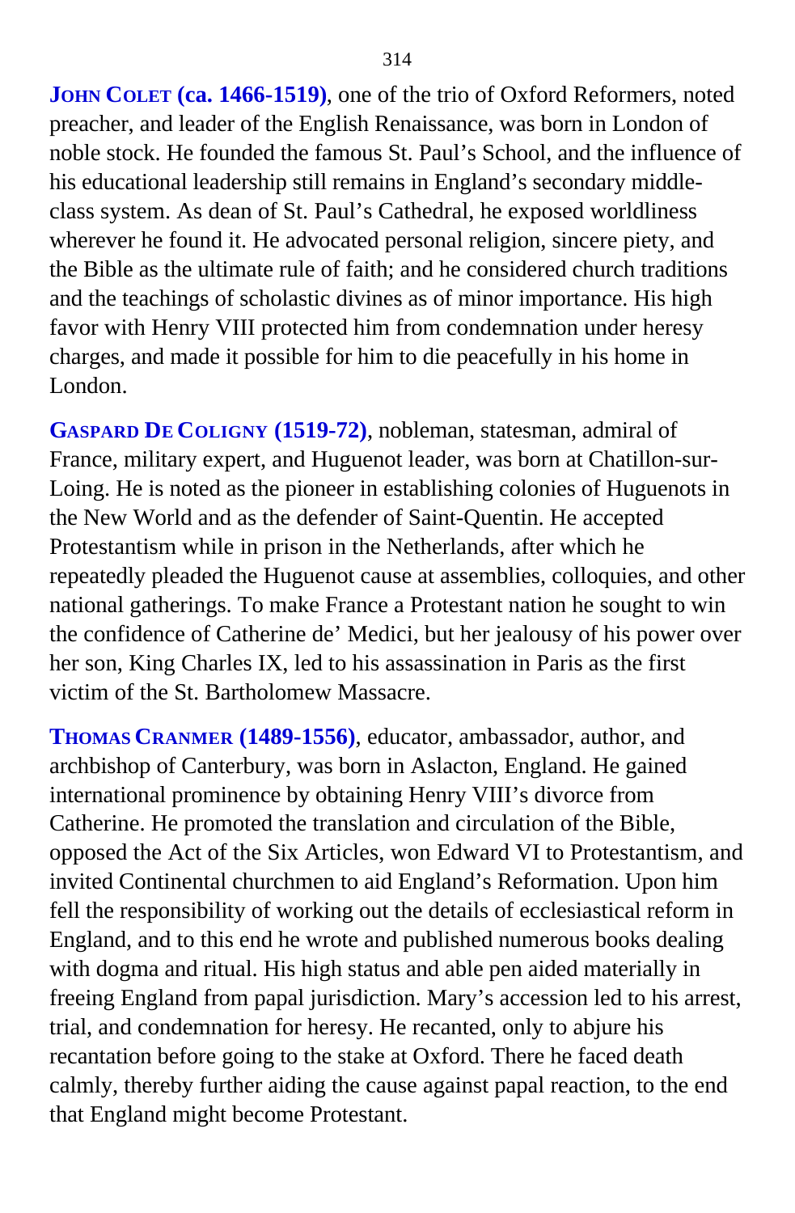**JOHN COLET (ca. 1466-1519)**, one of the trio of Oxford Reformers, noted preacher, and leader of the English Renaissance, was born in London of noble stock. He founded the famous St. Paul's School, and the influence of his educational leadership still remains in England's secondary middle-class system. As dean of St. Paul's Cathedral, he exposed worldliness wherever he found it. He advocated personal religion, sincere piety, and the Bible as the ultimate rule of faith; and he considered church traditions and the teachings of scholastic divines as of minor importance. His high favor with Henry VIII protected him from condemnation under heresy charges, and made it possible for him to die peacefully in his home in London.

**GASPARD DE COLIGNY (1519-72)**, nobleman, statesman, admiral of France, military expert, and Huguenot leader, was born at Chatillon-sur-Loing. He is noted as the pioneer in establishing colonies of Huguenots in the New World and as the defender of Saint-Quentin. He accepted Protestantism while in prison in the Netherlands, after which he repeatedly pleaded the Huguenot cause at assemblies, colloquies, and other national gatherings. To make France a Protestant nation he sought to win the confidence of Catherine de' Medici, but her jealousy of his power over her son, King Charles IX, led to his assassination in Paris as the first victim of the St. Bartholomew Massacre.

**THOMAS CRANMER (1489-1556)**, educator, ambassador, author, and archbishop of Canterbury, was born in Aslacton, England. He gained international prominence by obtaining Henry VIII's divorce from Catherine. He promoted the translation and circulation of the Bible, opposed the Act of the Six Articles, won Edward VI to Protestantism, and invited Continental churchmen to aid England's Reformation. Upon him fell the responsibility of working out the details of ecclesiastical reform in England, and to this end he wrote and published numerous books dealing with dogma and ritual. His high status and able pen aided materially in freeing England from papal jurisdiction. Mary's accession led to his arrest, trial, and condemnation for heresy. He recanted, only to abjure his recantation before going to the stake at Oxford. There he faced death calmly, thereby further aiding the cause against papal reaction, to the end that England might become Protestant.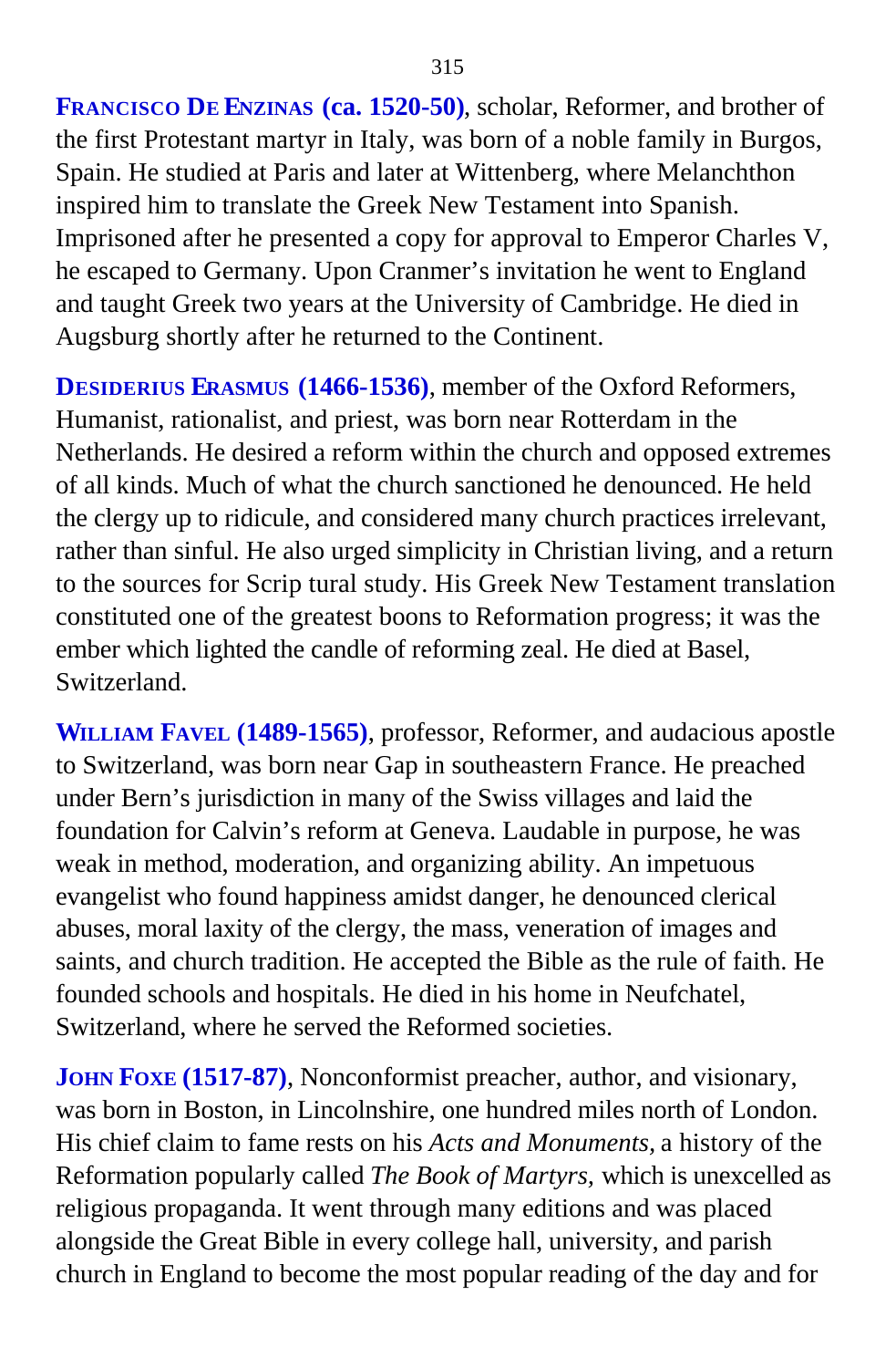**FRANCISCO DE ENZINAS (ca. 1520-50)**, scholar, Reformer, and brother of the first Protestant martyr in Italy, was born of a noble family in Burgos, Spain. He studied at Paris and later at Wittenberg, where Melanchthon inspired him to translate the Greek New Testament into Spanish. Imprisoned after he presented a copy for approval to Emperor Charles V, he escaped to Germany. Upon Cranmer's invitation he went to England and taught Greek two years at the University of Cambridge. He died in Augsburg shortly after he returned to the Continent.

**DESIDERIUS ERASMUS (1466-1536)**, member of the Oxford Reformers, Humanist, rationalist, and priest, was born near Rotterdam in the Netherlands. He desired a reform within the church and opposed extremes of all kinds. Much of what the church sanctioned he denounced. He held the clergy up to ridicule, and considered many church practices irrelevant, rather than sinful. He also urged simplicity in Christian living, and a return to the sources for Scrip tural study. His Greek New Testament translation constituted one of the greatest boons to Reformation progress; it was the ember which lighted the candle of reforming zeal. He died at Basel, Switzerland.

**WILLIAM FAVEL (1489-1565)**, professor, Reformer, and audacious apostle to Switzerland, was born near Gap in southeastern France. He preached under Bern's jurisdiction in many of the Swiss villages and laid the foundation for Calvin's reform at Geneva. Laudable in purpose, he was weak in method, moderation, and organizing ability. An impetuous evangelist who found happiness amidst danger, he denounced clerical abuses, moral laxity of the clergy, the mass, veneration of images and saints, and church tradition. He accepted the Bible as the rule of faith. He founded schools and hospitals. He died in his home in Neufchatel, Switzerland, where he served the Reformed societies.

**JOHN FOXE (1517-87)**, Nonconformist preacher, author, and visionary, was born in Boston, in Lincolnshire, one hundred miles north of London. His chief claim to fame rests on his *Acts and Monuments,* a history of the Reformation popularly called *The Book of Martyrs,* which is unexcelled as religious propaganda. It went through many editions and was placed alongside the Great Bible in every college hall, university, and parish church in England to become the most popular reading of the day and for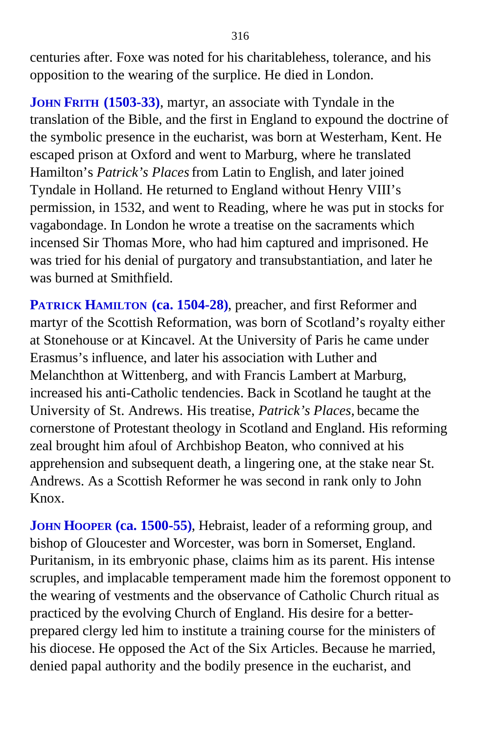centuries after. Foxe was noted for his charitablehess, tolerance, and his opposition to the wearing of the surplice. He died in London.

**JOHN FRITH (1503-33)**, martyr, an associate with Tyndale in the translation of the Bible, and the first in England to expound the doctrine of the symbolic presence in the eucharist, was born at Westerham, Kent. He escaped prison at Oxford and went to Marburg, where he translated Hamilton's *Patrick's Places* from Latin to English, and later joined Tyndale in Holland. He returned to England without Henry VIII's permission, in 1532, and went to Reading, where he was put in stocks for vagabondage. In London he wrote a treatise on the sacraments which incensed Sir Thomas More, who had him captured and imprisoned. He was tried for his denial of purgatory and transubstantiation, and later he was burned at Smithfield.

**PATRICK HAMILTON (ca. 1504-28)**, preacher, and first Reformer and martyr of the Scottish Reformation, was born of Scotland's royalty either at Stonehouse or at Kincavel. At the University of Paris he came under Erasmus's influence, and later his association with Luther and Melanchthon at Wittenberg, and with Francis Lambert at Marburg, increased his anti-Catholic tendencies. Back in Scotland he taught at the University of St. Andrews. His treatise, *Patrick's Places*, became the cornerstone of Protestant theology in Scotland and England. His reforming zeal brought him afoul of Archbishop Beaton, who connived at his apprehension and subsequent death, a lingering one, at the stake near St. Andrews. As a Scottish Reformer he was second in rank only to John Knox.

**JOHN HOOPER (ca. 1500-55)**, Hebraist, leader of a reforming group, and bishop of Gloucester and Worcester, was born in Somerset, England. Puritanism, in its embryonic phase, claims him as its parent. His intense scruples, and implacable temperament made him the foremost opponent to the wearing of vestments and the observance of Catholic Church ritual as practiced by the evolving Church of England. His desire for a better-prepared clergy led him to institute a training course for the ministers of his diocese. He opposed the Act of the Six Articles. Because he married, denied papal authority and the bodily presence in the eucharist, and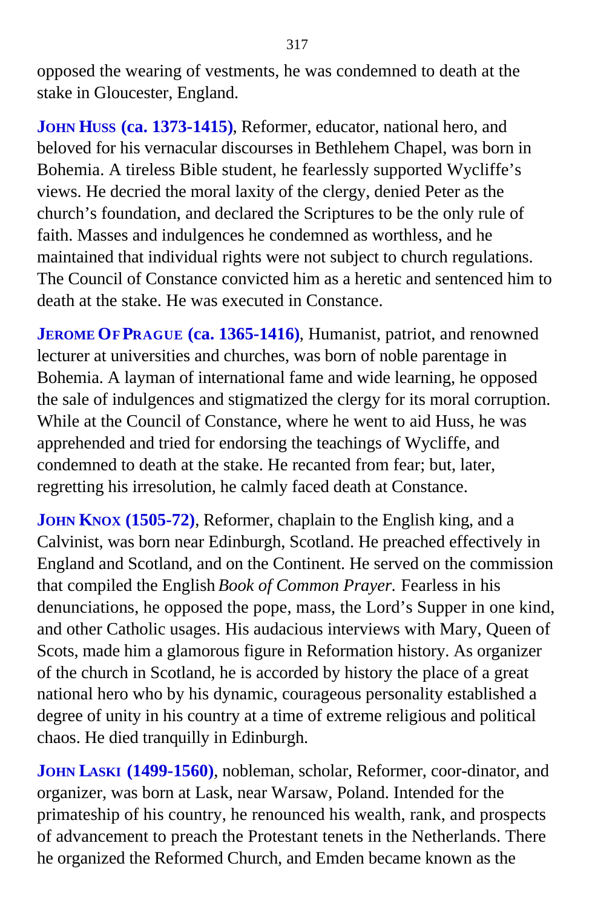opposed the wearing of vestments, he was condemned to death at the stake in Gloucester, England.

**JOHN HUSS (ca. 1373-1415)**, Reformer, educator, national hero, and beloved for his vernacular discourses in Bethlehem Chapel, was born in Bohemia. A tireless Bible student, he fearlessly supported Wycliffe's views. He decried the moral laxity of the clergy, denied Peter as the church's foundation, and declared the Scriptures to be the only rule of faith. Masses and indulgences he condemned as worthless, and he maintained that individual rights were not subject to church regulations. The Council of Constance convicted him as a heretic and sentenced him to death at the stake. He was executed in Constance.

**JEROME OF PRAGUE (ca. 1365-1416)**, Humanist, patriot, and renowned lecturer at universities and churches, was born of noble parentage in Bohemia. A layman of international fame and wide learning, he opposed the sale of indulgences and stigmatized the clergy for its moral corruption. While at the Council of Constance, where he went to aid Huss, he was apprehended and tried for endorsing the teachings of Wycliffe, and condemned to death at the stake. He recanted from fear; but, later, regretting his irresolution, he calmly faced death at Constance.

**JOHN KNOX (1505-72)**, Reformer, chaplain to the English king, and a Calvinist, was born near Edinburgh, Scotland. He preached effectively in England and Scotland, and on the Continent. He served on the commission that compiled the English *Book of Common Prayer.* Fearless in his denunciations, he opposed the pope, mass, the Lord's Supper in one kind, and other Catholic usages. His audacious interviews with Mary, Queen of Scots, made him a glamorous figure in Reformation history. As organizer of the church in Scotland, he is accorded by history the place of a great national hero who by his dynamic, courageous personality established a degree of unity in his country at a time of extreme religious and political chaos. He died tranquilly in Edinburgh.

**JOHN LASKI (1499-1560)**, nobleman, scholar, Reformer, coor-dinator, and organizer, was born at Lask, near Warsaw, Poland. Intended for the primateship of his country, he renounced his wealth, rank, and prospects of advancement to preach the Protestant tenets in the Netherlands. There he organized the Reformed Church, and Emden became known as the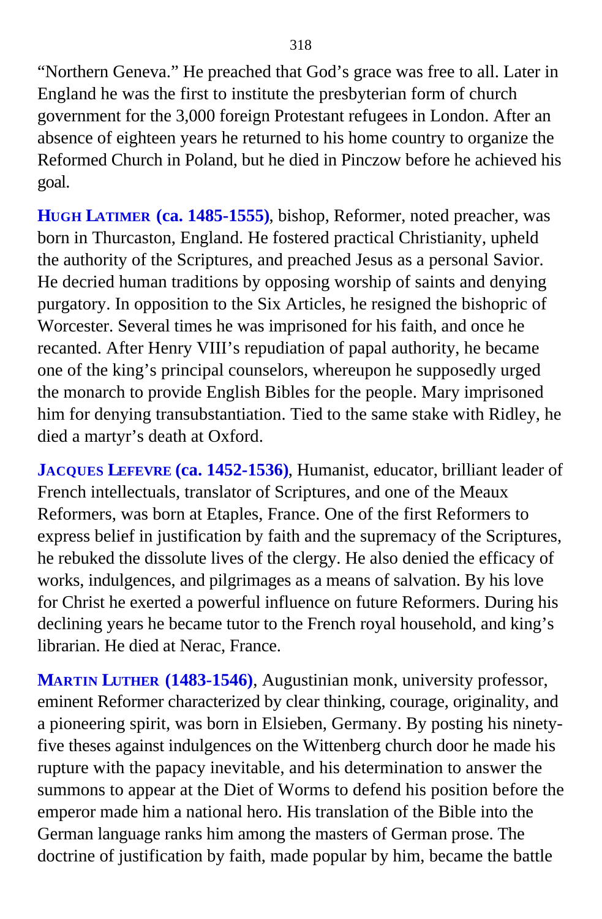"Northern Geneva." He preached that God's grace was free to all. Later in England he was the first to institute the presbyterian form of church government for the 3,000 foreign Protestant refugees in London. After an absence of eighteen years he returned to his home country to organize the Reformed Church in Poland, but he died in Pinczow before he achieved his goal.

**HUGH LATIMER (ca. 1485-1555)**, bishop, Reformer, noted preacher, was born in Thurcaston, England. He fostered practical Christianity, upheld the authority of the Scriptures, and preached Jesus as a personal Savior. He decried human traditions by opposing worship of saints and denying purgatory. In opposition to the Six Articles, he resigned the bishopric of Worcester. Several times he was imprisoned for his faith, and once he recanted. After Henry VIII's repudiation of papal authority, he became one of the king's principal counselors, whereupon he supposedly urged the monarch to provide English Bibles for the people. Mary imprisoned him for denying transubstantiation. Tied to the same stake with Ridley, he died a martyr's death at Oxford.

**JACQUES LEFEVRE (ca. 1452-1536)**, Humanist, educator, brilliant leader of French intellectuals, translator of Scriptures, and one of the Meaux Reformers, was born at Etaples, France. One of the first Reformers to express belief in justification by faith and the supremacy of the Scriptures, he rebuked the dissolute lives of the clergy. He also denied the efficacy of works, indulgences, and pilgrimages as a means of salvation. By his love for Christ he exerted a powerful influence on future Reformers. During his declining years he became tutor to the French royal household, and king's librarian. He died at Nerac, France.

**MARTIN LUTHER (1483-1546)**, Augustinian monk, university professor, eminent Reformer characterized by clear thinking, courage, originality, and a pioneering spirit, was born in Elsieben, Germany. By posting his ninety-five theses against indulgences on the Wittenberg church door he made his rupture with the papacy inevitable, and his determination to answer the summons to appear at the Diet of Worms to defend his position before the emperor made him a national hero. His translation of the Bible into the German language ranks him among the masters of German prose. The doctrine of justification by faith, made popular by him, became the battle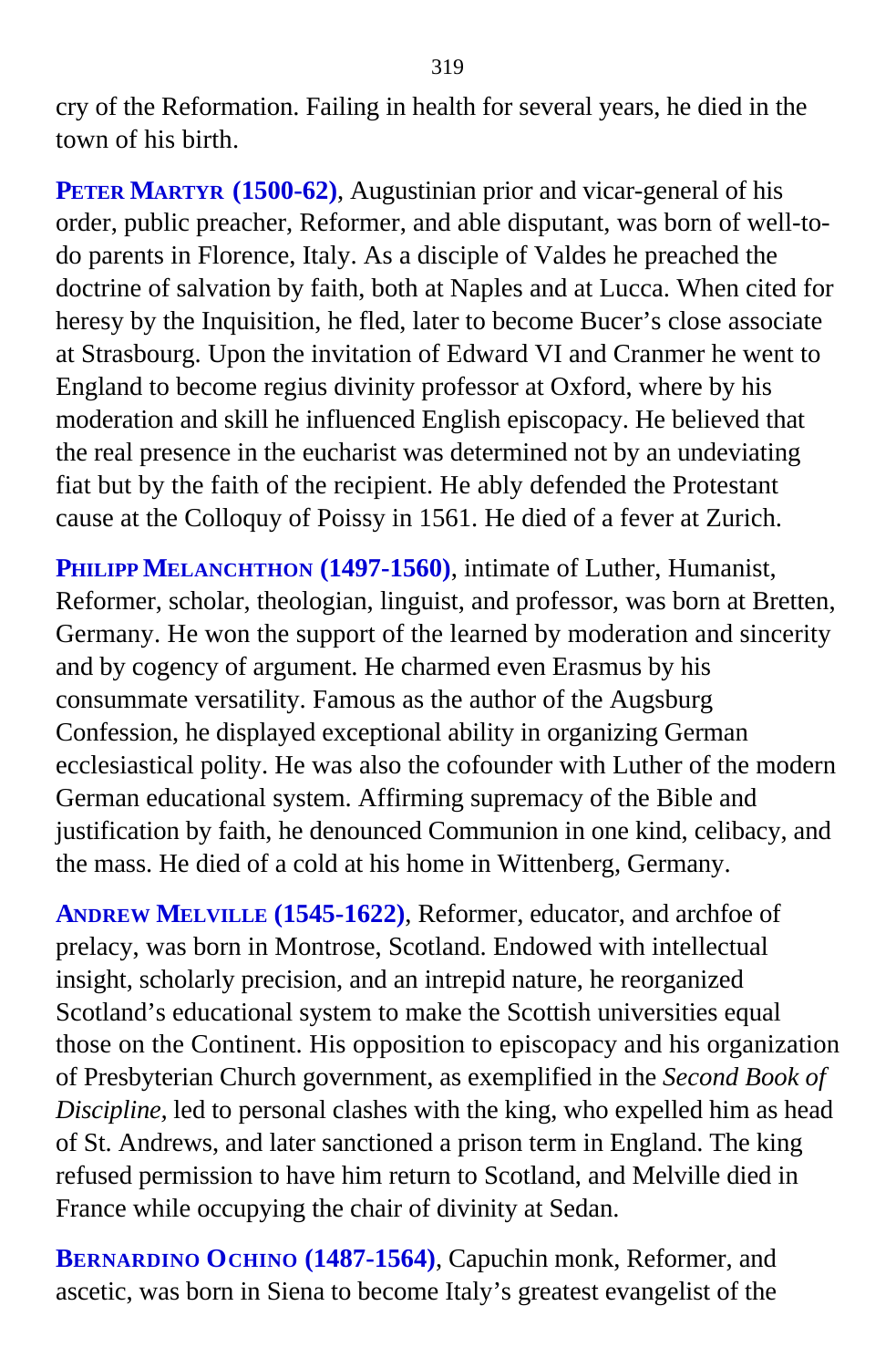cry of the Reformation. Failing in health for several years, he died in the town of his birth.

**PETER MARTYR (1500-62)**, Augustinian prior and vicar-general of his order, public preacher, Reformer, and able disputant, was born of well-to-do parents in Florence, Italy. As a disciple of Valdes he preached the doctrine of salvation by faith, both at Naples and at Lucca. When cited for heresy by the Inquisition, he fled, later to become Bucer's close associate at Strasbourg. Upon the invitation of Edward VI and Cranmer he went to England to become regius divinity professor at Oxford, where by his moderation and skill he influenced English episcopacy. He believed that the real presence in the eucharist was determined not by an undeviating fiat but by the faith of the recipient. He ably defended the Protestant cause at the Colloquy of Poissy in 1561. He died of a fever at Zurich.

**PHILIPP MELANCHTHON (1497-1560)**, intimate of Luther, Humanist, Reformer, scholar, theologian, linguist, and professor, was born at Bretten, Germany. He won the support of the learned by moderation and sincerity and by cogency of argument. He charmed even Erasmus by his consummate versatility. Famous as the author of the Augsburg Confession, he displayed exceptional ability in organizing German ecclesiastical polity. He was also the cofounder with Luther of the modern German educational system. Affirming supremacy of the Bible and justification by faith, he denounced Communion in one kind, celibacy, and the mass. He died of a cold at his home in Wittenberg, Germany.

**ANDREW MELVILLE (1545-1622)**, Reformer, educator, and archfoe of prelacy, was born in Montrose, Scotland. Endowed with intellectual insight, scholarly precision, and an intrepid nature, he reorganized Scotland's educational system to make the Scottish universities equal those on the Continent. His opposition to episcopacy and his organization of Presbyterian Church government, as exemplified in the *Second Book of Discipline,* led to personal clashes with the king, who expelled him as head of St. Andrews, and later sanctioned a prison term in England. The king refused permission to have him return to Scotland, and Melville died in France while occupying the chair of divinity at Sedan.

**BERNARDINO OCHINO (1487-1564)**, Capuchin monk, Reformer, and ascetic, was born in Siena to become Italy's greatest evangelist of the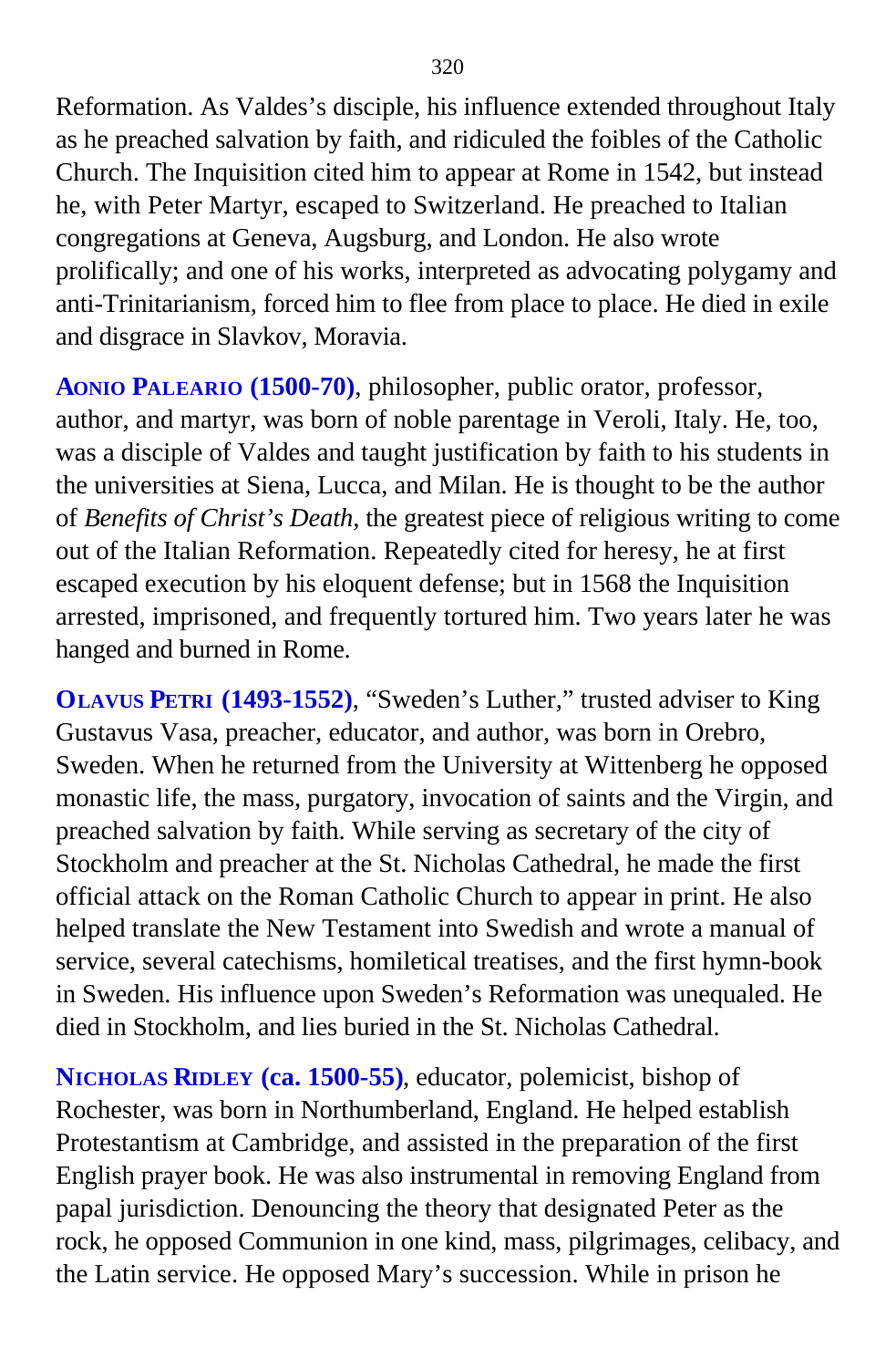Reformation. As Valdes's disciple, his influence extended throughout Italy as he preached salvation by faith, and ridiculed the foibles of the Catholic Church. The Inquisition cited him to appear at Rome in 1542, but instead he, with Peter Martyr, escaped to Switzerland. He preached to Italian congregations at Geneva, Augsburg, and London. He also wrote prolifically; and one of his works, interpreted as advocating polygamy and anti-Trinitarianism, forced him to flee from place to place. He died in exile and disgrace in Slavkov, Moravia.

**AONIO PALEARIO (1500-70)**, philosopher, public orator, professor, author, and martyr, was born of noble parentage in Veroli, Italy. He, too, was a disciple of Valdes and taught justification by faith to his students in the universities at Siena, Lucca, and Milan. He is thought to be the author of *Benefits of Christ's Death,* the greatest piece of religious writing to come out of the Italian Reformation. Repeatedly cited for heresy, he at first escaped execution by his eloquent defense; but in 1568 the Inquisition arrested, imprisoned, and frequently tortured him. Two years later he was hanged and burned in Rome.

**OLAVUS PETRI (1493-1552)**, "Sweden's Luther," trusted adviser to King Gustavus Vasa, preacher, educator, and author, was born in Orebro, Sweden. When he returned from the University at Wittenberg he opposed monastic life, the mass, purgatory, invocation of saints and the Virgin, and preached salvation by faith. While serving as secretary of the city of Stockholm and preacher at the St. Nicholas Cathedral, he made the first official attack on the Roman Catholic Church to appear in print. He also helped translate the New Testament into Swedish and wrote a manual of service, several catechisms, homiletical treatises, and the first hymn-book in Sweden. His influence upon Sweden's Reformation was unequaled. He died in Stockholm, and lies buried in the St. Nicholas Cathedral.

**NICHOLAS RIDLEY (ca. 1500-55)**, educator, polemicist, bishop of Rochester, was born in Northumberland, England. He helped establish Protestantism at Cambridge, and assisted in the preparation of the first English prayer book. He was also instrumental in removing England from papal jurisdiction. Denouncing the theory that designated Peter as the rock, he opposed Communion in one kind, mass, pilgrimages, celibacy, and the Latin service. He opposed Mary's succession. While in prison he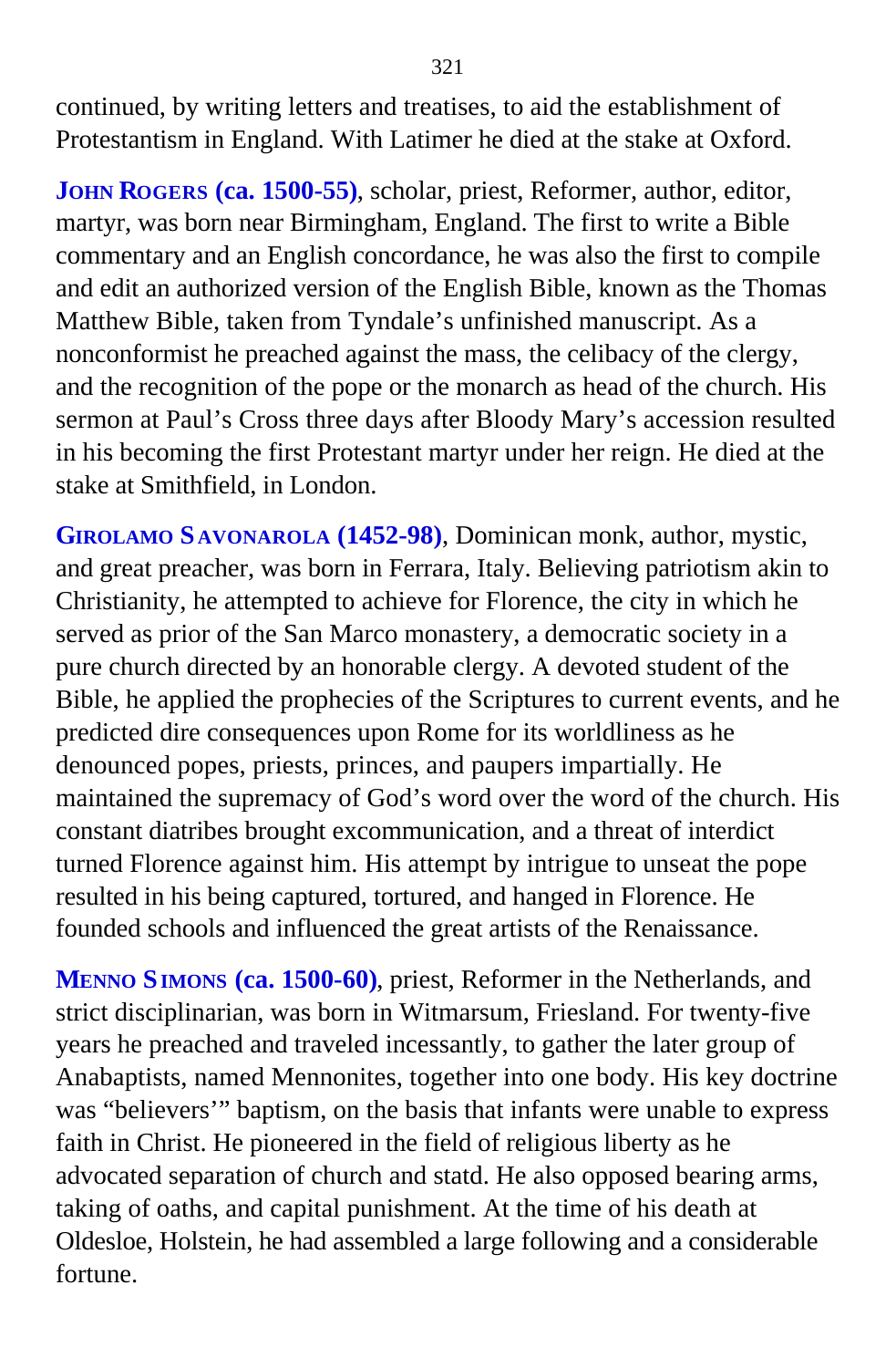continued, by writing letters and treatises, to aid the establishment of Protestantism in England. With Latimer he died at the stake at Oxford.

**JOHN ROGERS (ca. 1500-55)**, scholar, priest, Reformer, author, editor, martyr, was born near Birmingham, England. The first to write a Bible commentary and an English concordance, he was also the first to compile and edit an authorized version of the English Bible, known as the Thomas Matthew Bible, taken from Tyndale's unfinished manuscript. As a nonconformist he preached against the mass, the celibacy of the clergy, and the recognition of the pope or the monarch as head of the church. His sermon at Paul's Cross three days after Bloody Mary's accession resulted in his becoming the first Protestant martyr under her reign. He died at the stake at Smithfield, in London.

**GIROLAMO SAVONAROLA (1452-98)**, Dominican monk, author, mystic, and great preacher, was born in Ferrara, Italy. Believing patriotism akin to Christianity, he attempted to achieve for Florence, the city in which he served as prior of the San Marco monastery, a democratic society in a pure church directed by an honorable clergy. A devoted student of the Bible, he applied the prophecies of the Scriptures to current events, and he predicted dire consequences upon Rome for its worldliness as he denounced popes, priests, princes, and paupers impartially. He maintained the supremacy of God's word over the word of the church. His constant diatribes brought excommunication, and a threat of interdict turned Florence against him. His attempt by intrigue to unseat the pope resulted in his being captured, tortured, and hanged in Florence. He founded schools and influenced the great artists of the Renaissance.

**MENNO SIMONS (ca. 1500-60)**, priest, Reformer in the Netherlands, and strict disciplinarian, was born in Witmarsum, Friesland. For twenty-five years he preached and traveled incessantly, to gather the later group of Anabaptists, named Mennonites, together into one body. His key doctrine was "believers'" baptism, on the basis that infants were unable to express faith in Christ. He pioneered in the field of religious liberty as he advocated separation of church and statd. He also opposed bearing arms, taking of oaths, and capital punishment. At the time of his death at Oldesloe, Holstein, he had assembled a large following and a considerable fortune.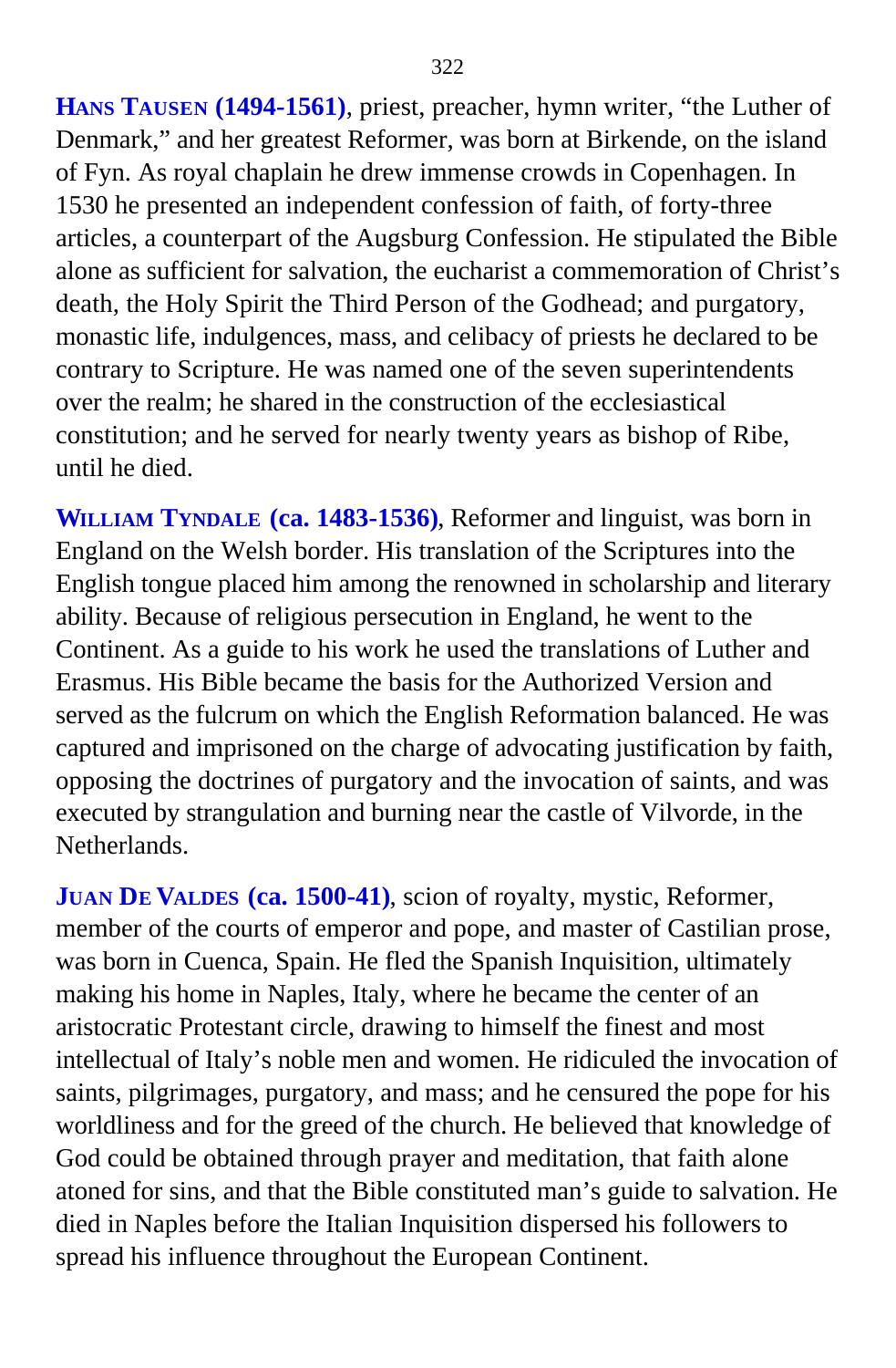**HANS TAUSEN (1494-1561)**, priest, preacher, hymn writer, “the Luther of Denmark,” and her greatest Reformer, was born at Birkende, on the island of Fyn. As royal chaplain he drew immense crowds in Copenhagen. In 1530 he presented an independent confession of faith, of forty-three articles, a counterpart of the Augsburg Confession. He stipulated the Bible alone as sufficient for salvation, the eucharist a commemoration of Christ’s death, the Holy Spirit the Third Person of the Godhead; and purgatory, monastic life, indulgences, mass, and celibacy of priests he declared to be contrary to Scripture. He was named one of the seven superintendents over the realm; he shared in the construction of the ecclesiastical constitution; and he served for nearly twenty years as bishop of Ribe, until he died.

**WILLIAM TYNDALE (ca. 1483-1536)**, Reformer and linguist, was born in England on the Welsh border. His translation of the Scriptures into the English tongue placed him among the renowned in scholarship and literary ability. Because of religious persecution in England, he went to the Continent. As a guide to his work he used the translations of Luther and Erasmus. His Bible became the basis for the Authorized Version and served as the fulcrum on which the English Reformation balanced. He was captured and imprisoned on the charge of advocating justification by faith, opposing the doctrines of purgatory and the invocation of saints, and was executed by strangulation and burning near the castle of Vilvorde, in the Netherlands.

**JUAN DE VALDES (ca. 1500-41)**, scion of royalty, mystic, Reformer, member of the courts of emperor and pope, and master of Castilian prose, was born in Cuenca, Spain. He fled the Spanish Inquisition, ultimately making his home in Naples, Italy, where he became the center of an aristocratic Protestant circle, drawing to himself the finest and most intellectual of Italy’s noble men and women. He ridiculed the invocation of saints, pilgrimages, purgatory, and mass; and he censured the pope for his worldliness and for the greed of the church. He believed that knowledge of God could be obtained through prayer and meditation, that faith alone atoned for sins, and that the Bible constituted man’s guide to salvation. He died in Naples before the Italian Inquisition dispersed his followers to spread his influence throughout the European Continent.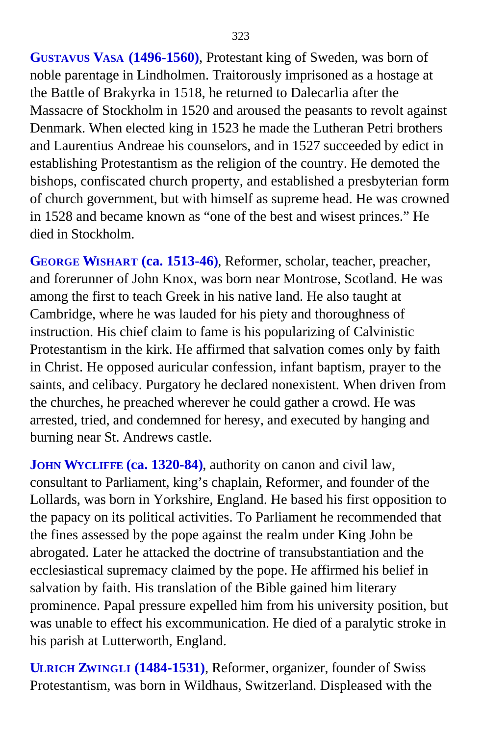**Gustavus Vasa (1496-1560)**, Protestant king of Sweden, was born of noble parentage in Lindholmen. Traitorously imprisoned as a hostage at the Battle of Brakyrka in 1518, he returned to Dalecarlia after the Massacre of Stockholm in 1520 and aroused the peasants to revolt against Denmark. When elected king in 1523 he made the Lutheran Petri brothers and Laurentius Andreae his counselors, and in 1527 succeeded by edict in establishing Protestantism as the religion of the country. He demoted the bishops, confiscated church property, and established a presbyterian form of church government, but with himself as supreme head. He was crowned in 1528 and became known as "one of the best and wisest princes." He died in Stockholm.

**George Wishart (ca. 1513-46)**, Reformer, scholar, teacher, preacher, and forerunner of John Knox, was born near Montrose, Scotland. He was among the first to teach Greek in his native land. He also taught at Cambridge, where he was lauded for his piety and thoroughness of instruction. His chief claim to fame is his popularizing of Calvinistic Protestantism in the kirk. He affirmed that salvation comes only by faith in Christ. He opposed auricular confession, infant baptism, prayer to the saints, and celibacy. Purgatory he declared nonexistent. When driven from the churches, he preached wherever he could gather a crowd. He was arrested, tried, and condemned for heresy, and executed by hanging and burning near St. Andrews castle.

**John Wycliffe (ca. 1320-84)**, authority on canon and civil law, consultant to Parliament, king's chaplain, Reformer, and founder of the Lollards, was born in Yorkshire, England. He based his first opposition to the papacy on its political activities. To Parliament he recommended that the fines assessed by the pope against the realm under King John be abrogated. Later he attacked the doctrine of transubstantiation and the ecclesiastical supremacy claimed by the pope. He affirmed his belief in salvation by faith. His translation of the Bible gained him literary prominence. Papal pressure expelled him from his university position, but was unable to effect his excommunication. He died of a paralytic stroke in his parish at Lutterworth, England.

**Ulrich Zwingli (1484-1531)**, Reformer, organizer, founder of Swiss Protestantism, was born in Wildhaus, Switzerland. Displeased with the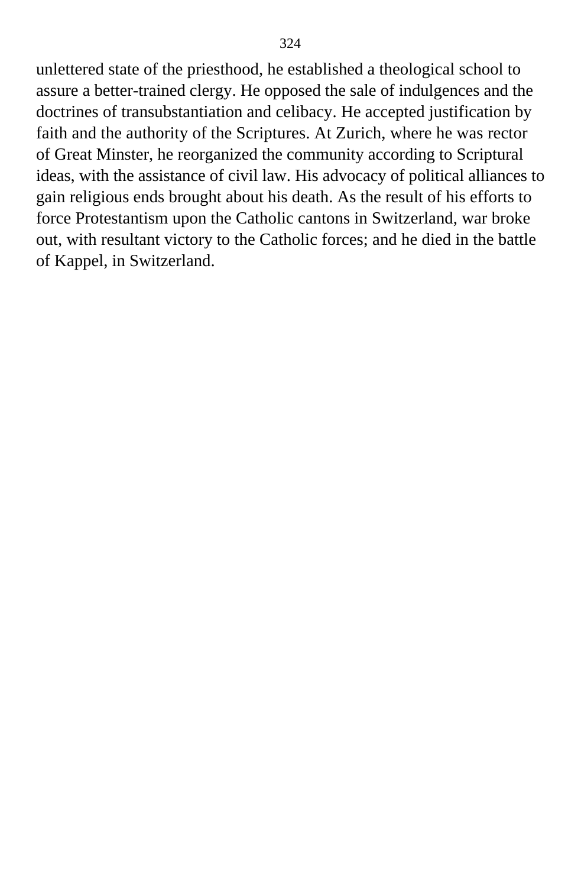unlettered state of the priesthood, he established a theological school to assure a better-trained clergy. He opposed the sale of indulgences and the doctrines of transubstantiation and celibacy. He accepted justification by faith and the authority of the Scriptures. At Zurich, where he was rector of Great Minster, he reorganized the community according to Scriptural ideas, with the assistance of civil law. His advocacy of political alliances to gain religious ends brought about his death. As the result of his efforts to force Protestantism upon the Catholic cantons in Switzerland, war broke out, with resultant victory to the Catholic forces; and he died in the battle of Kappel, in Switzerland.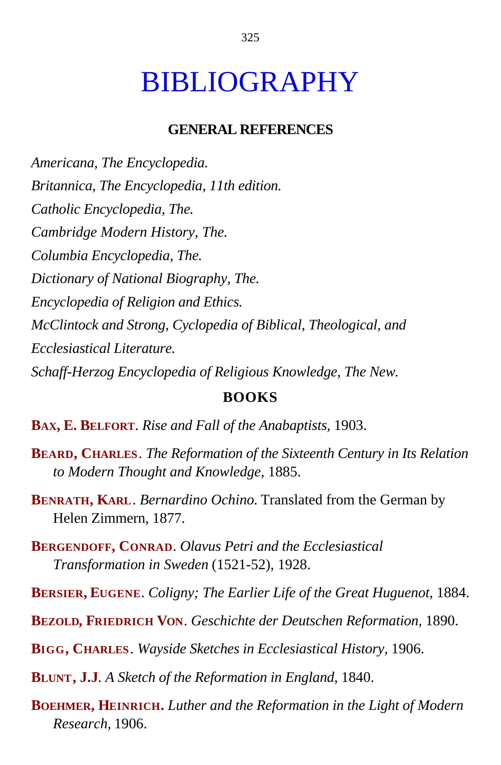# BIBLIOGRAPHY

## GENERAL REFERENCES

*Americana, The Encyclopedia.*

*Britannica, The Encyclopedia, 11th edition.*

*Catholic Encyclopedia, The.*

*Cambridge Modern History, The.*

*Columbia Encyclopedia, The.*

*Dictionary of National Biography, The.*

*Encyclopedia of Religion and Ethics.*

*McClintock and Strong, Cyclopedia of Biblical, Theological, and Ecclesiastical Literature.*

*Schaff-Herzog Encyclopedia of Religious Knowledge, The New.*

## BOOKS

**Bax, E. Belfort**. *Rise and Fall of the Anabaptists*, 1903.

**Beard, Charles**. *The Reformation of the Sixteenth Century in Its Relation to Modern Thought and Knowledge*, 1885.

**Benrath, Karl**. *Bernardino Ochino*. Translated from the German by Helen Zimmern, 1877.

**Bergendoff, Conrad**. *Olavus Petri and the Ecclesiastical Transformation in Sweden* (1521-52), 1928.

**Bersier, Eugene**. *Coligny; The Earlier Life of the Great Huguenot*, 1884.

**Bezold, Friedrich Von**. *Geschichte der Deutschen Reformation*, 1890.

**Bigg, Charles**. *Wayside Sketches in Ecclesiastical History*, 1906.

**Blunt, J.J**. *A Sketch of the Reformation in England*, 1840.

**Boehmer, Heinrich.** *Luther and the Reformation in the Light of Modern Research*, 1906.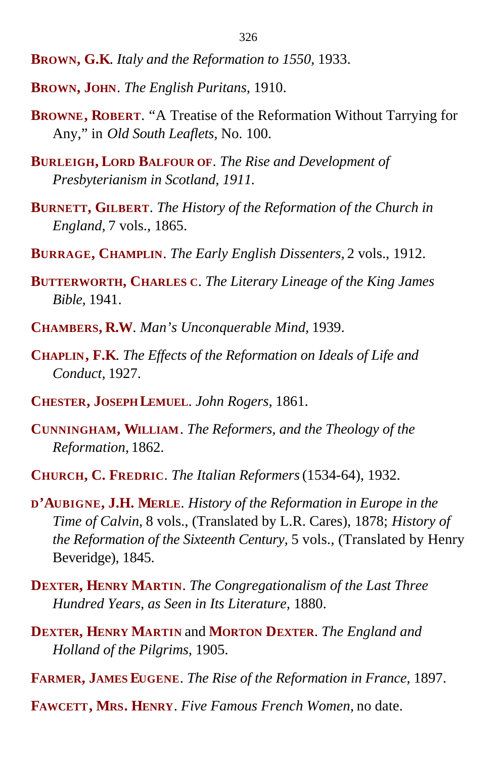**Brown, G.K**. *Italy and the Reformation to 1550*, 1933.

**Brown, John**. *The English Puritans*, 1910.

**Browne, Robert**. “A Treatise of the Reformation Without Tarrying for Any,” in *Old South Leaflets*, No. 100.

**Burleigh, Lord Balfour of**. *The Rise and Development of Presbyterianism in Scotland, 1911.*

**Burnett, Gilbert**. *The History of the Reformation of the Church in England,* 7 vols., 1865.

**Burrage, Champlin**. *The Early English Dissenters,* 2 vols., 1912.

**Butterworth, Charles c**. *The Literary Lineage of the King James Bible*, 1941.

**Chambers, R.W**. *Man’s Unconquerable Mind*, 1939.

**Chaplin, F.K**. *The Effects of the Reformation on Ideals of Life and Conduct,* 1927.

**Chester, Joseph Lemuel**. *John Rogers*, 1861.

**Cunningham, William**. *The Reformers, and the Theology of the Reformation,* 1862.

**Church, C. Fredric**. *The Italian Reformers* (1534-64), 1932.

**d’Aubigne, J.H. Merle**. *History of the Reformation in Europe in the Time of Calvin,* 8 vols., (Translated by L.R. Cares), 1878; *History of the Reformation of the Sixteenth Century,* 5 vols., (Translated by Henry Beveridge), 1845.

**Dexter, Henry Martin**. *The Congregationalism of the Last Three Hundred Years, as Seen in Its Literature*, 1880.

**Dexter, Henry Martin** and **Morton Dexter**. *The England and Holland of the Pilgrims,* 1905.

**Farmer, James Eugene**. *The Rise of the Reformation in France,* 1897.

**Fawcett, Mrs. Henry**. *Five Famous French Women,* no date.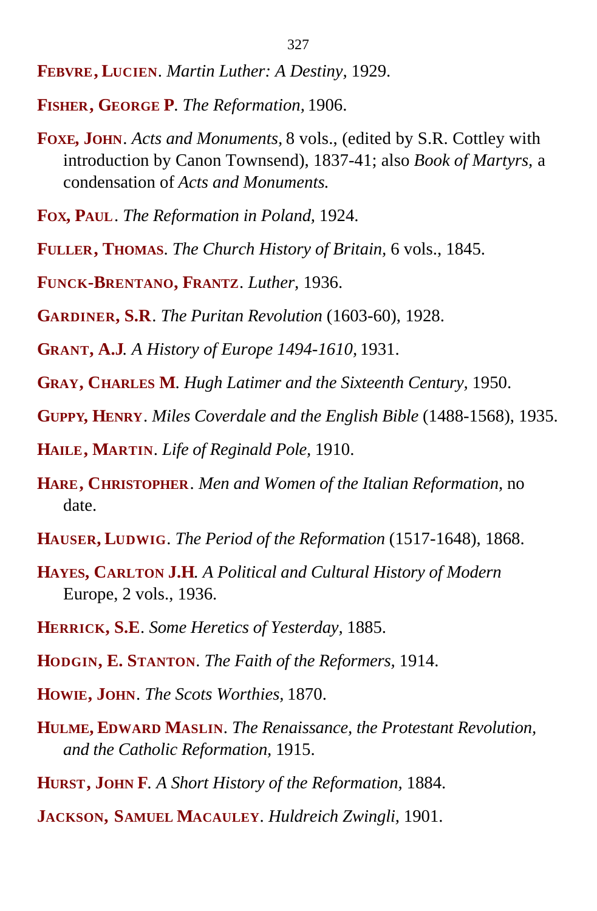**Febvre, Lucien**. *Martin Luther: A Destiny,* 1929.

**Fisher, George P**. *The Reformation,* 1906.

**Foxe, John**. *Acts and Monuments,* 8 vols., (edited by S.R. Cottley with introduction by Canon Townsend), 1837-41; also *Book of Martyrs,* a condensation of *Acts and Monuments.*

**Fox, Paul**. *The Reformation in Poland,* 1924.

**Fuller, Thomas**. *The Church History of Britain,* 6 vols., 1845.

**Funck-Brentano, Frantz**. *Luther,* 1936.

**Gardiner, S.R**. *The Puritan Revolution* (1603-60), 1928.

**Grant, A.J**. *A History of Europe 1494-1610,* 1931.

**Gray, Charles M**. *Hugh Latimer and the Sixteenth Century,* 1950.

**Guppy, Henry**. *Miles Coverdale and the English Bible* (1488-1568), 1935.

**Haile, Martin**. *Life of Reginald Pole,* 1910.

**Hare, Christopher**. *Men and Women of the Italian Reformation,* no date.

**Hauser, Ludwig**. *The Period of the Reformation* (1517-1648), 1868.

**Hayes, Carlton J.H**. *A Political and Cultural History of Modern* Europe, 2 vols., 1936.

**Herrick, S.E**. *Some Heretics of Yesterday*, 1885.

**Hodgin, E. Stanton**. *The Faith of the Reformers*, 1914.

**Howie, John**. *The Scots Worthies,* 1870.

**Hulme, Edward Maslin**. *The Renaissance, the Protestant Revolution, and the Catholic Reformation,* 1915.

**Hurst, John F**. *A Short History of the Reformation,* 1884.

**Jackson, Samuel Macauley**. *Huldreich Zwingli,* 1901.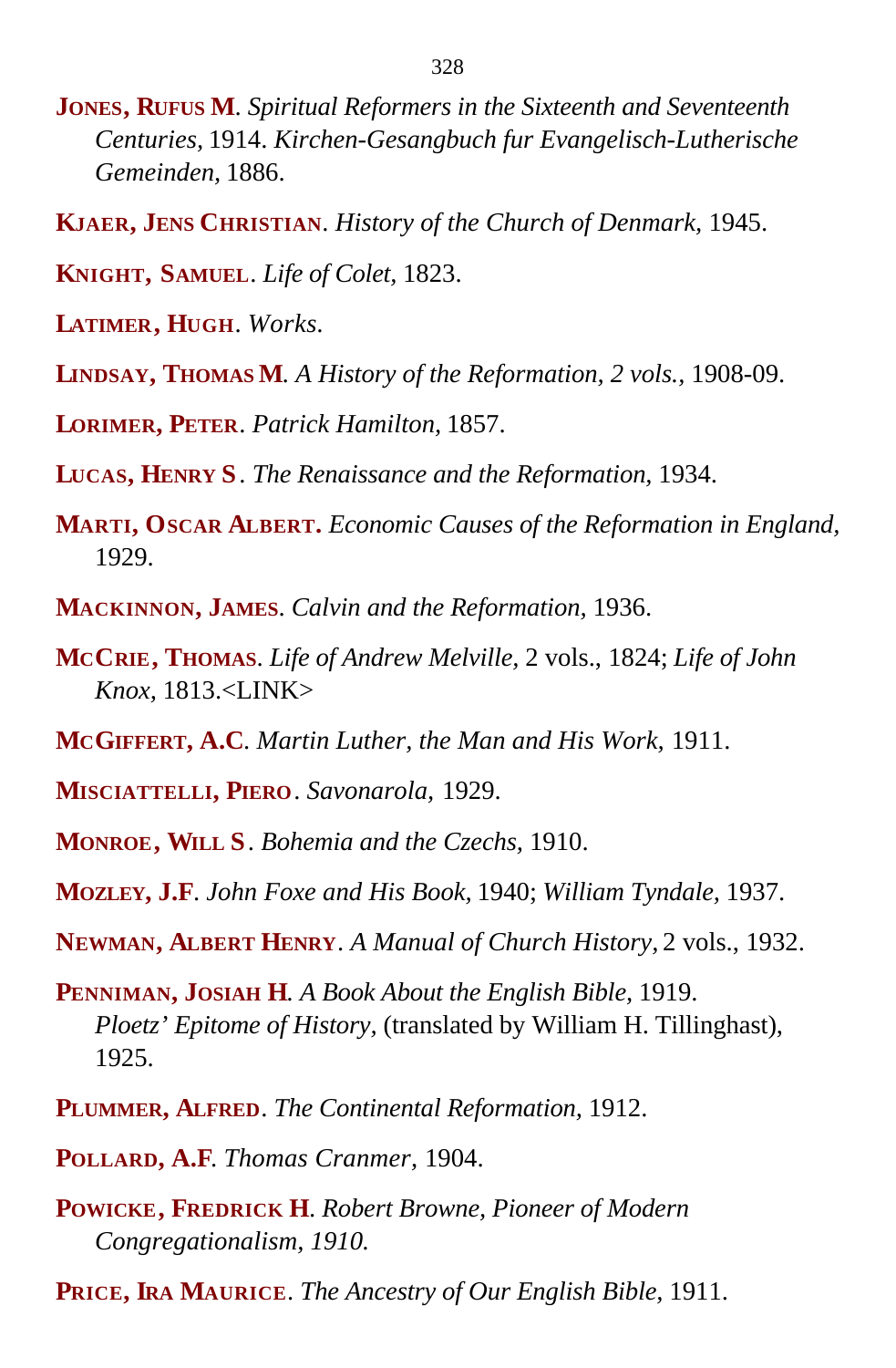**Jones, Rufus M**. *Spiritual Reformers in the Sixteenth and Seventeenth Centuries,* 1914. *Kirchen-Gesangbuch fur Evangelisch-Lutherische Gemeinden,* 1886.

**Kjaer, Jens Christian**. *History of the Church of Denmark,* 1945.

**Knight, Samuel**. *Life of Colet,* 1823.

**Latimer, Hugh**. *Works*.

**Lindsay, Thomas M**. *A History of the Reformation, 2 vols.*, 1908-09.

**Lorimer, Peter**. *Patrick Hamilton,* 1857.

**Lucas, Henry S**. *The Renaissance and the Reformation,* 1934.

**Marti, Oscar Albert.** *Economic Causes of the Reformation in England,* 1929.

**Mackinnon, James**. *Calvin and the Reformation,* 1936.

**McCrie, Thomas**. *Life of Andrew Melville,* 2 vols., 1824; *Life of John Knox,* 1813.<LINK>

**McGiffert, A.C**. *Martin Luther, the Man and His Work,* 1911.

**Misciattelli, Piero**. *Savonarola,* 1929.

**Monroe, Will S**. *Bohemia and the Czechs,* 1910.

**Mozley, J.F**. *John Foxe and His Book,* 1940; *William Tyndale,* 1937.

**Newman, Albert Henry**. *A Manual of Church History,* 2 vols., 1932.

**Penniman, Josiah H**. *A Book About the English Bible,* 1919. *Ploetz' Epitome of History,* (translated by William H. Tillinghast), 1925.

**Plummer, Alfred**. *The Continental Reformation,* 1912.

**Pollard, A.F**. *Thomas Cranmer,* 1904.

**Powicke, Fredrick H**. *Robert Browne, Pioneer of Modern Congregationalism, 1910.*

**Price, Ira Maurice**. *The Ancestry of Our English Bible,* 1911.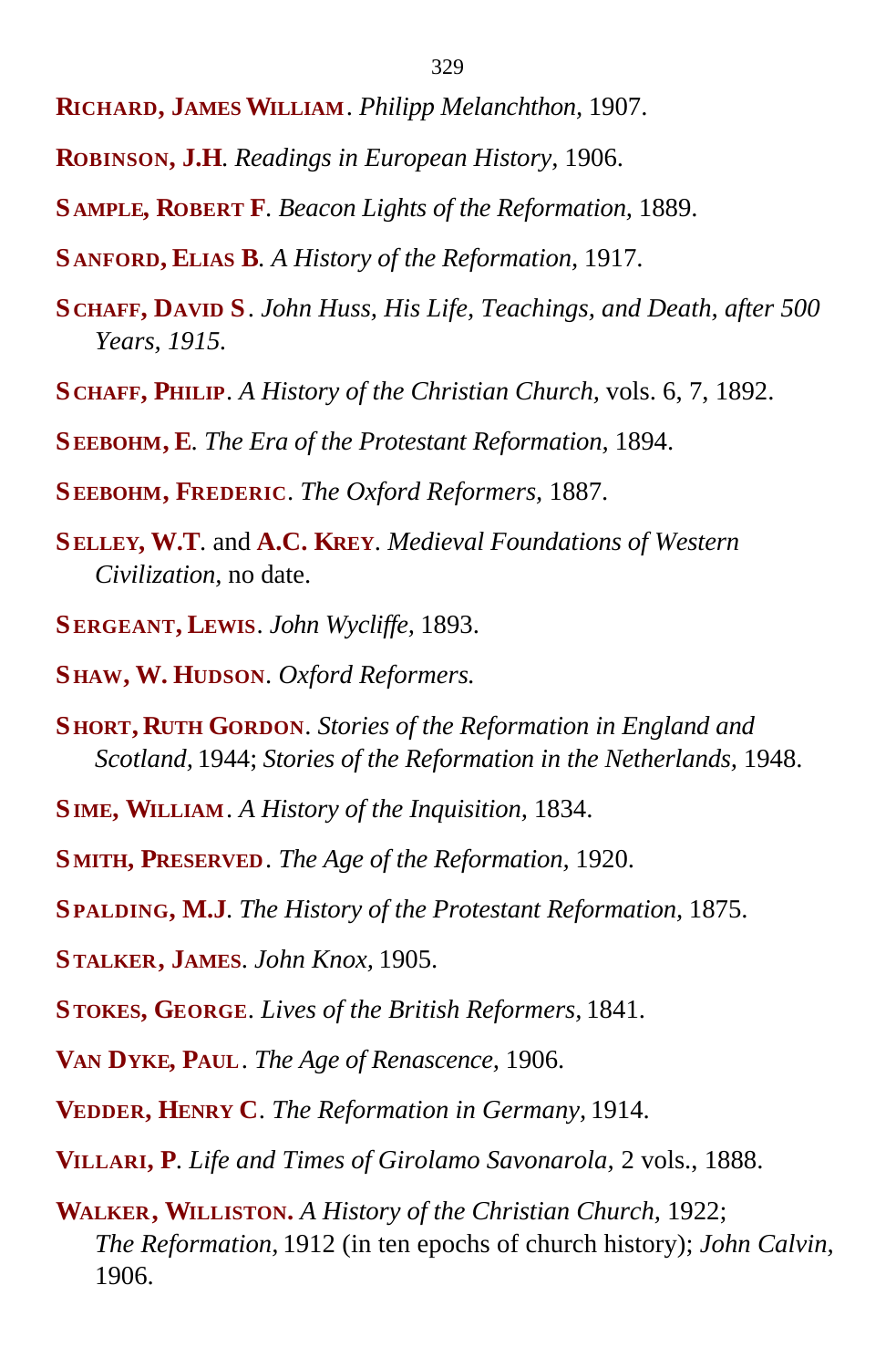**Richard, James William**. *Philipp Melanchthon,* 1907.

**Robinson, J.H**. *Readings in European History,* 1906.

**Sample, Robert F**. *Beacon Lights of the Reformation,* 1889.

**Sanford, Elias B**. *A History of the Reformation,* 1917.

**Schaff, David S**. *John Huss, His Life, Teachings, and Death, after 500 Years, 1915.*

**Schaff, Philip**. *A History of the Christian Church,* vols. 6, 7, 1892.

**Seebohm, E**. *The Era of the Protestant Reformation,* 1894.

**Seebohm, Frederic**. *The Oxford Reformers,* 1887.

**Selley, W.T**. and **A.C. Krey**. *Medieval Foundations of Western Civilization,* no date.

**Sergeant, Lewis**. *John Wycliffe,* 1893.

**Shaw, W. Hudson**. *Oxford Reformers.*

**Short, Ruth Gordon**. *Stories of the Reformation in England and Scotland,* 1944; *Stories of the Reformation in the Netherlands,* 1948.

**Sime, William**. *A History of the Inquisition,* 1834.

**Smith, Preserved**. *The Age of the Reformation,* 1920.

**Spalding, M.J**. *The History of the Protestant Reformation,* 1875.

**Stalker, James**. *John Knox,* 1905.

**Stokes, George**. *Lives of the British Reformers,* 1841.

**Van Dyke, Paul**. *The Age of Renascence,* 1906.

**Vedder, Henry C**. *The Reformation in Germany,* 1914.

**Villari, P**. *Life and Times of Girolamo Savonarola,* 2 vols., 1888.

**Walker, Williston.** *A History of the Christian Church,* 1922; *The Reformation,* 1912 (in ten epochs of church history); *John Calvin,* 1906.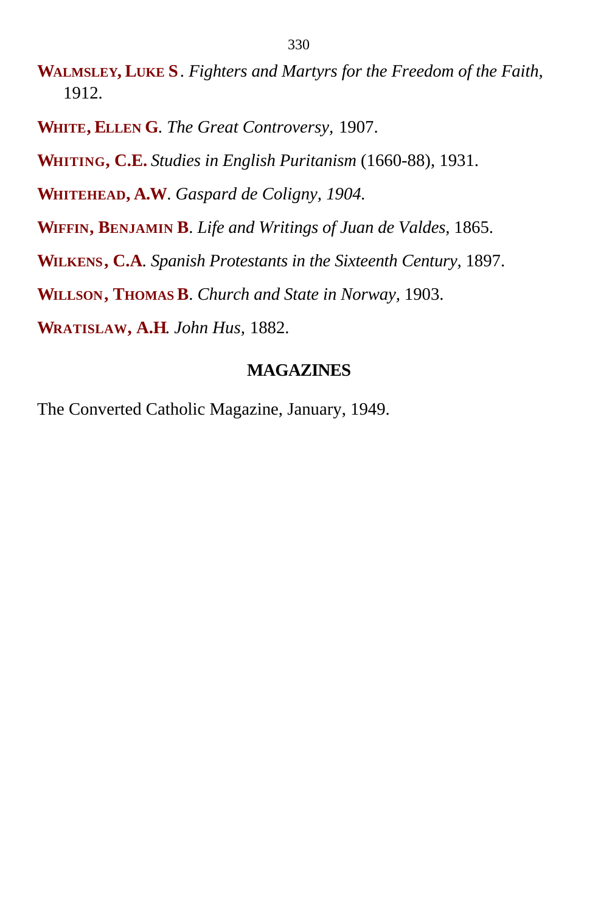**Walmsley, Luke S**. *Fighters and Martyrs for the Freedom of the Faith,* 1912.

**White, Ellen G**. *The Great Controversy,* 1907.

**Whiting, C.E.** *Studies in English Puritanism* (1660-88), 1931.

**Whitehead, A.W**. *Gaspard de Coligny, 1904.*

**Wiffin, Benjamin B**. *Life and Writings of Juan de Valdes,* 1865.

**Wilkens, C.A**. *Spanish Protestants in the Sixteenth Century,* 1897.

**Willson, Thomas B**. *Church and State in Norway,* 1903.

**Wratislaw, A.H**. *John Hus,* 1882.

## MAGAZINES

The Converted Catholic Magazine, January, 1949.